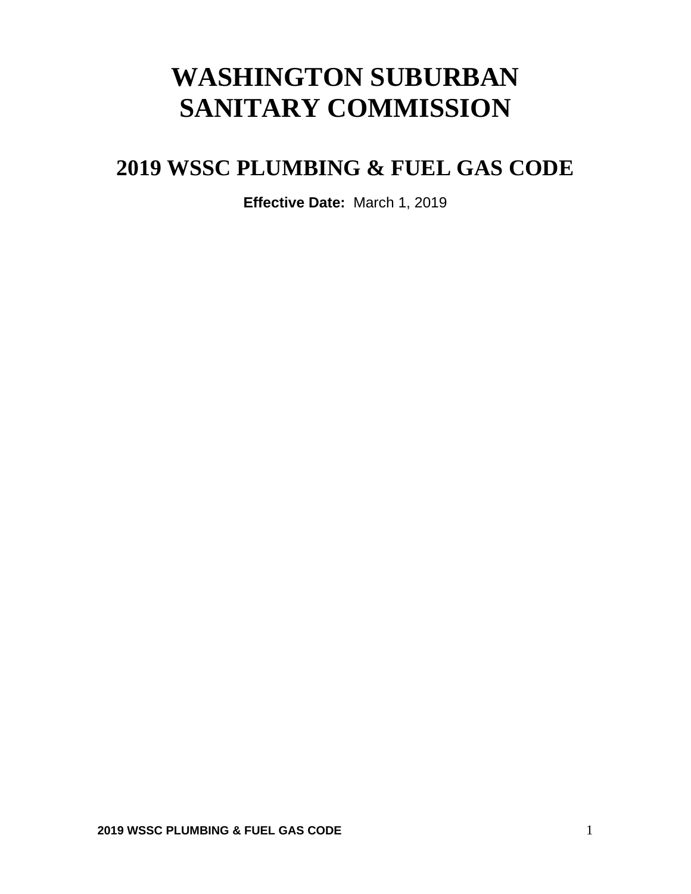# WASHINGTON SUBURBAN SANITARY COMMISSION

## 2019 WSSC PLUMBING & FUEL GAS CODE

**Effective Date:** March 1, 2019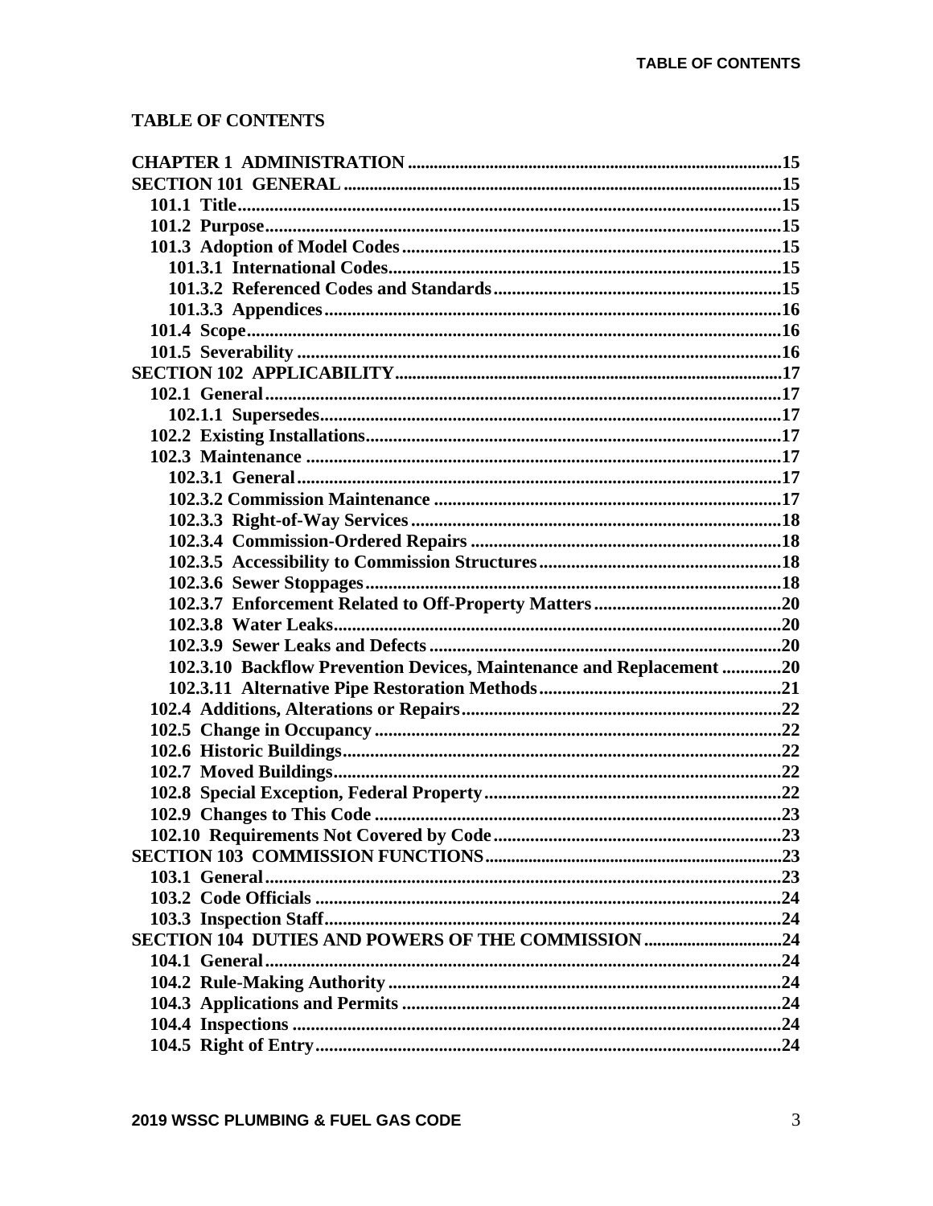# TABLE OF CONTENTS

CHAPTER 1 ADMINISTRATION ....................................................................................15
SECTION 101 GENERAL ..................................................................................................15
- 101.1 Title..........................................................................................................................15
- 101.2 Purpose....................................................................................................................15
- 101.3 Adoption of Model Codes.......................................................................................15
  - 101.3.1 International Codes.........................................................................................15
  - 101.3.2 Referenced Codes and Standards...................................................................15
  - 101.3.3 Appendices......................................................................................................16
- 101.4 Scope.......................................................................................................................16
- 101.5 Severability .............................................................................................................16

SECTION 102 APPLICABILITY.......................................................................................17
- 102.1 General....................................................................................................................17
  - 102.1.1 Supersedes.......................................................................................................17
- 102.2 Existing Installations...............................................................................................17
- 102.3 Maintenance ...........................................................................................................17
  - 102.3.1 General............................................................................................................17
  - 102.3.2 Commission Maintenance ..............................................................................17
  - 102.3.3 Right-of-Way Services ...................................................................................18
  - 102.3.4 Commission-Ordered Repairs ........................................................................18
  - 102.3.5 Accessibility to Commission Structures.........................................................18
  - 102.3.6 Sewer Stoppages.............................................................................................18
  - 102.3.7 Enforcement Related to Off-Property Matters...............................................20
  - 102.3.8 Water Leaks....................................................................................................20
  - 102.3.9 Sewer Leaks and Defects ...............................................................................20
  - 102.3.10 Backflow Prevention Devices, Maintenance and Replacement ...................20
  - 102.3.11 Alternative Pipe Restoration Methods..........................................................21
- 102.4 Additions, Alterations or Repairs............................................................................22
- 102.5 Change in Occupancy .............................................................................................22
- 102.6 Historic Buildings...................................................................................................22
- 102.7 Moved Buildings.....................................................................................................22
- 102.8 Special Exception, Federal Property.......................................................................22
- 102.9 Changes to This Code .............................................................................................23
- 102.10 Requirements Not Covered by Code.....................................................................23

SECTION 103 COMMISSION FUNCTIONS....................................................................23
- 103.1 General....................................................................................................................23
- 103.2 Code Officials .........................................................................................................24
- 103.3 Inspection Staff.......................................................................................................24

SECTION 104 DUTIES AND POWERS OF THE COMMISSION .................................24
- 104.1 General....................................................................................................................24
- 104.2 Rule-Making Authority ..........................................................................................24
- 104.3 Applications and Permits .......................................................................................24
- 104.4 Inspections .............................................................................................................24
- 104.5 Right of Entry.........................................................................................................24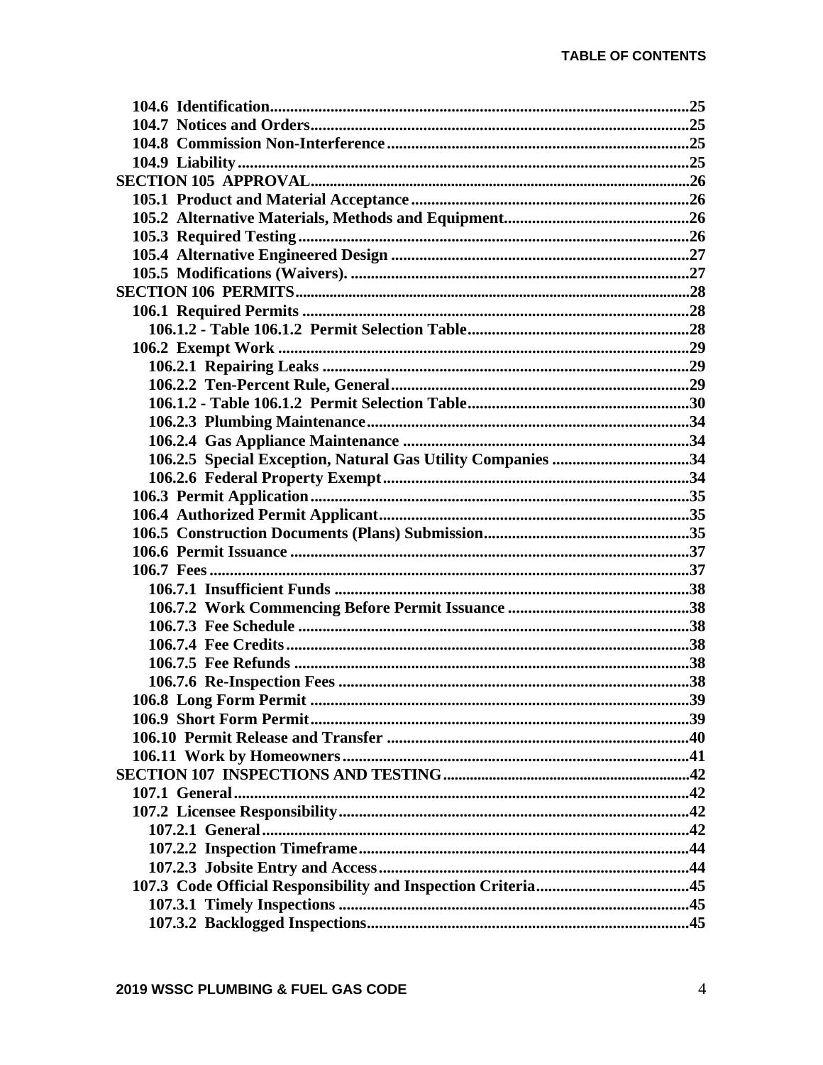104.6 Identification.......................................................................................................25
104.7 Notices and Orders.............................................................................................25
104.8 Commission Non-Interference..........................................................................25
104.9 Liability...............................................................................................................25
SECTION 105 APPROVAL..............................................................................................26
105.1 Product and Material Acceptance....................................................................26
105.2 Alternative Materials, Methods and Equipment.............................................26
105.3 Required Testing................................................................................................26
105.4 Alternative Engineered Design.........................................................................27
105.5 Modifications (Waivers)....................................................................................27
SECTION 106 PERMITS..................................................................................................28
106.1 Required Permits...............................................................................................28
106.1.2 - Table 106.1.2 Permit Selection Table......................................................28
106.2 Exempt Work.....................................................................................................29
106.2.1 Repairing Leaks..........................................................................................29
106.2.2 Ten-Percent Rule, General..........................................................................29
106.1.2 - Table 106.1.2 Permit Selection Table......................................................30
106.2.3 Plumbing Maintenance...............................................................................34
106.2.4 Gas Appliance Maintenance.......................................................................34
106.2.5 Special Exception, Natural Gas Utility Companies..................................34
106.2.6 Federal Property Exempt............................................................................34
106.3 Permit Application.............................................................................................35
106.4 Authorized Permit Applicant............................................................................35
106.5 Construction Documents (Plans) Submission..................................................35
106.6 Permit Issuance..................................................................................................37
106.7 Fees......................................................................................................................37
106.7.1 Insufficient Funds.......................................................................................38
106.7.2 Work Commencing Before Permit Issuance............................................38
106.7.3 Fee Schedule................................................................................................38
106.7.4 Fee Credits...................................................................................................38
106.7.5 Fee Refunds.................................................................................................38
106.7.6 Re-Inspection Fees......................................................................................38
106.8 Long Form Permit.............................................................................................39
106.9 Short Form Permit.............................................................................................39
106.10 Permit Release and Transfer..........................................................................40
106.11 Work by Homeowners.....................................................................................41
SECTION 107 INSPECTIONS AND TESTING.............................................................42
107.1 General................................................................................................................42
107.2 Licensee Responsibility......................................................................................42
107.2.1 General.........................................................................................................42
107.2.2 Inspection Timeframe.................................................................................44
107.2.3 Jobsite Entry and Access............................................................................44
107.3 Code Official Responsibility and Inspection Criteria.....................................45
107.3.1 Timely Inspections......................................................................................45
107.3.2 Backlogged Inspections...............................................................................45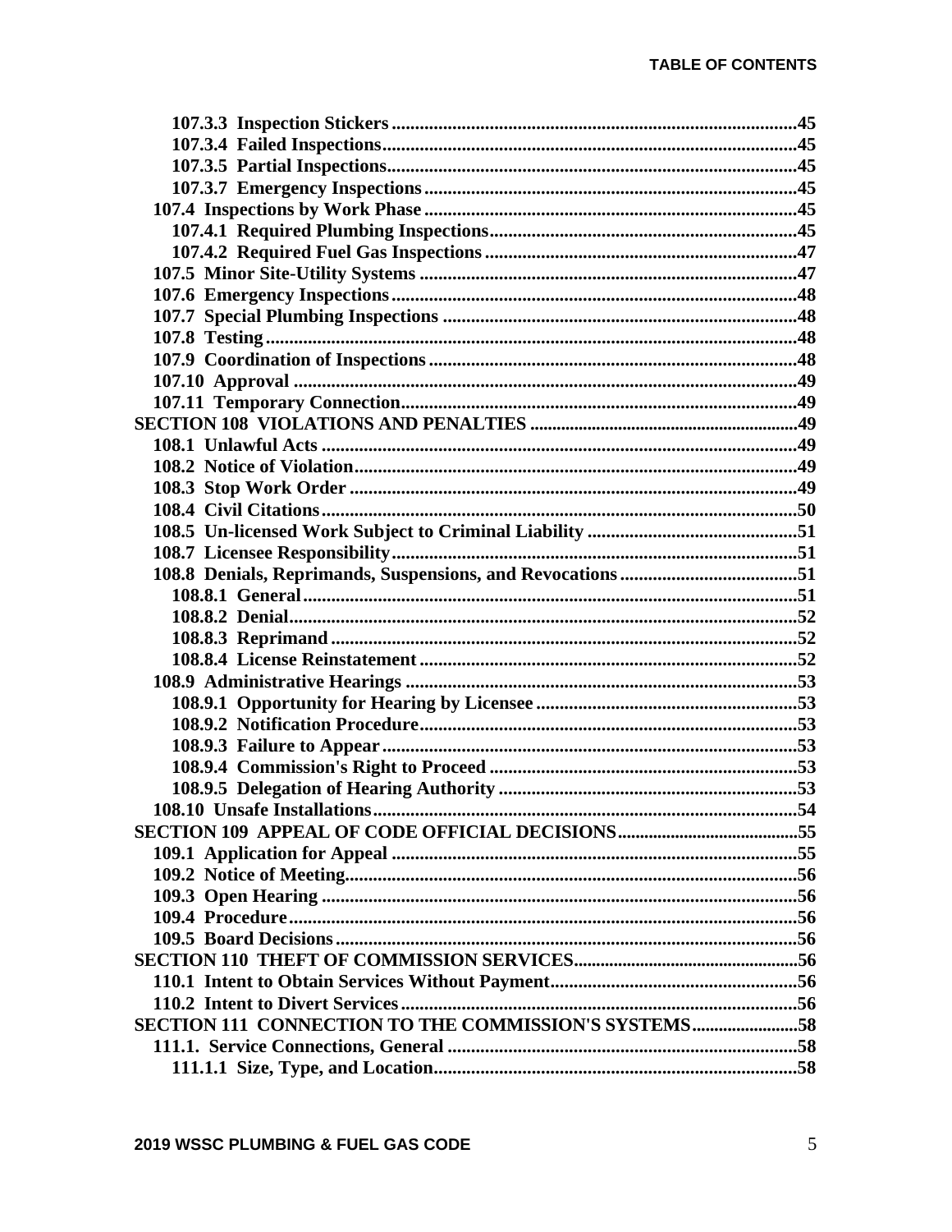107.3.3 Inspection Stickers ....................................................................................45
107.3.4 Failed Inspections........................................................................................45
107.3.5 Partial Inspections........................................................................................45
107.3.7 Emergency Inspections ...............................................................................45
107.4 Inspections by Work Phase ...............................................................................45
107.4.1 Required Plumbing Inspections................................................................45
107.4.2 Required Fuel Gas Inspections .................................................................47
107.5 Minor Site-Utility Systems ................................................................................47
107.6 Emergency Inspections......................................................................................48
107.7 Special Plumbing Inspections ...........................................................................48
107.8 Testing.................................................................................................................48
107.9 Coordination of Inspections ..............................................................................48
107.10 Approval ...........................................................................................................49
107.11 Temporary Connection....................................................................................49
SECTION 108 VIOLATIONS AND PENALTIES ..........................................................49
108.1 Unlawful Acts .....................................................................................................49
108.2 Notice of Violation..............................................................................................49
108.3 Stop Work Order ................................................................................................49
108.4 Civil Citations.....................................................................................................50
108.5 Un-licensed Work Subject to Criminal Liability ............................................51
108.7 Licensee Responsibility......................................................................................51
108.8 Denials, Reprimands, Suspensions, and Revocations .....................................51
108.8.1 General.........................................................................................................51
108.8.2 Denial............................................................................................................52
108.8.3 Reprimand ...................................................................................................52
108.8.4 License Reinstatement ................................................................................52
108.9 Administrative Hearings ...................................................................................53
108.9.1 Opportunity for Hearing by Licensee .......................................................53
108.9.2 Notification Procedure................................................................................53
108.9.3 Failure to Appear........................................................................................53
108.9.4 Commission's Right to Proceed .................................................................53
108.9.5 Delegation of Hearing Authority ...............................................................53
108.10 Unsafe Installations..........................................................................................54
SECTION 109 APPEAL OF CODE OFFICIAL DECISIONS.......................................55
109.1 Application for Appeal ......................................................................................55
109.2 Notice of Meeting................................................................................................56
109.3 Open Hearing .....................................................................................................56
109.4 Procedure............................................................................................................56
109.5 Board Decisions..................................................................................................56
SECTION 110 THEFT OF COMMISSION SERVICES.................................................56
110.1 Intent to Obtain Services Without Payment....................................................56
110.2 Intent to Divert Services....................................................................................56
SECTION 111 CONNECTION TO THE COMMISSION'S SYSTEMS.......................58
111.1. Service Connections, General ..........................................................................58
111.1.1 Size, Type, and Location.............................................................................58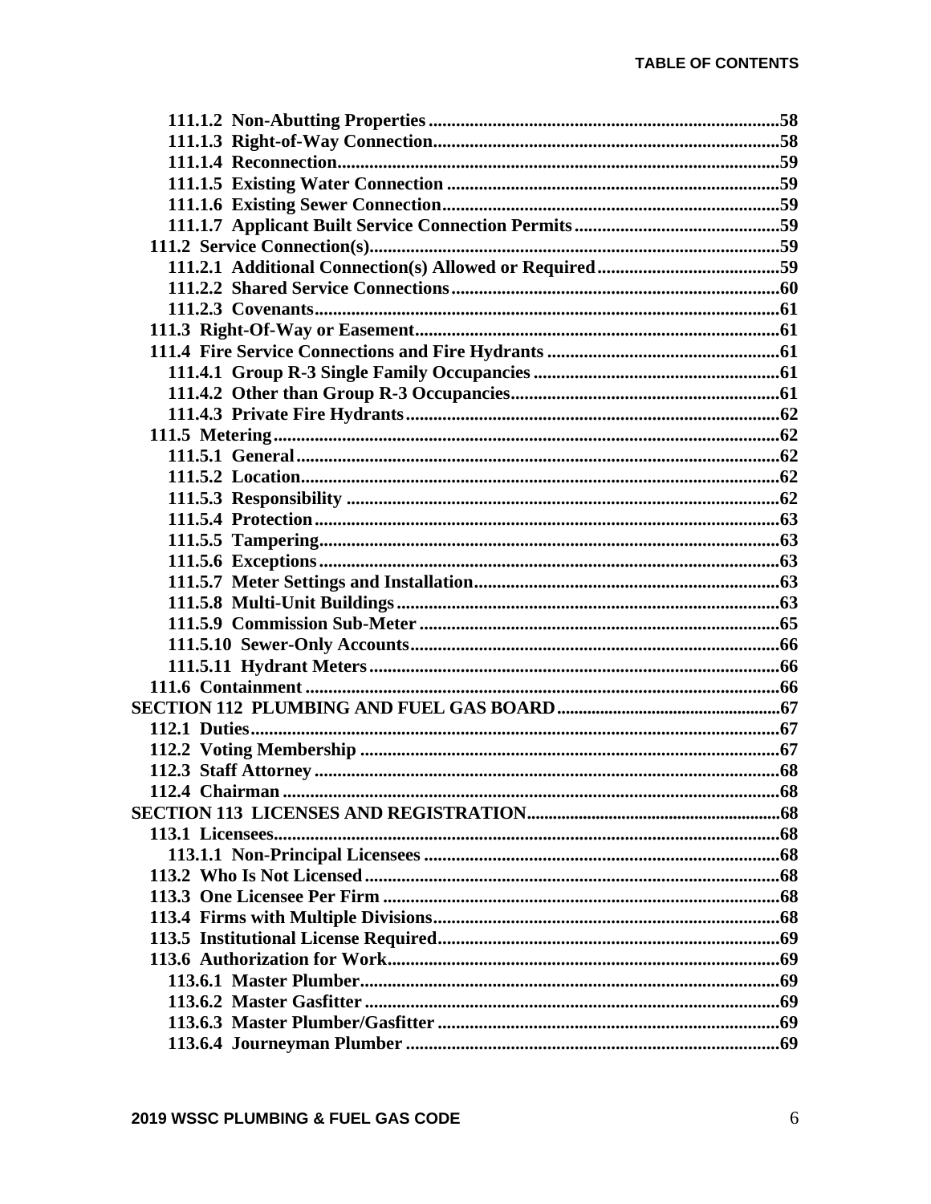**111.1.2 Non-Abutting Properties** ........ 58
**111.1.3 Right-of-Way Connection** ........ 58
**111.1.4 Reconnection** ........ 59
**111.1.5 Existing Water Connection** ........ 59
**111.1.6 Existing Sewer Connection** ........ 59
**111.1.7 Applicant Built Service Connection Permits** ........ 59
**111.2 Service Connection(s)** ........ 59
**111.2.1 Additional Connection(s) Allowed or Required** ........ 59
**111.2.2 Shared Service Connections** ........ 60
**111.2.3 Covenants** ........ 61
**111.3 Right-Of-Way or Easement** ........ 61
**111.4 Fire Service Connections and Fire Hydrants** ........ 61
**111.4.1 Group R-3 Single Family Occupancies** ........ 61
**111.4.2 Other than Group R-3 Occupancies** ........ 61
**111.4.3 Private Fire Hydrants** ........ 62
**111.5 Metering** ........ 62
**111.5.1 General** ........ 62
**111.5.2 Location** ........ 62
**111.5.3 Responsibility** ........ 62
**111.5.4 Protection** ........ 63
**111.5.5 Tampering** ........ 63
**111.5.6 Exceptions** ........ 63
**111.5.7 Meter Settings and Installation** ........ 63
**111.5.8 Multi-Unit Buildings** ........ 63
**111.5.9 Commission Sub-Meter** ........ 65
**111.5.10 Sewer-Only Accounts** ........ 66
**111.5.11 Hydrant Meters** ........ 66
**111.6 Containment** ........ 66
**SECTION 112 PLUMBING AND FUEL GAS BOARD** ........ 67
**112.1 Duties** ........ 67
**112.2 Voting Membership** ........ 67
**112.3 Staff Attorney** ........ 68
**112.4 Chairman** ........ 68
**SECTION 113 LICENSES AND REGISTRATION** ........ 68
**113.1 Licensees** ........ 68
**113.1.1 Non-Principal Licensees** ........ 68
**113.2 Who Is Not Licensed** ........ 68
**113.3 One Licensee Per Firm** ........ 68
**113.4 Firms with Multiple Divisions** ........ 68
**113.5 Institutional License Required** ........ 69
**113.6 Authorization for Work** ........ 69
**113.6.1 Master Plumber** ........ 69
**113.6.2 Master Gasfitter** ........ 69
**113.6.3 Master Plumber/Gasfitter** ........ 69
**113.6.4 Journeyman Plumber** ........ 69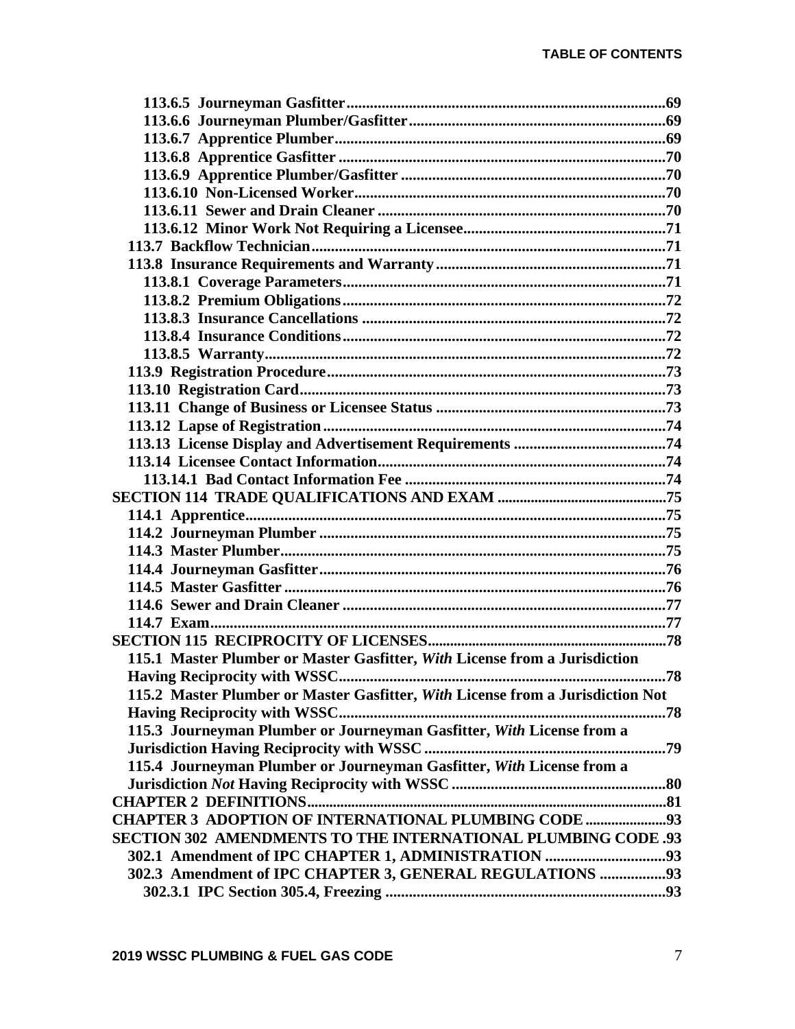**113.6.5 Journeyman Gasfitter ................................................................. 69**
**113.6.6 Journeyman Plumber/Gasfitter ................................................................. 69**
**113.6.7 Apprentice Plumber ................................................................. 69**
**113.6.8 Apprentice Gasfitter ................................................................. 70**
**113.6.9 Apprentice Plumber/Gasfitter ................................................................. 70**
**113.6.10 Non-Licensed Worker ................................................................. 70**
**113.6.11 Sewer and Drain Cleaner ................................................................. 70**
**113.6.12 Minor Work Not Requiring a Licensee ................................................................. 71**
**113.7 Backflow Technician ................................................................. 71**
**113.8 Insurance Requirements and Warranty ................................................................. 71**
**113.8.1 Coverage Parameters ................................................................. 71**
**113.8.2 Premium Obligations ................................................................. 72**
**113.8.3 Insurance Cancellations ................................................................. 72**
**113.8.4 Insurance Conditions ................................................................. 72**
**113.8.5 Warranty ................................................................. 72**
**113.9 Registration Procedure ................................................................. 73**
**113.10 Registration Card ................................................................. 73**
**113.11 Change of Business or Licensee Status ................................................................. 73**
**113.12 Lapse of Registration ................................................................. 74**
**113.13 License Display and Advertisement Requirements ................................................................. 74**
**113.14 Licensee Contact Information ................................................................. 74**
**113.14.1 Bad Contact Information Fee ................................................................. 74**
**SECTION 114 TRADE QUALIFICATIONS AND EXAM ................................................................. 75**
**114.1 Apprentice ................................................................. 75**
**114.2 Journeyman Plumber ................................................................. 75**
**114.3 Master Plumber ................................................................. 75**
**114.4 Journeyman Gasfitter ................................................................. 76**
**114.5 Master Gasfitter ................................................................. 76**
**114.6 Sewer and Drain Cleaner ................................................................. 77**
**114.7 Exam ................................................................. 77**
**SECTION 115 RECIPROCITY OF LICENSES ................................................................. 78**
**115.1 Master Plumber or Master Gasfitter, *With* License from a Jurisdiction Having Reciprocity with WSSC ................................................................. 78**
**115.2 Master Plumber or Master Gasfitter, *With* License from a Jurisdiction Not Having Reciprocity with WSSC ................................................................. 78**
**115.3 Journeyman Plumber or Journeyman Gasfitter, *With* License from a Jurisdiction Having Reciprocity with WSSC ................................................................. 79**
**115.4 Journeyman Plumber or Journeyman Gasfitter, *With* License from a Jurisdiction *Not* Having Reciprocity with WSSC ................................................................. 80**
**CHAPTER 2 DEFINITIONS ................................................................. 81**
**CHAPTER 3 ADOPTION OF INTERNATIONAL PLUMBING CODE ................................................................. 93**
**SECTION 302 AMENDMENTS TO THE INTERNATIONAL PLUMBING CODE . 93**
**302.1 Amendment of IPC CHAPTER 1, ADMINISTRATION ................................................................. 93**
**302.3 Amendment of IPC CHAPTER 3, GENERAL REGULATIONS ................................................................. 93**
**302.3.1 IPC Section 305.4, Freezing ................................................................. 93**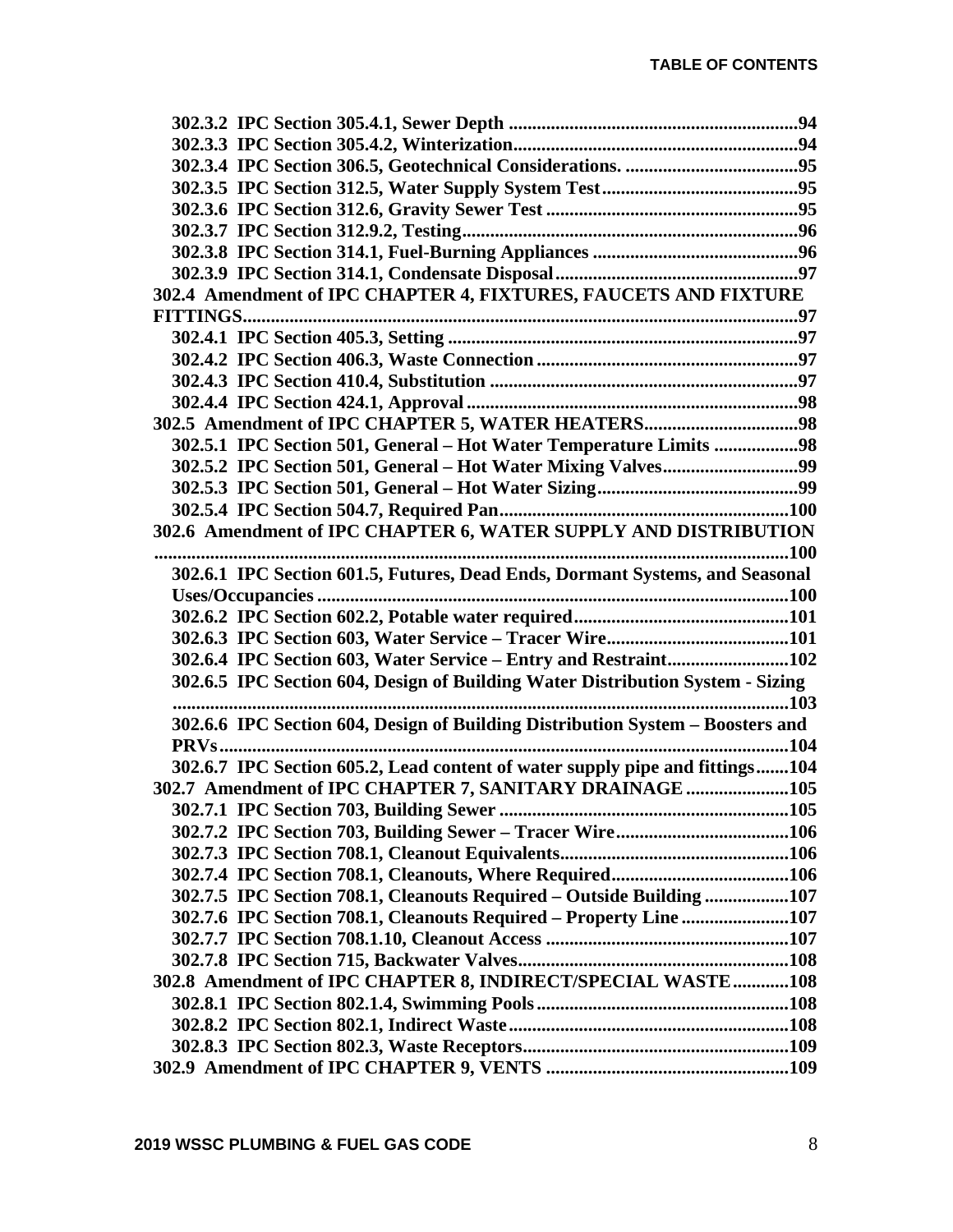**302.3.2 IPC Section 305.4.1, Sewer Depth ...........................................................94**
**302.3.3 IPC Section 305.4.2, Winterization...........................................................94**
**302.3.4 IPC Section 306.5, Geotechnical Considerations. ....................................95**
**302.3.5 IPC Section 312.5, Water Supply System Test.........................................95**
**302.3.6 IPC Section 312.6, Gravity Sewer Test ....................................................95**
**302.3.7 IPC Section 312.9.2, Testing.....................................................................96**
**302.3.8 IPC Section 314.1, Fuel-Burning Appliances ...........................................96**
**302.3.9 IPC Section 314.1, Condensate Disposal..................................................97**
**302.4 Amendment of IPC CHAPTER 4, FIXTURES, FAUCETS AND FIXTURE FITTINGS.....................................................................................................................97**
**302.4.1 IPC Section 405.3, Setting .........................................................................97**
**302.4.2 IPC Section 406.3, Waste Connection .......................................................97**
**302.4.3 IPC Section 410.4, Substitution ................................................................97**
**302.4.4 IPC Section 424.1, Approval.....................................................................98**
**302.5 Amendment of IPC CHAPTER 5, WATER HEATERS................................98**
**302.5.1 IPC Section 501, General – Hot Water Temperature Limits .................98**
**302.5.2 IPC Section 501, General – Hot Water Mixing Valves............................99**
**302.5.3 IPC Section 501, General – Hot Water Sizing..........................................99**
**302.5.4 IPC Section 504.7, Required Pan............................................................100**
**302.6 Amendment of IPC CHAPTER 6, WATER SUPPLY AND DISTRIBUTION .....................................................................................................................................100**
**302.6.1 IPC Section 601.5, Futures, Dead Ends, Dormant Systems, and Seasonal Uses/Occupancies .................................................................................................100**
**302.6.2 IPC Section 602.2, Potable water required.............................................101**
**302.6.3 IPC Section 603, Water Service – Tracer Wire......................................101**
**302.6.4 IPC Section 603, Water Service – Entry and Restraint.........................102**
**302.6.5 IPC Section 604, Design of Building Water Distribution System - Sizing ..................................................................................................................................103**
**302.6.6 IPC Section 604, Design of Building Distribution System – Boosters and PRVs.......................................................................................................................104**
**302.6.7 IPC Section 605.2, Lead content of water supply pipe and fittings.......104**
**302.7 Amendment of IPC CHAPTER 7, SANITARY DRAINAGE .....................105**
**302.7.1 IPC Section 703, Building Sewer .............................................................105**
**302.7.2 IPC Section 703, Building Sewer – Tracer Wire....................................106**
**302.7.3 IPC Section 708.1, Cleanout Equivalents................................................106**
**302.7.4 IPC Section 708.1, Cleanouts, Where Required.....................................106**
**302.7.5 IPC Section 708.1, Cleanouts Required – Outside Building .................107**
**302.7.6 IPC Section 708.1, Cleanouts Required – Property Line ......................107**
**302.7.7 IPC Section 708.1.10, Cleanout Access ...................................................107**
**302.7.8 IPC Section 715, Backwater Valves.........................................................108**
**302.8 Amendment of IPC CHAPTER 8, INDIRECT/SPECIAL WASTE...........108**
**302.8.1 IPC Section 802.1.4, Swimming Pools.....................................................108**
**302.8.2 IPC Section 802.1, Indirect Waste...........................................................108**
**302.8.3 IPC Section 802.3, Waste Receptors........................................................109**
**302.9 Amendment of IPC CHAPTER 9, VENTS ...................................................109**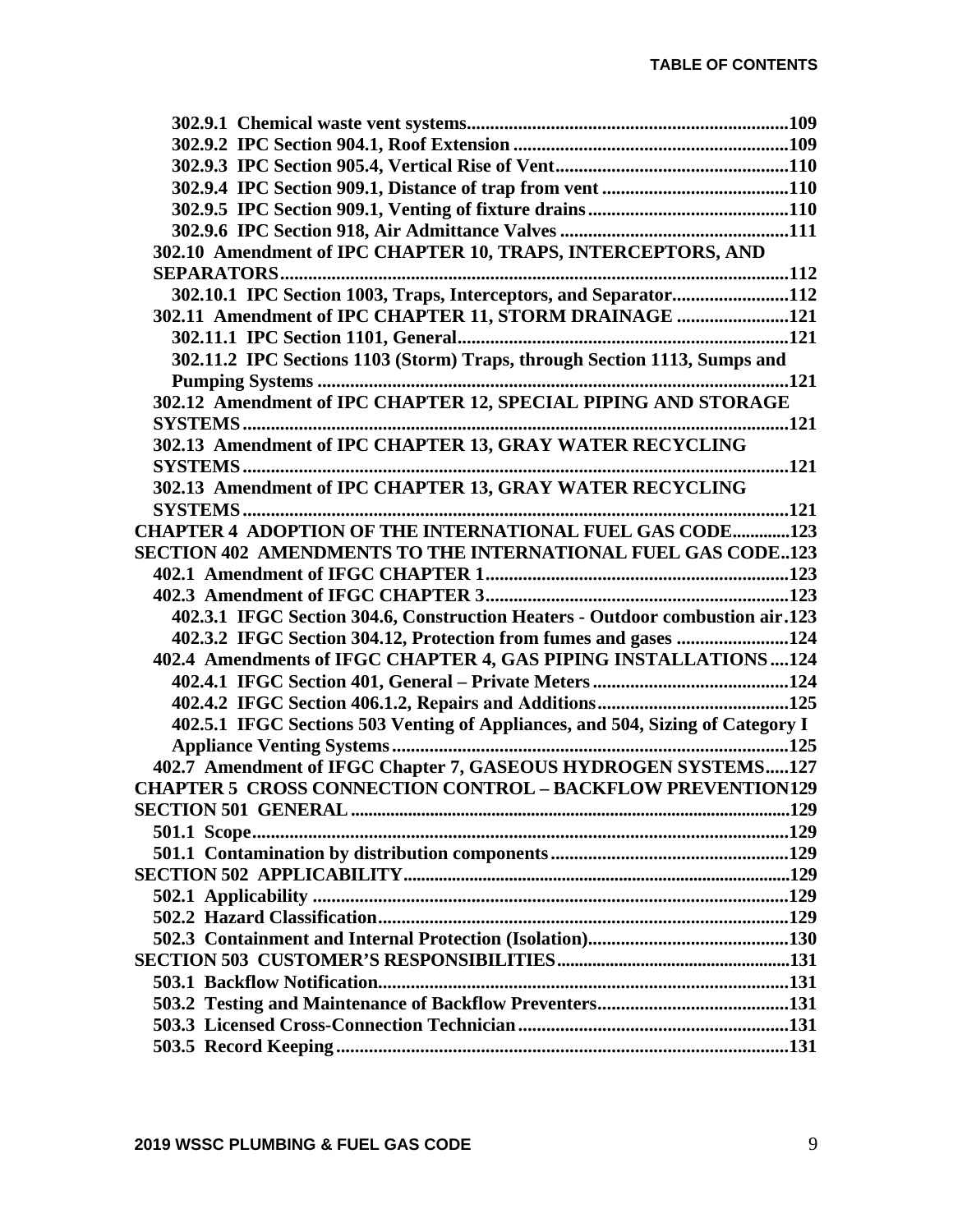**302.9.1 Chemical waste vent systems....................................................................109**

**302.9.2 IPC Section 904.1, Roof Extension ...........................................................109**

**302.9.3 IPC Section 905.4, Vertical Rise of Vent..................................................110**

**302.9.4 IPC Section 909.1, Distance of trap from vent ........................................110**

**302.9.5 IPC Section 909.1, Venting of fixture drains...........................................110**

**302.9.6 IPC Section 918, Air Admittance Valves ................................................111**

**302.10 Amendment of IPC CHAPTER 10, TRAPS, INTERCEPTORS, AND SEPARATORS............................................................................................................112**

**302.10.1 IPC Section 1003, Traps, Interceptors, and Separator.........................112**

**302.11 Amendment of IPC CHAPTER 11, STORM DRAINAGE ........................121**

**302.11.1 IPC Section 1101, General......................................................................121**

**302.11.2 IPC Sections 1103 (Storm) Traps, through Section 1113, Sumps and Pumping Systems .....................................................................................................121**

**302.12 Amendment of IPC CHAPTER 12, SPECIAL PIPING AND STORAGE SYSTEMS....................................................................................................................121**

**302.13 Amendment of IPC CHAPTER 13, GRAY WATER RECYCLING SYSTEMS....................................................................................................................121**

**302.13 Amendment of IPC CHAPTER 13, GRAY WATER RECYCLING SYSTEMS....................................................................................................................121**

**CHAPTER 4 ADOPTION OF THE INTERNATIONAL FUEL GAS CODE.............123**

**SECTION 402 AMENDMENTS TO THE INTERNATIONAL FUEL GAS CODE..123**

**402.1 Amendment of IFGC CHAPTER 1................................................................123**

**402.3 Amendment of IFGC CHAPTER 3................................................................123**

**402.3.1 IFGC Section 304.6, Construction Heaters - Outdoor combustion air.123**

**402.3.2 IFGC Section 304.12, Protection from fumes and gases ........................124**

**402.4 Amendments of IFGC CHAPTER 4, GAS PIPING INSTALLATIONS....124**

**402.4.1 IFGC Section 401, General – Private Meters..........................................124**

**402.4.2 IFGC Section 406.1.2, Repairs and Additions.........................................125**

**402.5.1 IFGC Sections 503 Venting of Appliances, and 504, Sizing of Category I Appliance Venting Systems.....................................................................................125**

**402.7 Amendment of IFGC Chapter 7, GASEOUS HYDROGEN SYSTEMS.....127**

**CHAPTER 5 CROSS CONNECTION CONTROL – BACKFLOW PREVENTION129**

**SECTION 501 GENERAL.................................................................................................129**

**501.1 Scope...................................................................................................................129**

**501.1 Contamination by distribution components..................................................129**

**SECTION 502 APPLICABILITY....................................................................................129**

**502.1 Applicability .....................................................................................................129**

**502.2 Hazard Classification.......................................................................................129**

**502.3 Containment and Internal Protection (Isolation)...........................................130**

**SECTION 503 CUSTOMER'S RESPONSIBILITIES....................................................131**

**503.1 Backflow Notification.......................................................................................131**

**503.2 Testing and Maintenance of Backflow Preventers.........................................131**

**503.3 Licensed Cross-Connection Technician..........................................................131**

**503.5 Record Keeping................................................................................................131**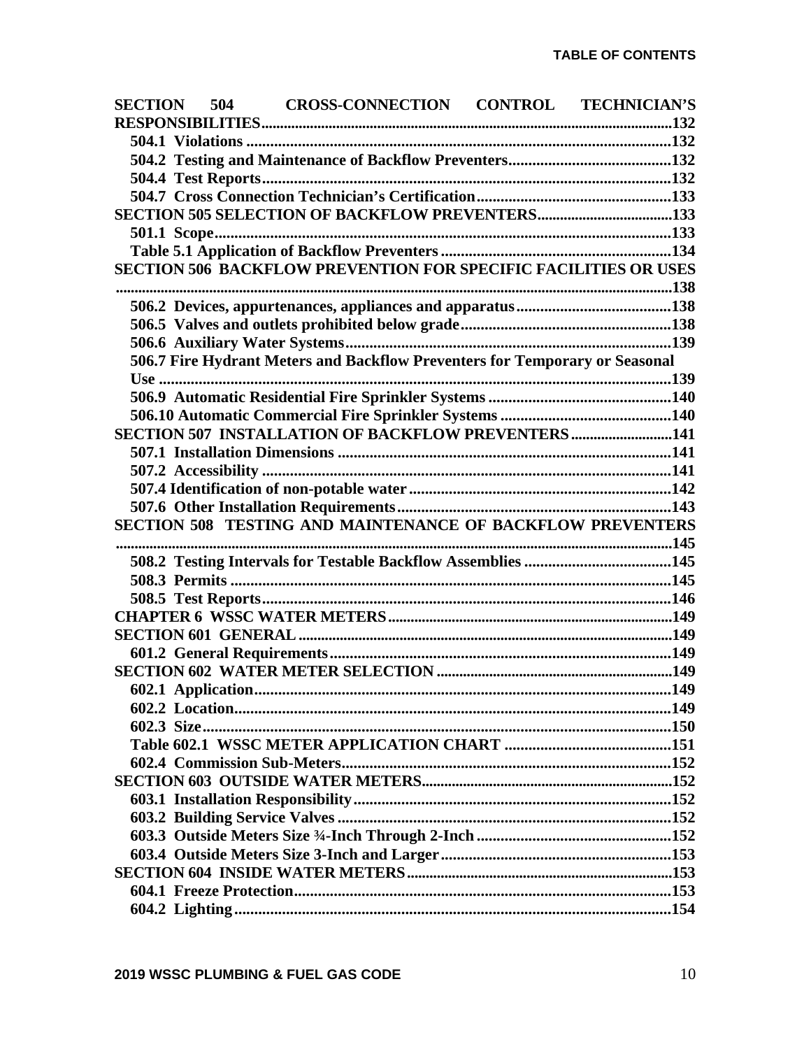**SECTION 504 CROSS-CONNECTION CONTROL TECHNICIAN'S RESPONSIBILITIES** .......... 132

- **504.1 Violations** .......... 132
- **504.2 Testing and Maintenance of Backflow Preventers** .......... 132
- **504.4 Test Reports** .......... 132
- **504.7 Cross Connection Technician's Certification** .......... 133

**SECTION 505 SELECTION OF BACKFLOW PREVENTERS** .......... 133

- **501.1 Scope** .......... 133
- **Table 5.1 Application of Backflow Preventers** .......... 134

**SECTION 506 BACKFLOW PREVENTION FOR SPECIFIC FACILITIES OR USES** .......... 138

- **506.2 Devices, appurtenances, appliances and apparatus** .......... 138
- **506.5 Valves and outlets prohibited below grade** .......... 138
- **506.6 Auxiliary Water Systems** .......... 139
- **506.7 Fire Hydrant Meters and Backflow Preventers for Temporary or Seasonal Use** .......... 139
- **506.9 Automatic Residential Fire Sprinkler Systems** .......... 140
- **506.10 Automatic Commercial Fire Sprinkler Systems** .......... 140

**SECTION 507 INSTALLATION OF BACKFLOW PREVENTERS** .......... 141

- **507.1 Installation Dimensions** .......... 141
- **507.2 Accessibility** .......... 141
- **507.4 Identification of non-potable water** .......... 142
- **507.6 Other Installation Requirements** .......... 143

**SECTION 508 TESTING AND MAINTENANCE OF BACKFLOW PREVENTERS** .......... 145

- **508.2 Testing Intervals for Testable Backflow Assemblies** .......... 145
- **508.3 Permits** .......... 145
- **508.5 Test Reports** .......... 146

**CHAPTER 6 WSSC WATER METERS** .......... 149

**SECTION 601 GENERAL** .......... 149

- **601.2 General Requirements** .......... 149

**SECTION 602 WATER METER SELECTION** .......... 149

- **602.1 Application** .......... 149
- **602.2 Location** .......... 149
- **602.3 Size** .......... 150
- **Table 602.1 WSSC METER APPLICATION CHART** .......... 151
- **602.4 Commission Sub-Meters** .......... 152

**SECTION 603 OUTSIDE WATER METERS** .......... 152

- **603.1 Installation Responsibility** .......... 152
- **603.2 Building Service Valves** .......... 152
- **603.3 Outside Meters Size ¾-Inch Through 2-Inch** .......... 152
- **603.4 Outside Meters Size 3-Inch and Larger** .......... 153

**SECTION 604 INSIDE WATER METERS** .......... 153

- **604.1 Freeze Protection** .......... 153
- **604.2 Lighting** .......... 154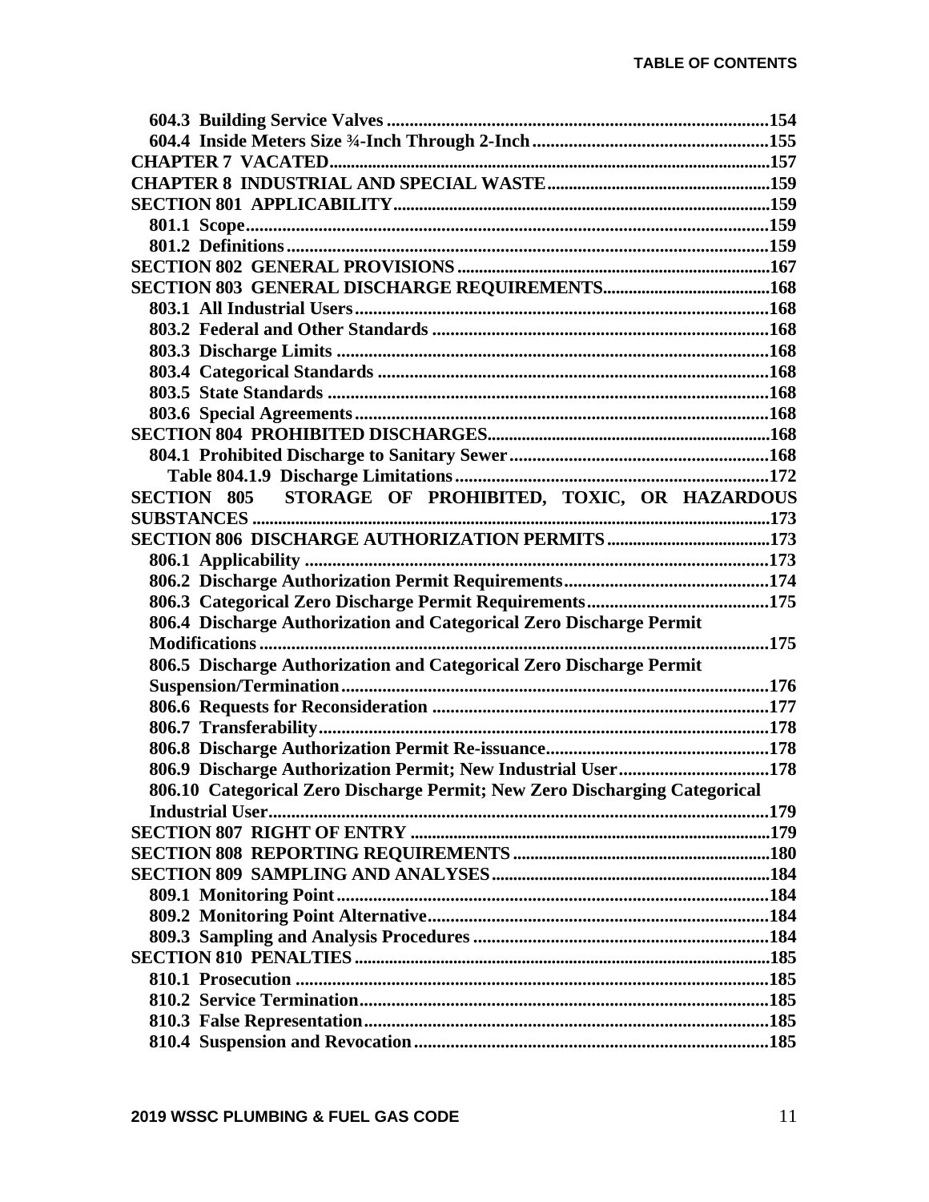**604.3 Building Service Valves ....................................................................................154**
**604.4 Inside Meters Size ¾-Inch Through 2-Inch ....................................................155**
**CHAPTER 7 VACATED.....................................................................................................157**
**CHAPTER 8 INDUSTRIAL AND SPECIAL WASTE...................................................159**
**SECTION 801 APPLICABILITY.....................................................................................159**
**801.1 Scope...................................................................................................................159**
**801.2 Definitions..........................................................................................................159**
**SECTION 802 GENERAL PROVISIONS .......................................................................167**
**SECTION 803 GENERAL DISCHARGE REQUIREMENTS......................................168**
**803.1 All Industrial Users............................................................................................168**
**803.2 Federal and Other Standards ..........................................................................168**
**803.3 Discharge Limits ...............................................................................................168**
**803.4 Categorical Standards ......................................................................................168**
**803.5 State Standards .................................................................................................168**
**803.6 Special Agreements...........................................................................................168**
**SECTION 804 PROHIBITED DISCHARGES.................................................................168**
**804.1 Prohibited Discharge to Sanitary Sewer..........................................................168**
**Table 804.1.9 Discharge Limitations.....................................................................172**
**SECTION 805 STORAGE OF PROHIBITED, TOXIC, OR HAZARDOUS SUBSTANCES ....................................................................................................................173**
**SECTION 806 DISCHARGE AUTHORIZATION PERMITS .....................................173**
**806.1 Applicability .....................................................................................................173**
**806.2 Discharge Authorization Permit Requirements.............................................174**
**806.3 Categorical Zero Discharge Permit Requirements........................................175**
**806.4 Discharge Authorization and Categorical Zero Discharge Permit Modifications ................................................................................................................175**
**806.5 Discharge Authorization and Categorical Zero Discharge Permit Suspension/Termination.............................................................................................176**
**806.6 Requests for Reconsideration .........................................................................177**
**806.7 Transferability...................................................................................................178**
**806.8 Discharge Authorization Permit Re-issuance.................................................178**
**806.9 Discharge Authorization Permit; New Industrial User.................................178**
**806.10 Categorical Zero Discharge Permit; New Zero Discharging Categorical Industrial User..............................................................................................................179**
**SECTION 807 RIGHT OF ENTRY .................................................................................179**
**SECTION 808 REPORTING REQUIREMENTS ..........................................................180**
**SECTION 809 SAMPLING AND ANALYSES...............................................................184**
**809.1 Monitoring Point...............................................................................................184**
**809.2 Monitoring Point Alternative...........................................................................184**
**809.3 Sampling and Analysis Procedures .................................................................184**
**SECTION 810 PENALTIES.............................................................................................185**
**810.1 Prosecution ........................................................................................................185**
**810.2 Service Termination..........................................................................................185**
**810.3 False Representation.........................................................................................185**
**810.4 Suspension and Revocation..............................................................................185**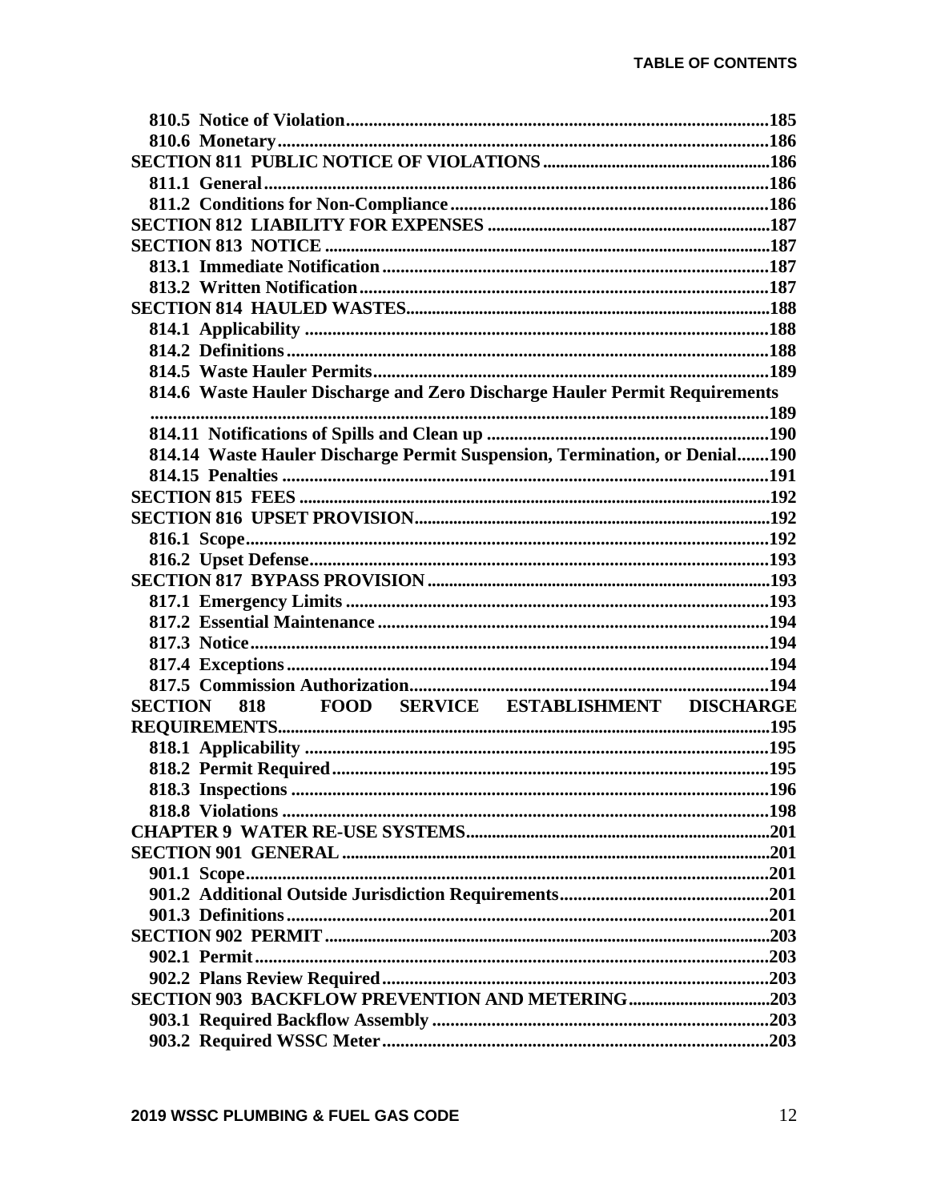**810.5 Notice of Violation** ... 185
**810.6 Monetary** ... 186
**SECTION 811 PUBLIC NOTICE OF VIOLATIONS** ... 186
**811.1 General** ... 186
**811.2 Conditions for Non-Compliance** ... 186
**SECTION 812 LIABILITY FOR EXPENSES** ... 187
**SECTION 813 NOTICE** ... 187
**813.1 Immediate Notification** ... 187
**813.2 Written Notification** ... 187
**SECTION 814 HAULED WASTES** ... 188
**814.1 Applicability** ... 188
**814.2 Definitions** ... 188
**814.5 Waste Hauler Permits** ... 189
**814.6 Waste Hauler Discharge and Zero Discharge Hauler Permit Requirements** ... 189
**814.11 Notifications of Spills and Clean up** ... 190
**814.14 Waste Hauler Discharge Permit Suspension, Termination, or Denial** ... 190
**814.15 Penalties** ... 191
**SECTION 815 FEES** ... 192
**SECTION 816 UPSET PROVISION** ... 192
**816.1 Scope** ... 192
**816.2 Upset Defense** ... 193
**SECTION 817 BYPASS PROVISION** ... 193
**817.1 Emergency Limits** ... 193
**817.2 Essential Maintenance** ... 194
**817.3 Notice** ... 194
**817.4 Exceptions** ... 194
**817.5 Commission Authorization** ... 194
**SECTION 818 FOOD SERVICE ESTABLISHMENT DISCHARGE REQUIREMENTS** ... 195
**818.1 Applicability** ... 195
**818.2 Permit Required** ... 195
**818.3 Inspections** ... 196
**818.8 Violations** ... 198
**CHAPTER 9 WATER RE-USE SYSTEMS** ... 201
**SECTION 901 GENERAL** ... 201
**901.1 Scope** ... 201
**901.2 Additional Outside Jurisdiction Requirements** ... 201
**901.3 Definitions** ... 201
**SECTION 902 PERMIT** ... 203
**902.1 Permit** ... 203
**902.2 Plans Review Required** ... 203
**SECTION 903 BACKFLOW PREVENTION AND METERING** ... 203
**903.1 Required Backflow Assembly** ... 203
**903.2 Required WSSC Meter** ... 203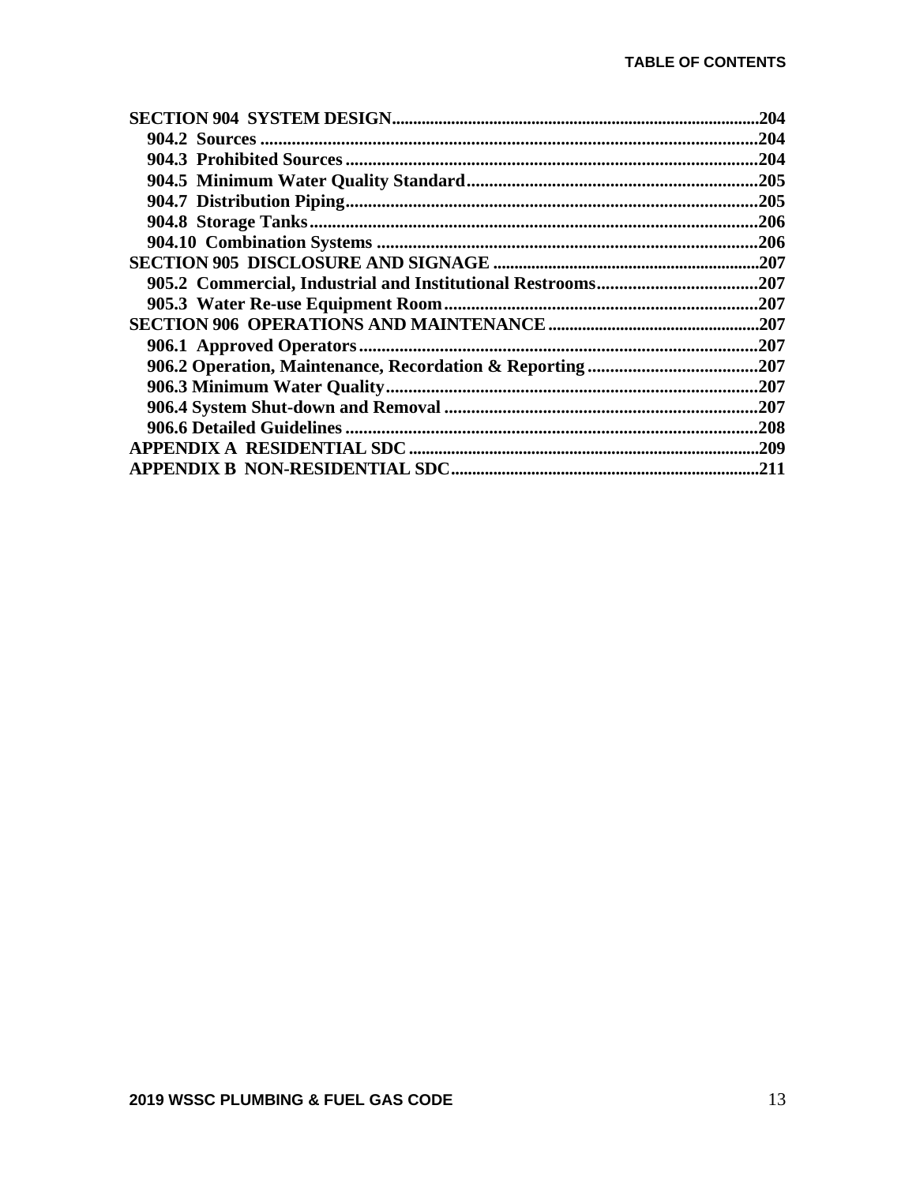| | |
|---|---|
| **SECTION 904 SYSTEM DESIGN** | **204** |
| **904.2 Sources** | **204** |
| **904.3 Prohibited Sources** | **204** |
| **904.5 Minimum Water Quality Standard** | **205** |
| **904.7 Distribution Piping** | **205** |
| **904.8 Storage Tanks** | **206** |
| **904.10 Combination Systems** | **206** |
| **SECTION 905 DISCLOSURE AND SIGNAGE** | **207** |
| **905.2 Commercial, Industrial and Institutional Restrooms** | **207** |
| **905.3 Water Re-use Equipment Room** | **207** |
| **SECTION 906 OPERATIONS AND MAINTENANCE** | **207** |
| **906.1 Approved Operators** | **207** |
| **906.2 Operation, Maintenance, Recordation & Reporting** | **207** |
| **906.3 Minimum Water Quality** | **207** |
| **906.4 System Shut-down and Removal** | **207** |
| **906.6 Detailed Guidelines** | **208** |
| **APPENDIX A RESIDENTIAL SDC** | **209** |
| **APPENDIX B NON-RESIDENTIAL SDC** | **211** |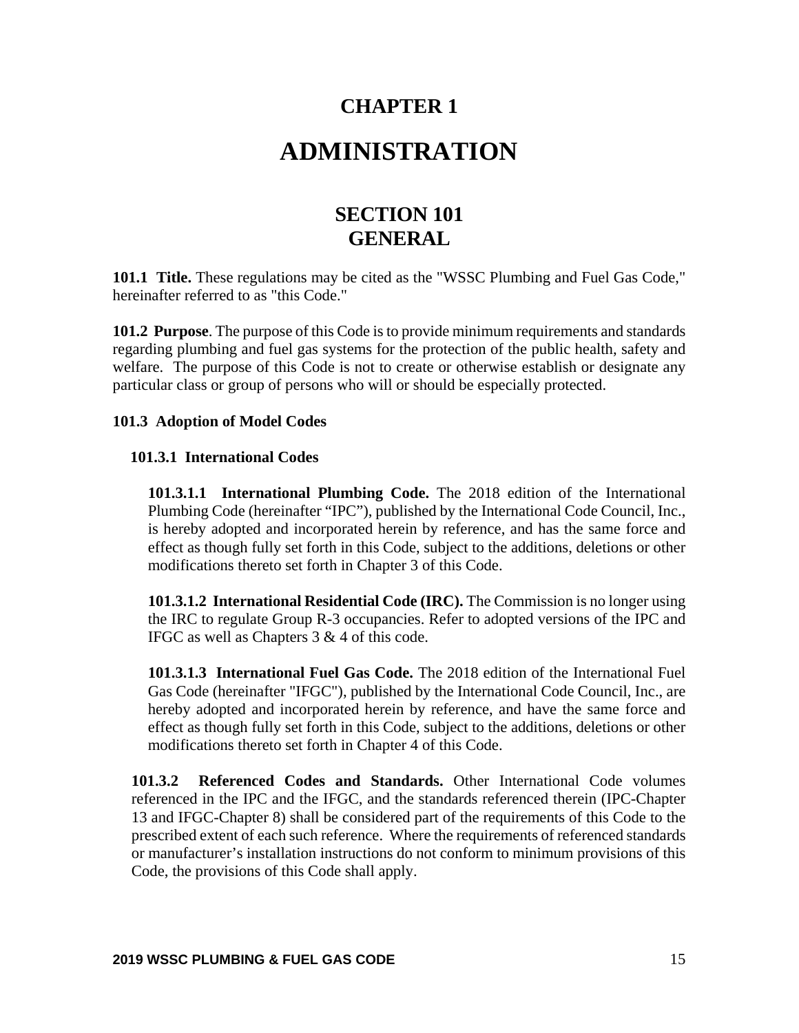# CHAPTER 1

# ADMINISTRATION

## SECTION 101
## GENERAL

**101.1 Title.** These regulations may be cited as the "WSSC Plumbing and Fuel Gas Code," hereinafter referred to as "this Code."

**101.2 Purpose**. The purpose of this Code is to provide minimum requirements and standards regarding plumbing and fuel gas systems for the protection of the public health, safety and welfare. The purpose of this Code is not to create or otherwise establish or designate any particular class or group of persons who will or should be especially protected.

**101.3 Adoption of Model Codes**

**101.3.1 International Codes**

**101.3.1.1 International Plumbing Code.** The 2018 edition of the International Plumbing Code (hereinafter "IPC"), published by the International Code Council, Inc., is hereby adopted and incorporated herein by reference, and has the same force and effect as though fully set forth in this Code, subject to the additions, deletions or other modifications thereto set forth in Chapter 3 of this Code.

**101.3.1.2 International Residential Code (IRC).** The Commission is no longer using the IRC to regulate Group R-3 occupancies. Refer to adopted versions of the IPC and IFGC as well as Chapters 3 & 4 of this code.

**101.3.1.3 International Fuel Gas Code.** The 2018 edition of the International Fuel Gas Code (hereinafter "IFGC"), published by the International Code Council, Inc., are hereby adopted and incorporated herein by reference, and have the same force and effect as though fully set forth in this Code, subject to the additions, deletions or other modifications thereto set forth in Chapter 4 of this Code.

**101.3.2 Referenced Codes and Standards.** Other International Code volumes referenced in the IPC and the IFGC, and the standards referenced therein (IPC-Chapter 13 and IFGC-Chapter 8) shall be considered part of the requirements of this Code to the prescribed extent of each such reference. Where the requirements of referenced standards or manufacturer's installation instructions do not conform to minimum provisions of this Code, the provisions of this Code shall apply.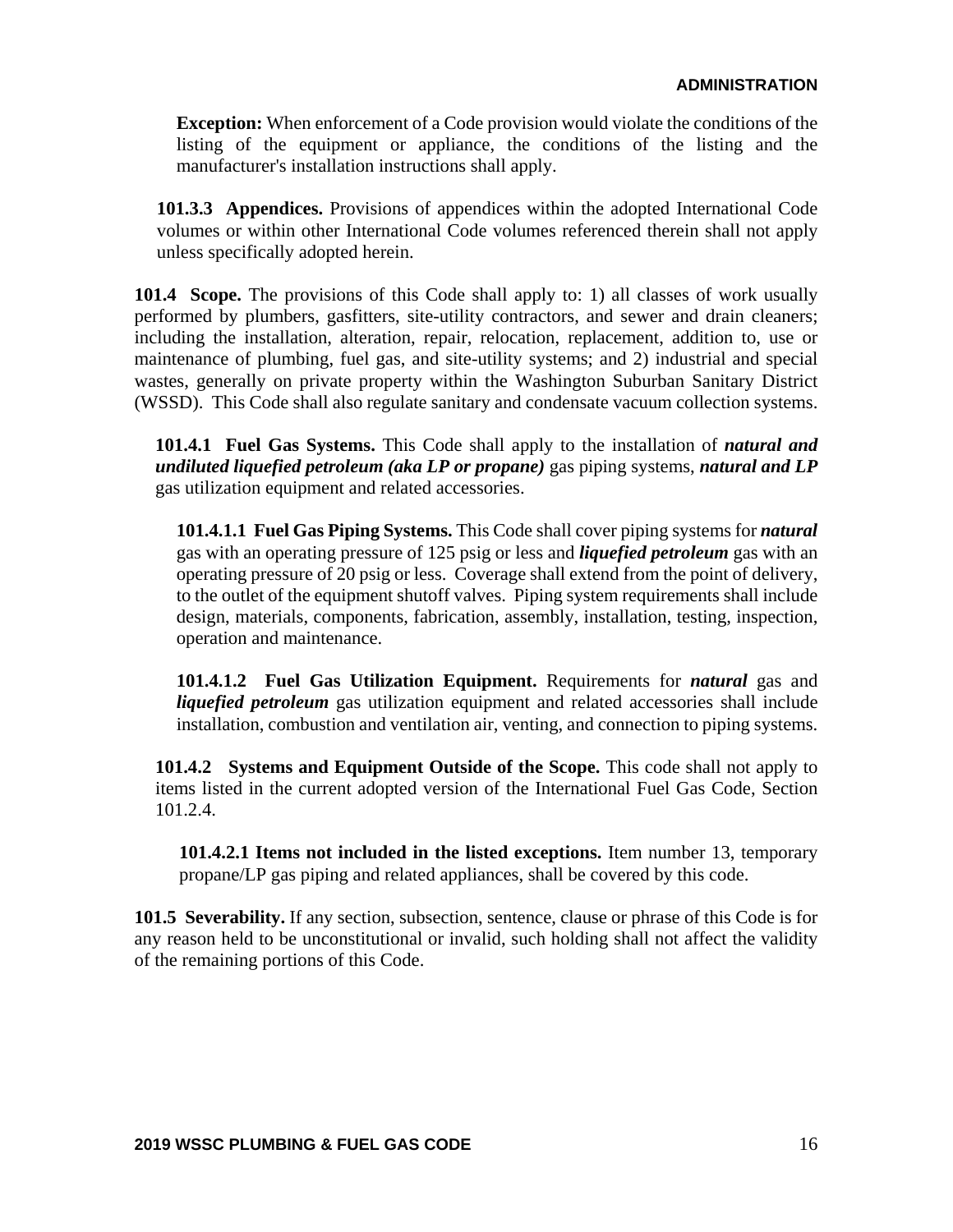**Exception:** When enforcement of a Code provision would violate the conditions of the listing of the equipment or appliance, the conditions of the listing and the manufacturer's installation instructions shall apply.

**101.3.3 Appendices.** Provisions of appendices within the adopted International Code volumes or within other International Code volumes referenced therein shall not apply unless specifically adopted herein.

**101.4 Scope.** The provisions of this Code shall apply to: 1) all classes of work usually performed by plumbers, gasfitters, site-utility contractors, and sewer and drain cleaners; including the installation, alteration, repair, relocation, replacement, addition to, use or maintenance of plumbing, fuel gas, and site-utility systems; and 2) industrial and special wastes, generally on private property within the Washington Suburban Sanitary District (WSSD). This Code shall also regulate sanitary and condensate vacuum collection systems.

**101.4.1 Fuel Gas Systems.** This Code shall apply to the installation of ***natural and undiluted liquefied petroleum (aka LP or propane)*** gas piping systems, ***natural and LP*** gas utilization equipment and related accessories.

**101.4.1.1 Fuel Gas Piping Systems.** This Code shall cover piping systems for ***natural*** gas with an operating pressure of 125 psig or less and ***liquefied petroleum*** gas with an operating pressure of 20 psig or less. Coverage shall extend from the point of delivery, to the outlet of the equipment shutoff valves. Piping system requirements shall include design, materials, components, fabrication, assembly, installation, testing, inspection, operation and maintenance.

**101.4.1.2 Fuel Gas Utilization Equipment.** Requirements for ***natural*** gas and ***liquefied petroleum*** gas utilization equipment and related accessories shall include installation, combustion and ventilation air, venting, and connection to piping systems.

**101.4.2 Systems and Equipment Outside of the Scope.** This code shall not apply to items listed in the current adopted version of the International Fuel Gas Code, Section 101.2.4.

**101.4.2.1 Items not included in the listed exceptions.** Item number 13, temporary propane/LP gas piping and related appliances, shall be covered by this code.

**101.5 Severability.** If any section, subsection, sentence, clause or phrase of this Code is for any reason held to be unconstitutional or invalid, such holding shall not affect the validity of the remaining portions of this Code.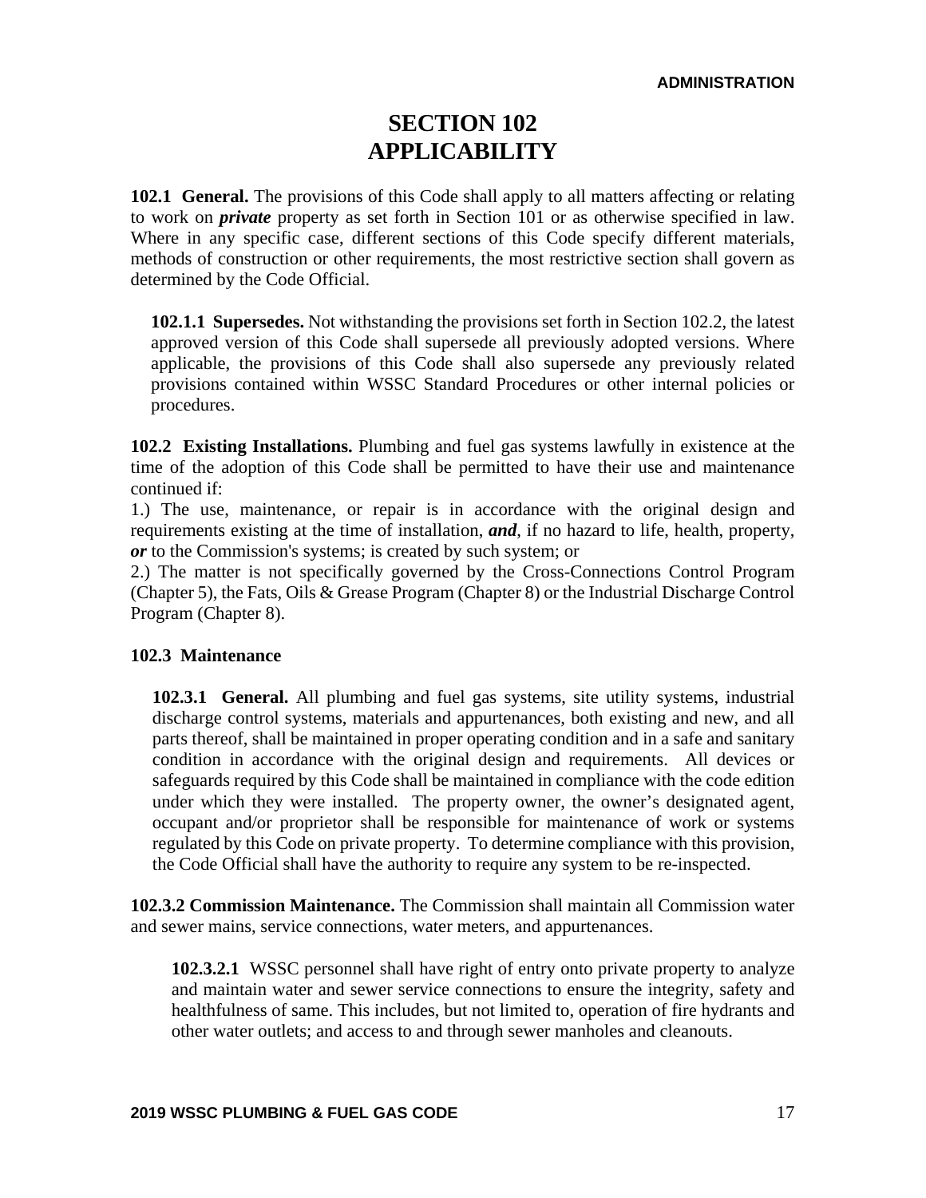# SECTION 102
# APPLICABILITY

**102.1 General.** The provisions of this Code shall apply to all matters affecting or relating to work on ***private*** property as set forth in Section 101 or as otherwise specified in law. Where in any specific case, different sections of this Code specify different materials, methods of construction or other requirements, the most restrictive section shall govern as determined by the Code Official.

> **102.1.1 Supersedes.** Not withstanding the provisions set forth in Section 102.2, the latest approved version of this Code shall supersede all previously adopted versions. Where applicable, the provisions of this Code shall also supersede any previously related provisions contained within WSSC Standard Procedures or other internal policies or procedures.

**102.2 Existing Installations.** Plumbing and fuel gas systems lawfully in existence at the time of the adoption of this Code shall be permitted to have their use and maintenance continued if:

1.) The use, maintenance, or repair is in accordance with the original design and requirements existing at the time of installation, ***and***, if no hazard to life, health, property, ***or*** to the Commission's systems; is created by such system; or

2.) The matter is not specifically governed by the Cross-Connections Control Program (Chapter 5), the Fats, Oils & Grease Program (Chapter 8) or the Industrial Discharge Control Program (Chapter 8).

**102.3 Maintenance**

> **102.3.1 General.** All plumbing and fuel gas systems, site utility systems, industrial discharge control systems, materials and appurtenances, both existing and new, and all parts thereof, shall be maintained in proper operating condition and in a safe and sanitary condition in accordance with the original design and requirements. All devices or safeguards required by this Code shall be maintained in compliance with the code edition under which they were installed. The property owner, the owner's designated agent, occupant and/or proprietor shall be responsible for maintenance of work or systems regulated by this Code on private property. To determine compliance with this provision, the Code Official shall have the authority to require any system to be re-inspected.

**102.3.2 Commission Maintenance.** The Commission shall maintain all Commission water and sewer mains, service connections, water meters, and appurtenances.

> **102.3.2.1** WSSC personnel shall have right of entry onto private property to analyze and maintain water and sewer service connections to ensure the integrity, safety and healthfulness of same. This includes, but not limited to, operation of fire hydrants and other water outlets; and access to and through sewer manholes and cleanouts.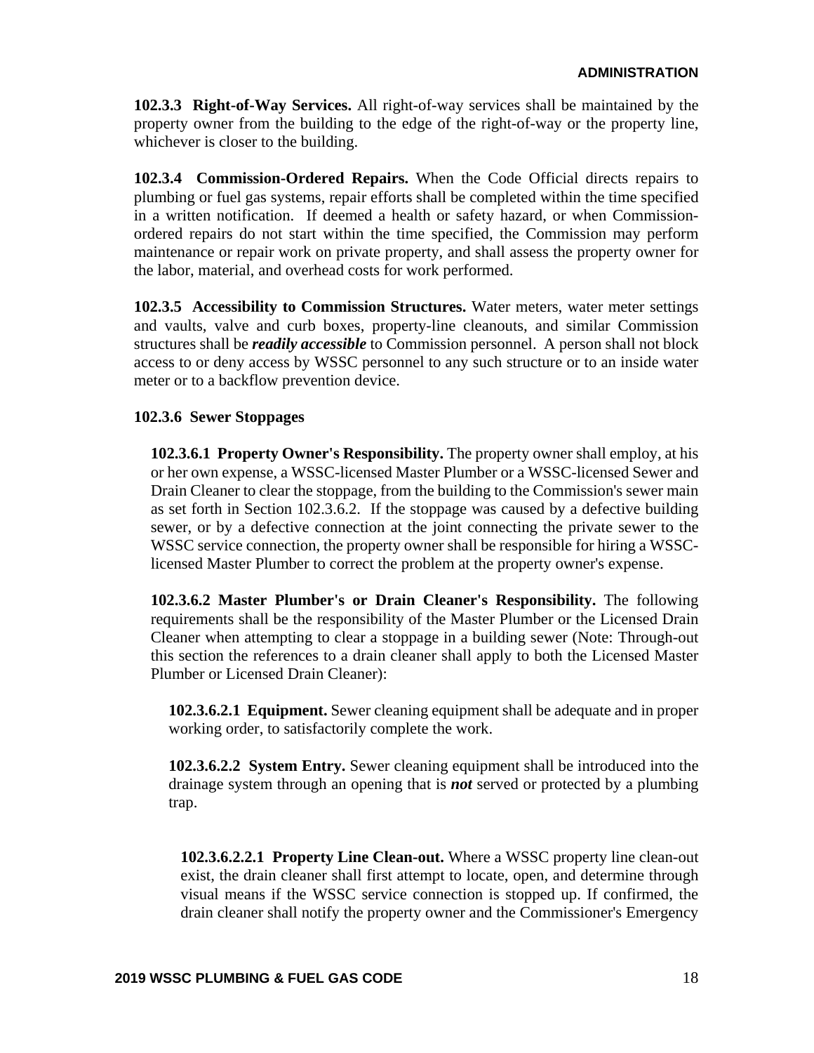**102.3.3 Right-of-Way Services.** All right-of-way services shall be maintained by the property owner from the building to the edge of the right-of-way or the property line, whichever is closer to the building.

**102.3.4 Commission-Ordered Repairs.** When the Code Official directs repairs to plumbing or fuel gas systems, repair efforts shall be completed within the time specified in a written notification. If deemed a health or safety hazard, or when Commission-ordered repairs do not start within the time specified, the Commission may perform maintenance or repair work on private property, and shall assess the property owner for the labor, material, and overhead costs for work performed.

**102.3.5 Accessibility to Commission Structures.** Water meters, water meter settings and vaults, valve and curb boxes, property-line cleanouts, and similar Commission structures shall be ***readily accessible*** to Commission personnel. A person shall not block access to or deny access by WSSC personnel to any such structure or to an inside water meter or to a backflow prevention device.

**102.3.6 Sewer Stoppages**

**102.3.6.1 Property Owner's Responsibility.** The property owner shall employ, at his or her own expense, a WSSC-licensed Master Plumber or a WSSC-licensed Sewer and Drain Cleaner to clear the stoppage, from the building to the Commission's sewer main as set forth in Section 102.3.6.2. If the stoppage was caused by a defective building sewer, or by a defective connection at the joint connecting the private sewer to the WSSC service connection, the property owner shall be responsible for hiring a WSSC-licensed Master Plumber to correct the problem at the property owner's expense.

**102.3.6.2 Master Plumber's or Drain Cleaner's Responsibility.** The following requirements shall be the responsibility of the Master Plumber or the Licensed Drain Cleaner when attempting to clear a stoppage in a building sewer (Note: Through-out this section the references to a drain cleaner shall apply to both the Licensed Master Plumber or Licensed Drain Cleaner):

**102.3.6.2.1 Equipment.** Sewer cleaning equipment shall be adequate and in proper working order, to satisfactorily complete the work.

**102.3.6.2.2 System Entry.** Sewer cleaning equipment shall be introduced into the drainage system through an opening that is ***not*** served or protected by a plumbing trap.

**102.3.6.2.2.1 Property Line Clean-out.** Where a WSSC property line clean-out exist, the drain cleaner shall first attempt to locate, open, and determine through visual means if the WSSC service connection is stopped up. If confirmed, the drain cleaner shall notify the property owner and the Commissioner's Emergency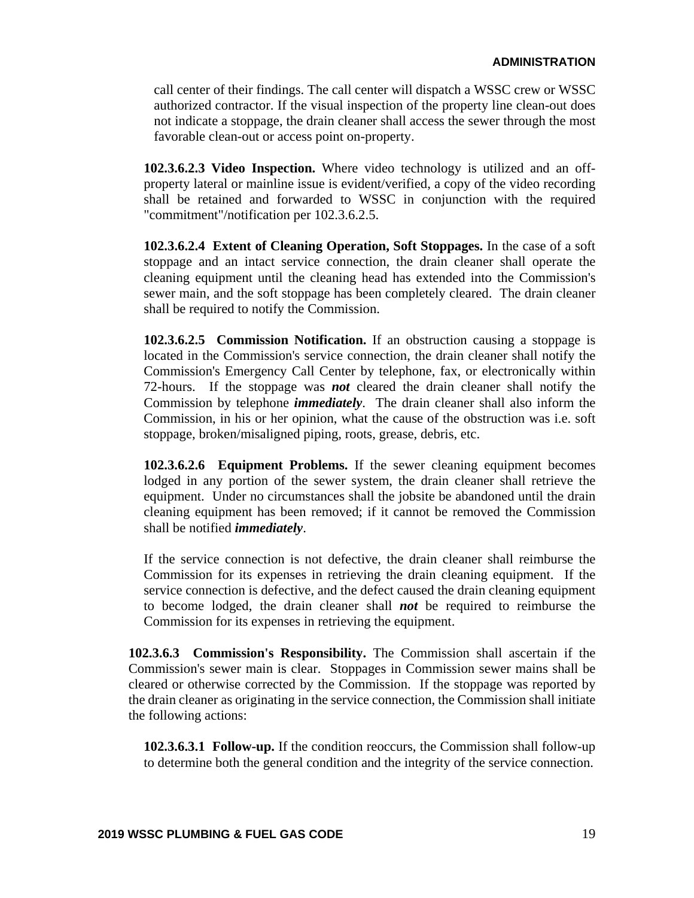call center of their findings. The call center will dispatch a WSSC crew or WSSC authorized contractor. If the visual inspection of the property line clean-out does not indicate a stoppage, the drain cleaner shall access the sewer through the most favorable clean-out or access point on-property.

**102.3.6.2.3 Video Inspection.** Where video technology is utilized and an off-property lateral or mainline issue is evident/verified, a copy of the video recording shall be retained and forwarded to WSSC in conjunction with the required "commitment"/notification per 102.3.6.2.5.

**102.3.6.2.4 Extent of Cleaning Operation, Soft Stoppages.** In the case of a soft stoppage and an intact service connection, the drain cleaner shall operate the cleaning equipment until the cleaning head has extended into the Commission's sewer main, and the soft stoppage has been completely cleared. The drain cleaner shall be required to notify the Commission.

**102.3.6.2.5 Commission Notification.** If an obstruction causing a stoppage is located in the Commission's service connection, the drain cleaner shall notify the Commission's Emergency Call Center by telephone, fax, or electronically within 72-hours. If the stoppage was ***not*** cleared the drain cleaner shall notify the Commission by telephone ***immediately***. The drain cleaner shall also inform the Commission, in his or her opinion, what the cause of the obstruction was i.e. soft stoppage, broken/misaligned piping, roots, grease, debris, etc.

**102.3.6.2.6 Equipment Problems.** If the sewer cleaning equipment becomes lodged in any portion of the sewer system, the drain cleaner shall retrieve the equipment. Under no circumstances shall the jobsite be abandoned until the drain cleaning equipment has been removed; if it cannot be removed the Commission shall be notified ***immediately***.

If the service connection is not defective, the drain cleaner shall reimburse the Commission for its expenses in retrieving the drain cleaning equipment. If the service connection is defective, and the defect caused the drain cleaning equipment to become lodged, the drain cleaner shall ***not*** be required to reimburse the Commission for its expenses in retrieving the equipment.

**102.3.6.3 Commission's Responsibility.** The Commission shall ascertain if the Commission's sewer main is clear. Stoppages in Commission sewer mains shall be cleared or otherwise corrected by the Commission. If the stoppage was reported by the drain cleaner as originating in the service connection, the Commission shall initiate the following actions:

**102.3.6.3.1 Follow-up.** If the condition reoccurs, the Commission shall follow-up to determine both the general condition and the integrity of the service connection.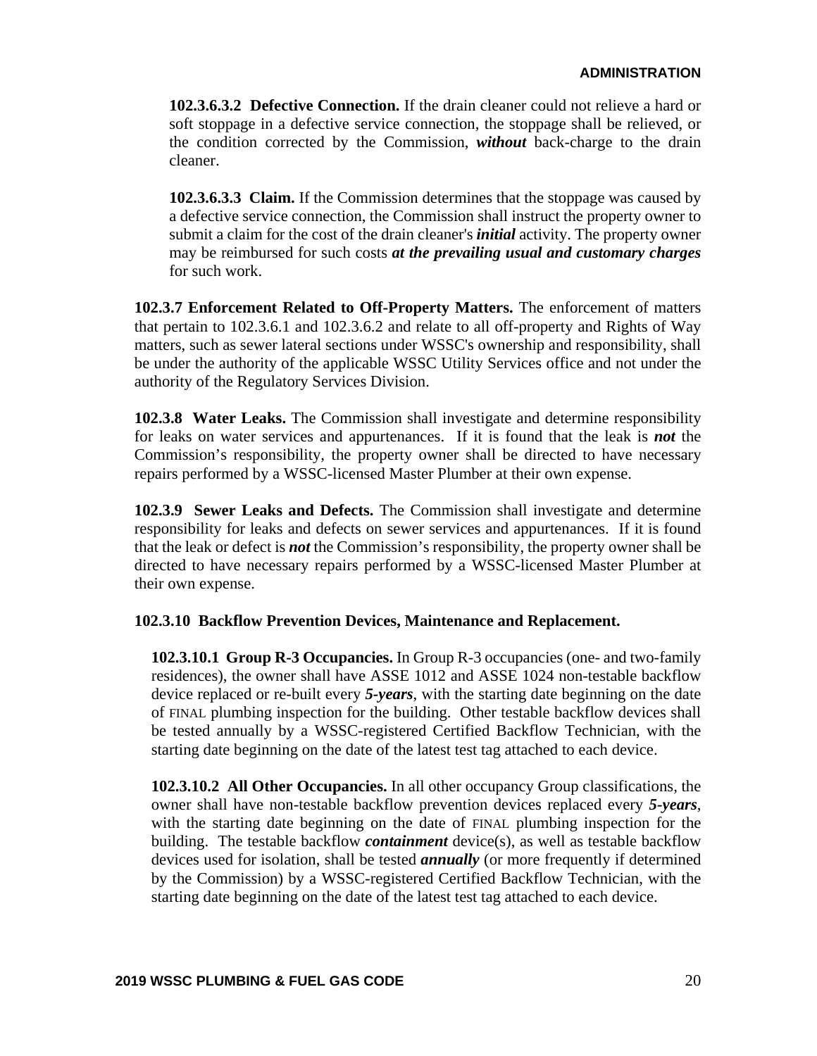**102.3.6.3.2 Defective Connection.** If the drain cleaner could not relieve a hard or soft stoppage in a defective service connection, the stoppage shall be relieved, or the condition corrected by the Commission, ***without*** back-charge to the drain cleaner.

**102.3.6.3.3 Claim.** If the Commission determines that the stoppage was caused by a defective service connection, the Commission shall instruct the property owner to submit a claim for the cost of the drain cleaner's ***initial*** activity. The property owner may be reimbursed for such costs ***at the prevailing usual and customary charges*** for such work.

**102.3.7 Enforcement Related to Off-Property Matters.** The enforcement of matters that pertain to 102.3.6.1 and 102.3.6.2 and relate to all off-property and Rights of Way matters, such as sewer lateral sections under WSSC's ownership and responsibility, shall be under the authority of the applicable WSSC Utility Services office and not under the authority of the Regulatory Services Division.

**102.3.8 Water Leaks.** The Commission shall investigate and determine responsibility for leaks on water services and appurtenances. If it is found that the leak is ***not*** the Commission's responsibility, the property owner shall be directed to have necessary repairs performed by a WSSC-licensed Master Plumber at their own expense.

**102.3.9 Sewer Leaks and Defects.** The Commission shall investigate and determine responsibility for leaks and defects on sewer services and appurtenances. If it is found that the leak or defect is ***not*** the Commission's responsibility, the property owner shall be directed to have necessary repairs performed by a WSSC-licensed Master Plumber at their own expense.

**102.3.10 Backflow Prevention Devices, Maintenance and Replacement.**

**102.3.10.1 Group R-3 Occupancies.** In Group R-3 occupancies (one- and two-family residences), the owner shall have ASSE 1012 and ASSE 1024 non-testable backflow device replaced or re-built every ***5-years***, with the starting date beginning on the date of FINAL plumbing inspection for the building. Other testable backflow devices shall be tested annually by a WSSC-registered Certified Backflow Technician, with the starting date beginning on the date of the latest test tag attached to each device.

**102.3.10.2 All Other Occupancies.** In all other occupancy Group classifications, the owner shall have non-testable backflow prevention devices replaced every ***5-years***, with the starting date beginning on the date of FINAL plumbing inspection for the building. The testable backflow ***containment*** device(s), as well as testable backflow devices used for isolation, shall be tested ***annually*** (or more frequently if determined by the Commission) by a WSSC-registered Certified Backflow Technician, with the starting date beginning on the date of the latest test tag attached to each device.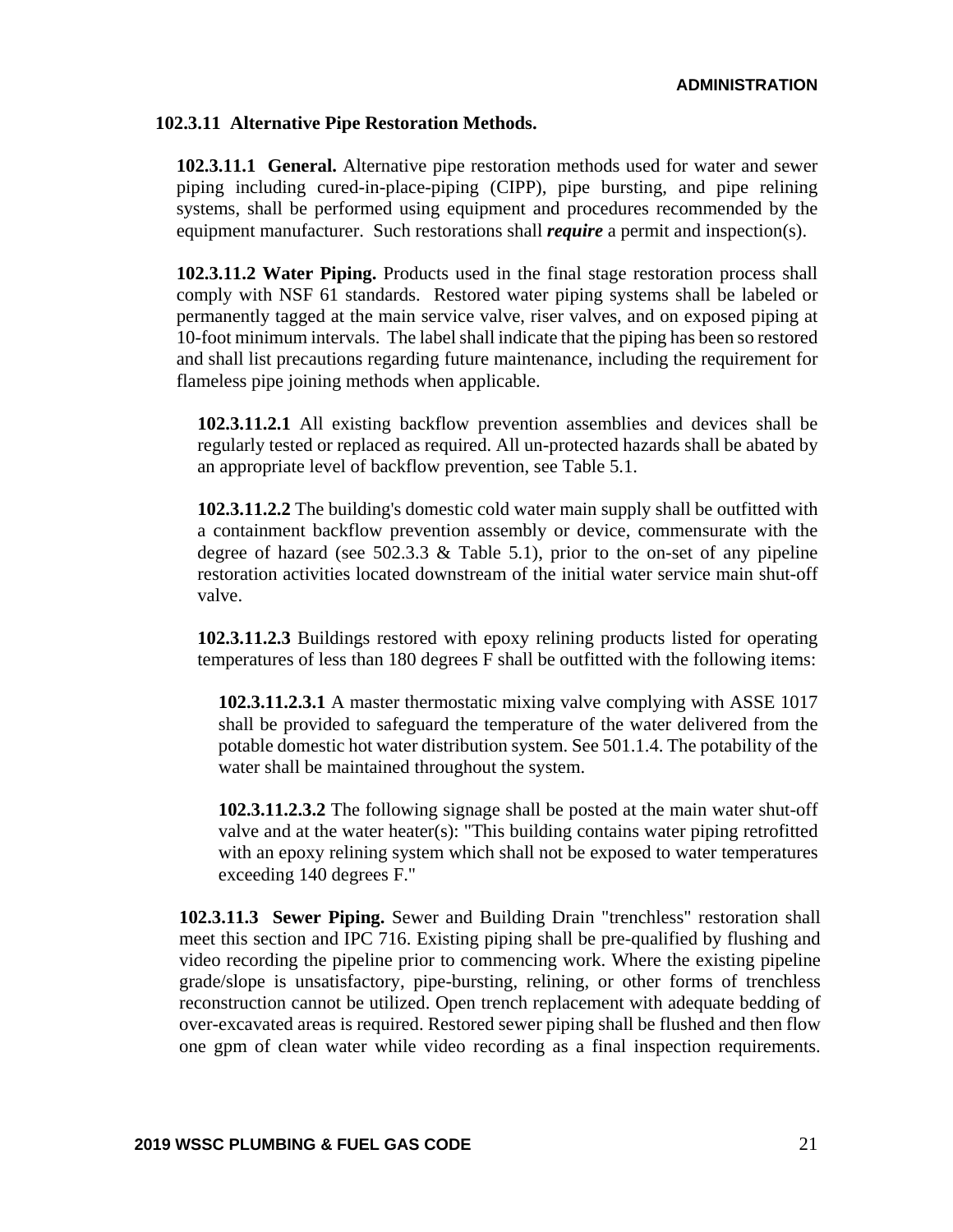**102.3.11 Alternative Pipe Restoration Methods.**

**102.3.11.1 General.** Alternative pipe restoration methods used for water and sewer piping including cured-in-place-piping (CIPP), pipe bursting, and pipe relining systems, shall be performed using equipment and procedures recommended by the equipment manufacturer. Such restorations shall ***require*** a permit and inspection(s).

**102.3.11.2 Water Piping.** Products used in the final stage restoration process shall comply with NSF 61 standards. Restored water piping systems shall be labeled or permanently tagged at the main service valve, riser valves, and on exposed piping at 10-foot minimum intervals. The label shall indicate that the piping has been so restored and shall list precautions regarding future maintenance, including the requirement for flameless pipe joining methods when applicable.

**102.3.11.2.1** All existing backflow prevention assemblies and devices shall be regularly tested or replaced as required. All un-protected hazards shall be abated by an appropriate level of backflow prevention, see Table 5.1.

**102.3.11.2.2** The building's domestic cold water main supply shall be outfitted with a containment backflow prevention assembly or device, commensurate with the degree of hazard (see 502.3.3 & Table 5.1), prior to the on-set of any pipeline restoration activities located downstream of the initial water service main shut-off valve.

**102.3.11.2.3** Buildings restored with epoxy relining products listed for operating temperatures of less than 180 degrees F shall be outfitted with the following items:

**102.3.11.2.3.1** A master thermostatic mixing valve complying with ASSE 1017 shall be provided to safeguard the temperature of the water delivered from the potable domestic hot water distribution system. See 501.1.4. The potability of the water shall be maintained throughout the system.

**102.3.11.2.3.2** The following signage shall be posted at the main water shut-off valve and at the water heater(s): "This building contains water piping retrofitted with an epoxy relining system which shall not be exposed to water temperatures exceeding 140 degrees F."

**102.3.11.3 Sewer Piping.** Sewer and Building Drain "trenchless" restoration shall meet this section and IPC 716. Existing piping shall be pre-qualified by flushing and video recording the pipeline prior to commencing work. Where the existing pipeline grade/slope is unsatisfactory, pipe-bursting, relining, or other forms of trenchless reconstruction cannot be utilized. Open trench replacement with adequate bedding of over-excavated areas is required. Restored sewer piping shall be flushed and then flow one gpm of clean water while video recording as a final inspection requirements.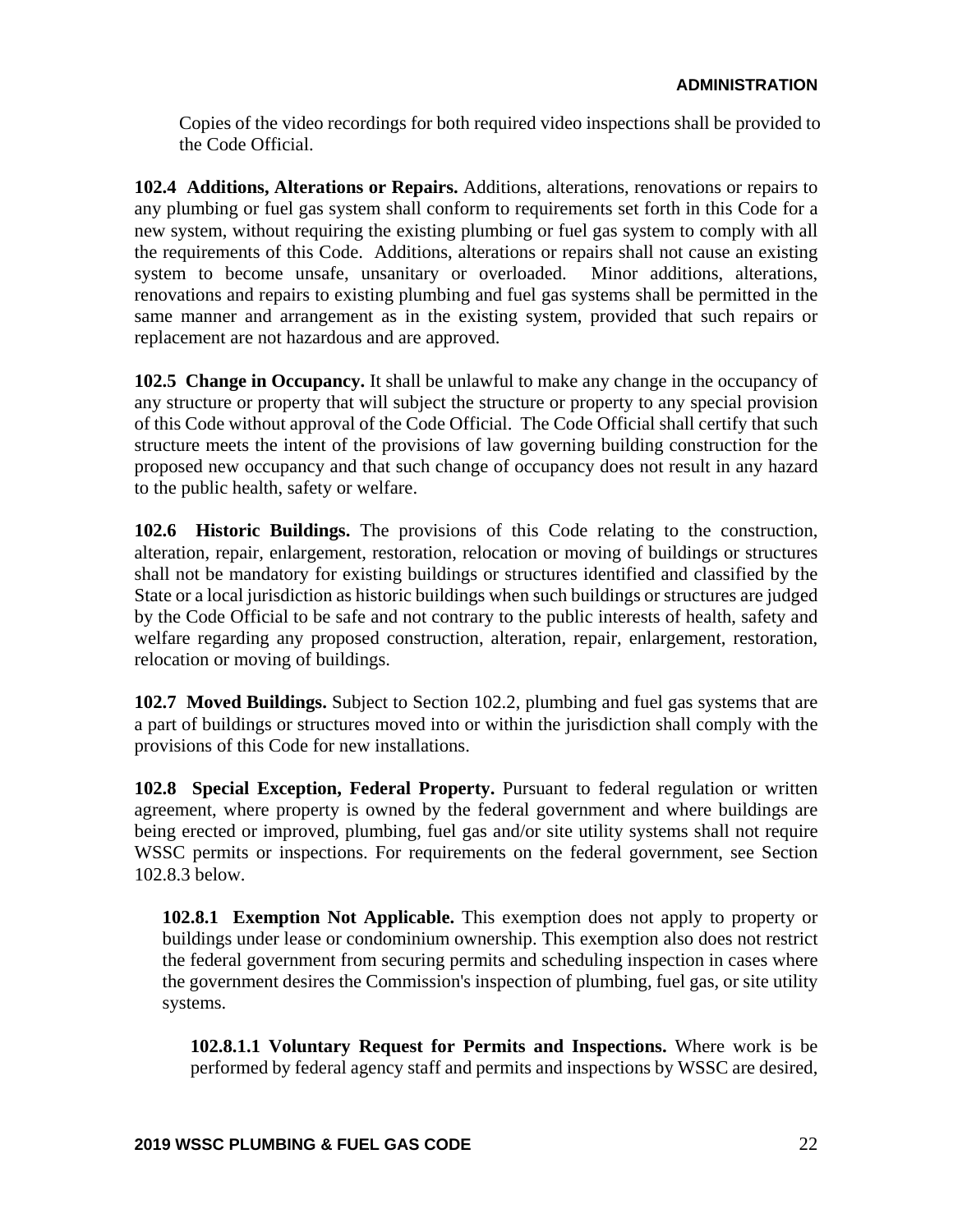Copies of the video recordings for both required video inspections shall be provided to the Code Official.

**102.4 Additions, Alterations or Repairs.** Additions, alterations, renovations or repairs to any plumbing or fuel gas system shall conform to requirements set forth in this Code for a new system, without requiring the existing plumbing or fuel gas system to comply with all the requirements of this Code. Additions, alterations or repairs shall not cause an existing system to become unsafe, unsanitary or overloaded. Minor additions, alterations, renovations and repairs to existing plumbing and fuel gas systems shall be permitted in the same manner and arrangement as in the existing system, provided that such repairs or replacement are not hazardous and are approved.

**102.5 Change in Occupancy.** It shall be unlawful to make any change in the occupancy of any structure or property that will subject the structure or property to any special provision of this Code without approval of the Code Official. The Code Official shall certify that such structure meets the intent of the provisions of law governing building construction for the proposed new occupancy and that such change of occupancy does not result in any hazard to the public health, safety or welfare.

**102.6 Historic Buildings.** The provisions of this Code relating to the construction, alteration, repair, enlargement, restoration, relocation or moving of buildings or structures shall not be mandatory for existing buildings or structures identified and classified by the State or a local jurisdiction as historic buildings when such buildings or structures are judged by the Code Official to be safe and not contrary to the public interests of health, safety and welfare regarding any proposed construction, alteration, repair, enlargement, restoration, relocation or moving of buildings.

**102.7 Moved Buildings.** Subject to Section 102.2, plumbing and fuel gas systems that are a part of buildings or structures moved into or within the jurisdiction shall comply with the provisions of this Code for new installations.

**102.8 Special Exception, Federal Property.** Pursuant to federal regulation or written agreement, where property is owned by the federal government and where buildings are being erected or improved, plumbing, fuel gas and/or site utility systems shall not require WSSC permits or inspections. For requirements on the federal government, see Section 102.8.3 below.

**102.8.1 Exemption Not Applicable.** This exemption does not apply to property or buildings under lease or condominium ownership. This exemption also does not restrict the federal government from securing permits and scheduling inspection in cases where the government desires the Commission's inspection of plumbing, fuel gas, or site utility systems.

**102.8.1.1 Voluntary Request for Permits and Inspections.** Where work is be performed by federal agency staff and permits and inspections by WSSC are desired,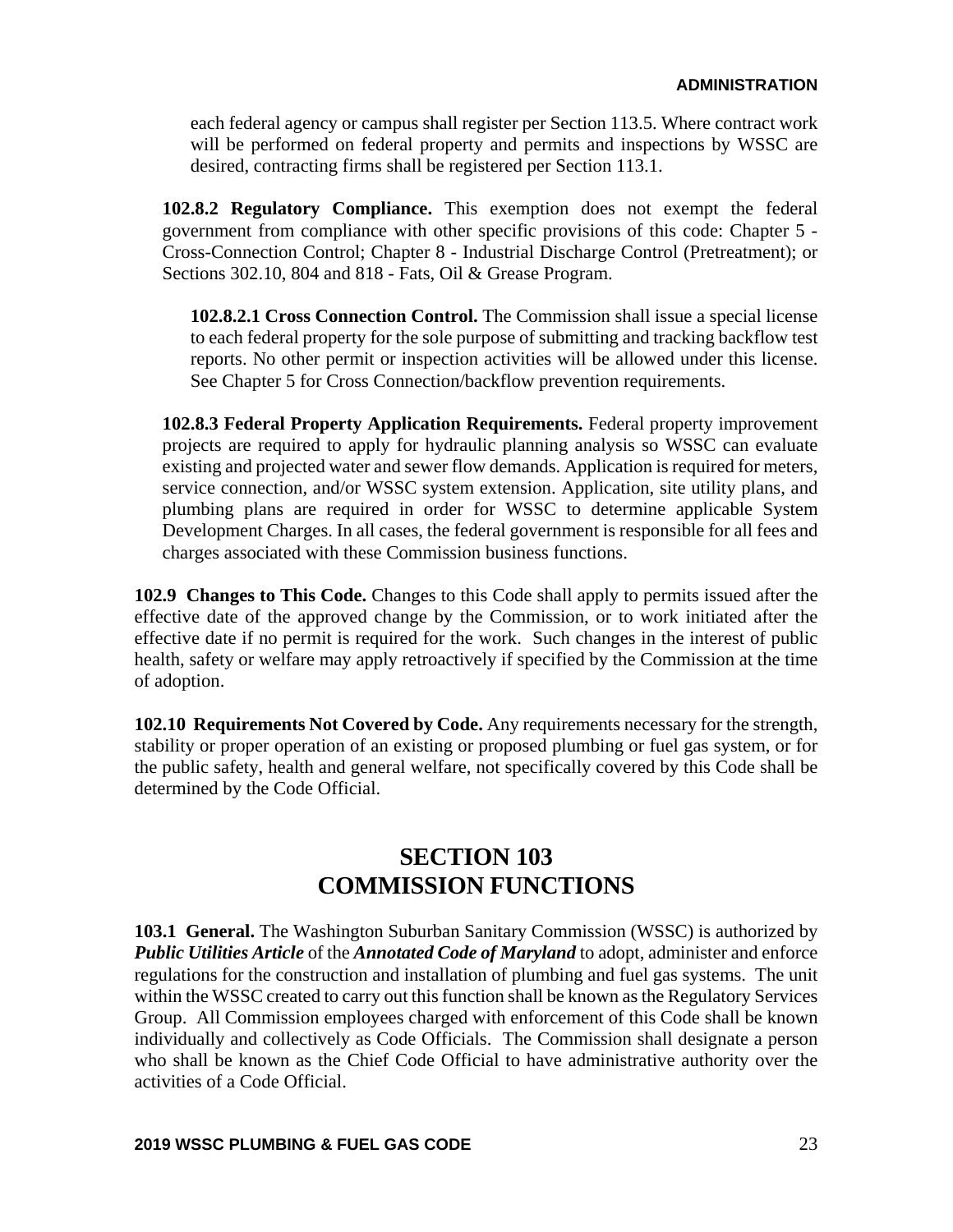each federal agency or campus shall register per Section 113.5. Where contract work will be performed on federal property and permits and inspections by WSSC are desired, contracting firms shall be registered per Section 113.1.

**102.8.2 Regulatory Compliance.** This exemption does not exempt the federal government from compliance with other specific provisions of this code: Chapter 5 - Cross-Connection Control; Chapter 8 - Industrial Discharge Control (Pretreatment); or Sections 302.10, 804 and 818 - Fats, Oil & Grease Program.

**102.8.2.1 Cross Connection Control.** The Commission shall issue a special license to each federal property for the sole purpose of submitting and tracking backflow test reports. No other permit or inspection activities will be allowed under this license. See Chapter 5 for Cross Connection/backflow prevention requirements.

**102.8.3 Federal Property Application Requirements.** Federal property improvement projects are required to apply for hydraulic planning analysis so WSSC can evaluate existing and projected water and sewer flow demands. Application is required for meters, service connection, and/or WSSC system extension. Application, site utility plans, and plumbing plans are required in order for WSSC to determine applicable System Development Charges. In all cases, the federal government is responsible for all fees and charges associated with these Commission business functions.

**102.9 Changes to This Code.** Changes to this Code shall apply to permits issued after the effective date of the approved change by the Commission, or to work initiated after the effective date if no permit is required for the work. Such changes in the interest of public health, safety or welfare may apply retroactively if specified by the Commission at the time of adoption.

**102.10 Requirements Not Covered by Code.** Any requirements necessary for the strength, stability or proper operation of an existing or proposed plumbing or fuel gas system, or for the public safety, health and general welfare, not specifically covered by this Code shall be determined by the Code Official.

## SECTION 103
## COMMISSION FUNCTIONS

**103.1 General.** The Washington Suburban Sanitary Commission (WSSC) is authorized by ***Public Utilities Article*** of the ***Annotated Code of Maryland*** to adopt, administer and enforce regulations for the construction and installation of plumbing and fuel gas systems. The unit within the WSSC created to carry out this function shall be known as the Regulatory Services Group. All Commission employees charged with enforcement of this Code shall be known individually and collectively as Code Officials. The Commission shall designate a person who shall be known as the Chief Code Official to have administrative authority over the activities of a Code Official.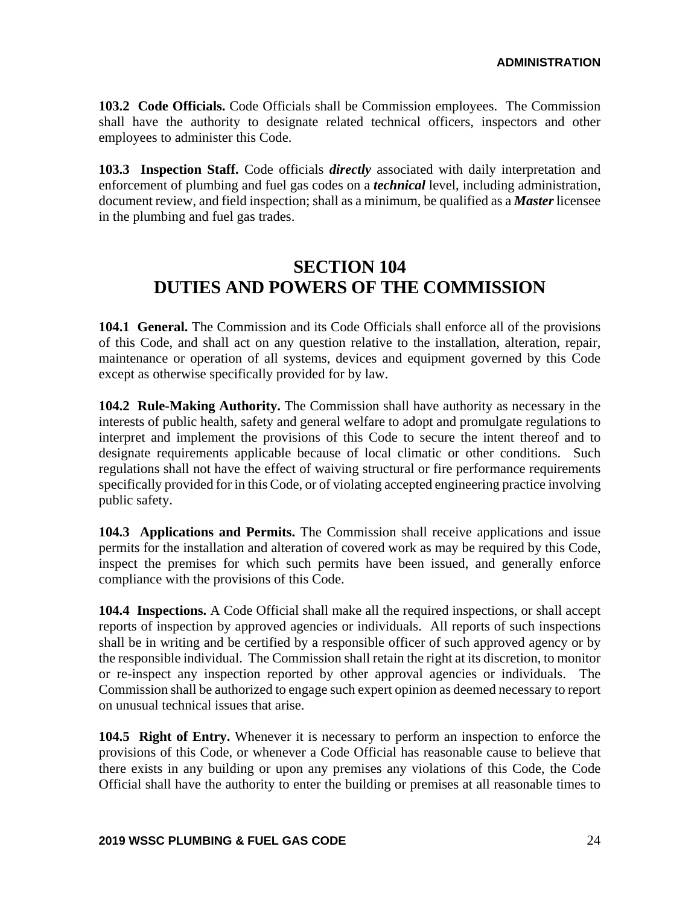**103.2 Code Officials.** Code Officials shall be Commission employees. The Commission shall have the authority to designate related technical officers, inspectors and other employees to administer this Code.

**103.3 Inspection Staff.** Code officials ***directly*** associated with daily interpretation and enforcement of plumbing and fuel gas codes on a ***technical*** level, including administration, document review, and field inspection; shall as a minimum, be qualified as a ***Master*** licensee in the plumbing and fuel gas trades.

## SECTION 104
## DUTIES AND POWERS OF THE COMMISSION

**104.1 General.** The Commission and its Code Officials shall enforce all of the provisions of this Code, and shall act on any question relative to the installation, alteration, repair, maintenance or operation of all systems, devices and equipment governed by this Code except as otherwise specifically provided for by law.

**104.2 Rule-Making Authority.** The Commission shall have authority as necessary in the interests of public health, safety and general welfare to adopt and promulgate regulations to interpret and implement the provisions of this Code to secure the intent thereof and to designate requirements applicable because of local climatic or other conditions. Such regulations shall not have the effect of waiving structural or fire performance requirements specifically provided for in this Code, or of violating accepted engineering practice involving public safety.

**104.3 Applications and Permits.** The Commission shall receive applications and issue permits for the installation and alteration of covered work as may be required by this Code, inspect the premises for which such permits have been issued, and generally enforce compliance with the provisions of this Code.

**104.4 Inspections.** A Code Official shall make all the required inspections, or shall accept reports of inspection by approved agencies or individuals. All reports of such inspections shall be in writing and be certified by a responsible officer of such approved agency or by the responsible individual. The Commission shall retain the right at its discretion, to monitor or re-inspect any inspection reported by other approval agencies or individuals. The Commission shall be authorized to engage such expert opinion as deemed necessary to report on unusual technical issues that arise.

**104.5 Right of Entry.** Whenever it is necessary to perform an inspection to enforce the provisions of this Code, or whenever a Code Official has reasonable cause to believe that there exists in any building or upon any premises any violations of this Code, the Code Official shall have the authority to enter the building or premises at all reasonable times to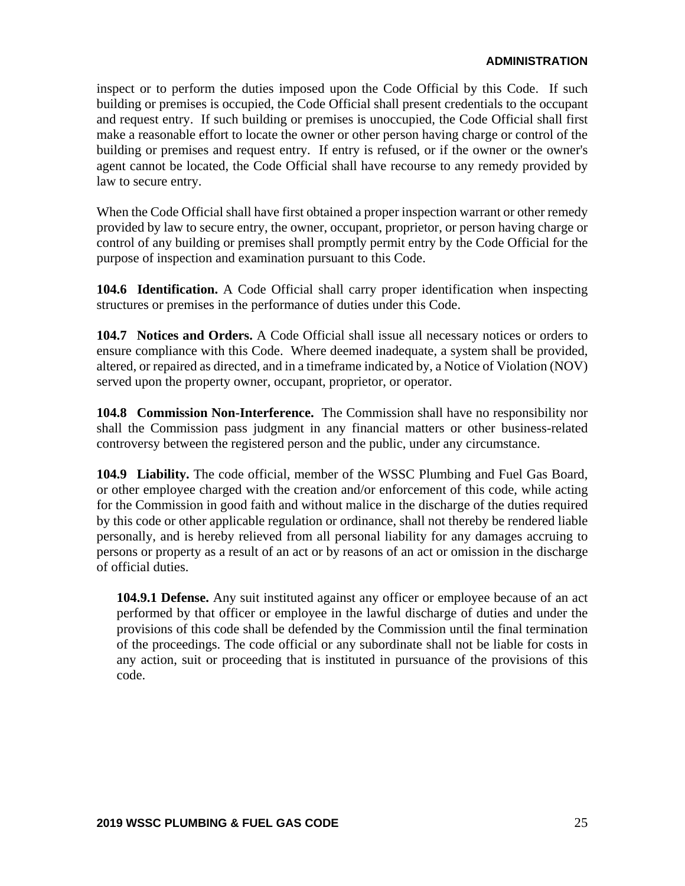inspect or to perform the duties imposed upon the Code Official by this Code. If such building or premises is occupied, the Code Official shall present credentials to the occupant and request entry. If such building or premises is unoccupied, the Code Official shall first make a reasonable effort to locate the owner or other person having charge or control of the building or premises and request entry. If entry is refused, or if the owner or the owner's agent cannot be located, the Code Official shall have recourse to any remedy provided by law to secure entry.

When the Code Official shall have first obtained a proper inspection warrant or other remedy provided by law to secure entry, the owner, occupant, proprietor, or person having charge or control of any building or premises shall promptly permit entry by the Code Official for the purpose of inspection and examination pursuant to this Code.

**104.6 Identification.** A Code Official shall carry proper identification when inspecting structures or premises in the performance of duties under this Code.

**104.7 Notices and Orders.** A Code Official shall issue all necessary notices or orders to ensure compliance with this Code. Where deemed inadequate, a system shall be provided, altered, or repaired as directed, and in a timeframe indicated by, a Notice of Violation (NOV) served upon the property owner, occupant, proprietor, or operator.

**104.8 Commission Non-Interference.** The Commission shall have no responsibility nor shall the Commission pass judgment in any financial matters or other business-related controversy between the registered person and the public, under any circumstance.

**104.9 Liability.** The code official, member of the WSSC Plumbing and Fuel Gas Board, or other employee charged with the creation and/or enforcement of this code, while acting for the Commission in good faith and without malice in the discharge of the duties required by this code or other applicable regulation or ordinance, shall not thereby be rendered liable personally, and is hereby relieved from all personal liability for any damages accruing to persons or property as a result of an act or by reasons of an act or omission in the discharge of official duties.

**104.9.1 Defense.** Any suit instituted against any officer or employee because of an act performed by that officer or employee in the lawful discharge of duties and under the provisions of this code shall be defended by the Commission until the final termination of the proceedings. The code official or any subordinate shall not be liable for costs in any action, suit or proceeding that is instituted in pursuance of the provisions of this code.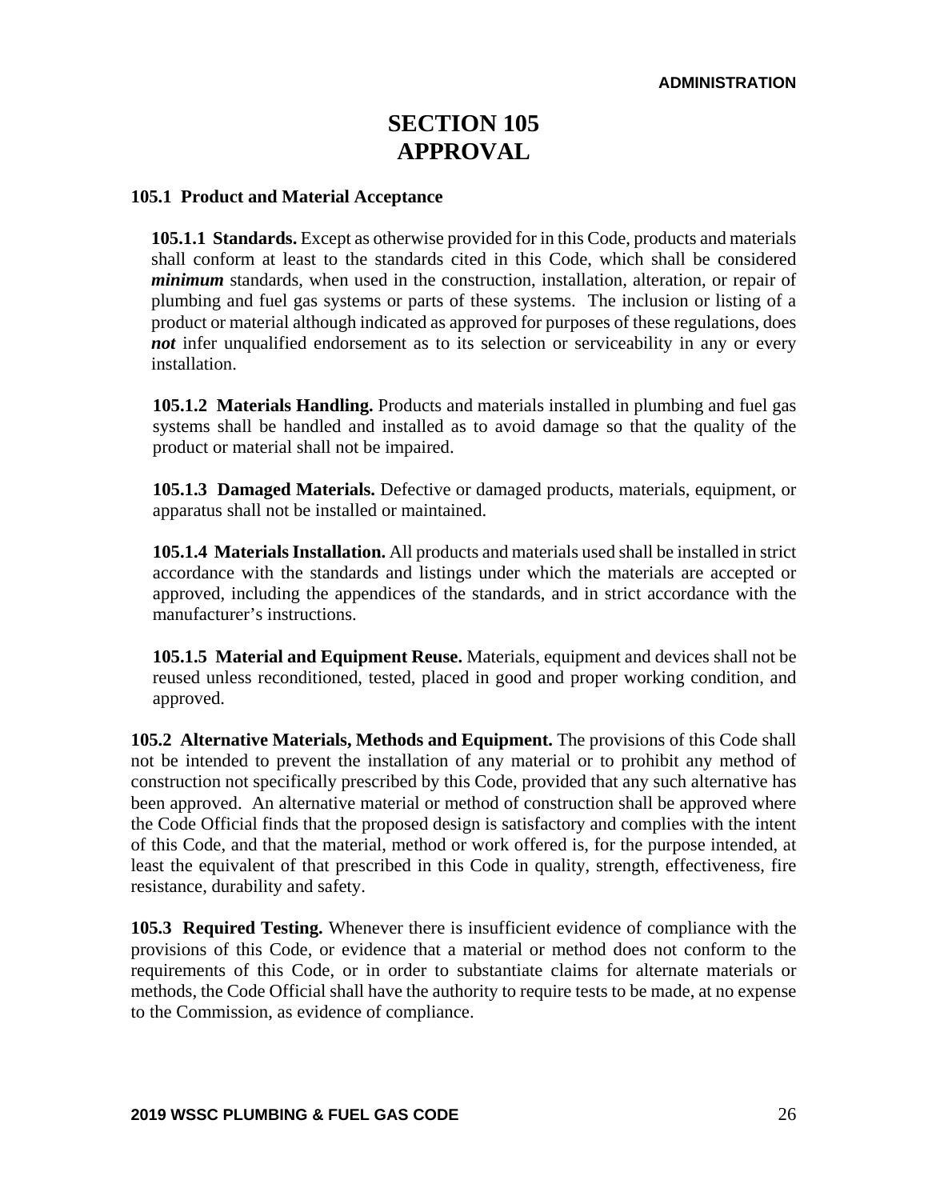# SECTION 105
# APPROVAL

**105.1 Product and Material Acceptance**

**105.1.1 Standards.** Except as otherwise provided for in this Code, products and materials shall conform at least to the standards cited in this Code, which shall be considered ***minimum*** standards, when used in the construction, installation, alteration, or repair of plumbing and fuel gas systems or parts of these systems. The inclusion or listing of a product or material although indicated as approved for purposes of these regulations, does ***not*** infer unqualified endorsement as to its selection or serviceability in any or every installation.

**105.1.2 Materials Handling.** Products and materials installed in plumbing and fuel gas systems shall be handled and installed as to avoid damage so that the quality of the product or material shall not be impaired.

**105.1.3 Damaged Materials.** Defective or damaged products, materials, equipment, or apparatus shall not be installed or maintained.

**105.1.4 Materials Installation.** All products and materials used shall be installed in strict accordance with the standards and listings under which the materials are accepted or approved, including the appendices of the standards, and in strict accordance with the manufacturer's instructions.

**105.1.5 Material and Equipment Reuse.** Materials, equipment and devices shall not be reused unless reconditioned, tested, placed in good and proper working condition, and approved.

**105.2 Alternative Materials, Methods and Equipment.** The provisions of this Code shall not be intended to prevent the installation of any material or to prohibit any method of construction not specifically prescribed by this Code, provided that any such alternative has been approved. An alternative material or method of construction shall be approved where the Code Official finds that the proposed design is satisfactory and complies with the intent of this Code, and that the material, method or work offered is, for the purpose intended, at least the equivalent of that prescribed in this Code in quality, strength, effectiveness, fire resistance, durability and safety.

**105.3 Required Testing.** Whenever there is insufficient evidence of compliance with the provisions of this Code, or evidence that a material or method does not conform to the requirements of this Code, or in order to substantiate claims for alternate materials or methods, the Code Official shall have the authority to require tests to be made, at no expense to the Commission, as evidence of compliance.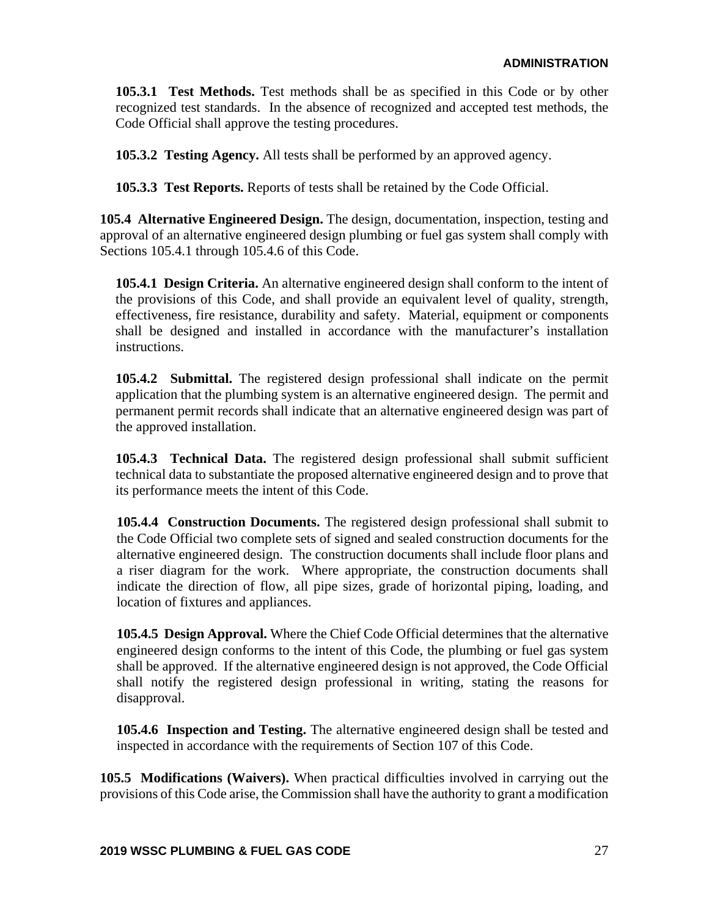**105.3.1 Test Methods.** Test methods shall be as specified in this Code or by other recognized test standards. In the absence of recognized and accepted test methods, the Code Official shall approve the testing procedures.

**105.3.2 Testing Agency.** All tests shall be performed by an approved agency.

**105.3.3 Test Reports.** Reports of tests shall be retained by the Code Official.

**105.4 Alternative Engineered Design.** The design, documentation, inspection, testing and approval of an alternative engineered design plumbing or fuel gas system shall comply with Sections 105.4.1 through 105.4.6 of this Code.

**105.4.1 Design Criteria.** An alternative engineered design shall conform to the intent of the provisions of this Code, and shall provide an equivalent level of quality, strength, effectiveness, fire resistance, durability and safety. Material, equipment or components shall be designed and installed in accordance with the manufacturer's installation instructions.

**105.4.2 Submittal.** The registered design professional shall indicate on the permit application that the plumbing system is an alternative engineered design. The permit and permanent permit records shall indicate that an alternative engineered design was part of the approved installation.

**105.4.3 Technical Data.** The registered design professional shall submit sufficient technical data to substantiate the proposed alternative engineered design and to prove that its performance meets the intent of this Code.

**105.4.4 Construction Documents.** The registered design professional shall submit to the Code Official two complete sets of signed and sealed construction documents for the alternative engineered design. The construction documents shall include floor plans and a riser diagram for the work. Where appropriate, the construction documents shall indicate the direction of flow, all pipe sizes, grade of horizontal piping, loading, and location of fixtures and appliances.

**105.4.5 Design Approval.** Where the Chief Code Official determines that the alternative engineered design conforms to the intent of this Code, the plumbing or fuel gas system shall be approved. If the alternative engineered design is not approved, the Code Official shall notify the registered design professional in writing, stating the reasons for disapproval.

**105.4.6 Inspection and Testing.** The alternative engineered design shall be tested and inspected in accordance with the requirements of Section 107 of this Code.

**105.5 Modifications (Waivers).** When practical difficulties involved in carrying out the provisions of this Code arise, the Commission shall have the authority to grant a modification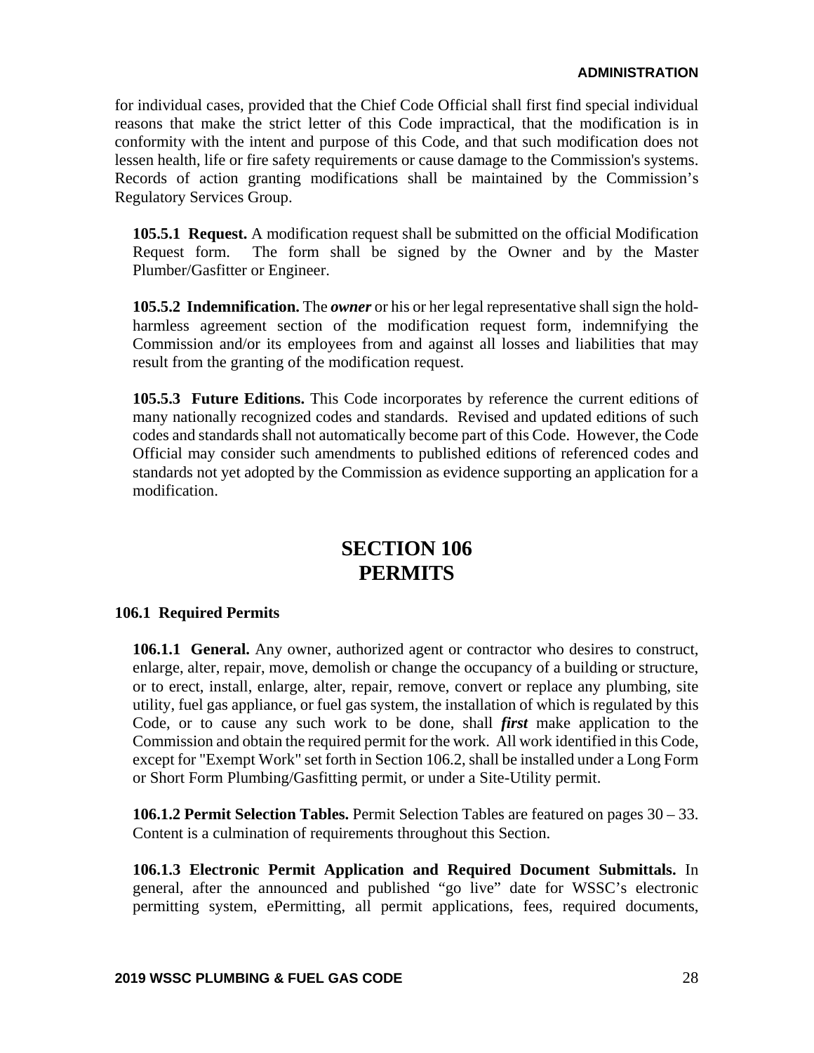for individual cases, provided that the Chief Code Official shall first find special individual reasons that make the strict letter of this Code impractical, that the modification is in conformity with the intent and purpose of this Code, and that such modification does not lessen health, life or fire safety requirements or cause damage to the Commission's systems. Records of action granting modifications shall be maintained by the Commission's Regulatory Services Group.

**105.5.1 Request.** A modification request shall be submitted on the official Modification Request form. The form shall be signed by the Owner and by the Master Plumber/Gasfitter or Engineer.

**105.5.2 Indemnification.** The ***owner*** or his or her legal representative shall sign the hold-harmless agreement section of the modification request form, indemnifying the Commission and/or its employees from and against all losses and liabilities that may result from the granting of the modification request.

**105.5.3 Future Editions.** This Code incorporates by reference the current editions of many nationally recognized codes and standards. Revised and updated editions of such codes and standards shall not automatically become part of this Code. However, the Code Official may consider such amendments to published editions of referenced codes and standards not yet adopted by the Commission as evidence supporting an application for a modification.

# SECTION 106 PERMITS

### 106.1 Required Permits

**106.1.1 General.** Any owner, authorized agent or contractor who desires to construct, enlarge, alter, repair, move, demolish or change the occupancy of a building or structure, or to erect, install, enlarge, alter, repair, remove, convert or replace any plumbing, site utility, fuel gas appliance, or fuel gas system, the installation of which is regulated by this Code, or to cause any such work to be done, shall ***first*** make application to the Commission and obtain the required permit for the work. All work identified in this Code, except for "Exempt Work" set forth in Section 106.2, shall be installed under a Long Form or Short Form Plumbing/Gasfitting permit, or under a Site-Utility permit.

**106.1.2 Permit Selection Tables.** Permit Selection Tables are featured on pages 30 – 33. Content is a culmination of requirements throughout this Section.

**106.1.3 Electronic Permit Application and Required Document Submittals.** In general, after the announced and published "go live" date for WSSC's electronic permitting system, ePermitting, all permit applications, fees, required documents,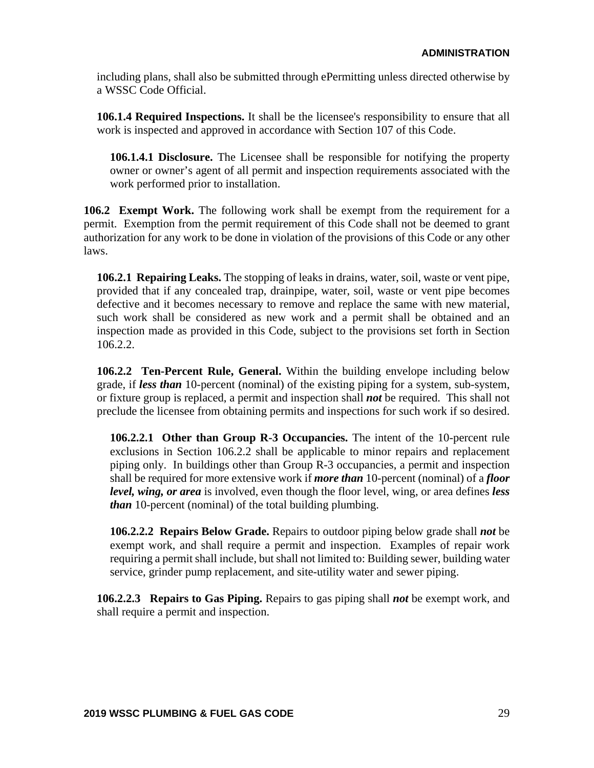including plans, shall also be submitted through ePermitting unless directed otherwise by a WSSC Code Official.

**106.1.4 Required Inspections.** It shall be the licensee's responsibility to ensure that all work is inspected and approved in accordance with Section 107 of this Code.

**106.1.4.1 Disclosure.** The Licensee shall be responsible for notifying the property owner or owner's agent of all permit and inspection requirements associated with the work performed prior to installation.

**106.2 Exempt Work.** The following work shall be exempt from the requirement for a permit. Exemption from the permit requirement of this Code shall not be deemed to grant authorization for any work to be done in violation of the provisions of this Code or any other laws.

**106.2.1 Repairing Leaks.** The stopping of leaks in drains, water, soil, waste or vent pipe, provided that if any concealed trap, drainpipe, water, soil, waste or vent pipe becomes defective and it becomes necessary to remove and replace the same with new material, such work shall be considered as new work and a permit shall be obtained and an inspection made as provided in this Code, subject to the provisions set forth in Section 106.2.2.

**106.2.2 Ten-Percent Rule, General.** Within the building envelope including below grade, if ***less than*** 10-percent (nominal) of the existing piping for a system, sub-system, or fixture group is replaced, a permit and inspection shall ***not*** be required. This shall not preclude the licensee from obtaining permits and inspections for such work if so desired.

**106.2.2.1 Other than Group R-3 Occupancies.** The intent of the 10-percent rule exclusions in Section 106.2.2 shall be applicable to minor repairs and replacement piping only. In buildings other than Group R-3 occupancies, a permit and inspection shall be required for more extensive work if ***more than*** 10-percent (nominal) of a ***floor level, wing, or area*** is involved, even though the floor level, wing, or area defines ***less than*** 10-percent (nominal) of the total building plumbing.

**106.2.2.2 Repairs Below Grade.** Repairs to outdoor piping below grade shall ***not*** be exempt work, and shall require a permit and inspection. Examples of repair work requiring a permit shall include, but shall not limited to: Building sewer, building water service, grinder pump replacement, and site-utility water and sewer piping.

**106.2.2.3 Repairs to Gas Piping.** Repairs to gas piping shall ***not*** be exempt work, and shall require a permit and inspection.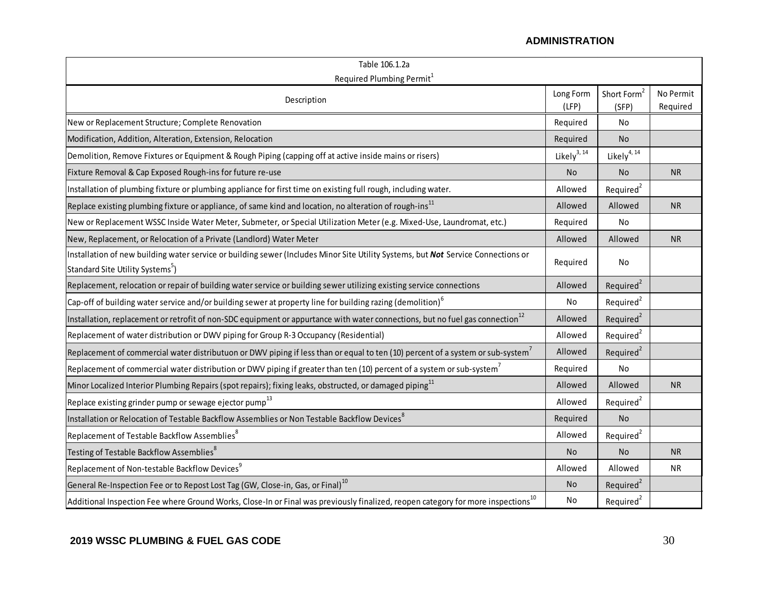Table 106.1.2a

Required Plumbing Permit[1]

| Description | Long Form (LFP) | Short Form[2] (SFP) | No Permit Required |
|---|---|---|---|
| New or Replacement Structure; Complete Renovation | Required | No | |
| Modification, Addition, Alteration, Extension, Relocation | Required | No | |
| Demolition, Remove Fixtures or Equipment & Rough Piping (capping off at active inside mains or risers) | Likely[3, 14] | Likely[4, 14] | |
| Fixture Removal & Cap Exposed Rough-ins for future re-use | No | No | NR |
| Installation of plumbing fixture or plumbing appliance for first time on existing full rough, including water. | Allowed | Required[2] | |
| Replace existing plumbing fixture or appliance, of same kind and location, no alteration of rough-ins[11] | Allowed | Allowed | NR |
| New or Replacement WSSC Inside Water Meter, Submeter, or Special Utilization Meter (e.g. Mixed-Use, Laundromat, etc.) | Required | No | |
| New, Replacement, or Relocation of a Private (Landlord) Water Meter | Allowed | Allowed | NR |
| Installation of new building water service or building sewer (Includes Minor Site Utility Systems, but ***Not*** Service Connections or Standard Site Utility Systems[5]) | Required | No | |
| Replacement, relocation or repair of building water service or building sewer utilizing existing service connections | Allowed | Required[2] | |
| Cap-off of building water service and/or building sewer at property line for building razing (demolition)[6] | No | Required[2] | |
| Installation, replacement or retrofit of non-SDC equipment or appurtance with water connections, but no fuel gas connection[12] | Allowed | Required[2] | |
| Replacement of water distribution or DWV piping for Group R-3 Occupancy (Residential) | Allowed | Required[2] | |
| Replacement of commercial water distributuon or DWV piping if less than or equal to ten (10) percent of a system or sub-system[7] | Allowed | Required[2] | |
| Replacement of commercial water distribution or DWV piping if greater than ten (10) percent of a system or sub-system[7] | Required | No | |
| Minor Localized Interior Plumbing Repairs (spot repairs); fixing leaks, obstructed, or damaged piping[11] | Allowed | Allowed | NR |
| Replace existing grinder pump or sewage ejector pump[13] | Allowed | Required[2] | |
| Installation or Relocation of Testable Backflow Assemblies or Non Testable Backflow Devices[8] | Required | No | |
| Replacement of Testable Backflow Assemblies[8] | Allowed | Required[2] | |
| Testing of Testable Backflow Assemblies[8] | No | No | NR |
| Replacement of Non-testable Backflow Devices[9] | Allowed | Allowed | NR |
| General Re-Inspection Fee or to Repost Lost Tag (GW, Close-in, Gas, or Final)[10] | No | Required[2] | |
| Additional Inspection Fee where Ground Works, Close-In or Final was previously finalized, reopen category for more inspections[10] | No | Required[2] | |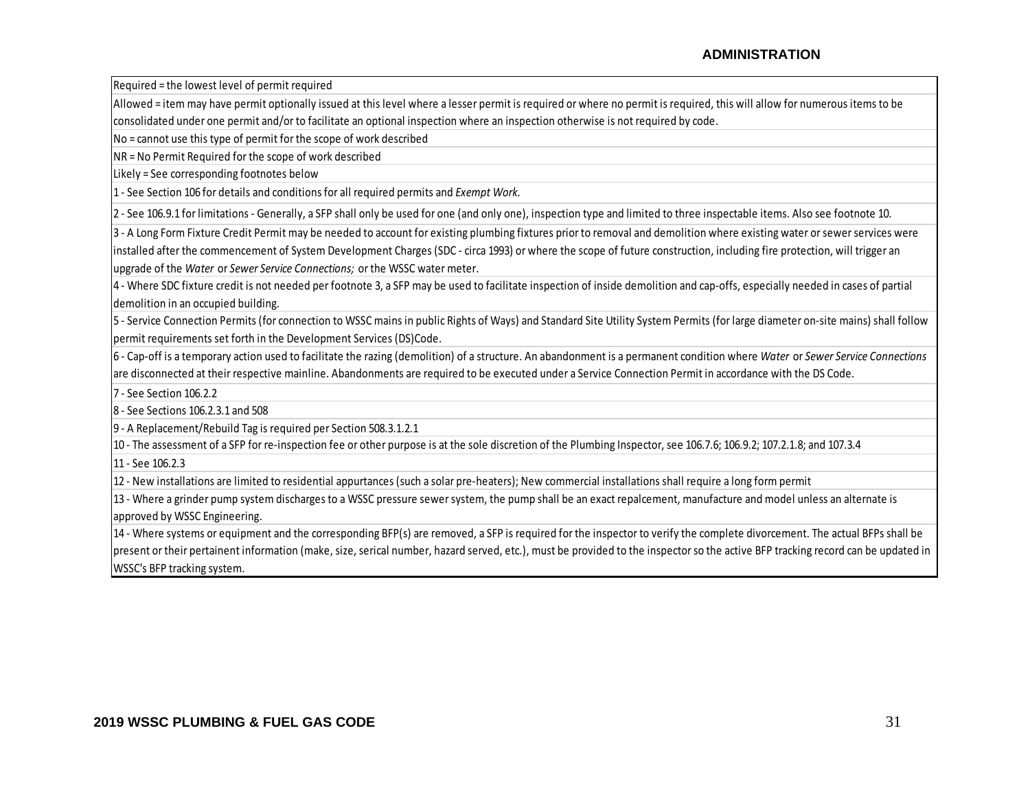| Required = the lowest level of permit required |
|---|
| Allowed = item may have permit optionally issued at this level where a lesser permit is required or where no permit is required, this will allow for numerous items to be consolidated under one permit and/or to facilitate an optional inspection where an inspection otherwise is not required by code. |
| No = cannot use this type of permit for the scope of work described |
| NR = No Permit Required for the scope of work described |
| Likely = See corresponding footnotes below |
| 1 - See Section 106 for details and conditions for all required permits and *Exempt Work.* |
| 2 - See 106.9.1 for limitations - Generally, a SFP shall only be used for one (and only one), inspection type and limited to three inspectable items. Also see footnote 10. |
| 3 - A Long Form Fixture Credit Permit may be needed to account for existing plumbing fixtures prior to removal and demolition where existing water or sewer services were installed after the commencement of System Development Charges (SDC - circa 1993) or where the scope of future construction, including fire protection, will trigger an upgrade of the *Water* or *Sewer Service Connections;* or the WSSC water meter. |
| 4 - Where SDC fixture credit is not needed per footnote 3, a SFP may be used to facilitate inspection of inside demolition and cap-offs, especially needed in cases of partial demolition in an occupied building. |
| 5 - Service Connection Permits (for connection to WSSC mains in public Rights of Ways) and Standard Site Utility System Permits (for large diameter on-site mains) shall follow permit requirements set forth in the Development Services (DS)Code. |
| 6 - Cap-off is a temporary action used to facilitate the razing (demolition) of a structure. An abandonment is a permanent condition where *Water* or *Sewer Service Connections* are disconnected at their respective mainline. Abandonments are required to be executed under a Service Connection Permit in accordance with the DS Code. |
| 7 - See Section 106.2.2 |
| 8 - See Sections 106.2.3.1 and 508 |
| 9 - A Replacement/Rebuild Tag is required per Section 508.3.1.2.1 |
| 10 - The assessment of a SFP for re-inspection fee or other purpose is at the sole discretion of the Plumbing Inspector, see 106.7.6; 106.9.2; 107.2.1.8; and 107.3.4 |
| 11 - See 106.2.3 |
| 12 - New installations are limited to residential appurtances (such a solar pre-heaters); New commercial installations shall require a long form permit |
| 13 - Where a grinder pump system discharges to a WSSC pressure sewer system, the pump shall be an exact repalcement, manufacture and model unless an alternate is approved by WSSC Engineering. |
| 14 - Where systems or equipment and the corresponding BFP(s) are removed, a SFP is required for the inspector to verify the complete divorcement. The actual BFPs shall be present or their pertainent information (make, size, serical number, hazard served, etc.), must be provided to the inspector so the active BFP tracking record can be updated in WSSC's BFP tracking system. |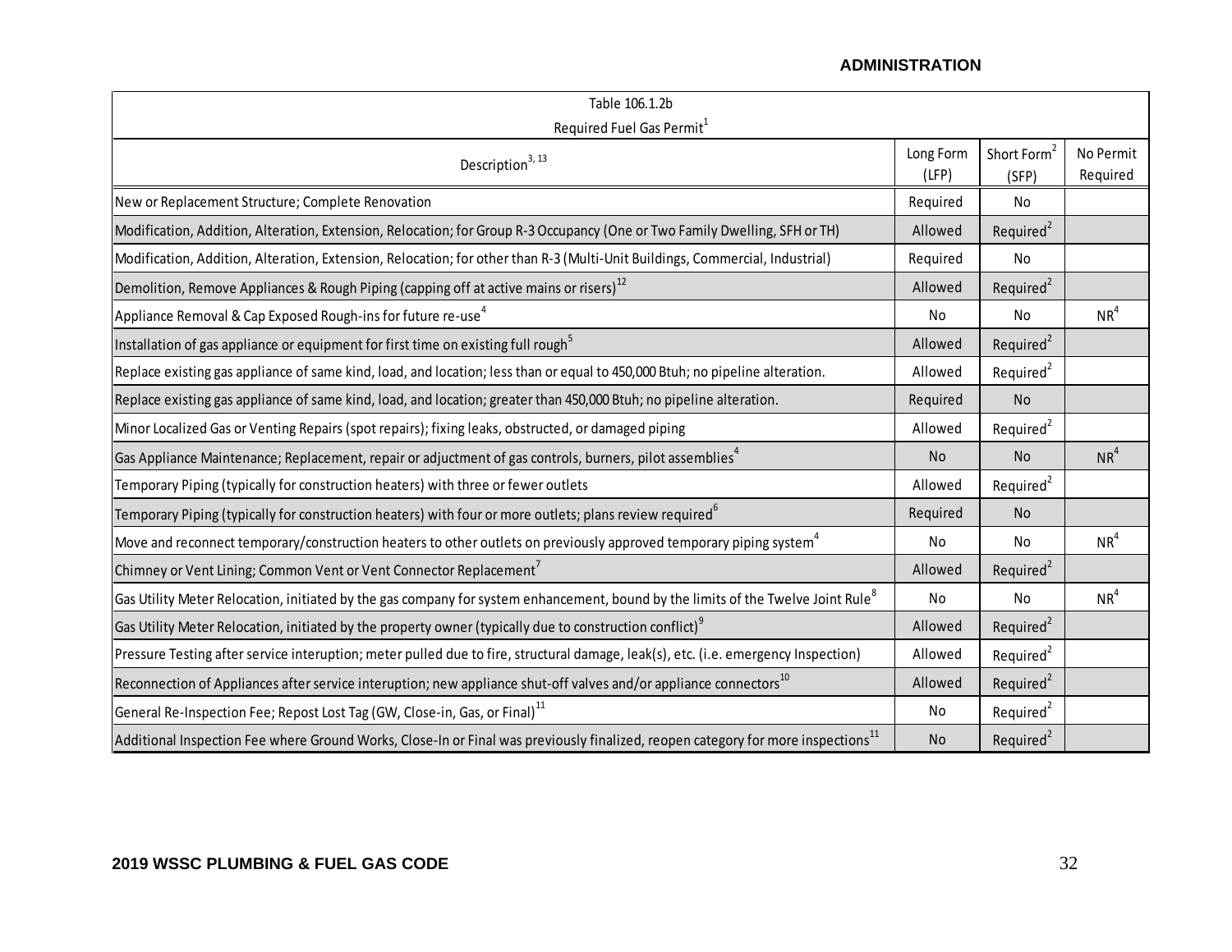Table 106.1.2b

Required Fuel Gas Permit[1]

| Description[3, 13] | Long Form (LFP) | Short Form[2] (SFP) | No Permit Required |
|---|---|---|---|
| New or Replacement Structure; Complete Renovation | Required | No | |
| Modification, Addition, Alteration, Extension, Relocation; for Group R-3 Occupancy (One or Two Family Dwelling, SFH or TH) | Allowed | Required[2] | |
| Modification, Addition, Alteration, Extension, Relocation; for other than R-3 (Multi-Unit Buildings, Commercial, Industrial) | Required | No | |
| Demolition, Remove Appliances & Rough Piping (capping off at active mains or risers)[12] | Allowed | Required[2] | |
| Appliance Removal & Cap Exposed Rough-ins for future re-use[4] | No | No | NR[4] |
| Installation of gas appliance or equipment for first time on existing full rough[5] | Allowed | Required[2] | |
| Replace existing gas appliance of same kind, load, and location; less than or equal to 450,000 Btuh; no pipeline alteration. | Allowed | Required[2] | |
| Replace existing gas appliance of same kind, load, and location; greater than 450,000 Btuh; no pipeline alteration. | Required | No | |
| Minor Localized Gas or Venting Repairs (spot repairs); fixing leaks, obstructed, or damaged piping | Allowed | Required[2] | |
| Gas Appliance Maintenance; Replacement, repair or adjuctment of gas controls, burners, pilot assemblies[4] | No | No | NR[4] |
| Temporary Piping (typically for construction heaters) with three or fewer outlets | Allowed | Required[2] | |
| Temporary Piping (typically for construction heaters) with four or more outlets; plans review required[6] | Required | No | |
| Move and reconnect temporary/construction heaters to other outlets on previously approved temporary piping system[4] | No | No | NR[4] |
| Chimney or Vent Lining; Common Vent or Vent Connector Replacement[7] | Allowed | Required[2] | |
| Gas Utility Meter Relocation, initiated by the gas company for system enhancement, bound by the limits of the Twelve Joint Rule[8] | No | No | NR[4] |
| Gas Utility Meter Relocation, initiated by the property owner (typically due to construction conflict)[9] | Allowed | Required[2] | |
| Pressure Testing after service interuption; meter pulled due to fire, structural damage, leak(s), etc. (i.e. emergency Inspection) | Allowed | Required[2] | |
| Reconnection of Appliances after service interuption; new appliance shut-off valves and/or appliance connectors[10] | Allowed | Required[2] | |
| General Re-Inspection Fee; Repost Lost Tag (GW, Close-in, Gas, or Final)[11] | No | Required[2] | |
| Additional Inspection Fee where Ground Works, Close-In or Final was previously finalized, reopen category for more inspections[11] | No | Required[2] | |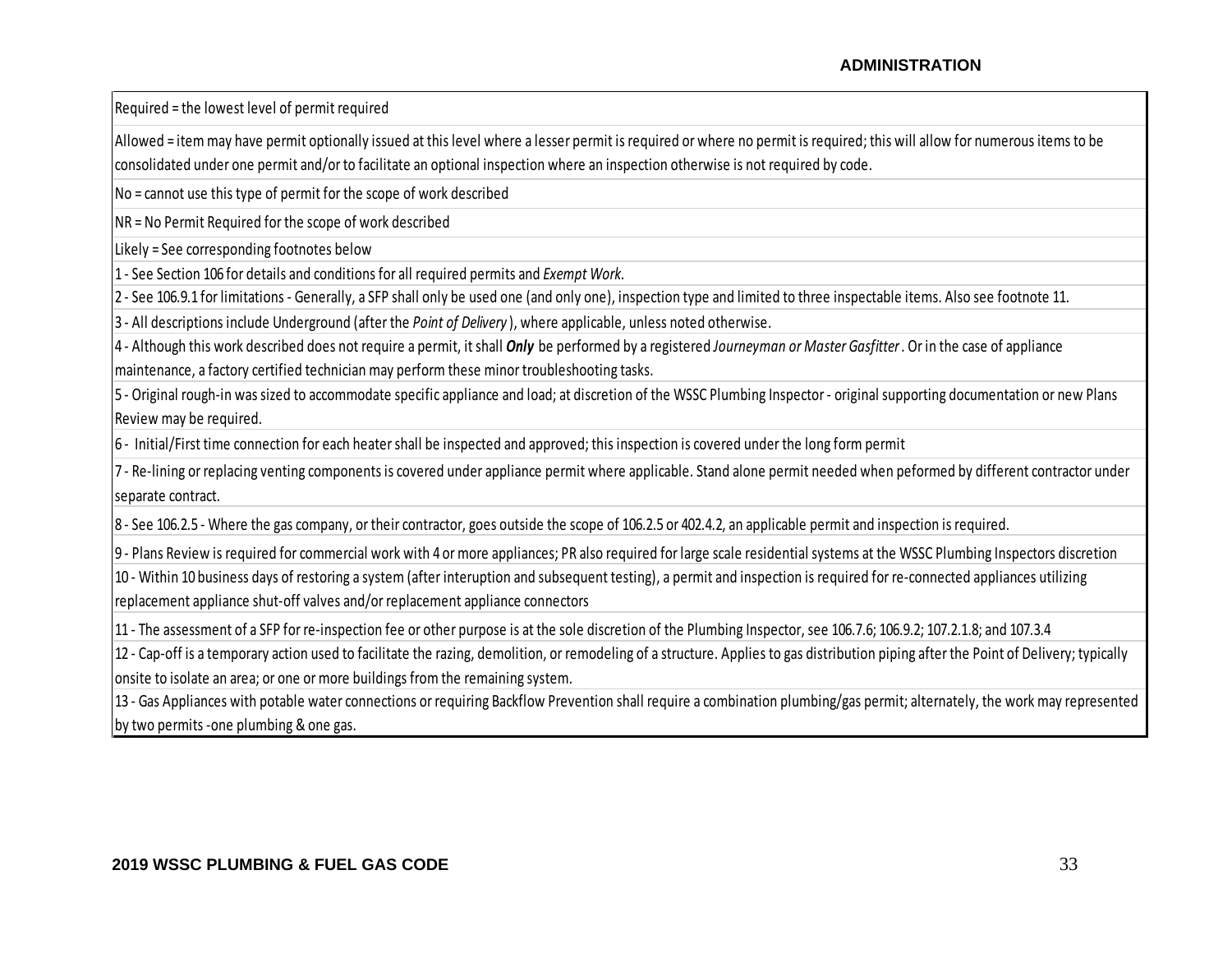Required = the lowest level of permit required

Allowed = item may have permit optionally issued at this level where a lesser permit is required or where no permit is required; this will allow for numerous items to be consolidated under one permit and/or to facilitate an optional inspection where an inspection otherwise is not required by code.

No = cannot use this type of permit for the scope of work described

NR = No Permit Required for the scope of work described

Likely = See corresponding footnotes below

1 - See Section 106 for details and conditions for all required permits and *Exempt Work.*

2 - See 106.9.1 for limitations - Generally, a SFP shall only be used one (and only one), inspection type and limited to three inspectable items. Also see footnote 11.

3 - All descriptions include Underground (after the *Point of Delivery* ), where applicable, unless noted otherwise.

4 - Although this work described does not require a permit, it shall ***Only*** be performed by a registered *Journeyman or Master Gasfitter*. Or in the case of appliance maintenance, a factory certified technician may perform these minor troubleshooting tasks.

5 - Original rough-in was sized to accommodate specific appliance and load; at discretion of the WSSC Plumbing Inspector - original supporting documentation or new Plans Review may be required.

6 - Initial/First time connection for each heater shall be inspected and approved; this inspection is covered under the long form permit

7 - Re-lining or replacing venting components is covered under appliance permit where applicable. Stand alone permit needed when peformed by different contractor under separate contract.

8 - See 106.2.5 - Where the gas company, or their contractor, goes outside the scope of 106.2.5 or 402.4.2, an applicable permit and inspection is required.

9 - Plans Review is required for commercial work with 4 or more appliances; PR also required for large scale residential systems at the WSSC Plumbing Inspectors discretion

10 - Within 10 business days of restoring a system (after interuption and subsequent testing), a permit and inspection is required for re-connected appliances utilizing replacement appliance shut-off valves and/or replacement appliance connectors

11 - The assessment of a SFP for re-inspection fee or other purpose is at the sole discretion of the Plumbing Inspector, see 106.7.6; 106.9.2; 107.2.1.8; and 107.3.4

12 - Cap-off is a temporary action used to facilitate the razing, demolition, or remodeling of a structure. Applies to gas distribution piping after the Point of Delivery; typically onsite to isolate an area; or one or more buildings from the remaining system.

13 - Gas Appliances with potable water connections or requiring Backflow Prevention shall require a combination plumbing/gas permit; alternately, the work may represented by two permits -one plumbing & one gas.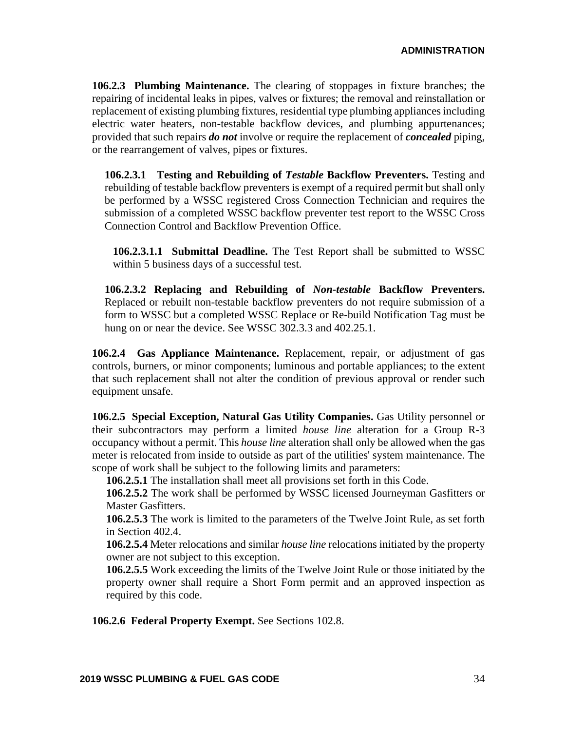**106.2.3 Plumbing Maintenance.** The clearing of stoppages in fixture branches; the repairing of incidental leaks in pipes, valves or fixtures; the removal and reinstallation or replacement of existing plumbing fixtures, residential type plumbing appliances including electric water heaters, non-testable backflow devices, and plumbing appurtenances; provided that such repairs ***do not*** involve or require the replacement of ***concealed*** piping, or the rearrangement of valves, pipes or fixtures.

**106.2.3.1 Testing and Rebuilding of *Testable* Backflow Preventers.** Testing and rebuilding of testable backflow preventers is exempt of a required permit but shall only be performed by a WSSC registered Cross Connection Technician and requires the submission of a completed WSSC backflow preventer test report to the WSSC Cross Connection Control and Backflow Prevention Office.

**106.2.3.1.1 Submittal Deadline.** The Test Report shall be submitted to WSSC within 5 business days of a successful test.

**106.2.3.2 Replacing and Rebuilding of *Non-testable* Backflow Preventers.** Replaced or rebuilt non-testable backflow preventers do not require submission of a form to WSSC but a completed WSSC Replace or Re-build Notification Tag must be hung on or near the device. See WSSC 302.3.3 and 402.25.1.

**106.2.4 Gas Appliance Maintenance.** Replacement, repair, or adjustment of gas controls, burners, or minor components; luminous and portable appliances; to the extent that such replacement shall not alter the condition of previous approval or render such equipment unsafe.

**106.2.5 Special Exception, Natural Gas Utility Companies.** Gas Utility personnel or their subcontractors may perform a limited *house line* alteration for a Group R-3 occupancy without a permit. This *house line* alteration shall only be allowed when the gas meter is relocated from inside to outside as part of the utilities' system maintenance. The scope of work shall be subject to the following limits and parameters:

**106.2.5.1** The installation shall meet all provisions set forth in this Code.

**106.2.5.2** The work shall be performed by WSSC licensed Journeyman Gasfitters or Master Gasfitters.

**106.2.5.3** The work is limited to the parameters of the Twelve Joint Rule, as set forth in Section 402.4.

**106.2.5.4** Meter relocations and similar *house line* relocations initiated by the property owner are not subject to this exception.

**106.2.5.5** Work exceeding the limits of the Twelve Joint Rule or those initiated by the property owner shall require a Short Form permit and an approved inspection as required by this code.

**106.2.6 Federal Property Exempt.** See Sections 102.8.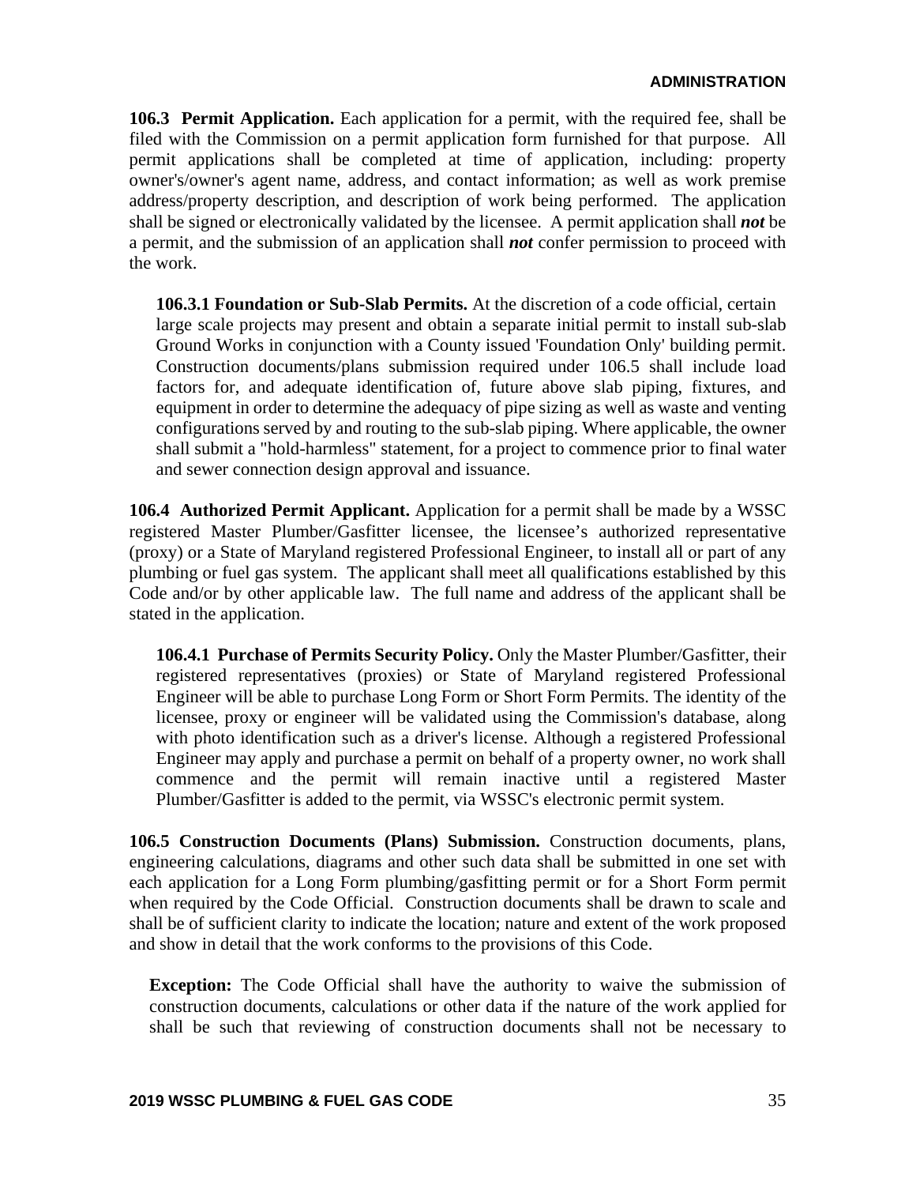**106.3 Permit Application.** Each application for a permit, with the required fee, shall be filed with the Commission on a permit application form furnished for that purpose. All permit applications shall be completed at time of application, including: property owner's/owner's agent name, address, and contact information; as well as work premise address/property description, and description of work being performed. The application shall be signed or electronically validated by the licensee. A permit application shall ***not*** be a permit, and the submission of an application shall ***not*** confer permission to proceed with the work.

**106.3.1 Foundation or Sub-Slab Permits.** At the discretion of a code official, certain large scale projects may present and obtain a separate initial permit to install sub-slab Ground Works in conjunction with a County issued 'Foundation Only' building permit. Construction documents/plans submission required under 106.5 shall include load factors for, and adequate identification of, future above slab piping, fixtures, and equipment in order to determine the adequacy of pipe sizing as well as waste and venting configurations served by and routing to the sub-slab piping. Where applicable, the owner shall submit a "hold-harmless" statement, for a project to commence prior to final water and sewer connection design approval and issuance.

**106.4 Authorized Permit Applicant.** Application for a permit shall be made by a WSSC registered Master Plumber/Gasfitter licensee, the licensee's authorized representative (proxy) or a State of Maryland registered Professional Engineer, to install all or part of any plumbing or fuel gas system. The applicant shall meet all qualifications established by this Code and/or by other applicable law. The full name and address of the applicant shall be stated in the application.

**106.4.1 Purchase of Permits Security Policy.** Only the Master Plumber/Gasfitter, their registered representatives (proxies) or State of Maryland registered Professional Engineer will be able to purchase Long Form or Short Form Permits. The identity of the licensee, proxy or engineer will be validated using the Commission's database, along with photo identification such as a driver's license. Although a registered Professional Engineer may apply and purchase a permit on behalf of a property owner, no work shall commence and the permit will remain inactive until a registered Master Plumber/Gasfitter is added to the permit, via WSSC's electronic permit system.

**106.5 Construction Documents (Plans) Submission.** Construction documents, plans, engineering calculations, diagrams and other such data shall be submitted in one set with each application for a Long Form plumbing/gasfitting permit or for a Short Form permit when required by the Code Official. Construction documents shall be drawn to scale and shall be of sufficient clarity to indicate the location; nature and extent of the work proposed and show in detail that the work conforms to the provisions of this Code.

**Exception:** The Code Official shall have the authority to waive the submission of construction documents, calculations or other data if the nature of the work applied for shall be such that reviewing of construction documents shall not be necessary to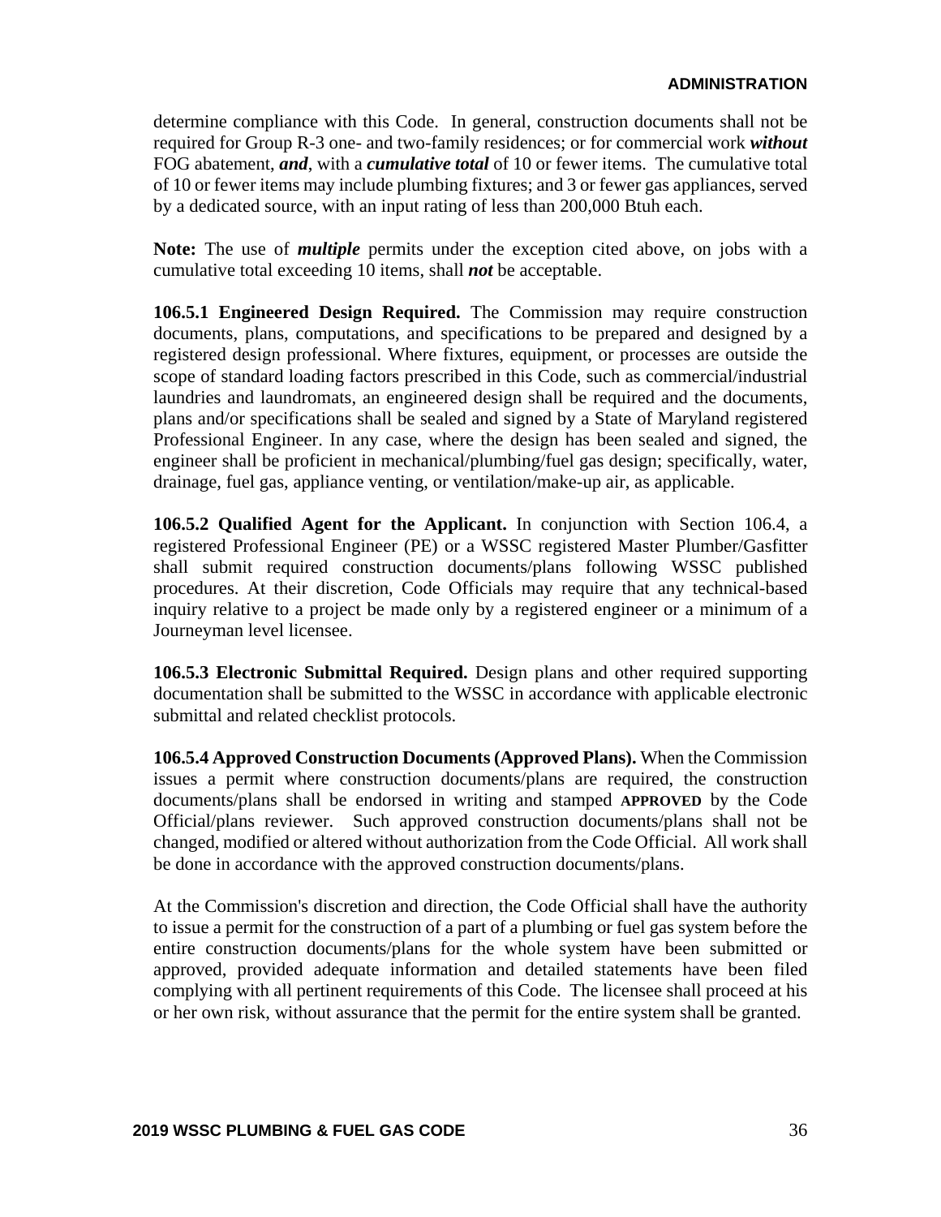determine compliance with this Code. In general, construction documents shall not be required for Group R-3 one- and two-family residences; or for commercial work ***without*** FOG abatement, ***and***, with a ***cumulative total*** of 10 or fewer items. The cumulative total of 10 or fewer items may include plumbing fixtures; and 3 or fewer gas appliances, served by a dedicated source, with an input rating of less than 200,000 Btuh each.

**Note:** The use of ***multiple*** permits under the exception cited above, on jobs with a cumulative total exceeding 10 items, shall ***not*** be acceptable.

**106.5.1 Engineered Design Required.** The Commission may require construction documents, plans, computations, and specifications to be prepared and designed by a registered design professional. Where fixtures, equipment, or processes are outside the scope of standard loading factors prescribed in this Code, such as commercial/industrial laundries and laundromats, an engineered design shall be required and the documents, plans and/or specifications shall be sealed and signed by a State of Maryland registered Professional Engineer. In any case, where the design has been sealed and signed, the engineer shall be proficient in mechanical/plumbing/fuel gas design; specifically, water, drainage, fuel gas, appliance venting, or ventilation/make-up air, as applicable.

**106.5.2 Qualified Agent for the Applicant.** In conjunction with Section 106.4, a registered Professional Engineer (PE) or a WSSC registered Master Plumber/Gasfitter shall submit required construction documents/plans following WSSC published procedures. At their discretion, Code Officials may require that any technical-based inquiry relative to a project be made only by a registered engineer or a minimum of a Journeyman level licensee.

**106.5.3 Electronic Submittal Required.** Design plans and other required supporting documentation shall be submitted to the WSSC in accordance with applicable electronic submittal and related checklist protocols.

**106.5.4 Approved Construction Documents (Approved Plans).** When the Commission issues a permit where construction documents/plans are required, the construction documents/plans shall be endorsed in writing and stamped **APPROVED** by the Code Official/plans reviewer. Such approved construction documents/plans shall not be changed, modified or altered without authorization from the Code Official. All work shall be done in accordance with the approved construction documents/plans.

At the Commission's discretion and direction, the Code Official shall have the authority to issue a permit for the construction of a part of a plumbing or fuel gas system before the entire construction documents/plans for the whole system have been submitted or approved, provided adequate information and detailed statements have been filed complying with all pertinent requirements of this Code. The licensee shall proceed at his or her own risk, without assurance that the permit for the entire system shall be granted.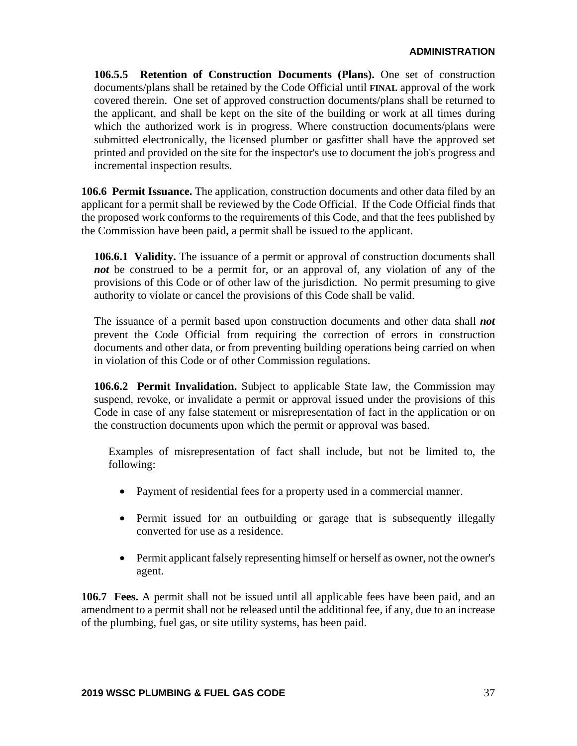**106.5.5 Retention of Construction Documents (Plans).** One set of construction documents/plans shall be retained by the Code Official until **FINAL** approval of the work covered therein. One set of approved construction documents/plans shall be returned to the applicant, and shall be kept on the site of the building or work at all times during which the authorized work is in progress. Where construction documents/plans were submitted electronically, the licensed plumber or gasfitter shall have the approved set printed and provided on the site for the inspector's use to document the job's progress and incremental inspection results.

**106.6 Permit Issuance.** The application, construction documents and other data filed by an applicant for a permit shall be reviewed by the Code Official. If the Code Official finds that the proposed work conforms to the requirements of this Code, and that the fees published by the Commission have been paid, a permit shall be issued to the applicant.

**106.6.1 Validity.** The issuance of a permit or approval of construction documents shall ***not*** be construed to be a permit for, or an approval of, any violation of any of the provisions of this Code or of other law of the jurisdiction. No permit presuming to give authority to violate or cancel the provisions of this Code shall be valid.

The issuance of a permit based upon construction documents and other data shall ***not*** prevent the Code Official from requiring the correction of errors in construction documents and other data, or from preventing building operations being carried on when in violation of this Code or of other Commission regulations.

**106.6.2 Permit Invalidation.** Subject to applicable State law, the Commission may suspend, revoke, or invalidate a permit or approval issued under the provisions of this Code in case of any false statement or misrepresentation of fact in the application or on the construction documents upon which the permit or approval was based.

Examples of misrepresentation of fact shall include, but not be limited to, the following:

- Payment of residential fees for a property used in a commercial manner.
- Permit issued for an outbuilding or garage that is subsequently illegally converted for use as a residence.
- Permit applicant falsely representing himself or herself as owner, not the owner's agent.

**106.7 Fees.** A permit shall not be issued until all applicable fees have been paid, and an amendment to a permit shall not be released until the additional fee, if any, due to an increase of the plumbing, fuel gas, or site utility systems, has been paid.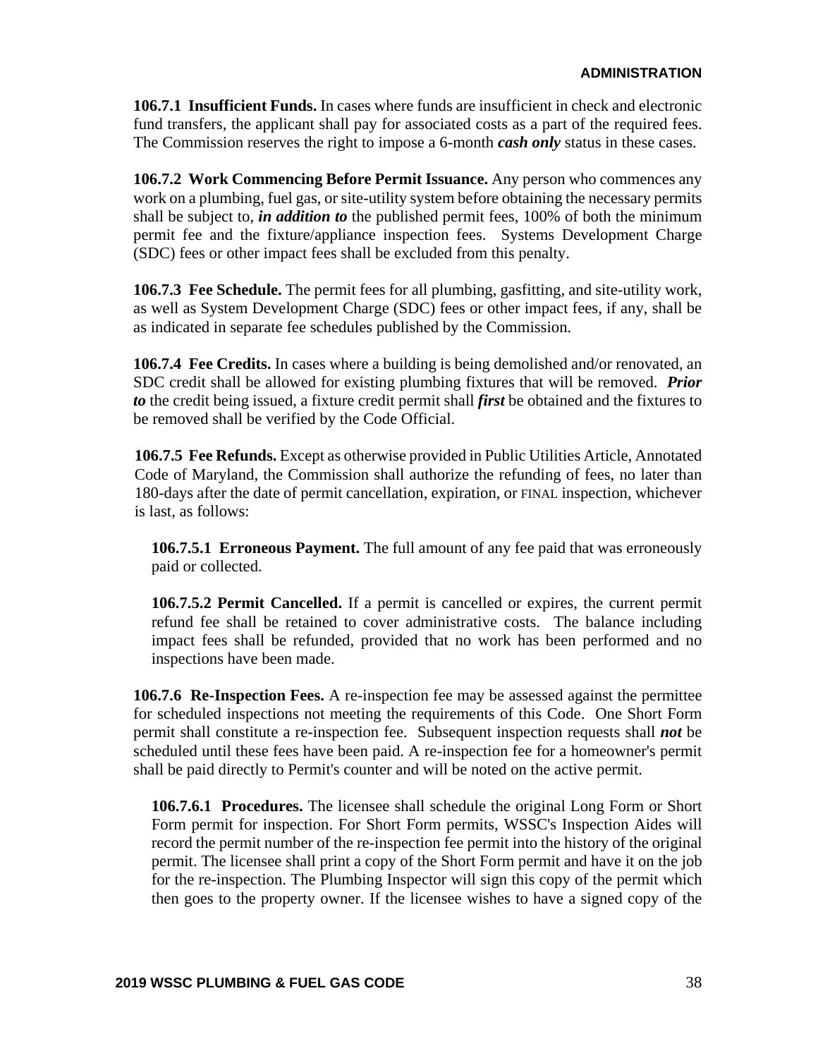**106.7.1 Insufficient Funds.** In cases where funds are insufficient in check and electronic fund transfers, the applicant shall pay for associated costs as a part of the required fees. The Commission reserves the right to impose a 6-month ***cash only*** status in these cases.

**106.7.2 Work Commencing Before Permit Issuance.** Any person who commences any work on a plumbing, fuel gas, or site-utility system before obtaining the necessary permits shall be subject to, ***in addition to*** the published permit fees, 100% of both the minimum permit fee and the fixture/appliance inspection fees. Systems Development Charge (SDC) fees or other impact fees shall be excluded from this penalty.

**106.7.3 Fee Schedule.** The permit fees for all plumbing, gasfitting, and site-utility work, as well as System Development Charge (SDC) fees or other impact fees, if any, shall be as indicated in separate fee schedules published by the Commission.

**106.7.4 Fee Credits.** In cases where a building is being demolished and/or renovated, an SDC credit shall be allowed for existing plumbing fixtures that will be removed. ***Prior to*** the credit being issued, a fixture credit permit shall ***first*** be obtained and the fixtures to be removed shall be verified by the Code Official.

**106.7.5 Fee Refunds.** Except as otherwise provided in Public Utilities Article, Annotated Code of Maryland, the Commission shall authorize the refunding of fees, no later than 180-days after the date of permit cancellation, expiration, or FINAL inspection, whichever is last, as follows:

**106.7.5.1 Erroneous Payment.** The full amount of any fee paid that was erroneously paid or collected.

**106.7.5.2 Permit Cancelled.** If a permit is cancelled or expires, the current permit refund fee shall be retained to cover administrative costs. The balance including impact fees shall be refunded, provided that no work has been performed and no inspections have been made.

**106.7.6 Re-Inspection Fees.** A re-inspection fee may be assessed against the permittee for scheduled inspections not meeting the requirements of this Code. One Short Form permit shall constitute a re-inspection fee. Subsequent inspection requests shall ***not*** be scheduled until these fees have been paid. A re-inspection fee for a homeowner's permit shall be paid directly to Permit's counter and will be noted on the active permit.

**106.7.6.1 Procedures.** The licensee shall schedule the original Long Form or Short Form permit for inspection. For Short Form permits, WSSC's Inspection Aides will record the permit number of the re-inspection fee permit into the history of the original permit. The licensee shall print a copy of the Short Form permit and have it on the job for the re-inspection. The Plumbing Inspector will sign this copy of the permit which then goes to the property owner. If the licensee wishes to have a signed copy of the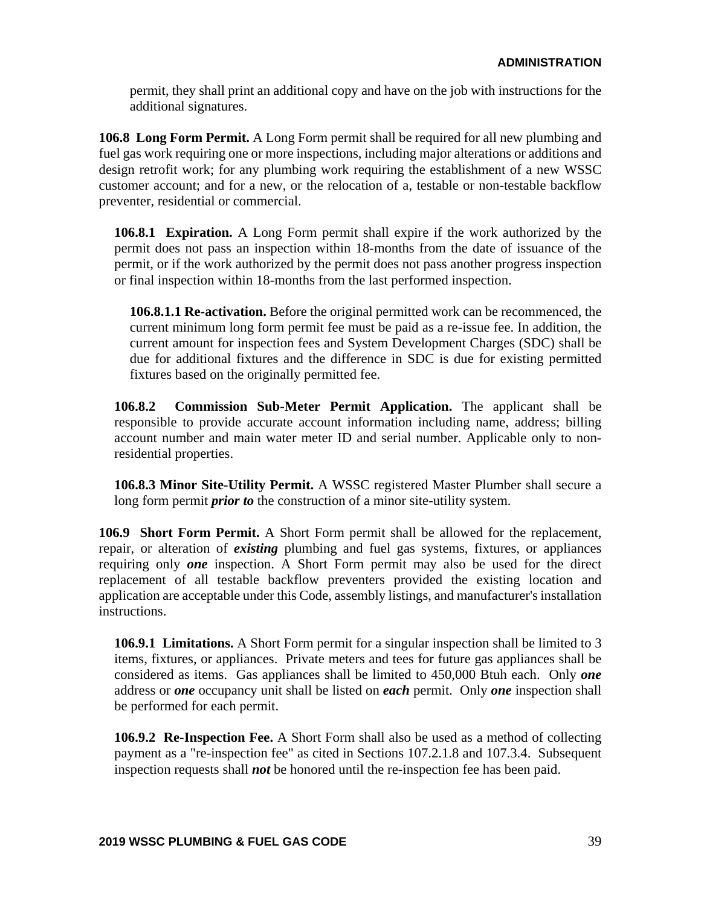permit, they shall print an additional copy and have on the job with instructions for the additional signatures.

**106.8 Long Form Permit.** A Long Form permit shall be required for all new plumbing and fuel gas work requiring one or more inspections, including major alterations or additions and design retrofit work; for any plumbing work requiring the establishment of a new WSSC customer account; and for a new, or the relocation of a, testable or non-testable backflow preventer, residential or commercial.

**106.8.1 Expiration.** A Long Form permit shall expire if the work authorized by the permit does not pass an inspection within 18-months from the date of issuance of the permit, or if the work authorized by the permit does not pass another progress inspection or final inspection within 18-months from the last performed inspection.

**106.8.1.1 Re-activation.** Before the original permitted work can be recommenced, the current minimum long form permit fee must be paid as a re-issue fee. In addition, the current amount for inspection fees and System Development Charges (SDC) shall be due for additional fixtures and the difference in SDC is due for existing permitted fixtures based on the originally permitted fee.

**106.8.2 Commission Sub-Meter Permit Application.** The applicant shall be responsible to provide accurate account information including name, address; billing account number and main water meter ID and serial number. Applicable only to non-residential properties.

**106.8.3 Minor Site-Utility Permit.** A WSSC registered Master Plumber shall secure a long form permit ***prior to*** the construction of a minor site-utility system.

**106.9 Short Form Permit.** A Short Form permit shall be allowed for the replacement, repair, or alteration of ***existing*** plumbing and fuel gas systems, fixtures, or appliances requiring only ***one*** inspection. A Short Form permit may also be used for the direct replacement of all testable backflow preventers provided the existing location and application are acceptable under this Code, assembly listings, and manufacturer's installation instructions.

**106.9.1 Limitations.** A Short Form permit for a singular inspection shall be limited to 3 items, fixtures, or appliances. Private meters and tees for future gas appliances shall be considered as items. Gas appliances shall be limited to 450,000 Btuh each. Only ***one*** address or ***one*** occupancy unit shall be listed on ***each*** permit. Only ***one*** inspection shall be performed for each permit.

**106.9.2 Re-Inspection Fee.** A Short Form shall also be used as a method of collecting payment as a "re-inspection fee" as cited in Sections 107.2.1.8 and 107.3.4. Subsequent inspection requests shall ***not*** be honored until the re-inspection fee has been paid.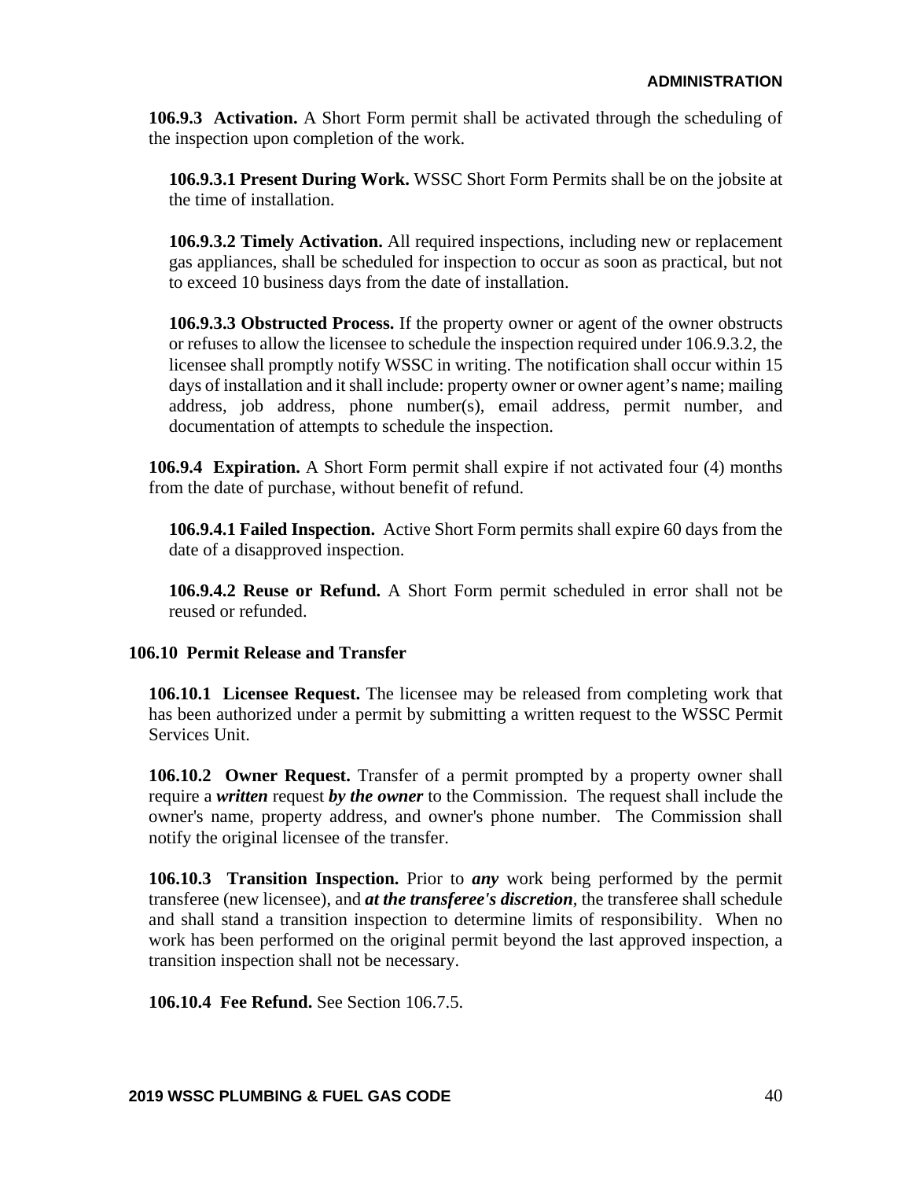**106.9.3 Activation.** A Short Form permit shall be activated through the scheduling of the inspection upon completion of the work.

**106.9.3.1 Present During Work.** WSSC Short Form Permits shall be on the jobsite at the time of installation.

**106.9.3.2 Timely Activation.** All required inspections, including new or replacement gas appliances, shall be scheduled for inspection to occur as soon as practical, but not to exceed 10 business days from the date of installation.

**106.9.3.3 Obstructed Process.** If the property owner or agent of the owner obstructs or refuses to allow the licensee to schedule the inspection required under 106.9.3.2, the licensee shall promptly notify WSSC in writing. The notification shall occur within 15 days of installation and it shall include: property owner or owner agent's name; mailing address, job address, phone number(s), email address, permit number, and documentation of attempts to schedule the inspection.

**106.9.4 Expiration.** A Short Form permit shall expire if not activated four (4) months from the date of purchase, without benefit of refund.

**106.9.4.1 Failed Inspection.** Active Short Form permits shall expire 60 days from the date of a disapproved inspection.

**106.9.4.2 Reuse or Refund.** A Short Form permit scheduled in error shall not be reused or refunded.

## 106.10 Permit Release and Transfer

**106.10.1 Licensee Request.** The licensee may be released from completing work that has been authorized under a permit by submitting a written request to the WSSC Permit Services Unit.

**106.10.2 Owner Request.** Transfer of a permit prompted by a property owner shall require a ***written*** request ***by the owner*** to the Commission. The request shall include the owner's name, property address, and owner's phone number. The Commission shall notify the original licensee of the transfer.

**106.10.3 Transition Inspection.** Prior to ***any*** work being performed by the permit transferee (new licensee), and ***at the transferee's discretion***, the transferee shall schedule and shall stand a transition inspection to determine limits of responsibility. When no work has been performed on the original permit beyond the last approved inspection, a transition inspection shall not be necessary.

**106.10.4 Fee Refund.** See Section 106.7.5.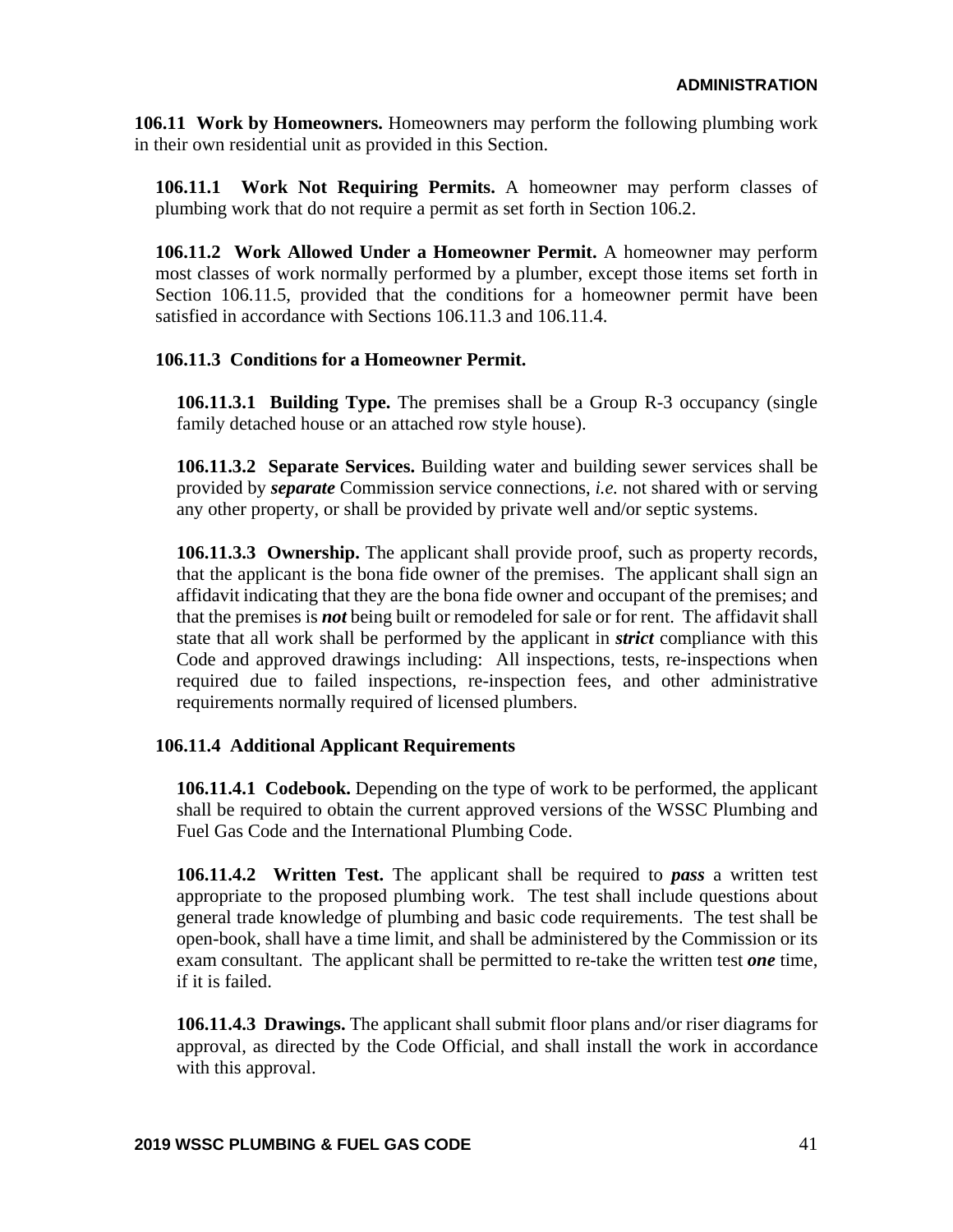**106.11 Work by Homeowners.** Homeowners may perform the following plumbing work in their own residential unit as provided in this Section.

**106.11.1 Work Not Requiring Permits.** A homeowner may perform classes of plumbing work that do not require a permit as set forth in Section 106.2.

**106.11.2 Work Allowed Under a Homeowner Permit.** A homeowner may perform most classes of work normally performed by a plumber, except those items set forth in Section 106.11.5, provided that the conditions for a homeowner permit have been satisfied in accordance with Sections 106.11.3 and 106.11.4.

**106.11.3 Conditions for a Homeowner Permit.**

**106.11.3.1 Building Type.** The premises shall be a Group R-3 occupancy (single family detached house or an attached row style house).

**106.11.3.2 Separate Services.** Building water and building sewer services shall be provided by ***separate*** Commission service connections, *i.e.* not shared with or serving any other property, or shall be provided by private well and/or septic systems.

**106.11.3.3 Ownership.** The applicant shall provide proof, such as property records, that the applicant is the bona fide owner of the premises. The applicant shall sign an affidavit indicating that they are the bona fide owner and occupant of the premises; and that the premises is ***not*** being built or remodeled for sale or for rent. The affidavit shall state that all work shall be performed by the applicant in ***strict*** compliance with this Code and approved drawings including: All inspections, tests, re-inspections when required due to failed inspections, re-inspection fees, and other administrative requirements normally required of licensed plumbers.

**106.11.4 Additional Applicant Requirements**

**106.11.4.1 Codebook.** Depending on the type of work to be performed, the applicant shall be required to obtain the current approved versions of the WSSC Plumbing and Fuel Gas Code and the International Plumbing Code.

**106.11.4.2 Written Test.** The applicant shall be required to ***pass*** a written test appropriate to the proposed plumbing work. The test shall include questions about general trade knowledge of plumbing and basic code requirements. The test shall be open-book, shall have a time limit, and shall be administered by the Commission or its exam consultant. The applicant shall be permitted to re-take the written test ***one*** time, if it is failed.

**106.11.4.3 Drawings.** The applicant shall submit floor plans and/or riser diagrams for approval, as directed by the Code Official, and shall install the work in accordance with this approval.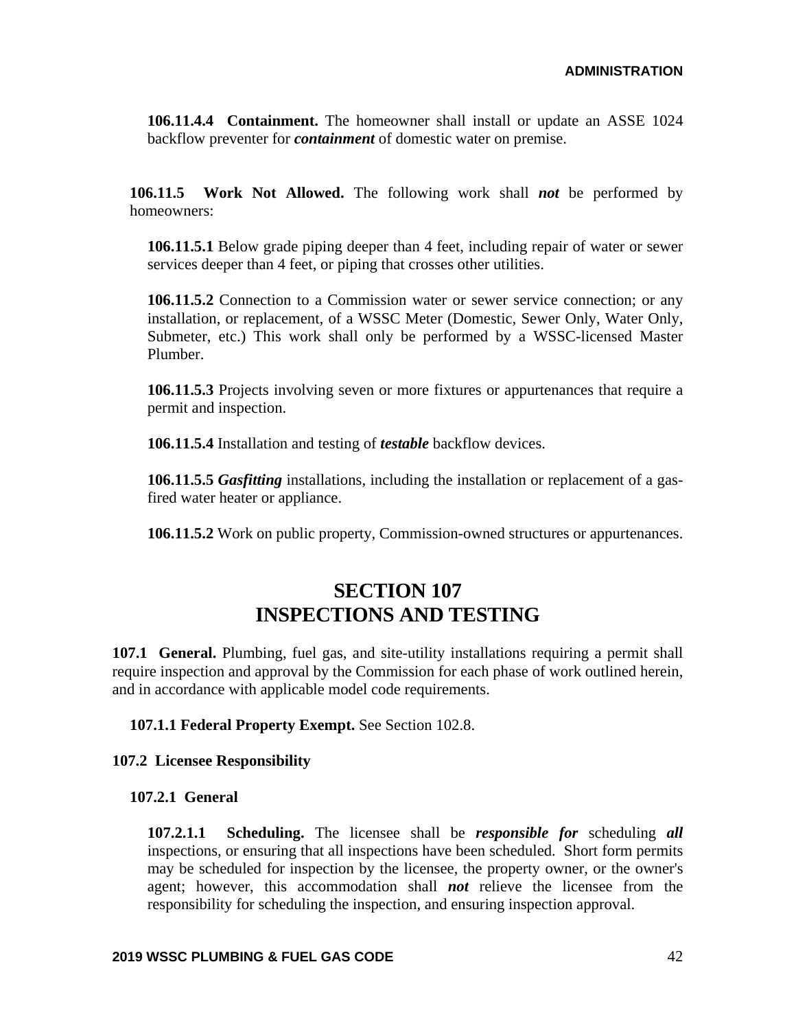**106.11.4.4 Containment.** The homeowner shall install or update an ASSE 1024 backflow preventer for ***containment*** of domestic water on premise.

**106.11.5 Work Not Allowed.** The following work shall ***not*** be performed by homeowners:

**106.11.5.1** Below grade piping deeper than 4 feet, including repair of water or sewer services deeper than 4 feet, or piping that crosses other utilities.

**106.11.5.2** Connection to a Commission water or sewer service connection; or any installation, or replacement, of a WSSC Meter (Domestic, Sewer Only, Water Only, Submeter, etc.) This work shall only be performed by a WSSC-licensed Master Plumber.

**106.11.5.3** Projects involving seven or more fixtures or appurtenances that require a permit and inspection.

**106.11.5.4** Installation and testing of ***testable*** backflow devices.

**106.11.5.5** ***Gasfitting*** installations, including the installation or replacement of a gas-fired water heater or appliance.

**106.11.5.2** Work on public property, Commission-owned structures or appurtenances.

# SECTION 107
# INSPECTIONS AND TESTING

**107.1 General.** Plumbing, fuel gas, and site-utility installations requiring a permit shall require inspection and approval by the Commission for each phase of work outlined herein, and in accordance with applicable model code requirements.

**107.1.1 Federal Property Exempt.** See Section 102.8.

**107.2 Licensee Responsibility**

**107.2.1 General**

**107.2.1.1 Scheduling.** The licensee shall be ***responsible for*** scheduling ***all*** inspections, or ensuring that all inspections have been scheduled. Short form permits may be scheduled for inspection by the licensee, the property owner, or the owner's agent; however, this accommodation shall ***not*** relieve the licensee from the responsibility for scheduling the inspection, and ensuring inspection approval.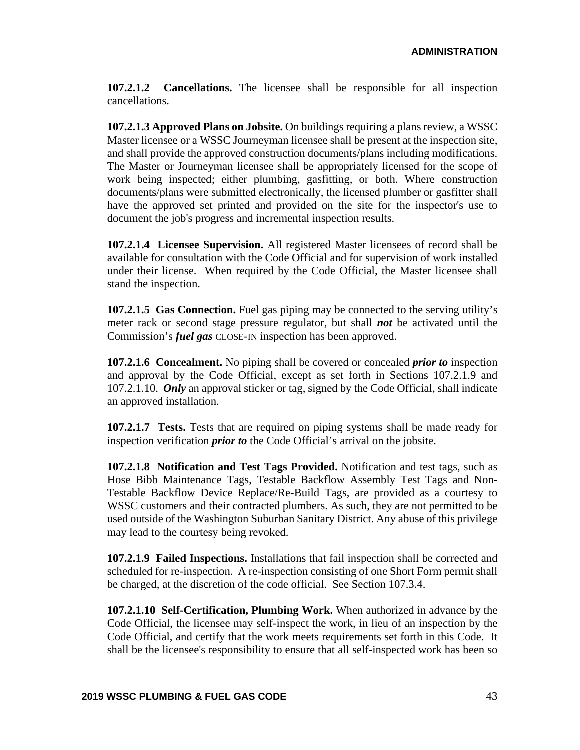**107.2.1.2 Cancellations.** The licensee shall be responsible for all inspection cancellations.

**107.2.1.3 Approved Plans on Jobsite.** On buildings requiring a plans review, a WSSC Master licensee or a WSSC Journeyman licensee shall be present at the inspection site, and shall provide the approved construction documents/plans including modifications. The Master or Journeyman licensee shall be appropriately licensed for the scope of work being inspected; either plumbing, gasfitting, or both. Where construction documents/plans were submitted electronically, the licensed plumber or gasfitter shall have the approved set printed and provided on the site for the inspector's use to document the job's progress and incremental inspection results.

**107.2.1.4 Licensee Supervision.** All registered Master licensees of record shall be available for consultation with the Code Official and for supervision of work installed under their license. When required by the Code Official, the Master licensee shall stand the inspection.

**107.2.1.5 Gas Connection.** Fuel gas piping may be connected to the serving utility's meter rack or second stage pressure regulator, but shall ***not*** be activated until the Commission's ***fuel gas*** CLOSE-IN inspection has been approved.

**107.2.1.6 Concealment.** No piping shall be covered or concealed ***prior to*** inspection and approval by the Code Official, except as set forth in Sections 107.2.1.9 and 107.2.1.10. ***Only*** an approval sticker or tag, signed by the Code Official, shall indicate an approved installation.

**107.2.1.7 Tests.** Tests that are required on piping systems shall be made ready for inspection verification ***prior to*** the Code Official's arrival on the jobsite.

**107.2.1.8 Notification and Test Tags Provided.** Notification and test tags, such as Hose Bibb Maintenance Tags, Testable Backflow Assembly Test Tags and Non-Testable Backflow Device Replace/Re-Build Tags, are provided as a courtesy to WSSC customers and their contracted plumbers. As such, they are not permitted to be used outside of the Washington Suburban Sanitary District. Any abuse of this privilege may lead to the courtesy being revoked.

**107.2.1.9 Failed Inspections.** Installations that fail inspection shall be corrected and scheduled for re-inspection. A re-inspection consisting of one Short Form permit shall be charged, at the discretion of the code official. See Section 107.3.4.

**107.2.1.10 Self-Certification, Plumbing Work.** When authorized in advance by the Code Official, the licensee may self-inspect the work, in lieu of an inspection by the Code Official, and certify that the work meets requirements set forth in this Code. It shall be the licensee's responsibility to ensure that all self-inspected work has been so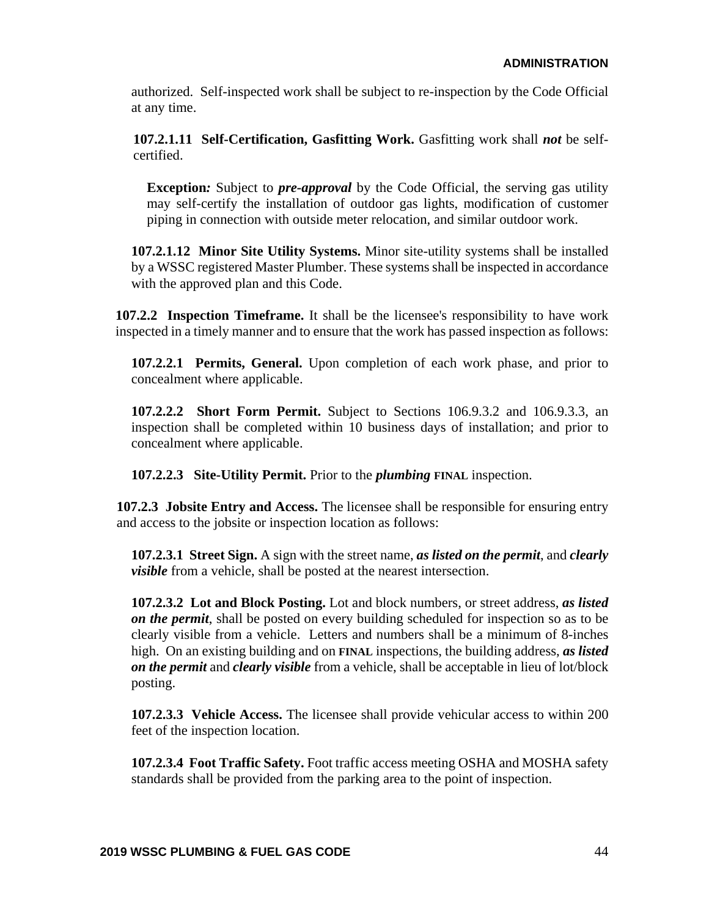authorized. Self-inspected work shall be subject to re-inspection by the Code Official at any time.

**107.2.1.11 Self-Certification, Gasfitting Work.** Gasfitting work shall ***not*** be self-certified.

**Exception*:*** Subject to ***pre-approval*** by the Code Official, the serving gas utility may self-certify the installation of outdoor gas lights, modification of customer piping in connection with outside meter relocation, and similar outdoor work.

**107.2.1.12 Minor Site Utility Systems.** Minor site-utility systems shall be installed by a WSSC registered Master Plumber. These systems shall be inspected in accordance with the approved plan and this Code.

**107.2.2 Inspection Timeframe.** It shall be the licensee's responsibility to have work inspected in a timely manner and to ensure that the work has passed inspection as follows:

**107.2.2.1 Permits, General.** Upon completion of each work phase, and prior to concealment where applicable.

**107.2.2.2 Short Form Permit.** Subject to Sections 106.9.3.2 and 106.9.3.3, an inspection shall be completed within 10 business days of installation; and prior to concealment where applicable.

**107.2.2.3 Site-Utility Permit.** Prior to the ***plumbing*** **FINAL** inspection.

**107.2.3 Jobsite Entry and Access.** The licensee shall be responsible for ensuring entry and access to the jobsite or inspection location as follows:

**107.2.3.1 Street Sign.** A sign with the street name, ***as listed on the permit***, and ***clearly visible*** from a vehicle, shall be posted at the nearest intersection.

**107.2.3.2 Lot and Block Posting.** Lot and block numbers, or street address, ***as listed on the permit***, shall be posted on every building scheduled for inspection so as to be clearly visible from a vehicle. Letters and numbers shall be a minimum of 8-inches high. On an existing building and on **FINAL** inspections, the building address, ***as listed on the permit*** and ***clearly visible*** from a vehicle, shall be acceptable in lieu of lot/block posting.

**107.2.3.3 Vehicle Access.** The licensee shall provide vehicular access to within 200 feet of the inspection location.

**107.2.3.4 Foot Traffic Safety.** Foot traffic access meeting OSHA and MOSHA safety standards shall be provided from the parking area to the point of inspection.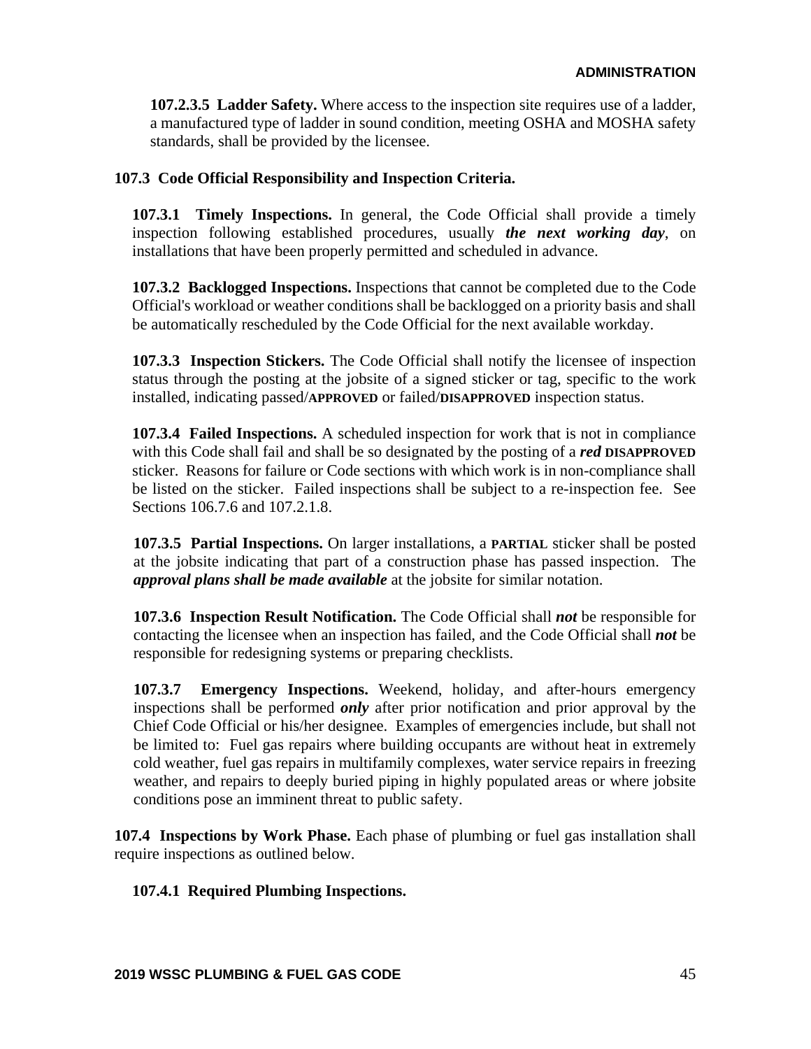**107.2.3.5 Ladder Safety.** Where access to the inspection site requires use of a ladder, a manufactured type of ladder in sound condition, meeting OSHA and MOSHA safety standards, shall be provided by the licensee.

**107.3 Code Official Responsibility and Inspection Criteria.**

**107.3.1 Timely Inspections.** In general, the Code Official shall provide a timely inspection following established procedures, usually ***the next working day***, on installations that have been properly permitted and scheduled in advance.

**107.3.2 Backlogged Inspections.** Inspections that cannot be completed due to the Code Official's workload or weather conditions shall be backlogged on a priority basis and shall be automatically rescheduled by the Code Official for the next available workday.

**107.3.3 Inspection Stickers.** The Code Official shall notify the licensee of inspection status through the posting at the jobsite of a signed sticker or tag, specific to the work installed, indicating passed/**APPROVED** or failed/**DISAPPROVED** inspection status.

**107.3.4 Failed Inspections.** A scheduled inspection for work that is not in compliance with this Code shall fail and shall be so designated by the posting of a ***red*** **DISAPPROVED** sticker. Reasons for failure or Code sections with which work is in non-compliance shall be listed on the sticker. Failed inspections shall be subject to a re-inspection fee. See Sections 106.7.6 and 107.2.1.8.

**107.3.5 Partial Inspections.** On larger installations, a **PARTIAL** sticker shall be posted at the jobsite indicating that part of a construction phase has passed inspection. The ***approval plans shall be made available*** at the jobsite for similar notation.

**107.3.6 Inspection Result Notification.** The Code Official shall ***not*** be responsible for contacting the licensee when an inspection has failed, and the Code Official shall ***not*** be responsible for redesigning systems or preparing checklists.

**107.3.7 Emergency Inspections.** Weekend, holiday, and after-hours emergency inspections shall be performed ***only*** after prior notification and prior approval by the Chief Code Official or his/her designee. Examples of emergencies include, but shall not be limited to: Fuel gas repairs where building occupants are without heat in extremely cold weather, fuel gas repairs in multifamily complexes, water service repairs in freezing weather, and repairs to deeply buried piping in highly populated areas or where jobsite conditions pose an imminent threat to public safety.

**107.4 Inspections by Work Phase.** Each phase of plumbing or fuel gas installation shall require inspections as outlined below.

**107.4.1 Required Plumbing Inspections.**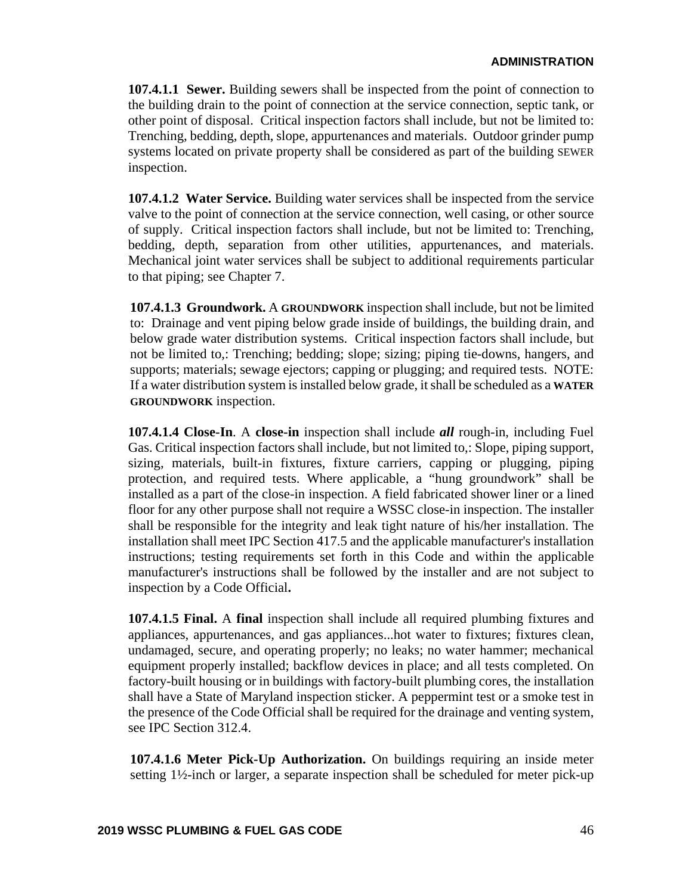**107.4.1.1 Sewer.** Building sewers shall be inspected from the point of connection to the building drain to the point of connection at the service connection, septic tank, or other point of disposal. Critical inspection factors shall include, but not be limited to: Trenching, bedding, depth, slope, appurtenances and materials. Outdoor grinder pump systems located on private property shall be considered as part of the building SEWER inspection.

**107.4.1.2 Water Service.** Building water services shall be inspected from the service valve to the point of connection at the service connection, well casing, or other source of supply. Critical inspection factors shall include, but not be limited to: Trenching, bedding, depth, separation from other utilities, appurtenances, and materials. Mechanical joint water services shall be subject to additional requirements particular to that piping; see Chapter 7.

**107.4.1.3 Groundwork.** A **GROUNDWORK** inspection shall include, but not be limited to: Drainage and vent piping below grade inside of buildings, the building drain, and below grade water distribution systems. Critical inspection factors shall include, but not be limited to,: Trenching; bedding; slope; sizing; piping tie-downs, hangers, and supports; materials; sewage ejectors; capping or plugging; and required tests. NOTE: If a water distribution system is installed below grade, it shall be scheduled as a **WATER GROUNDWORK** inspection.

**107.4.1.4 Close-In**. A **close-in** inspection shall include ***all*** rough-in, including Fuel Gas. Critical inspection factors shall include, but not limited to,: Slope, piping support, sizing, materials, built-in fixtures, fixture carriers, capping or plugging, piping protection, and required tests. Where applicable, a "hung groundwork" shall be installed as a part of the close-in inspection. A field fabricated shower liner or a lined floor for any other purpose shall not require a WSSC close-in inspection. The installer shall be responsible for the integrity and leak tight nature of his/her installation. The installation shall meet IPC Section 417.5 and the applicable manufacturer's installation instructions; testing requirements set forth in this Code and within the applicable manufacturer's instructions shall be followed by the installer and are not subject to inspection by a Code Official**.**

**107.4.1.5 Final.** A **final** inspection shall include all required plumbing fixtures and appliances, appurtenances, and gas appliances...hot water to fixtures; fixtures clean, undamaged, secure, and operating properly; no leaks; no water hammer; mechanical equipment properly installed; backflow devices in place; and all tests completed. On factory-built housing or in buildings with factory-built plumbing cores, the installation shall have a State of Maryland inspection sticker. A peppermint test or a smoke test in the presence of the Code Official shall be required for the drainage and venting system, see IPC Section 312.4.

**107.4.1.6 Meter Pick-Up Authorization.** On buildings requiring an inside meter setting 1½-inch or larger, a separate inspection shall be scheduled for meter pick-up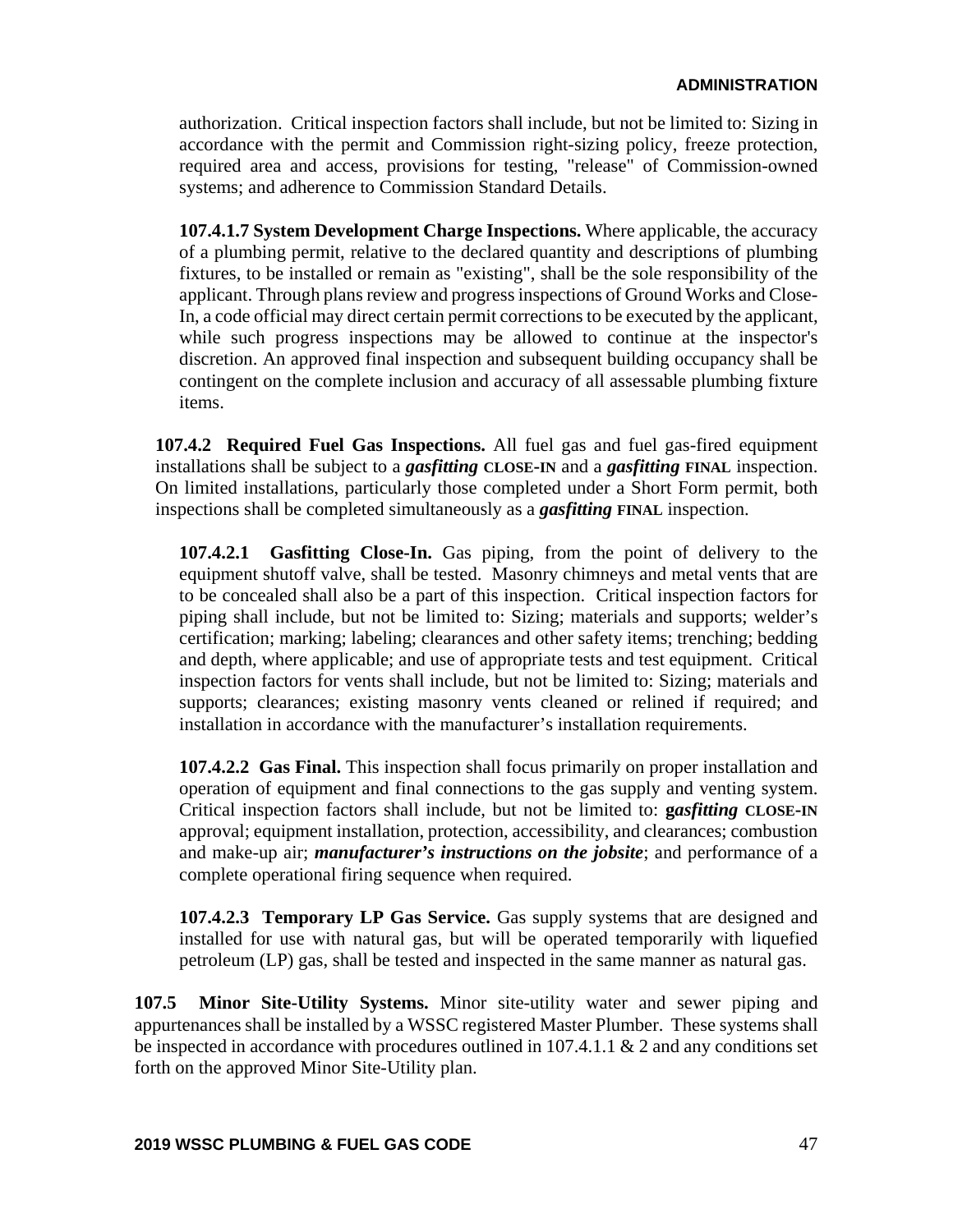authorization. Critical inspection factors shall include, but not be limited to: Sizing in accordance with the permit and Commission right-sizing policy, freeze protection, required area and access, provisions for testing, "release" of Commission-owned systems; and adherence to Commission Standard Details.

**107.4.1.7 System Development Charge Inspections.** Where applicable, the accuracy of a plumbing permit, relative to the declared quantity and descriptions of plumbing fixtures, to be installed or remain as "existing", shall be the sole responsibility of the applicant. Through plans review and progress inspections of Ground Works and Close-In, a code official may direct certain permit corrections to be executed by the applicant, while such progress inspections may be allowed to continue at the inspector's discretion. An approved final inspection and subsequent building occupancy shall be contingent on the complete inclusion and accuracy of all assessable plumbing fixture items.

**107.4.2 Required Fuel Gas Inspections.** All fuel gas and fuel gas-fired equipment installations shall be subject to a ***gasfitting*** **CLOSE-IN** and a ***gasfitting*** **FINAL** inspection. On limited installations, particularly those completed under a Short Form permit, both inspections shall be completed simultaneously as a ***gasfitting*** **FINAL** inspection.

**107.4.2.1 Gasfitting Close-In.** Gas piping, from the point of delivery to the equipment shutoff valve, shall be tested. Masonry chimneys and metal vents that are to be concealed shall also be a part of this inspection. Critical inspection factors for piping shall include, but not be limited to: Sizing; materials and supports; welder's certification; marking; labeling; clearances and other safety items; trenching; bedding and depth, where applicable; and use of appropriate tests and test equipment. Critical inspection factors for vents shall include, but not be limited to: Sizing; materials and supports; clearances; existing masonry vents cleaned or relined if required; and installation in accordance with the manufacturer's installation requirements.

**107.4.2.2 Gas Final.** This inspection shall focus primarily on proper installation and operation of equipment and final connections to the gas supply and venting system. Critical inspection factors shall include, but not be limited to: **g*asfitting*** **CLOSE-IN** approval; equipment installation, protection, accessibility, and clearances; combustion and make-up air; ***manufacturer's instructions on the jobsite***; and performance of a complete operational firing sequence when required.

**107.4.2.3 Temporary LP Gas Service.** Gas supply systems that are designed and installed for use with natural gas, but will be operated temporarily with liquefied petroleum (LP) gas, shall be tested and inspected in the same manner as natural gas.

**107.5 Minor Site-Utility Systems.** Minor site-utility water and sewer piping and appurtenances shall be installed by a WSSC registered Master Plumber. These systems shall be inspected in accordance with procedures outlined in 107.4.1.1 & 2 and any conditions set forth on the approved Minor Site-Utility plan.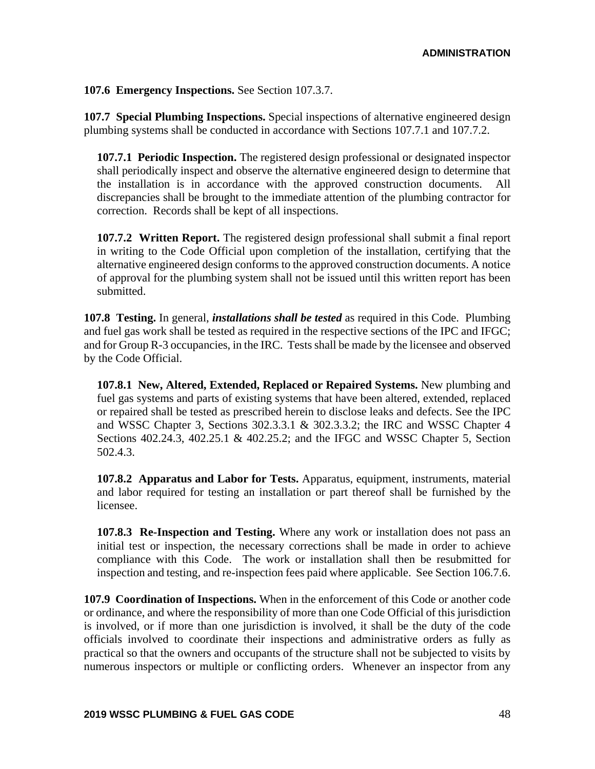**107.6 Emergency Inspections.** See Section 107.3.7.

**107.7 Special Plumbing Inspections.** Special inspections of alternative engineered design plumbing systems shall be conducted in accordance with Sections 107.7.1 and 107.7.2.

**107.7.1 Periodic Inspection.** The registered design professional or designated inspector shall periodically inspect and observe the alternative engineered design to determine that the installation is in accordance with the approved construction documents. All discrepancies shall be brought to the immediate attention of the plumbing contractor for correction. Records shall be kept of all inspections.

**107.7.2 Written Report.** The registered design professional shall submit a final report in writing to the Code Official upon completion of the installation, certifying that the alternative engineered design conforms to the approved construction documents. A notice of approval for the plumbing system shall not be issued until this written report has been submitted.

**107.8 Testing.** In general, ***installations shall be tested*** as required in this Code. Plumbing and fuel gas work shall be tested as required in the respective sections of the IPC and IFGC; and for Group R-3 occupancies, in the IRC. Tests shall be made by the licensee and observed by the Code Official.

**107.8.1 New, Altered, Extended, Replaced or Repaired Systems.** New plumbing and fuel gas systems and parts of existing systems that have been altered, extended, replaced or repaired shall be tested as prescribed herein to disclose leaks and defects. See the IPC and WSSC Chapter 3, Sections 302.3.3.1 & 302.3.3.2; the IRC and WSSC Chapter 4 Sections 402.24.3, 402.25.1 & 402.25.2; and the IFGC and WSSC Chapter 5, Section 502.4.3.

**107.8.2 Apparatus and Labor for Tests.** Apparatus, equipment, instruments, material and labor required for testing an installation or part thereof shall be furnished by the licensee.

**107.8.3 Re-Inspection and Testing.** Where any work or installation does not pass an initial test or inspection, the necessary corrections shall be made in order to achieve compliance with this Code. The work or installation shall then be resubmitted for inspection and testing, and re-inspection fees paid where applicable. See Section 106.7.6.

**107.9 Coordination of Inspections.** When in the enforcement of this Code or another code or ordinance, and where the responsibility of more than one Code Official of this jurisdiction is involved, or if more than one jurisdiction is involved, it shall be the duty of the code officials involved to coordinate their inspections and administrative orders as fully as practical so that the owners and occupants of the structure shall not be subjected to visits by numerous inspectors or multiple or conflicting orders. Whenever an inspector from any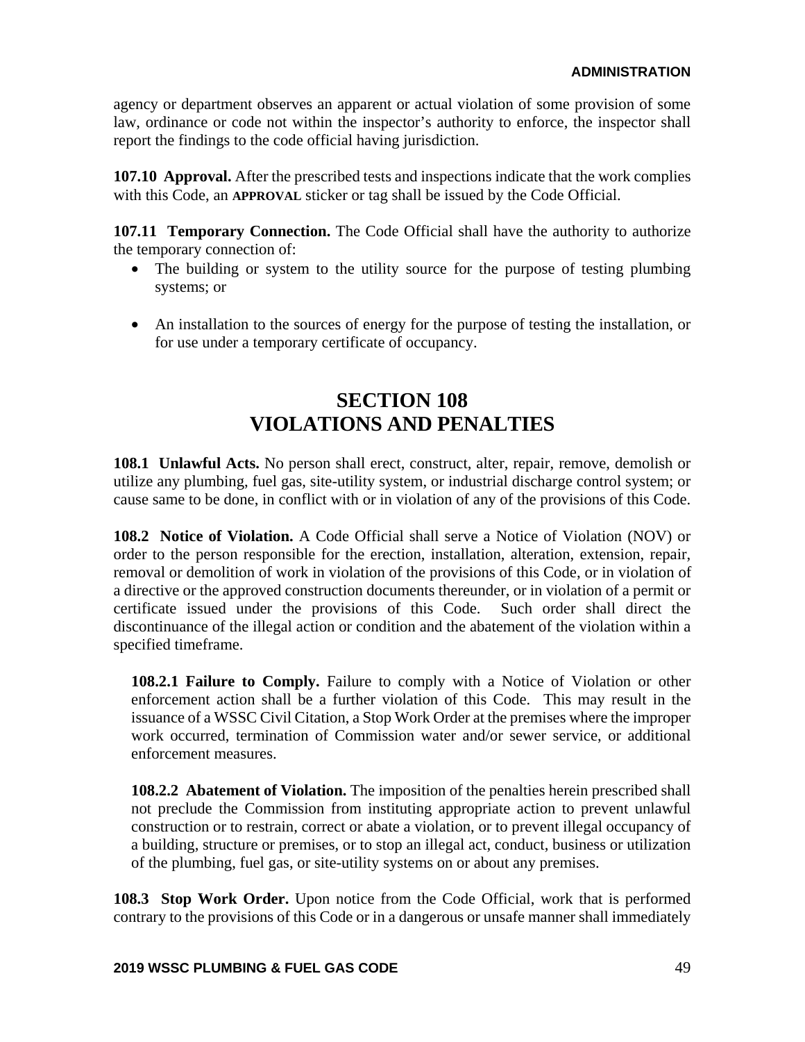agency or department observes an apparent or actual violation of some provision of some law, ordinance or code not within the inspector's authority to enforce, the inspector shall report the findings to the code official having jurisdiction.

**107.10 Approval.** After the prescribed tests and inspections indicate that the work complies with this Code, an **APPROVAL** sticker or tag shall be issued by the Code Official.

**107.11 Temporary Connection.** The Code Official shall have the authority to authorize the temporary connection of:

- The building or system to the utility source for the purpose of testing plumbing systems; or
- An installation to the sources of energy for the purpose of testing the installation, or for use under a temporary certificate of occupancy.

# SECTION 108
# VIOLATIONS AND PENALTIES

**108.1 Unlawful Acts.** No person shall erect, construct, alter, repair, remove, demolish or utilize any plumbing, fuel gas, site-utility system, or industrial discharge control system; or cause same to be done, in conflict with or in violation of any of the provisions of this Code.

**108.2 Notice of Violation.** A Code Official shall serve a Notice of Violation (NOV) or order to the person responsible for the erection, installation, alteration, extension, repair, removal or demolition of work in violation of the provisions of this Code, or in violation of a directive or the approved construction documents thereunder, or in violation of a permit or certificate issued under the provisions of this Code. Such order shall direct the discontinuance of the illegal action or condition and the abatement of the violation within a specified timeframe.

**108.2.1 Failure to Comply.** Failure to comply with a Notice of Violation or other enforcement action shall be a further violation of this Code. This may result in the issuance of a WSSC Civil Citation, a Stop Work Order at the premises where the improper work occurred, termination of Commission water and/or sewer service, or additional enforcement measures.

**108.2.2 Abatement of Violation.** The imposition of the penalties herein prescribed shall not preclude the Commission from instituting appropriate action to prevent unlawful construction or to restrain, correct or abate a violation, or to prevent illegal occupancy of a building, structure or premises, or to stop an illegal act, conduct, business or utilization of the plumbing, fuel gas, or site-utility systems on or about any premises.

**108.3 Stop Work Order.** Upon notice from the Code Official, work that is performed contrary to the provisions of this Code or in a dangerous or unsafe manner shall immediately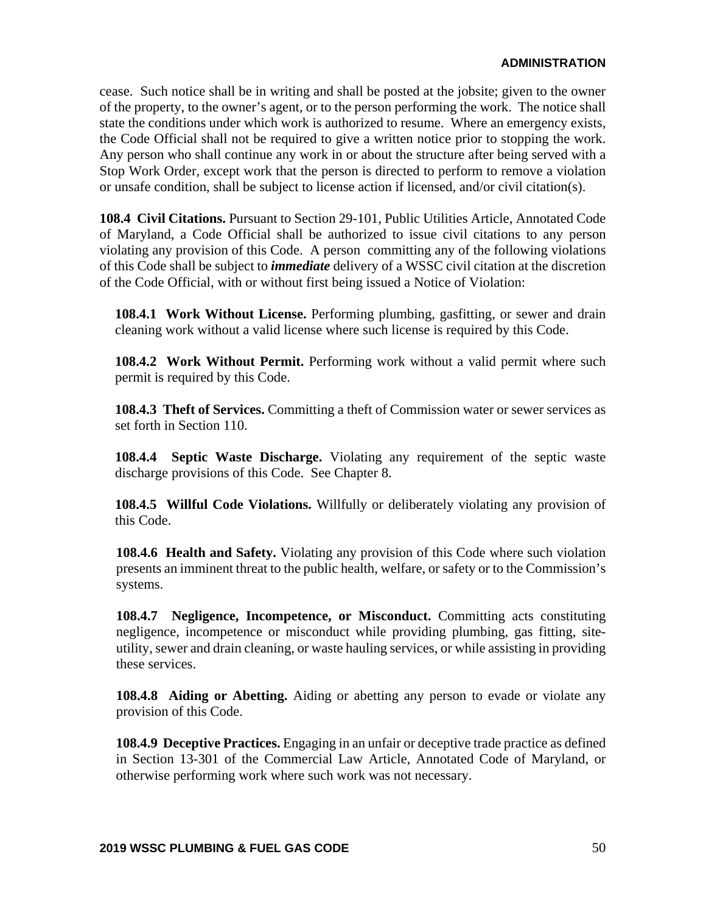cease. Such notice shall be in writing and shall be posted at the jobsite; given to the owner of the property, to the owner's agent, or to the person performing the work. The notice shall state the conditions under which work is authorized to resume. Where an emergency exists, the Code Official shall not be required to give a written notice prior to stopping the work. Any person who shall continue any work in or about the structure after being served with a Stop Work Order, except work that the person is directed to perform to remove a violation or unsafe condition, shall be subject to license action if licensed, and/or civil citation(s).

**108.4 Civil Citations.** Pursuant to Section 29-101, Public Utilities Article, Annotated Code of Maryland, a Code Official shall be authorized to issue civil citations to any person violating any provision of this Code. A person committing any of the following violations of this Code shall be subject to ***immediate*** delivery of a WSSC civil citation at the discretion of the Code Official, with or without first being issued a Notice of Violation:

**108.4.1 Work Without License.** Performing plumbing, gasfitting, or sewer and drain cleaning work without a valid license where such license is required by this Code.

**108.4.2 Work Without Permit.** Performing work without a valid permit where such permit is required by this Code.

**108.4.3 Theft of Services.** Committing a theft of Commission water or sewer services as set forth in Section 110.

**108.4.4 Septic Waste Discharge.** Violating any requirement of the septic waste discharge provisions of this Code. See Chapter 8.

**108.4.5 Willful Code Violations.** Willfully or deliberately violating any provision of this Code.

**108.4.6 Health and Safety.** Violating any provision of this Code where such violation presents an imminent threat to the public health, welfare, or safety or to the Commission's systems.

**108.4.7 Negligence, Incompetence, or Misconduct.** Committing acts constituting negligence, incompetence or misconduct while providing plumbing, gas fitting, site-utility, sewer and drain cleaning, or waste hauling services, or while assisting in providing these services.

**108.4.8 Aiding or Abetting.** Aiding or abetting any person to evade or violate any provision of this Code.

**108.4.9 Deceptive Practices.** Engaging in an unfair or deceptive trade practice as defined in Section 13-301 of the Commercial Law Article, Annotated Code of Maryland, or otherwise performing work where such work was not necessary.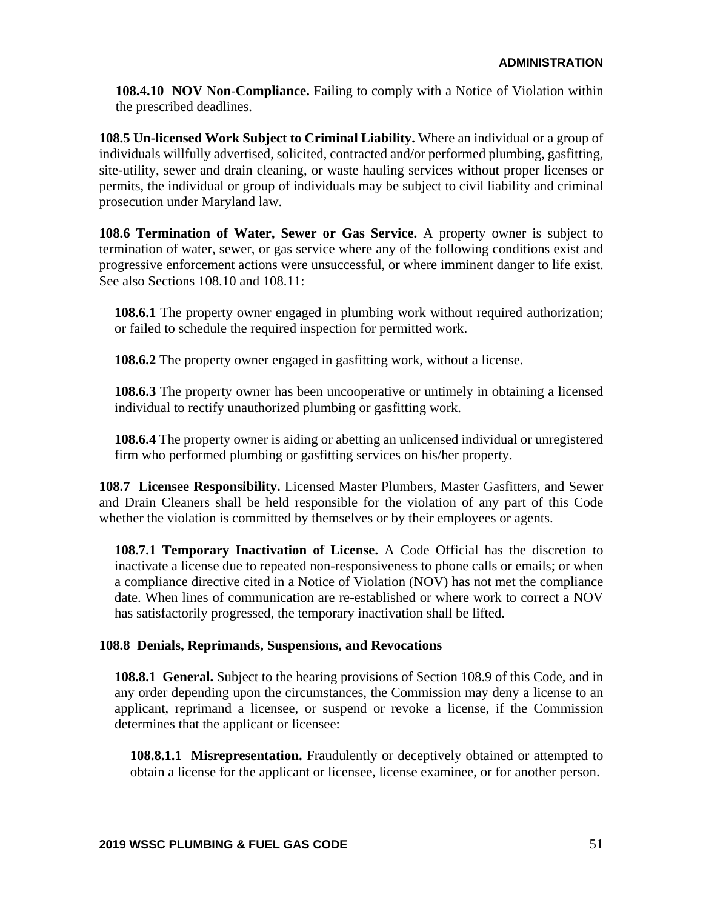**108.4.10 NOV Non-Compliance.** Failing to comply with a Notice of Violation within the prescribed deadlines.

**108.5 Un-licensed Work Subject to Criminal Liability.** Where an individual or a group of individuals willfully advertised, solicited, contracted and/or performed plumbing, gasfitting, site-utility, sewer and drain cleaning, or waste hauling services without proper licenses or permits, the individual or group of individuals may be subject to civil liability and criminal prosecution under Maryland law.

**108.6 Termination of Water, Sewer or Gas Service.** A property owner is subject to termination of water, sewer, or gas service where any of the following conditions exist and progressive enforcement actions were unsuccessful, or where imminent danger to life exist. See also Sections 108.10 and 108.11:

**108.6.1** The property owner engaged in plumbing work without required authorization; or failed to schedule the required inspection for permitted work.

**108.6.2** The property owner engaged in gasfitting work, without a license.

**108.6.3** The property owner has been uncooperative or untimely in obtaining a licensed individual to rectify unauthorized plumbing or gasfitting work.

**108.6.4** The property owner is aiding or abetting an unlicensed individual or unregistered firm who performed plumbing or gasfitting services on his/her property.

**108.7 Licensee Responsibility.** Licensed Master Plumbers, Master Gasfitters, and Sewer and Drain Cleaners shall be held responsible for the violation of any part of this Code whether the violation is committed by themselves or by their employees or agents.

**108.7.1 Temporary Inactivation of License.** A Code Official has the discretion to inactivate a license due to repeated non-responsiveness to phone calls or emails; or when a compliance directive cited in a Notice of Violation (NOV) has not met the compliance date. When lines of communication are re-established or where work to correct a NOV has satisfactorily progressed, the temporary inactivation shall be lifted.

**108.8 Denials, Reprimands, Suspensions, and Revocations**

**108.8.1 General.** Subject to the hearing provisions of Section 108.9 of this Code, and in any order depending upon the circumstances, the Commission may deny a license to an applicant, reprimand a licensee, or suspend or revoke a license, if the Commission determines that the applicant or licensee:

**108.8.1.1 Misrepresentation.** Fraudulently or deceptively obtained or attempted to obtain a license for the applicant or licensee, license examinee, or for another person.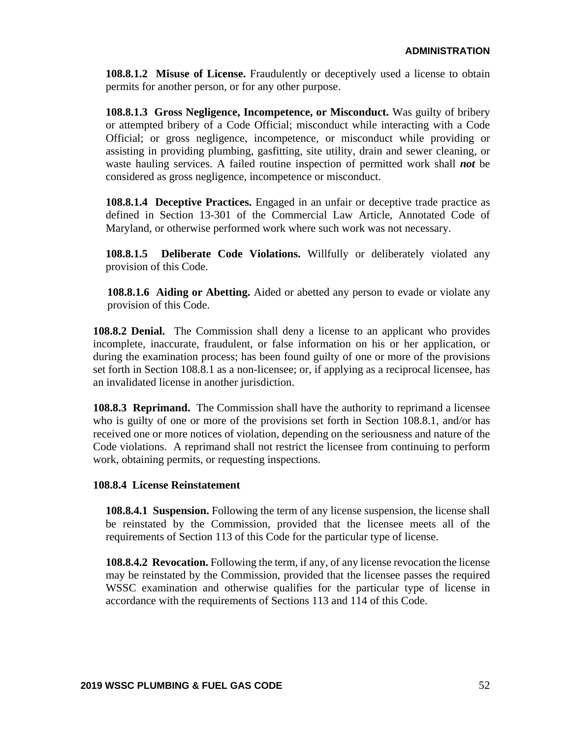**108.8.1.2 Misuse of License.** Fraudulently or deceptively used a license to obtain permits for another person, or for any other purpose.

**108.8.1.3 Gross Negligence, Incompetence, or Misconduct.** Was guilty of bribery or attempted bribery of a Code Official; misconduct while interacting with a Code Official; or gross negligence, incompetence, or misconduct while providing or assisting in providing plumbing, gasfitting, site utility, drain and sewer cleaning, or waste hauling services. A failed routine inspection of permitted work shall ***not*** be considered as gross negligence, incompetence or misconduct.

**108.8.1.4 Deceptive Practices.** Engaged in an unfair or deceptive trade practice as defined in Section 13-301 of the Commercial Law Article, Annotated Code of Maryland, or otherwise performed work where such work was not necessary.

**108.8.1.5 Deliberate Code Violations.** Willfully or deliberately violated any provision of this Code.

**108.8.1.6 Aiding or Abetting.** Aided or abetted any person to evade or violate any provision of this Code.

**108.8.2 Denial.** The Commission shall deny a license to an applicant who provides incomplete, inaccurate, fraudulent, or false information on his or her application, or during the examination process; has been found guilty of one or more of the provisions set forth in Section 108.8.1 as a non-licensee; or, if applying as a reciprocal licensee, has an invalidated license in another jurisdiction.

**108.8.3 Reprimand.** The Commission shall have the authority to reprimand a licensee who is guilty of one or more of the provisions set forth in Section 108.8.1, and/or has received one or more notices of violation, depending on the seriousness and nature of the Code violations. A reprimand shall not restrict the licensee from continuing to perform work, obtaining permits, or requesting inspections.

**108.8.4 License Reinstatement**

**108.8.4.1 Suspension.** Following the term of any license suspension, the license shall be reinstated by the Commission, provided that the licensee meets all of the requirements of Section 113 of this Code for the particular type of license.

**108.8.4.2 Revocation.** Following the term, if any, of any license revocation the license may be reinstated by the Commission, provided that the licensee passes the required WSSC examination and otherwise qualifies for the particular type of license in accordance with the requirements of Sections 113 and 114 of this Code.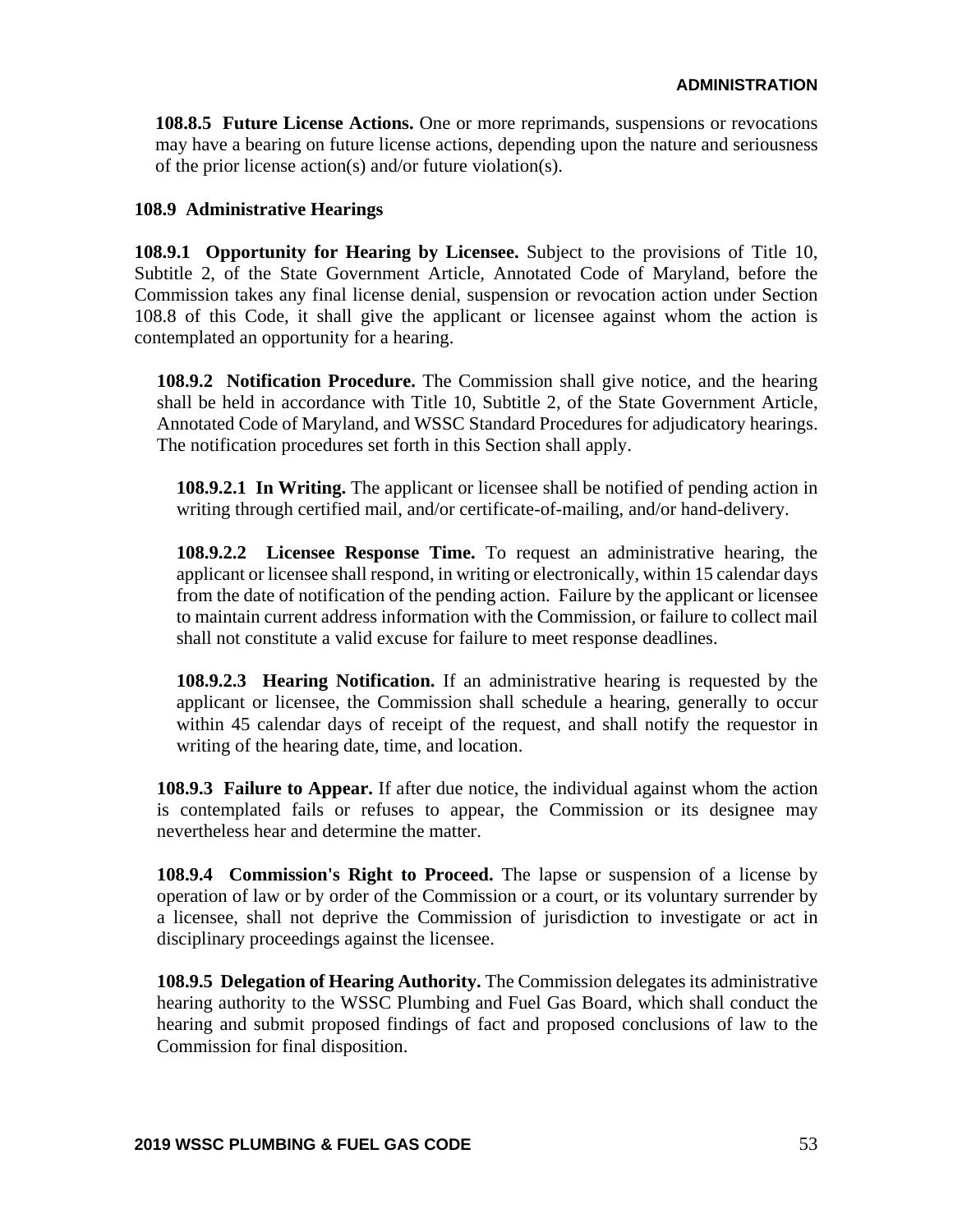**108.8.5 Future License Actions.** One or more reprimands, suspensions or revocations may have a bearing on future license actions, depending upon the nature and seriousness of the prior license action(s) and/or future violation(s).

**108.9 Administrative Hearings**

**108.9.1 Opportunity for Hearing by Licensee.** Subject to the provisions of Title 10, Subtitle 2, of the State Government Article, Annotated Code of Maryland, before the Commission takes any final license denial, suspension or revocation action under Section 108.8 of this Code, it shall give the applicant or licensee against whom the action is contemplated an opportunity for a hearing.

**108.9.2 Notification Procedure.** The Commission shall give notice, and the hearing shall be held in accordance with Title 10, Subtitle 2, of the State Government Article, Annotated Code of Maryland, and WSSC Standard Procedures for adjudicatory hearings. The notification procedures set forth in this Section shall apply.

**108.9.2.1 In Writing.** The applicant or licensee shall be notified of pending action in writing through certified mail, and/or certificate-of-mailing, and/or hand-delivery.

**108.9.2.2 Licensee Response Time.** To request an administrative hearing, the applicant or licensee shall respond, in writing or electronically, within 15 calendar days from the date of notification of the pending action. Failure by the applicant or licensee to maintain current address information with the Commission, or failure to collect mail shall not constitute a valid excuse for failure to meet response deadlines.

**108.9.2.3 Hearing Notification.** If an administrative hearing is requested by the applicant or licensee, the Commission shall schedule a hearing, generally to occur within 45 calendar days of receipt of the request, and shall notify the requestor in writing of the hearing date, time, and location.

**108.9.3 Failure to Appear.** If after due notice, the individual against whom the action is contemplated fails or refuses to appear, the Commission or its designee may nevertheless hear and determine the matter.

**108.9.4 Commission's Right to Proceed.** The lapse or suspension of a license by operation of law or by order of the Commission or a court, or its voluntary surrender by a licensee, shall not deprive the Commission of jurisdiction to investigate or act in disciplinary proceedings against the licensee.

**108.9.5 Delegation of Hearing Authority.** The Commission delegates its administrative hearing authority to the WSSC Plumbing and Fuel Gas Board, which shall conduct the hearing and submit proposed findings of fact and proposed conclusions of law to the Commission for final disposition.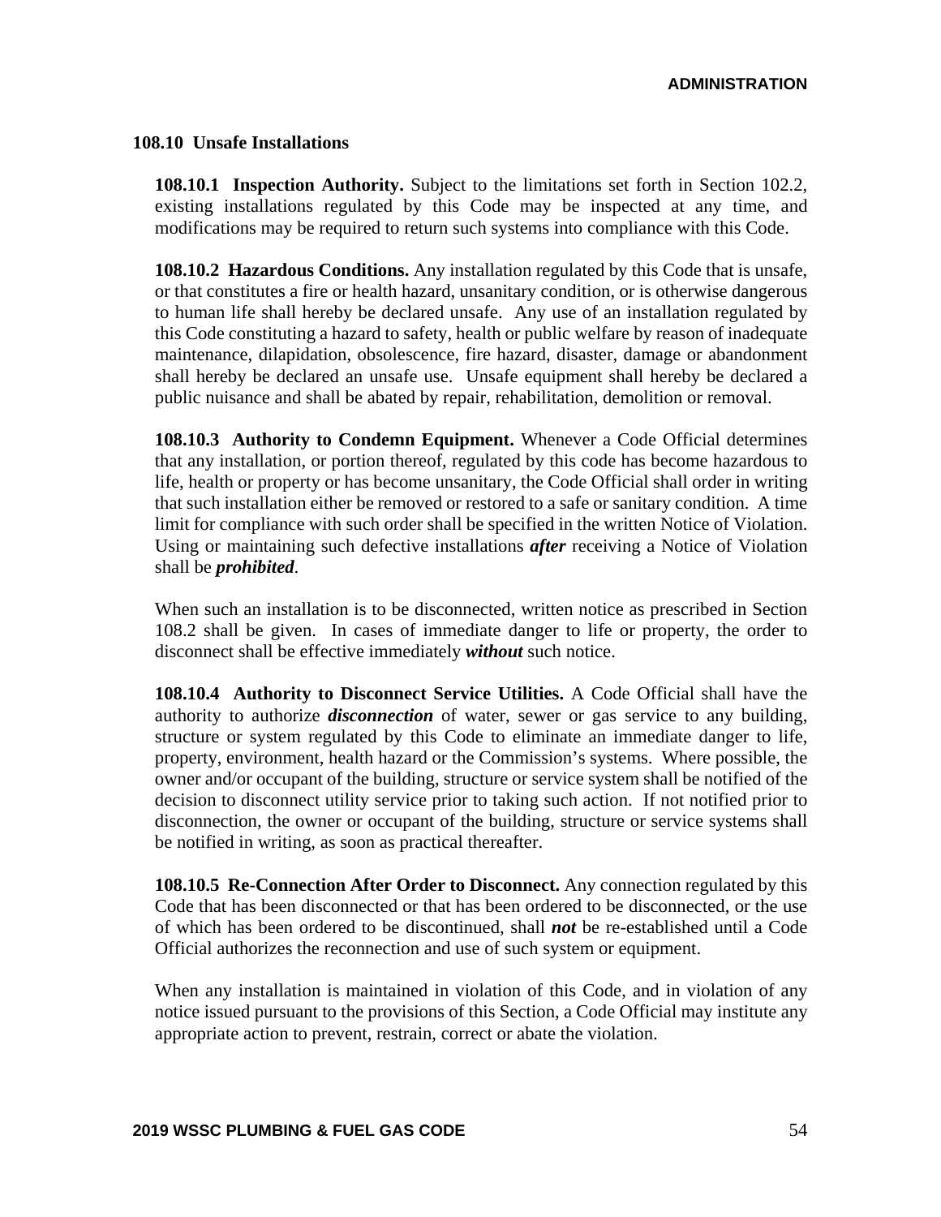### 108.10 Unsafe Installations

**108.10.1 Inspection Authority.** Subject to the limitations set forth in Section 102.2, existing installations regulated by this Code may be inspected at any time, and modifications may be required to return such systems into compliance with this Code.

**108.10.2 Hazardous Conditions.** Any installation regulated by this Code that is unsafe, or that constitutes a fire or health hazard, unsanitary condition, or is otherwise dangerous to human life shall hereby be declared unsafe. Any use of an installation regulated by this Code constituting a hazard to safety, health or public welfare by reason of inadequate maintenance, dilapidation, obsolescence, fire hazard, disaster, damage or abandonment shall hereby be declared an unsafe use. Unsafe equipment shall hereby be declared a public nuisance and shall be abated by repair, rehabilitation, demolition or removal.

**108.10.3 Authority to Condemn Equipment.** Whenever a Code Official determines that any installation, or portion thereof, regulated by this code has become hazardous to life, health or property or has become unsanitary, the Code Official shall order in writing that such installation either be removed or restored to a safe or sanitary condition. A time limit for compliance with such order shall be specified in the written Notice of Violation. Using or maintaining such defective installations ***after*** receiving a Notice of Violation shall be ***prohibited***.

When such an installation is to be disconnected, written notice as prescribed in Section 108.2 shall be given. In cases of immediate danger to life or property, the order to disconnect shall be effective immediately ***without*** such notice.

**108.10.4 Authority to Disconnect Service Utilities.** A Code Official shall have the authority to authorize ***disconnection*** of water, sewer or gas service to any building, structure or system regulated by this Code to eliminate an immediate danger to life, property, environment, health hazard or the Commission's systems. Where possible, the owner and/or occupant of the building, structure or service system shall be notified of the decision to disconnect utility service prior to taking such action. If not notified prior to disconnection, the owner or occupant of the building, structure or service systems shall be notified in writing, as soon as practical thereafter.

**108.10.5 Re-Connection After Order to Disconnect.** Any connection regulated by this Code that has been disconnected or that has been ordered to be disconnected, or the use of which has been ordered to be discontinued, shall ***not*** be re-established until a Code Official authorizes the reconnection and use of such system or equipment.

When any installation is maintained in violation of this Code, and in violation of any notice issued pursuant to the provisions of this Section, a Code Official may institute any appropriate action to prevent, restrain, correct or abate the violation.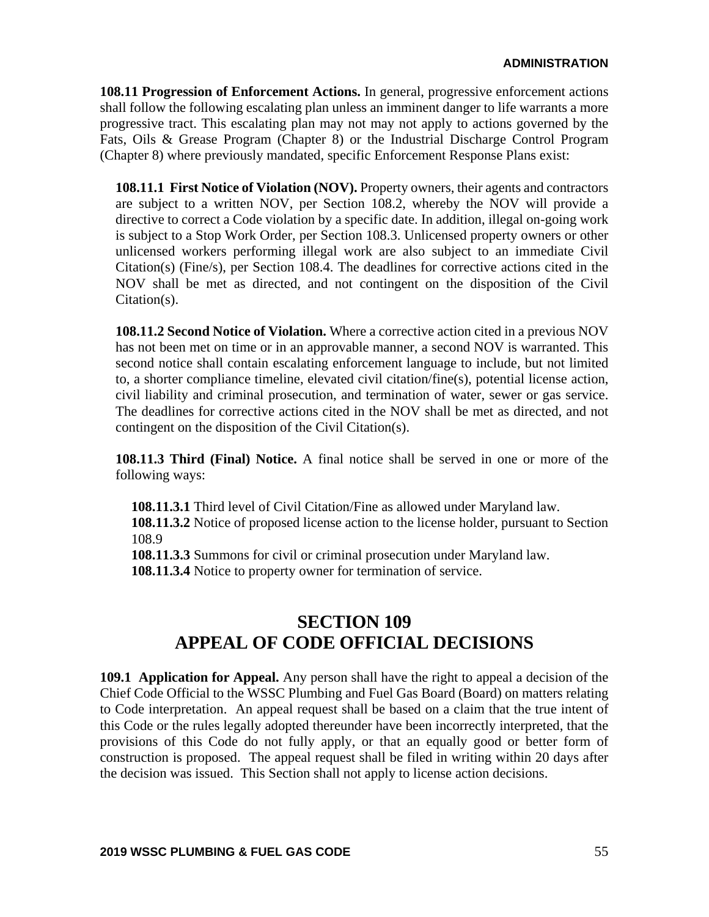**108.11 Progression of Enforcement Actions.** In general, progressive enforcement actions shall follow the following escalating plan unless an imminent danger to life warrants a more progressive tract. This escalating plan may not may not apply to actions governed by the Fats, Oils & Grease Program (Chapter 8) or the Industrial Discharge Control Program (Chapter 8) where previously mandated, specific Enforcement Response Plans exist:

**108.11.1 First Notice of Violation (NOV).** Property owners, their agents and contractors are subject to a written NOV, per Section 108.2, whereby the NOV will provide a directive to correct a Code violation by a specific date. In addition, illegal on-going work is subject to a Stop Work Order, per Section 108.3. Unlicensed property owners or other unlicensed workers performing illegal work are also subject to an immediate Civil Citation(s) (Fine/s), per Section 108.4. The deadlines for corrective actions cited in the NOV shall be met as directed, and not contingent on the disposition of the Civil Citation(s).

**108.11.2 Second Notice of Violation.** Where a corrective action cited in a previous NOV has not been met on time or in an approvable manner, a second NOV is warranted. This second notice shall contain escalating enforcement language to include, but not limited to, a shorter compliance timeline, elevated civil citation/fine(s), potential license action, civil liability and criminal prosecution, and termination of water, sewer or gas service. The deadlines for corrective actions cited in the NOV shall be met as directed, and not contingent on the disposition of the Civil Citation(s).

**108.11.3 Third (Final) Notice.** A final notice shall be served in one or more of the following ways:

**108.11.3.1** Third level of Civil Citation/Fine as allowed under Maryland law.
**108.11.3.2** Notice of proposed license action to the license holder, pursuant to Section 108.9
**108.11.3.3** Summons for civil or criminal prosecution under Maryland law.
**108.11.3.4** Notice to property owner for termination of service.

# SECTION 109
# APPEAL OF CODE OFFICIAL DECISIONS

**109.1 Application for Appeal.** Any person shall have the right to appeal a decision of the Chief Code Official to the WSSC Plumbing and Fuel Gas Board (Board) on matters relating to Code interpretation. An appeal request shall be based on a claim that the true intent of this Code or the rules legally adopted thereunder have been incorrectly interpreted, that the provisions of this Code do not fully apply, or that an equally good or better form of construction is proposed. The appeal request shall be filed in writing within 20 days after the decision was issued. This Section shall not apply to license action decisions.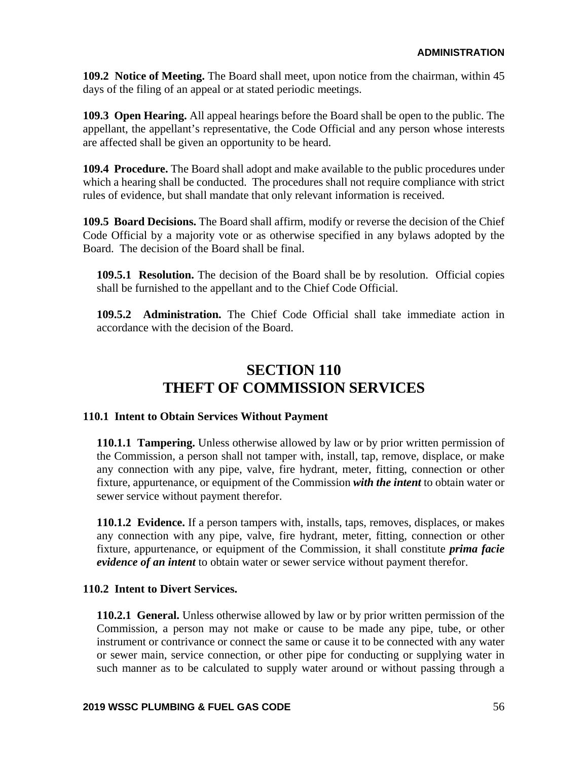**109.2 Notice of Meeting.** The Board shall meet, upon notice from the chairman, within 45 days of the filing of an appeal or at stated periodic meetings.

**109.3 Open Hearing.** All appeal hearings before the Board shall be open to the public. The appellant, the appellant's representative, the Code Official and any person whose interests are affected shall be given an opportunity to be heard.

**109.4 Procedure.** The Board shall adopt and make available to the public procedures under which a hearing shall be conducted. The procedures shall not require compliance with strict rules of evidence, but shall mandate that only relevant information is received.

**109.5 Board Decisions.** The Board shall affirm, modify or reverse the decision of the Chief Code Official by a majority vote or as otherwise specified in any bylaws adopted by the Board. The decision of the Board shall be final.

**109.5.1 Resolution.** The decision of the Board shall be by resolution. Official copies shall be furnished to the appellant and to the Chief Code Official.

**109.5.2 Administration.** The Chief Code Official shall take immediate action in accordance with the decision of the Board.

# SECTION 110
# THEFT OF COMMISSION SERVICES

**110.1 Intent to Obtain Services Without Payment**

**110.1.1 Tampering.** Unless otherwise allowed by law or by prior written permission of the Commission, a person shall not tamper with, install, tap, remove, displace, or make any connection with any pipe, valve, fire hydrant, meter, fitting, connection or other fixture, appurtenance, or equipment of the Commission ***with the intent*** to obtain water or sewer service without payment therefor.

**110.1.2 Evidence.** If a person tampers with, installs, taps, removes, displaces, or makes any connection with any pipe, valve, fire hydrant, meter, fitting, connection or other fixture, appurtenance, or equipment of the Commission, it shall constitute ***prima facie evidence of an intent*** to obtain water or sewer service without payment therefor.

**110.2 Intent to Divert Services.**

**110.2.1 General.** Unless otherwise allowed by law or by prior written permission of the Commission, a person may not make or cause to be made any pipe, tube, or other instrument or contrivance or connect the same or cause it to be connected with any water or sewer main, service connection, or other pipe for conducting or supplying water in such manner as to be calculated to supply water around or without passing through a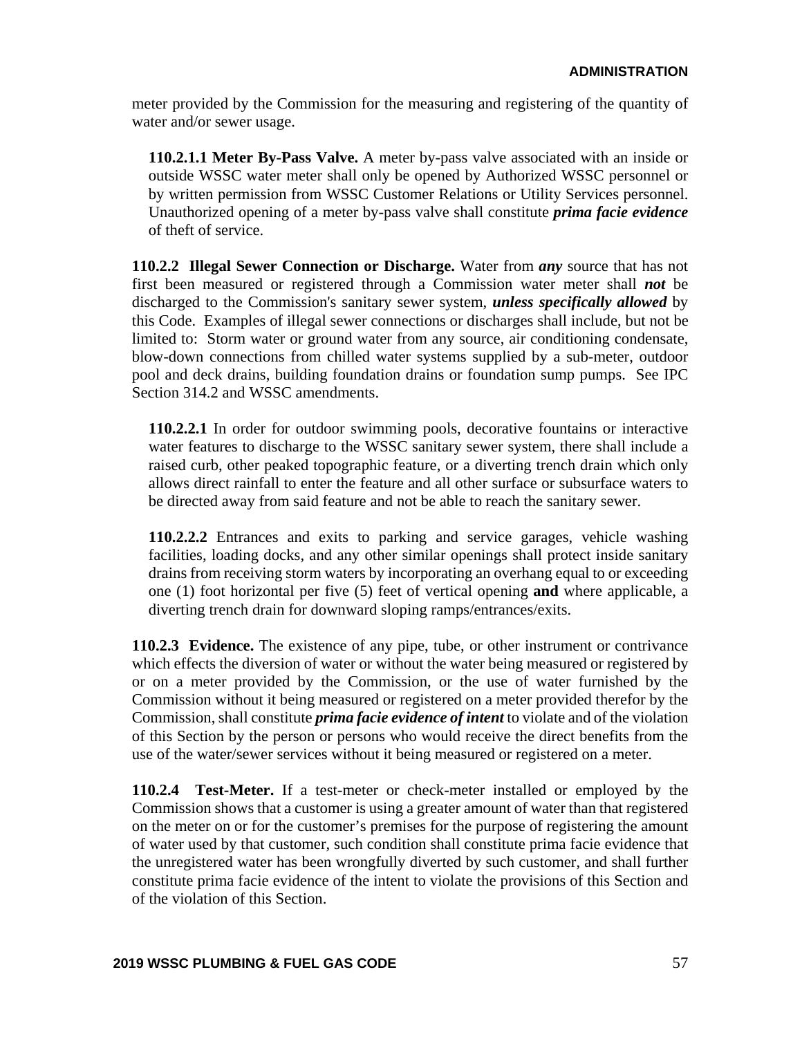meter provided by the Commission for the measuring and registering of the quantity of water and/or sewer usage.

**110.2.1.1 Meter By-Pass Valve.** A meter by-pass valve associated with an inside or outside WSSC water meter shall only be opened by Authorized WSSC personnel or by written permission from WSSC Customer Relations or Utility Services personnel. Unauthorized opening of a meter by-pass valve shall constitute ***prima facie evidence*** of theft of service.

**110.2.2 Illegal Sewer Connection or Discharge.** Water from ***any*** source that has not first been measured or registered through a Commission water meter shall ***not*** be discharged to the Commission's sanitary sewer system, ***unless specifically allowed*** by this Code. Examples of illegal sewer connections or discharges shall include, but not be limited to: Storm water or ground water from any source, air conditioning condensate, blow-down connections from chilled water systems supplied by a sub-meter, outdoor pool and deck drains, building foundation drains or foundation sump pumps. See IPC Section 314.2 and WSSC amendments.

**110.2.2.1** In order for outdoor swimming pools, decorative fountains or interactive water features to discharge to the WSSC sanitary sewer system, there shall include a raised curb, other peaked topographic feature, or a diverting trench drain which only allows direct rainfall to enter the feature and all other surface or subsurface waters to be directed away from said feature and not be able to reach the sanitary sewer.

**110.2.2.2** Entrances and exits to parking and service garages, vehicle washing facilities, loading docks, and any other similar openings shall protect inside sanitary drains from receiving storm waters by incorporating an overhang equal to or exceeding one (1) foot horizontal per five (5) feet of vertical opening **and** where applicable, a diverting trench drain for downward sloping ramps/entrances/exits.

**110.2.3 Evidence.** The existence of any pipe, tube, or other instrument or contrivance which effects the diversion of water or without the water being measured or registered by or on a meter provided by the Commission, or the use of water furnished by the Commission without it being measured or registered on a meter provided therefor by the Commission, shall constitute ***prima facie evidence of intent*** to violate and of the violation of this Section by the person or persons who would receive the direct benefits from the use of the water/sewer services without it being measured or registered on a meter.

**110.2.4 Test-Meter.** If a test-meter or check-meter installed or employed by the Commission shows that a customer is using a greater amount of water than that registered on the meter on or for the customer's premises for the purpose of registering the amount of water used by that customer, such condition shall constitute prima facie evidence that the unregistered water has been wrongfully diverted by such customer, and shall further constitute prima facie evidence of the intent to violate the provisions of this Section and of the violation of this Section.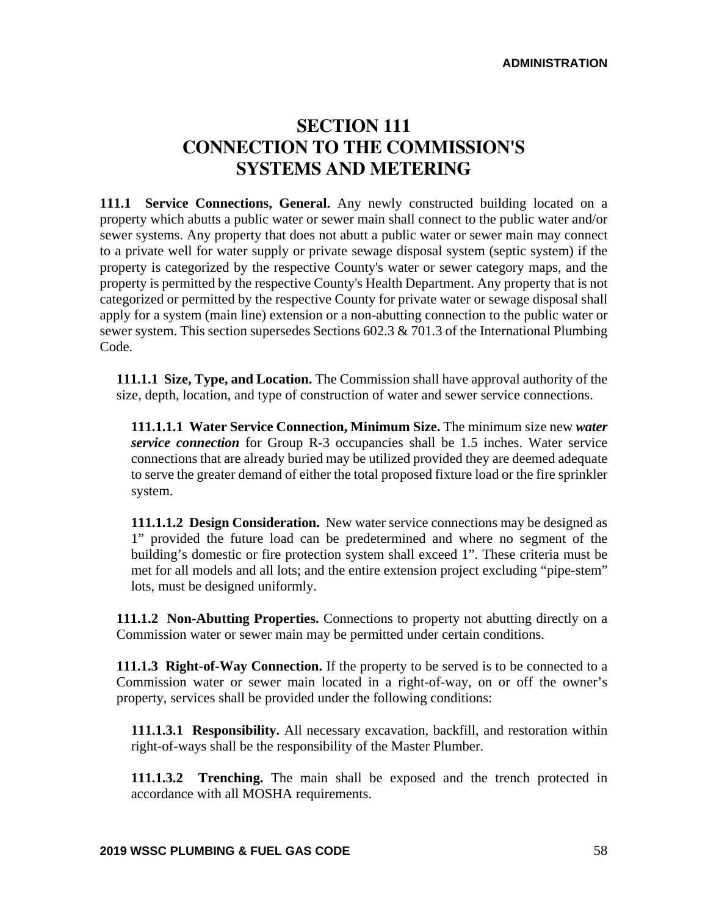# SECTION 111
# CONNECTION TO THE COMMISSION'S SYSTEMS AND METERING

**111.1 Service Connections, General.** Any newly constructed building located on a property which abutts a public water or sewer main shall connect to the public water and/or sewer systems. Any property that does not abutt a public water or sewer main may connect to a private well for water supply or private sewage disposal system (septic system) if the property is categorized by the respective County's water or sewer category maps, and the property is permitted by the respective County's Health Department. Any property that is not categorized or permitted by the respective County for private water or sewage disposal shall apply for a system (main line) extension or a non-abutting connection to the public water or sewer system. This section supersedes Sections 602.3 & 701.3 of the International Plumbing Code.

**111.1.1 Size, Type, and Location.** The Commission shall have approval authority of the size, depth, location, and type of construction of water and sewer service connections.

**111.1.1.1 Water Service Connection, Minimum Size.** The minimum size new ***water service connection*** for Group R-3 occupancies shall be 1.5 inches. Water service connections that are already buried may be utilized provided they are deemed adequate to serve the greater demand of either the total proposed fixture load or the fire sprinkler system.

**111.1.1.2 Design Consideration.** New water service connections may be designed as 1" provided the future load can be predetermined and where no segment of the building's domestic or fire protection system shall exceed 1". These criteria must be met for all models and all lots; and the entire extension project excluding "pipe-stem" lots, must be designed uniformly.

**111.1.2 Non-Abutting Properties.** Connections to property not abutting directly on a Commission water or sewer main may be permitted under certain conditions.

**111.1.3 Right-of-Way Connection.** If the property to be served is to be connected to a Commission water or sewer main located in a right-of-way, on or off the owner's property, services shall be provided under the following conditions:

**111.1.3.1 Responsibility.** All necessary excavation, backfill, and restoration within right-of-ways shall be the responsibility of the Master Plumber.

**111.1.3.2 Trenching.** The main shall be exposed and the trench protected in accordance with all MOSHA requirements.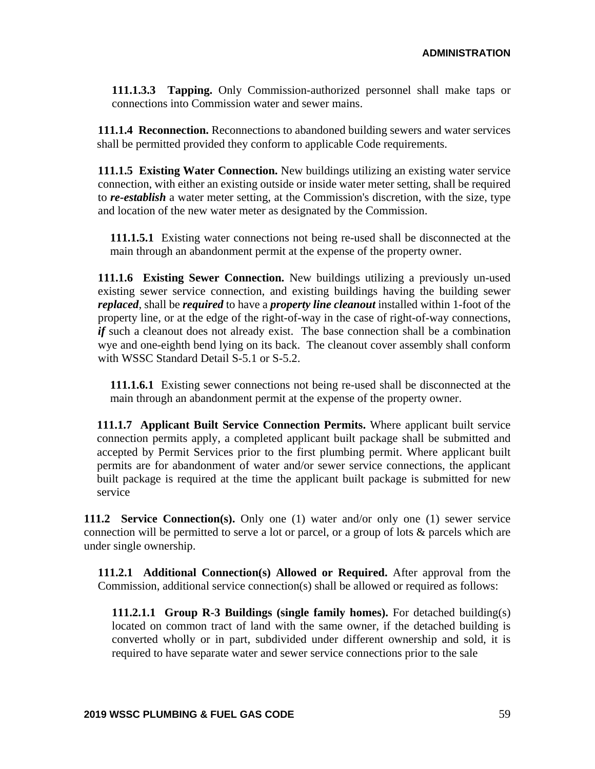**111.1.3.3 Tapping.** Only Commission-authorized personnel shall make taps or connections into Commission water and sewer mains.

**111.1.4 Reconnection.** Reconnections to abandoned building sewers and water services shall be permitted provided they conform to applicable Code requirements.

**111.1.5 Existing Water Connection.** New buildings utilizing an existing water service connection, with either an existing outside or inside water meter setting, shall be required to ***re-establish*** a water meter setting, at the Commission's discretion, with the size, type and location of the new water meter as designated by the Commission.

**111.1.5.1** Existing water connections not being re-used shall be disconnected at the main through an abandonment permit at the expense of the property owner.

**111.1.6 Existing Sewer Connection.** New buildings utilizing a previously un-used existing sewer service connection, and existing buildings having the building sewer ***replaced***, shall be ***required*** to have a ***property line cleanout*** installed within 1-foot of the property line, or at the edge of the right-of-way in the case of right-of-way connections, ***if*** such a cleanout does not already exist. The base connection shall be a combination wye and one-eighth bend lying on its back. The cleanout cover assembly shall conform with WSSC Standard Detail S-5.1 or S-5.2.

**111.1.6.1** Existing sewer connections not being re-used shall be disconnected at the main through an abandonment permit at the expense of the property owner.

**111.1.7 Applicant Built Service Connection Permits.** Where applicant built service connection permits apply, a completed applicant built package shall be submitted and accepted by Permit Services prior to the first plumbing permit. Where applicant built permits are for abandonment of water and/or sewer service connections, the applicant built package is required at the time the applicant built package is submitted for new service

**111.2 Service Connection(s).** Only one (1) water and/or only one (1) sewer service connection will be permitted to serve a lot or parcel, or a group of lots & parcels which are under single ownership.

**111.2.1 Additional Connection(s) Allowed or Required.** After approval from the Commission, additional service connection(s) shall be allowed or required as follows:

**111.2.1.1 Group R-3 Buildings (single family homes).** For detached building(s) located on common tract of land with the same owner, if the detached building is converted wholly or in part, subdivided under different ownership and sold, it is required to have separate water and sewer service connections prior to the sale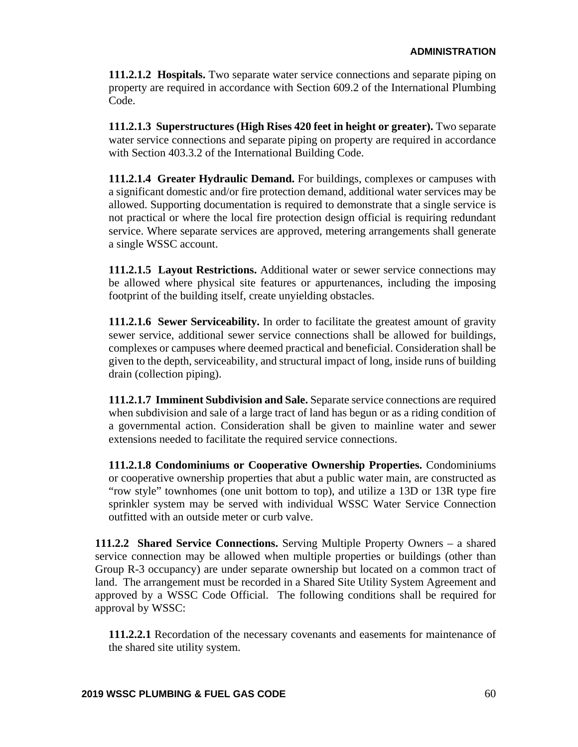**111.2.1.2 Hospitals.** Two separate water service connections and separate piping on property are required in accordance with Section 609.2 of the International Plumbing Code.

**111.2.1.3 Superstructures (High Rises 420 feet in height or greater).** Two separate water service connections and separate piping on property are required in accordance with Section 403.3.2 of the International Building Code.

**111.2.1.4 Greater Hydraulic Demand.** For buildings, complexes or campuses with a significant domestic and/or fire protection demand, additional water services may be allowed. Supporting documentation is required to demonstrate that a single service is not practical or where the local fire protection design official is requiring redundant service. Where separate services are approved, metering arrangements shall generate a single WSSC account.

**111.2.1.5 Layout Restrictions.** Additional water or sewer service connections may be allowed where physical site features or appurtenances, including the imposing footprint of the building itself, create unyielding obstacles.

**111.2.1.6 Sewer Serviceability.** In order to facilitate the greatest amount of gravity sewer service, additional sewer service connections shall be allowed for buildings, complexes or campuses where deemed practical and beneficial. Consideration shall be given to the depth, serviceability, and structural impact of long, inside runs of building drain (collection piping).

**111.2.1.7 Imminent Subdivision and Sale.** Separate service connections are required when subdivision and sale of a large tract of land has begun or as a riding condition of a governmental action. Consideration shall be given to mainline water and sewer extensions needed to facilitate the required service connections.

**111.2.1.8 Condominiums or Cooperative Ownership Properties.** Condominiums or cooperative ownership properties that abut a public water main, are constructed as "row style" townhomes (one unit bottom to top), and utilize a 13D or 13R type fire sprinkler system may be served with individual WSSC Water Service Connection outfitted with an outside meter or curb valve.

**111.2.2 Shared Service Connections.** Serving Multiple Property Owners – a shared service connection may be allowed when multiple properties or buildings (other than Group R-3 occupancy) are under separate ownership but located on a common tract of land. The arrangement must be recorded in a Shared Site Utility System Agreement and approved by a WSSC Code Official. The following conditions shall be required for approval by WSSC:

**111.2.2.1** Recordation of the necessary covenants and easements for maintenance of the shared site utility system.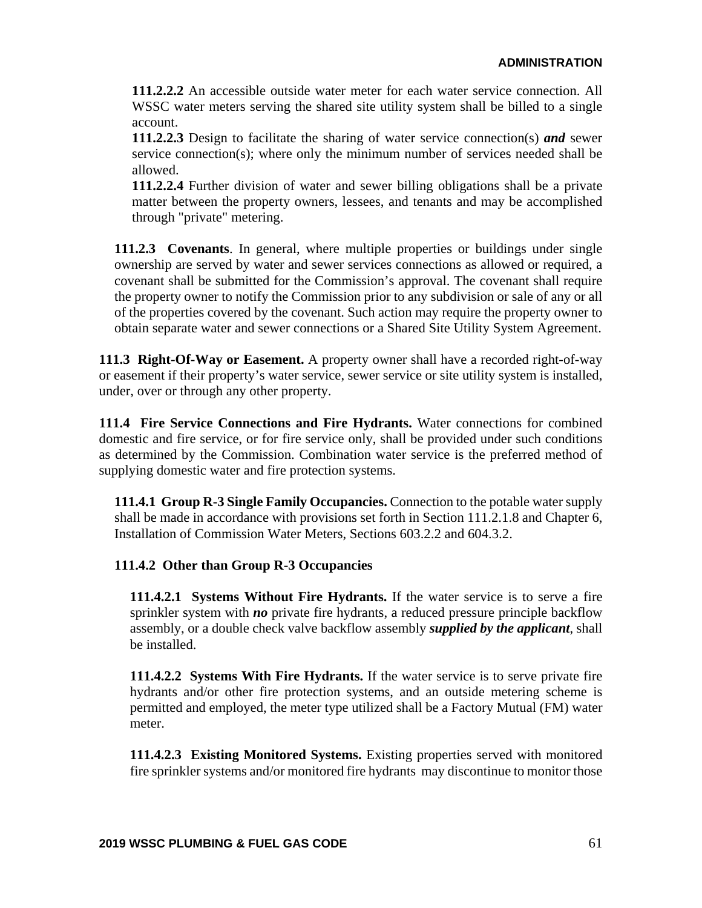**111.2.2.2** An accessible outside water meter for each water service connection. All WSSC water meters serving the shared site utility system shall be billed to a single account.

**111.2.2.3** Design to facilitate the sharing of water service connection(s) ***and*** sewer service connection(s); where only the minimum number of services needed shall be allowed.

**111.2.2.4** Further division of water and sewer billing obligations shall be a private matter between the property owners, lessees, and tenants and may be accomplished through "private" metering.

**111.2.3 Covenants**. In general, where multiple properties or buildings under single ownership are served by water and sewer services connections as allowed or required, a covenant shall be submitted for the Commission's approval. The covenant shall require the property owner to notify the Commission prior to any subdivision or sale of any or all of the properties covered by the covenant. Such action may require the property owner to obtain separate water and sewer connections or a Shared Site Utility System Agreement.

**111.3 Right-Of-Way or Easement.** A property owner shall have a recorded right-of-way or easement if their property's water service, sewer service or site utility system is installed, under, over or through any other property.

**111.4 Fire Service Connections and Fire Hydrants.** Water connections for combined domestic and fire service, or for fire service only, shall be provided under such conditions as determined by the Commission. Combination water service is the preferred method of supplying domestic water and fire protection systems.

**111.4.1 Group R-3 Single Family Occupancies.** Connection to the potable water supply shall be made in accordance with provisions set forth in Section 111.2.1.8 and Chapter 6, Installation of Commission Water Meters, Sections 603.2.2 and 604.3.2.

**111.4.2 Other than Group R-3 Occupancies**

**111.4.2.1 Systems Without Fire Hydrants.** If the water service is to serve a fire sprinkler system with ***no*** private fire hydrants, a reduced pressure principle backflow assembly, or a double check valve backflow assembly ***supplied by the applicant***, shall be installed.

**111.4.2.2 Systems With Fire Hydrants.** If the water service is to serve private fire hydrants and/or other fire protection systems, and an outside metering scheme is permitted and employed, the meter type utilized shall be a Factory Mutual (FM) water meter.

**111.4.2.3 Existing Monitored Systems.** Existing properties served with monitored fire sprinkler systems and/or monitored fire hydrants may discontinue to monitor those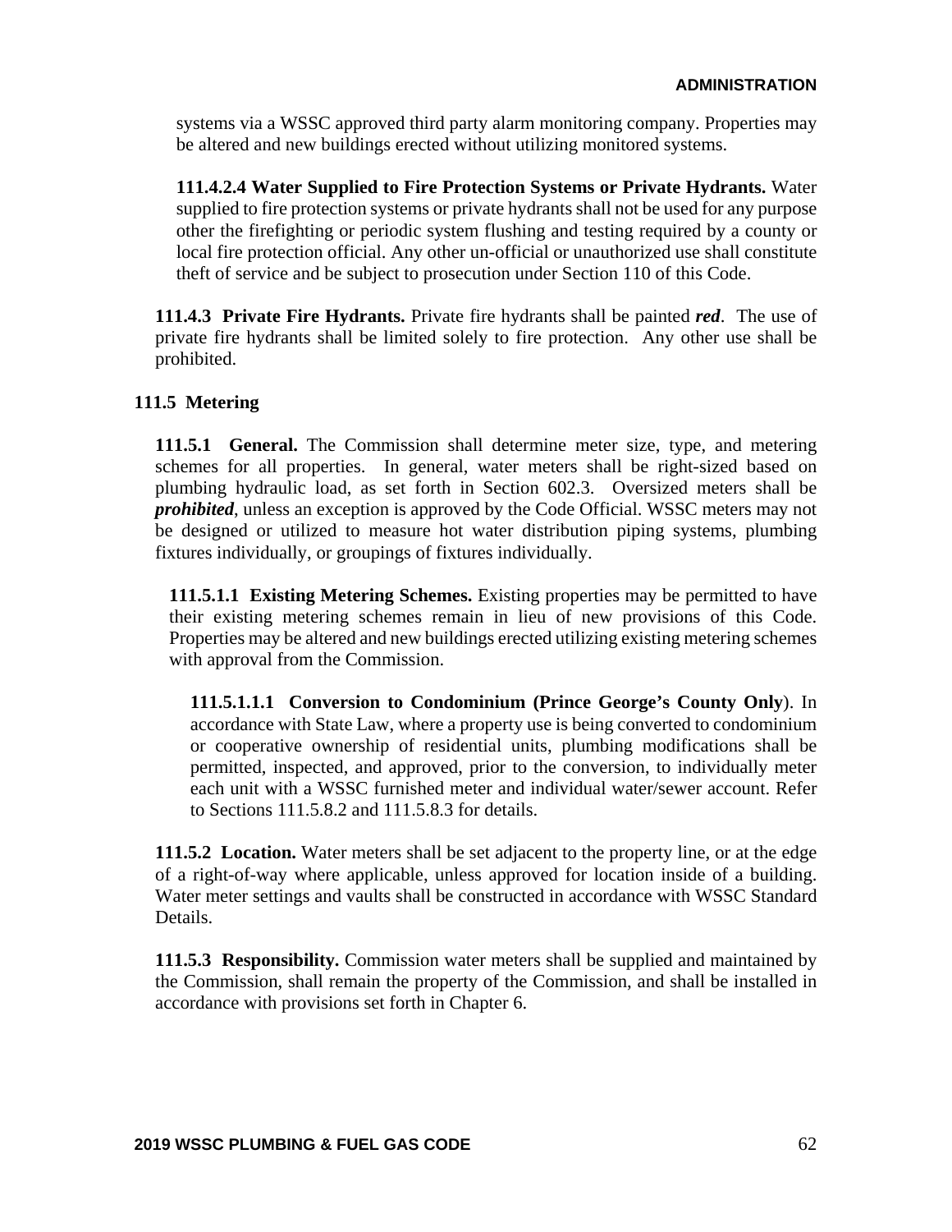systems via a WSSC approved third party alarm monitoring company. Properties may be altered and new buildings erected without utilizing monitored systems.

**111.4.2.4 Water Supplied to Fire Protection Systems or Private Hydrants.** Water supplied to fire protection systems or private hydrants shall not be used for any purpose other the firefighting or periodic system flushing and testing required by a county or local fire protection official. Any other un-official or unauthorized use shall constitute theft of service and be subject to prosecution under Section 110 of this Code.

**111.4.3 Private Fire Hydrants.** Private fire hydrants shall be painted ***red***. The use of private fire hydrants shall be limited solely to fire protection. Any other use shall be prohibited.

## 111.5 Metering

**111.5.1 General.** The Commission shall determine meter size, type, and metering schemes for all properties. In general, water meters shall be right-sized based on plumbing hydraulic load, as set forth in Section 602.3. Oversized meters shall be ***prohibited***, unless an exception is approved by the Code Official. WSSC meters may not be designed or utilized to measure hot water distribution piping systems, plumbing fixtures individually, or groupings of fixtures individually.

**111.5.1.1 Existing Metering Schemes.** Existing properties may be permitted to have their existing metering schemes remain in lieu of new provisions of this Code. Properties may be altered and new buildings erected utilizing existing metering schemes with approval from the Commission.

**111.5.1.1.1 Conversion to Condominium (Prince George's County Only**). In accordance with State Law, where a property use is being converted to condominium or cooperative ownership of residential units, plumbing modifications shall be permitted, inspected, and approved, prior to the conversion, to individually meter each unit with a WSSC furnished meter and individual water/sewer account. Refer to Sections 111.5.8.2 and 111.5.8.3 for details.

**111.5.2 Location.** Water meters shall be set adjacent to the property line, or at the edge of a right-of-way where applicable, unless approved for location inside of a building. Water meter settings and vaults shall be constructed in accordance with WSSC Standard Details.

**111.5.3 Responsibility.** Commission water meters shall be supplied and maintained by the Commission, shall remain the property of the Commission, and shall be installed in accordance with provisions set forth in Chapter 6.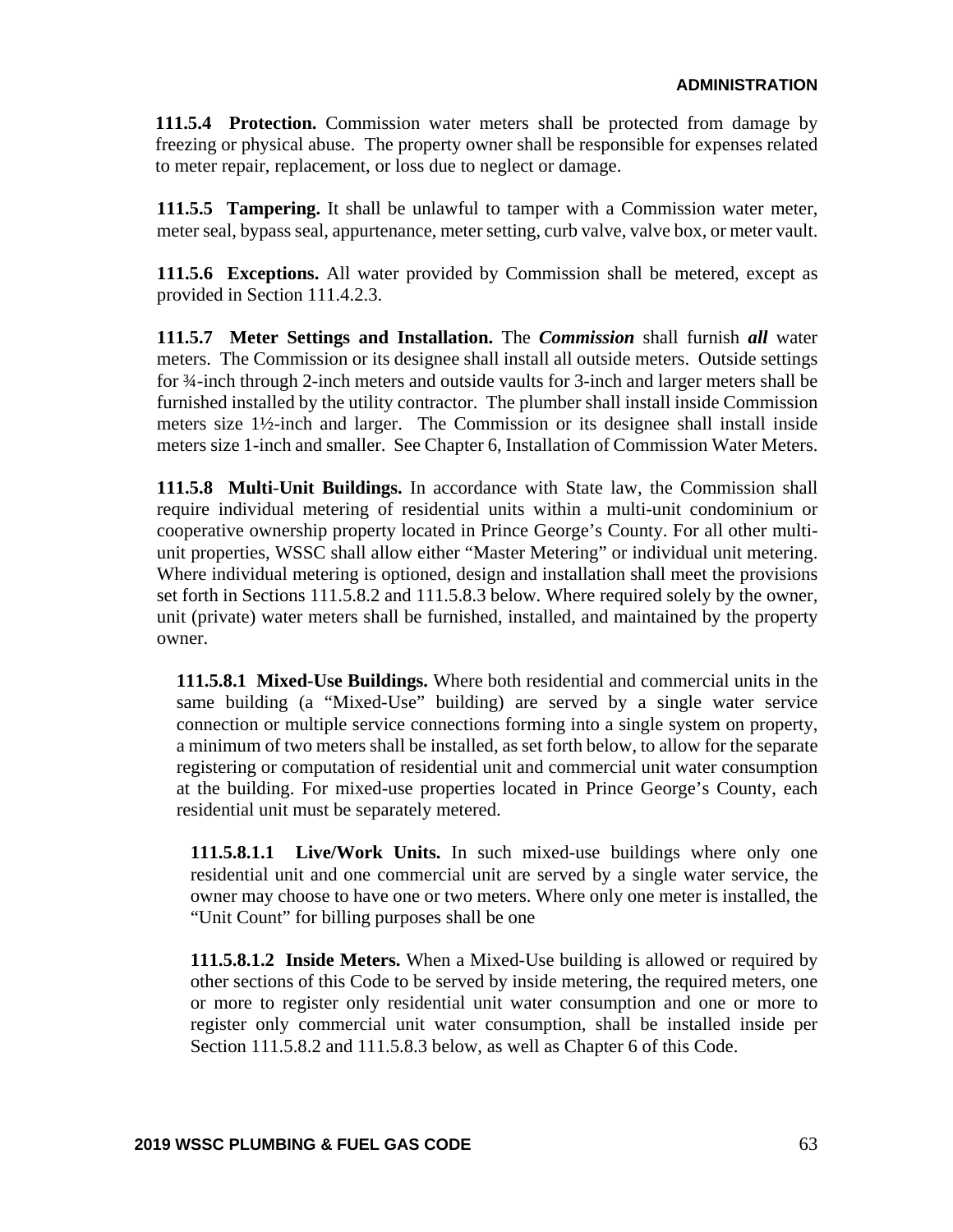**111.5.4 Protection.** Commission water meters shall be protected from damage by freezing or physical abuse. The property owner shall be responsible for expenses related to meter repair, replacement, or loss due to neglect or damage.

**111.5.5 Tampering.** It shall be unlawful to tamper with a Commission water meter, meter seal, bypass seal, appurtenance, meter setting, curb valve, valve box, or meter vault.

**111.5.6 Exceptions.** All water provided by Commission shall be metered, except as provided in Section 111.4.2.3.

**111.5.7 Meter Settings and Installation.** The ***Commission*** shall furnish ***all*** water meters. The Commission or its designee shall install all outside meters. Outside settings for ¾-inch through 2-inch meters and outside vaults for 3-inch and larger meters shall be furnished installed by the utility contractor. The plumber shall install inside Commission meters size 1½-inch and larger. The Commission or its designee shall install inside meters size 1-inch and smaller. See Chapter 6, Installation of Commission Water Meters.

**111.5.8 Multi-Unit Buildings.** In accordance with State law, the Commission shall require individual metering of residential units within a multi-unit condominium or cooperative ownership property located in Prince George's County. For all other multi-unit properties, WSSC shall allow either "Master Metering" or individual unit metering. Where individual metering is optioned, design and installation shall meet the provisions set forth in Sections 111.5.8.2 and 111.5.8.3 below. Where required solely by the owner, unit (private) water meters shall be furnished, installed, and maintained by the property owner.

**111.5.8.1 Mixed-Use Buildings.** Where both residential and commercial units in the same building (a "Mixed-Use" building) are served by a single water service connection or multiple service connections forming into a single system on property, a minimum of two meters shall be installed, as set forth below, to allow for the separate registering or computation of residential unit and commercial unit water consumption at the building. For mixed-use properties located in Prince George's County, each residential unit must be separately metered.

**111.5.8.1.1 Live/Work Units.** In such mixed-use buildings where only one residential unit and one commercial unit are served by a single water service, the owner may choose to have one or two meters. Where only one meter is installed, the "Unit Count" for billing purposes shall be one

**111.5.8.1.2 Inside Meters.** When a Mixed-Use building is allowed or required by other sections of this Code to be served by inside metering, the required meters, one or more to register only residential unit water consumption and one or more to register only commercial unit water consumption, shall be installed inside per Section 111.5.8.2 and 111.5.8.3 below, as well as Chapter 6 of this Code.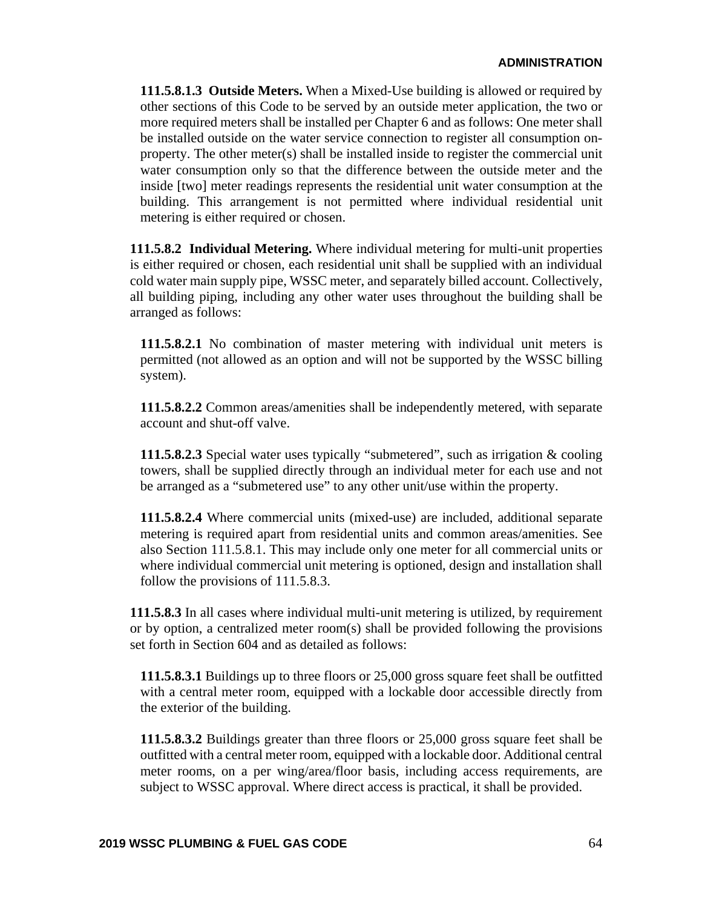**111.5.8.1.3 Outside Meters.** When a Mixed-Use building is allowed or required by other sections of this Code to be served by an outside meter application, the two or more required meters shall be installed per Chapter 6 and as follows: One meter shall be installed outside on the water service connection to register all consumption on-property. The other meter(s) shall be installed inside to register the commercial unit water consumption only so that the difference between the outside meter and the inside [two] meter readings represents the residential unit water consumption at the building. This arrangement is not permitted where individual residential unit metering is either required or chosen.

**111.5.8.2 Individual Metering.** Where individual metering for multi-unit properties is either required or chosen, each residential unit shall be supplied with an individual cold water main supply pipe, WSSC meter, and separately billed account. Collectively, all building piping, including any other water uses throughout the building shall be arranged as follows:

**111.5.8.2.1** No combination of master metering with individual unit meters is permitted (not allowed as an option and will not be supported by the WSSC billing system).

**111.5.8.2.2** Common areas/amenities shall be independently metered, with separate account and shut-off valve.

**111.5.8.2.3** Special water uses typically "submetered", such as irrigation & cooling towers, shall be supplied directly through an individual meter for each use and not be arranged as a "submetered use" to any other unit/use within the property.

**111.5.8.2.4** Where commercial units (mixed-use) are included, additional separate metering is required apart from residential units and common areas/amenities. See also Section 111.5.8.1. This may include only one meter for all commercial units or where individual commercial unit metering is optioned, design and installation shall follow the provisions of 111.5.8.3.

**111.5.8.3** In all cases where individual multi-unit metering is utilized, by requirement or by option, a centralized meter room(s) shall be provided following the provisions set forth in Section 604 and as detailed as follows:

**111.5.8.3.1** Buildings up to three floors or 25,000 gross square feet shall be outfitted with a central meter room, equipped with a lockable door accessible directly from the exterior of the building.

**111.5.8.3.2** Buildings greater than three floors or 25,000 gross square feet shall be outfitted with a central meter room, equipped with a lockable door. Additional central meter rooms, on a per wing/area/floor basis, including access requirements, are subject to WSSC approval. Where direct access is practical, it shall be provided.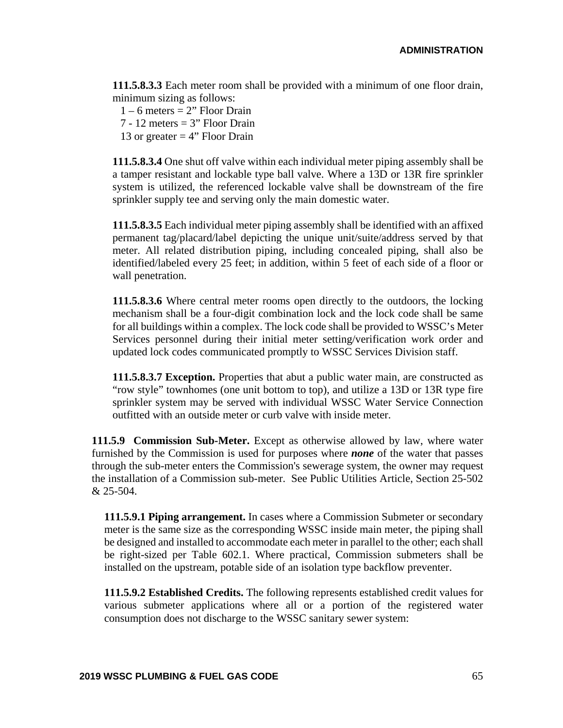**111.5.8.3.3** Each meter room shall be provided with a minimum of one floor drain, minimum sizing as follows:

1 – 6 meters = 2" Floor Drain
7 - 12 meters = 3" Floor Drain
13 or greater = 4" Floor Drain

**111.5.8.3.4** One shut off valve within each individual meter piping assembly shall be a tamper resistant and lockable type ball valve. Where a 13D or 13R fire sprinkler system is utilized, the referenced lockable valve shall be downstream of the fire sprinkler supply tee and serving only the main domestic water.

**111.5.8.3.5** Each individual meter piping assembly shall be identified with an affixed permanent tag/placard/label depicting the unique unit/suite/address served by that meter. All related distribution piping, including concealed piping, shall also be identified/labeled every 25 feet; in addition, within 5 feet of each side of a floor or wall penetration.

**111.5.8.3.6** Where central meter rooms open directly to the outdoors, the locking mechanism shall be a four-digit combination lock and the lock code shall be same for all buildings within a complex. The lock code shall be provided to WSSC's Meter Services personnel during their initial meter setting/verification work order and updated lock codes communicated promptly to WSSC Services Division staff.

**111.5.8.3.7 Exception.** Properties that abut a public water main, are constructed as "row style" townhomes (one unit bottom to top), and utilize a 13D or 13R type fire sprinkler system may be served with individual WSSC Water Service Connection outfitted with an outside meter or curb valve with inside meter.

**111.5.9 Commission Sub-Meter.** Except as otherwise allowed by law, where water furnished by the Commission is used for purposes where ***none*** of the water that passes through the sub-meter enters the Commission's sewerage system, the owner may request the installation of a Commission sub-meter. See Public Utilities Article, Section 25-502 & 25-504.

**111.5.9.1 Piping arrangement.** In cases where a Commission Submeter or secondary meter is the same size as the corresponding WSSC inside main meter, the piping shall be designed and installed to accommodate each meter in parallel to the other; each shall be right-sized per Table 602.1. Where practical, Commission submeters shall be installed on the upstream, potable side of an isolation type backflow preventer.

**111.5.9.2 Established Credits.** The following represents established credit values for various submeter applications where all or a portion of the registered water consumption does not discharge to the WSSC sanitary sewer system: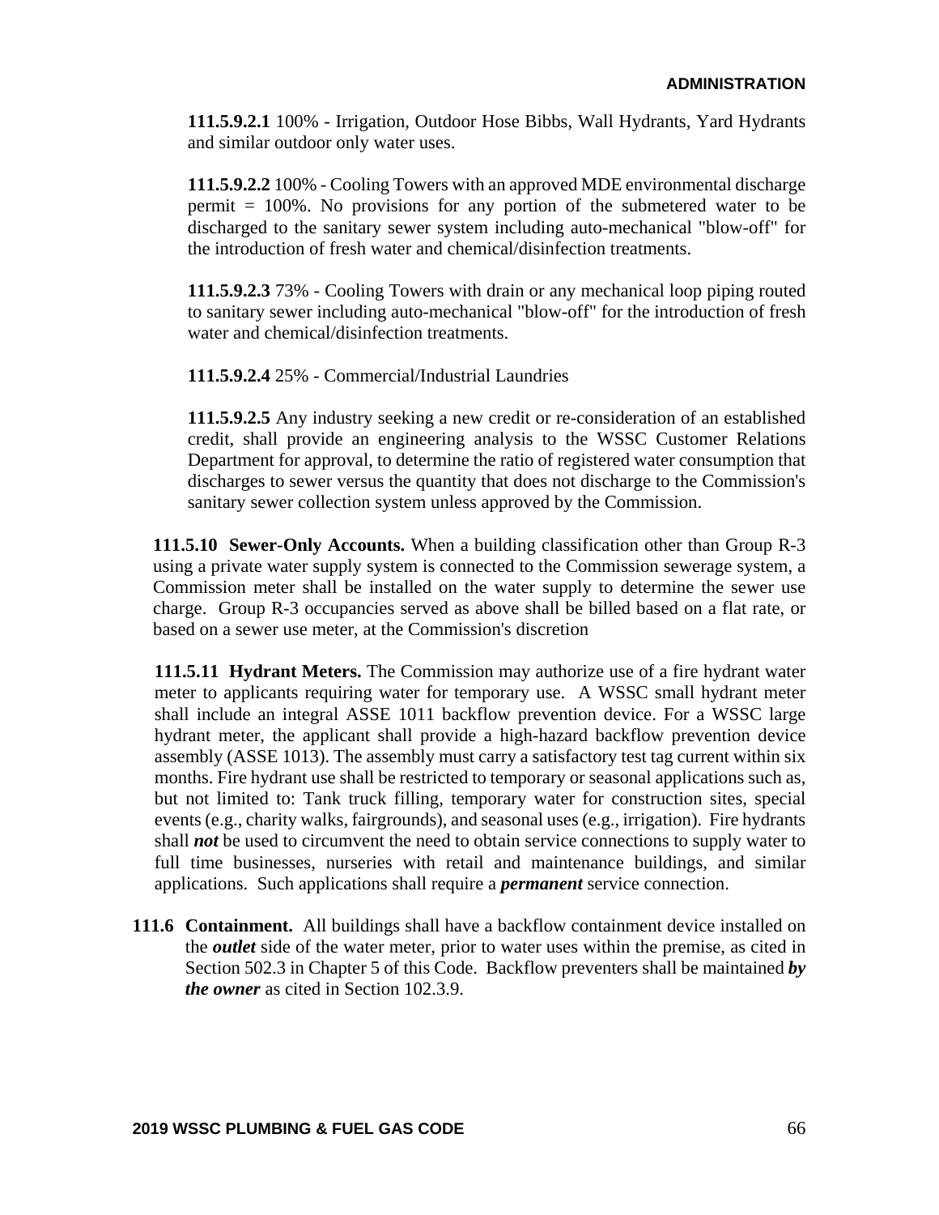**111.5.9.2.1** 100% - Irrigation, Outdoor Hose Bibbs, Wall Hydrants, Yard Hydrants and similar outdoor only water uses.

**111.5.9.2.2** 100% - Cooling Towers with an approved MDE environmental discharge permit = 100%. No provisions for any portion of the submetered water to be discharged to the sanitary sewer system including auto-mechanical "blow-off" for the introduction of fresh water and chemical/disinfection treatments.

**111.5.9.2.3** 73% - Cooling Towers with drain or any mechanical loop piping routed to sanitary sewer including auto-mechanical "blow-off" for the introduction of fresh water and chemical/disinfection treatments.

**111.5.9.2.4** 25% - Commercial/Industrial Laundries

**111.5.9.2.5** Any industry seeking a new credit or re-consideration of an established credit, shall provide an engineering analysis to the WSSC Customer Relations Department for approval, to determine the ratio of registered water consumption that discharges to sewer versus the quantity that does not discharge to the Commission's sanitary sewer collection system unless approved by the Commission.

**111.5.10 Sewer-Only Accounts.** When a building classification other than Group R-3 using a private water supply system is connected to the Commission sewerage system, a Commission meter shall be installed on the water supply to determine the sewer use charge. Group R-3 occupancies served as above shall be billed based on a flat rate, or based on a sewer use meter, at the Commission's discretion

**111.5.11 Hydrant Meters.** The Commission may authorize use of a fire hydrant water meter to applicants requiring water for temporary use. A WSSC small hydrant meter shall include an integral ASSE 1011 backflow prevention device. For a WSSC large hydrant meter, the applicant shall provide a high-hazard backflow prevention device assembly (ASSE 1013). The assembly must carry a satisfactory test tag current within six months. Fire hydrant use shall be restricted to temporary or seasonal applications such as, but not limited to: Tank truck filling, temporary water for construction sites, special events (e.g., charity walks, fairgrounds), and seasonal uses (e.g., irrigation). Fire hydrants shall ***not*** be used to circumvent the need to obtain service connections to supply water to full time businesses, nurseries with retail and maintenance buildings, and similar applications. Such applications shall require a ***permanent*** service connection.

**111.6 Containment.** All buildings shall have a backflow containment device installed on the ***outlet*** side of the water meter, prior to water uses within the premise, as cited in Section 502.3 in Chapter 5 of this Code. Backflow preventers shall be maintained ***by the owner*** as cited in Section 102.3.9.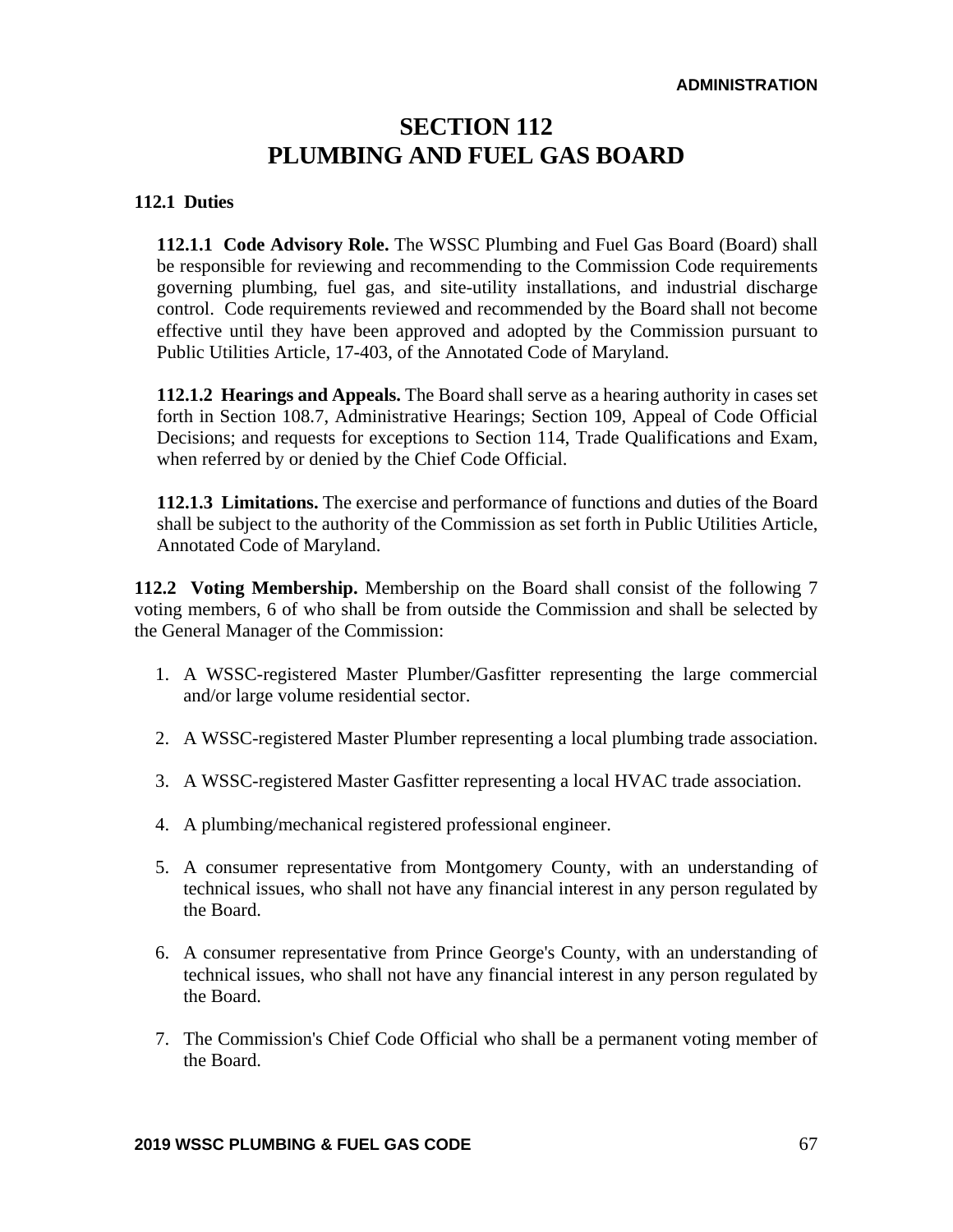# SECTION 112
# PLUMBING AND FUEL GAS BOARD

**112.1 Duties**

**112.1.1 Code Advisory Role.** The WSSC Plumbing and Fuel Gas Board (Board) shall be responsible for reviewing and recommending to the Commission Code requirements governing plumbing, fuel gas, and site-utility installations, and industrial discharge control. Code requirements reviewed and recommended by the Board shall not become effective until they have been approved and adopted by the Commission pursuant to Public Utilities Article, 17-403, of the Annotated Code of Maryland.

**112.1.2 Hearings and Appeals.** The Board shall serve as a hearing authority in cases set forth in Section 108.7, Administrative Hearings; Section 109, Appeal of Code Official Decisions; and requests for exceptions to Section 114, Trade Qualifications and Exam, when referred by or denied by the Chief Code Official.

**112.1.3 Limitations.** The exercise and performance of functions and duties of the Board shall be subject to the authority of the Commission as set forth in Public Utilities Article, Annotated Code of Maryland.

**112.2 Voting Membership.** Membership on the Board shall consist of the following 7 voting members, 6 of who shall be from outside the Commission and shall be selected by the General Manager of the Commission:

1. A WSSC-registered Master Plumber/Gasfitter representing the large commercial and/or large volume residential sector.
2. A WSSC-registered Master Plumber representing a local plumbing trade association.
3. A WSSC-registered Master Gasfitter representing a local HVAC trade association.
4. A plumbing/mechanical registered professional engineer.
5. A consumer representative from Montgomery County, with an understanding of technical issues, who shall not have any financial interest in any person regulated by the Board.
6. A consumer representative from Prince George's County, with an understanding of technical issues, who shall not have any financial interest in any person regulated by the Board.
7. The Commission's Chief Code Official who shall be a permanent voting member of the Board.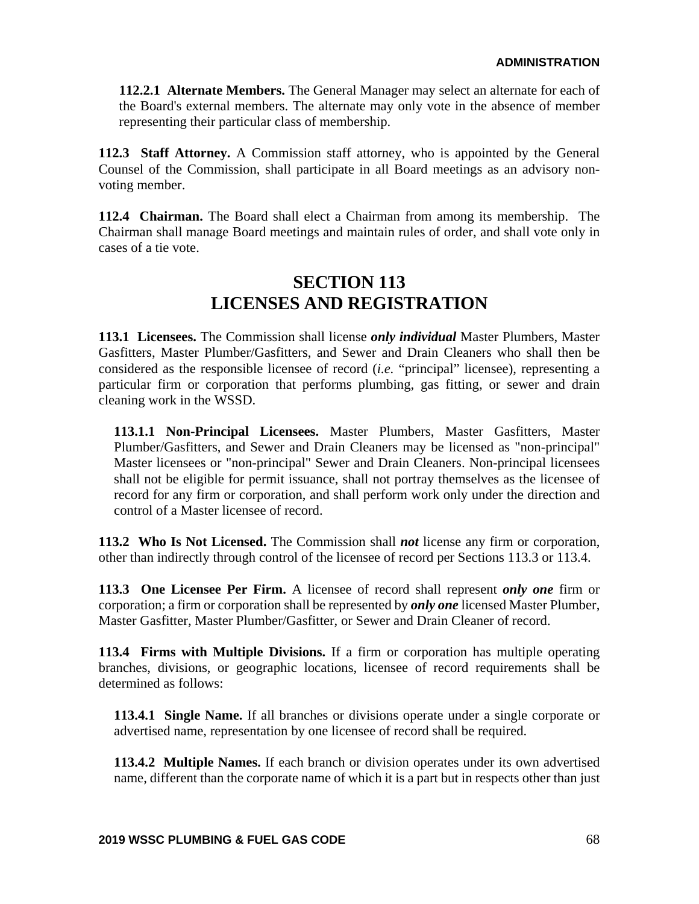**112.2.1 Alternate Members.** The General Manager may select an alternate for each of the Board's external members. The alternate may only vote in the absence of member representing their particular class of membership.

**112.3 Staff Attorney.** A Commission staff attorney, who is appointed by the General Counsel of the Commission, shall participate in all Board meetings as an advisory non-voting member.

**112.4 Chairman.** The Board shall elect a Chairman from among its membership. The Chairman shall manage Board meetings and maintain rules of order, and shall vote only in cases of a tie vote.

# SECTION 113
# LICENSES AND REGISTRATION

**113.1 Licensees.** The Commission shall license ***only individual*** Master Plumbers, Master Gasfitters, Master Plumber/Gasfitters, and Sewer and Drain Cleaners who shall then be considered as the responsible licensee of record (*i.e.* "principal" licensee), representing a particular firm or corporation that performs plumbing, gas fitting, or sewer and drain cleaning work in the WSSD.

**113.1.1 Non-Principal Licensees.** Master Plumbers, Master Gasfitters, Master Plumber/Gasfitters, and Sewer and Drain Cleaners may be licensed as "non-principal" Master licensees or "non-principal" Sewer and Drain Cleaners. Non-principal licensees shall not be eligible for permit issuance, shall not portray themselves as the licensee of record for any firm or corporation, and shall perform work only under the direction and control of a Master licensee of record.

**113.2 Who Is Not Licensed.** The Commission shall ***not*** license any firm or corporation, other than indirectly through control of the licensee of record per Sections 113.3 or 113.4.

**113.3 One Licensee Per Firm.** A licensee of record shall represent ***only one*** firm or corporation; a firm or corporation shall be represented by ***only one*** licensed Master Plumber, Master Gasfitter, Master Plumber/Gasfitter, or Sewer and Drain Cleaner of record.

**113.4 Firms with Multiple Divisions.** If a firm or corporation has multiple operating branches, divisions, or geographic locations, licensee of record requirements shall be determined as follows:

**113.4.1 Single Name.** If all branches or divisions operate under a single corporate or advertised name, representation by one licensee of record shall be required.

**113.4.2 Multiple Names.** If each branch or division operates under its own advertised name, different than the corporate name of which it is a part but in respects other than just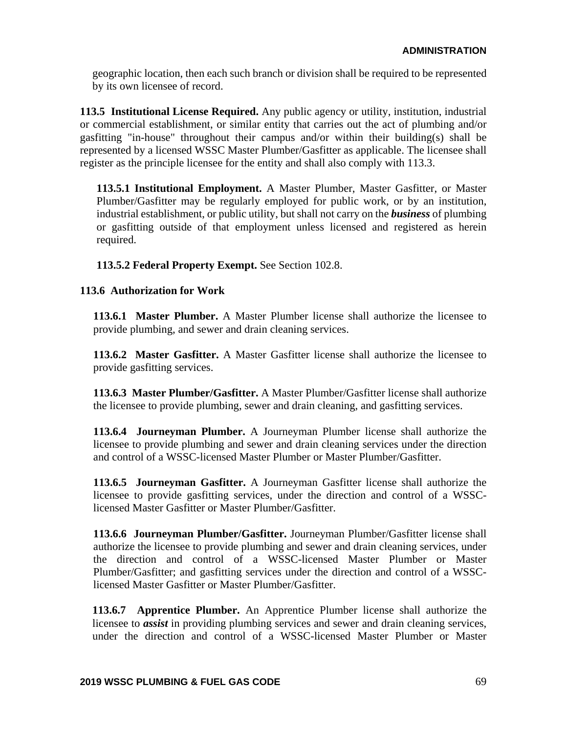geographic location, then each such branch or division shall be required to be represented by its own licensee of record.

**113.5 Institutional License Required.** Any public agency or utility, institution, industrial or commercial establishment, or similar entity that carries out the act of plumbing and/or gasfitting "in-house" throughout their campus and/or within their building(s) shall be represented by a licensed WSSC Master Plumber/Gasfitter as applicable. The licensee shall register as the principle licensee for the entity and shall also comply with 113.3.

**113.5.1 Institutional Employment.** A Master Plumber, Master Gasfitter, or Master Plumber/Gasfitter may be regularly employed for public work, or by an institution, industrial establishment, or public utility, but shall not carry on the ***business*** of plumbing or gasfitting outside of that employment unless licensed and registered as herein required.

**113.5.2 Federal Property Exempt.** See Section 102.8.

**113.6 Authorization for Work**

**113.6.1 Master Plumber.** A Master Plumber license shall authorize the licensee to provide plumbing, and sewer and drain cleaning services.

**113.6.2 Master Gasfitter.** A Master Gasfitter license shall authorize the licensee to provide gasfitting services.

**113.6.3 Master Plumber/Gasfitter.** A Master Plumber/Gasfitter license shall authorize the licensee to provide plumbing, sewer and drain cleaning, and gasfitting services.

**113.6.4 Journeyman Plumber.** A Journeyman Plumber license shall authorize the licensee to provide plumbing and sewer and drain cleaning services under the direction and control of a WSSC-licensed Master Plumber or Master Plumber/Gasfitter.

**113.6.5 Journeyman Gasfitter.** A Journeyman Gasfitter license shall authorize the licensee to provide gasfitting services, under the direction and control of a WSSC-licensed Master Gasfitter or Master Plumber/Gasfitter.

**113.6.6 Journeyman Plumber/Gasfitter.** Journeyman Plumber/Gasfitter license shall authorize the licensee to provide plumbing and sewer and drain cleaning services, under the direction and control of a WSSC-licensed Master Plumber or Master Plumber/Gasfitter; and gasfitting services under the direction and control of a WSSC-licensed Master Gasfitter or Master Plumber/Gasfitter.

**113.6.7 Apprentice Plumber.** An Apprentice Plumber license shall authorize the licensee to ***assist*** in providing plumbing services and sewer and drain cleaning services, under the direction and control of a WSSC-licensed Master Plumber or Master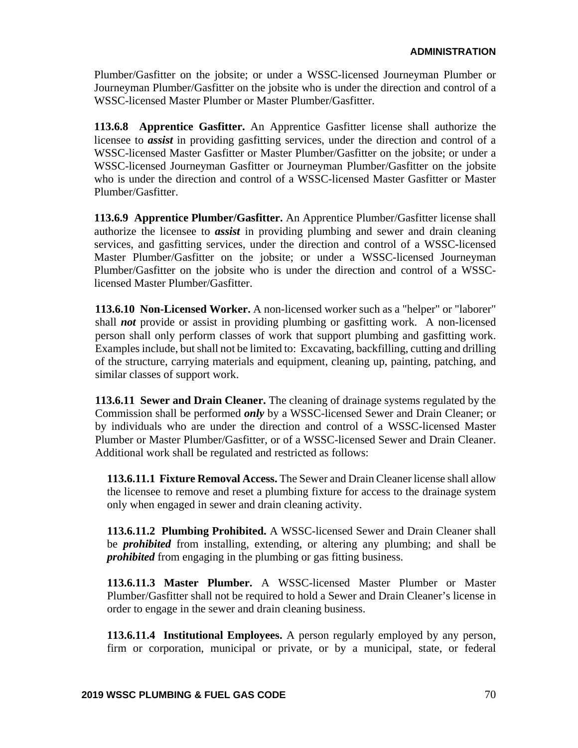Plumber/Gasfitter on the jobsite; or under a WSSC-licensed Journeyman Plumber or Journeyman Plumber/Gasfitter on the jobsite who is under the direction and control of a WSSC-licensed Master Plumber or Master Plumber/Gasfitter.

**113.6.8 Apprentice Gasfitter.** An Apprentice Gasfitter license shall authorize the licensee to ***assist*** in providing gasfitting services, under the direction and control of a WSSC-licensed Master Gasfitter or Master Plumber/Gasfitter on the jobsite; or under a WSSC-licensed Journeyman Gasfitter or Journeyman Plumber/Gasfitter on the jobsite who is under the direction and control of a WSSC-licensed Master Gasfitter or Master Plumber/Gasfitter.

**113.6.9 Apprentice Plumber/Gasfitter.** An Apprentice Plumber/Gasfitter license shall authorize the licensee to ***assist*** in providing plumbing and sewer and drain cleaning services, and gasfitting services, under the direction and control of a WSSC-licensed Master Plumber/Gasfitter on the jobsite; or under a WSSC-licensed Journeyman Plumber/Gasfitter on the jobsite who is under the direction and control of a WSSC-licensed Master Plumber/Gasfitter.

**113.6.10 Non-Licensed Worker.** A non-licensed worker such as a "helper" or "laborer" shall ***not*** provide or assist in providing plumbing or gasfitting work. A non-licensed person shall only perform classes of work that support plumbing and gasfitting work. Examples include, but shall not be limited to: Excavating, backfilling, cutting and drilling of the structure, carrying materials and equipment, cleaning up, painting, patching, and similar classes of support work.

**113.6.11 Sewer and Drain Cleaner.** The cleaning of drainage systems regulated by the Commission shall be performed ***only*** by a WSSC-licensed Sewer and Drain Cleaner; or by individuals who are under the direction and control of a WSSC-licensed Master Plumber or Master Plumber/Gasfitter, or of a WSSC-licensed Sewer and Drain Cleaner. Additional work shall be regulated and restricted as follows:

**113.6.11.1 Fixture Removal Access.** The Sewer and Drain Cleaner license shall allow the licensee to remove and reset a plumbing fixture for access to the drainage system only when engaged in sewer and drain cleaning activity.

**113.6.11.2 Plumbing Prohibited.** A WSSC-licensed Sewer and Drain Cleaner shall be ***prohibited*** from installing, extending, or altering any plumbing; and shall be ***prohibited*** from engaging in the plumbing or gas fitting business.

**113.6.11.3 Master Plumber.** A WSSC-licensed Master Plumber or Master Plumber/Gasfitter shall not be required to hold a Sewer and Drain Cleaner's license in order to engage in the sewer and drain cleaning business.

**113.6.11.4 Institutional Employees.** A person regularly employed by any person, firm or corporation, municipal or private, or by a municipal, state, or federal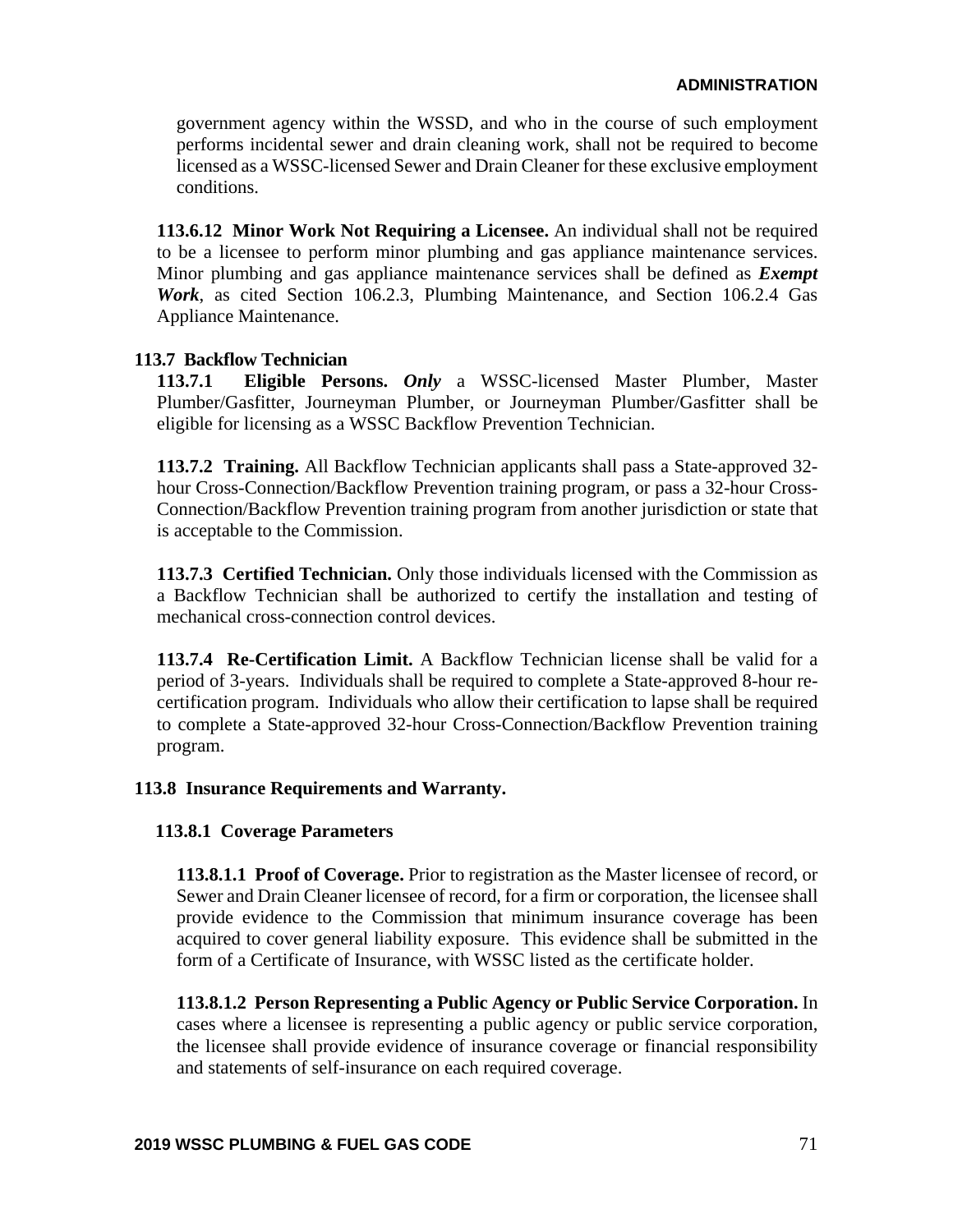government agency within the WSSD, and who in the course of such employment performs incidental sewer and drain cleaning work, shall not be required to become licensed as a WSSC-licensed Sewer and Drain Cleaner for these exclusive employment conditions.

**113.6.12 Minor Work Not Requiring a Licensee.** An individual shall not be required to be a licensee to perform minor plumbing and gas appliance maintenance services. Minor plumbing and gas appliance maintenance services shall be defined as ***Exempt Work***, as cited Section 106.2.3, Plumbing Maintenance, and Section 106.2.4 Gas Appliance Maintenance.

**113.7 Backflow Technician**

**113.7.1 Eligible Persons.** ***Only*** a WSSC-licensed Master Plumber, Master Plumber/Gasfitter, Journeyman Plumber, or Journeyman Plumber/Gasfitter shall be eligible for licensing as a WSSC Backflow Prevention Technician.

**113.7.2 Training.** All Backflow Technician applicants shall pass a State-approved 32-hour Cross-Connection/Backflow Prevention training program, or pass a 32-hour Cross-Connection/Backflow Prevention training program from another jurisdiction or state that is acceptable to the Commission.

**113.7.3 Certified Technician.** Only those individuals licensed with the Commission as a Backflow Technician shall be authorized to certify the installation and testing of mechanical cross-connection control devices.

**113.7.4 Re-Certification Limit.** A Backflow Technician license shall be valid for a period of 3-years. Individuals shall be required to complete a State-approved 8-hour re-certification program. Individuals who allow their certification to lapse shall be required to complete a State-approved 32-hour Cross-Connection/Backflow Prevention training program.

**113.8 Insurance Requirements and Warranty.**

**113.8.1 Coverage Parameters**

**113.8.1.1 Proof of Coverage.** Prior to registration as the Master licensee of record, or Sewer and Drain Cleaner licensee of record, for a firm or corporation, the licensee shall provide evidence to the Commission that minimum insurance coverage has been acquired to cover general liability exposure. This evidence shall be submitted in the form of a Certificate of Insurance, with WSSC listed as the certificate holder.

**113.8.1.2 Person Representing a Public Agency or Public Service Corporation.** In cases where a licensee is representing a public agency or public service corporation, the licensee shall provide evidence of insurance coverage or financial responsibility and statements of self-insurance on each required coverage.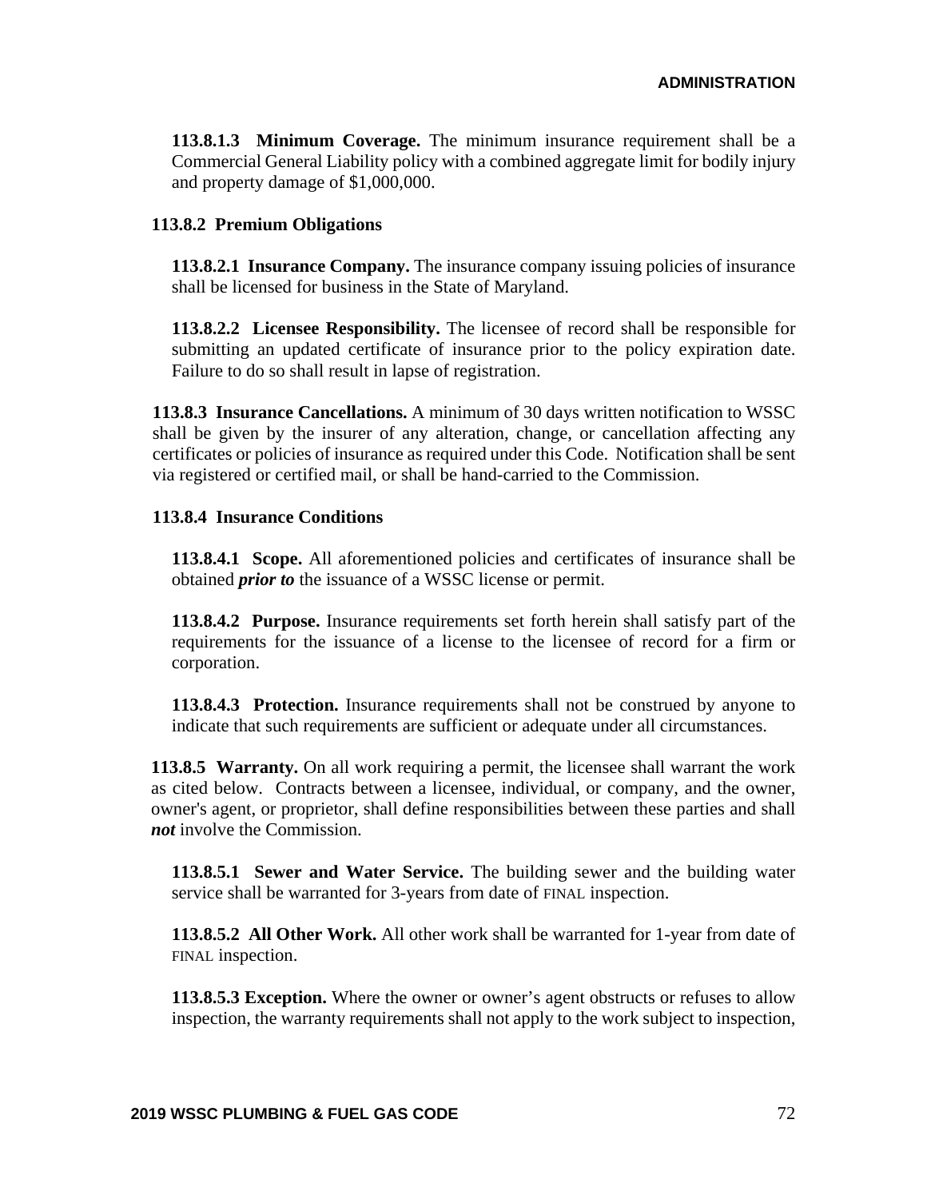**113.8.1.3 Minimum Coverage.** The minimum insurance requirement shall be a Commercial General Liability policy with a combined aggregate limit for bodily injury and property damage of $1,000,000.

**113.8.2 Premium Obligations**

**113.8.2.1 Insurance Company.** The insurance company issuing policies of insurance shall be licensed for business in the State of Maryland.

**113.8.2.2 Licensee Responsibility.** The licensee of record shall be responsible for submitting an updated certificate of insurance prior to the policy expiration date. Failure to do so shall result in lapse of registration.

**113.8.3 Insurance Cancellations.** A minimum of 30 days written notification to WSSC shall be given by the insurer of any alteration, change, or cancellation affecting any certificates or policies of insurance as required under this Code. Notification shall be sent via registered or certified mail, or shall be hand-carried to the Commission.

**113.8.4 Insurance Conditions**

**113.8.4.1 Scope.** All aforementioned policies and certificates of insurance shall be obtained ***prior to*** the issuance of a WSSC license or permit.

**113.8.4.2 Purpose.** Insurance requirements set forth herein shall satisfy part of the requirements for the issuance of a license to the licensee of record for a firm or corporation.

**113.8.4.3 Protection.** Insurance requirements shall not be construed by anyone to indicate that such requirements are sufficient or adequate under all circumstances.

**113.8.5 Warranty.** On all work requiring a permit, the licensee shall warrant the work as cited below. Contracts between a licensee, individual, or company, and the owner, owner's agent, or proprietor, shall define responsibilities between these parties and shall ***not*** involve the Commission.

**113.8.5.1 Sewer and Water Service.** The building sewer and the building water service shall be warranted for 3-years from date of FINAL inspection.

**113.8.5.2 All Other Work.** All other work shall be warranted for 1-year from date of FINAL inspection.

**113.8.5.3 Exception.** Where the owner or owner's agent obstructs or refuses to allow inspection, the warranty requirements shall not apply to the work subject to inspection,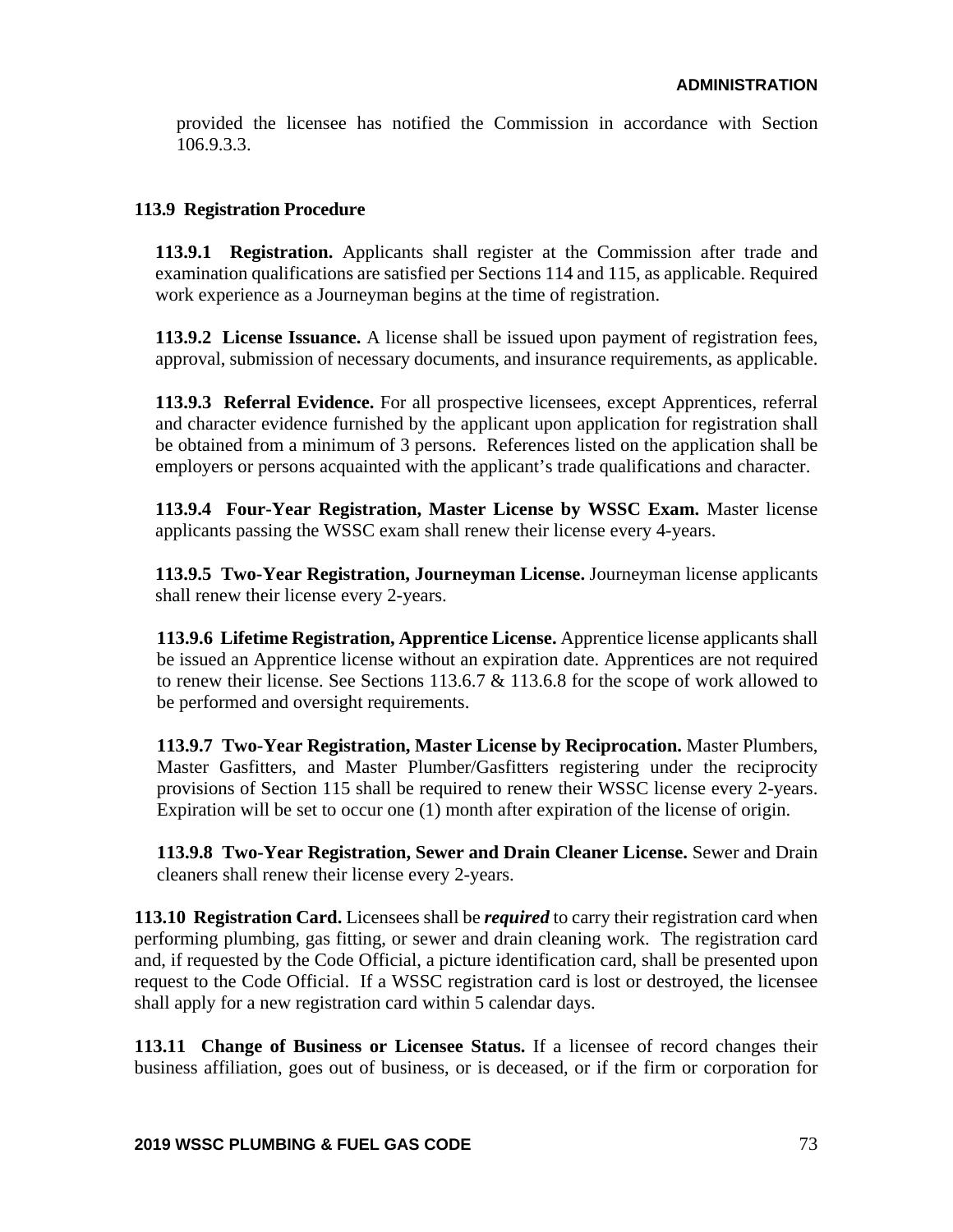provided the licensee has notified the Commission in accordance with Section 106.9.3.3.

### 113.9 Registration Procedure

**113.9.1 Registration.** Applicants shall register at the Commission after trade and examination qualifications are satisfied per Sections 114 and 115, as applicable. Required work experience as a Journeyman begins at the time of registration.

**113.9.2 License Issuance.** A license shall be issued upon payment of registration fees, approval, submission of necessary documents, and insurance requirements, as applicable.

**113.9.3 Referral Evidence.** For all prospective licensees, except Apprentices, referral and character evidence furnished by the applicant upon application for registration shall be obtained from a minimum of 3 persons. References listed on the application shall be employers or persons acquainted with the applicant's trade qualifications and character.

**113.9.4 Four-Year Registration, Master License by WSSC Exam.** Master license applicants passing the WSSC exam shall renew their license every 4-years.

**113.9.5 Two-Year Registration, Journeyman License.** Journeyman license applicants shall renew their license every 2-years.

**113.9.6 Lifetime Registration, Apprentice License.** Apprentice license applicants shall be issued an Apprentice license without an expiration date. Apprentices are not required to renew their license. See Sections 113.6.7 & 113.6.8 for the scope of work allowed to be performed and oversight requirements.

**113.9.7 Two-Year Registration, Master License by Reciprocation.** Master Plumbers, Master Gasfitters, and Master Plumber/Gasfitters registering under the reciprocity provisions of Section 115 shall be required to renew their WSSC license every 2-years. Expiration will be set to occur one (1) month after expiration of the license of origin.

**113.9.8 Two-Year Registration, Sewer and Drain Cleaner License.** Sewer and Drain cleaners shall renew their license every 2-years.

**113.10 Registration Card.** Licensees shall be ***required*** to carry their registration card when performing plumbing, gas fitting, or sewer and drain cleaning work. The registration card and, if requested by the Code Official, a picture identification card, shall be presented upon request to the Code Official. If a WSSC registration card is lost or destroyed, the licensee shall apply for a new registration card within 5 calendar days.

**113.11 Change of Business or Licensee Status.** If a licensee of record changes their business affiliation, goes out of business, or is deceased, or if the firm or corporation for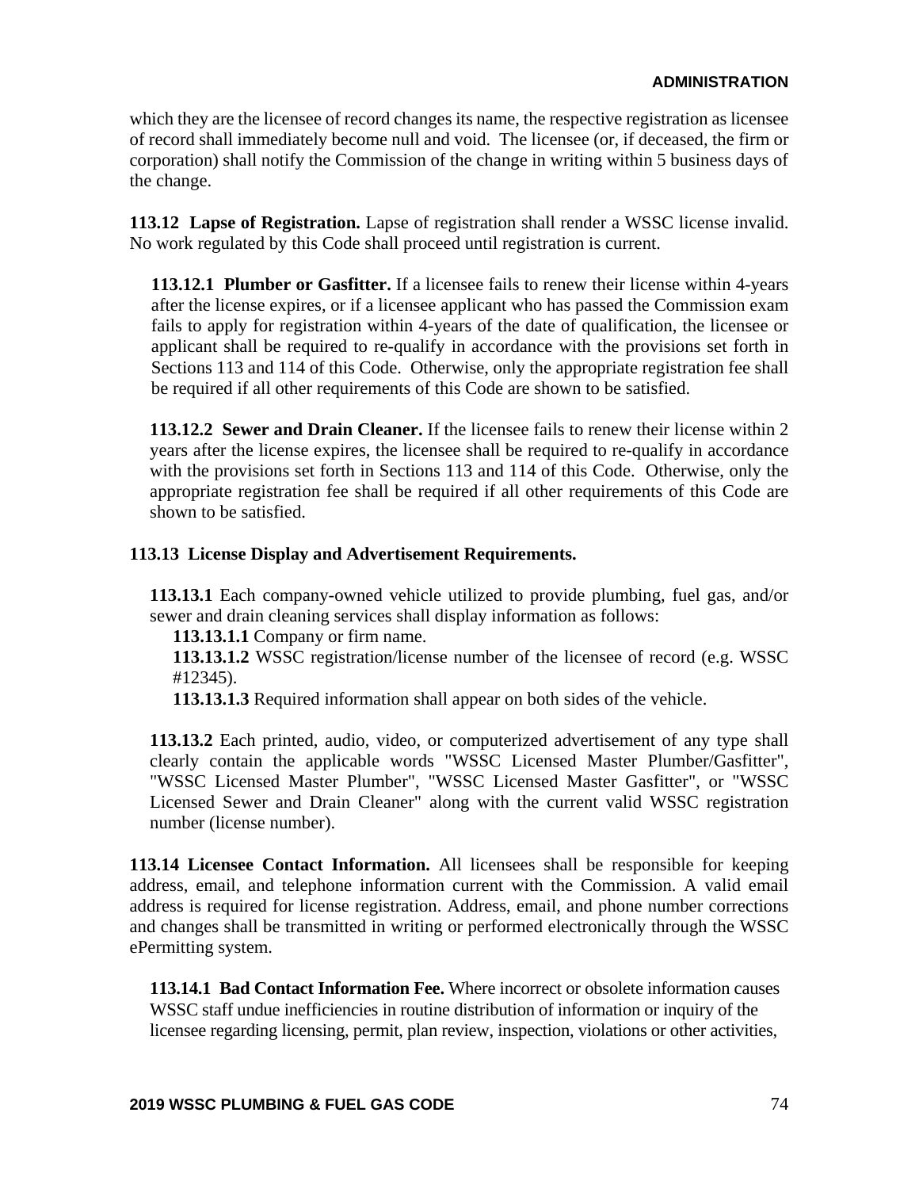which they are the licensee of record changes its name, the respective registration as licensee of record shall immediately become null and void. The licensee (or, if deceased, the firm or corporation) shall notify the Commission of the change in writing within 5 business days of the change.

**113.12 Lapse of Registration.** Lapse of registration shall render a WSSC license invalid. No work regulated by this Code shall proceed until registration is current.

**113.12.1 Plumber or Gasfitter.** If a licensee fails to renew their license within 4-years after the license expires, or if a licensee applicant who has passed the Commission exam fails to apply for registration within 4-years of the date of qualification, the licensee or applicant shall be required to re-qualify in accordance with the provisions set forth in Sections 113 and 114 of this Code. Otherwise, only the appropriate registration fee shall be required if all other requirements of this Code are shown to be satisfied.

**113.12.2 Sewer and Drain Cleaner.** If the licensee fails to renew their license within 2 years after the license expires, the licensee shall be required to re-qualify in accordance with the provisions set forth in Sections 113 and 114 of this Code. Otherwise, only the appropriate registration fee shall be required if all other requirements of this Code are shown to be satisfied.

**113.13 License Display and Advertisement Requirements.**

**113.13.1** Each company-owned vehicle utilized to provide plumbing, fuel gas, and/or sewer and drain cleaning services shall display information as follows:

**113.13.1.1** Company or firm name.

**113.13.1.2** WSSC registration/license number of the licensee of record (e.g. WSSC #12345).

**113.13.1.3** Required information shall appear on both sides of the vehicle.

**113.13.2** Each printed, audio, video, or computerized advertisement of any type shall clearly contain the applicable words "WSSC Licensed Master Plumber/Gasfitter", "WSSC Licensed Master Plumber", "WSSC Licensed Master Gasfitter", or "WSSC Licensed Sewer and Drain Cleaner" along with the current valid WSSC registration number (license number).

**113.14 Licensee Contact Information.** All licensees shall be responsible for keeping address, email, and telephone information current with the Commission. A valid email address is required for license registration. Address, email, and phone number corrections and changes shall be transmitted in writing or performed electronically through the WSSC ePermitting system.

**113.14.1 Bad Contact Information Fee.** Where incorrect or obsolete information causes WSSC staff undue inefficiencies in routine distribution of information or inquiry of the licensee regarding licensing, permit, plan review, inspection, violations or other activities,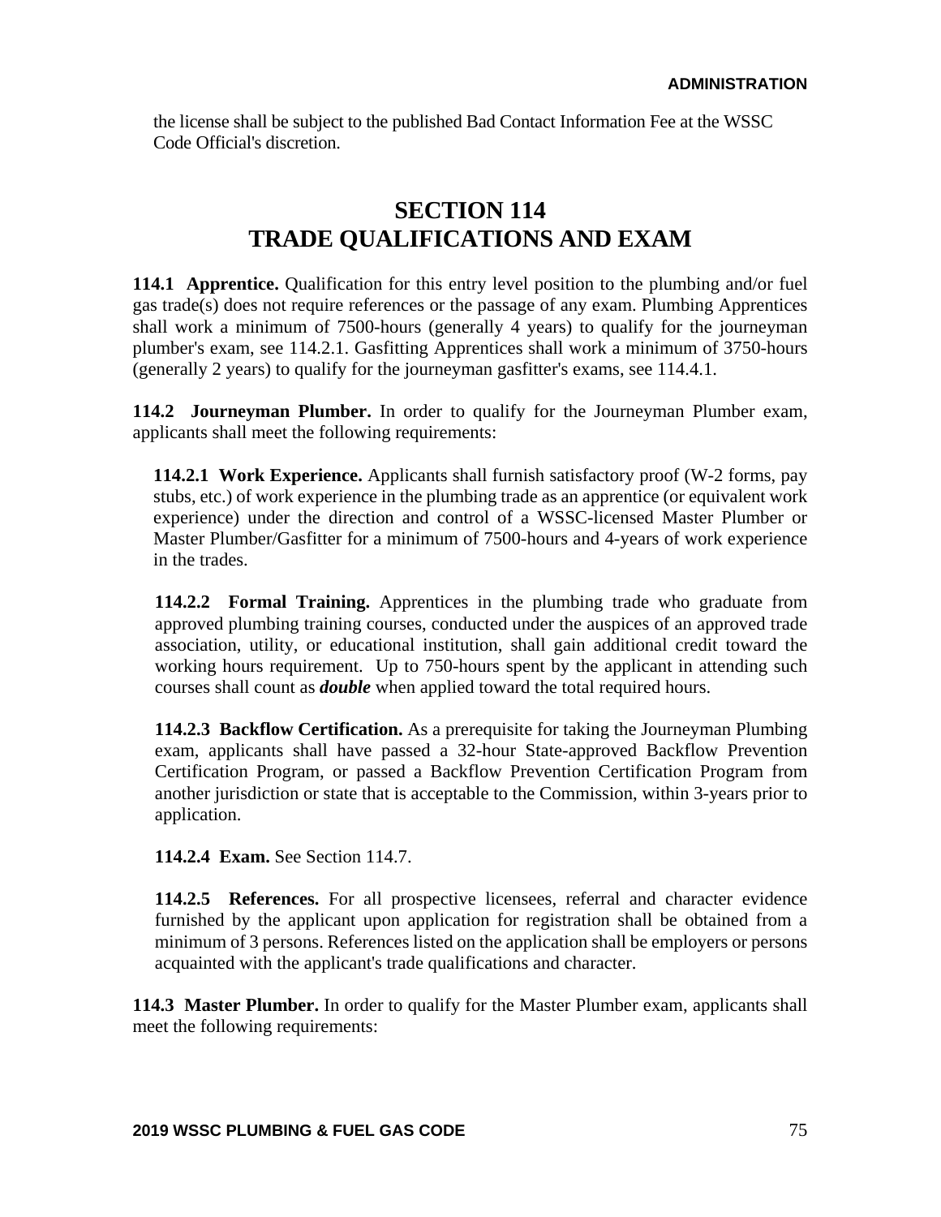the license shall be subject to the published Bad Contact Information Fee at the WSSC Code Official's discretion.

# SECTION 114
# TRADE QUALIFICATIONS AND EXAM

**114.1 Apprentice.** Qualification for this entry level position to the plumbing and/or fuel gas trade(s) does not require references or the passage of any exam. Plumbing Apprentices shall work a minimum of 7500-hours (generally 4 years) to qualify for the journeyman plumber's exam, see 114.2.1. Gasfitting Apprentices shall work a minimum of 3750-hours (generally 2 years) to qualify for the journeyman gasfitter's exams, see 114.4.1.

**114.2 Journeyman Plumber.** In order to qualify for the Journeyman Plumber exam, applicants shall meet the following requirements:

**114.2.1 Work Experience.** Applicants shall furnish satisfactory proof (W-2 forms, pay stubs, etc.) of work experience in the plumbing trade as an apprentice (or equivalent work experience) under the direction and control of a WSSC-licensed Master Plumber or Master Plumber/Gasfitter for a minimum of 7500-hours and 4-years of work experience in the trades.

**114.2.2 Formal Training.** Apprentices in the plumbing trade who graduate from approved plumbing training courses, conducted under the auspices of an approved trade association, utility, or educational institution, shall gain additional credit toward the working hours requirement. Up to 750-hours spent by the applicant in attending such courses shall count as ***double*** when applied toward the total required hours.

**114.2.3 Backflow Certification.** As a prerequisite for taking the Journeyman Plumbing exam, applicants shall have passed a 32-hour State-approved Backflow Prevention Certification Program, or passed a Backflow Prevention Certification Program from another jurisdiction or state that is acceptable to the Commission, within 3-years prior to application.

**114.2.4 Exam.** See Section 114.7.

**114.2.5 References.** For all prospective licensees, referral and character evidence furnished by the applicant upon application for registration shall be obtained from a minimum of 3 persons. References listed on the application shall be employers or persons acquainted with the applicant's trade qualifications and character.

**114.3 Master Plumber.** In order to qualify for the Master Plumber exam, applicants shall meet the following requirements: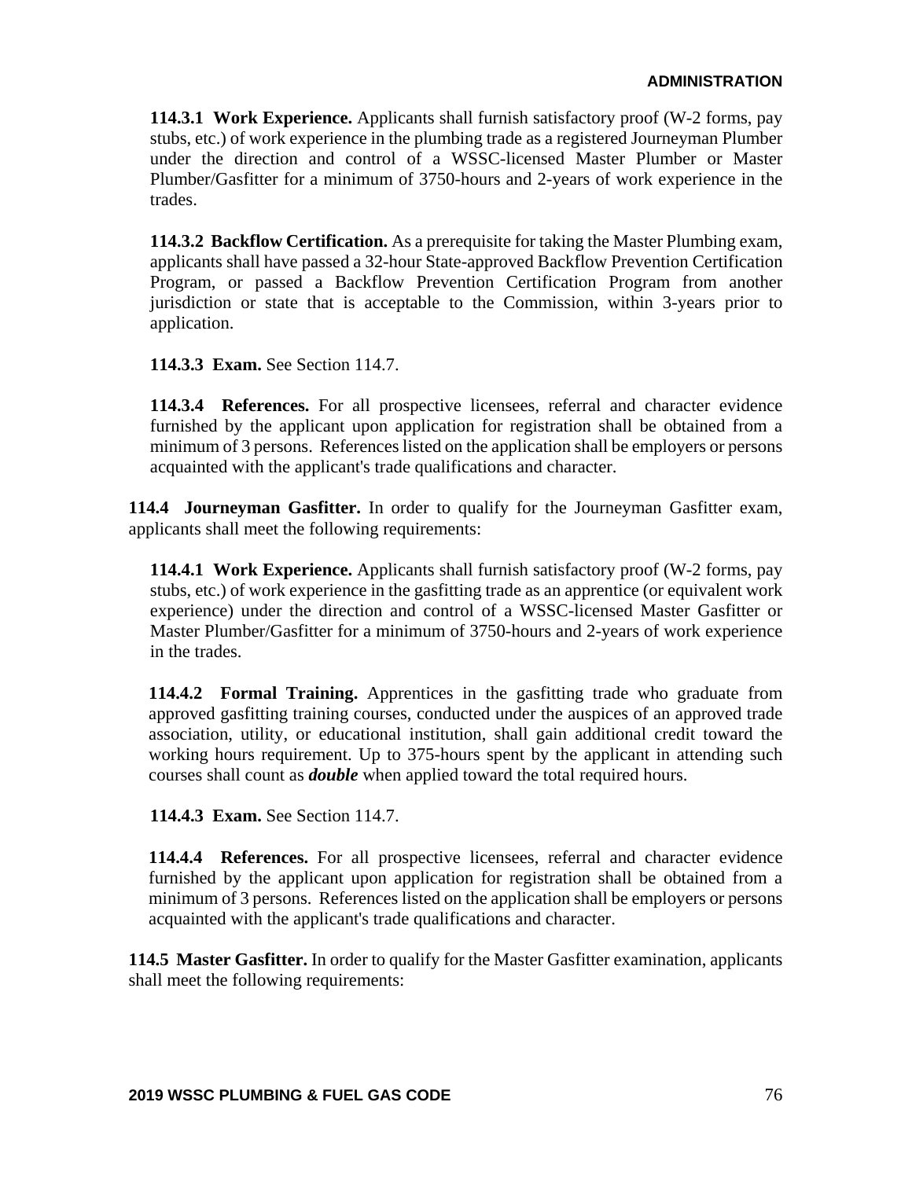**114.3.1 Work Experience.** Applicants shall furnish satisfactory proof (W-2 forms, pay stubs, etc.) of work experience in the plumbing trade as a registered Journeyman Plumber under the direction and control of a WSSC-licensed Master Plumber or Master Plumber/Gasfitter for a minimum of 3750-hours and 2-years of work experience in the trades.

**114.3.2 Backflow Certification.** As a prerequisite for taking the Master Plumbing exam, applicants shall have passed a 32-hour State-approved Backflow Prevention Certification Program, or passed a Backflow Prevention Certification Program from another jurisdiction or state that is acceptable to the Commission, within 3-years prior to application.

**114.3.3 Exam.** See Section 114.7.

**114.3.4 References.** For all prospective licensees, referral and character evidence furnished by the applicant upon application for registration shall be obtained from a minimum of 3 persons. References listed on the application shall be employers or persons acquainted with the applicant's trade qualifications and character.

**114.4 Journeyman Gasfitter.** In order to qualify for the Journeyman Gasfitter exam, applicants shall meet the following requirements:

**114.4.1 Work Experience.** Applicants shall furnish satisfactory proof (W-2 forms, pay stubs, etc.) of work experience in the gasfitting trade as an apprentice (or equivalent work experience) under the direction and control of a WSSC-licensed Master Gasfitter or Master Plumber/Gasfitter for a minimum of 3750-hours and 2-years of work experience in the trades.

**114.4.2 Formal Training.** Apprentices in the gasfitting trade who graduate from approved gasfitting training courses, conducted under the auspices of an approved trade association, utility, or educational institution, shall gain additional credit toward the working hours requirement. Up to 375-hours spent by the applicant in attending such courses shall count as ***double*** when applied toward the total required hours.

**114.4.3 Exam.** See Section 114.7.

**114.4.4 References.** For all prospective licensees, referral and character evidence furnished by the applicant upon application for registration shall be obtained from a minimum of 3 persons. References listed on the application shall be employers or persons acquainted with the applicant's trade qualifications and character.

**114.5 Master Gasfitter.** In order to qualify for the Master Gasfitter examination, applicants shall meet the following requirements: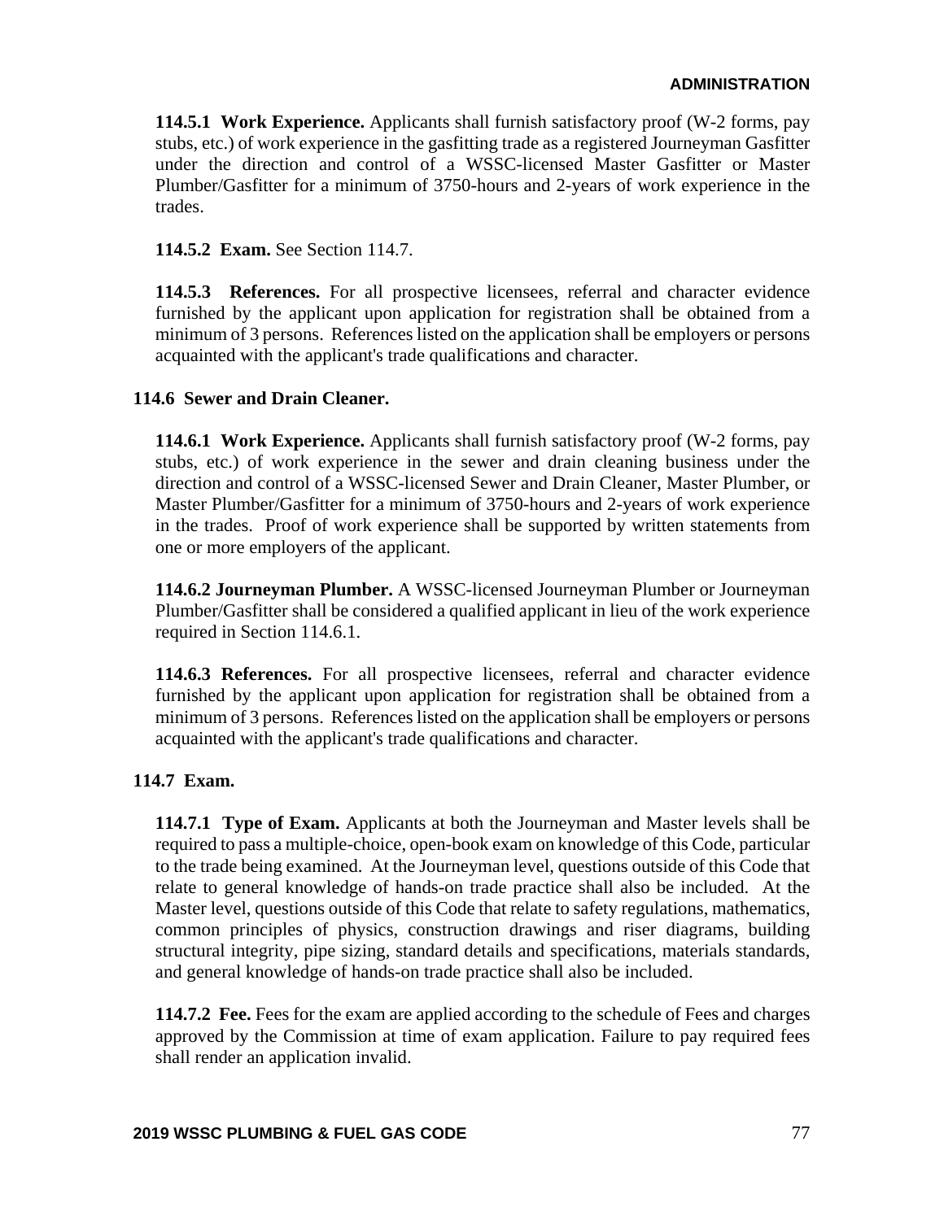**114.5.1 Work Experience.** Applicants shall furnish satisfactory proof (W-2 forms, pay stubs, etc.) of work experience in the gasfitting trade as a registered Journeyman Gasfitter under the direction and control of a WSSC-licensed Master Gasfitter or Master Plumber/Gasfitter for a minimum of 3750-hours and 2-years of work experience in the trades.

**114.5.2 Exam.** See Section 114.7.

**114.5.3 References.** For all prospective licensees, referral and character evidence furnished by the applicant upon application for registration shall be obtained from a minimum of 3 persons. References listed on the application shall be employers or persons acquainted with the applicant's trade qualifications and character.

### 114.6 Sewer and Drain Cleaner.

**114.6.1 Work Experience.** Applicants shall furnish satisfactory proof (W-2 forms, pay stubs, etc.) of work experience in the sewer and drain cleaning business under the direction and control of a WSSC-licensed Sewer and Drain Cleaner, Master Plumber, or Master Plumber/Gasfitter for a minimum of 3750-hours and 2-years of work experience in the trades. Proof of work experience shall be supported by written statements from one or more employers of the applicant.

**114.6.2 Journeyman Plumber.** A WSSC-licensed Journeyman Plumber or Journeyman Plumber/Gasfitter shall be considered a qualified applicant in lieu of the work experience required in Section 114.6.1.

**114.6.3 References.** For all prospective licensees, referral and character evidence furnished by the applicant upon application for registration shall be obtained from a minimum of 3 persons. References listed on the application shall be employers or persons acquainted with the applicant's trade qualifications and character.

### 114.7 Exam.

**114.7.1 Type of Exam.** Applicants at both the Journeyman and Master levels shall be required to pass a multiple-choice, open-book exam on knowledge of this Code, particular to the trade being examined. At the Journeyman level, questions outside of this Code that relate to general knowledge of hands-on trade practice shall also be included. At the Master level, questions outside of this Code that relate to safety regulations, mathematics, common principles of physics, construction drawings and riser diagrams, building structural integrity, pipe sizing, standard details and specifications, materials standards, and general knowledge of hands-on trade practice shall also be included.

**114.7.2 Fee.** Fees for the exam are applied according to the schedule of Fees and charges approved by the Commission at time of exam application. Failure to pay required fees shall render an application invalid.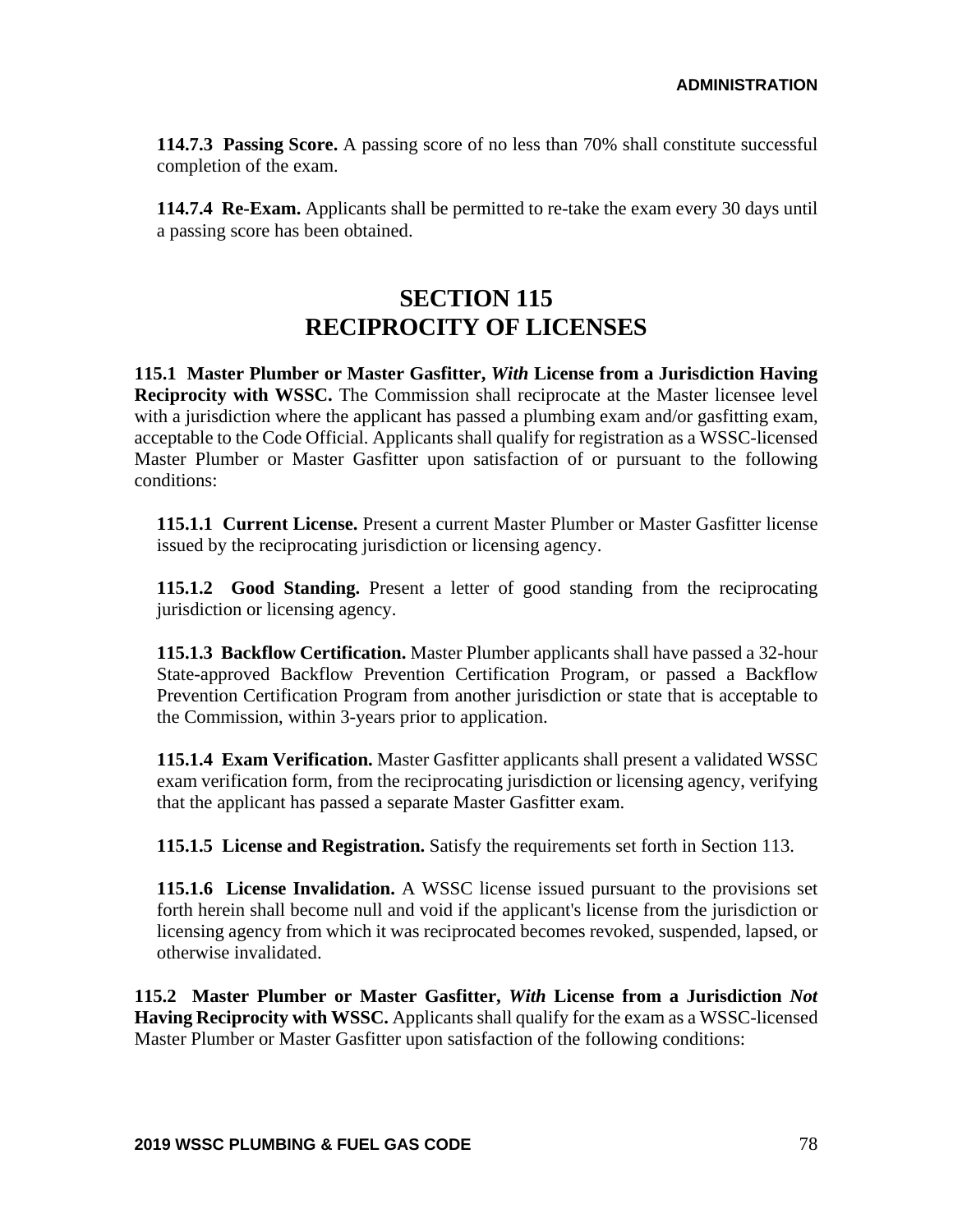**114.7.3 Passing Score.** A passing score of no less than 70% shall constitute successful completion of the exam.

**114.7.4 Re-Exam.** Applicants shall be permitted to re-take the exam every 30 days until a passing score has been obtained.

# SECTION 115
# RECIPROCITY OF LICENSES

**115.1 Master Plumber or Master Gasfitter, *With* License from a Jurisdiction Having Reciprocity with WSSC.** The Commission shall reciprocate at the Master licensee level with a jurisdiction where the applicant has passed a plumbing exam and/or gasfitting exam, acceptable to the Code Official. Applicants shall qualify for registration as a WSSC-licensed Master Plumber or Master Gasfitter upon satisfaction of or pursuant to the following conditions:

**115.1.1 Current License.** Present a current Master Plumber or Master Gasfitter license issued by the reciprocating jurisdiction or licensing agency.

**115.1.2 Good Standing.** Present a letter of good standing from the reciprocating jurisdiction or licensing agency.

**115.1.3 Backflow Certification.** Master Plumber applicants shall have passed a 32-hour State-approved Backflow Prevention Certification Program, or passed a Backflow Prevention Certification Program from another jurisdiction or state that is acceptable to the Commission, within 3-years prior to application.

**115.1.4 Exam Verification.** Master Gasfitter applicants shall present a validated WSSC exam verification form, from the reciprocating jurisdiction or licensing agency, verifying that the applicant has passed a separate Master Gasfitter exam.

**115.1.5 License and Registration.** Satisfy the requirements set forth in Section 113.

**115.1.6 License Invalidation.** A WSSC license issued pursuant to the provisions set forth herein shall become null and void if the applicant's license from the jurisdiction or licensing agency from which it was reciprocated becomes revoked, suspended, lapsed, or otherwise invalidated.

**115.2 Master Plumber or Master Gasfitter, *With* License from a Jurisdiction *Not* Having Reciprocity with WSSC.** Applicants shall qualify for the exam as a WSSC-licensed Master Plumber or Master Gasfitter upon satisfaction of the following conditions: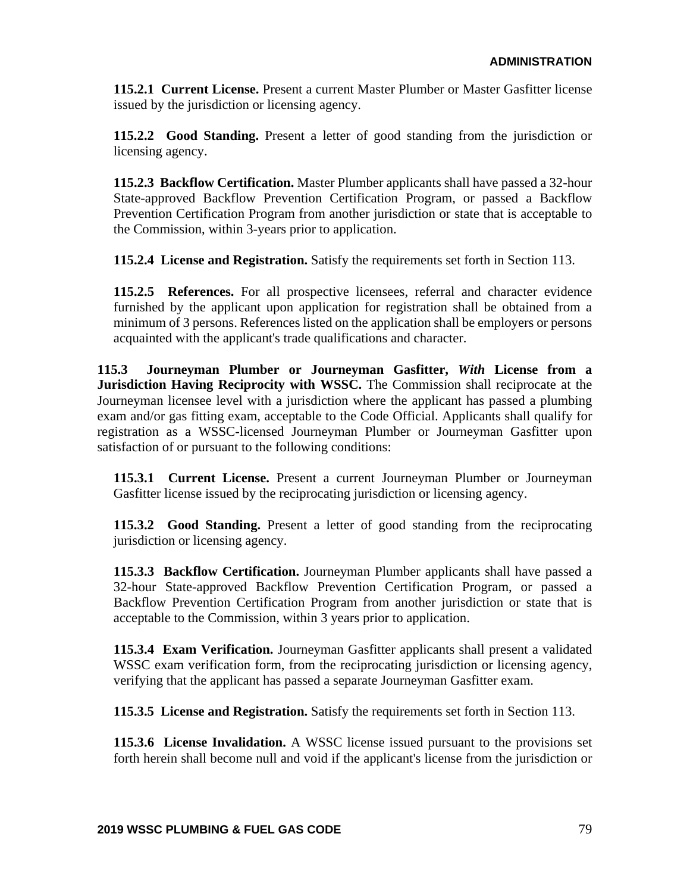**115.2.1 Current License.** Present a current Master Plumber or Master Gasfitter license issued by the jurisdiction or licensing agency.

**115.2.2 Good Standing.** Present a letter of good standing from the jurisdiction or licensing agency.

**115.2.3 Backflow Certification.** Master Plumber applicants shall have passed a 32-hour State-approved Backflow Prevention Certification Program, or passed a Backflow Prevention Certification Program from another jurisdiction or state that is acceptable to the Commission, within 3-years prior to application.

**115.2.4 License and Registration.** Satisfy the requirements set forth in Section 113.

**115.2.5 References.** For all prospective licensees, referral and character evidence furnished by the applicant upon application for registration shall be obtained from a minimum of 3 persons. References listed on the application shall be employers or persons acquainted with the applicant's trade qualifications and character.

**115.3 Journeyman Plumber or Journeyman Gasfitter, *With* License from a Jurisdiction Having Reciprocity with WSSC.** The Commission shall reciprocate at the Journeyman licensee level with a jurisdiction where the applicant has passed a plumbing exam and/or gas fitting exam, acceptable to the Code Official. Applicants shall qualify for registration as a WSSC-licensed Journeyman Plumber or Journeyman Gasfitter upon satisfaction of or pursuant to the following conditions:

**115.3.1 Current License.** Present a current Journeyman Plumber or Journeyman Gasfitter license issued by the reciprocating jurisdiction or licensing agency.

**115.3.2 Good Standing.** Present a letter of good standing from the reciprocating jurisdiction or licensing agency.

**115.3.3 Backflow Certification.** Journeyman Plumber applicants shall have passed a 32-hour State-approved Backflow Prevention Certification Program, or passed a Backflow Prevention Certification Program from another jurisdiction or state that is acceptable to the Commission, within 3 years prior to application.

**115.3.4 Exam Verification.** Journeyman Gasfitter applicants shall present a validated WSSC exam verification form, from the reciprocating jurisdiction or licensing agency, verifying that the applicant has passed a separate Journeyman Gasfitter exam.

**115.3.5 License and Registration.** Satisfy the requirements set forth in Section 113.

**115.3.6 License Invalidation.** A WSSC license issued pursuant to the provisions set forth herein shall become null and void if the applicant's license from the jurisdiction or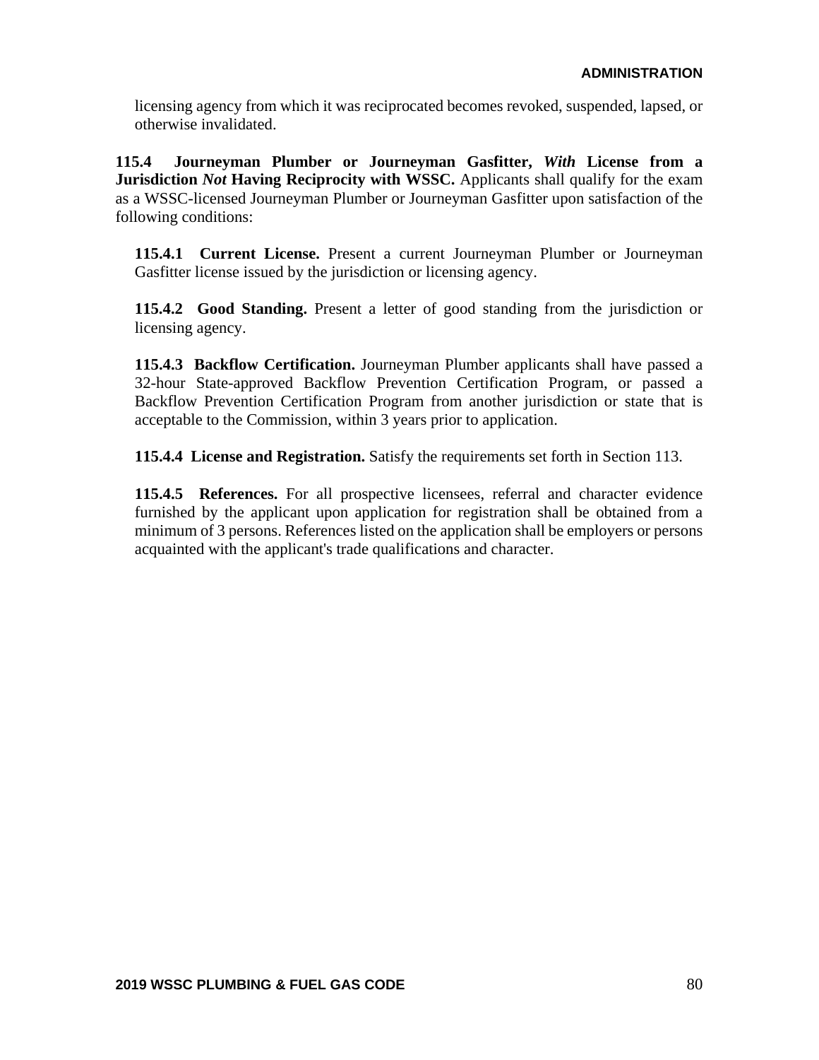licensing agency from which it was reciprocated becomes revoked, suspended, lapsed, or otherwise invalidated.

**115.4 Journeyman Plumber or Journeyman Gasfitter, *With* License from a Jurisdiction *Not* Having Reciprocity with WSSC.** Applicants shall qualify for the exam as a WSSC-licensed Journeyman Plumber or Journeyman Gasfitter upon satisfaction of the following conditions:

**115.4.1 Current License.** Present a current Journeyman Plumber or Journeyman Gasfitter license issued by the jurisdiction or licensing agency.

**115.4.2 Good Standing.** Present a letter of good standing from the jurisdiction or licensing agency.

**115.4.3 Backflow Certification.** Journeyman Plumber applicants shall have passed a 32-hour State-approved Backflow Prevention Certification Program, or passed a Backflow Prevention Certification Program from another jurisdiction or state that is acceptable to the Commission, within 3 years prior to application.

**115.4.4 License and Registration.** Satisfy the requirements set forth in Section 113.

**115.4.5 References.** For all prospective licensees, referral and character evidence furnished by the applicant upon application for registration shall be obtained from a minimum of 3 persons. References listed on the application shall be employers or persons acquainted with the applicant's trade qualifications and character.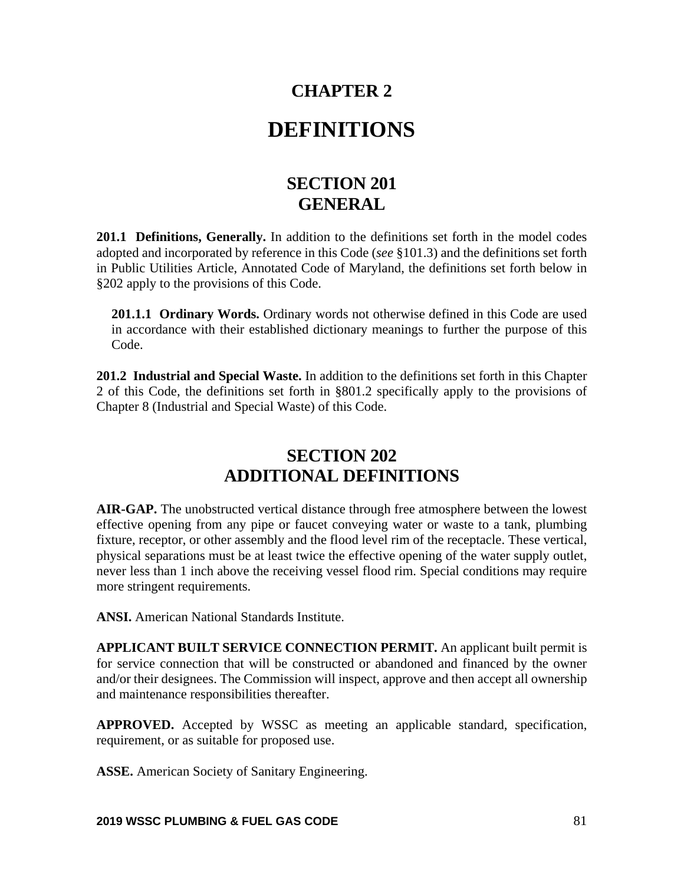# CHAPTER 2

# DEFINITIONS

## SECTION 201
## GENERAL

**201.1 Definitions, Generally.** In addition to the definitions set forth in the model codes adopted and incorporated by reference in this Code (*see* §101.3) and the definitions set forth in Public Utilities Article, Annotated Code of Maryland, the definitions set forth below in §202 apply to the provisions of this Code.

**201.1.1 Ordinary Words.** Ordinary words not otherwise defined in this Code are used in accordance with their established dictionary meanings to further the purpose of this Code.

**201.2 Industrial and Special Waste.** In addition to the definitions set forth in this Chapter 2 of this Code, the definitions set forth in §801.2 specifically apply to the provisions of Chapter 8 (Industrial and Special Waste) of this Code.

## SECTION 202
## ADDITIONAL DEFINITIONS

**AIR-GAP.** The unobstructed vertical distance through free atmosphere between the lowest effective opening from any pipe or faucet conveying water or waste to a tank, plumbing fixture, receptor, or other assembly and the flood level rim of the receptacle. These vertical, physical separations must be at least twice the effective opening of the water supply outlet, never less than 1 inch above the receiving vessel flood rim. Special conditions may require more stringent requirements.

**ANSI.** American National Standards Institute.

**APPLICANT BUILT SERVICE CONNECTION PERMIT.** An applicant built permit is for service connection that will be constructed or abandoned and financed by the owner and/or their designees. The Commission will inspect, approve and then accept all ownership and maintenance responsibilities thereafter.

**APPROVED.** Accepted by WSSC as meeting an applicable standard, specification, requirement, or as suitable for proposed use.

**ASSE.** American Society of Sanitary Engineering.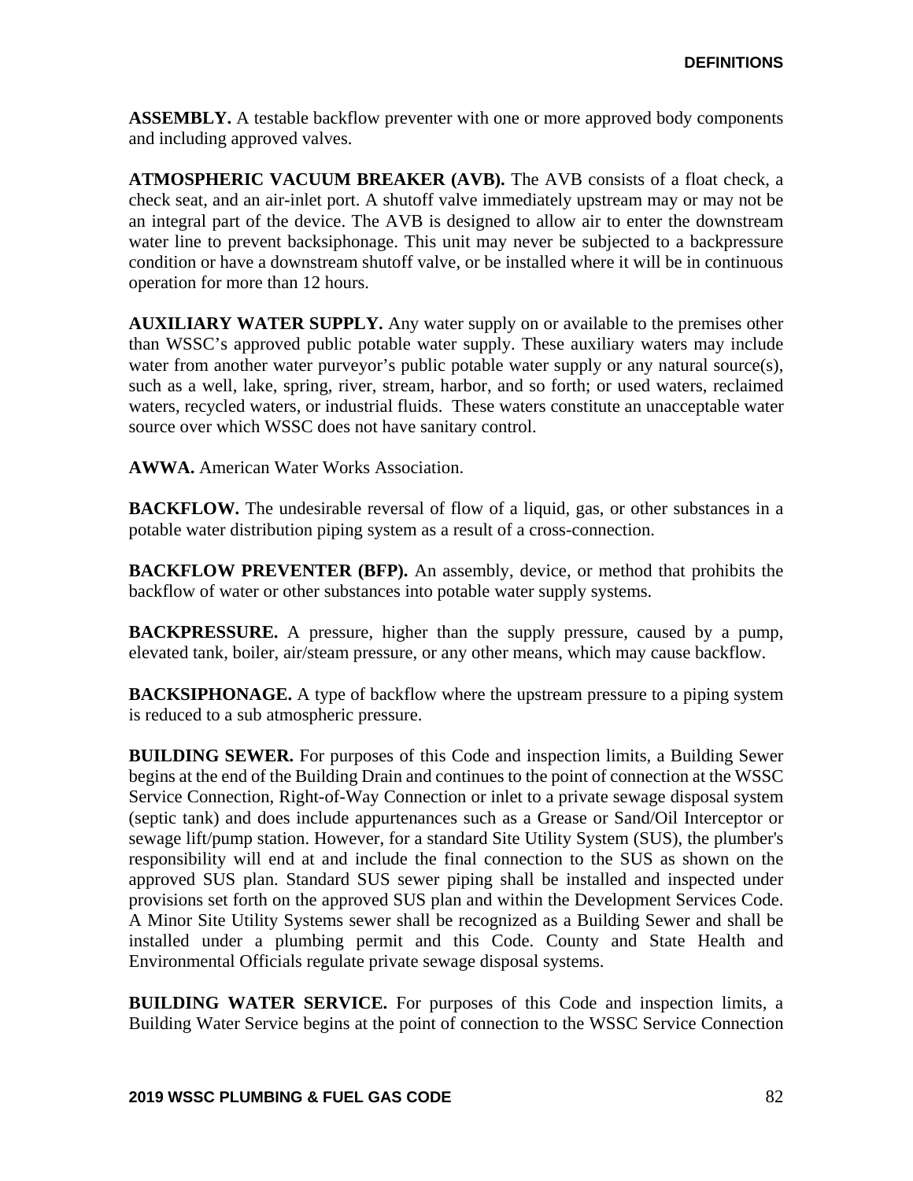**ASSEMBLY.** A testable backflow preventer with one or more approved body components and including approved valves.

**ATMOSPHERIC VACUUM BREAKER (AVB).** The AVB consists of a float check, a check seat, and an air-inlet port. A shutoff valve immediately upstream may or may not be an integral part of the device. The AVB is designed to allow air to enter the downstream water line to prevent backsiphonage. This unit may never be subjected to a backpressure condition or have a downstream shutoff valve, or be installed where it will be in continuous operation for more than 12 hours.

**AUXILIARY WATER SUPPLY.** Any water supply on or available to the premises other than WSSC's approved public potable water supply. These auxiliary waters may include water from another water purveyor's public potable water supply or any natural source(s), such as a well, lake, spring, river, stream, harbor, and so forth; or used waters, reclaimed waters, recycled waters, or industrial fluids. These waters constitute an unacceptable water source over which WSSC does not have sanitary control.

**AWWA.** American Water Works Association.

**BACKFLOW.** The undesirable reversal of flow of a liquid, gas, or other substances in a potable water distribution piping system as a result of a cross-connection.

**BACKFLOW PREVENTER (BFP).** An assembly, device, or method that prohibits the backflow of water or other substances into potable water supply systems.

**BACKPRESSURE.** A pressure, higher than the supply pressure, caused by a pump, elevated tank, boiler, air/steam pressure, or any other means, which may cause backflow.

**BACKSIPHONAGE.** A type of backflow where the upstream pressure to a piping system is reduced to a sub atmospheric pressure.

**BUILDING SEWER.** For purposes of this Code and inspection limits, a Building Sewer begins at the end of the Building Drain and continues to the point of connection at the WSSC Service Connection, Right-of-Way Connection or inlet to a private sewage disposal system (septic tank) and does include appurtenances such as a Grease or Sand/Oil Interceptor or sewage lift/pump station. However, for a standard Site Utility System (SUS), the plumber's responsibility will end at and include the final connection to the SUS as shown on the approved SUS plan. Standard SUS sewer piping shall be installed and inspected under provisions set forth on the approved SUS plan and within the Development Services Code. A Minor Site Utility Systems sewer shall be recognized as a Building Sewer and shall be installed under a plumbing permit and this Code. County and State Health and Environmental Officials regulate private sewage disposal systems.

**BUILDING WATER SERVICE.** For purposes of this Code and inspection limits, a Building Water Service begins at the point of connection to the WSSC Service Connection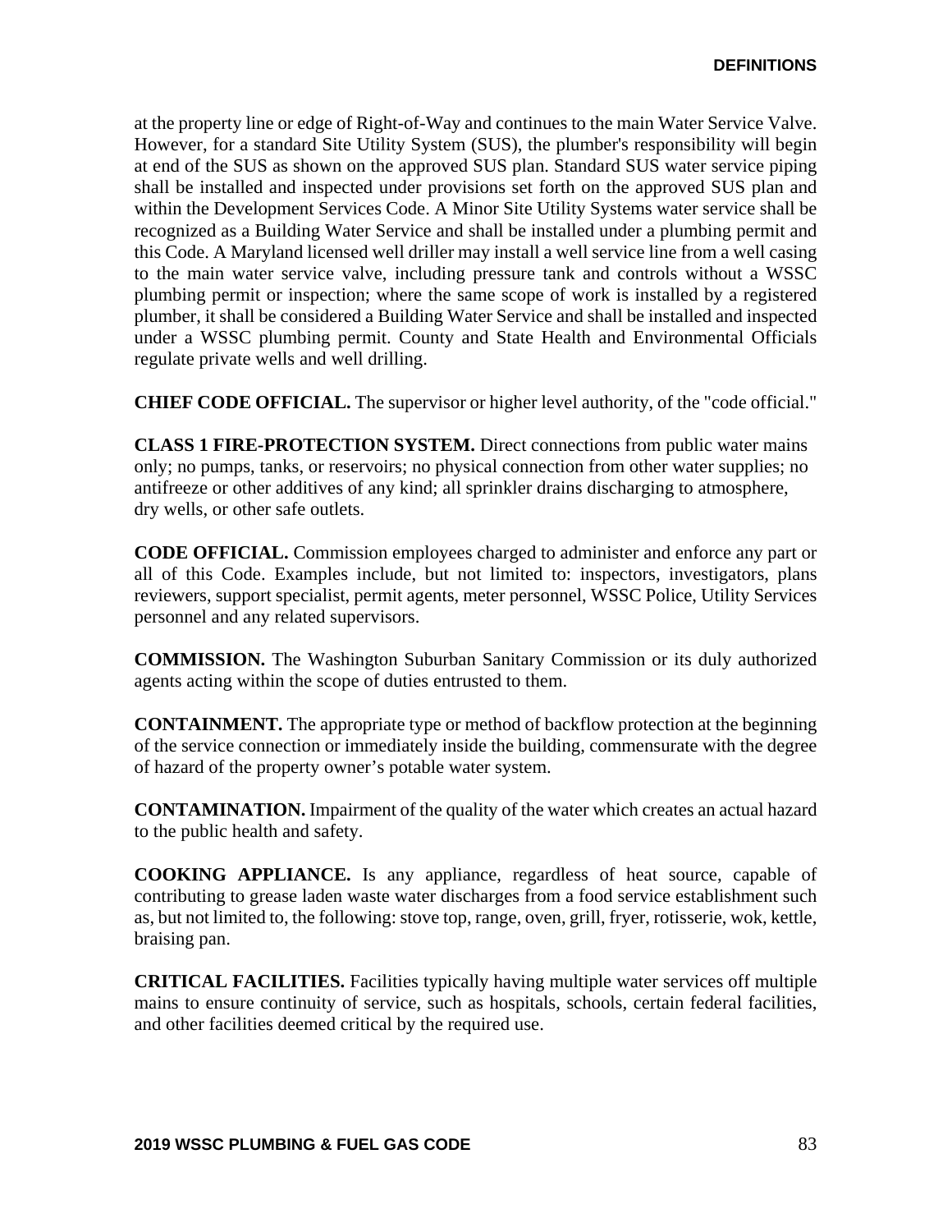at the property line or edge of Right-of-Way and continues to the main Water Service Valve. However, for a standard Site Utility System (SUS), the plumber's responsibility will begin at end of the SUS as shown on the approved SUS plan. Standard SUS water service piping shall be installed and inspected under provisions set forth on the approved SUS plan and within the Development Services Code. A Minor Site Utility Systems water service shall be recognized as a Building Water Service and shall be installed under a plumbing permit and this Code. A Maryland licensed well driller may install a well service line from a well casing to the main water service valve, including pressure tank and controls without a WSSC plumbing permit or inspection; where the same scope of work is installed by a registered plumber, it shall be considered a Building Water Service and shall be installed and inspected under a WSSC plumbing permit. County and State Health and Environmental Officials regulate private wells and well drilling.

**CHIEF CODE OFFICIAL.** The supervisor or higher level authority, of the "code official."

**CLASS 1 FIRE-PROTECTION SYSTEM.** Direct connections from public water mains only; no pumps, tanks, or reservoirs; no physical connection from other water supplies; no antifreeze or other additives of any kind; all sprinkler drains discharging to atmosphere, dry wells, or other safe outlets.

**CODE OFFICIAL.** Commission employees charged to administer and enforce any part or all of this Code. Examples include, but not limited to: inspectors, investigators, plans reviewers, support specialist, permit agents, meter personnel, WSSC Police, Utility Services personnel and any related supervisors.

**COMMISSION.** The Washington Suburban Sanitary Commission or its duly authorized agents acting within the scope of duties entrusted to them.

**CONTAINMENT.** The appropriate type or method of backflow protection at the beginning of the service connection or immediately inside the building, commensurate with the degree of hazard of the property owner's potable water system.

**CONTAMINATION.** Impairment of the quality of the water which creates an actual hazard to the public health and safety.

**COOKING APPLIANCE.** Is any appliance, regardless of heat source, capable of contributing to grease laden waste water discharges from a food service establishment such as, but not limited to, the following: stove top, range, oven, grill, fryer, rotisserie, wok, kettle, braising pan.

**CRITICAL FACILITIES.** Facilities typically having multiple water services off multiple mains to ensure continuity of service, such as hospitals, schools, certain federal facilities, and other facilities deemed critical by the required use.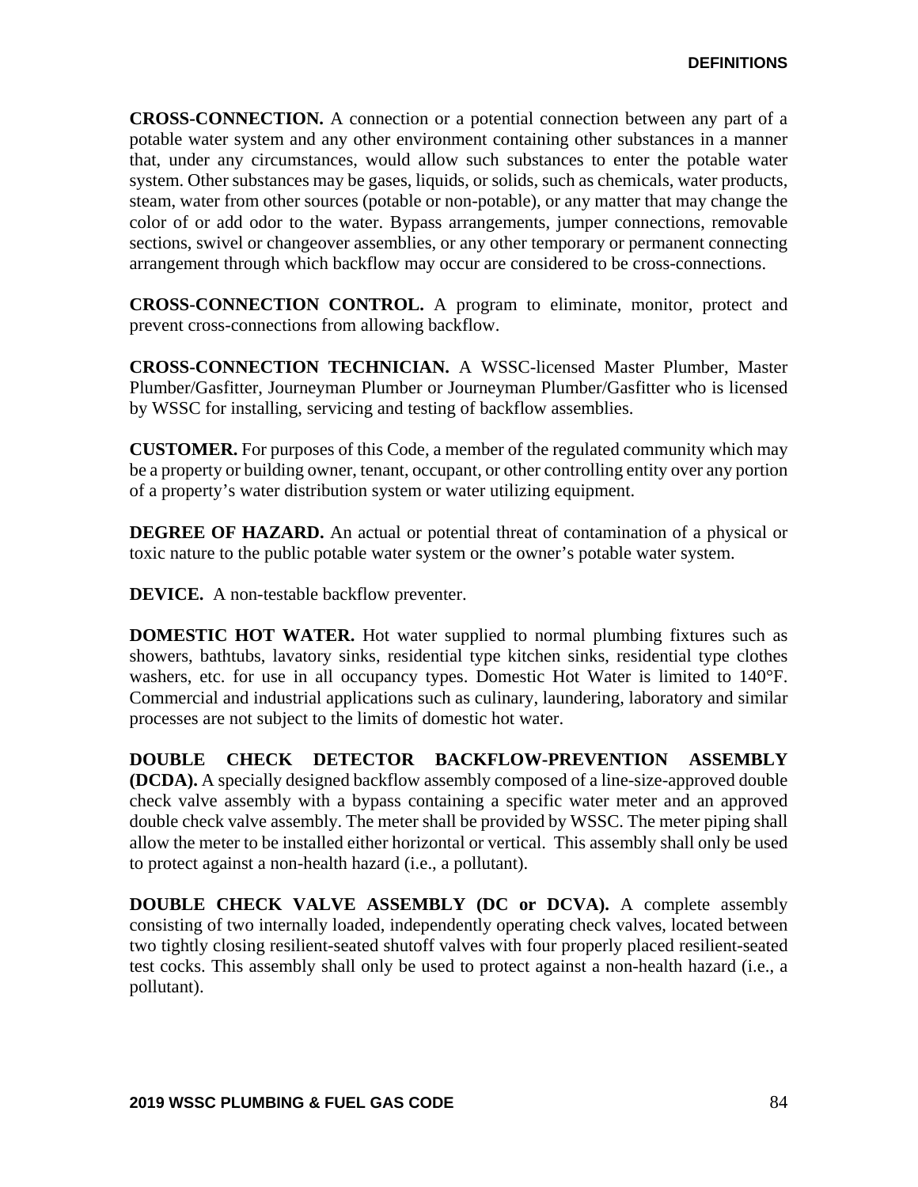**CROSS-CONNECTION.** A connection or a potential connection between any part of a potable water system and any other environment containing other substances in a manner that, under any circumstances, would allow such substances to enter the potable water system. Other substances may be gases, liquids, or solids, such as chemicals, water products, steam, water from other sources (potable or non-potable), or any matter that may change the color of or add odor to the water. Bypass arrangements, jumper connections, removable sections, swivel or changeover assemblies, or any other temporary or permanent connecting arrangement through which backflow may occur are considered to be cross-connections.

**CROSS-CONNECTION CONTROL.** A program to eliminate, monitor, protect and prevent cross-connections from allowing backflow.

**CROSS-CONNECTION TECHNICIAN.** A WSSC-licensed Master Plumber, Master Plumber/Gasfitter, Journeyman Plumber or Journeyman Plumber/Gasfitter who is licensed by WSSC for installing, servicing and testing of backflow assemblies.

**CUSTOMER.** For purposes of this Code, a member of the regulated community which may be a property or building owner, tenant, occupant, or other controlling entity over any portion of a property's water distribution system or water utilizing equipment.

**DEGREE OF HAZARD.** An actual or potential threat of contamination of a physical or toxic nature to the public potable water system or the owner's potable water system.

**DEVICE.** A non-testable backflow preventer.

**DOMESTIC HOT WATER.** Hot water supplied to normal plumbing fixtures such as showers, bathtubs, lavatory sinks, residential type kitchen sinks, residential type clothes washers, etc. for use in all occupancy types. Domestic Hot Water is limited to 140°F. Commercial and industrial applications such as culinary, laundering, laboratory and similar processes are not subject to the limits of domestic hot water.

**DOUBLE CHECK DETECTOR BACKFLOW-PREVENTION ASSEMBLY (DCDA).** A specially designed backflow assembly composed of a line-size-approved double check valve assembly with a bypass containing a specific water meter and an approved double check valve assembly. The meter shall be provided by WSSC. The meter piping shall allow the meter to be installed either horizontal or vertical. This assembly shall only be used to protect against a non-health hazard (i.e., a pollutant).

**DOUBLE CHECK VALVE ASSEMBLY (DC or DCVA).** A complete assembly consisting of two internally loaded, independently operating check valves, located between two tightly closing resilient-seated shutoff valves with four properly placed resilient-seated test cocks. This assembly shall only be used to protect against a non-health hazard (i.e., a pollutant).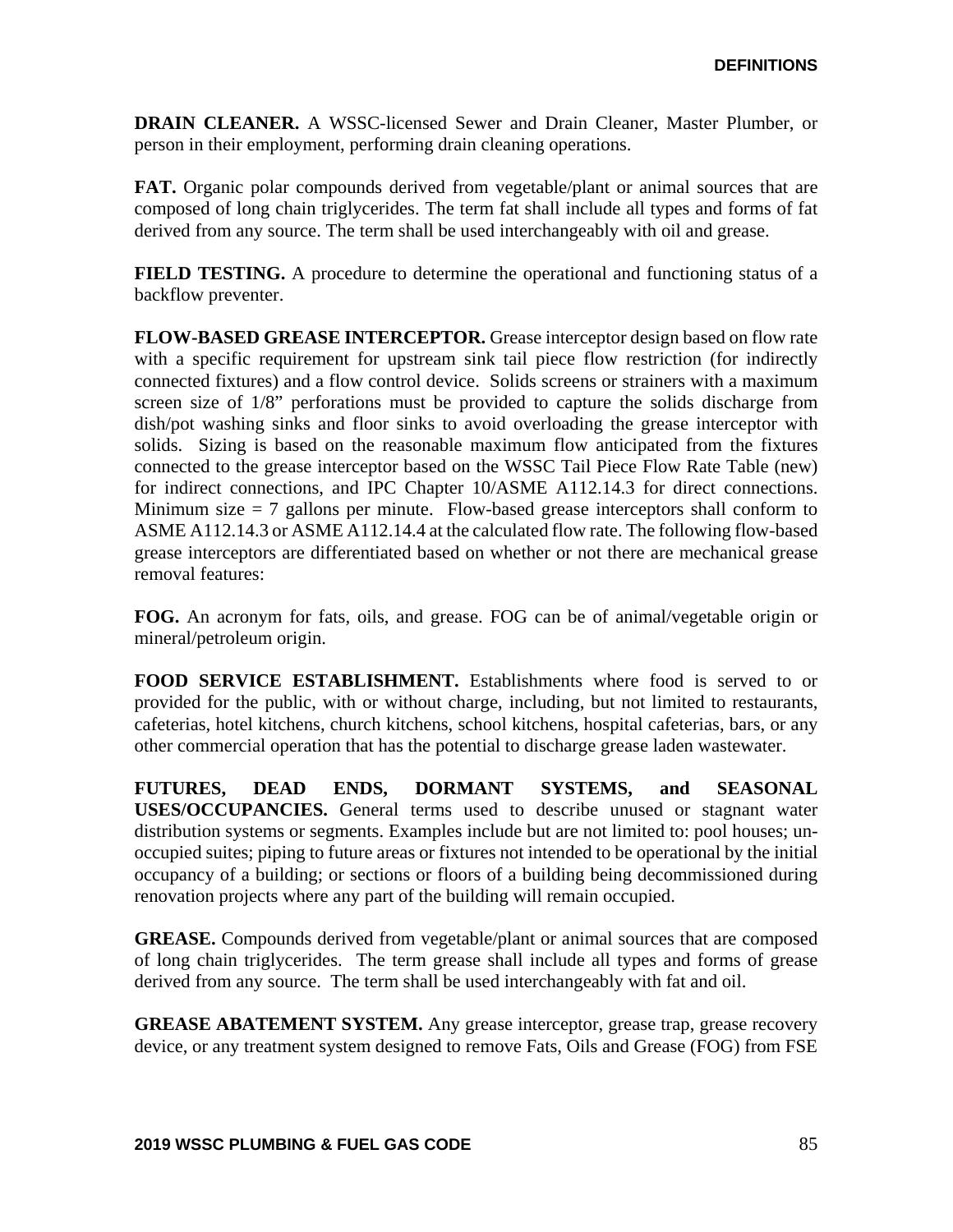**DRAIN CLEANER.** A WSSC-licensed Sewer and Drain Cleaner, Master Plumber, or person in their employment, performing drain cleaning operations.

**FAT.** Organic polar compounds derived from vegetable/plant or animal sources that are composed of long chain triglycerides. The term fat shall include all types and forms of fat derived from any source. The term shall be used interchangeably with oil and grease.

**FIELD TESTING.** A procedure to determine the operational and functioning status of a backflow preventer.

**FLOW-BASED GREASE INTERCEPTOR.** Grease interceptor design based on flow rate with a specific requirement for upstream sink tail piece flow restriction (for indirectly connected fixtures) and a flow control device. Solids screens or strainers with a maximum screen size of 1/8" perforations must be provided to capture the solids discharge from dish/pot washing sinks and floor sinks to avoid overloading the grease interceptor with solids. Sizing is based on the reasonable maximum flow anticipated from the fixtures connected to the grease interceptor based on the WSSC Tail Piece Flow Rate Table (new) for indirect connections, and IPC Chapter 10/ASME A112.14.3 for direct connections. Minimum size = 7 gallons per minute. Flow-based grease interceptors shall conform to ASME A112.14.3 or ASME A112.14.4 at the calculated flow rate. The following flow-based grease interceptors are differentiated based on whether or not there are mechanical grease removal features:

**FOG.** An acronym for fats, oils, and grease. FOG can be of animal/vegetable origin or mineral/petroleum origin.

**FOOD SERVICE ESTABLISHMENT.** Establishments where food is served to or provided for the public, with or without charge, including, but not limited to restaurants, cafeterias, hotel kitchens, church kitchens, school kitchens, hospital cafeterias, bars, or any other commercial operation that has the potential to discharge grease laden wastewater.

**FUTURES, DEAD ENDS, DORMANT SYSTEMS, and SEASONAL USES/OCCUPANCIES.** General terms used to describe unused or stagnant water distribution systems or segments. Examples include but are not limited to: pool houses; un-occupied suites; piping to future areas or fixtures not intended to be operational by the initial occupancy of a building; or sections or floors of a building being decommissioned during renovation projects where any part of the building will remain occupied.

**GREASE.** Compounds derived from vegetable/plant or animal sources that are composed of long chain triglycerides. The term grease shall include all types and forms of grease derived from any source. The term shall be used interchangeably with fat and oil.

**GREASE ABATEMENT SYSTEM.** Any grease interceptor, grease trap, grease recovery device, or any treatment system designed to remove Fats, Oils and Grease (FOG) from FSE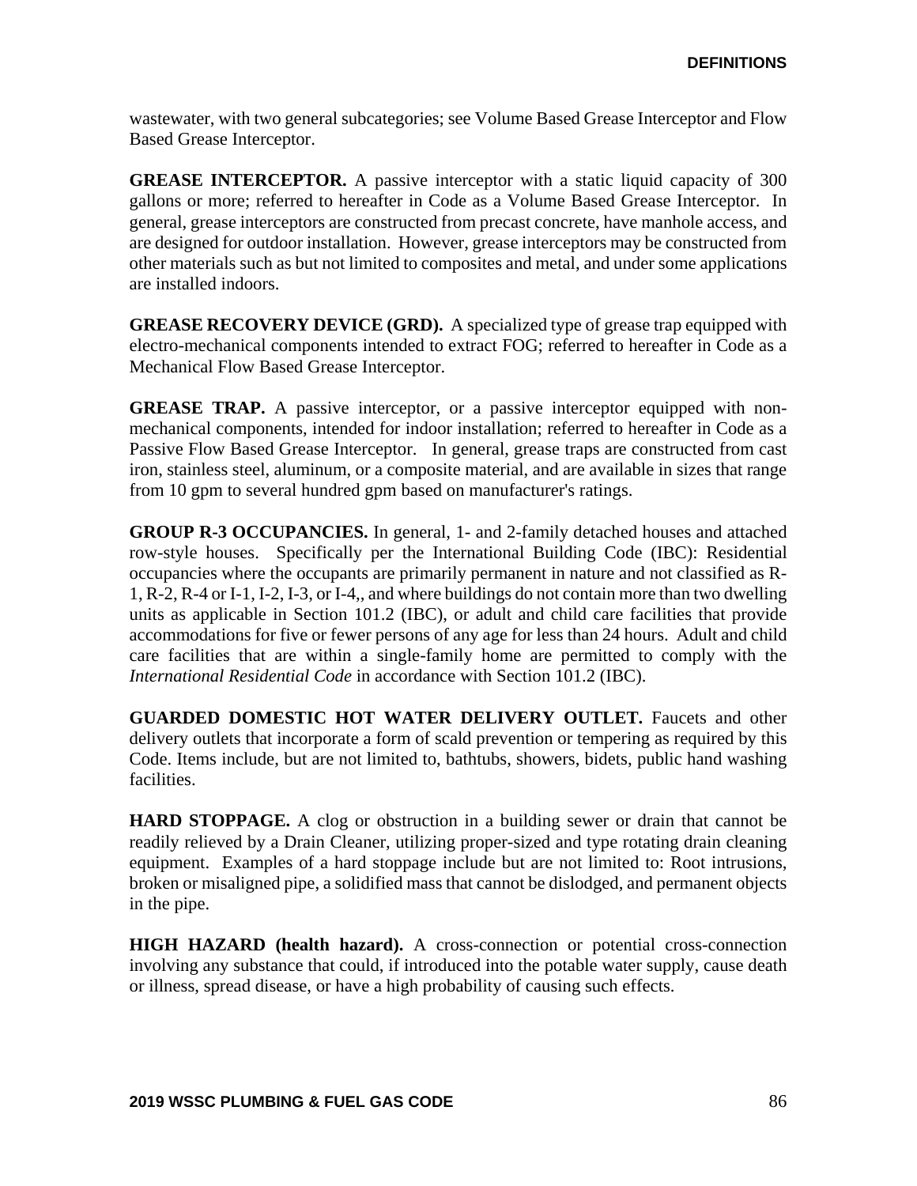wastewater, with two general subcategories; see Volume Based Grease Interceptor and Flow Based Grease Interceptor.

**GREASE INTERCEPTOR.** A passive interceptor with a static liquid capacity of 300 gallons or more; referred to hereafter in Code as a Volume Based Grease Interceptor. In general, grease interceptors are constructed from precast concrete, have manhole access, and are designed for outdoor installation. However, grease interceptors may be constructed from other materials such as but not limited to composites and metal, and under some applications are installed indoors.

**GREASE RECOVERY DEVICE (GRD).** A specialized type of grease trap equipped with electro-mechanical components intended to extract FOG; referred to hereafter in Code as a Mechanical Flow Based Grease Interceptor.

**GREASE TRAP.** A passive interceptor, or a passive interceptor equipped with non-mechanical components, intended for indoor installation; referred to hereafter in Code as a Passive Flow Based Grease Interceptor. In general, grease traps are constructed from cast iron, stainless steel, aluminum, or a composite material, and are available in sizes that range from 10 gpm to several hundred gpm based on manufacturer's ratings.

**GROUP R-3 OCCUPANCIES.** In general, 1- and 2-family detached houses and attached row-style houses. Specifically per the International Building Code (IBC): Residential occupancies where the occupants are primarily permanent in nature and not classified as R-1, R-2, R-4 or I-1, I-2, I-3, or I-4,, and where buildings do not contain more than two dwelling units as applicable in Section 101.2 (IBC), or adult and child care facilities that provide accommodations for five or fewer persons of any age for less than 24 hours. Adult and child care facilities that are within a single-family home are permitted to comply with the *International Residential Code* in accordance with Section 101.2 (IBC).

**GUARDED DOMESTIC HOT WATER DELIVERY OUTLET.** Faucets and other delivery outlets that incorporate a form of scald prevention or tempering as required by this Code. Items include, but are not limited to, bathtubs, showers, bidets, public hand washing facilities.

**HARD STOPPAGE.** A clog or obstruction in a building sewer or drain that cannot be readily relieved by a Drain Cleaner, utilizing proper-sized and type rotating drain cleaning equipment. Examples of a hard stoppage include but are not limited to: Root intrusions, broken or misaligned pipe, a solidified mass that cannot be dislodged, and permanent objects in the pipe.

**HIGH HAZARD (health hazard).** A cross-connection or potential cross-connection involving any substance that could, if introduced into the potable water supply, cause death or illness, spread disease, or have a high probability of causing such effects.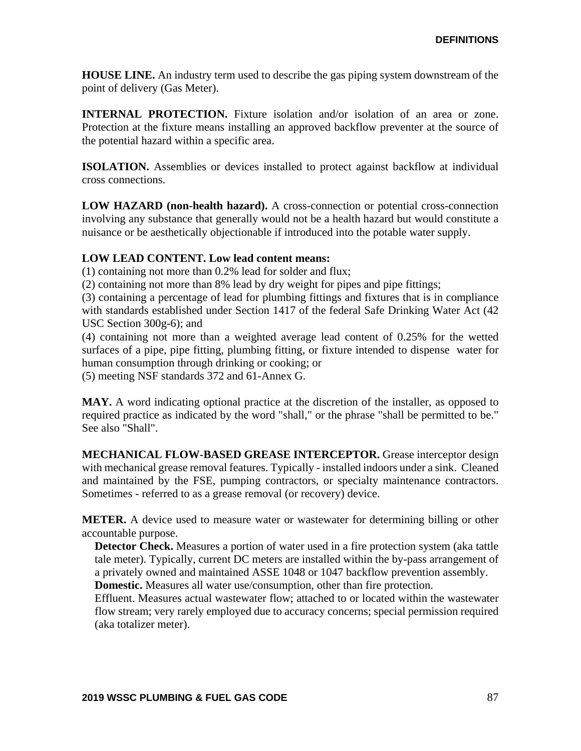**HOUSE LINE.** An industry term used to describe the gas piping system downstream of the point of delivery (Gas Meter).

**INTERNAL PROTECTION.** Fixture isolation and/or isolation of an area or zone. Protection at the fixture means installing an approved backflow preventer at the source of the potential hazard within a specific area.

**ISOLATION.** Assemblies or devices installed to protect against backflow at individual cross connections.

**LOW HAZARD (non-health hazard).** A cross-connection or potential cross-connection involving any substance that generally would not be a health hazard but would constitute a nuisance or be aesthetically objectionable if introduced into the potable water supply.

**LOW LEAD CONTENT. Low lead content means:**

(1) containing not more than 0.2% lead for solder and flux;

(2) containing not more than 8% lead by dry weight for pipes and pipe fittings;

(3) containing a percentage of lead for plumbing fittings and fixtures that is in compliance with standards established under Section 1417 of the federal Safe Drinking Water Act (42 USC Section 300g-6); and

(4) containing not more than a weighted average lead content of 0.25% for the wetted surfaces of a pipe, pipe fitting, plumbing fitting, or fixture intended to dispense water for human consumption through drinking or cooking; or

(5) meeting NSF standards 372 and 61-Annex G.

**MAY.** A word indicating optional practice at the discretion of the installer, as opposed to required practice as indicated by the word "shall," or the phrase "shall be permitted to be." See also "Shall".

**MECHANICAL FLOW-BASED GREASE INTERCEPTOR.** Grease interceptor design with mechanical grease removal features. Typically - installed indoors under a sink. Cleaned and maintained by the FSE, pumping contractors, or specialty maintenance contractors. Sometimes - referred to as a grease removal (or recovery) device.

**METER.** A device used to measure water or wastewater for determining billing or other accountable purpose.

**Detector Check.** Measures a portion of water used in a fire protection system (aka tattle tale meter). Typically, current DC meters are installed within the by-pass arrangement of a privately owned and maintained ASSE 1048 or 1047 backflow prevention assembly.

**Domestic.** Measures all water use/consumption, other than fire protection.

Effluent. Measures actual wastewater flow; attached to or located within the wastewater flow stream; very rarely employed due to accuracy concerns; special permission required (aka totalizer meter).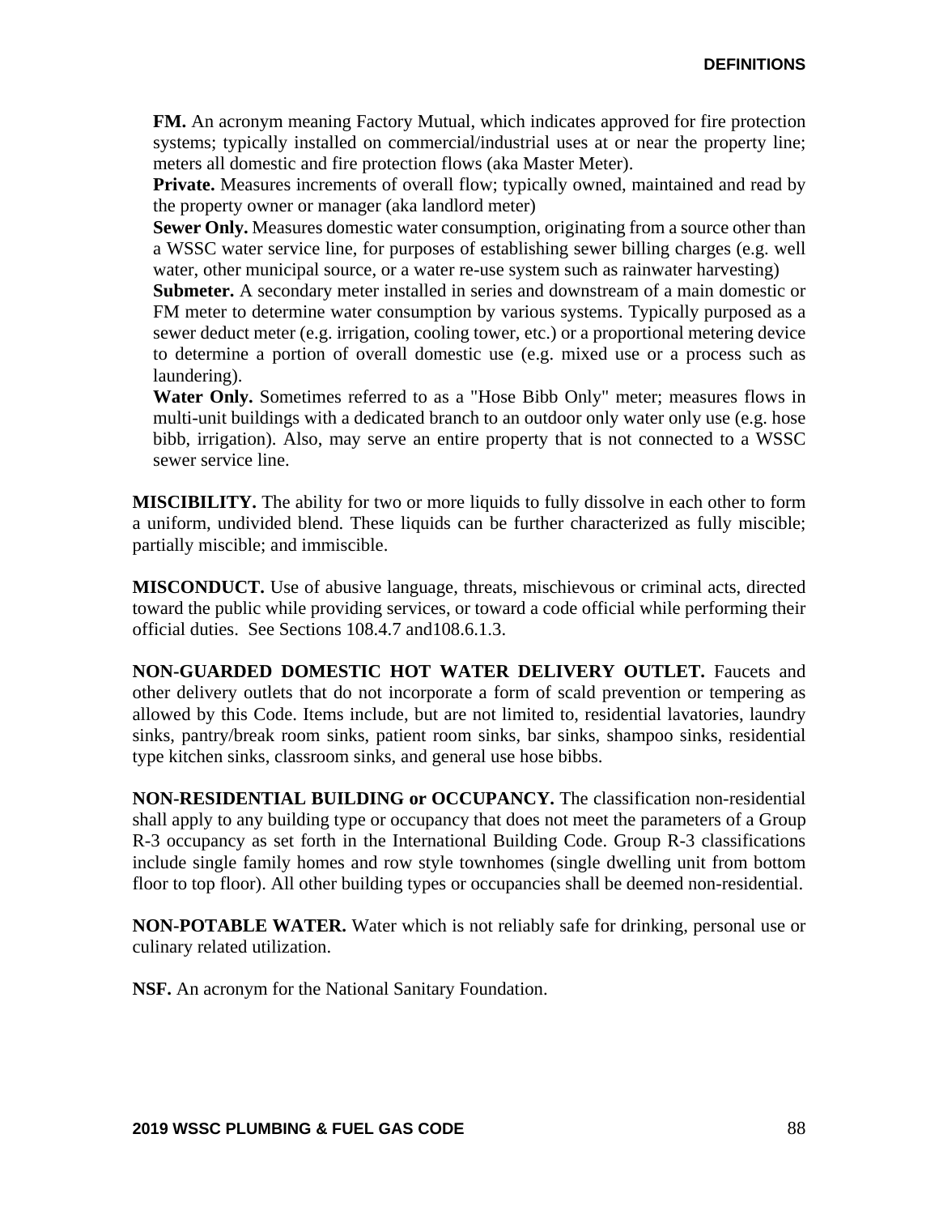**FM.** An acronym meaning Factory Mutual, which indicates approved for fire protection systems; typically installed on commercial/industrial uses at or near the property line; meters all domestic and fire protection flows (aka Master Meter).

**Private.** Measures increments of overall flow; typically owned, maintained and read by the property owner or manager (aka landlord meter)

**Sewer Only.** Measures domestic water consumption, originating from a source other than a WSSC water service line, for purposes of establishing sewer billing charges (e.g. well water, other municipal source, or a water re-use system such as rainwater harvesting)

**Submeter.** A secondary meter installed in series and downstream of a main domestic or FM meter to determine water consumption by various systems. Typically purposed as a sewer deduct meter (e.g. irrigation, cooling tower, etc.) or a proportional metering device to determine a portion of overall domestic use (e.g. mixed use or a process such as laundering).

**Water Only.** Sometimes referred to as a "Hose Bibb Only" meter; measures flows in multi-unit buildings with a dedicated branch to an outdoor only water only use (e.g. hose bibb, irrigation). Also, may serve an entire property that is not connected to a WSSC sewer service line.

**MISCIBILITY.** The ability for two or more liquids to fully dissolve in each other to form a uniform, undivided blend. These liquids can be further characterized as fully miscible; partially miscible; and immiscible.

**MISCONDUCT.** Use of abusive language, threats, mischievous or criminal acts, directed toward the public while providing services, or toward a code official while performing their official duties. See Sections 108.4.7 and108.6.1.3.

**NON-GUARDED DOMESTIC HOT WATER DELIVERY OUTLET.** Faucets and other delivery outlets that do not incorporate a form of scald prevention or tempering as allowed by this Code. Items include, but are not limited to, residential lavatories, laundry sinks, pantry/break room sinks, patient room sinks, bar sinks, shampoo sinks, residential type kitchen sinks, classroom sinks, and general use hose bibbs.

**NON-RESIDENTIAL BUILDING or OCCUPANCY.** The classification non-residential shall apply to any building type or occupancy that does not meet the parameters of a Group R-3 occupancy as set forth in the International Building Code. Group R-3 classifications include single family homes and row style townhomes (single dwelling unit from bottom floor to top floor). All other building types or occupancies shall be deemed non-residential.

**NON-POTABLE WATER.** Water which is not reliably safe for drinking, personal use or culinary related utilization.

**NSF.** An acronym for the National Sanitary Foundation.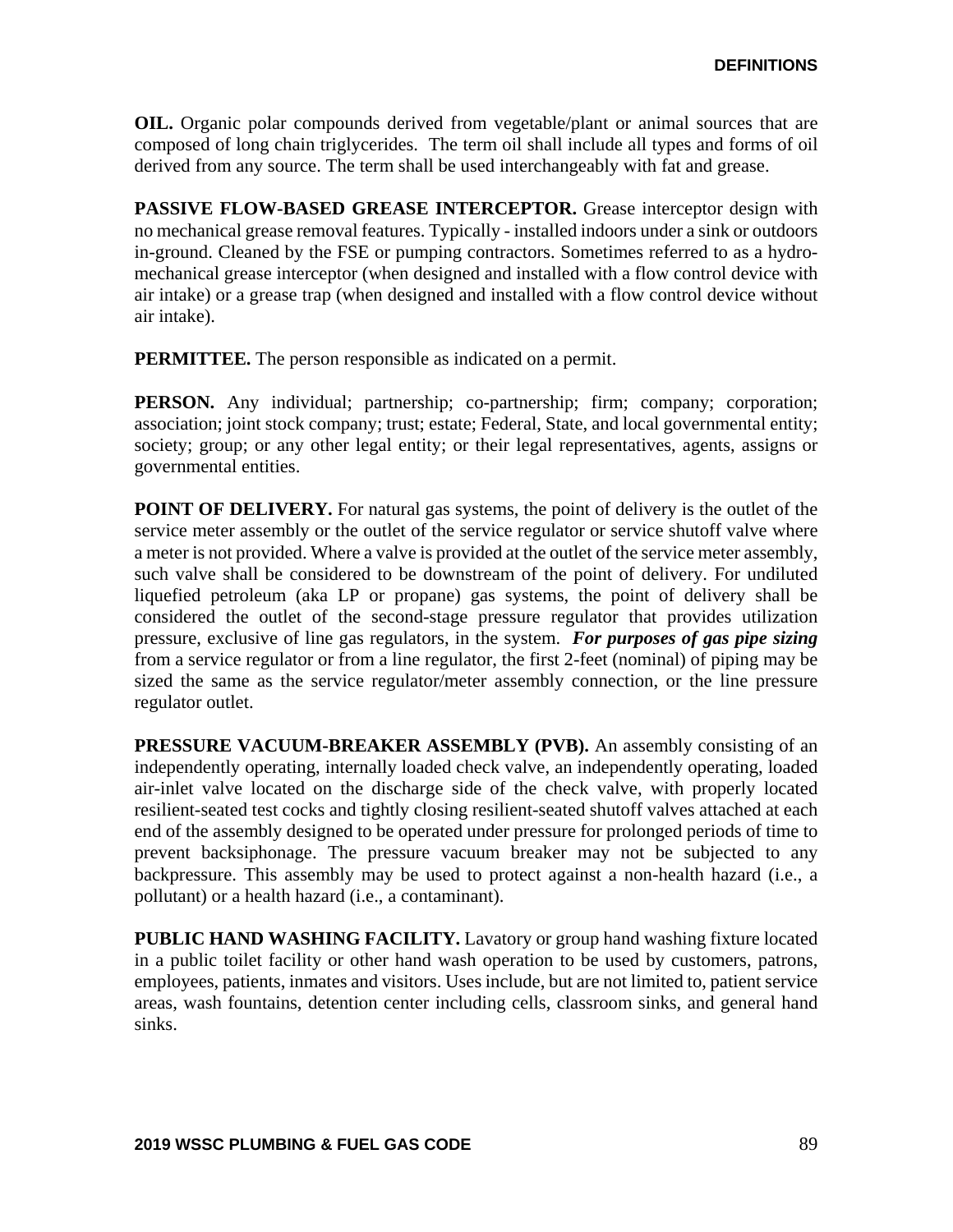**OIL.** Organic polar compounds derived from vegetable/plant or animal sources that are composed of long chain triglycerides. The term oil shall include all types and forms of oil derived from any source. The term shall be used interchangeably with fat and grease.

**PASSIVE FLOW-BASED GREASE INTERCEPTOR.** Grease interceptor design with no mechanical grease removal features. Typically - installed indoors under a sink or outdoors in-ground. Cleaned by the FSE or pumping contractors. Sometimes referred to as a hydro-mechanical grease interceptor (when designed and installed with a flow control device with air intake) or a grease trap (when designed and installed with a flow control device without air intake).

**PERMITTEE.** The person responsible as indicated on a permit.

**PERSON.** Any individual; partnership; co-partnership; firm; company; corporation; association; joint stock company; trust; estate; Federal, State, and local governmental entity; society; group; or any other legal entity; or their legal representatives, agents, assigns or governmental entities.

**POINT OF DELIVERY.** For natural gas systems, the point of delivery is the outlet of the service meter assembly or the outlet of the service regulator or service shutoff valve where a meter is not provided. Where a valve is provided at the outlet of the service meter assembly, such valve shall be considered to be downstream of the point of delivery. For undiluted liquefied petroleum (aka LP or propane) gas systems, the point of delivery shall be considered the outlet of the second-stage pressure regulator that provides utilization pressure, exclusive of line gas regulators, in the system. ***For purposes of gas pipe sizing*** from a service regulator or from a line regulator, the first 2-feet (nominal) of piping may be sized the same as the service regulator/meter assembly connection, or the line pressure regulator outlet.

**PRESSURE VACUUM-BREAKER ASSEMBLY (PVB).** An assembly consisting of an independently operating, internally loaded check valve, an independently operating, loaded air-inlet valve located on the discharge side of the check valve, with properly located resilient-seated test cocks and tightly closing resilient-seated shutoff valves attached at each end of the assembly designed to be operated under pressure for prolonged periods of time to prevent backsiphonage. The pressure vacuum breaker may not be subjected to any backpressure. This assembly may be used to protect against a non-health hazard (i.e., a pollutant) or a health hazard (i.e., a contaminant).

**PUBLIC HAND WASHING FACILITY.** Lavatory or group hand washing fixture located in a public toilet facility or other hand wash operation to be used by customers, patrons, employees, patients, inmates and visitors. Uses include, but are not limited to, patient service areas, wash fountains, detention center including cells, classroom sinks, and general hand sinks.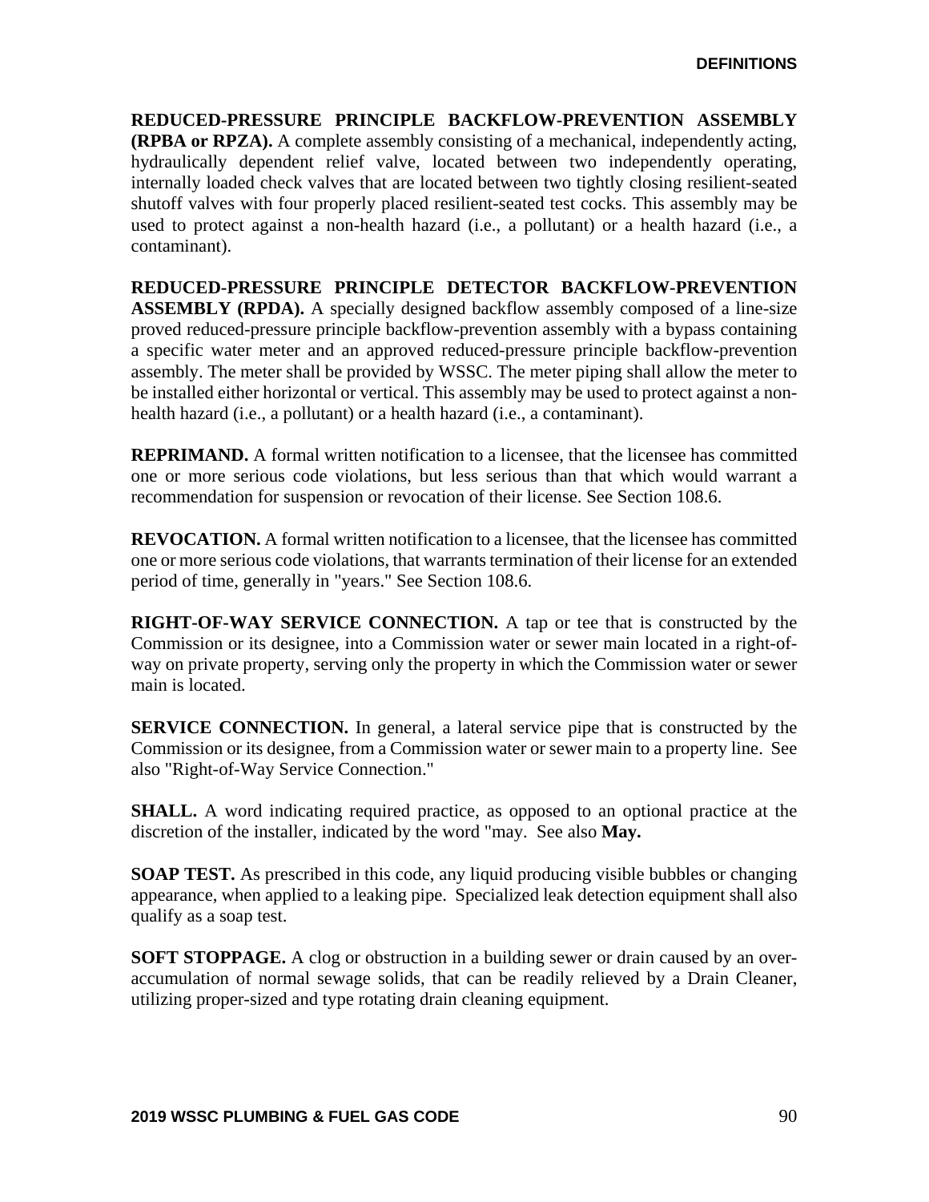**REDUCED-PRESSURE PRINCIPLE BACKFLOW-PREVENTION ASSEMBLY (RPBA or RPZA).** A complete assembly consisting of a mechanical, independently acting, hydraulically dependent relief valve, located between two independently operating, internally loaded check valves that are located between two tightly closing resilient-seated shutoff valves with four properly placed resilient-seated test cocks. This assembly may be used to protect against a non-health hazard (i.e., a pollutant) or a health hazard (i.e., a contaminant).

**REDUCED-PRESSURE PRINCIPLE DETECTOR BACKFLOW-PREVENTION ASSEMBLY (RPDA).** A specially designed backflow assembly composed of a line-size proved reduced-pressure principle backflow-prevention assembly with a bypass containing a specific water meter and an approved reduced-pressure principle backflow-prevention assembly. The meter shall be provided by WSSC. The meter piping shall allow the meter to be installed either horizontal or vertical. This assembly may be used to protect against a non-health hazard (i.e., a pollutant) or a health hazard (i.e., a contaminant).

**REPRIMAND.** A formal written notification to a licensee, that the licensee has committed one or more serious code violations, but less serious than that which would warrant a recommendation for suspension or revocation of their license. See Section 108.6.

**REVOCATION.** A formal written notification to a licensee, that the licensee has committed one or more serious code violations, that warrants termination of their license for an extended period of time, generally in "years." See Section 108.6.

**RIGHT-OF-WAY SERVICE CONNECTION.** A tap or tee that is constructed by the Commission or its designee, into a Commission water or sewer main located in a right-of-way on private property, serving only the property in which the Commission water or sewer main is located.

**SERVICE CONNECTION.** In general, a lateral service pipe that is constructed by the Commission or its designee, from a Commission water or sewer main to a property line. See also "Right-of-Way Service Connection."

**SHALL.** A word indicating required practice, as opposed to an optional practice at the discretion of the installer, indicated by the word "may. See also **May.**

**SOAP TEST.** As prescribed in this code, any liquid producing visible bubbles or changing appearance, when applied to a leaking pipe. Specialized leak detection equipment shall also qualify as a soap test.

**SOFT STOPPAGE.** A clog or obstruction in a building sewer or drain caused by an over-accumulation of normal sewage solids, that can be readily relieved by a Drain Cleaner, utilizing proper-sized and type rotating drain cleaning equipment.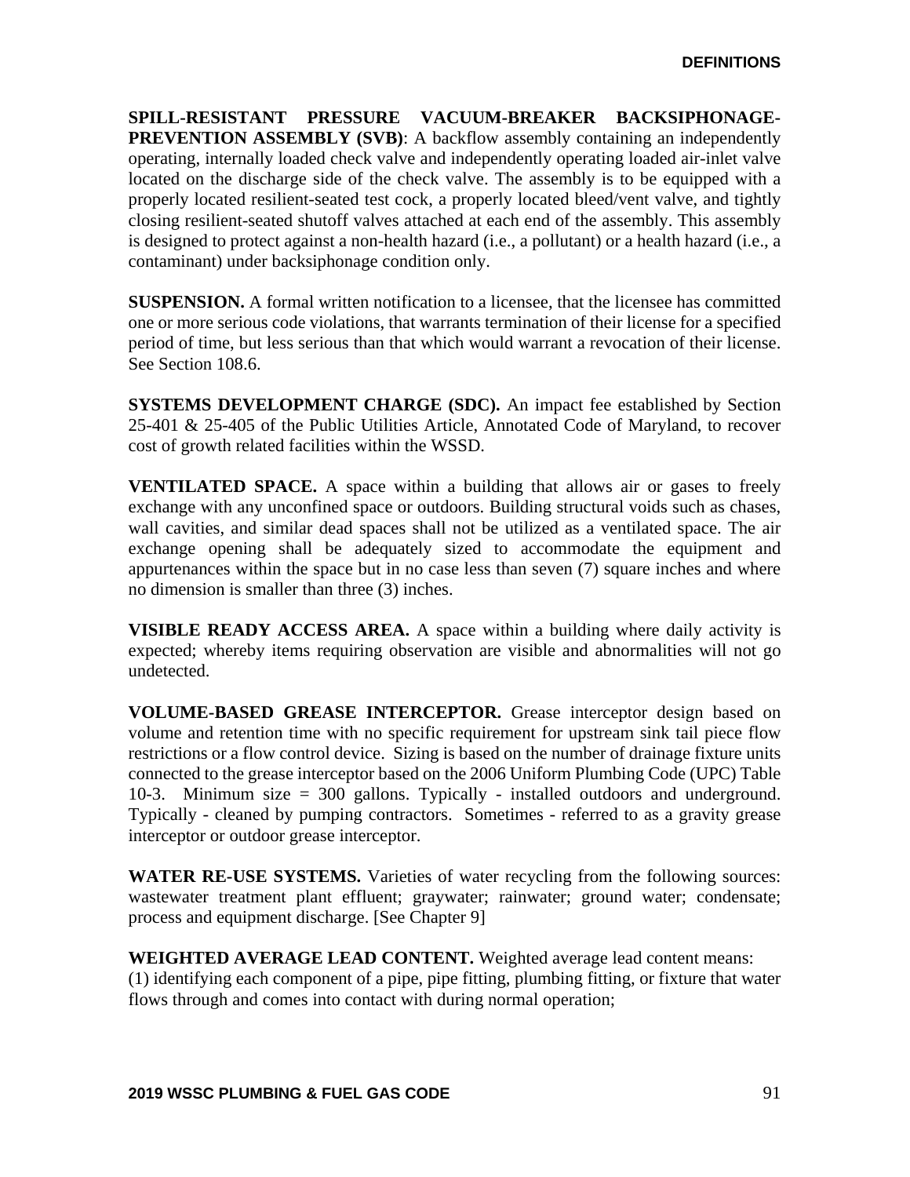**SPILL-RESISTANT PRESSURE VACUUM-BREAKER BACKSIPHONAGE-PREVENTION ASSEMBLY (SVB)**: A backflow assembly containing an independently operating, internally loaded check valve and independently operating loaded air-inlet valve located on the discharge side of the check valve. The assembly is to be equipped with a properly located resilient-seated test cock, a properly located bleed/vent valve, and tightly closing resilient-seated shutoff valves attached at each end of the assembly. This assembly is designed to protect against a non-health hazard (i.e., a pollutant) or a health hazard (i.e., a contaminant) under backsiphonage condition only.

**SUSPENSION.** A formal written notification to a licensee, that the licensee has committed one or more serious code violations, that warrants termination of their license for a specified period of time, but less serious than that which would warrant a revocation of their license. See Section 108.6.

**SYSTEMS DEVELOPMENT CHARGE (SDC).** An impact fee established by Section 25-401 & 25-405 of the Public Utilities Article, Annotated Code of Maryland, to recover cost of growth related facilities within the WSSD.

**VENTILATED SPACE.** A space within a building that allows air or gases to freely exchange with any unconfined space or outdoors. Building structural voids such as chases, wall cavities, and similar dead spaces shall not be utilized as a ventilated space. The air exchange opening shall be adequately sized to accommodate the equipment and appurtenances within the space but in no case less than seven (7) square inches and where no dimension is smaller than three (3) inches.

**VISIBLE READY ACCESS AREA.** A space within a building where daily activity is expected; whereby items requiring observation are visible and abnormalities will not go undetected.

**VOLUME-BASED GREASE INTERCEPTOR.** Grease interceptor design based on volume and retention time with no specific requirement for upstream sink tail piece flow restrictions or a flow control device. Sizing is based on the number of drainage fixture units connected to the grease interceptor based on the 2006 Uniform Plumbing Code (UPC) Table 10-3. Minimum size = 300 gallons. Typically - installed outdoors and underground. Typically - cleaned by pumping contractors. Sometimes - referred to as a gravity grease interceptor or outdoor grease interceptor.

**WATER RE-USE SYSTEMS.** Varieties of water recycling from the following sources: wastewater treatment plant effluent; graywater; rainwater; ground water; condensate; process and equipment discharge. [See Chapter 9]

**WEIGHTED AVERAGE LEAD CONTENT.** Weighted average lead content means:
(1) identifying each component of a pipe, pipe fitting, plumbing fitting, or fixture that water flows through and comes into contact with during normal operation;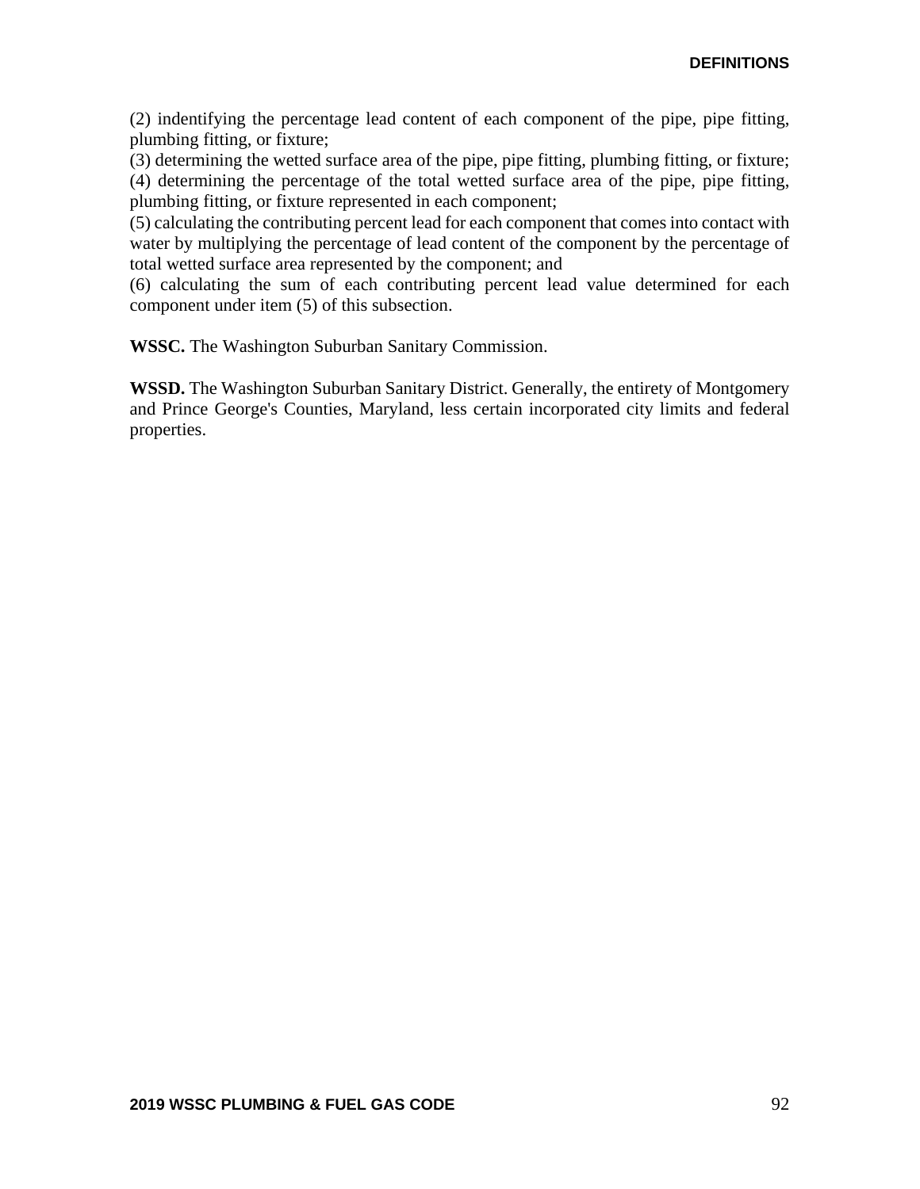(2) indentifying the percentage lead content of each component of the pipe, pipe fitting, plumbing fitting, or fixture;
(3) determining the wetted surface area of the pipe, pipe fitting, plumbing fitting, or fixture;
(4) determining the percentage of the total wetted surface area of the pipe, pipe fitting, plumbing fitting, or fixture represented in each component;
(5) calculating the contributing percent lead for each component that comes into contact with water by multiplying the percentage of lead content of the component by the percentage of total wetted surface area represented by the component; and
(6) calculating the sum of each contributing percent lead value determined for each component under item (5) of this subsection.

**WSSC.** The Washington Suburban Sanitary Commission.

**WSSD.** The Washington Suburban Sanitary District. Generally, the entirety of Montgomery and Prince George's Counties, Maryland, less certain incorporated city limits and federal properties.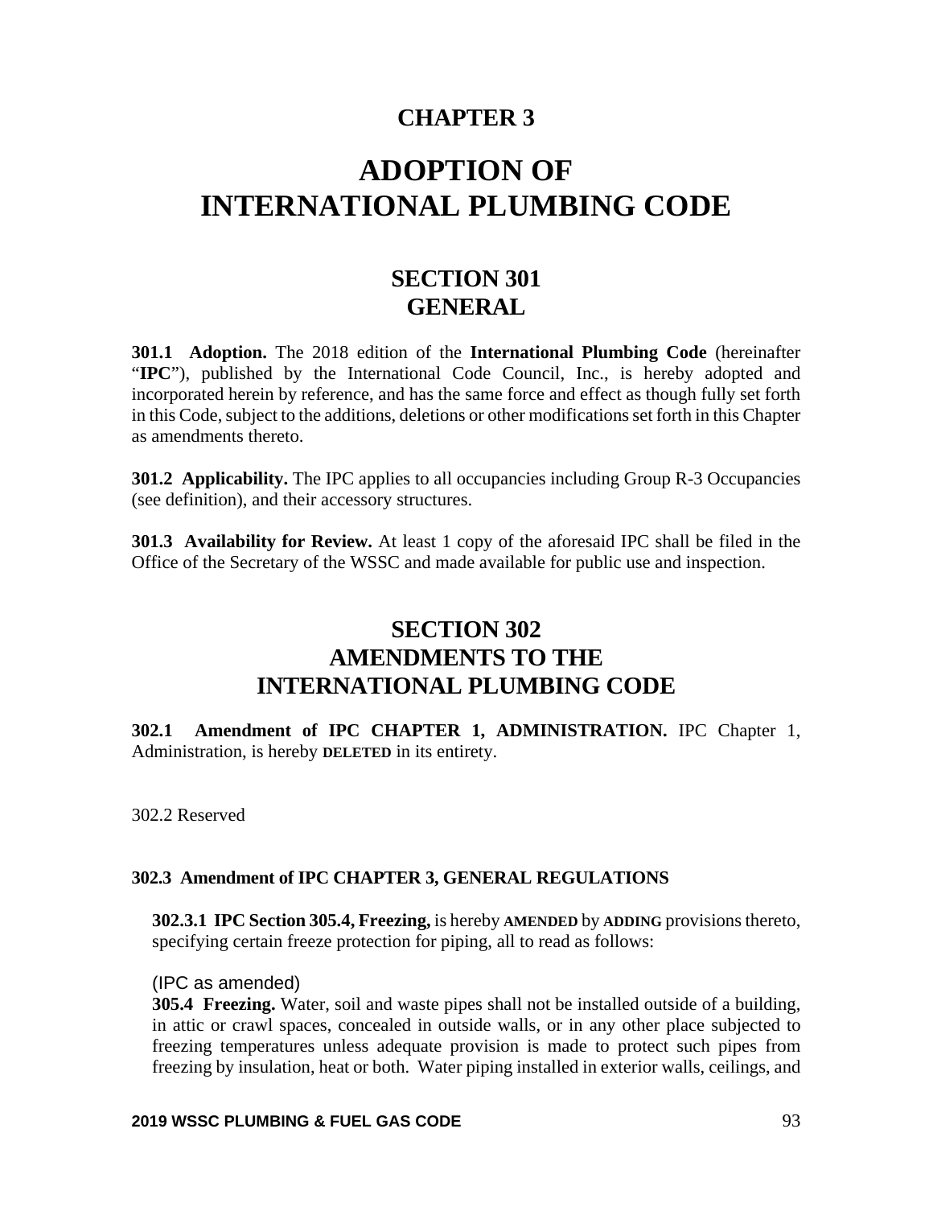# CHAPTER 3

# ADOPTION OF INTERNATIONAL PLUMBING CODE

## SECTION 301 GENERAL

**301.1 Adoption.** The 2018 edition of the **International Plumbing Code** (hereinafter "**IPC**"), published by the International Code Council, Inc., is hereby adopted and incorporated herein by reference, and has the same force and effect as though fully set forth in this Code, subject to the additions, deletions or other modifications set forth in this Chapter as amendments thereto.

**301.2 Applicability.** The IPC applies to all occupancies including Group R-3 Occupancies (see definition), and their accessory structures.

**301.3 Availability for Review.** At least 1 copy of the aforesaid IPC shall be filed in the Office of the Secretary of the WSSC and made available for public use and inspection.

## SECTION 302 AMENDMENTS TO THE INTERNATIONAL PLUMBING CODE

**302.1 Amendment of IPC CHAPTER 1, ADMINISTRATION.** IPC Chapter 1, Administration, is hereby **DELETED** in its entirety.

302.2 Reserved

**302.3 Amendment of IPC CHAPTER 3, GENERAL REGULATIONS**

**302.3.1 IPC Section 305.4, Freezing,** is hereby **AMENDED** by **ADDING** provisions thereto, specifying certain freeze protection for piping, all to read as follows:

(IPC as amended)
**305.4 Freezing.** Water, soil and waste pipes shall not be installed outside of a building, in attic or crawl spaces, concealed in outside walls, or in any other place subjected to freezing temperatures unless adequate provision is made to protect such pipes from freezing by insulation, heat or both. Water piping installed in exterior walls, ceilings, and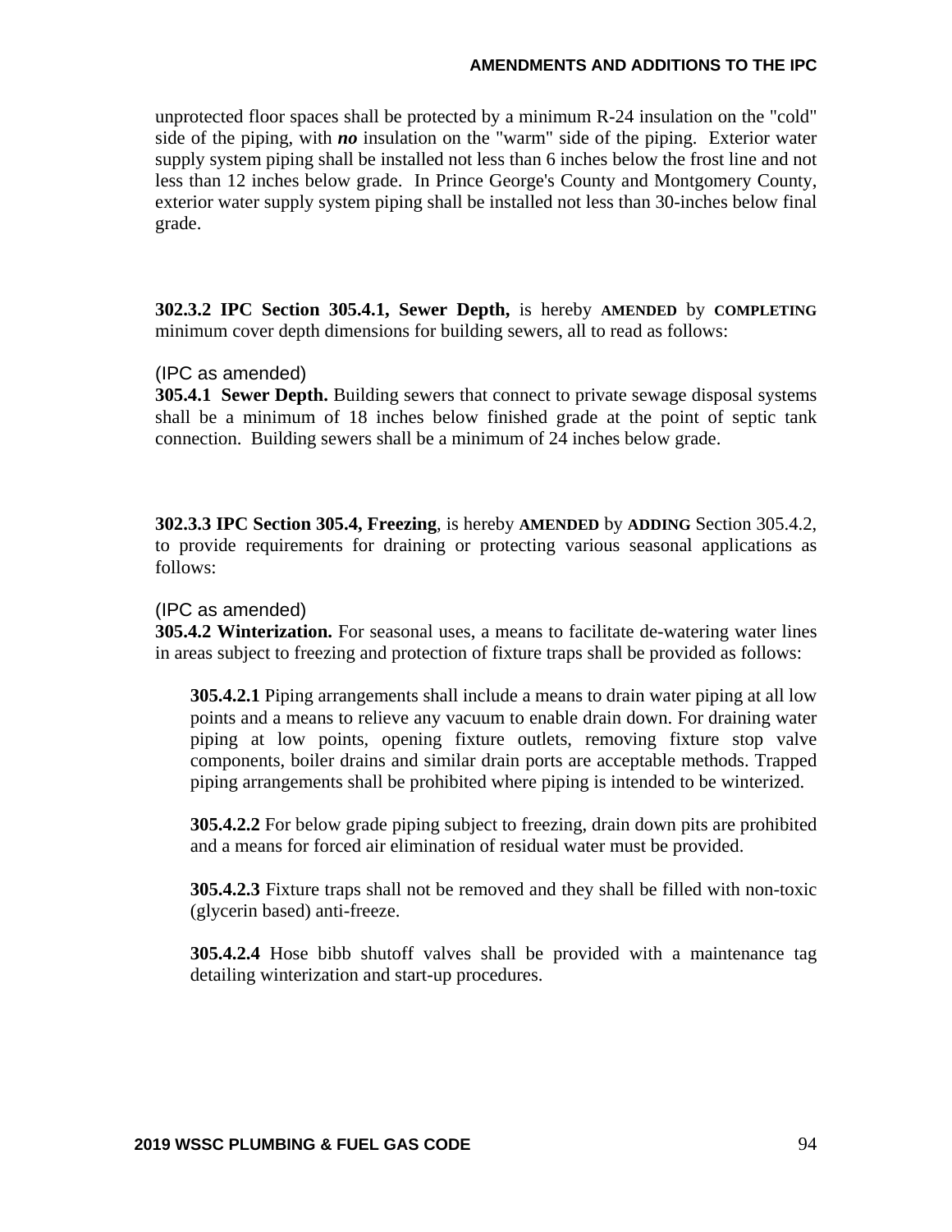unprotected floor spaces shall be protected by a minimum R-24 insulation on the "cold" side of the piping, with ***no*** insulation on the "warm" side of the piping. Exterior water supply system piping shall be installed not less than 6 inches below the frost line and not less than 12 inches below grade. In Prince George's County and Montgomery County, exterior water supply system piping shall be installed not less than 30-inches below final grade.

**302.3.2 IPC Section 305.4.1, Sewer Depth,** is hereby **AMENDED** by **COMPLETING** minimum cover depth dimensions for building sewers, all to read as follows:

(IPC as amended)
**305.4.1 Sewer Depth.** Building sewers that connect to private sewage disposal systems shall be a minimum of 18 inches below finished grade at the point of septic tank connection. Building sewers shall be a minimum of 24 inches below grade.

**302.3.3 IPC Section 305.4, Freezing**, is hereby **AMENDED** by **ADDING** Section 305.4.2, to provide requirements for draining or protecting various seasonal applications as follows:

(IPC as amended)
**305.4.2 Winterization.** For seasonal uses, a means to facilitate de-watering water lines in areas subject to freezing and protection of fixture traps shall be provided as follows:

> **305.4.2.1** Piping arrangements shall include a means to drain water piping at all low points and a means to relieve any vacuum to enable drain down. For draining water piping at low points, opening fixture outlets, removing fixture stop valve components, boiler drains and similar drain ports are acceptable methods. Trapped piping arrangements shall be prohibited where piping is intended to be winterized.
>
> **305.4.2.2** For below grade piping subject to freezing, drain down pits are prohibited and a means for forced air elimination of residual water must be provided.
>
> **305.4.2.3** Fixture traps shall not be removed and they shall be filled with non-toxic (glycerin based) anti-freeze.
>
> **305.4.2.4** Hose bibb shutoff valves shall be provided with a maintenance tag detailing winterization and start-up procedures.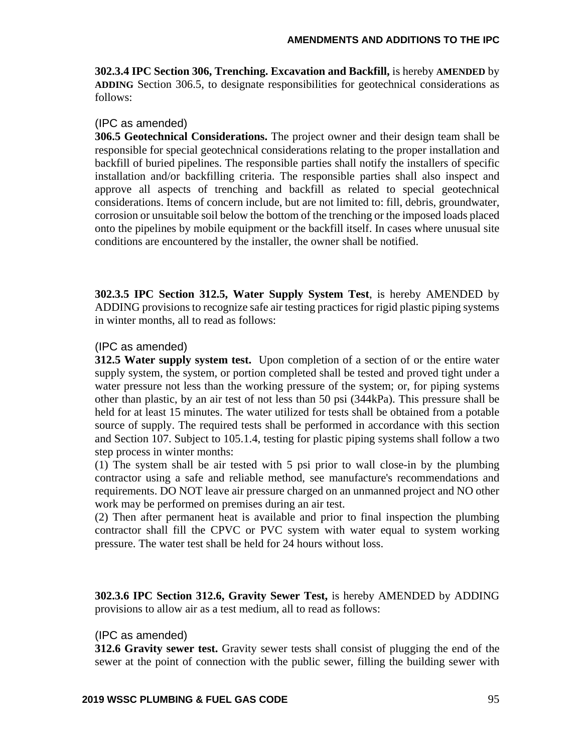**302.3.4 IPC Section 306, Trenching. Excavation and Backfill,** is hereby **AMENDED** by **ADDING** Section 306.5, to designate responsibilities for geotechnical considerations as follows:

(IPC as amended)

**306.5 Geotechnical Considerations.** The project owner and their design team shall be responsible for special geotechnical considerations relating to the proper installation and backfill of buried pipelines. The responsible parties shall notify the installers of specific installation and/or backfilling criteria. The responsible parties shall also inspect and approve all aspects of trenching and backfill as related to special geotechnical considerations. Items of concern include, but are not limited to: fill, debris, groundwater, corrosion or unsuitable soil below the bottom of the trenching or the imposed loads placed onto the pipelines by mobile equipment or the backfill itself. In cases where unusual site conditions are encountered by the installer, the owner shall be notified.

**302.3.5 IPC Section 312.5, Water Supply System Test**, is hereby AMENDED by ADDING provisions to recognize safe air testing practices for rigid plastic piping systems in winter months, all to read as follows:

(IPC as amended)

**312.5 Water supply system test.** Upon completion of a section of or the entire water supply system, the system, or portion completed shall be tested and proved tight under a water pressure not less than the working pressure of the system; or, for piping systems other than plastic, by an air test of not less than 50 psi (344kPa). This pressure shall be held for at least 15 minutes. The water utilized for tests shall be obtained from a potable source of supply. The required tests shall be performed in accordance with this section and Section 107. Subject to 105.1.4, testing for plastic piping systems shall follow a two step process in winter months:

(1) The system shall be air tested with 5 psi prior to wall close-in by the plumbing contractor using a safe and reliable method, see manufacture's recommendations and requirements. DO NOT leave air pressure charged on an unmanned project and NO other work may be performed on premises during an air test.

(2) Then after permanent heat is available and prior to final inspection the plumbing contractor shall fill the CPVC or PVC system with water equal to system working pressure. The water test shall be held for 24 hours without loss.

**302.3.6 IPC Section 312.6, Gravity Sewer Test,** is hereby AMENDED by ADDING provisions to allow air as a test medium, all to read as follows:

(IPC as amended)

**312.6 Gravity sewer test.** Gravity sewer tests shall consist of plugging the end of the sewer at the point of connection with the public sewer, filling the building sewer with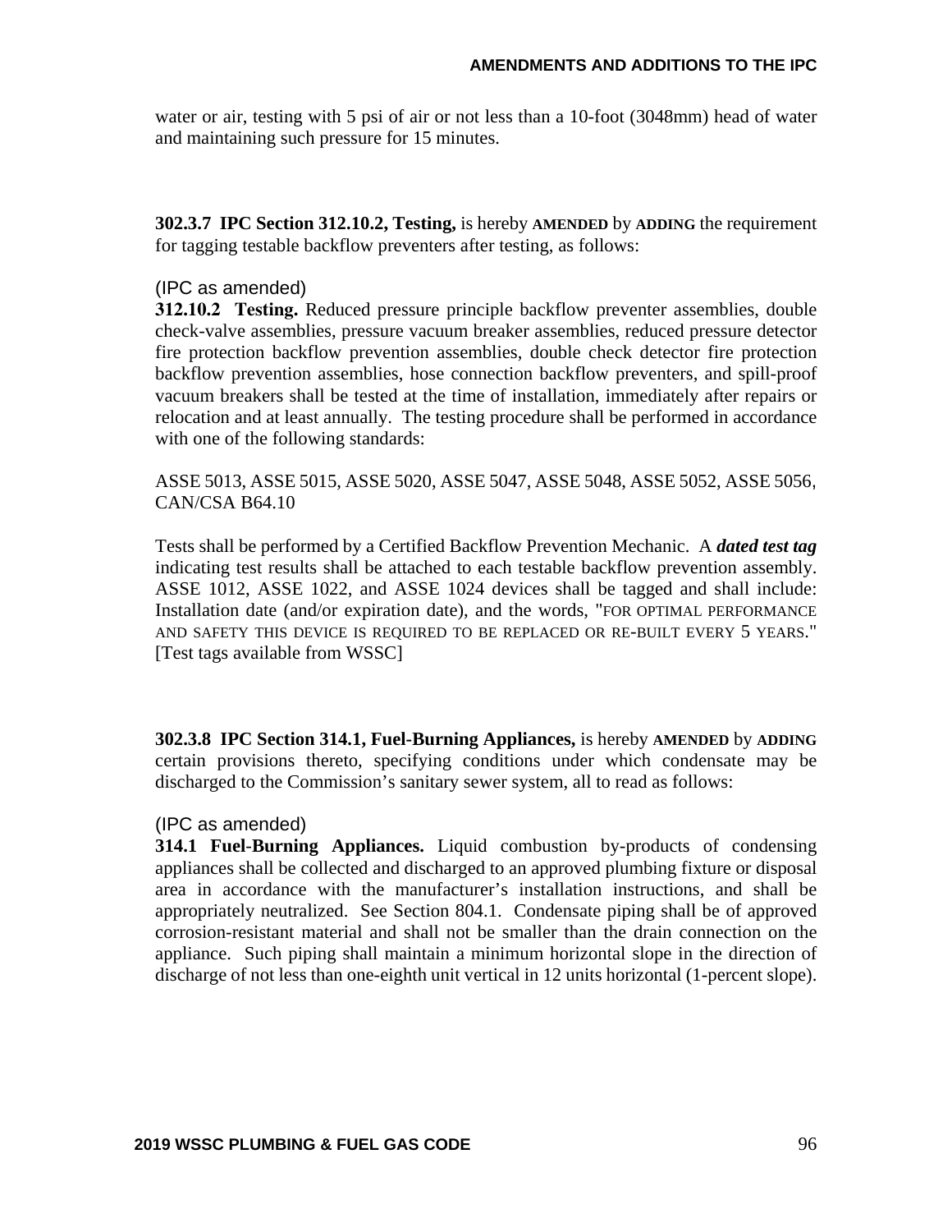water or air, testing with 5 psi of air or not less than a 10-foot (3048mm) head of water and maintaining such pressure for 15 minutes.

**302.3.7 IPC Section 312.10.2, Testing,** is hereby **AMENDED** by **ADDING** the requirement for tagging testable backflow preventers after testing, as follows:

(IPC as amended)

**312.10.2 Testing.** Reduced pressure principle backflow preventer assemblies, double check-valve assemblies, pressure vacuum breaker assemblies, reduced pressure detector fire protection backflow prevention assemblies, double check detector fire protection backflow prevention assemblies, hose connection backflow preventers, and spill-proof vacuum breakers shall be tested at the time of installation, immediately after repairs or relocation and at least annually. The testing procedure shall be performed in accordance with one of the following standards:

ASSE 5013, ASSE 5015, ASSE 5020, ASSE 5047, ASSE 5048, ASSE 5052, ASSE 5056, CAN/CSA B64.10

Tests shall be performed by a Certified Backflow Prevention Mechanic. A ***dated test tag*** indicating test results shall be attached to each testable backflow prevention assembly. ASSE 1012, ASSE 1022, and ASSE 1024 devices shall be tagged and shall include: Installation date (and/or expiration date), and the words, "FOR OPTIMAL PERFORMANCE AND SAFETY THIS DEVICE IS REQUIRED TO BE REPLACED OR RE-BUILT EVERY 5 YEARS." [Test tags available from WSSC]

**302.3.8 IPC Section 314.1, Fuel-Burning Appliances,** is hereby **AMENDED** by **ADDING** certain provisions thereto, specifying conditions under which condensate may be discharged to the Commission's sanitary sewer system, all to read as follows:

(IPC as amended)

**314.1 Fuel-Burning Appliances.** Liquid combustion by-products of condensing appliances shall be collected and discharged to an approved plumbing fixture or disposal area in accordance with the manufacturer's installation instructions, and shall be appropriately neutralized. See Section 804.1. Condensate piping shall be of approved corrosion-resistant material and shall not be smaller than the drain connection on the appliance. Such piping shall maintain a minimum horizontal slope in the direction of discharge of not less than one-eighth unit vertical in 12 units horizontal (1-percent slope).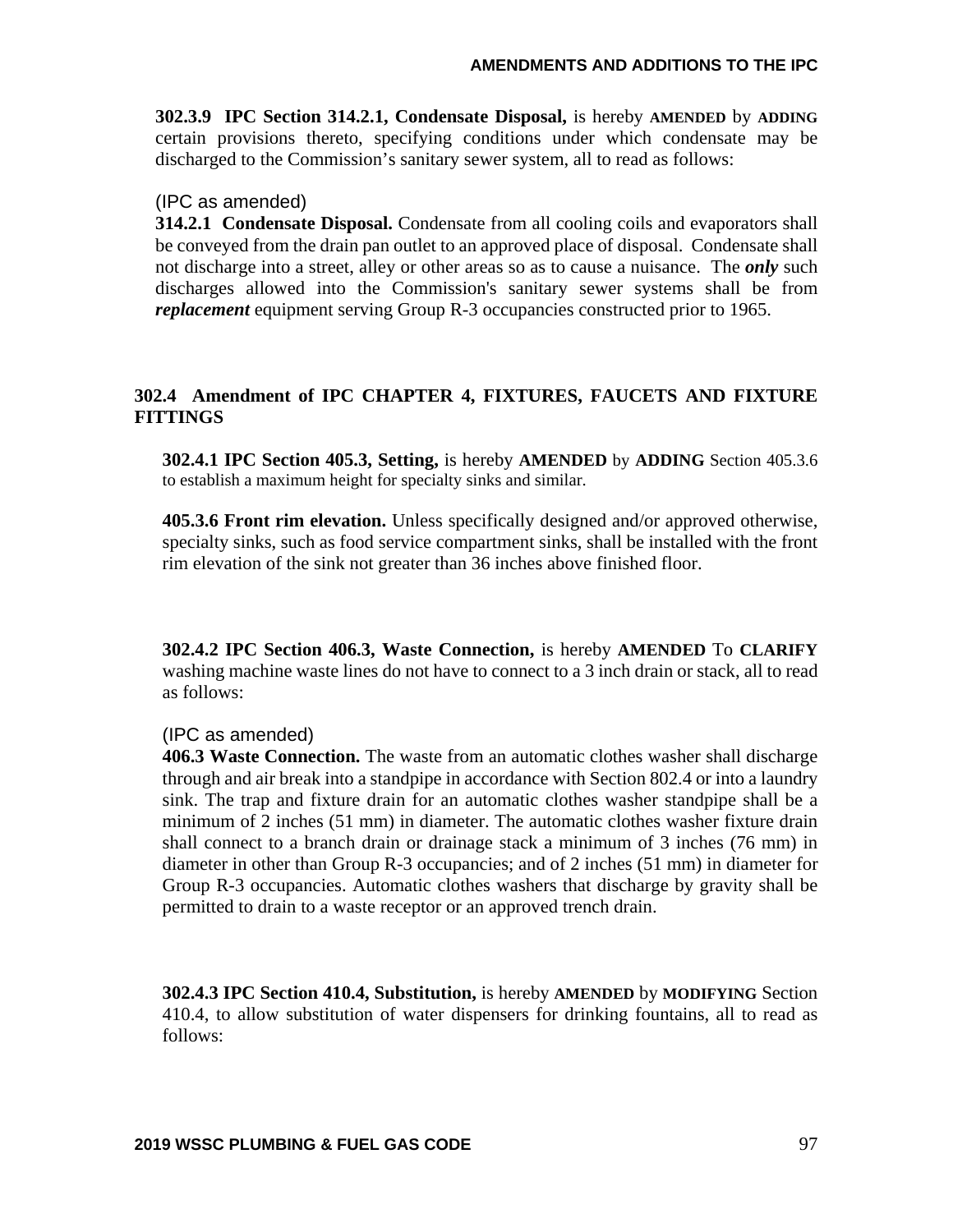**302.3.9 IPC Section 314.2.1, Condensate Disposal,** is hereby **AMENDED** by **ADDING** certain provisions thereto, specifying conditions under which condensate may be discharged to the Commission's sanitary sewer system, all to read as follows:

(IPC as amended)
**314.2.1 Condensate Disposal.** Condensate from all cooling coils and evaporators shall be conveyed from the drain pan outlet to an approved place of disposal. Condensate shall not discharge into a street, alley or other areas so as to cause a nuisance. The ***only*** such discharges allowed into the Commission's sanitary sewer systems shall be from ***replacement*** equipment serving Group R-3 occupancies constructed prior to 1965.

## 302.4 Amendment of IPC CHAPTER 4, FIXTURES, FAUCETS AND FIXTURE FITTINGS

**302.4.1 IPC Section 405.3, Setting,** is hereby **AMENDED** by **ADDING** Section 405.3.6 to establish a maximum height for specialty sinks and similar.

**405.3.6 Front rim elevation.** Unless specifically designed and/or approved otherwise, specialty sinks, such as food service compartment sinks, shall be installed with the front rim elevation of the sink not greater than 36 inches above finished floor.

**302.4.2 IPC Section 406.3, Waste Connection,** is hereby **AMENDED** To **CLARIFY** washing machine waste lines do not have to connect to a 3 inch drain or stack, all to read as follows:

(IPC as amended)
**406.3 Waste Connection.** The waste from an automatic clothes washer shall discharge through and air break into a standpipe in accordance with Section 802.4 or into a laundry sink. The trap and fixture drain for an automatic clothes washer standpipe shall be a minimum of 2 inches (51 mm) in diameter. The automatic clothes washer fixture drain shall connect to a branch drain or drainage stack a minimum of 3 inches (76 mm) in diameter in other than Group R-3 occupancies; and of 2 inches (51 mm) in diameter for Group R-3 occupancies. Automatic clothes washers that discharge by gravity shall be permitted to drain to a waste receptor or an approved trench drain.

**302.4.3 IPC Section 410.4, Substitution,** is hereby **AMENDED** by **MODIFYING** Section 410.4, to allow substitution of water dispensers for drinking fountains, all to read as follows: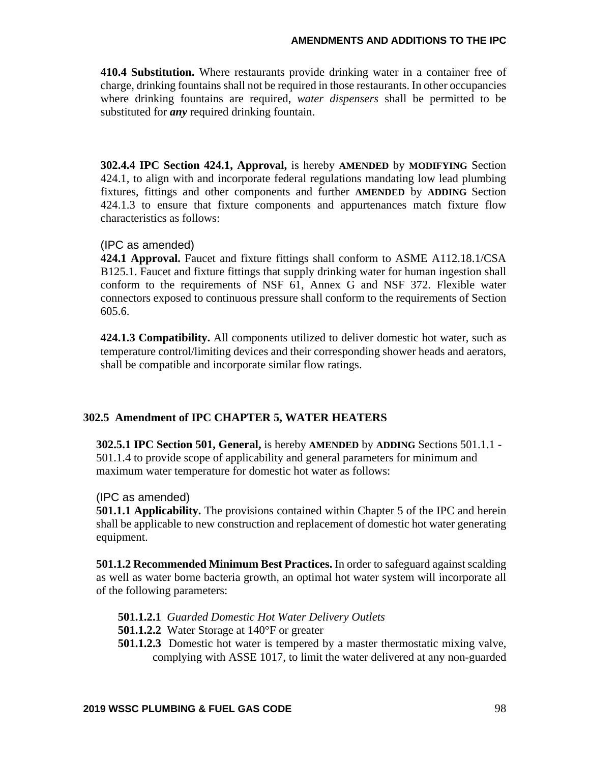**410.4 Substitution.** Where restaurants provide drinking water in a container free of charge, drinking fountains shall not be required in those restaurants. In other occupancies where drinking fountains are required, *water dispensers* shall be permitted to be substituted for ***any*** required drinking fountain.

**302.4.4 IPC Section 424.1, Approval,** is hereby **AMENDED** by **MODIFYING** Section 424.1, to align with and incorporate federal regulations mandating low lead plumbing fixtures, fittings and other components and further **AMENDED** by **ADDING** Section 424.1.3 to ensure that fixture components and appurtenances match fixture flow characteristics as follows:

(IPC as amended)

**424.1 Approval.** Faucet and fixture fittings shall conform to ASME A112.18.1/CSA B125.1. Faucet and fixture fittings that supply drinking water for human ingestion shall conform to the requirements of NSF 61, Annex G and NSF 372. Flexible water connectors exposed to continuous pressure shall conform to the requirements of Section 605.6.

**424.1.3 Compatibility.** All components utilized to deliver domestic hot water, such as temperature control/limiting devices and their corresponding shower heads and aerators, shall be compatible and incorporate similar flow ratings.

## 302.5 Amendment of IPC CHAPTER 5, WATER HEATERS

**302.5.1 IPC Section 501, General,** is hereby **AMENDED** by **ADDING** Sections 501.1.1 - 501.1.4 to provide scope of applicability and general parameters for minimum and maximum water temperature for domestic hot water as follows:

(IPC as amended)

**501.1.1 Applicability.** The provisions contained within Chapter 5 of the IPC and herein shall be applicable to new construction and replacement of domestic hot water generating equipment.

**501.1.2 Recommended Minimum Best Practices.** In order to safeguard against scalding as well as water borne bacteria growth, an optimal hot water system will incorporate all of the following parameters:

**501.1.2.1** *Guarded Domestic Hot Water Delivery Outlets*

**501.1.2.2** Water Storage at 140°F or greater

**501.1.2.3** Domestic hot water is tempered by a master thermostatic mixing valve, complying with ASSE 1017, to limit the water delivered at any non-guarded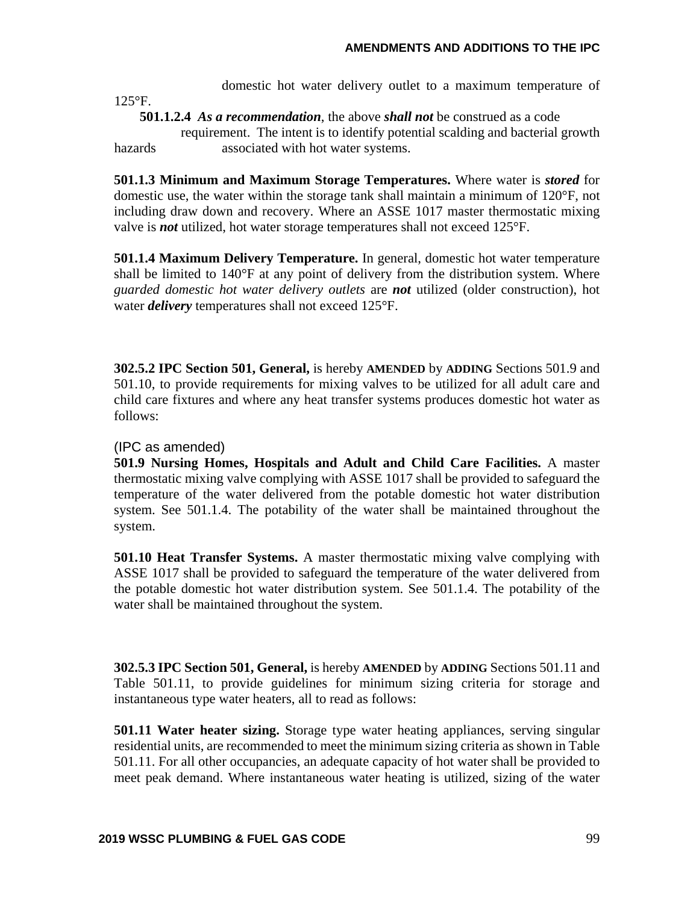domestic hot water delivery outlet to a maximum temperature of 125°F.

**501.1.2.4** ***As a recommendation***, the above ***shall not*** be construed as a code requirement. The intent is to identify potential scalding and bacterial growth hazards associated with hot water systems.

**501.1.3 Minimum and Maximum Storage Temperatures.** Where water is ***stored*** for domestic use, the water within the storage tank shall maintain a minimum of 120°F, not including draw down and recovery. Where an ASSE 1017 master thermostatic mixing valve is ***not*** utilized, hot water storage temperatures shall not exceed 125°F.

**501.1.4 Maximum Delivery Temperature.** In general, domestic hot water temperature shall be limited to 140°F at any point of delivery from the distribution system. Where *guarded domestic hot water delivery outlets* are ***not*** utilized (older construction), hot water ***delivery*** temperatures shall not exceed 125°F.

**302.5.2 IPC Section 501, General,** is hereby **AMENDED** by **ADDING** Sections 501.9 and 501.10, to provide requirements for mixing valves to be utilized for all adult care and child care fixtures and where any heat transfer systems produces domestic hot water as follows:

(IPC as amended)

**501.9 Nursing Homes, Hospitals and Adult and Child Care Facilities.** A master thermostatic mixing valve complying with ASSE 1017 shall be provided to safeguard the temperature of the water delivered from the potable domestic hot water distribution system. See 501.1.4. The potability of the water shall be maintained throughout the system.

**501.10 Heat Transfer Systems.** A master thermostatic mixing valve complying with ASSE 1017 shall be provided to safeguard the temperature of the water delivered from the potable domestic hot water distribution system. See 501.1.4. The potability of the water shall be maintained throughout the system.

**302.5.3 IPC Section 501, General,** is hereby **AMENDED** by **ADDING** Sections 501.11 and Table 501.11, to provide guidelines for minimum sizing criteria for storage and instantaneous type water heaters, all to read as follows:

**501.11 Water heater sizing.** Storage type water heating appliances, serving singular residential units, are recommended to meet the minimum sizing criteria as shown in Table 501.11. For all other occupancies, an adequate capacity of hot water shall be provided to meet peak demand. Where instantaneous water heating is utilized, sizing of the water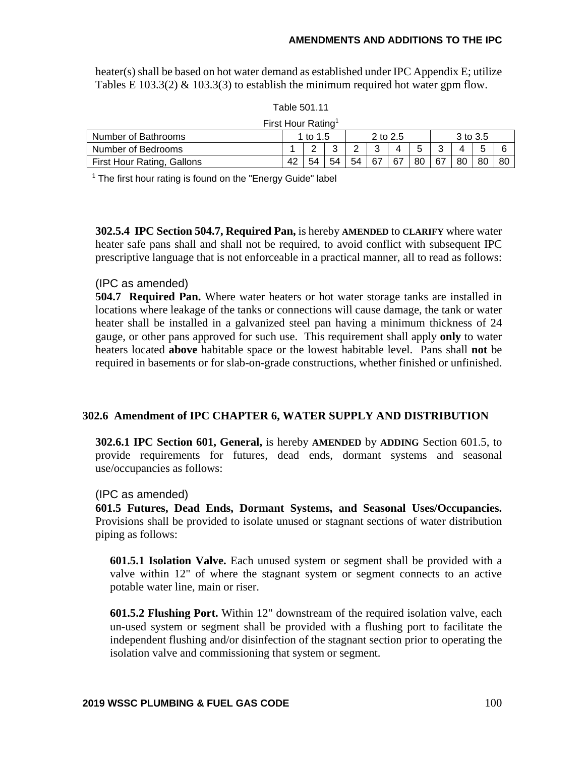heater(s) shall be based on hot water demand as established under IPC Appendix E; utilize Tables E 103.3(2) & 103.3(3) to establish the minimum required hot water gpm flow.

Table 501.11

First Hour Rating[1]

| Number of Bathrooms | 1 to 1.5 | | | 2 to 2.5 | | | | 3 to 3.5 | | | |
|---|---|---|---|---|---|---|---|---|---|---|---|
| Number of Bedrooms | 1 | 2 | 3 | 2 | 3 | 4 | 5 | 3 | 4 | 5 | 6 |
| First Hour Rating, Gallons | 42 | 54 | 54 | 54 | 67 | 67 | 80 | 67 | 80 | 80 | 80 |

[1] The first hour rating is found on the "Energy Guide" label

**302.5.4 IPC Section 504.7, Required Pan,** is hereby **AMENDED** to **CLARIFY** where water heater safe pans shall and shall not be required, to avoid conflict with subsequent IPC prescriptive language that is not enforceable in a practical manner, all to read as follows:

(IPC as amended)

**504.7 Required Pan.** Where water heaters or hot water storage tanks are installed in locations where leakage of the tanks or connections will cause damage, the tank or water heater shall be installed in a galvanized steel pan having a minimum thickness of 24 gauge, or other pans approved for such use. This requirement shall apply **only** to water heaters located **above** habitable space or the lowest habitable level. Pans shall **not** be required in basements or for slab-on-grade constructions, whether finished or unfinished.

### 302.6 Amendment of IPC CHAPTER 6, WATER SUPPLY AND DISTRIBUTION

**302.6.1 IPC Section 601, General,** is hereby **AMENDED** by **ADDING** Section 601.5, to provide requirements for futures, dead ends, dormant systems and seasonal use/occupancies as follows:

(IPC as amended)

**601.5 Futures, Dead Ends, Dormant Systems, and Seasonal Uses/Occupancies.** Provisions shall be provided to isolate unused or stagnant sections of water distribution piping as follows:

**601.5.1 Isolation Valve.** Each unused system or segment shall be provided with a valve within 12" of where the stagnant system or segment connects to an active potable water line, main or riser.

**601.5.2 Flushing Port.** Within 12" downstream of the required isolation valve, each un-used system or segment shall be provided with a flushing port to facilitate the independent flushing and/or disinfection of the stagnant section prior to operating the isolation valve and commissioning that system or segment.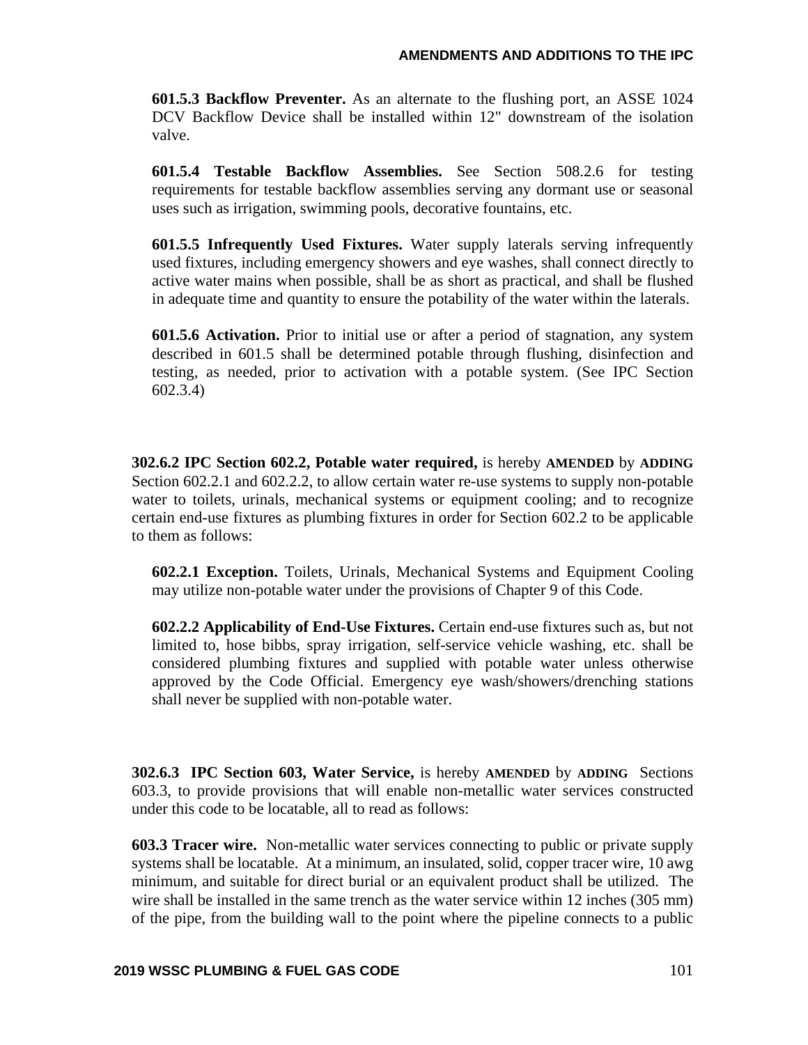**601.5.3 Backflow Preventer.** As an alternate to the flushing port, an ASSE 1024 DCV Backflow Device shall be installed within 12" downstream of the isolation valve.

**601.5.4 Testable Backflow Assemblies.** See Section 508.2.6 for testing requirements for testable backflow assemblies serving any dormant use or seasonal uses such as irrigation, swimming pools, decorative fountains, etc.

**601.5.5 Infrequently Used Fixtures.** Water supply laterals serving infrequently used fixtures, including emergency showers and eye washes, shall connect directly to active water mains when possible, shall be as short as practical, and shall be flushed in adequate time and quantity to ensure the potability of the water within the laterals.

**601.5.6 Activation.** Prior to initial use or after a period of stagnation, any system described in 601.5 shall be determined potable through flushing, disinfection and testing, as needed, prior to activation with a potable system. (See IPC Section 602.3.4)

**302.6.2 IPC Section 602.2, Potable water required,** is hereby **AMENDED** by **ADDING** Section 602.2.1 and 602.2.2, to allow certain water re-use systems to supply non-potable water to toilets, urinals, mechanical systems or equipment cooling; and to recognize certain end-use fixtures as plumbing fixtures in order for Section 602.2 to be applicable to them as follows:

**602.2.1 Exception.** Toilets, Urinals, Mechanical Systems and Equipment Cooling may utilize non-potable water under the provisions of Chapter 9 of this Code.

**602.2.2 Applicability of End-Use Fixtures.** Certain end-use fixtures such as, but not limited to, hose bibbs, spray irrigation, self-service vehicle washing, etc. shall be considered plumbing fixtures and supplied with potable water unless otherwise approved by the Code Official. Emergency eye wash/showers/drenching stations shall never be supplied with non-potable water.

**302.6.3 IPC Section 603, Water Service,** is hereby **AMENDED** by **ADDING** Sections 603.3, to provide provisions that will enable non-metallic water services constructed under this code to be locatable, all to read as follows:

**603.3 Tracer wire.** Non-metallic water services connecting to public or private supply systems shall be locatable. At a minimum, an insulated, solid, copper tracer wire, 10 awg minimum, and suitable for direct burial or an equivalent product shall be utilized. The wire shall be installed in the same trench as the water service within 12 inches (305 mm) of the pipe, from the building wall to the point where the pipeline connects to a public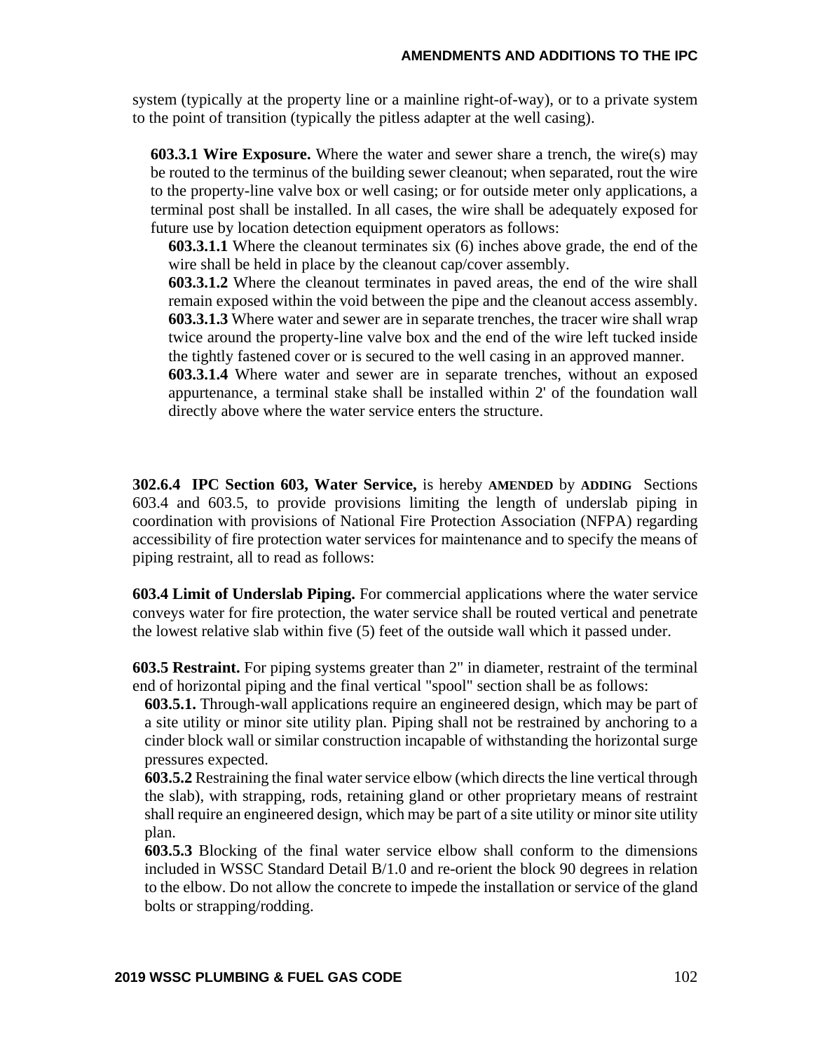system (typically at the property line or a mainline right-of-way), or to a private system to the point of transition (typically the pitless adapter at the well casing).

**603.3.1 Wire Exposure.** Where the water and sewer share a trench, the wire(s) may be routed to the terminus of the building sewer cleanout; when separated, rout the wire to the property-line valve box or well casing; or for outside meter only applications, a terminal post shall be installed. In all cases, the wire shall be adequately exposed for future use by location detection equipment operators as follows:

**603.3.1.1** Where the cleanout terminates six (6) inches above grade, the end of the wire shall be held in place by the cleanout cap/cover assembly.

**603.3.1.2** Where the cleanout terminates in paved areas, the end of the wire shall remain exposed within the void between the pipe and the cleanout access assembly.

**603.3.1.3** Where water and sewer are in separate trenches, the tracer wire shall wrap twice around the property-line valve box and the end of the wire left tucked inside the tightly fastened cover or is secured to the well casing in an approved manner.

**603.3.1.4** Where water and sewer are in separate trenches, without an exposed appurtenance, a terminal stake shall be installed within 2' of the foundation wall directly above where the water service enters the structure.

**302.6.4 IPC Section 603, Water Service,** is hereby **AMENDED** by **ADDING** Sections 603.4 and 603.5, to provide provisions limiting the length of underslab piping in coordination with provisions of National Fire Protection Association (NFPA) regarding accessibility of fire protection water services for maintenance and to specify the means of piping restraint, all to read as follows:

**603.4 Limit of Underslab Piping.** For commercial applications where the water service conveys water for fire protection, the water service shall be routed vertical and penetrate the lowest relative slab within five (5) feet of the outside wall which it passed under.

**603.5 Restraint.** For piping systems greater than 2" in diameter, restraint of the terminal end of horizontal piping and the final vertical "spool" section shall be as follows:

**603.5.1.** Through-wall applications require an engineered design, which may be part of a site utility or minor site utility plan. Piping shall not be restrained by anchoring to a cinder block wall or similar construction incapable of withstanding the horizontal surge pressures expected.

**603.5.2** Restraining the final water service elbow (which directs the line vertical through the slab), with strapping, rods, retaining gland or other proprietary means of restraint shall require an engineered design, which may be part of a site utility or minor site utility plan.

**603.5.3** Blocking of the final water service elbow shall conform to the dimensions included in WSSC Standard Detail B/1.0 and re-orient the block 90 degrees in relation to the elbow. Do not allow the concrete to impede the installation or service of the gland bolts or strapping/rodding.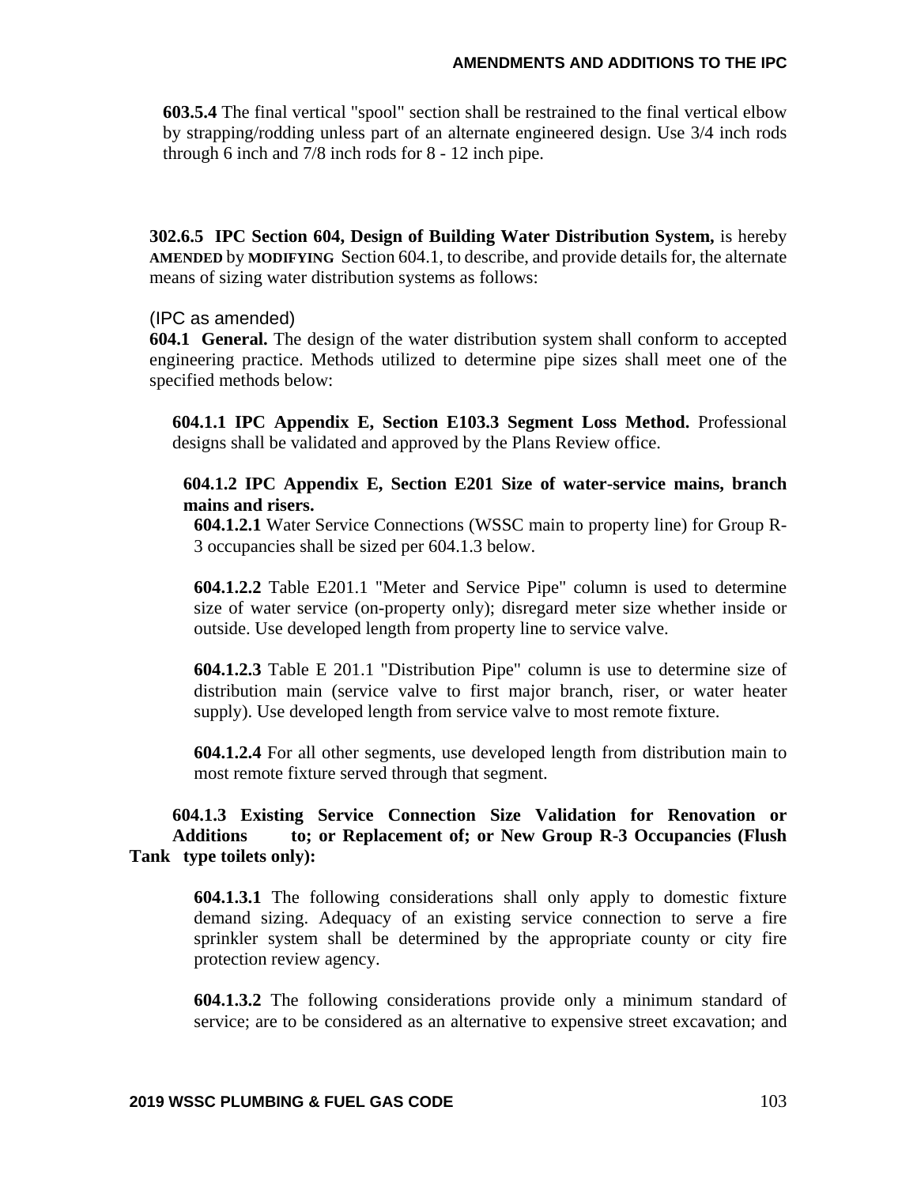**603.5.4** The final vertical "spool" section shall be restrained to the final vertical elbow by strapping/rodding unless part of an alternate engineered design. Use 3/4 inch rods through 6 inch and 7/8 inch rods for 8 - 12 inch pipe.

**302.6.5 IPC Section 604, Design of Building Water Distribution System,** is hereby **AMENDED** by **MODIFYING** Section 604.1, to describe, and provide details for, the alternate means of sizing water distribution systems as follows:

(IPC as amended)

**604.1 General.** The design of the water distribution system shall conform to accepted engineering practice. Methods utilized to determine pipe sizes shall meet one of the specified methods below:

**604.1.1 IPC Appendix E, Section E103.3 Segment Loss Method.** Professional designs shall be validated and approved by the Plans Review office.

**604.1.2 IPC Appendix E, Section E201 Size of water-service mains, branch mains and risers.**

**604.1.2.1** Water Service Connections (WSSC main to property line) for Group R-3 occupancies shall be sized per 604.1.3 below.

**604.1.2.2** Table E201.1 "Meter and Service Pipe" column is used to determine size of water service (on-property only); disregard meter size whether inside or outside. Use developed length from property line to service valve.

**604.1.2.3** Table E 201.1 "Distribution Pipe" column is use to determine size of distribution main (service valve to first major branch, riser, or water heater supply). Use developed length from service valve to most remote fixture.

**604.1.2.4** For all other segments, use developed length from distribution main to most remote fixture served through that segment.

**604.1.3 Existing Service Connection Size Validation for Renovation or Additions to; or Replacement of; or New Group R-3 Occupancies (Flush Tank type toilets only):**

**604.1.3.1** The following considerations shall only apply to domestic fixture demand sizing. Adequacy of an existing service connection to serve a fire sprinkler system shall be determined by the appropriate county or city fire protection review agency.

**604.1.3.2** The following considerations provide only a minimum standard of service; are to be considered as an alternative to expensive street excavation; and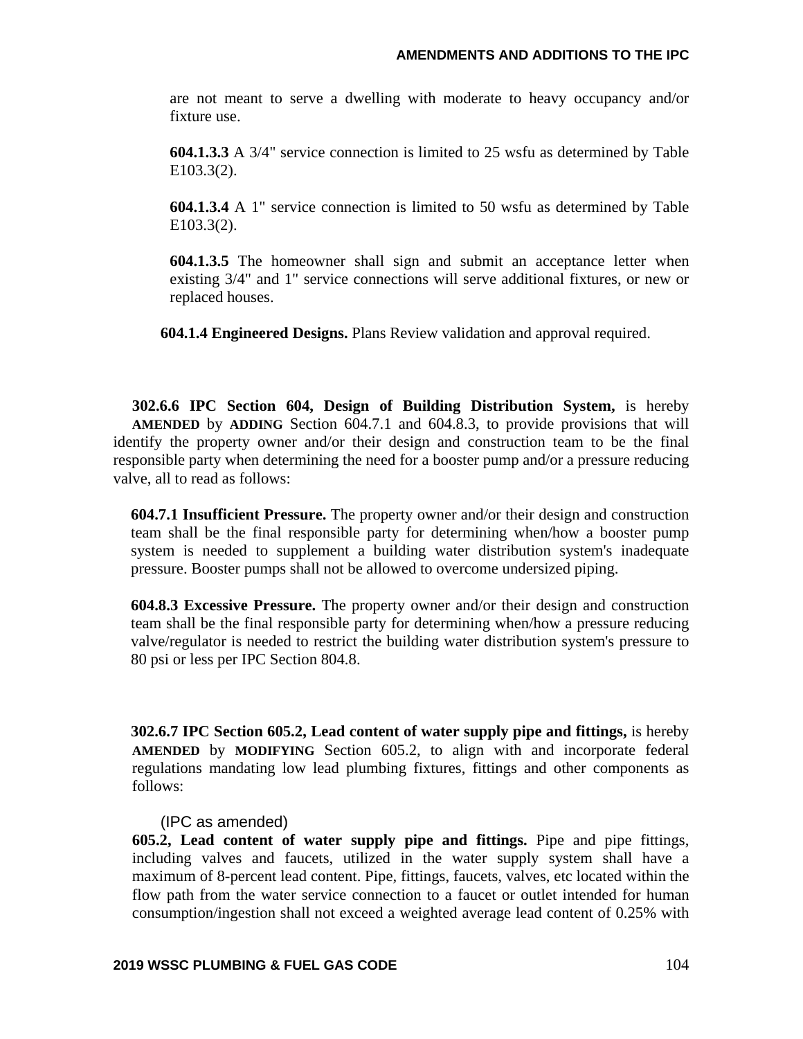are not meant to serve a dwelling with moderate to heavy occupancy and/or fixture use.

**604.1.3.3** A 3/4" service connection is limited to 25 wsfu as determined by Table E103.3(2).

**604.1.3.4** A 1" service connection is limited to 50 wsfu as determined by Table E103.3(2).

**604.1.3.5** The homeowner shall sign and submit an acceptance letter when existing 3/4" and 1" service connections will serve additional fixtures, or new or replaced houses.

**604.1.4 Engineered Designs.** Plans Review validation and approval required.

**302.6.6 IPC Section 604, Design of Building Distribution System,** is hereby **AMENDED** by **ADDING** Section 604.7.1 and 604.8.3, to provide provisions that will identify the property owner and/or their design and construction team to be the final responsible party when determining the need for a booster pump and/or a pressure reducing valve, all to read as follows:

**604.7.1 Insufficient Pressure.** The property owner and/or their design and construction team shall be the final responsible party for determining when/how a booster pump system is needed to supplement a building water distribution system's inadequate pressure. Booster pumps shall not be allowed to overcome undersized piping.

**604.8.3 Excessive Pressure.** The property owner and/or their design and construction team shall be the final responsible party for determining when/how a pressure reducing valve/regulator is needed to restrict the building water distribution system's pressure to 80 psi or less per IPC Section 804.8.

**302.6.7 IPC Section 605.2, Lead content of water supply pipe and fittings,** is hereby **AMENDED** by **MODIFYING** Section 605.2, to align with and incorporate federal regulations mandating low lead plumbing fixtures, fittings and other components as follows:

(IPC as amended)

**605.2, Lead content of water supply pipe and fittings.** Pipe and pipe fittings, including valves and faucets, utilized in the water supply system shall have a maximum of 8-percent lead content. Pipe, fittings, faucets, valves, etc located within the flow path from the water service connection to a faucet or outlet intended for human consumption/ingestion shall not exceed a weighted average lead content of 0.25% with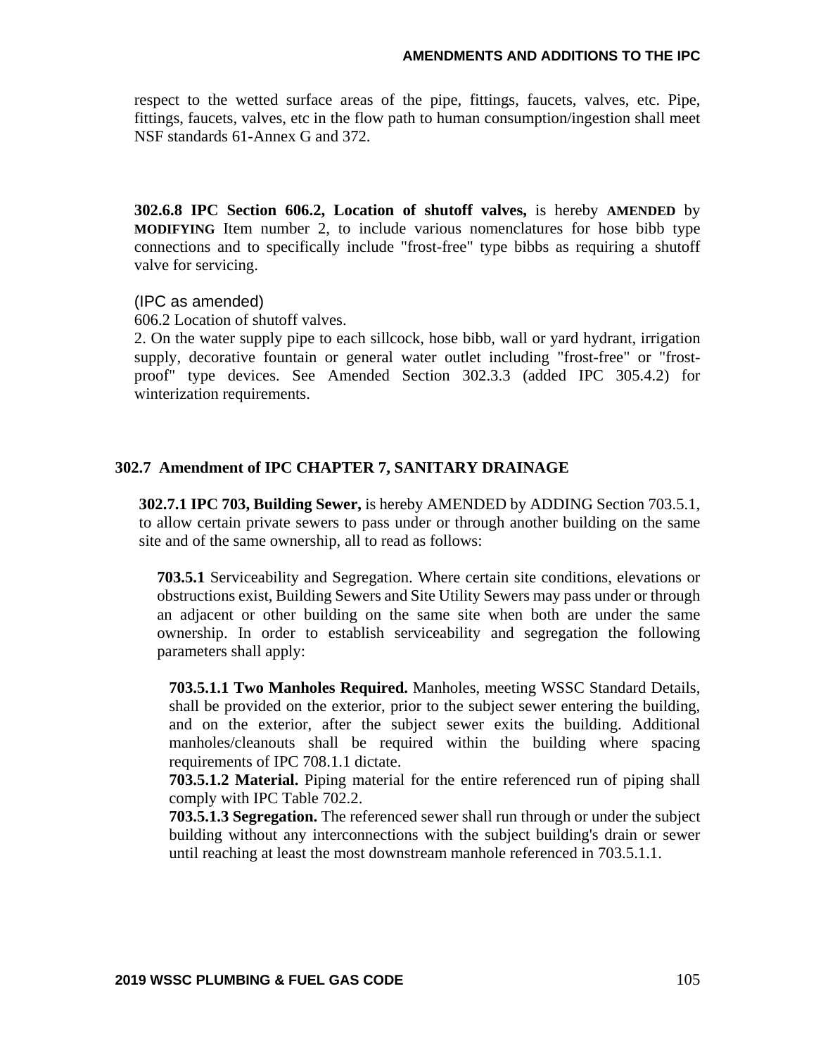respect to the wetted surface areas of the pipe, fittings, faucets, valves, etc. Pipe, fittings, faucets, valves, etc in the flow path to human consumption/ingestion shall meet NSF standards 61-Annex G and 372.

**302.6.8 IPC Section 606.2, Location of shutoff valves,** is hereby **AMENDED** by **MODIFYING** Item number 2, to include various nomenclatures for hose bibb type connections and to specifically include "frost-free" type bibbs as requiring a shutoff valve for servicing.

(IPC as amended)

606.2 Location of shutoff valves.

2. On the water supply pipe to each sillcock, hose bibb, wall or yard hydrant, irrigation supply, decorative fountain or general water outlet including "frost-free" or "frost-proof" type devices. See Amended Section 302.3.3 (added IPC 305.4.2) for winterization requirements.

## 302.7 Amendment of IPC CHAPTER 7, SANITARY DRAINAGE

**302.7.1 IPC 703, Building Sewer,** is hereby AMENDED by ADDING Section 703.5.1, to allow certain private sewers to pass under or through another building on the same site and of the same ownership, all to read as follows:

**703.5.1** Serviceability and Segregation. Where certain site conditions, elevations or obstructions exist, Building Sewers and Site Utility Sewers may pass under or through an adjacent or other building on the same site when both are under the same ownership. In order to establish serviceability and segregation the following parameters shall apply:

**703.5.1.1 Two Manholes Required.** Manholes, meeting WSSC Standard Details, shall be provided on the exterior, prior to the subject sewer entering the building, and on the exterior, after the subject sewer exits the building. Additional manholes/cleanouts shall be required within the building where spacing requirements of IPC 708.1.1 dictate.

**703.5.1.2 Material.** Piping material for the entire referenced run of piping shall comply with IPC Table 702.2.

**703.5.1.3 Segregation.** The referenced sewer shall run through or under the subject building without any interconnections with the subject building's drain or sewer until reaching at least the most downstream manhole referenced in 703.5.1.1.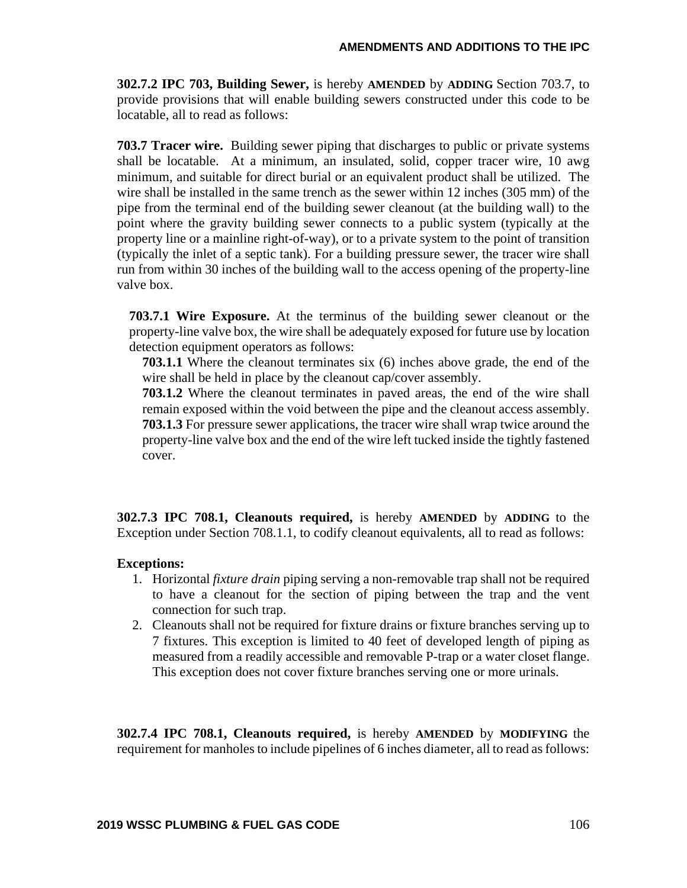**302.7.2 IPC 703, Building Sewer,** is hereby **AMENDED** by **ADDING** Section 703.7, to provide provisions that will enable building sewers constructed under this code to be locatable, all to read as follows:

**703.7 Tracer wire.** Building sewer piping that discharges to public or private systems shall be locatable. At a minimum, an insulated, solid, copper tracer wire, 10 awg minimum, and suitable for direct burial or an equivalent product shall be utilized. The wire shall be installed in the same trench as the sewer within 12 inches (305 mm) of the pipe from the terminal end of the building sewer cleanout (at the building wall) to the point where the gravity building sewer connects to a public system (typically at the property line or a mainline right-of-way), or to a private system to the point of transition (typically the inlet of a septic tank). For a building pressure sewer, the tracer wire shall run from within 30 inches of the building wall to the access opening of the property-line valve box.

**703.7.1 Wire Exposure.** At the terminus of the building sewer cleanout or the property-line valve box, the wire shall be adequately exposed for future use by location detection equipment operators as follows:

**703.1.1** Where the cleanout terminates six (6) inches above grade, the end of the wire shall be held in place by the cleanout cap/cover assembly.

**703.1.2** Where the cleanout terminates in paved areas, the end of the wire shall remain exposed within the void between the pipe and the cleanout access assembly.

**703.1.3** For pressure sewer applications, the tracer wire shall wrap twice around the property-line valve box and the end of the wire left tucked inside the tightly fastened cover.

**302.7.3 IPC 708.1, Cleanouts required,** is hereby **AMENDED** by **ADDING** to the Exception under Section 708.1.1, to codify cleanout equivalents, all to read as follows:

**Exceptions:**

1. Horizontal *fixture drain* piping serving a non-removable trap shall not be required to have a cleanout for the section of piping between the trap and the vent connection for such trap.
2. Cleanouts shall not be required for fixture drains or fixture branches serving up to 7 fixtures. This exception is limited to 40 feet of developed length of piping as measured from a readily accessible and removable P-trap or a water closet flange. This exception does not cover fixture branches serving one or more urinals.

**302.7.4 IPC 708.1, Cleanouts required,** is hereby **AMENDED** by **MODIFYING** the requirement for manholes to include pipelines of 6 inches diameter, all to read as follows: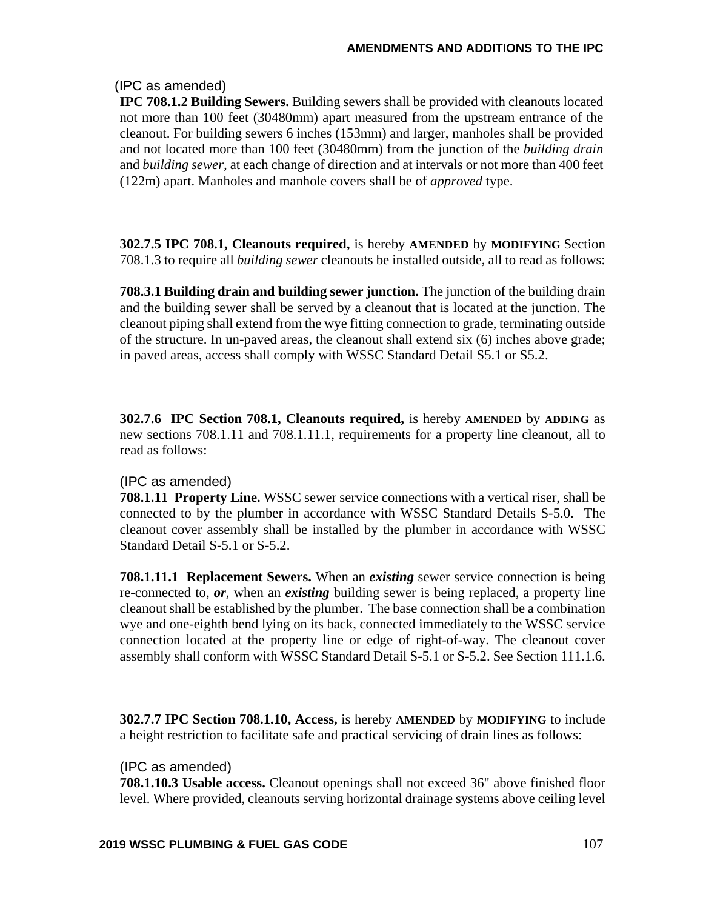(IPC as amended)

**IPC 708.1.2 Building Sewers.** Building sewers shall be provided with cleanouts located not more than 100 feet (30480mm) apart measured from the upstream entrance of the cleanout. For building sewers 6 inches (153mm) and larger, manholes shall be provided and not located more than 100 feet (30480mm) from the junction of the *building drain* and *building sewer*, at each change of direction and at intervals or not more than 400 feet (122m) apart. Manholes and manhole covers shall be of *approved* type.

**302.7.5 IPC 708.1, Cleanouts required,** is hereby **AMENDED** by **MODIFYING** Section 708.1.3 to require all *building sewer* cleanouts be installed outside, all to read as follows:

**708.3.1 Building drain and building sewer junction.** The junction of the building drain and the building sewer shall be served by a cleanout that is located at the junction. The cleanout piping shall extend from the wye fitting connection to grade, terminating outside of the structure. In un-paved areas, the cleanout shall extend six (6) inches above grade; in paved areas, access shall comply with WSSC Standard Detail S5.1 or S5.2.

**302.7.6 IPC Section 708.1, Cleanouts required,** is hereby **AMENDED** by **ADDING** as new sections 708.1.11 and 708.1.11.1, requirements for a property line cleanout, all to read as follows:

(IPC as amended)

**708.1.11 Property Line.** WSSC sewer service connections with a vertical riser, shall be connected to by the plumber in accordance with WSSC Standard Details S-5.0. The cleanout cover assembly shall be installed by the plumber in accordance with WSSC Standard Detail S-5.1 or S-5.2.

**708.1.11.1 Replacement Sewers.** When an ***existing*** sewer service connection is being re-connected to, ***or***, when an ***existing*** building sewer is being replaced, a property line cleanout shall be established by the plumber. The base connection shall be a combination wye and one-eighth bend lying on its back, connected immediately to the WSSC service connection located at the property line or edge of right-of-way. The cleanout cover assembly shall conform with WSSC Standard Detail S-5.1 or S-5.2. See Section 111.1.6.

**302.7.7 IPC Section 708.1.10, Access,** is hereby **AMENDED** by **MODIFYING** to include a height restriction to facilitate safe and practical servicing of drain lines as follows:

(IPC as amended)

**708.1.10.3 Usable access.** Cleanout openings shall not exceed 36" above finished floor level. Where provided, cleanouts serving horizontal drainage systems above ceiling level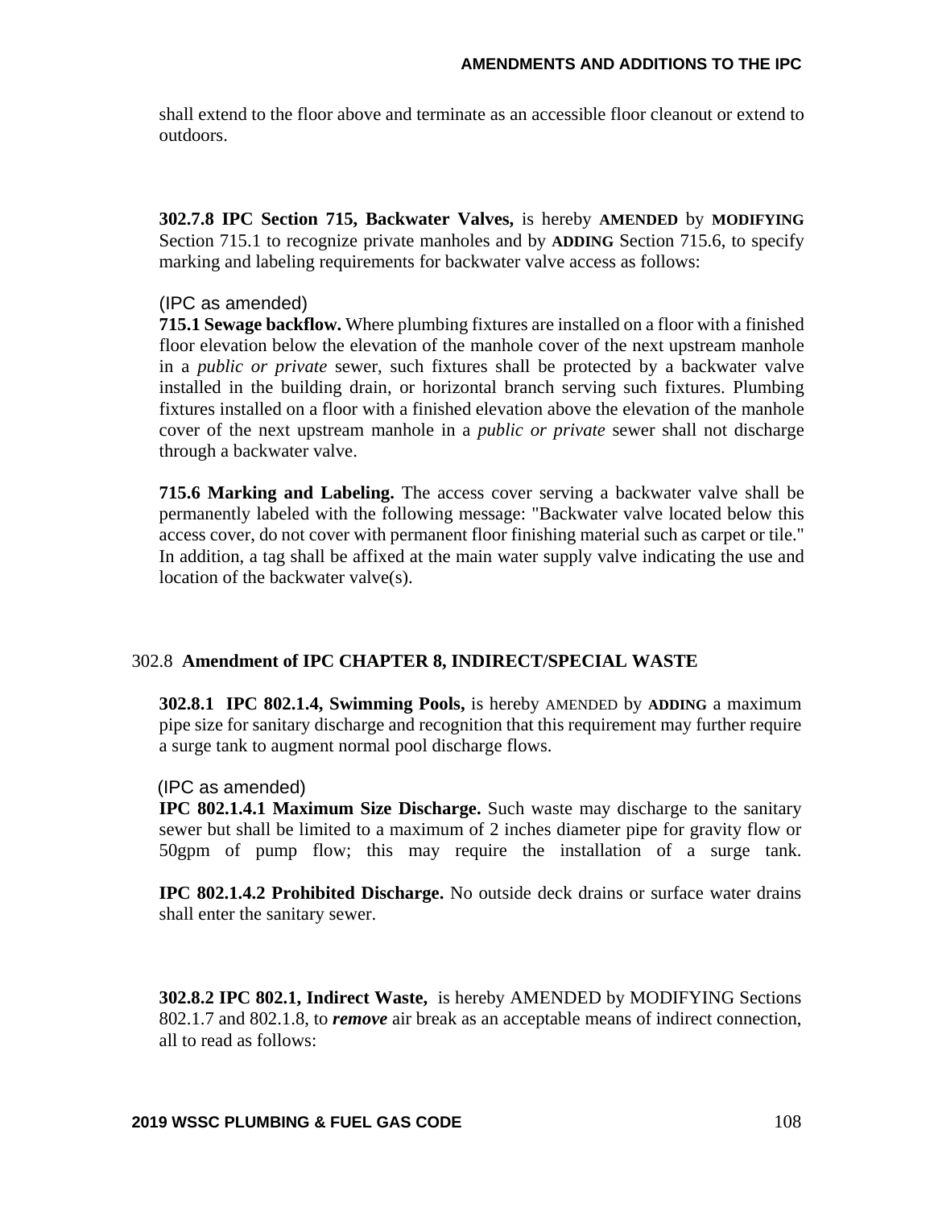shall extend to the floor above and terminate as an accessible floor cleanout or extend to outdoors.

**302.7.8 IPC Section 715, Backwater Valves,** is hereby **AMENDED** by **MODIFYING** Section 715.1 to recognize private manholes and by **ADDING** Section 715.6, to specify marking and labeling requirements for backwater valve access as follows:

(IPC as amended)

**715.1 Sewage backflow.** Where plumbing fixtures are installed on a floor with a finished floor elevation below the elevation of the manhole cover of the next upstream manhole in a *public or private* sewer, such fixtures shall be protected by a backwater valve installed in the building drain, or horizontal branch serving such fixtures. Plumbing fixtures installed on a floor with a finished elevation above the elevation of the manhole cover of the next upstream manhole in a *public or private* sewer shall not discharge through a backwater valve.

**715.6 Marking and Labeling.** The access cover serving a backwater valve shall be permanently labeled with the following message: "Backwater valve located below this access cover, do not cover with permanent floor finishing material such as carpet or tile." In addition, a tag shall be affixed at the main water supply valve indicating the use and location of the backwater valve(s).

## 302.8 Amendment of IPC CHAPTER 8, INDIRECT/SPECIAL WASTE

**302.8.1 IPC 802.1.4, Swimming Pools,** is hereby AMENDED by **ADDING** a maximum pipe size for sanitary discharge and recognition that this requirement may further require a surge tank to augment normal pool discharge flows.

(IPC as amended)

**IPC 802.1.4.1 Maximum Size Discharge.** Such waste may discharge to the sanitary sewer but shall be limited to a maximum of 2 inches diameter pipe for gravity flow or 50gpm of pump flow; this may require the installation of a surge tank.

**IPC 802.1.4.2 Prohibited Discharge.** No outside deck drains or surface water drains shall enter the sanitary sewer.

**302.8.2 IPC 802.1, Indirect Waste,** is hereby AMENDED by MODIFYING Sections 802.1.7 and 802.1.8, to ***remove*** air break as an acceptable means of indirect connection, all to read as follows: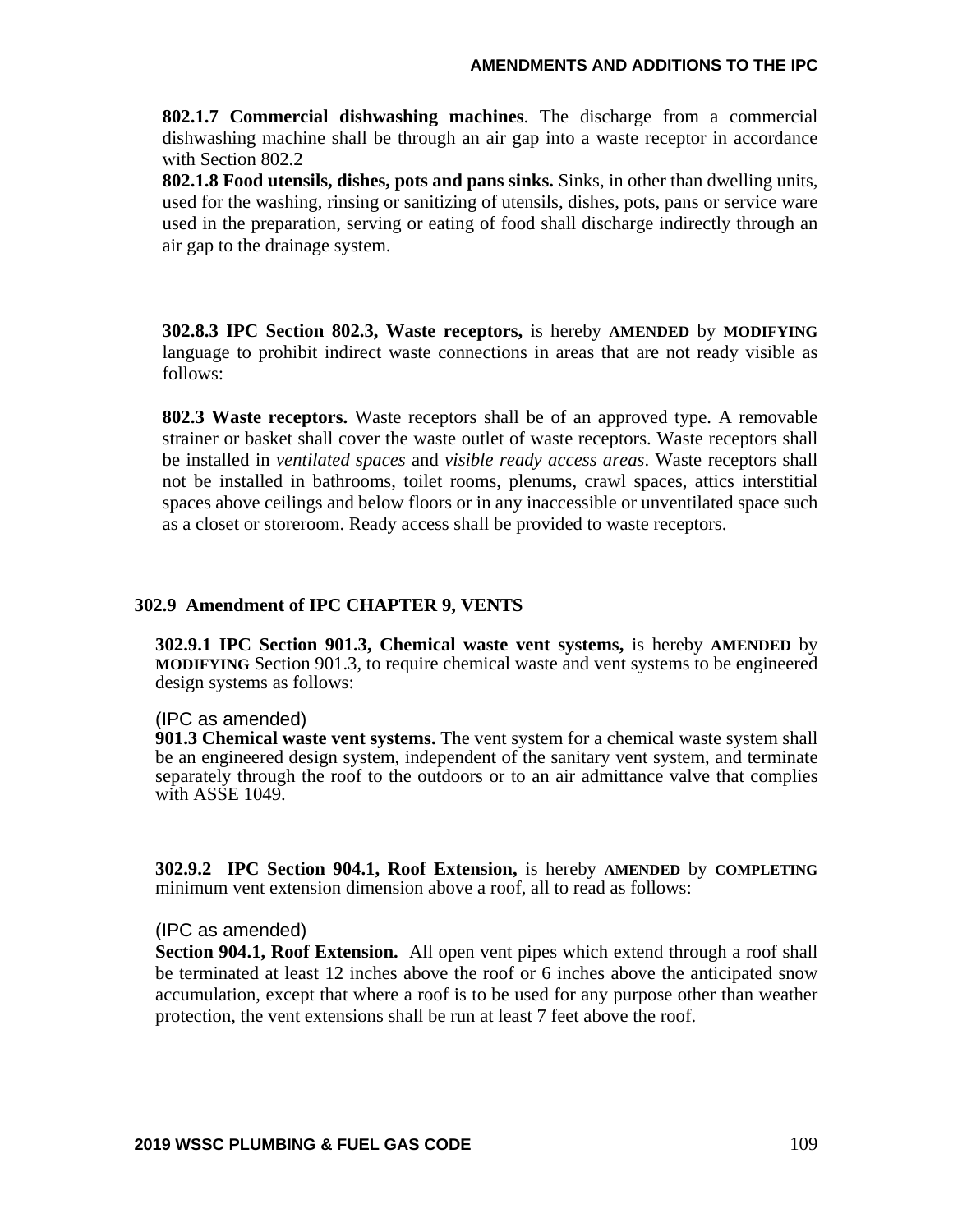**802.1.7 Commercial dishwashing machines**. The discharge from a commercial dishwashing machine shall be through an air gap into a waste receptor in accordance with Section 802.2

**802.1.8 Food utensils, dishes, pots and pans sinks.** Sinks, in other than dwelling units, used for the washing, rinsing or sanitizing of utensils, dishes, pots, pans or service ware used in the preparation, serving or eating of food shall discharge indirectly through an air gap to the drainage system.

**302.8.3 IPC Section 802.3, Waste receptors,** is hereby **AMENDED** by **MODIFYING** language to prohibit indirect waste connections in areas that are not ready visible as follows:

**802.3 Waste receptors.** Waste receptors shall be of an approved type. A removable strainer or basket shall cover the waste outlet of waste receptors. Waste receptors shall be installed in *ventilated spaces* and *visible ready access areas*. Waste receptors shall not be installed in bathrooms, toilet rooms, plenums, crawl spaces, attics interstitial spaces above ceilings and below floors or in any inaccessible or unventilated space such as a closet or storeroom. Ready access shall be provided to waste receptors.

## 302.9 Amendment of IPC CHAPTER 9, VENTS

**302.9.1 IPC Section 901.3, Chemical waste vent systems,** is hereby **AMENDED** by **MODIFYING** Section 901.3, to require chemical waste and vent systems to be engineered design systems as follows:

(IPC as amended)

**901.3 Chemical waste vent systems.** The vent system for a chemical waste system shall be an engineered design system, independent of the sanitary vent system, and terminate separately through the roof to the outdoors or to an air admittance valve that complies with ASSE 1049.

**302.9.2 IPC Section 904.1, Roof Extension,** is hereby **AMENDED** by **COMPLETING** minimum vent extension dimension above a roof, all to read as follows:

(IPC as amended)

**Section 904.1, Roof Extension.** All open vent pipes which extend through a roof shall be terminated at least 12 inches above the roof or 6 inches above the anticipated snow accumulation, except that where a roof is to be used for any purpose other than weather protection, the vent extensions shall be run at least 7 feet above the roof.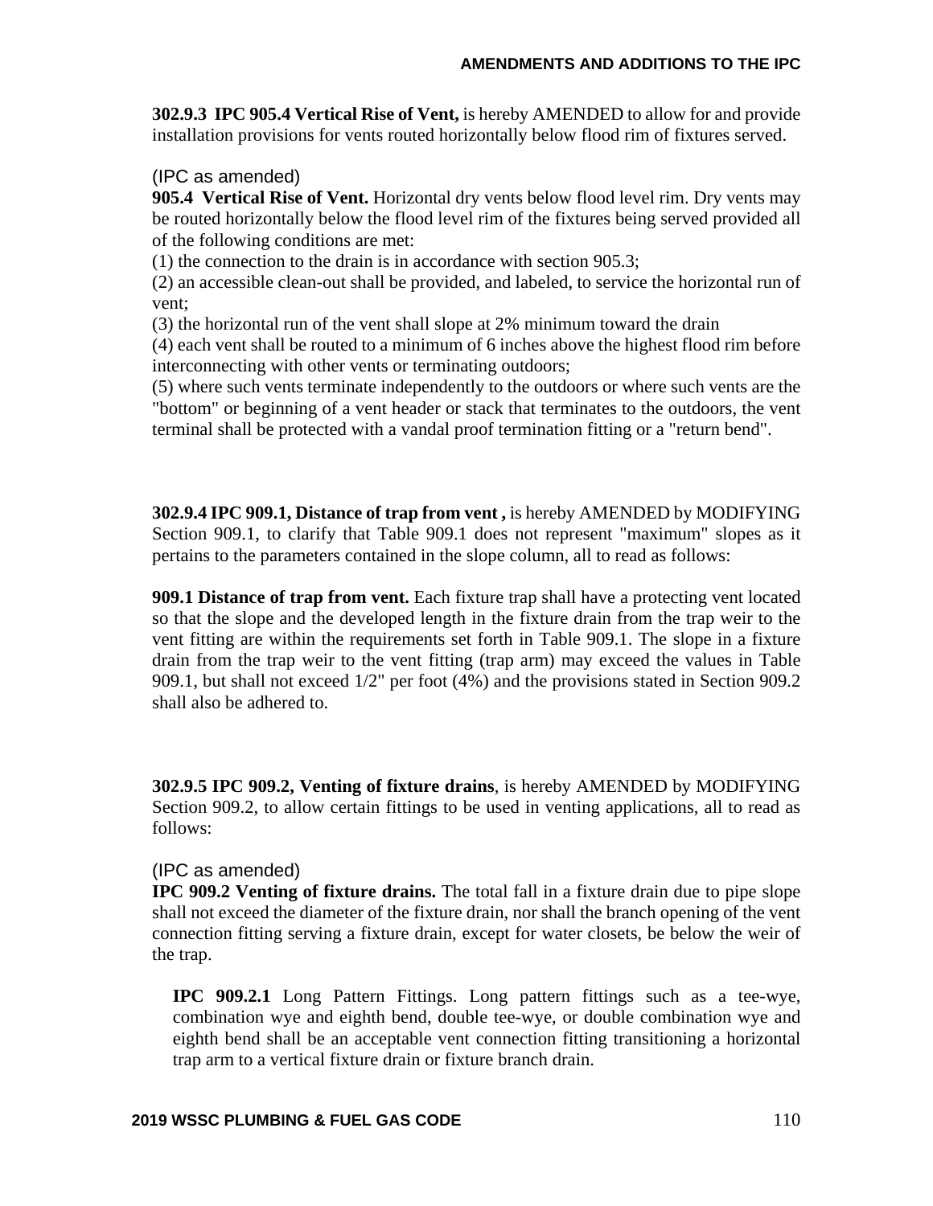**302.9.3 IPC 905.4 Vertical Rise of Vent,** is hereby AMENDED to allow for and provide installation provisions for vents routed horizontally below flood rim of fixtures served.

(IPC as amended)

**905.4 Vertical Rise of Vent.** Horizontal dry vents below flood level rim. Dry vents may be routed horizontally below the flood level rim of the fixtures being served provided all of the following conditions are met:

(1) the connection to the drain is in accordance with section 905.3;

(2) an accessible clean-out shall be provided, and labeled, to service the horizontal run of vent;

(3) the horizontal run of the vent shall slope at 2% minimum toward the drain

(4) each vent shall be routed to a minimum of 6 inches above the highest flood rim before interconnecting with other vents or terminating outdoors;

(5) where such vents terminate independently to the outdoors or where such vents are the "bottom" or beginning of a vent header or stack that terminates to the outdoors, the vent terminal shall be protected with a vandal proof termination fitting or a "return bend".

**302.9.4 IPC 909.1, Distance of trap from vent ,** is hereby AMENDED by MODIFYING Section 909.1, to clarify that Table 909.1 does not represent "maximum" slopes as it pertains to the parameters contained in the slope column, all to read as follows:

**909.1 Distance of trap from vent.** Each fixture trap shall have a protecting vent located so that the slope and the developed length in the fixture drain from the trap weir to the vent fitting are within the requirements set forth in Table 909.1. The slope in a fixture drain from the trap weir to the vent fitting (trap arm) may exceed the values in Table 909.1, but shall not exceed 1/2" per foot (4%) and the provisions stated in Section 909.2 shall also be adhered to.

**302.9.5 IPC 909.2, Venting of fixture drains**, is hereby AMENDED by MODIFYING Section 909.2, to allow certain fittings to be used in venting applications, all to read as follows:

(IPC as amended)

**IPC 909.2 Venting of fixture drains.** The total fall in a fixture drain due to pipe slope shall not exceed the diameter of the fixture drain, nor shall the branch opening of the vent connection fitting serving a fixture drain, except for water closets, be below the weir of the trap.

> **IPC 909.2.1** Long Pattern Fittings. Long pattern fittings such as a tee-wye, combination wye and eighth bend, double tee-wye, or double combination wye and eighth bend shall be an acceptable vent connection fitting transitioning a horizontal trap arm to a vertical fixture drain or fixture branch drain.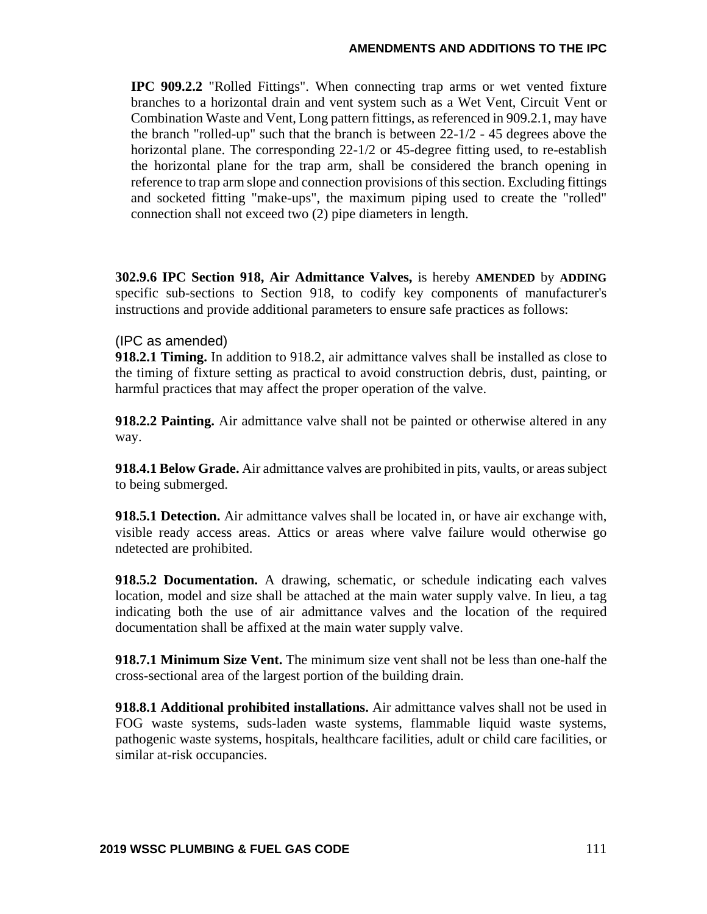**IPC 909.2.2** "Rolled Fittings". When connecting trap arms or wet vented fixture branches to a horizontal drain and vent system such as a Wet Vent, Circuit Vent or Combination Waste and Vent, Long pattern fittings, as referenced in 909.2.1, may have the branch "rolled-up" such that the branch is between 22-1/2 - 45 degrees above the horizontal plane. The corresponding 22-1/2 or 45-degree fitting used, to re-establish the horizontal plane for the trap arm, shall be considered the branch opening in reference to trap arm slope and connection provisions of this section. Excluding fittings and socketed fitting "make-ups", the maximum piping used to create the "rolled" connection shall not exceed two (2) pipe diameters in length.

**302.9.6 IPC Section 918, Air Admittance Valves,** is hereby **AMENDED** by **ADDING** specific sub-sections to Section 918, to codify key components of manufacturer's instructions and provide additional parameters to ensure safe practices as follows:

(IPC as amended)

**918.2.1 Timing.** In addition to 918.2, air admittance valves shall be installed as close to the timing of fixture setting as practical to avoid construction debris, dust, painting, or harmful practices that may affect the proper operation of the valve.

**918.2.2 Painting.** Air admittance valve shall not be painted or otherwise altered in any way.

**918.4.1 Below Grade.** Air admittance valves are prohibited in pits, vaults, or areas subject to being submerged.

**918.5.1 Detection.** Air admittance valves shall be located in, or have air exchange with, visible ready access areas. Attics or areas where valve failure would otherwise go ndetected are prohibited.

**918.5.2 Documentation.** A drawing, schematic, or schedule indicating each valves location, model and size shall be attached at the main water supply valve. In lieu, a tag indicating both the use of air admittance valves and the location of the required documentation shall be affixed at the main water supply valve.

**918.7.1 Minimum Size Vent.** The minimum size vent shall not be less than one-half the cross-sectional area of the largest portion of the building drain.

**918.8.1 Additional prohibited installations.** Air admittance valves shall not be used in FOG waste systems, suds-laden waste systems, flammable liquid waste systems, pathogenic waste systems, hospitals, healthcare facilities, adult or child care facilities, or similar at-risk occupancies.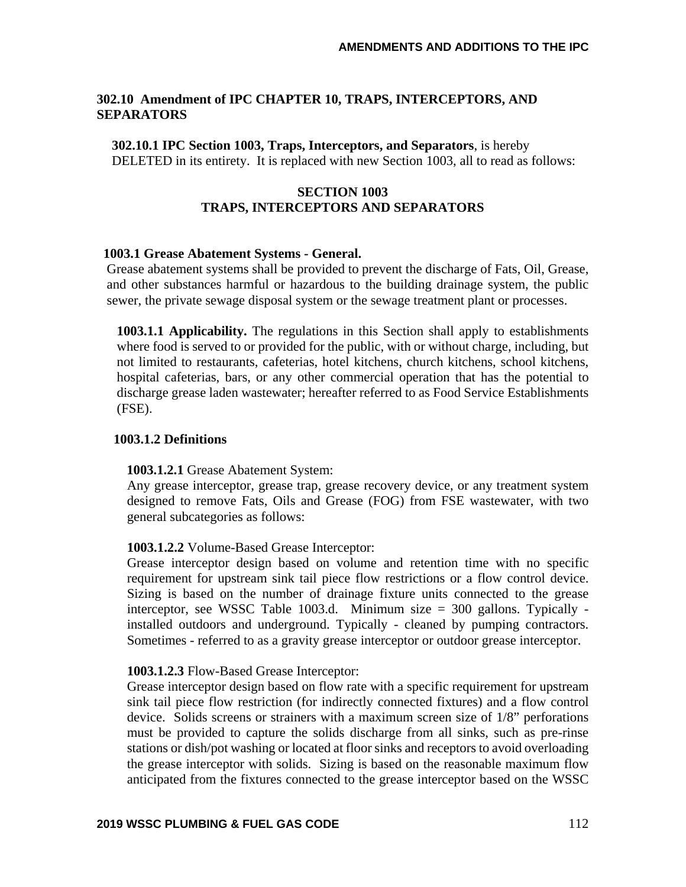## 302.10 Amendment of IPC CHAPTER 10, TRAPS, INTERCEPTORS, AND SEPARATORS

**302.10.1 IPC Section 1003, Traps, Interceptors, and Separators**, is hereby DELETED in its entirety. It is replaced with new Section 1003, all to read as follows:

### SECTION 1003
### TRAPS, INTERCEPTORS AND SEPARATORS

**1003.1 Grease Abatement Systems - General.**
Grease abatement systems shall be provided to prevent the discharge of Fats, Oil, Grease, and other substances harmful or hazardous to the building drainage system, the public sewer, the private sewage disposal system or the sewage treatment plant or processes.

**1003.1.1 Applicability.** The regulations in this Section shall apply to establishments where food is served to or provided for the public, with or without charge, including, but not limited to restaurants, cafeterias, hotel kitchens, church kitchens, school kitchens, hospital cafeterias, bars, or any other commercial operation that has the potential to discharge grease laden wastewater; hereafter referred to as Food Service Establishments (FSE).

**1003.1.2 Definitions**

**1003.1.2.1** Grease Abatement System:
Any grease interceptor, grease trap, grease recovery device, or any treatment system designed to remove Fats, Oils and Grease (FOG) from FSE wastewater, with two general subcategories as follows:

**1003.1.2.2** Volume-Based Grease Interceptor:
Grease interceptor design based on volume and retention time with no specific requirement for upstream sink tail piece flow restrictions or a flow control device. Sizing is based on the number of drainage fixture units connected to the grease interceptor, see WSSC Table 1003.d. Minimum size = 300 gallons. Typically - installed outdoors and underground. Typically - cleaned by pumping contractors. Sometimes - referred to as a gravity grease interceptor or outdoor grease interceptor.

**1003.1.2.3** Flow-Based Grease Interceptor:
Grease interceptor design based on flow rate with a specific requirement for upstream sink tail piece flow restriction (for indirectly connected fixtures) and a flow control device. Solids screens or strainers with a maximum screen size of 1/8" perforations must be provided to capture the solids discharge from all sinks, such as pre-rinse stations or dish/pot washing or located at floor sinks and receptors to avoid overloading the grease interceptor with solids. Sizing is based on the reasonable maximum flow anticipated from the fixtures connected to the grease interceptor based on the WSSC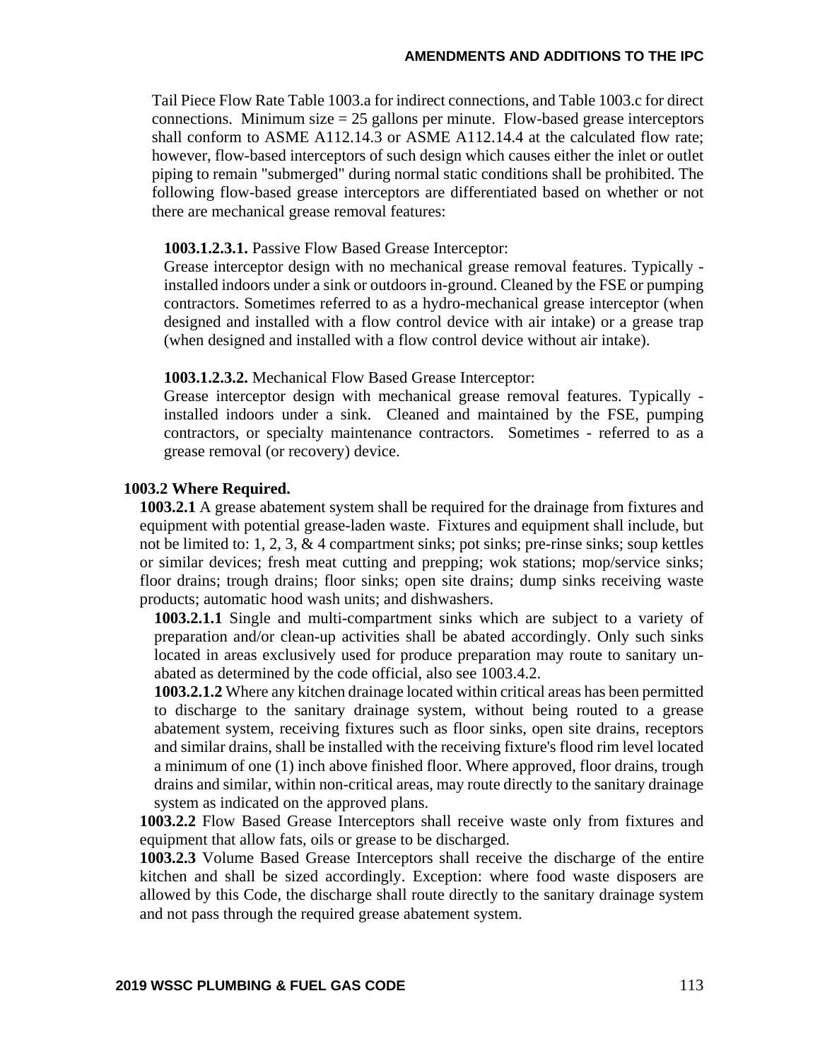Tail Piece Flow Rate Table 1003.a for indirect connections, and Table 1003.c for direct connections. Minimum size = 25 gallons per minute. Flow-based grease interceptors shall conform to ASME A112.14.3 or ASME A112.14.4 at the calculated flow rate; however, flow-based interceptors of such design which causes either the inlet or outlet piping to remain "submerged" during normal static conditions shall be prohibited. The following flow-based grease interceptors are differentiated based on whether or not there are mechanical grease removal features:

**1003.1.2.3.1.** Passive Flow Based Grease Interceptor:
Grease interceptor design with no mechanical grease removal features. Typically - installed indoors under a sink or outdoors in-ground. Cleaned by the FSE or pumping contractors. Sometimes referred to as a hydro-mechanical grease interceptor (when designed and installed with a flow control device with air intake) or a grease trap (when designed and installed with a flow control device without air intake).

**1003.1.2.3.2.** Mechanical Flow Based Grease Interceptor:
Grease interceptor design with mechanical grease removal features. Typically - installed indoors under a sink. Cleaned and maintained by the FSE, pumping contractors, or specialty maintenance contractors. Sometimes - referred to as a grease removal (or recovery) device.

**1003.2 Where Required.**

**1003.2.1** A grease abatement system shall be required for the drainage from fixtures and equipment with potential grease-laden waste. Fixtures and equipment shall include, but not be limited to: 1, 2, 3, & 4 compartment sinks; pot sinks; pre-rinse sinks; soup kettles or similar devices; fresh meat cutting and prepping; wok stations; mop/service sinks; floor drains; trough drains; floor sinks; open site drains; dump sinks receiving waste products; automatic hood wash units; and dishwashers.

**1003.2.1.1** Single and multi-compartment sinks which are subject to a variety of preparation and/or clean-up activities shall be abated accordingly. Only such sinks located in areas exclusively used for produce preparation may route to sanitary un-abated as determined by the code official, also see 1003.4.2.

**1003.2.1.2** Where any kitchen drainage located within critical areas has been permitted to discharge to the sanitary drainage system, without being routed to a grease abatement system, receiving fixtures such as floor sinks, open site drains, receptors and similar drains, shall be installed with the receiving fixture's flood rim level located a minimum of one (1) inch above finished floor. Where approved, floor drains, trough drains and similar, within non-critical areas, may route directly to the sanitary drainage system as indicated on the approved plans.

**1003.2.2** Flow Based Grease Interceptors shall receive waste only from fixtures and equipment that allow fats, oils or grease to be discharged.

**1003.2.3** Volume Based Grease Interceptors shall receive the discharge of the entire kitchen and shall be sized accordingly. Exception: where food waste disposers are allowed by this Code, the discharge shall route directly to the sanitary drainage system and not pass through the required grease abatement system.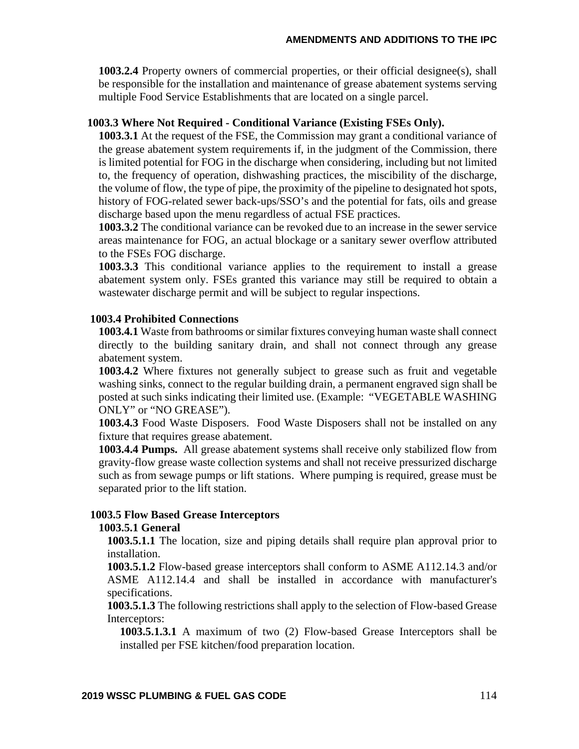**1003.2.4** Property owners of commercial properties, or their official designee(s), shall be responsible for the installation and maintenance of grease abatement systems serving multiple Food Service Establishments that are located on a single parcel.

**1003.3 Where Not Required - Conditional Variance (Existing FSEs Only).**

**1003.3.1** At the request of the FSE, the Commission may grant a conditional variance of the grease abatement system requirements if, in the judgment of the Commission, there is limited potential for FOG in the discharge when considering, including but not limited to, the frequency of operation, dishwashing practices, the miscibility of the discharge, the volume of flow, the type of pipe, the proximity of the pipeline to designated hot spots, history of FOG-related sewer back-ups/SSO's and the potential for fats, oils and grease discharge based upon the menu regardless of actual FSE practices.

**1003.3.2** The conditional variance can be revoked due to an increase in the sewer service areas maintenance for FOG, an actual blockage or a sanitary sewer overflow attributed to the FSEs FOG discharge.

**1003.3.3** This conditional variance applies to the requirement to install a grease abatement system only. FSEs granted this variance may still be required to obtain a wastewater discharge permit and will be subject to regular inspections.

**1003.4 Prohibited Connections**

**1003.4.1** Waste from bathrooms or similar fixtures conveying human waste shall connect directly to the building sanitary drain, and shall not connect through any grease abatement system.

**1003.4.2** Where fixtures not generally subject to grease such as fruit and vegetable washing sinks, connect to the regular building drain, a permanent engraved sign shall be posted at such sinks indicating their limited use. (Example: "VEGETABLE WASHING ONLY" or "NO GREASE").

**1003.4.3** Food Waste Disposers. Food Waste Disposers shall not be installed on any fixture that requires grease abatement.

**1003.4.4 Pumps.** All grease abatement systems shall receive only stabilized flow from gravity-flow grease waste collection systems and shall not receive pressurized discharge such as from sewage pumps or lift stations. Where pumping is required, grease must be separated prior to the lift station.

**1003.5 Flow Based Grease Interceptors**

**1003.5.1 General**

**1003.5.1.1** The location, size and piping details shall require plan approval prior to installation.

**1003.5.1.2** Flow-based grease interceptors shall conform to ASME A112.14.3 and/or ASME A112.14.4 and shall be installed in accordance with manufacturer's specifications.

**1003.5.1.3** The following restrictions shall apply to the selection of Flow-based Grease Interceptors:

**1003.5.1.3.1** A maximum of two (2) Flow-based Grease Interceptors shall be installed per FSE kitchen/food preparation location.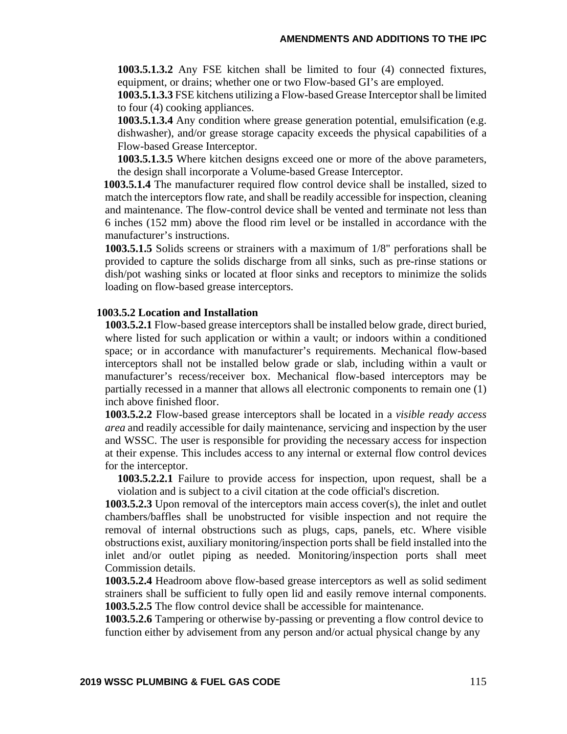**1003.5.1.3.2** Any FSE kitchen shall be limited to four (4) connected fixtures, equipment, or drains; whether one or two Flow-based GI's are employed.

**1003.5.1.3.3** FSE kitchens utilizing a Flow-based Grease Interceptor shall be limited to four (4) cooking appliances.

**1003.5.1.3.4** Any condition where grease generation potential, emulsification (e.g. dishwasher), and/or grease storage capacity exceeds the physical capabilities of a Flow-based Grease Interceptor.

**1003.5.1.3.5** Where kitchen designs exceed one or more of the above parameters, the design shall incorporate a Volume-based Grease Interceptor.

**1003.5.1.4** The manufacturer required flow control device shall be installed, sized to match the interceptors flow rate, and shall be readily accessible for inspection, cleaning and maintenance. The flow-control device shall be vented and terminate not less than 6 inches (152 mm) above the flood rim level or be installed in accordance with the manufacturer's instructions.

**1003.5.1.5** Solids screens or strainers with a maximum of 1/8" perforations shall be provided to capture the solids discharge from all sinks, such as pre-rinse stations or dish/pot washing sinks or located at floor sinks and receptors to minimize the solids loading on flow-based grease interceptors.

**1003.5.2 Location and Installation**

**1003.5.2.1** Flow-based grease interceptors shall be installed below grade, direct buried, where listed for such application or within a vault; or indoors within a conditioned space; or in accordance with manufacturer's requirements. Mechanical flow-based interceptors shall not be installed below grade or slab, including within a vault or manufacturer's recess/receiver box. Mechanical flow-based interceptors may be partially recessed in a manner that allows all electronic components to remain one (1) inch above finished floor.

**1003.5.2.2** Flow-based grease interceptors shall be located in a *visible ready access area* and readily accessible for daily maintenance, servicing and inspection by the user and WSSC. The user is responsible for providing the necessary access for inspection at their expense. This includes access to any internal or external flow control devices for the interceptor.

**1003.5.2.2.1** Failure to provide access for inspection, upon request, shall be a violation and is subject to a civil citation at the code official's discretion.

**1003.5.2.3** Upon removal of the interceptors main access cover(s), the inlet and outlet chambers/baffles shall be unobstructed for visible inspection and not require the removal of internal obstructions such as plugs, caps, panels, etc. Where visible obstructions exist, auxiliary monitoring/inspection ports shall be field installed into the inlet and/or outlet piping as needed. Monitoring/inspection ports shall meet Commission details.

**1003.5.2.4** Headroom above flow-based grease interceptors as well as solid sediment strainers shall be sufficient to fully open lid and easily remove internal components.

**1003.5.2.5** The flow control device shall be accessible for maintenance.

**1003.5.2.6** Tampering or otherwise by-passing or preventing a flow control device to function either by advisement from any person and/or actual physical change by any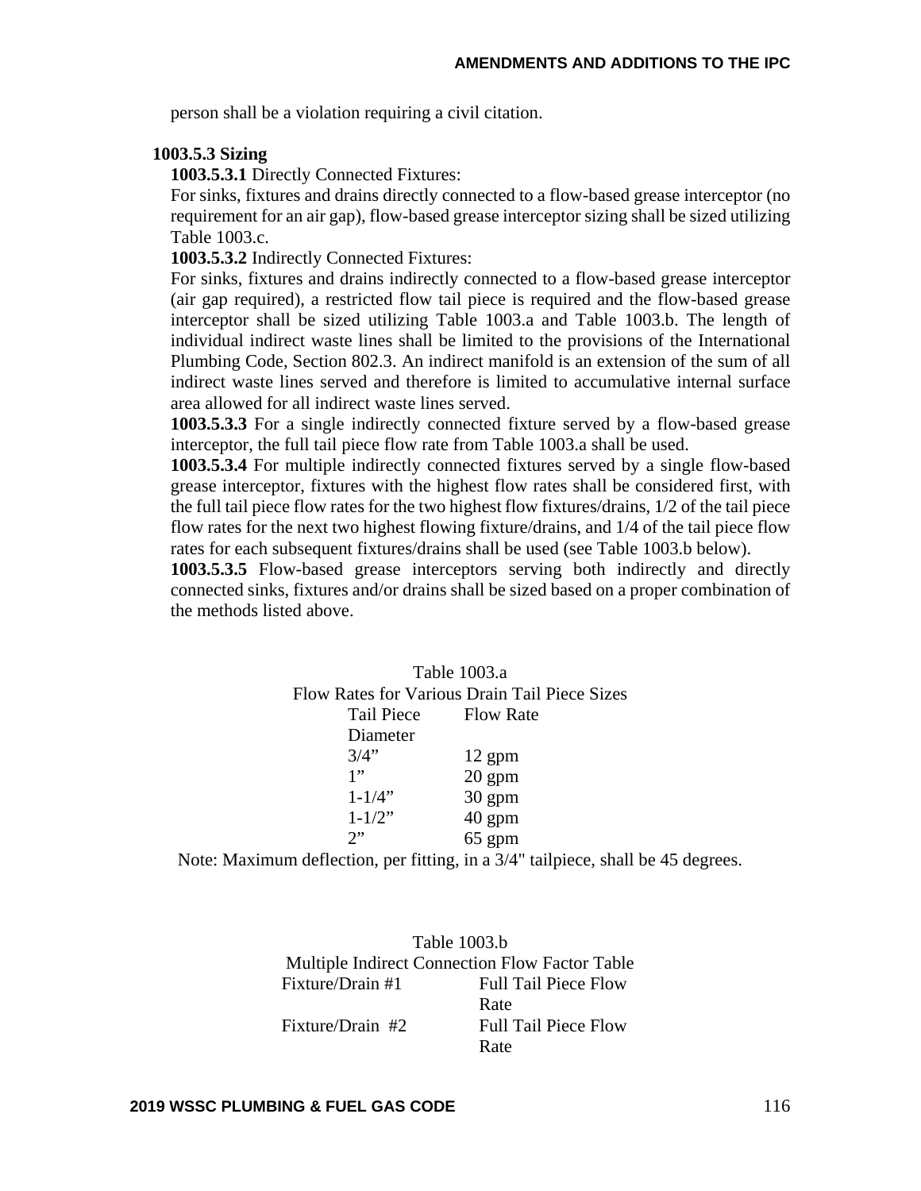person shall be a violation requiring a civil citation.

**1003.5.3 Sizing**

**1003.5.3.1** Directly Connected Fixtures:

For sinks, fixtures and drains directly connected to a flow-based grease interceptor (no requirement for an air gap), flow-based grease interceptor sizing shall be sized utilizing Table 1003.c.

**1003.5.3.2** Indirectly Connected Fixtures:

For sinks, fixtures and drains indirectly connected to a flow-based grease interceptor (air gap required), a restricted flow tail piece is required and the flow-based grease interceptor shall be sized utilizing Table 1003.a and Table 1003.b. The length of individual indirect waste lines shall be limited to the provisions of the International Plumbing Code, Section 802.3. An indirect manifold is an extension of the sum of all indirect waste lines served and therefore is limited to accumulative internal surface area allowed for all indirect waste lines served.

**1003.5.3.3** For a single indirectly connected fixture served by a flow-based grease interceptor, the full tail piece flow rate from Table 1003.a shall be used.

**1003.5.3.4** For multiple indirectly connected fixtures served by a single flow-based grease interceptor, fixtures with the highest flow rates shall be considered first, with the full tail piece flow rates for the two highest flow fixtures/drains, 1/2 of the tail piece flow rates for the next two highest flowing fixture/drains, and 1/4 of the tail piece flow rates for each subsequent fixtures/drains shall be used (see Table 1003.b below).

**1003.5.3.5** Flow-based grease interceptors serving both indirectly and directly connected sinks, fixtures and/or drains shall be sized based on a proper combination of the methods listed above.

Table 1003.a
Flow Rates for Various Drain Tail Piece Sizes

| Tail Piece Diameter | Flow Rate |
|---|---|
| 3/4" | 12 gpm |
| 1" | 20 gpm |
| 1-1/4" | 30 gpm |
| 1-1/2" | 40 gpm |
| 2" | 65 gpm |

Note: Maximum deflection, per fitting, in a 3/4" tailpiece, shall be 45 degrees.

Table 1003.b
Multiple Indirect Connection Flow Factor Table

| | |
|---|---|
| Fixture/Drain #1 | Full Tail Piece Flow Rate |
| Fixture/Drain #2 | Full Tail Piece Flow Rate |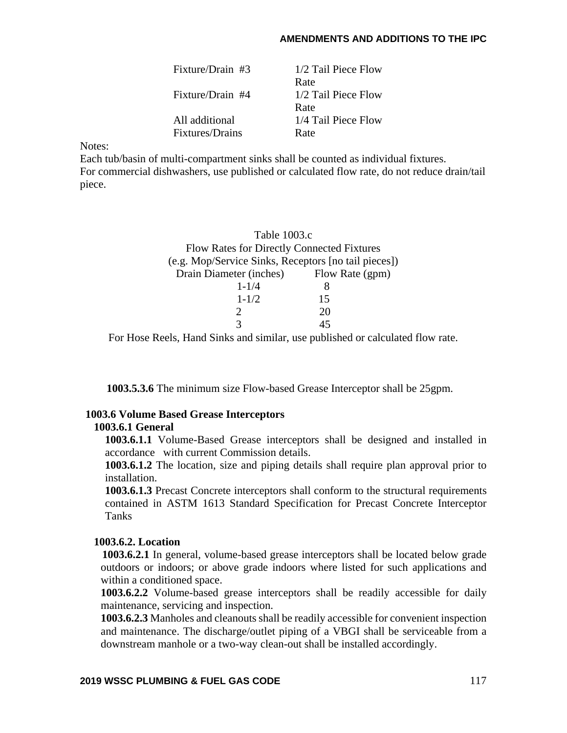| | |
|---|---|
| Fixture/Drain #3 | 1/2 Tail Piece Flow Rate |
| Fixture/Drain #4 | 1/2 Tail Piece Flow Rate |
| All additional Fixtures/Drains | 1/4 Tail Piece Flow Rate |

Notes:

Each tub/basin of multi-compartment sinks shall be counted as individual fixtures.

For commercial dishwashers, use published or calculated flow rate, do not reduce drain/tail piece.

Table 1003.c
Flow Rates for Directly Connected Fixtures
(e.g. Mop/Service Sinks, Receptors [no tail pieces])

| Drain Diameter (inches) | Flow Rate (gpm) |
|---|---|
| 1-1/4 | 8 |
| 1-1/2 | 15 |
| 2 | 20 |
| 3 | 45 |

For Hose Reels, Hand Sinks and similar, use published or calculated flow rate.

**1003.5.3.6** The minimum size Flow-based Grease Interceptor shall be 25gpm.

**1003.6 Volume Based Grease Interceptors**

**1003.6.1 General**

**1003.6.1.1** Volume-Based Grease interceptors shall be designed and installed in accordance with current Commission details.

**1003.6.1.2** The location, size and piping details shall require plan approval prior to installation.

**1003.6.1.3** Precast Concrete interceptors shall conform to the structural requirements contained in ASTM 1613 Standard Specification for Precast Concrete Interceptor Tanks

**1003.6.2. Location**

**1003.6.2.1** In general, volume-based grease interceptors shall be located below grade outdoors or indoors; or above grade indoors where listed for such applications and within a conditioned space.

**1003.6.2.2** Volume-based grease interceptors shall be readily accessible for daily maintenance, servicing and inspection.

**1003.6.2.3** Manholes and cleanouts shall be readily accessible for convenient inspection and maintenance. The discharge/outlet piping of a VBGI shall be serviceable from a downstream manhole or a two-way clean-out shall be installed accordingly.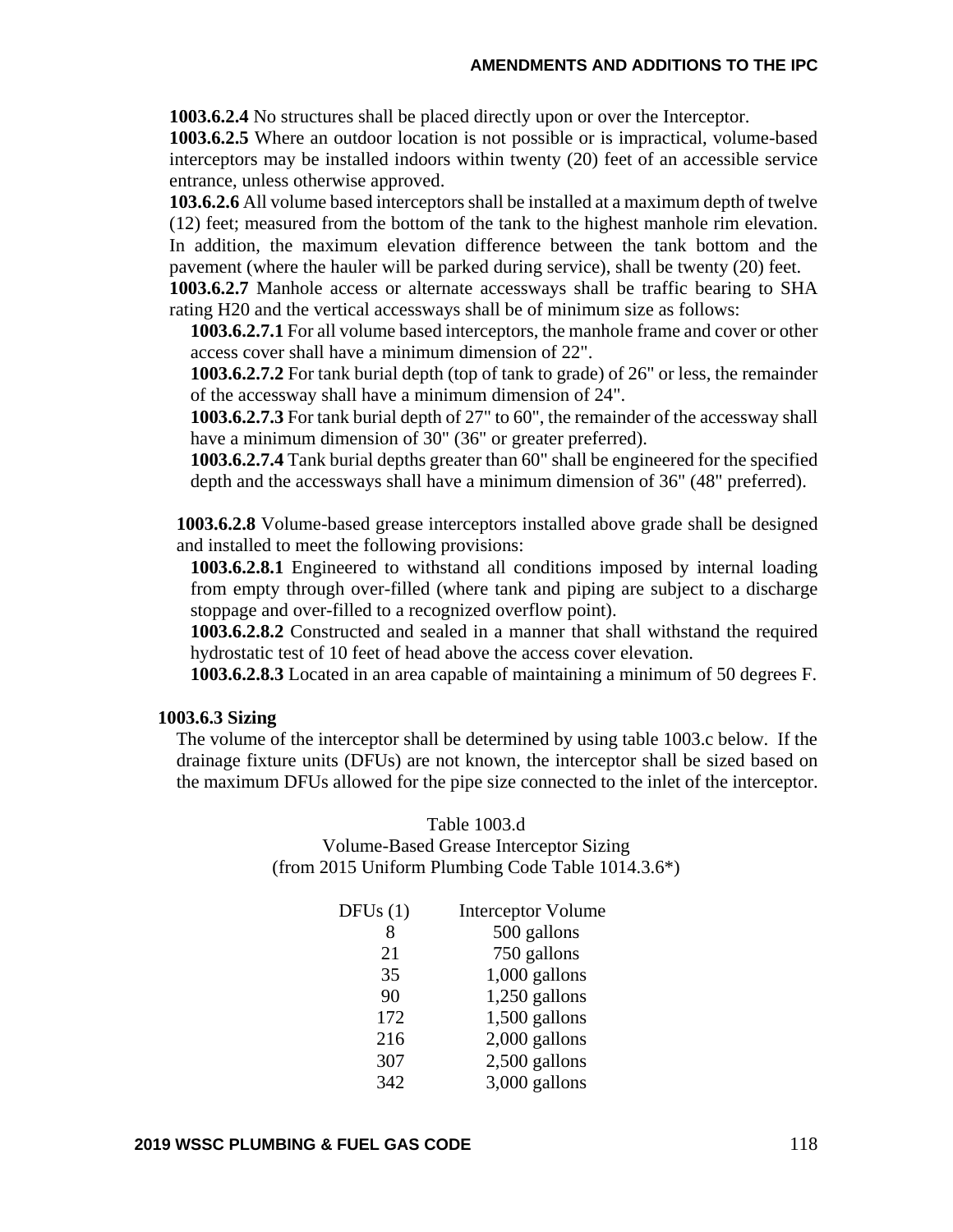**1003.6.2.4** No structures shall be placed directly upon or over the Interceptor.

**1003.6.2.5** Where an outdoor location is not possible or is impractical, volume-based interceptors may be installed indoors within twenty (20) feet of an accessible service entrance, unless otherwise approved.

**103.6.2.6** All volume based interceptors shall be installed at a maximum depth of twelve (12) feet; measured from the bottom of the tank to the highest manhole rim elevation. In addition, the maximum elevation difference between the tank bottom and the pavement (where the hauler will be parked during service), shall be twenty (20) feet.

**1003.6.2.7** Manhole access or alternate accessways shall be traffic bearing to SHA rating H20 and the vertical accessways shall be of minimum size as follows:

**1003.6.2.7.1** For all volume based interceptors, the manhole frame and cover or other access cover shall have a minimum dimension of 22".

**1003.6.2.7.2** For tank burial depth (top of tank to grade) of 26" or less, the remainder of the accessway shall have a minimum dimension of 24".

**1003.6.2.7.3** For tank burial depth of 27" to 60", the remainder of the accessway shall have a minimum dimension of 30" (36" or greater preferred).

**1003.6.2.7.4** Tank burial depths greater than 60" shall be engineered for the specified depth and the accessways shall have a minimum dimension of 36" (48" preferred).

**1003.6.2.8** Volume-based grease interceptors installed above grade shall be designed and installed to meet the following provisions:

**1003.6.2.8.1** Engineered to withstand all conditions imposed by internal loading from empty through over-filled (where tank and piping are subject to a discharge stoppage and over-filled to a recognized overflow point).

**1003.6.2.8.2** Constructed and sealed in a manner that shall withstand the required hydrostatic test of 10 feet of head above the access cover elevation.

**1003.6.2.8.3** Located in an area capable of maintaining a minimum of 50 degrees F.

**1003.6.3 Sizing**

The volume of the interceptor shall be determined by using table 1003.c below. If the drainage fixture units (DFUs) are not known, the interceptor shall be sized based on the maximum DFUs allowed for the pipe size connected to the inlet of the interceptor.

Table 1003.d
Volume-Based Grease Interceptor Sizing
(from 2015 Uniform Plumbing Code Table 1014.3.6*)

| DFUs (1) | Interceptor Volume |
|---|---|
| 8 | 500 gallons |
| 21 | 750 gallons |
| 35 | 1,000 gallons |
| 90 | 1,250 gallons |
| 172 | 1,500 gallons |
| 216 | 2,000 gallons |
| 307 | 2,500 gallons |
| 342 | 3,000 gallons |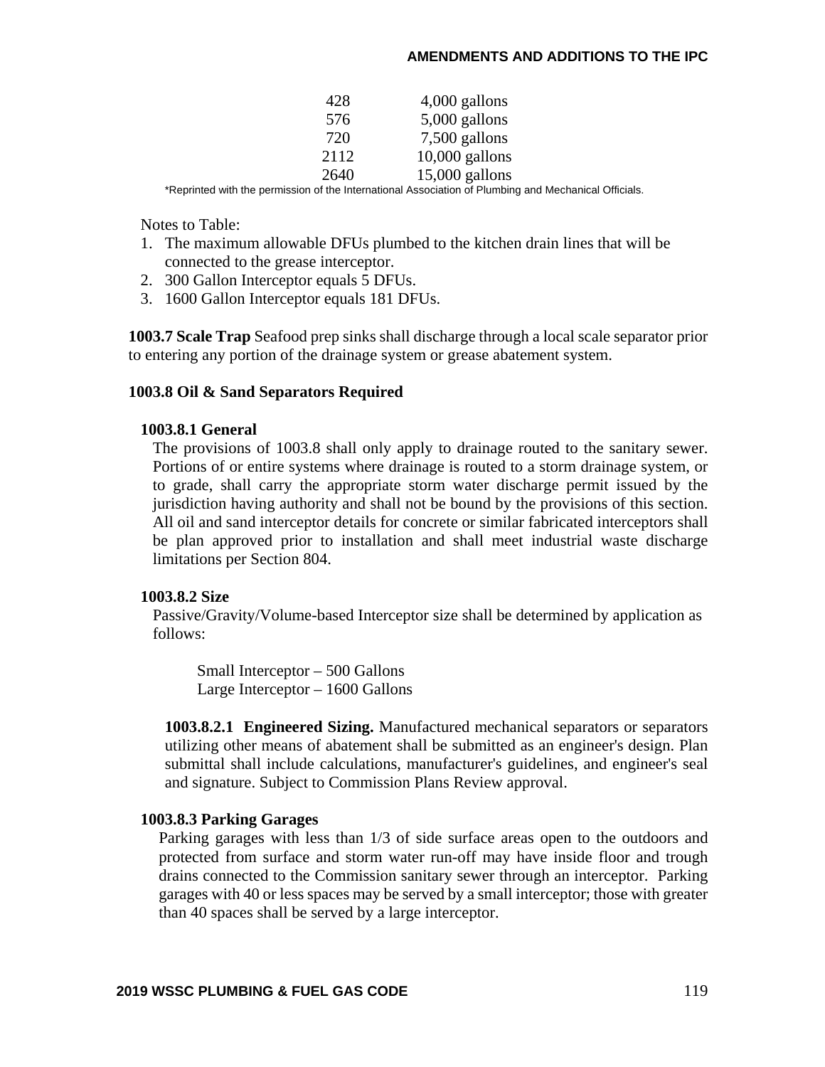| | |
|---|---|
| 428 | 4,000 gallons |
| 576 | 5,000 gallons |
| 720 | 7,500 gallons |
| 2112 | 10,000 gallons |
| 2640 | 15,000 gallons |

*Reprinted with the permission of the International Association of Plumbing and Mechanical Officials.

Notes to Table:

1. The maximum allowable DFUs plumbed to the kitchen drain lines that will be connected to the grease interceptor.
2. 300 Gallon Interceptor equals 5 DFUs.
3. 1600 Gallon Interceptor equals 181 DFUs.

**1003.7 Scale Trap** Seafood prep sinks shall discharge through a local scale separator prior to entering any portion of the drainage system or grease abatement system.

**1003.8 Oil & Sand Separators Required**

**1003.8.1 General**

The provisions of 1003.8 shall only apply to drainage routed to the sanitary sewer. Portions of or entire systems where drainage is routed to a storm drainage system, or to grade, shall carry the appropriate storm water discharge permit issued by the jurisdiction having authority and shall not be bound by the provisions of this section. All oil and sand interceptor details for concrete or similar fabricated interceptors shall be plan approved prior to installation and shall meet industrial waste discharge limitations per Section 804.

**1003.8.2 Size**

Passive/Gravity/Volume-based Interceptor size shall be determined by application as follows:

Small Interceptor – 500 Gallons
Large Interceptor – 1600 Gallons

**1003.8.2.1 Engineered Sizing.** Manufactured mechanical separators or separators utilizing other means of abatement shall be submitted as an engineer's design. Plan submittal shall include calculations, manufacturer's guidelines, and engineer's seal and signature. Subject to Commission Plans Review approval.

**1003.8.3 Parking Garages**

Parking garages with less than 1/3 of side surface areas open to the outdoors and protected from surface and storm water run-off may have inside floor and trough drains connected to the Commission sanitary sewer through an interceptor. Parking garages with 40 or less spaces may be served by a small interceptor; those with greater than 40 spaces shall be served by a large interceptor.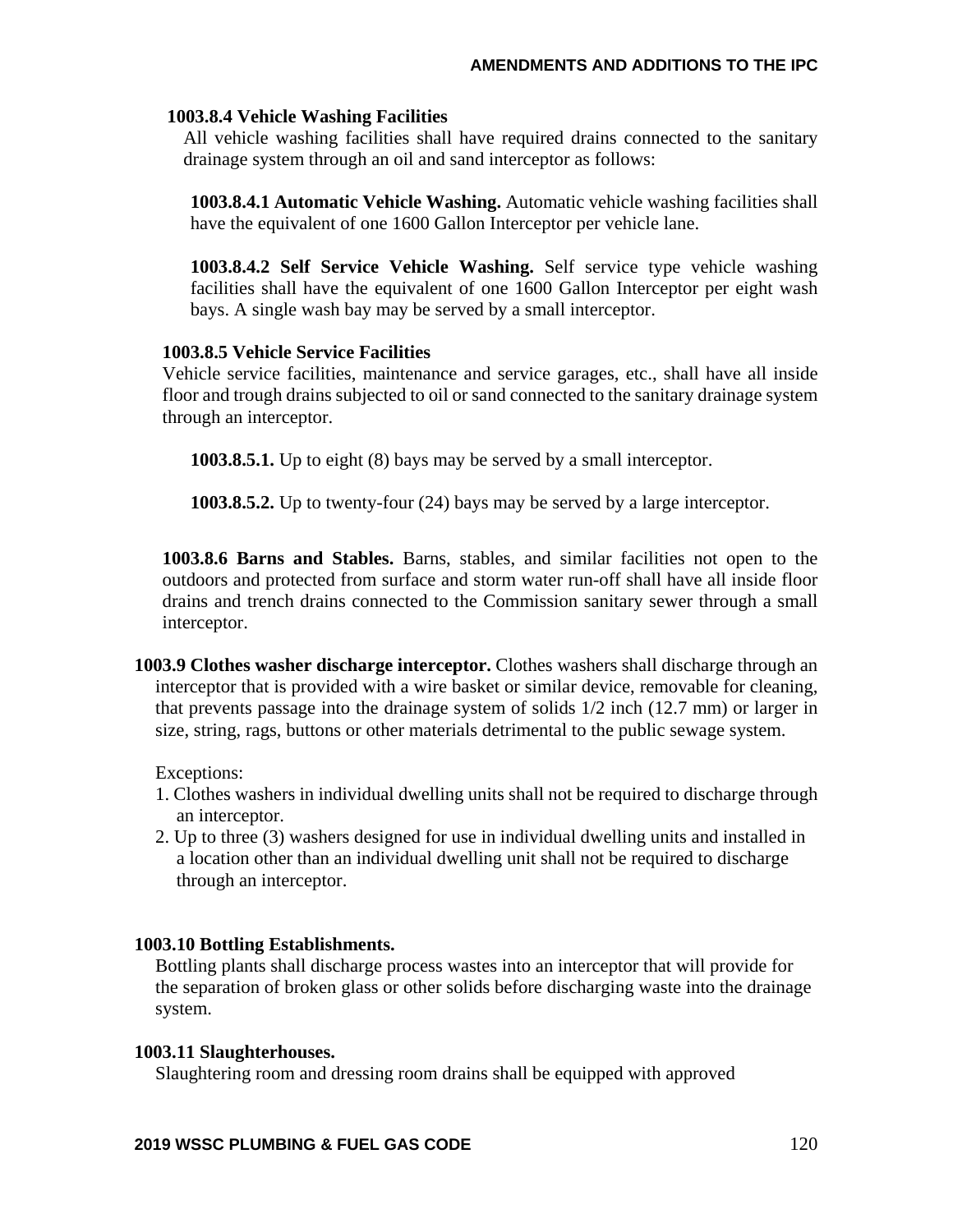**1003.8.4 Vehicle Washing Facilities**

All vehicle washing facilities shall have required drains connected to the sanitary drainage system through an oil and sand interceptor as follows:

**1003.8.4.1 Automatic Vehicle Washing.** Automatic vehicle washing facilities shall have the equivalent of one 1600 Gallon Interceptor per vehicle lane.

**1003.8.4.2 Self Service Vehicle Washing.** Self service type vehicle washing facilities shall have the equivalent of one 1600 Gallon Interceptor per eight wash bays. A single wash bay may be served by a small interceptor.

**1003.8.5 Vehicle Service Facilities**

Vehicle service facilities, maintenance and service garages, etc., shall have all inside floor and trough drains subjected to oil or sand connected to the sanitary drainage system through an interceptor.

**1003.8.5.1.** Up to eight (8) bays may be served by a small interceptor.

**1003.8.5.2.** Up to twenty-four (24) bays may be served by a large interceptor.

**1003.8.6 Barns and Stables.** Barns, stables, and similar facilities not open to the outdoors and protected from surface and storm water run-off shall have all inside floor drains and trench drains connected to the Commission sanitary sewer through a small interceptor.

**1003.9 Clothes washer discharge interceptor.** Clothes washers shall discharge through an interceptor that is provided with a wire basket or similar device, removable for cleaning, that prevents passage into the drainage system of solids 1/2 inch (12.7 mm) or larger in size, string, rags, buttons or other materials detrimental to the public sewage system.

Exceptions:

1. Clothes washers in individual dwelling units shall not be required to discharge through an interceptor.
2. Up to three (3) washers designed for use in individual dwelling units and installed in a location other than an individual dwelling unit shall not be required to discharge through an interceptor.

**1003.10 Bottling Establishments.**

Bottling plants shall discharge process wastes into an interceptor that will provide for the separation of broken glass or other solids before discharging waste into the drainage system.

**1003.11 Slaughterhouses.**

Slaughtering room and dressing room drains shall be equipped with approved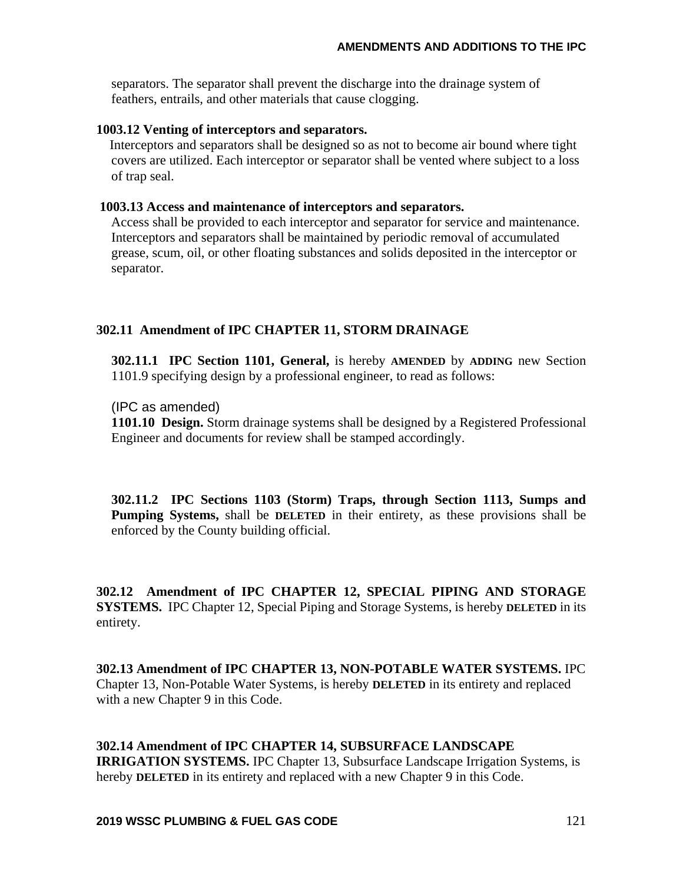separators. The separator shall prevent the discharge into the drainage system of feathers, entrails, and other materials that cause clogging.

**1003.12 Venting of interceptors and separators.**

Interceptors and separators shall be designed so as not to become air bound where tight covers are utilized. Each interceptor or separator shall be vented where subject to a loss of trap seal.

**1003.13 Access and maintenance of interceptors and separators.**

Access shall be provided to each interceptor and separator for service and maintenance. Interceptors and separators shall be maintained by periodic removal of accumulated grease, scum, oil, or other floating substances and solids deposited in the interceptor or separator.

**302.11 Amendment of IPC CHAPTER 11, STORM DRAINAGE**

**302.11.1 IPC Section 1101, General,** is hereby **AMENDED** by **ADDING** new Section 1101.9 specifying design by a professional engineer, to read as follows:

(IPC as amended)

**1101.10 Design.** Storm drainage systems shall be designed by a Registered Professional Engineer and documents for review shall be stamped accordingly.

**302.11.2 IPC Sections 1103 (Storm) Traps, through Section 1113, Sumps and Pumping Systems,** shall be **DELETED** in their entirety, as these provisions shall be enforced by the County building official.

**302.12 Amendment of IPC CHAPTER 12, SPECIAL PIPING AND STORAGE SYSTEMS.** IPC Chapter 12, Special Piping and Storage Systems, is hereby **DELETED** in its entirety.

**302.13 Amendment of IPC CHAPTER 13, NON-POTABLE WATER SYSTEMS.** IPC Chapter 13, Non-Potable Water Systems, is hereby **DELETED** in its entirety and replaced with a new Chapter 9 in this Code.

**302.14 Amendment of IPC CHAPTER 14, SUBSURFACE LANDSCAPE IRRIGATION SYSTEMS.** IPC Chapter 13, Subsurface Landscape Irrigation Systems, is hereby **DELETED** in its entirety and replaced with a new Chapter 9 in this Code.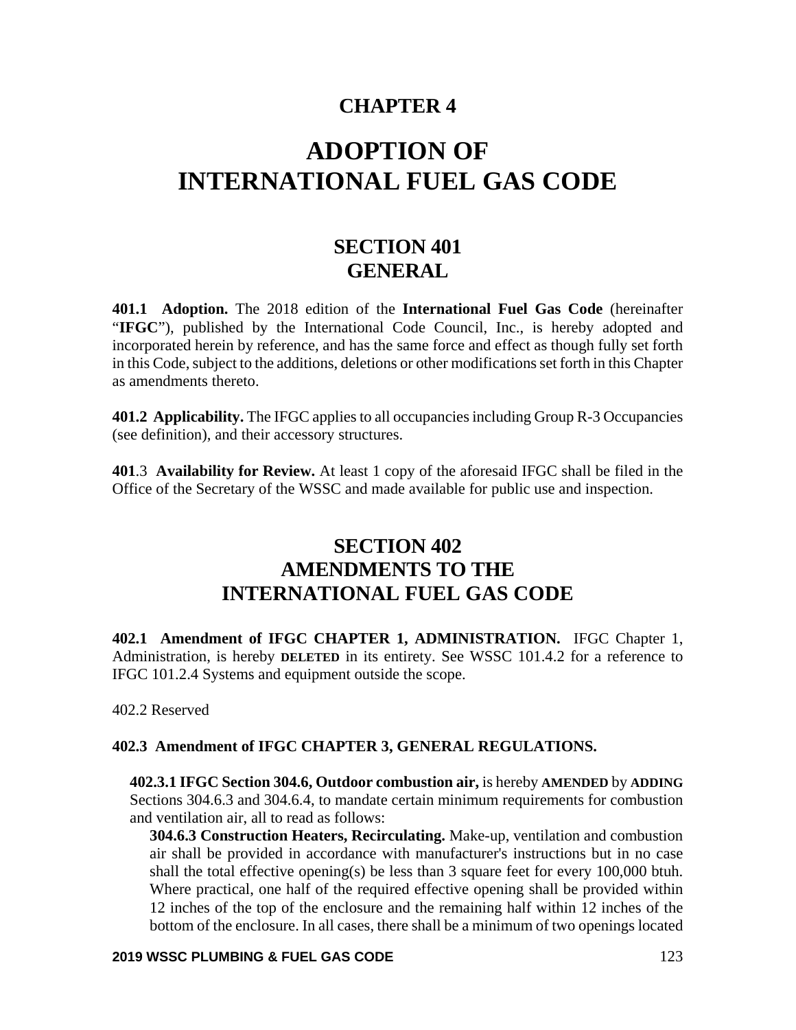# CHAPTER 4

# ADOPTION OF INTERNATIONAL FUEL GAS CODE

## SECTION 401 GENERAL

**401.1 Adoption.** The 2018 edition of the **International Fuel Gas Code** (hereinafter "**IFGC**"), published by the International Code Council, Inc., is hereby adopted and incorporated herein by reference, and has the same force and effect as though fully set forth in this Code, subject to the additions, deletions or other modifications set forth in this Chapter as amendments thereto.

**401.2 Applicability.** The IFGC applies to all occupancies including Group R-3 Occupancies (see definition), and their accessory structures.

**401**.3 **Availability for Review.** At least 1 copy of the aforesaid IFGC shall be filed in the Office of the Secretary of the WSSC and made available for public use and inspection.

## SECTION 402 AMENDMENTS TO THE INTERNATIONAL FUEL GAS CODE

**402.1 Amendment of IFGC CHAPTER 1, ADMINISTRATION.** IFGC Chapter 1, Administration, is hereby **DELETED** in its entirety. See WSSC 101.4.2 for a reference to IFGC 101.2.4 Systems and equipment outside the scope.

402.2 Reserved

**402.3 Amendment of IFGC CHAPTER 3, GENERAL REGULATIONS.**

**402.3.1 IFGC Section 304.6, Outdoor combustion air,** is hereby **AMENDED** by **ADDING** Sections 304.6.3 and 304.6.4, to mandate certain minimum requirements for combustion and ventilation air, all to read as follows:

**304.6.3 Construction Heaters, Recirculating.** Make-up, ventilation and combustion air shall be provided in accordance with manufacturer's instructions but in no case shall the total effective opening(s) be less than 3 square feet for every 100,000 btuh. Where practical, one half of the required effective opening shall be provided within 12 inches of the top of the enclosure and the remaining half within 12 inches of the bottom of the enclosure. In all cases, there shall be a minimum of two openings located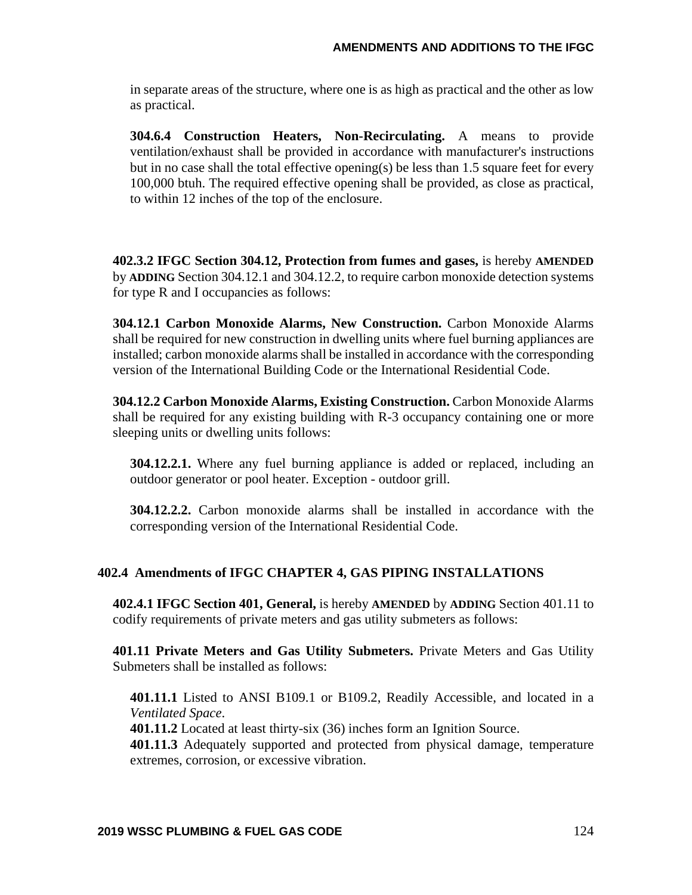in separate areas of the structure, where one is as high as practical and the other as low as practical.

**304.6.4 Construction Heaters, Non-Recirculating.** A means to provide ventilation/exhaust shall be provided in accordance with manufacturer's instructions but in no case shall the total effective opening(s) be less than 1.5 square feet for every 100,000 btuh. The required effective opening shall be provided, as close as practical, to within 12 inches of the top of the enclosure.

**402.3.2 IFGC Section 304.12, Protection from fumes and gases,** is hereby **AMENDED** by **ADDING** Section 304.12.1 and 304.12.2, to require carbon monoxide detection systems for type R and I occupancies as follows:

**304.12.1 Carbon Monoxide Alarms, New Construction.** Carbon Monoxide Alarms shall be required for new construction in dwelling units where fuel burning appliances are installed; carbon monoxide alarms shall be installed in accordance with the corresponding version of the International Building Code or the International Residential Code.

**304.12.2 Carbon Monoxide Alarms, Existing Construction.** Carbon Monoxide Alarms shall be required for any existing building with R-3 occupancy containing one or more sleeping units or dwelling units follows:

**304.12.2.1.** Where any fuel burning appliance is added or replaced, including an outdoor generator or pool heater. Exception - outdoor grill.

**304.12.2.2.** Carbon monoxide alarms shall be installed in accordance with the corresponding version of the International Residential Code.

## 402.4 Amendments of IFGC CHAPTER 4, GAS PIPING INSTALLATIONS

**402.4.1 IFGC Section 401, General,** is hereby **AMENDED** by **ADDING** Section 401.11 to codify requirements of private meters and gas utility submeters as follows:

**401.11 Private Meters and Gas Utility Submeters.** Private Meters and Gas Utility Submeters shall be installed as follows:

**401.11.1** Listed to ANSI B109.1 or B109.2, Readily Accessible, and located in a *Ventilated Space*.

**401.11.2** Located at least thirty-six (36) inches form an Ignition Source.

**401.11.3** Adequately supported and protected from physical damage, temperature extremes, corrosion, or excessive vibration.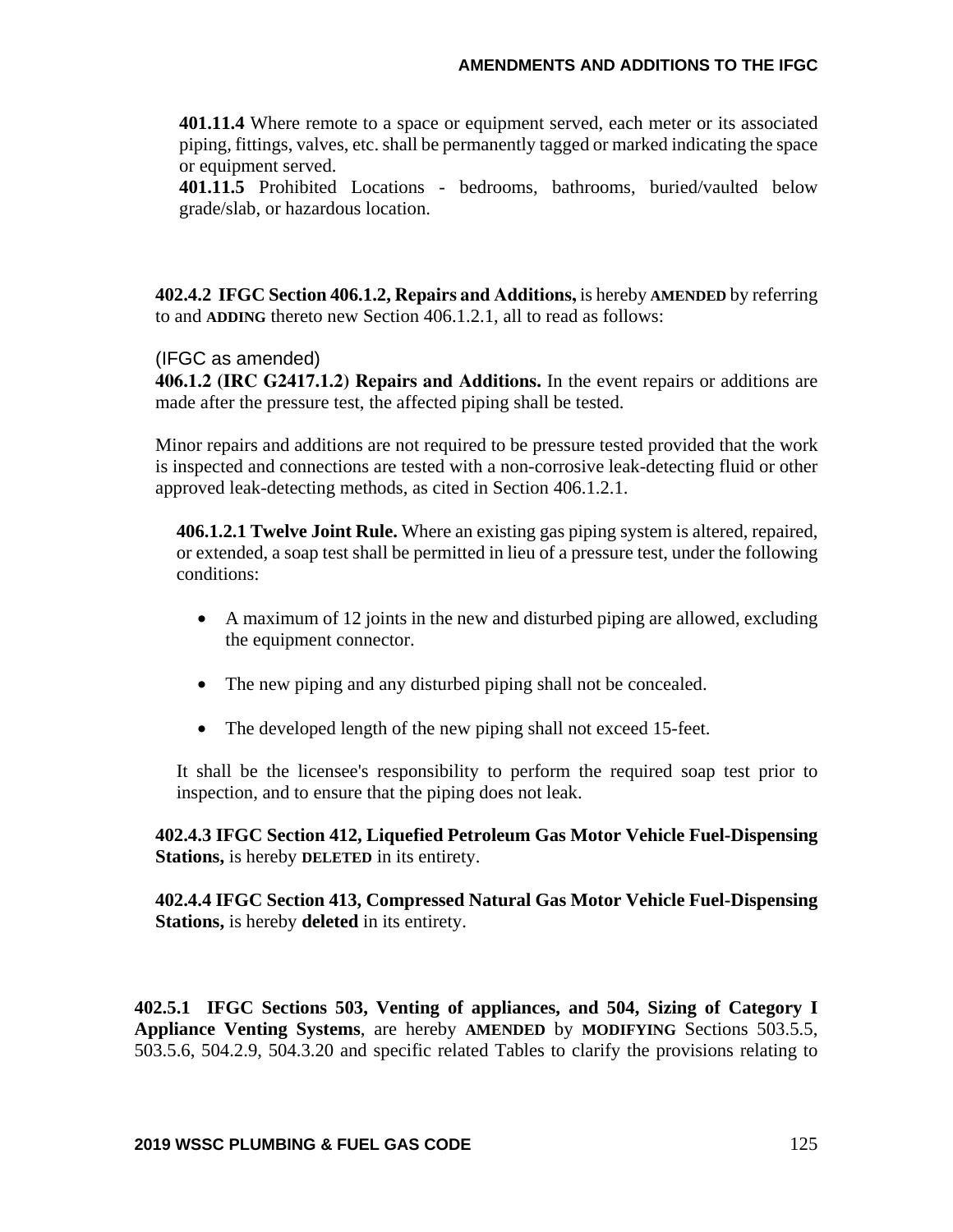**401.11.4** Where remote to a space or equipment served, each meter or its associated piping, fittings, valves, etc. shall be permanently tagged or marked indicating the space or equipment served.

**401.11.5** Prohibited Locations - bedrooms, bathrooms, buried/vaulted below grade/slab, or hazardous location.

**402.4.2 IFGC Section 406.1.2, Repairs and Additions,** is hereby **AMENDED** by referring to and **ADDING** thereto new Section 406.1.2.1, all to read as follows:

(IFGC as amended)

**406.1.2 (IRC G2417.1.2) Repairs and Additions.** In the event repairs or additions are made after the pressure test, the affected piping shall be tested.

Minor repairs and additions are not required to be pressure tested provided that the work is inspected and connections are tested with a non-corrosive leak-detecting fluid or other approved leak-detecting methods, as cited in Section 406.1.2.1.

**406.1.2.1 Twelve Joint Rule.** Where an existing gas piping system is altered, repaired, or extended, a soap test shall be permitted in lieu of a pressure test, under the following conditions:

- A maximum of 12 joints in the new and disturbed piping are allowed, excluding the equipment connector.
- The new piping and any disturbed piping shall not be concealed.
- The developed length of the new piping shall not exceed 15-feet.

It shall be the licensee's responsibility to perform the required soap test prior to inspection, and to ensure that the piping does not leak.

**402.4.3 IFGC Section 412, Liquefied Petroleum Gas Motor Vehicle Fuel-Dispensing Stations,** is hereby **DELETED** in its entirety.

**402.4.4 IFGC Section 413, Compressed Natural Gas Motor Vehicle Fuel-Dispensing Stations,** is hereby **deleted** in its entirety.

**402.5.1 IFGC Sections 503, Venting of appliances, and 504, Sizing of Category I Appliance Venting Systems**, are hereby **AMENDED** by **MODIFYING** Sections 503.5.5, 503.5.6, 504.2.9, 504.3.20 and specific related Tables to clarify the provisions relating to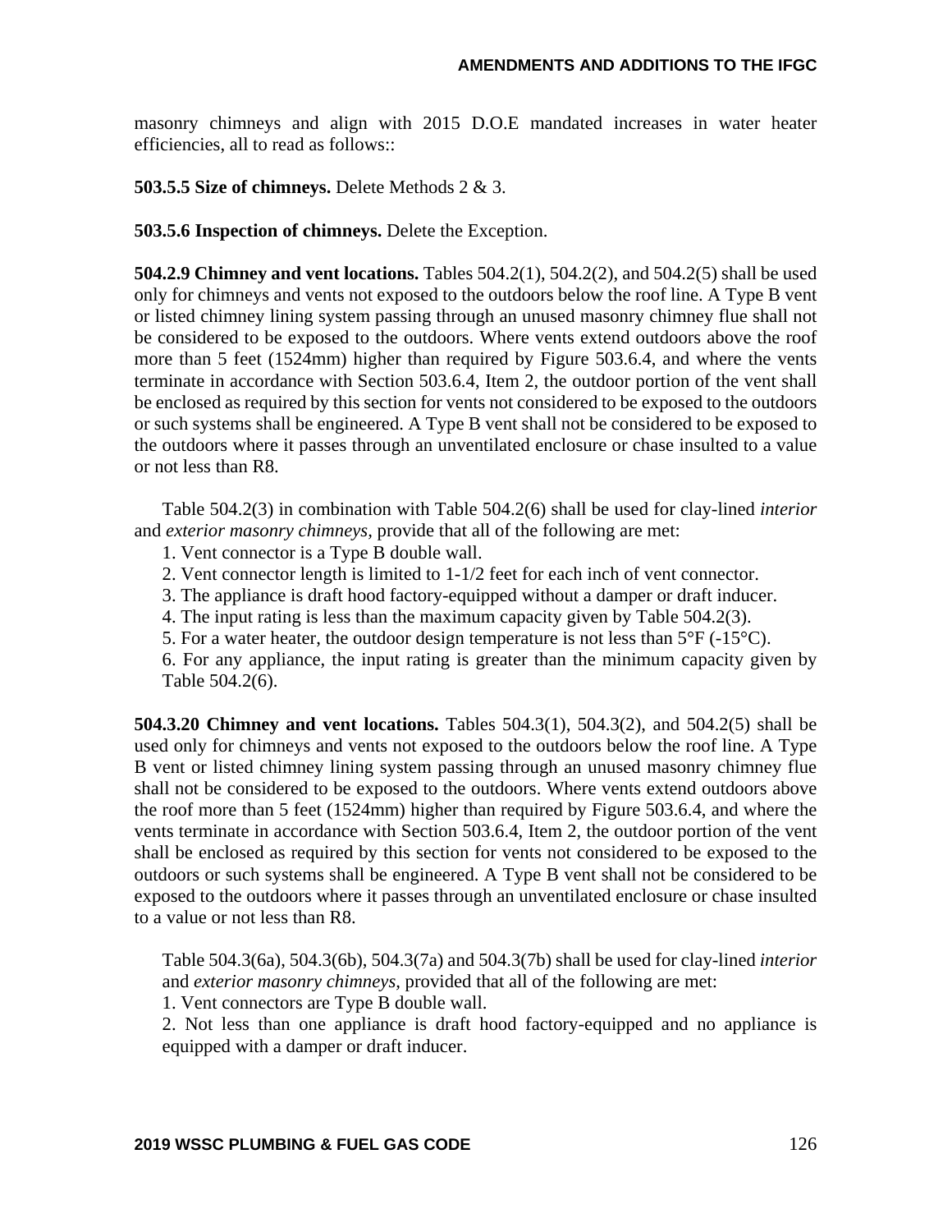masonry chimneys and align with 2015 D.O.E mandated increases in water heater efficiencies, all to read as follows::

**503.5.5 Size of chimneys.** Delete Methods 2 & 3.

**503.5.6 Inspection of chimneys.** Delete the Exception.

**504.2.9 Chimney and vent locations.** Tables 504.2(1), 504.2(2), and 504.2(5) shall be used only for chimneys and vents not exposed to the outdoors below the roof line. A Type B vent or listed chimney lining system passing through an unused masonry chimney flue shall not be considered to be exposed to the outdoors. Where vents extend outdoors above the roof more than 5 feet (1524mm) higher than required by Figure 503.6.4, and where the vents terminate in accordance with Section 503.6.4, Item 2, the outdoor portion of the vent shall be enclosed as required by this section for vents not considered to be exposed to the outdoors or such systems shall be engineered. A Type B vent shall not be considered to be exposed to the outdoors where it passes through an unventilated enclosure or chase insulted to a value or not less than R8.

Table 504.2(3) in combination with Table 504.2(6) shall be used for clay-lined *interior* and *exterior masonry chimneys*, provide that all of the following are met:

1. Vent connector is a Type B double wall.
2. Vent connector length is limited to 1-1/2 feet for each inch of vent connector.
3. The appliance is draft hood factory-equipped without a damper or draft inducer.
4. The input rating is less than the maximum capacity given by Table 504.2(3).
5. For a water heater, the outdoor design temperature is not less than 5°F (-15°C).
6. For any appliance, the input rating is greater than the minimum capacity given by Table 504.2(6).

**504.3.20 Chimney and vent locations.** Tables 504.3(1), 504.3(2), and 504.2(5) shall be used only for chimneys and vents not exposed to the outdoors below the roof line. A Type B vent or listed chimney lining system passing through an unused masonry chimney flue shall not be considered to be exposed to the outdoors. Where vents extend outdoors above the roof more than 5 feet (1524mm) higher than required by Figure 503.6.4, and where the vents terminate in accordance with Section 503.6.4, Item 2, the outdoor portion of the vent shall be enclosed as required by this section for vents not considered to be exposed to the outdoors or such systems shall be engineered. A Type B vent shall not be considered to be exposed to the outdoors where it passes through an unventilated enclosure or chase insulted to a value or not less than R8.

Table 504.3(6a), 504.3(6b), 504.3(7a) and 504.3(7b) shall be used for clay-lined *interior* and *exterior masonry chimneys*, provided that all of the following are met:

1. Vent connectors are Type B double wall.
2. Not less than one appliance is draft hood factory-equipped and no appliance is equipped with a damper or draft inducer.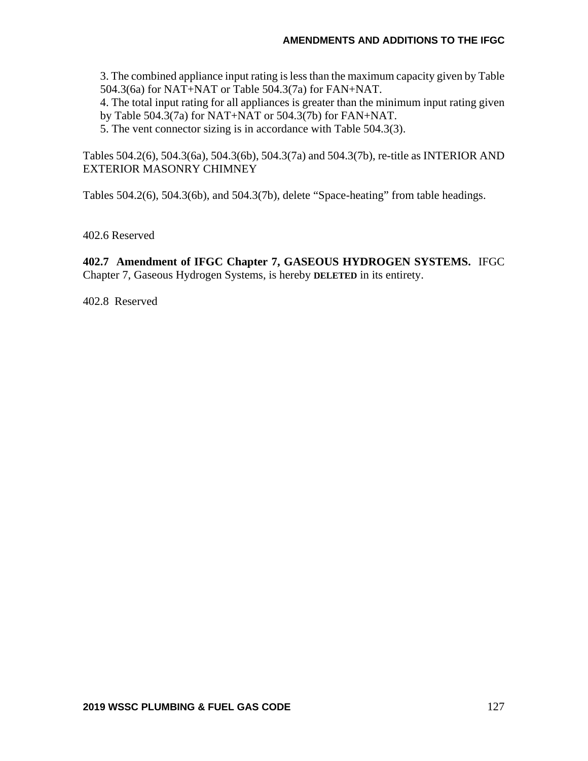3. The combined appliance input rating is less than the maximum capacity given by Table 504.3(6a) for NAT+NAT or Table 504.3(7a) for FAN+NAT.
4. The total input rating for all appliances is greater than the minimum input rating given by Table 504.3(7a) for NAT+NAT or 504.3(7b) for FAN+NAT.
5. The vent connector sizing is in accordance with Table 504.3(3).

Tables 504.2(6), 504.3(6a), 504.3(6b), 504.3(7a) and 504.3(7b), re-title as INTERIOR AND EXTERIOR MASONRY CHIMNEY

Tables 504.2(6), 504.3(6b), and 504.3(7b), delete “Space-heating” from table headings.

402.6 Reserved

**402.7 Amendment of IFGC Chapter 7, GASEOUS HYDROGEN SYSTEMS.** IFGC Chapter 7, Gaseous Hydrogen Systems, is hereby **DELETED** in its entirety.

402.8 Reserved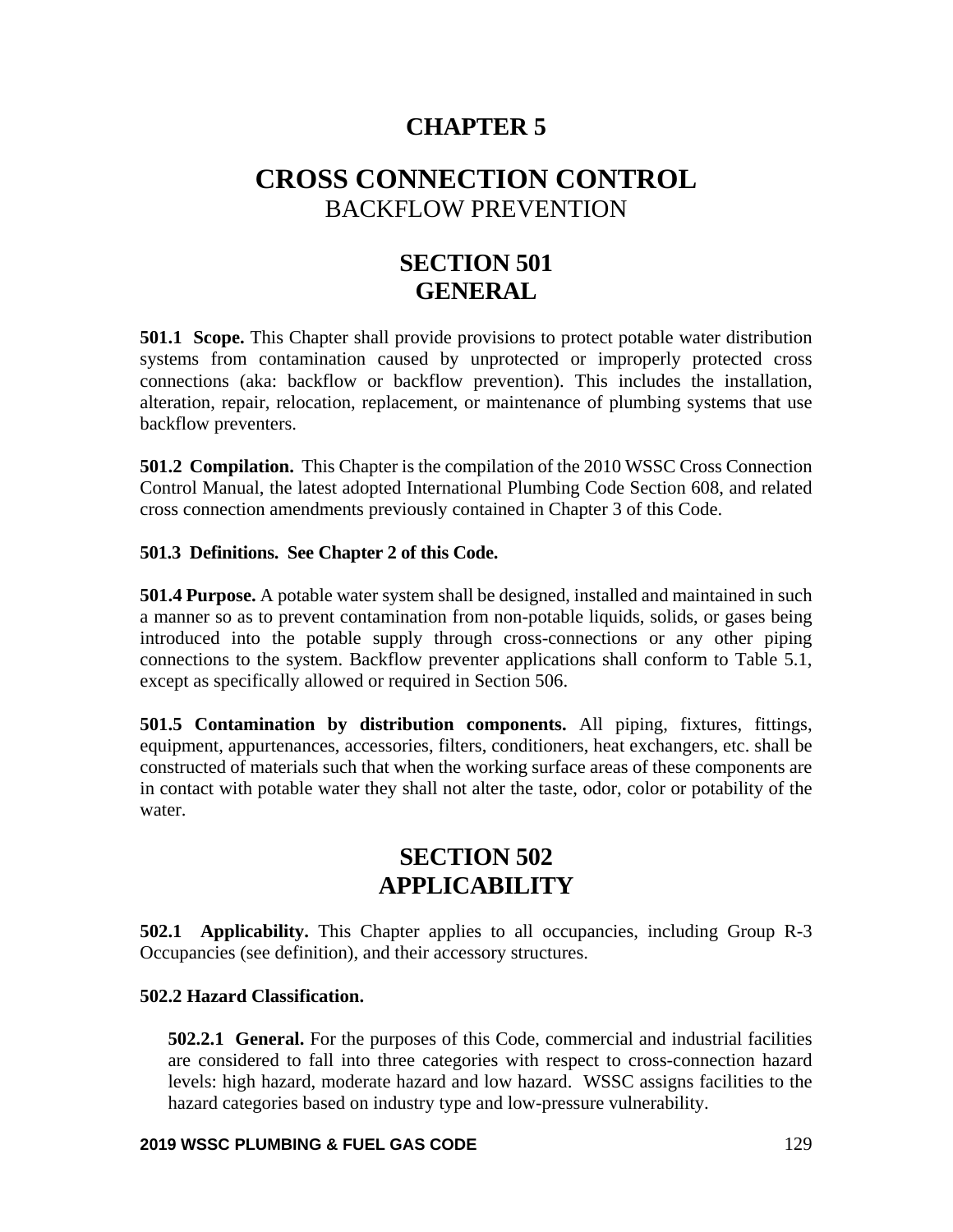# CHAPTER 5

# CROSS CONNECTION CONTROL
BACKFLOW PREVENTION

## SECTION 501
## GENERAL

**501.1 Scope.** This Chapter shall provide provisions to protect potable water distribution systems from contamination caused by unprotected or improperly protected cross connections (aka: backflow or backflow prevention). This includes the installation, alteration, repair, relocation, replacement, or maintenance of plumbing systems that use backflow preventers.

**501.2 Compilation.** This Chapter is the compilation of the 2010 WSSC Cross Connection Control Manual, the latest adopted International Plumbing Code Section 608, and related cross connection amendments previously contained in Chapter 3 of this Code.

**501.3 Definitions. See Chapter 2 of this Code.**

**501.4 Purpose.** A potable water system shall be designed, installed and maintained in such a manner so as to prevent contamination from non-potable liquids, solids, or gases being introduced into the potable supply through cross-connections or any other piping connections to the system. Backflow preventer applications shall conform to Table 5.1, except as specifically allowed or required in Section 506.

**501.5 Contamination by distribution components.** All piping, fixtures, fittings, equipment, appurtenances, accessories, filters, conditioners, heat exchangers, etc. shall be constructed of materials such that when the working surface areas of these components are in contact with potable water they shall not alter the taste, odor, color or potability of the water.

## SECTION 502
## APPLICABILITY

**502.1 Applicability.** This Chapter applies to all occupancies, including Group R-3 Occupancies (see definition), and their accessory structures.

**502.2 Hazard Classification.**

**502.2.1 General.** For the purposes of this Code, commercial and industrial facilities are considered to fall into three categories with respect to cross-connection hazard levels: high hazard, moderate hazard and low hazard. WSSC assigns facilities to the hazard categories based on industry type and low-pressure vulnerability.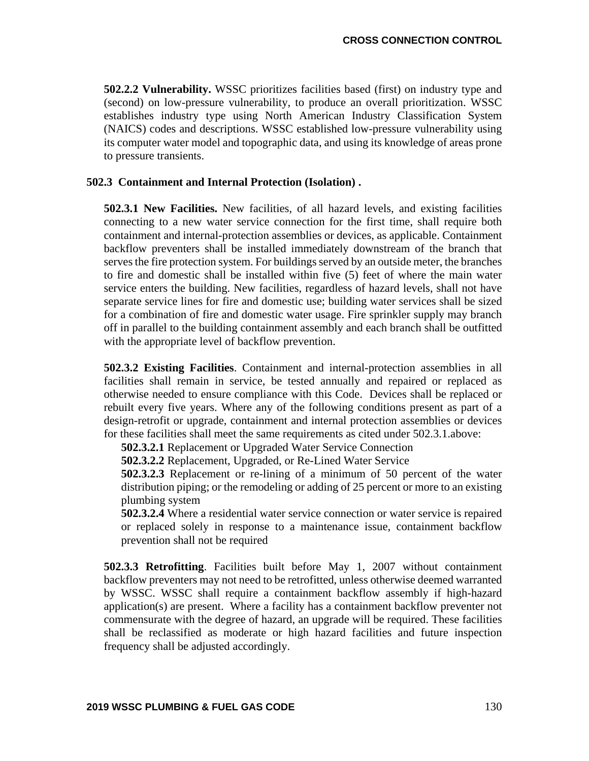**502.2.2 Vulnerability.** WSSC prioritizes facilities based (first) on industry type and (second) on low-pressure vulnerability, to produce an overall prioritization. WSSC establishes industry type using North American Industry Classification System (NAICS) codes and descriptions. WSSC established low-pressure vulnerability using its computer water model and topographic data, and using its knowledge of areas prone to pressure transients.

**502.3 Containment and Internal Protection (Isolation) .**

**502.3.1 New Facilities.** New facilities, of all hazard levels, and existing facilities connecting to a new water service connection for the first time, shall require both containment and internal-protection assemblies or devices, as applicable. Containment backflow preventers shall be installed immediately downstream of the branch that serves the fire protection system. For buildings served by an outside meter, the branches to fire and domestic shall be installed within five (5) feet of where the main water service enters the building. New facilities, regardless of hazard levels, shall not have separate service lines for fire and domestic use; building water services shall be sized for a combination of fire and domestic water usage. Fire sprinkler supply may branch off in parallel to the building containment assembly and each branch shall be outfitted with the appropriate level of backflow prevention.

**502.3.2 Existing Facilities**. Containment and internal-protection assemblies in all facilities shall remain in service, be tested annually and repaired or replaced as otherwise needed to ensure compliance with this Code. Devices shall be replaced or rebuilt every five years. Where any of the following conditions present as part of a design-retrofit or upgrade, containment and internal protection assemblies or devices for these facilities shall meet the same requirements as cited under 502.3.1.above:

**502.3.2.1** Replacement or Upgraded Water Service Connection

**502.3.2.2** Replacement, Upgraded, or Re-Lined Water Service

**502.3.2.3** Replacement or re-lining of a minimum of 50 percent of the water distribution piping; or the remodeling or adding of 25 percent or more to an existing plumbing system

**502.3.2.4** Where a residential water service connection or water service is repaired or replaced solely in response to a maintenance issue, containment backflow prevention shall not be required

**502.3.3 Retrofitting**. Facilities built before May 1, 2007 without containment backflow preventers may not need to be retrofitted, unless otherwise deemed warranted by WSSC. WSSC shall require a containment backflow assembly if high-hazard application(s) are present. Where a facility has a containment backflow preventer not commensurate with the degree of hazard, an upgrade will be required. These facilities shall be reclassified as moderate or high hazard facilities and future inspection frequency shall be adjusted accordingly.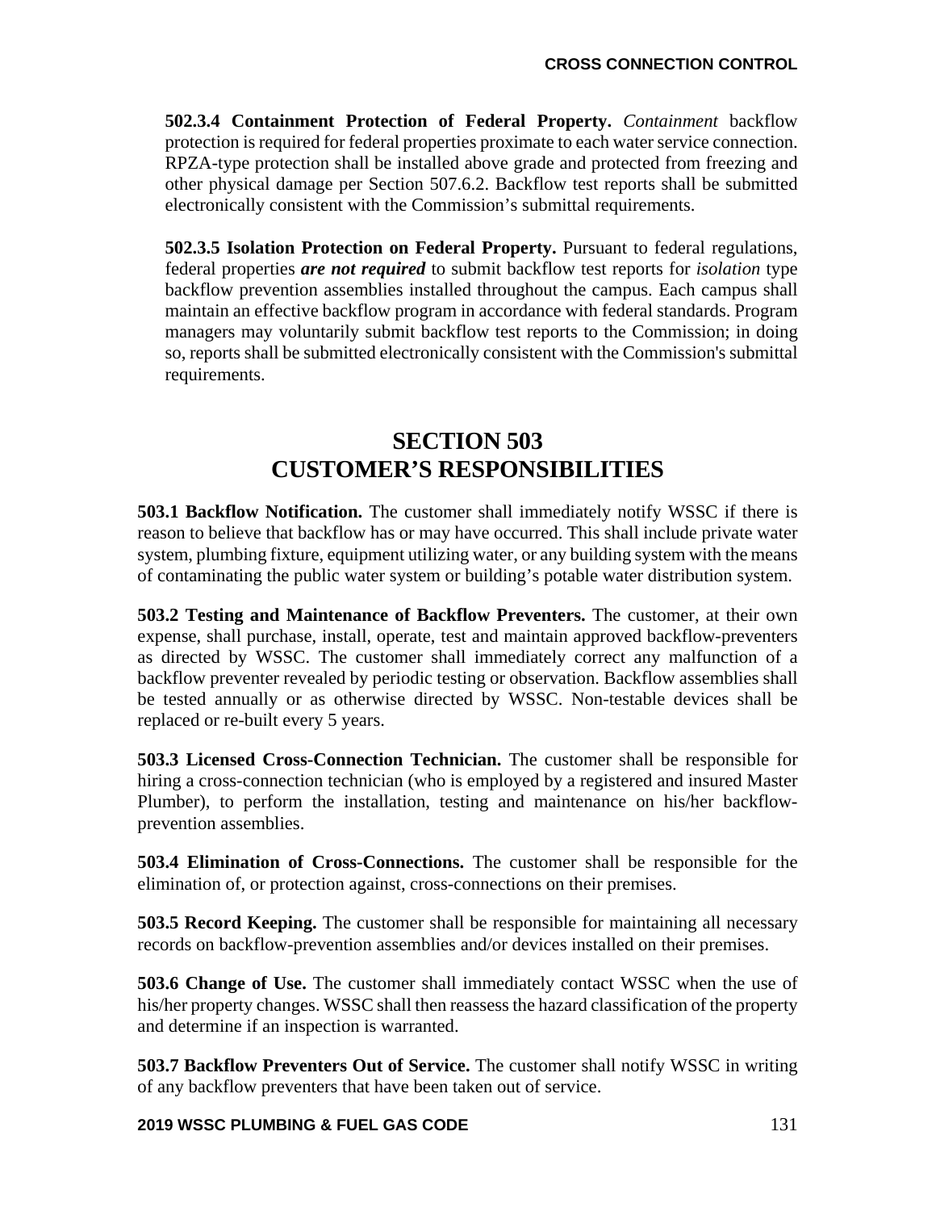**502.3.4 Containment Protection of Federal Property.** *Containment* backflow protection is required for federal properties proximate to each water service connection. RPZA-type protection shall be installed above grade and protected from freezing and other physical damage per Section 507.6.2. Backflow test reports shall be submitted electronically consistent with the Commission's submittal requirements.

**502.3.5 Isolation Protection on Federal Property.** Pursuant to federal regulations, federal properties ***are not required*** to submit backflow test reports for *isolation* type backflow prevention assemblies installed throughout the campus. Each campus shall maintain an effective backflow program in accordance with federal standards. Program managers may voluntarily submit backflow test reports to the Commission; in doing so, reports shall be submitted electronically consistent with the Commission's submittal requirements.

# SECTION 503
# CUSTOMER'S RESPONSIBILITIES

**503.1 Backflow Notification.** The customer shall immediately notify WSSC if there is reason to believe that backflow has or may have occurred. This shall include private water system, plumbing fixture, equipment utilizing water, or any building system with the means of contaminating the public water system or building's potable water distribution system.

**503.2 Testing and Maintenance of Backflow Preventers.** The customer, at their own expense, shall purchase, install, operate, test and maintain approved backflow-preventers as directed by WSSC. The customer shall immediately correct any malfunction of a backflow preventer revealed by periodic testing or observation. Backflow assemblies shall be tested annually or as otherwise directed by WSSC. Non-testable devices shall be replaced or re-built every 5 years.

**503.3 Licensed Cross-Connection Technician.** The customer shall be responsible for hiring a cross-connection technician (who is employed by a registered and insured Master Plumber), to perform the installation, testing and maintenance on his/her backflow-prevention assemblies.

**503.4 Elimination of Cross-Connections.** The customer shall be responsible for the elimination of, or protection against, cross-connections on their premises.

**503.5 Record Keeping.** The customer shall be responsible for maintaining all necessary records on backflow-prevention assemblies and/or devices installed on their premises.

**503.6 Change of Use.** The customer shall immediately contact WSSC when the use of his/her property changes. WSSC shall then reassess the hazard classification of the property and determine if an inspection is warranted.

**503.7 Backflow Preventers Out of Service.** The customer shall notify WSSC in writing of any backflow preventers that have been taken out of service.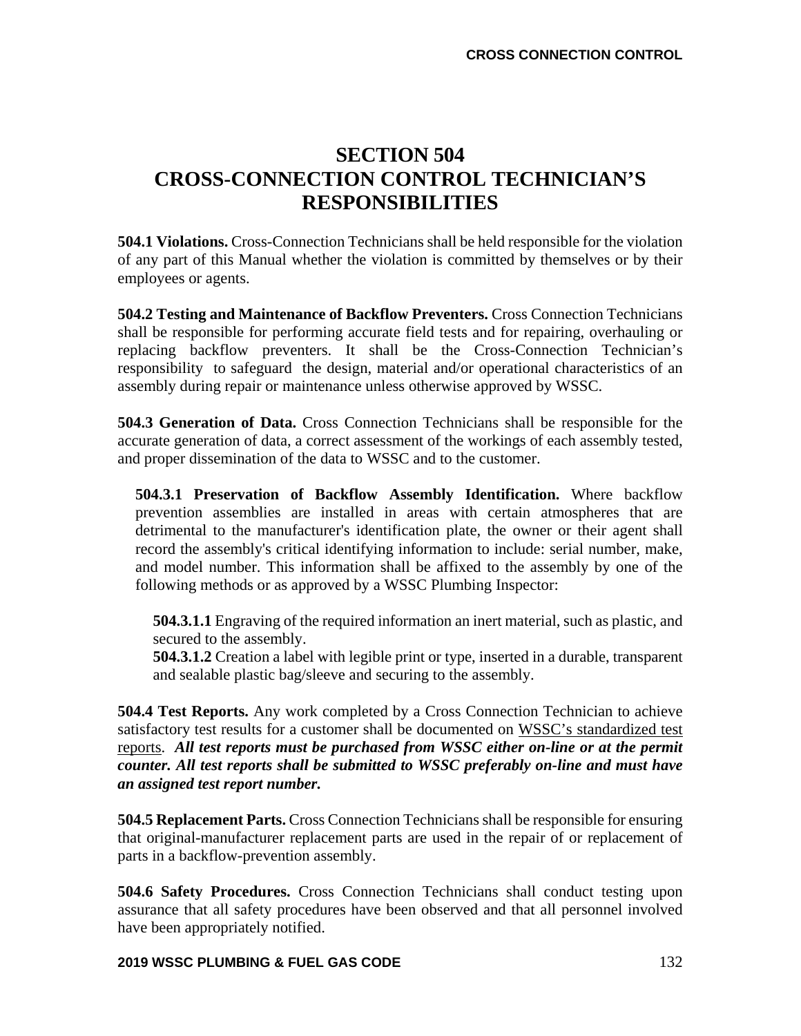# SECTION 504
# CROSS-CONNECTION CONTROL TECHNICIAN'S RESPONSIBILITIES

**504.1 Violations.** Cross-Connection Technicians shall be held responsible for the violation of any part of this Manual whether the violation is committed by themselves or by their employees or agents.

**504.2 Testing and Maintenance of Backflow Preventers.** Cross Connection Technicians shall be responsible for performing accurate field tests and for repairing, overhauling or replacing backflow preventers. It shall be the Cross-Connection Technician's responsibility to safeguard the design, material and/or operational characteristics of an assembly during repair or maintenance unless otherwise approved by WSSC.

**504.3 Generation of Data.** Cross Connection Technicians shall be responsible for the accurate generation of data, a correct assessment of the workings of each assembly tested, and proper dissemination of the data to WSSC and to the customer.

**504.3.1 Preservation of Backflow Assembly Identification.** Where backflow prevention assemblies are installed in areas with certain atmospheres that are detrimental to the manufacturer's identification plate, the owner or their agent shall record the assembly's critical identifying information to include: serial number, make, and model number. This information shall be affixed to the assembly by one of the following methods or as approved by a WSSC Plumbing Inspector:

**504.3.1.1** Engraving of the required information an inert material, such as plastic, and secured to the assembly.

**504.3.1.2** Creation a label with legible print or type, inserted in a durable, transparent and sealable plastic bag/sleeve and securing to the assembly.

**504.4 Test Reports.** Any work completed by a Cross Connection Technician to achieve satisfactory test results for a customer shall be documented on WSSC's standardized test reports. ***All test reports must be purchased from WSSC either on-line or at the permit counter. All test reports shall be submitted to WSSC preferably on-line and must have an assigned test report number.***

**504.5 Replacement Parts.** Cross Connection Technicians shall be responsible for ensuring that original-manufacturer replacement parts are used in the repair of or replacement of parts in a backflow-prevention assembly.

**504.6 Safety Procedures.** Cross Connection Technicians shall conduct testing upon assurance that all safety procedures have been observed and that all personnel involved have been appropriately notified.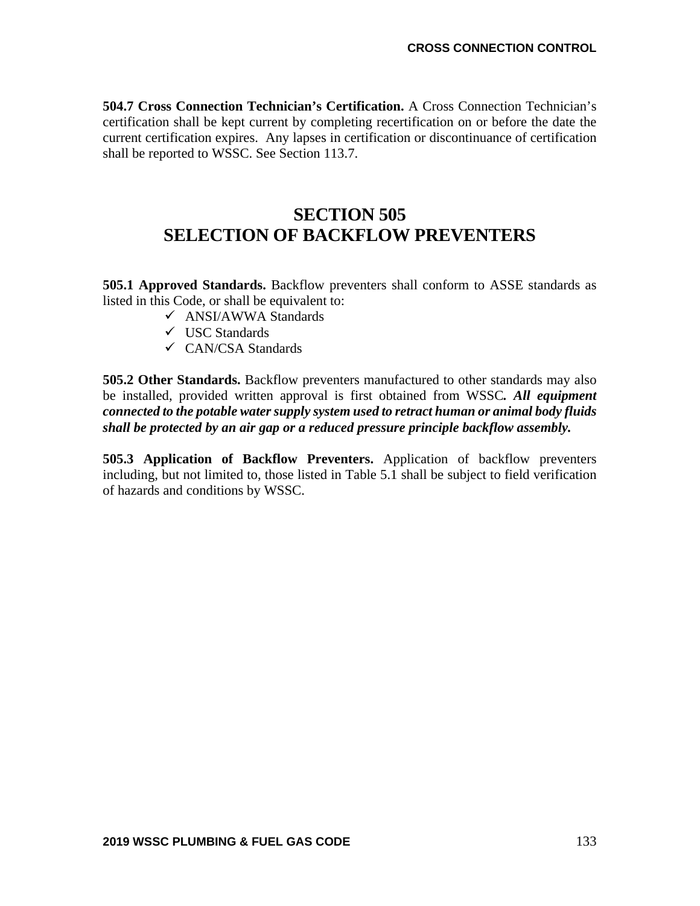**504.7 Cross Connection Technician's Certification.** A Cross Connection Technician's certification shall be kept current by completing recertification on or before the date the current certification expires. Any lapses in certification or discontinuance of certification shall be reported to WSSC. See Section 113.7.

# SECTION 505
# SELECTION OF BACKFLOW PREVENTERS

**505.1 Approved Standards.** Backflow preventers shall conform to ASSE standards as listed in this Code, or shall be equivalent to:

- ✓ ANSI/AWWA Standards
- ✓ USC Standards
- ✓ CAN/CSA Standards

**505.2 Other Standards.** Backflow preventers manufactured to other standards may also be installed, provided written approval is first obtained from WSSC***. All equipment connected to the potable water supply system used to retract human or animal body fluids shall be protected by an air gap or a reduced pressure principle backflow assembly.***

**505.3 Application of Backflow Preventers.** Application of backflow preventers including, but not limited to, those listed in Table 5.1 shall be subject to field verification of hazards and conditions by WSSC.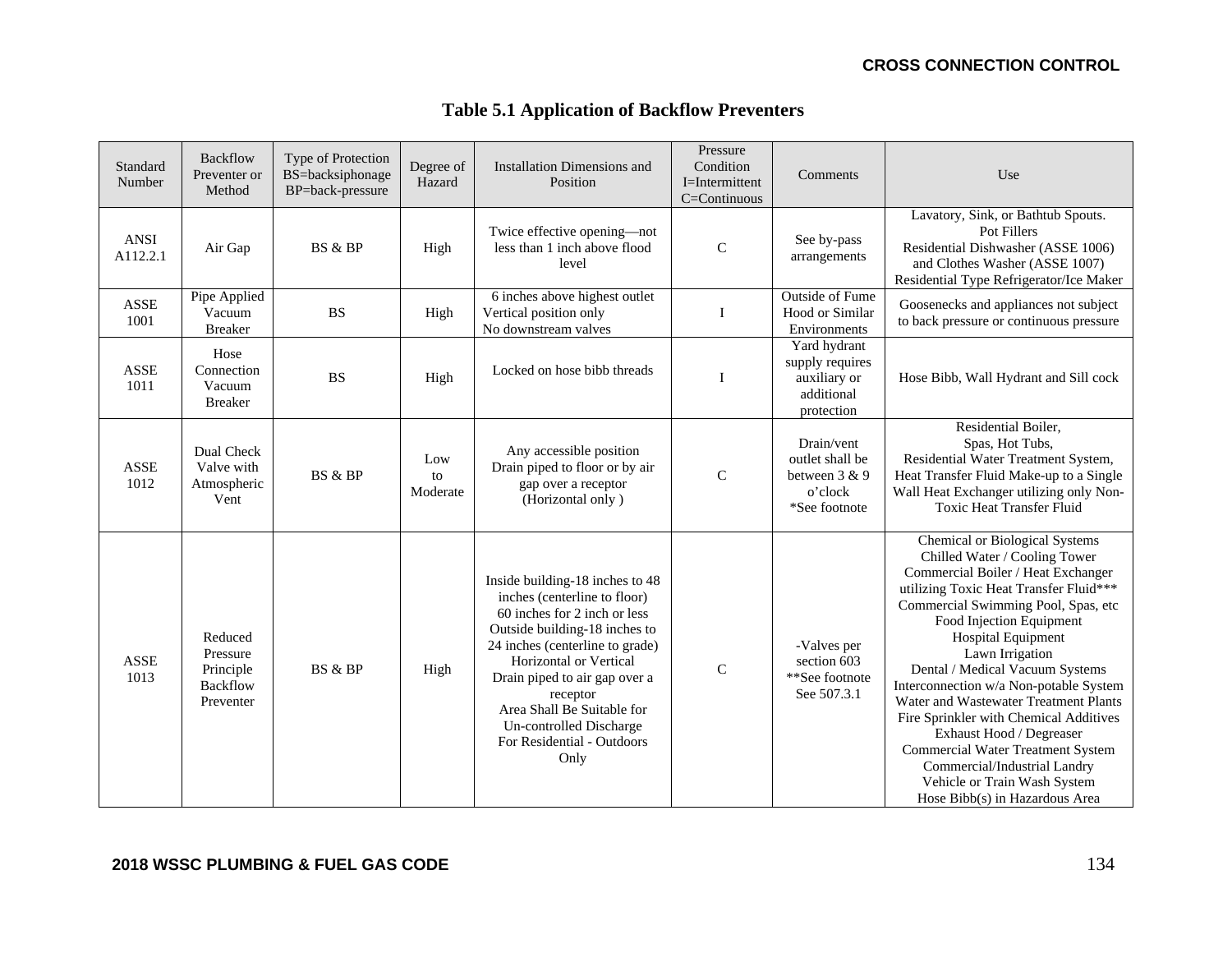## Table 5.1 Application of Backflow Preventers

| Standard Number | Backflow Preventer or Method | Type of Protection BS=backsiphonage BP=back-pressure | Degree of Hazard | Installation Dimensions and Position | Pressure Condition I=Intermittent C=Continuous | Comments | Use |
|---|---|---|---|---|---|---|---|
| ANSI A112.2.1 | Air Gap | BS & BP | High | Twice effective opening—not less than 1 inch above flood level | C | See by-pass arrangements | Lavatory, Sink, or Bathtub Spouts.<br>Pot Fillers<br>Residential Dishwasher (ASSE 1006) and Clothes Washer (ASSE 1007)<br>Residential Type Refrigerator/Ice Maker |
| ASSE 1001 | Pipe Applied Vacuum Breaker | BS | High | 6 inches above highest outlet<br>Vertical position only<br>No downstream valves | I | Outside of Fume Hood or Similar Environments | Goosenecks and appliances not subject to back pressure or continuous pressure |
| ASSE 1011 | Hose Connection Vacuum Breaker | BS | High | Locked on hose bibb threads | I | Yard hydrant supply requires auxiliary or additional protection | Hose Bibb, Wall Hydrant and Sill cock |
| ASSE 1012 | Dual Check Valve with Atmospheric Vent | BS & BP | Low to Moderate | Any accessible position<br>Drain piped to floor or by air gap over a receptor<br>(Horizontal only ) | C | Drain/vent outlet shall be between 3 & 9 o'clock<br>*See footnote | Residential Boiler,<br>Spas, Hot Tubs,<br>Residential Water Treatment System,<br>Heat Transfer Fluid Make-up to a Single Wall Heat Exchanger utilizing only Non-Toxic Heat Transfer Fluid |
| ASSE 1013 | Reduced Pressure Principle Backflow Preventer | BS & BP | High | Inside building-18 inches to 48 inches (centerline to floor)<br>60 inches for 2 inch or less<br>Outside building-18 inches to 24 inches (centerline to grade)<br>Horizontal or Vertical<br>Drain piped to air gap over a receptor<br>Area Shall Be Suitable for Un-controlled Discharge<br>For Residential - Outdoors Only | C | -Valves per section 603<br>**See footnote<br>See 507.3.1 | Chemical or Biological Systems<br>Chilled Water / Cooling Tower<br>Commercial Boiler / Heat Exchanger utilizing Toxic Heat Transfer Fluid***<br>Commercial Swimming Pool, Spas, etc<br>Food Injection Equipment<br>Hospital Equipment<br>Lawn Irrigation<br>Dental / Medical Vacuum Systems<br>Interconnection w/a Non-potable System<br>Water and Wastewater Treatment Plants<br>Fire Sprinkler with Chemical Additives<br>Exhaust Hood / Degreaser<br>Commercial Water Treatment System<br>Commercial/Industrial Landry<br>Vehicle or Train Wash System<br>Hose Bibb(s) in Hazardous Area |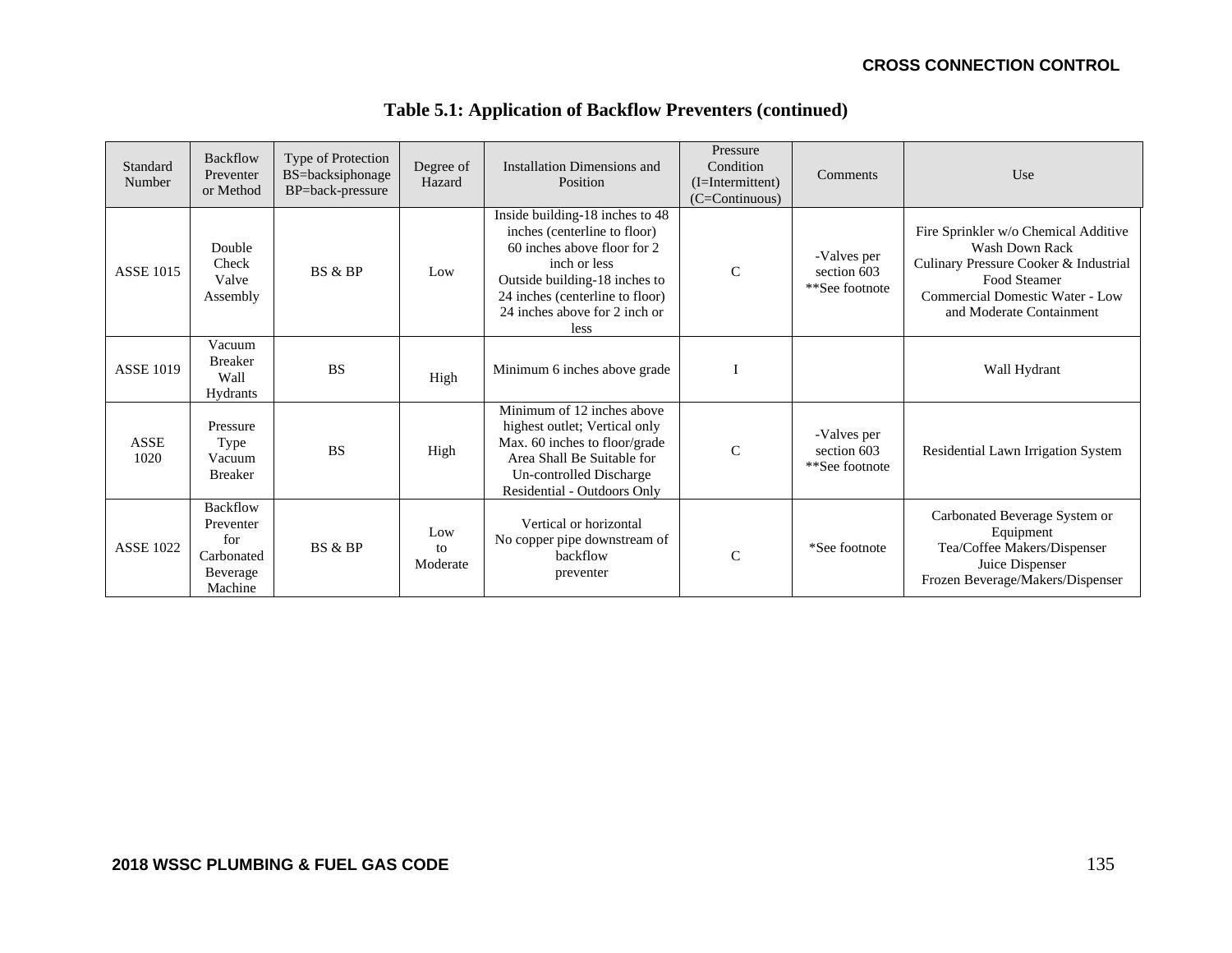## Table 5.1: Application of Backflow Preventers (continued)

| Standard Number | Backflow Preventer or Method | Type of Protection BS=backsiphonage BP=back-pressure | Degree of Hazard | Installation Dimensions and Position | Pressure Condition (I=Intermittent) (C=Continuous) | Comments | Use |
|---|---|---|---|---|---|---|---|
| ASSE 1015 | Double Check Valve Assembly | BS & BP | Low | Inside building-18 inches to 48 inches (centerline to floor) 60 inches above floor for 2 inch or less Outside building-18 inches to 24 inches (centerline to floor) 24 inches above for 2 inch or less | C | -Valves per section 603 **See footnote | Fire Sprinkler w/o Chemical Additive Wash Down Rack Culinary Pressure Cooker & Industrial Food Steamer Commercial Domestic Water - Low and Moderate Containment |
| ASSE 1019 | Vacuum Breaker Wall Hydrants | BS | High | Minimum 6 inches above grade | I | | Wall Hydrant |
| ASSE 1020 | Pressure Type Vacuum Breaker | BS | High | Minimum of 12 inches above highest outlet; Vertical only Max. 60 inches to floor/grade Area Shall Be Suitable for Un-controlled Discharge Residential - Outdoors Only | C | -Valves per section 603 **See footnote | Residential Lawn Irrigation System |
| ASSE 1022 | Backflow Preventer for Carbonated Beverage Machine | BS & BP | Low to Moderate | Vertical or horizontal No copper pipe downstream of backflow preventer | C | *See footnote | Carbonated Beverage System or Equipment Tea/Coffee Makers/Dispenser Juice Dispenser Frozen Beverage/Makers/Dispenser |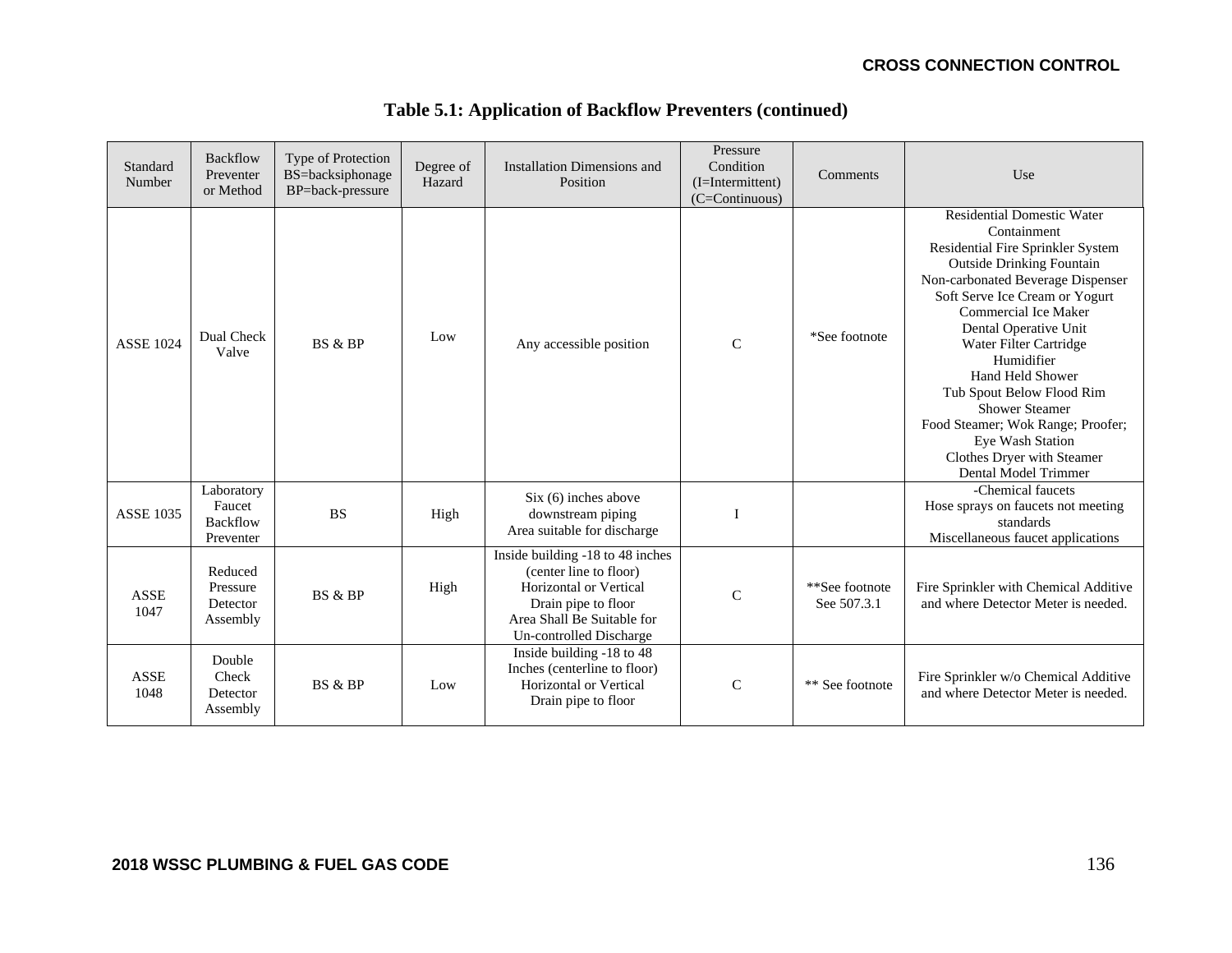## Table 5.1: Application of Backflow Preventers (continued)

| Standard Number | Backflow Preventer or Method | Type of Protection BS=backsiphonage BP=back-pressure | Degree of Hazard | Installation Dimensions and Position | Pressure Condition (I=Intermittent) (C=Continuous) | Comments | Use |
|---|---|---|---|---|---|---|---|
| ASSE 1024 | Dual Check Valve | BS & BP | Low | Any accessible position | C | *See footnote | Residential Domestic Water Containment<br>Residential Fire Sprinkler System<br>Outside Drinking Fountain<br>Non-carbonated Beverage Dispenser<br>Soft Serve Ice Cream or Yogurt<br>Commercial Ice Maker<br>Dental Operative Unit<br>Water Filter Cartridge<br>Humidifier<br>Hand Held Shower<br>Tub Spout Below Flood Rim<br>Shower Steamer<br>Food Steamer; Wok Range; Proofer;<br>Eye Wash Station<br>Clothes Dryer with Steamer<br>Dental Model Trimmer |
| ASSE 1035 | Laboratory Faucet Backflow Preventer | BS | High | Six (6) inches above downstream piping<br>Area suitable for discharge | I | | -Chemical faucets<br>Hose sprays on faucets not meeting standards<br>Miscellaneous faucet applications |
| ASSE 1047 | Reduced Pressure Detector Assembly | BS & BP | High | Inside building -18 to 48 inches (center line to floor)<br>Horizontal or Vertical<br>Drain pipe to floor<br>Area Shall Be Suitable for Un-controlled Discharge | C | **See footnote See 507.3.1 | Fire Sprinkler with Chemical Additive and where Detector Meter is needed. |
| ASSE 1048 | Double Check Detector Assembly | BS & BP | Low | Inside building -18 to 48 Inches (centerline to floor)<br>Horizontal or Vertical<br>Drain pipe to floor | C | ** See footnote | Fire Sprinkler w/o Chemical Additive and where Detector Meter is needed. |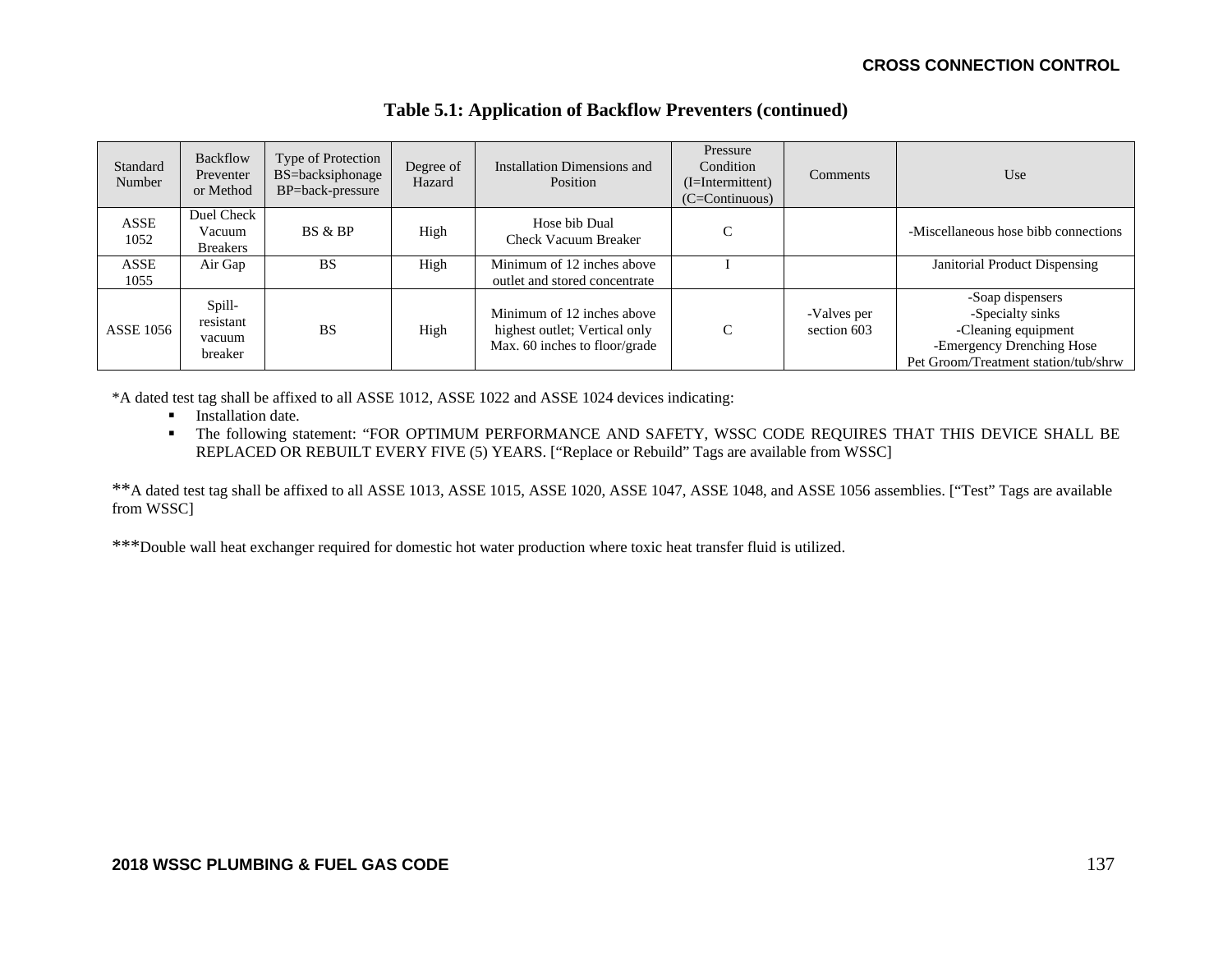## Table 5.1: Application of Backflow Preventers (continued)

| Standard Number | Backflow Preventer or Method | Type of Protection BS=backsiphonage BP=back-pressure | Degree of Hazard | Installation Dimensions and Position | Pressure Condition (I=Intermittent) (C=Continuous) | Comments | Use |
|---|---|---|---|---|---|---|---|
| ASSE 1052 | Duel Check Vacuum Breakers | BS & BP | High | Hose bib Dual Check Vacuum Breaker | C | | -Miscellaneous hose bibb connections |
| ASSE 1055 | Air Gap | BS | High | Minimum of 12 inches above outlet and stored concentrate | I | | Janitorial Product Dispensing |
| ASSE 1056 | Spill-resistant vacuum breaker | BS | High | Minimum of 12 inches above highest outlet; Vertical only Max. 60 inches to floor/grade | C | -Valves per section 603 | -Soap dispensers<br>-Specialty sinks<br>-Cleaning equipment<br>-Emergency Drenching Hose<br>Pet Groom/Treatment station/tub/shrw |

*A dated test tag shall be affixed to all ASSE 1012, ASSE 1022 and ASSE 1024 devices indicating:

- Installation date.
- The following statement: "FOR OPTIMUM PERFORMANCE AND SAFETY, WSSC CODE REQUIRES THAT THIS DEVICE SHALL BE REPLACED OR REBUILT EVERY FIVE (5) YEARS. ["Replace or Rebuild" Tags are available from WSSC]

**A dated test tag shall be affixed to all ASSE 1013, ASSE 1015, ASSE 1020, ASSE 1047, ASSE 1048, and ASSE 1056 assemblies. ["Test" Tags are available from WSSC]

***Double wall heat exchanger required for domestic hot water production where toxic heat transfer fluid is utilized.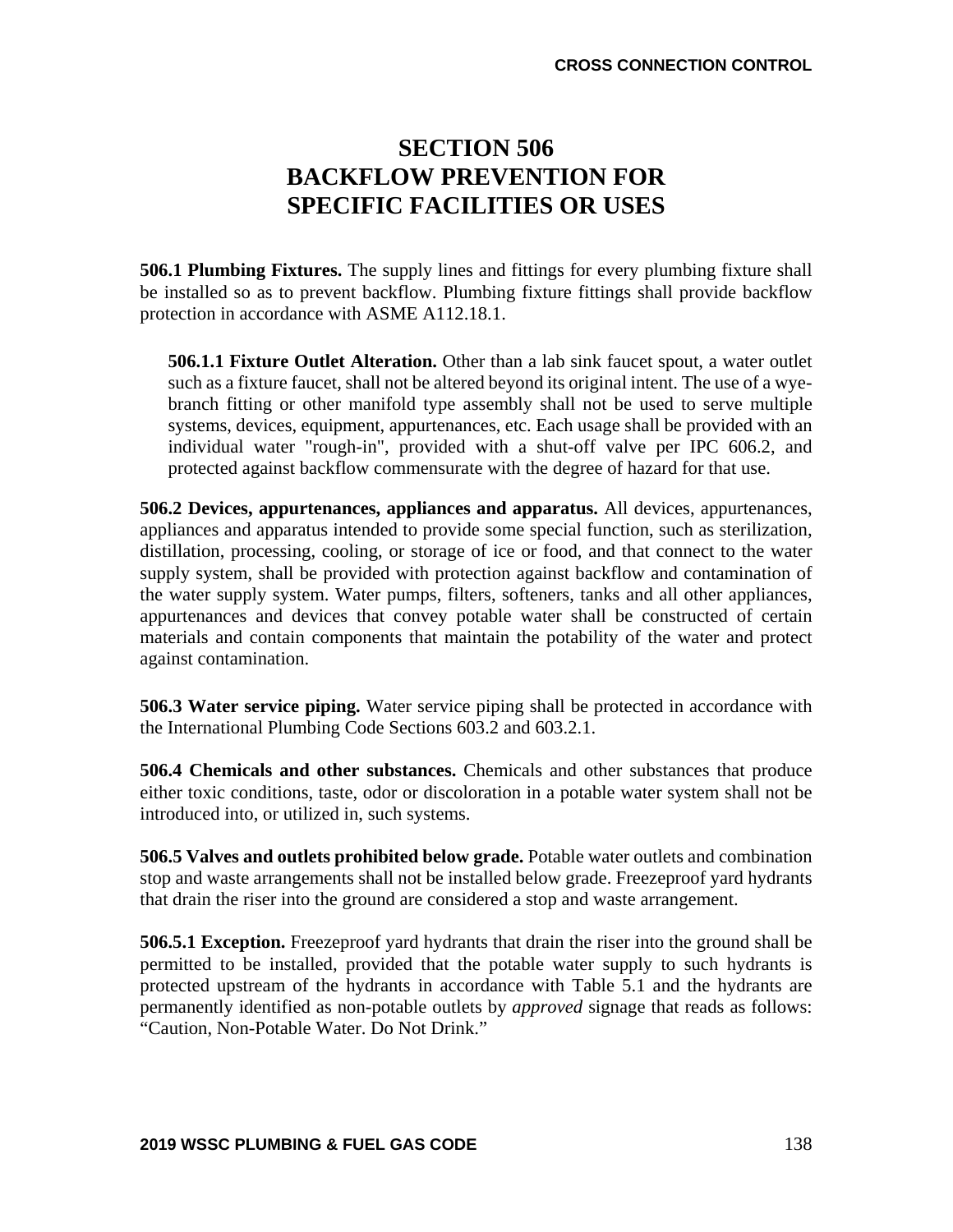# SECTION 506
# BACKFLOW PREVENTION FOR SPECIFIC FACILITIES OR USES

**506.1 Plumbing Fixtures.** The supply lines and fittings for every plumbing fixture shall be installed so as to prevent backflow. Plumbing fixture fittings shall provide backflow protection in accordance with ASME A112.18.1.

**506.1.1 Fixture Outlet Alteration.** Other than a lab sink faucet spout, a water outlet such as a fixture faucet, shall not be altered beyond its original intent. The use of a wye-branch fitting or other manifold type assembly shall not be used to serve multiple systems, devices, equipment, appurtenances, etc. Each usage shall be provided with an individual water "rough-in", provided with a shut-off valve per IPC 606.2, and protected against backflow commensurate with the degree of hazard for that use.

**506.2 Devices, appurtenances, appliances and apparatus.** All devices, appurtenances, appliances and apparatus intended to provide some special function, such as sterilization, distillation, processing, cooling, or storage of ice or food, and that connect to the water supply system, shall be provided with protection against backflow and contamination of the water supply system. Water pumps, filters, softeners, tanks and all other appliances, appurtenances and devices that convey potable water shall be constructed of certain materials and contain components that maintain the potability of the water and protect against contamination.

**506.3 Water service piping.** Water service piping shall be protected in accordance with the International Plumbing Code Sections 603.2 and 603.2.1.

**506.4 Chemicals and other substances.** Chemicals and other substances that produce either toxic conditions, taste, odor or discoloration in a potable water system shall not be introduced into, or utilized in, such systems.

**506.5 Valves and outlets prohibited below grade.** Potable water outlets and combination stop and waste arrangements shall not be installed below grade. Freezeproof yard hydrants that drain the riser into the ground are considered a stop and waste arrangement.

**506.5.1 Exception.** Freezeproof yard hydrants that drain the riser into the ground shall be permitted to be installed, provided that the potable water supply to such hydrants is protected upstream of the hydrants in accordance with Table 5.1 and the hydrants are permanently identified as non-potable outlets by *approved* signage that reads as follows: “Caution, Non-Potable Water. Do Not Drink.”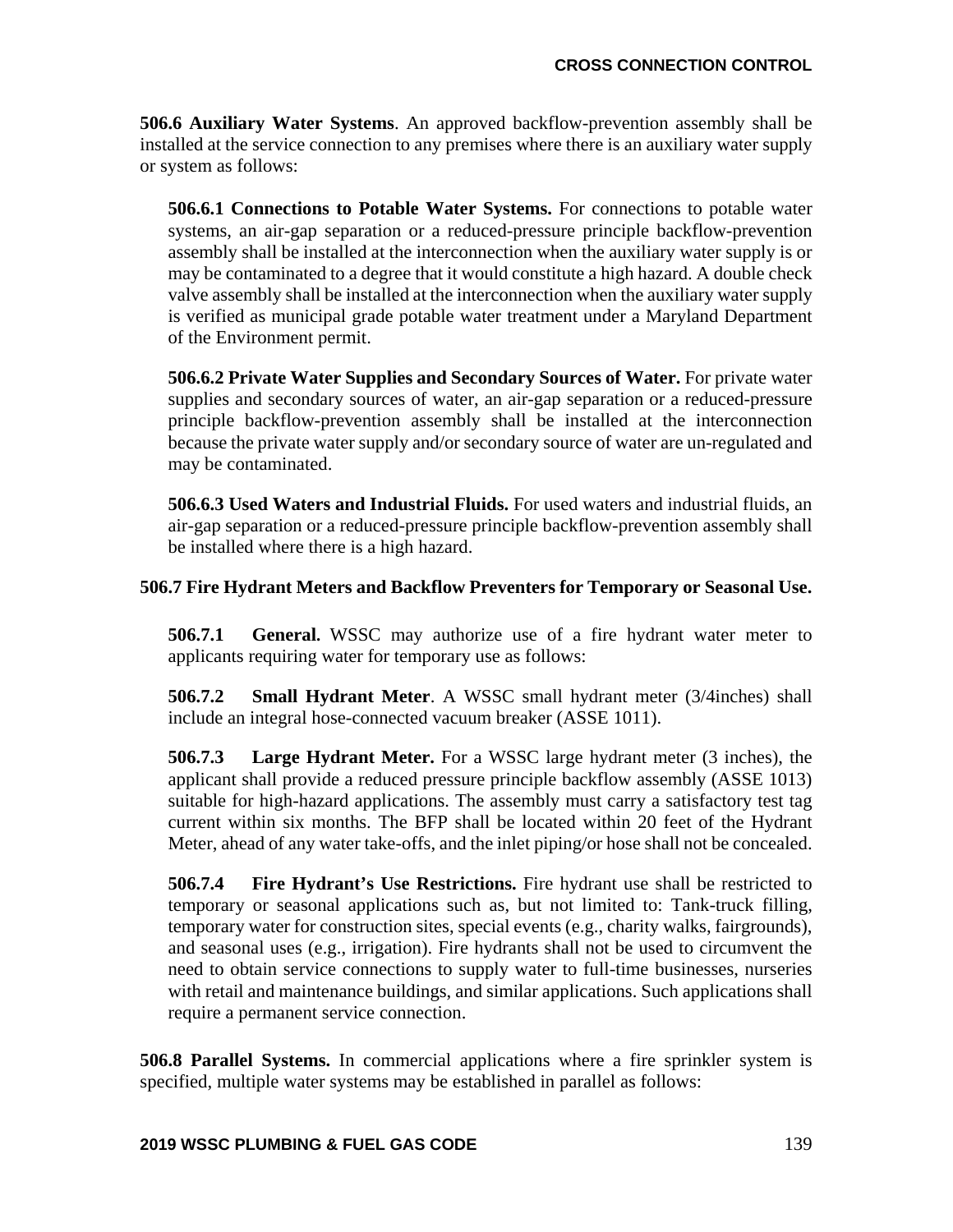**506.6 Auxiliary Water Systems**. An approved backflow-prevention assembly shall be installed at the service connection to any premises where there is an auxiliary water supply or system as follows:

**506.6.1 Connections to Potable Water Systems.** For connections to potable water systems, an air-gap separation or a reduced-pressure principle backflow-prevention assembly shall be installed at the interconnection when the auxiliary water supply is or may be contaminated to a degree that it would constitute a high hazard. A double check valve assembly shall be installed at the interconnection when the auxiliary water supply is verified as municipal grade potable water treatment under a Maryland Department of the Environment permit.

**506.6.2 Private Water Supplies and Secondary Sources of Water.** For private water supplies and secondary sources of water, an air-gap separation or a reduced-pressure principle backflow-prevention assembly shall be installed at the interconnection because the private water supply and/or secondary source of water are un-regulated and may be contaminated.

**506.6.3 Used Waters and Industrial Fluids.** For used waters and industrial fluids, an air-gap separation or a reduced-pressure principle backflow-prevention assembly shall be installed where there is a high hazard.

**506.7 Fire Hydrant Meters and Backflow Preventers for Temporary or Seasonal Use.**

**506.7.1 General.** WSSC may authorize use of a fire hydrant water meter to applicants requiring water for temporary use as follows:

**506.7.2 Small Hydrant Meter**. A WSSC small hydrant meter (3/4inches) shall include an integral hose-connected vacuum breaker (ASSE 1011).

**506.7.3 Large Hydrant Meter.** For a WSSC large hydrant meter (3 inches), the applicant shall provide a reduced pressure principle backflow assembly (ASSE 1013) suitable for high-hazard applications. The assembly must carry a satisfactory test tag current within six months. The BFP shall be located within 20 feet of the Hydrant Meter, ahead of any water take-offs, and the inlet piping/or hose shall not be concealed.

**506.7.4 Fire Hydrant's Use Restrictions.** Fire hydrant use shall be restricted to temporary or seasonal applications such as, but not limited to: Tank-truck filling, temporary water for construction sites, special events (e.g., charity walks, fairgrounds), and seasonal uses (e.g., irrigation). Fire hydrants shall not be used to circumvent the need to obtain service connections to supply water to full-time businesses, nurseries with retail and maintenance buildings, and similar applications. Such applications shall require a permanent service connection.

**506.8 Parallel Systems.** In commercial applications where a fire sprinkler system is specified, multiple water systems may be established in parallel as follows: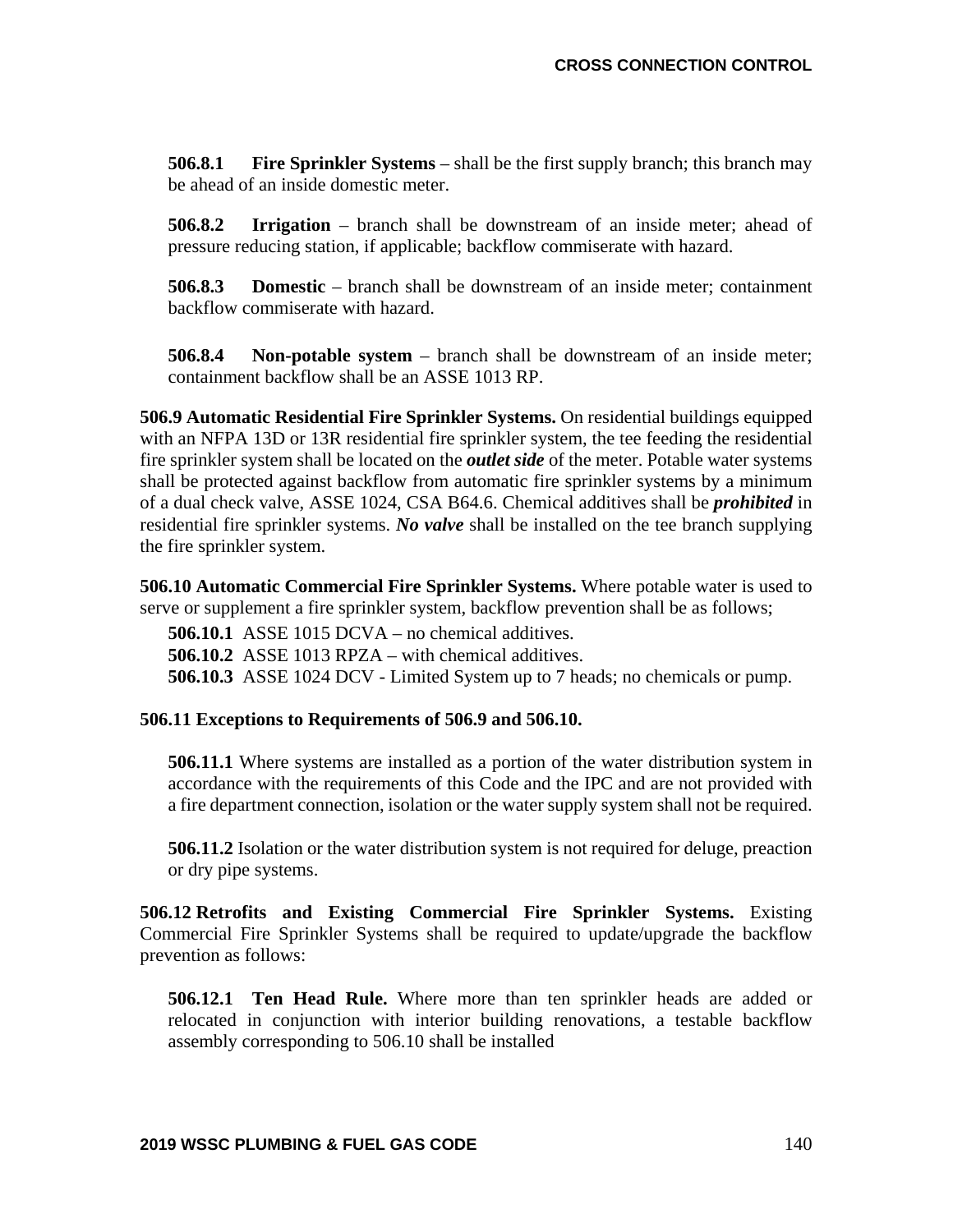**506.8.1 Fire Sprinkler Systems** – shall be the first supply branch; this branch may be ahead of an inside domestic meter.

**506.8.2 Irrigation** – branch shall be downstream of an inside meter; ahead of pressure reducing station, if applicable; backflow commiserate with hazard.

**506.8.3 Domestic** – branch shall be downstream of an inside meter; containment backflow commiserate with hazard.

**506.8.4 Non-potable system** – branch shall be downstream of an inside meter; containment backflow shall be an ASSE 1013 RP.

**506.9 Automatic Residential Fire Sprinkler Systems.** On residential buildings equipped with an NFPA 13D or 13R residential fire sprinkler system, the tee feeding the residential fire sprinkler system shall be located on the ***outlet side*** of the meter. Potable water systems shall be protected against backflow from automatic fire sprinkler systems by a minimum of a dual check valve, ASSE 1024, CSA B64.6. Chemical additives shall be ***prohibited*** in residential fire sprinkler systems. ***No valve*** shall be installed on the tee branch supplying the fire sprinkler system.

**506.10 Automatic Commercial Fire Sprinkler Systems.** Where potable water is used to serve or supplement a fire sprinkler system, backflow prevention shall be as follows;

**506.10.1** ASSE 1015 DCVA – no chemical additives.
**506.10.2** ASSE 1013 RPZA – with chemical additives.
**506.10.3** ASSE 1024 DCV - Limited System up to 7 heads; no chemicals or pump.

**506.11 Exceptions to Requirements of 506.9 and 506.10.**

**506.11.1** Where systems are installed as a portion of the water distribution system in accordance with the requirements of this Code and the IPC and are not provided with a fire department connection, isolation or the water supply system shall not be required.

**506.11.2** Isolation or the water distribution system is not required for deluge, preaction or dry pipe systems.

**506.12 Retrofits and Existing Commercial Fire Sprinkler Systems.** Existing Commercial Fire Sprinkler Systems shall be required to update/upgrade the backflow prevention as follows:

**506.12.1 Ten Head Rule.** Where more than ten sprinkler heads are added or relocated in conjunction with interior building renovations, a testable backflow assembly corresponding to 506.10 shall be installed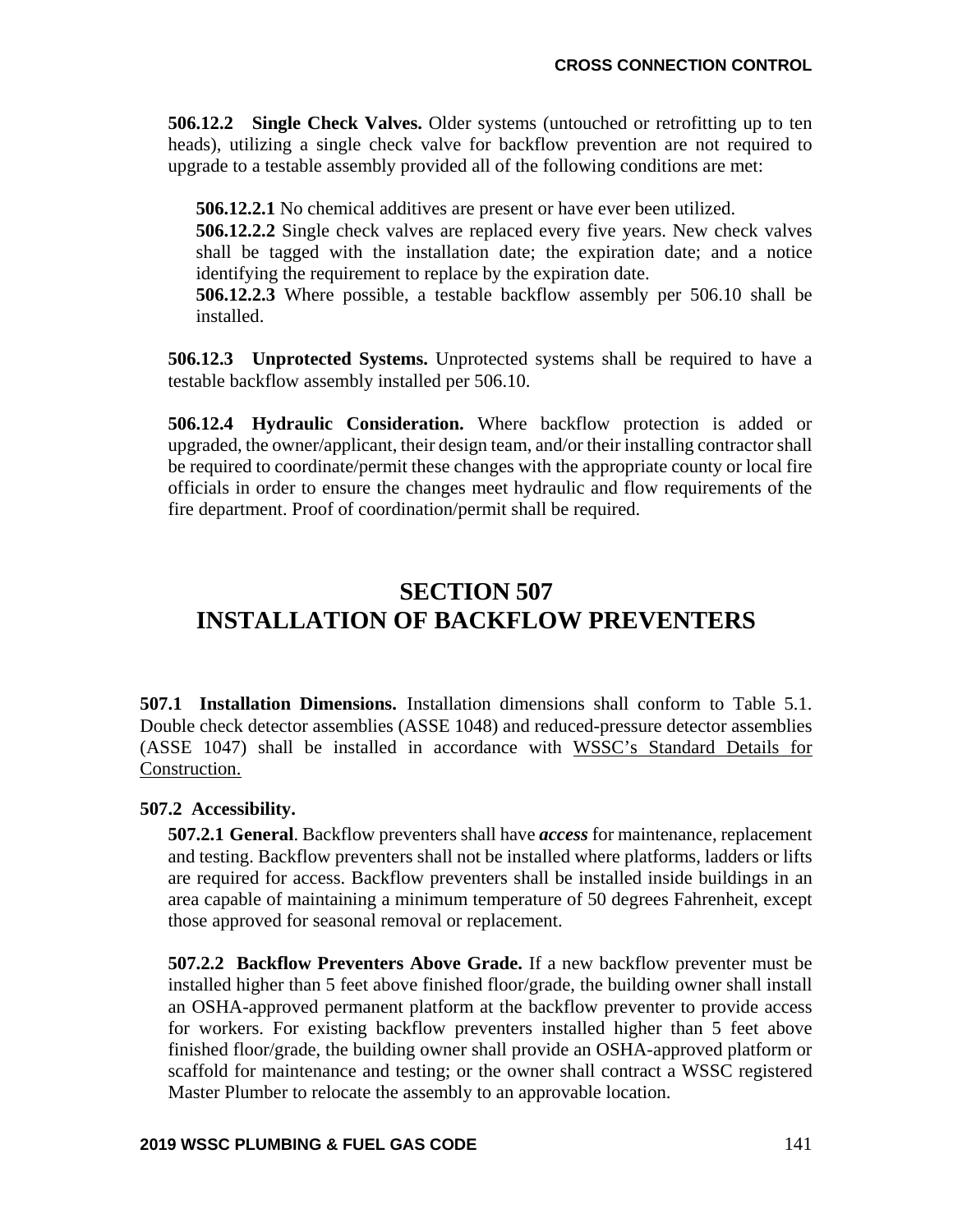**506.12.2 Single Check Valves.** Older systems (untouched or retrofitting up to ten heads), utilizing a single check valve for backflow prevention are not required to upgrade to a testable assembly provided all of the following conditions are met:

**506.12.2.1** No chemical additives are present or have ever been utilized.
**506.12.2.2** Single check valves are replaced every five years. New check valves shall be tagged with the installation date; the expiration date; and a notice identifying the requirement to replace by the expiration date.
**506.12.2.3** Where possible, a testable backflow assembly per 506.10 shall be installed.

**506.12.3 Unprotected Systems.** Unprotected systems shall be required to have a testable backflow assembly installed per 506.10.

**506.12.4 Hydraulic Consideration.** Where backflow protection is added or upgraded, the owner/applicant, their design team, and/or their installing contractor shall be required to coordinate/permit these changes with the appropriate county or local fire officials in order to ensure the changes meet hydraulic and flow requirements of the fire department. Proof of coordination/permit shall be required.

# SECTION 507
# INSTALLATION OF BACKFLOW PREVENTERS

**507.1 Installation Dimensions.** Installation dimensions shall conform to Table 5.1. Double check detector assemblies (ASSE 1048) and reduced-pressure detector assemblies (ASSE 1047) shall be installed in accordance with WSSC's Standard Details for Construction.

**507.2 Accessibility.**

**507.2.1 General**. Backflow preventers shall have ***access*** for maintenance, replacement and testing. Backflow preventers shall not be installed where platforms, ladders or lifts are required for access. Backflow preventers shall be installed inside buildings in an area capable of maintaining a minimum temperature of 50 degrees Fahrenheit, except those approved for seasonal removal or replacement.

**507.2.2 Backflow Preventers Above Grade.** If a new backflow preventer must be installed higher than 5 feet above finished floor/grade, the building owner shall install an OSHA-approved permanent platform at the backflow preventer to provide access for workers. For existing backflow preventers installed higher than 5 feet above finished floor/grade, the building owner shall provide an OSHA-approved platform or scaffold for maintenance and testing; or the owner shall contract a WSSC registered Master Plumber to relocate the assembly to an approvable location.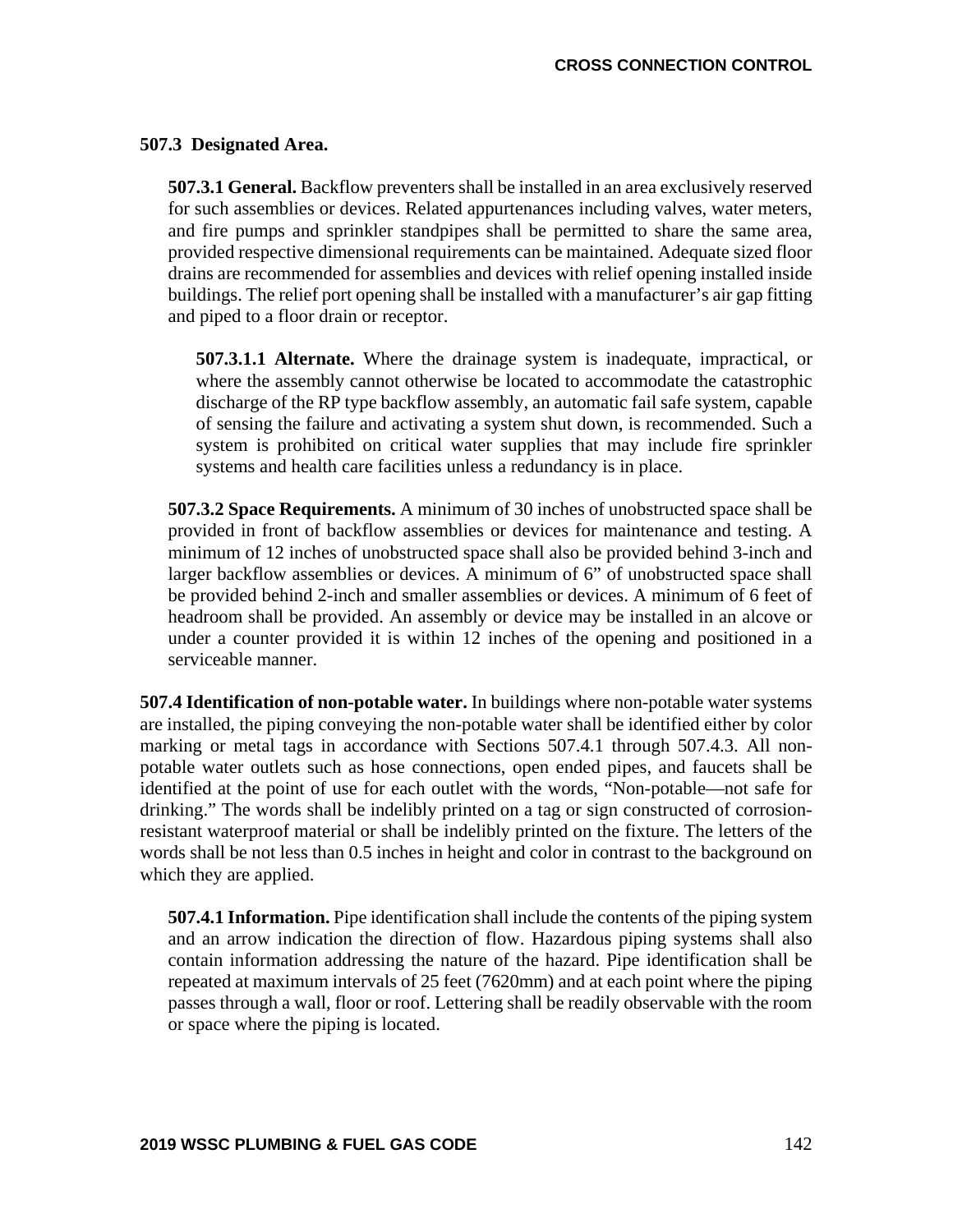### 507.3 Designated Area.

**507.3.1 General.** Backflow preventers shall be installed in an area exclusively reserved for such assemblies or devices. Related appurtenances including valves, water meters, and fire pumps and sprinkler standpipes shall be permitted to share the same area, provided respective dimensional requirements can be maintained. Adequate sized floor drains are recommended for assemblies and devices with relief opening installed inside buildings. The relief port opening shall be installed with a manufacturer's air gap fitting and piped to a floor drain or receptor.

**507.3.1.1 Alternate.** Where the drainage system is inadequate, impractical, or where the assembly cannot otherwise be located to accommodate the catastrophic discharge of the RP type backflow assembly, an automatic fail safe system, capable of sensing the failure and activating a system shut down, is recommended. Such a system is prohibited on critical water supplies that may include fire sprinkler systems and health care facilities unless a redundancy is in place.

**507.3.2 Space Requirements.** A minimum of 30 inches of unobstructed space shall be provided in front of backflow assemblies or devices for maintenance and testing. A minimum of 12 inches of unobstructed space shall also be provided behind 3-inch and larger backflow assemblies or devices. A minimum of 6" of unobstructed space shall be provided behind 2-inch and smaller assemblies or devices. A minimum of 6 feet of headroom shall be provided. An assembly or device may be installed in an alcove or under a counter provided it is within 12 inches of the opening and positioned in a serviceable manner.

**507.4 Identification of non-potable water.** In buildings where non-potable water systems are installed, the piping conveying the non-potable water shall be identified either by color marking or metal tags in accordance with Sections 507.4.1 through 507.4.3. All non-potable water outlets such as hose connections, open ended pipes, and faucets shall be identified at the point of use for each outlet with the words, "Non-potable—not safe for drinking." The words shall be indelibly printed on a tag or sign constructed of corrosion-resistant waterproof material or shall be indelibly printed on the fixture. The letters of the words shall be not less than 0.5 inches in height and color in contrast to the background on which they are applied.

**507.4.1 Information.** Pipe identification shall include the contents of the piping system and an arrow indication the direction of flow. Hazardous piping systems shall also contain information addressing the nature of the hazard. Pipe identification shall be repeated at maximum intervals of 25 feet (7620mm) and at each point where the piping passes through a wall, floor or roof. Lettering shall be readily observable with the room or space where the piping is located.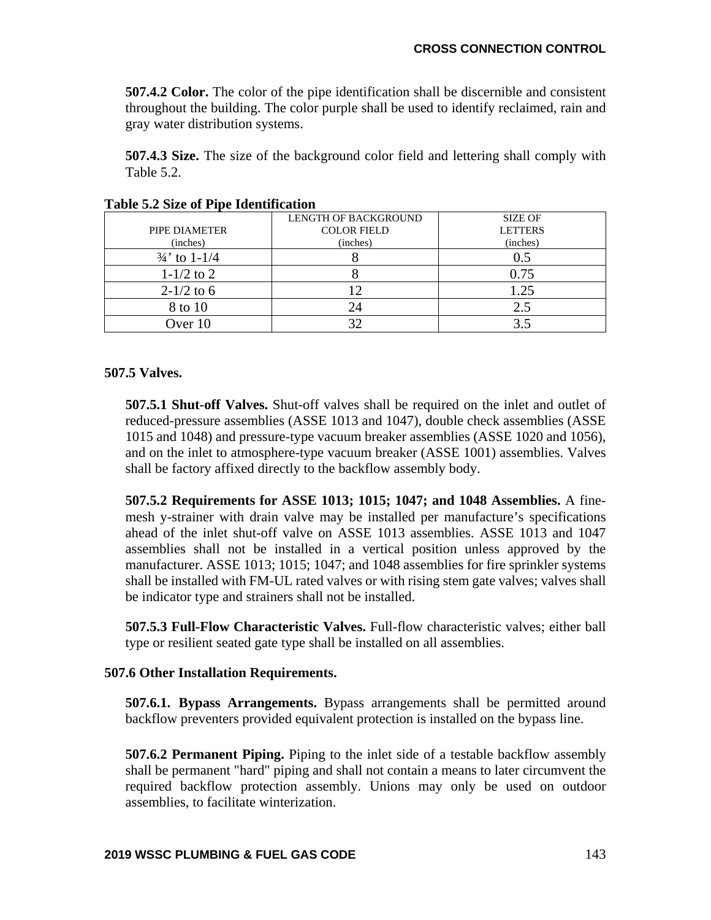**507.4.2 Color.** The color of the pipe identification shall be discernible and consistent throughout the building. The color purple shall be used to identify reclaimed, rain and gray water distribution systems.

**507.4.3 Size.** The size of the background color field and lettering shall comply with Table 5.2.

**Table 5.2 Size of Pipe Identification**

| PIPE DIAMETER (inches) | LENGTH OF BACKGROUND COLOR FIELD (inches) | SIZE OF LETTERS (inches) |
|---|---|---|
| ¾' to 1-1/4 | 8 | 0.5 |
| 1-1/2 to 2 | 8 | 0.75 |
| 2-1/2 to 6 | 12 | 1.25 |
| 8 to 10 | 24 | 2.5 |
| Over 10 | 32 | 3.5 |

### 507.5 Valves.

**507.5.1 Shut-off Valves.** Shut-off valves shall be required on the inlet and outlet of reduced-pressure assemblies (ASSE 1013 and 1047), double check assemblies (ASSE 1015 and 1048) and pressure-type vacuum breaker assemblies (ASSE 1020 and 1056), and on the inlet to atmosphere-type vacuum breaker (ASSE 1001) assemblies. Valves shall be factory affixed directly to the backflow assembly body.

**507.5.2 Requirements for ASSE 1013; 1015; 1047; and 1048 Assemblies.** A fine-mesh y-strainer with drain valve may be installed per manufacture's specifications ahead of the inlet shut-off valve on ASSE 1013 assemblies. ASSE 1013 and 1047 assemblies shall not be installed in a vertical position unless approved by the manufacturer. ASSE 1013; 1015; 1047; and 1048 assemblies for fire sprinkler systems shall be installed with FM-UL rated valves or with rising stem gate valves; valves shall be indicator type and strainers shall not be installed.

**507.5.3 Full-Flow Characteristic Valves.** Full-flow characteristic valves; either ball type or resilient seated gate type shall be installed on all assemblies.

### 507.6 Other Installation Requirements.

**507.6.1. Bypass Arrangements.** Bypass arrangements shall be permitted around backflow preventers provided equivalent protection is installed on the bypass line.

**507.6.2 Permanent Piping.** Piping to the inlet side of a testable backflow assembly shall be permanent "hard" piping and shall not contain a means to later circumvent the required backflow protection assembly. Unions may only be used on outdoor assemblies, to facilitate winterization.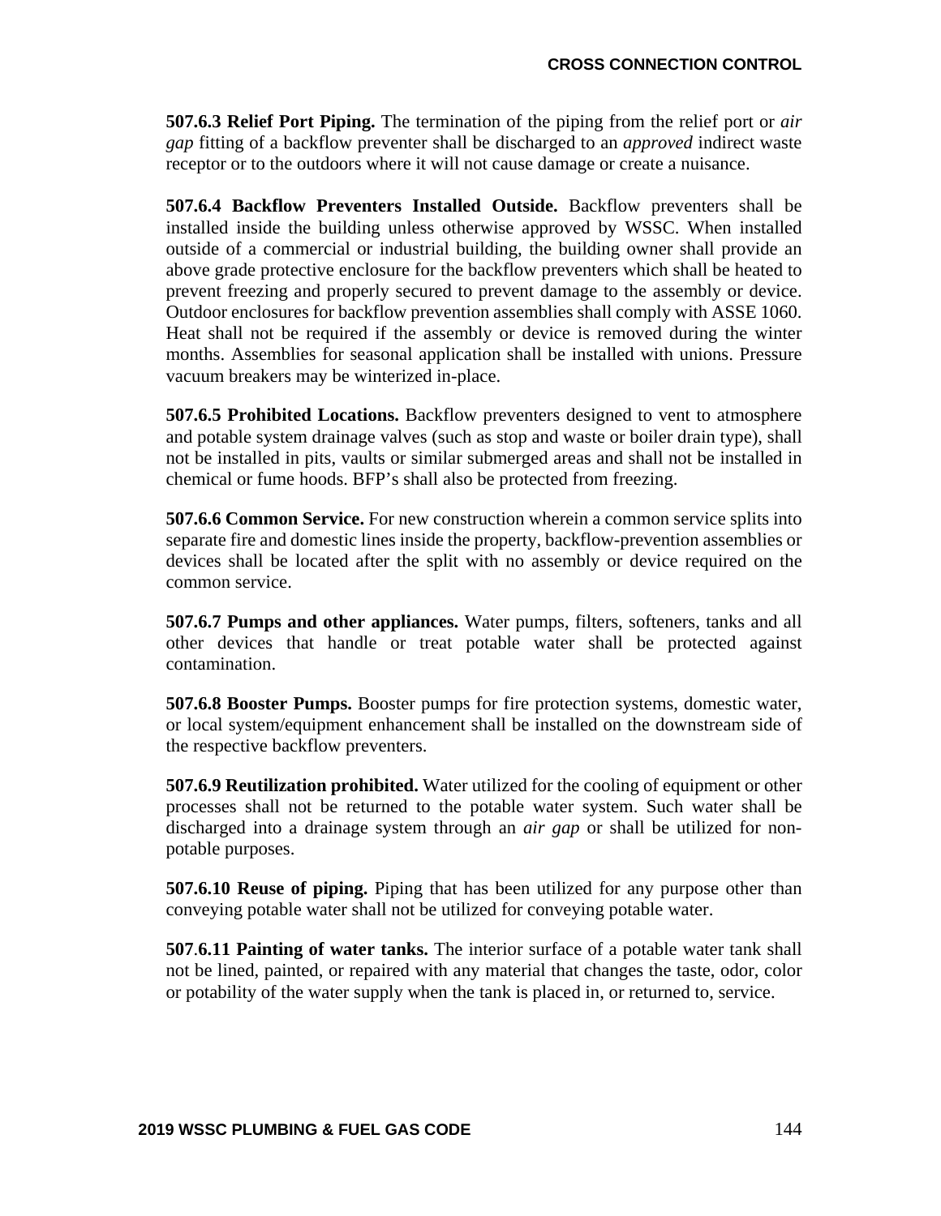**507.6.3 Relief Port Piping.** The termination of the piping from the relief port or *air gap* fitting of a backflow preventer shall be discharged to an *approved* indirect waste receptor or to the outdoors where it will not cause damage or create a nuisance.

**507.6.4 Backflow Preventers Installed Outside.** Backflow preventers shall be installed inside the building unless otherwise approved by WSSC. When installed outside of a commercial or industrial building, the building owner shall provide an above grade protective enclosure for the backflow preventers which shall be heated to prevent freezing and properly secured to prevent damage to the assembly or device. Outdoor enclosures for backflow prevention assemblies shall comply with ASSE 1060. Heat shall not be required if the assembly or device is removed during the winter months. Assemblies for seasonal application shall be installed with unions. Pressure vacuum breakers may be winterized in-place.

**507.6.5 Prohibited Locations.** Backflow preventers designed to vent to atmosphere and potable system drainage valves (such as stop and waste or boiler drain type), shall not be installed in pits, vaults or similar submerged areas and shall not be installed in chemical or fume hoods. BFP's shall also be protected from freezing.

**507.6.6 Common Service.** For new construction wherein a common service splits into separate fire and domestic lines inside the property, backflow-prevention assemblies or devices shall be located after the split with no assembly or device required on the common service.

**507.6.7 Pumps and other appliances.** Water pumps, filters, softeners, tanks and all other devices that handle or treat potable water shall be protected against contamination.

**507.6.8 Booster Pumps.** Booster pumps for fire protection systems, domestic water, or local system/equipment enhancement shall be installed on the downstream side of the respective backflow preventers.

**507.6.9 Reutilization prohibited.** Water utilized for the cooling of equipment or other processes shall not be returned to the potable water system. Such water shall be discharged into a drainage system through an *air gap* or shall be utilized for non-potable purposes.

**507.6.10 Reuse of piping.** Piping that has been utilized for any purpose other than conveying potable water shall not be utilized for conveying potable water.

**507.6.11 Painting of water tanks.** The interior surface of a potable water tank shall not be lined, painted, or repaired with any material that changes the taste, odor, color or potability of the water supply when the tank is placed in, or returned to, service.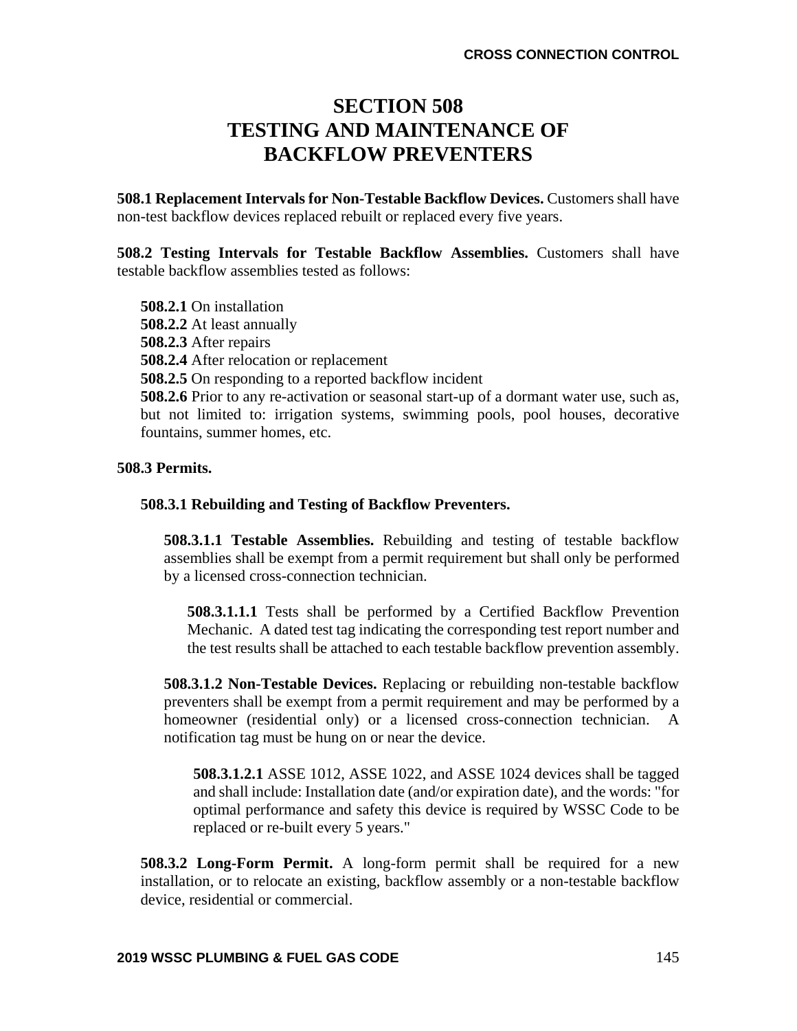# SECTION 508
# TESTING AND MAINTENANCE OF BACKFLOW PREVENTERS

**508.1 Replacement Intervals for Non-Testable Backflow Devices.** Customers shall have non-test backflow devices replaced rebuilt or replaced every five years.

**508.2 Testing Intervals for Testable Backflow Assemblies.** Customers shall have testable backflow assemblies tested as follows:

**508.2.1** On installation
**508.2.2** At least annually
**508.2.3** After repairs
**508.2.4** After relocation or replacement
**508.2.5** On responding to a reported backflow incident
**508.2.6** Prior to any re-activation or seasonal start-up of a dormant water use, such as, but not limited to: irrigation systems, swimming pools, pool houses, decorative fountains, summer homes, etc.

**508.3 Permits.**

**508.3.1 Rebuilding and Testing of Backflow Preventers.**

**508.3.1.1 Testable Assemblies.** Rebuilding and testing of testable backflow assemblies shall be exempt from a permit requirement but shall only be performed by a licensed cross-connection technician.

**508.3.1.1.1** Tests shall be performed by a Certified Backflow Prevention Mechanic. A dated test tag indicating the corresponding test report number and the test results shall be attached to each testable backflow prevention assembly.

**508.3.1.2 Non-Testable Devices.** Replacing or rebuilding non-testable backflow preventers shall be exempt from a permit requirement and may be performed by a homeowner (residential only) or a licensed cross-connection technician. A notification tag must be hung on or near the device.

**508.3.1.2.1** ASSE 1012, ASSE 1022, and ASSE 1024 devices shall be tagged and shall include: Installation date (and/or expiration date), and the words: "for optimal performance and safety this device is required by WSSC Code to be replaced or re-built every 5 years."

**508.3.2 Long-Form Permit.** A long-form permit shall be required for a new installation, or to relocate an existing, backflow assembly or a non-testable backflow device, residential or commercial.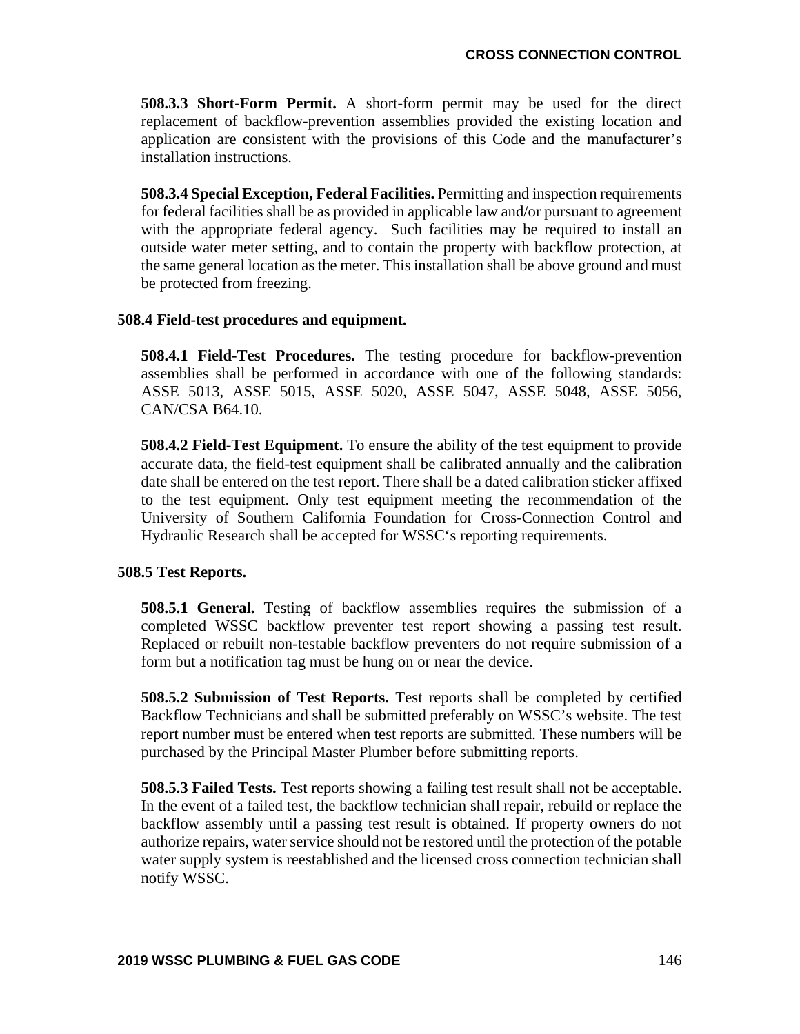**508.3.3 Short-Form Permit.** A short-form permit may be used for the direct replacement of backflow-prevention assemblies provided the existing location and application are consistent with the provisions of this Code and the manufacturer's installation instructions.

**508.3.4 Special Exception, Federal Facilities.** Permitting and inspection requirements for federal facilities shall be as provided in applicable law and/or pursuant to agreement with the appropriate federal agency. Such facilities may be required to install an outside water meter setting, and to contain the property with backflow protection, at the same general location as the meter. This installation shall be above ground and must be protected from freezing.

**508.4 Field-test procedures and equipment.**

**508.4.1 Field-Test Procedures.** The testing procedure for backflow-prevention assemblies shall be performed in accordance with one of the following standards: ASSE 5013, ASSE 5015, ASSE 5020, ASSE 5047, ASSE 5048, ASSE 5056, CAN/CSA B64.10.

**508.4.2 Field-Test Equipment.** To ensure the ability of the test equipment to provide accurate data, the field-test equipment shall be calibrated annually and the calibration date shall be entered on the test report. There shall be a dated calibration sticker affixed to the test equipment. Only test equipment meeting the recommendation of the University of Southern California Foundation for Cross-Connection Control and Hydraulic Research shall be accepted for WSSC's reporting requirements.

**508.5 Test Reports.**

**508.5.1 General.** Testing of backflow assemblies requires the submission of a completed WSSC backflow preventer test report showing a passing test result. Replaced or rebuilt non-testable backflow preventers do not require submission of a form but a notification tag must be hung on or near the device.

**508.5.2 Submission of Test Reports.** Test reports shall be completed by certified Backflow Technicians and shall be submitted preferably on WSSC's website. The test report number must be entered when test reports are submitted. These numbers will be purchased by the Principal Master Plumber before submitting reports.

**508.5.3 Failed Tests.** Test reports showing a failing test result shall not be acceptable. In the event of a failed test, the backflow technician shall repair, rebuild or replace the backflow assembly until a passing test result is obtained. If property owners do not authorize repairs, water service should not be restored until the protection of the potable water supply system is reestablished and the licensed cross connection technician shall notify WSSC.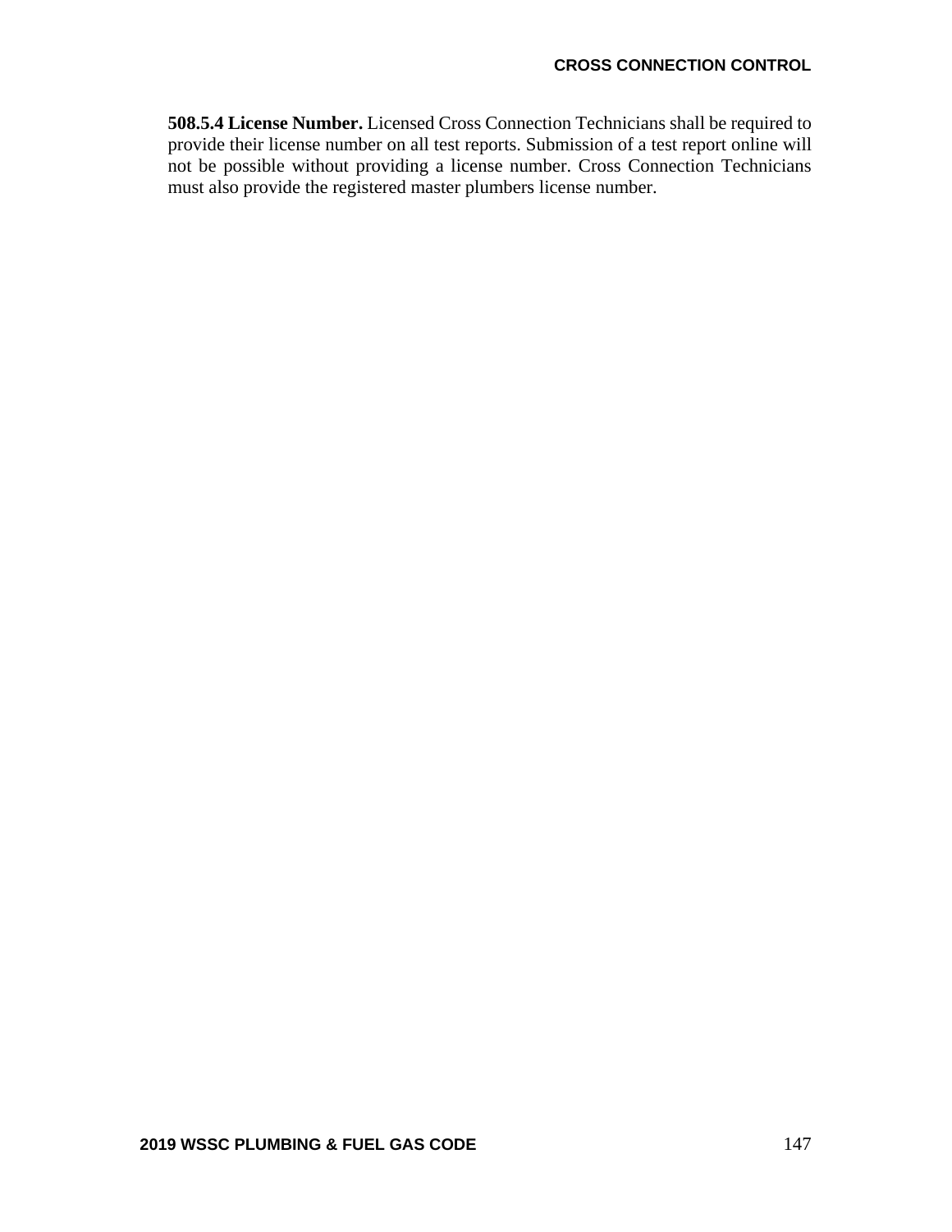**508.5.4 License Number.** Licensed Cross Connection Technicians shall be required to provide their license number on all test reports. Submission of a test report online will not be possible without providing a license number. Cross Connection Technicians must also provide the registered master plumbers license number.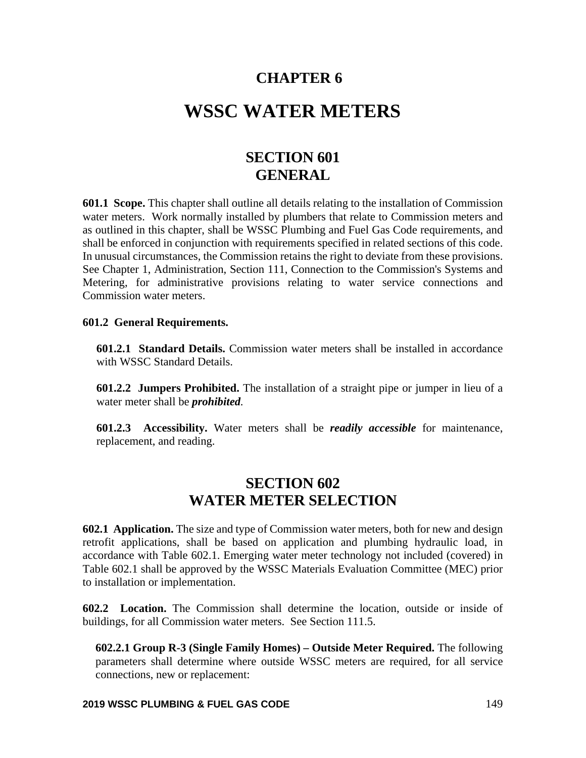# CHAPTER 6

# WSSC WATER METERS

## SECTION 601
## GENERAL

**601.1 Scope.** This chapter shall outline all details relating to the installation of Commission water meters. Work normally installed by plumbers that relate to Commission meters and as outlined in this chapter, shall be WSSC Plumbing and Fuel Gas Code requirements, and shall be enforced in conjunction with requirements specified in related sections of this code. In unusual circumstances, the Commission retains the right to deviate from these provisions. See Chapter 1, Administration, Section 111, Connection to the Commission's Systems and Metering, for administrative provisions relating to water service connections and Commission water meters.

**601.2 General Requirements.**

**601.2.1 Standard Details.** Commission water meters shall be installed in accordance with WSSC Standard Details.

**601.2.2 Jumpers Prohibited.** The installation of a straight pipe or jumper in lieu of a water meter shall be ***prohibited***.

**601.2.3 Accessibility.** Water meters shall be ***readily accessible*** for maintenance, replacement, and reading.

## SECTION 602
## WATER METER SELECTION

**602.1 Application.** The size and type of Commission water meters, both for new and design retrofit applications, shall be based on application and plumbing hydraulic load, in accordance with Table 602.1. Emerging water meter technology not included (covered) in Table 602.1 shall be approved by the WSSC Materials Evaluation Committee (MEC) prior to installation or implementation.

**602.2 Location.** The Commission shall determine the location, outside or inside of buildings, for all Commission water meters. See Section 111.5.

**602.2.1 Group R-3 (Single Family Homes) – Outside Meter Required.** The following parameters shall determine where outside WSSC meters are required, for all service connections, new or replacement: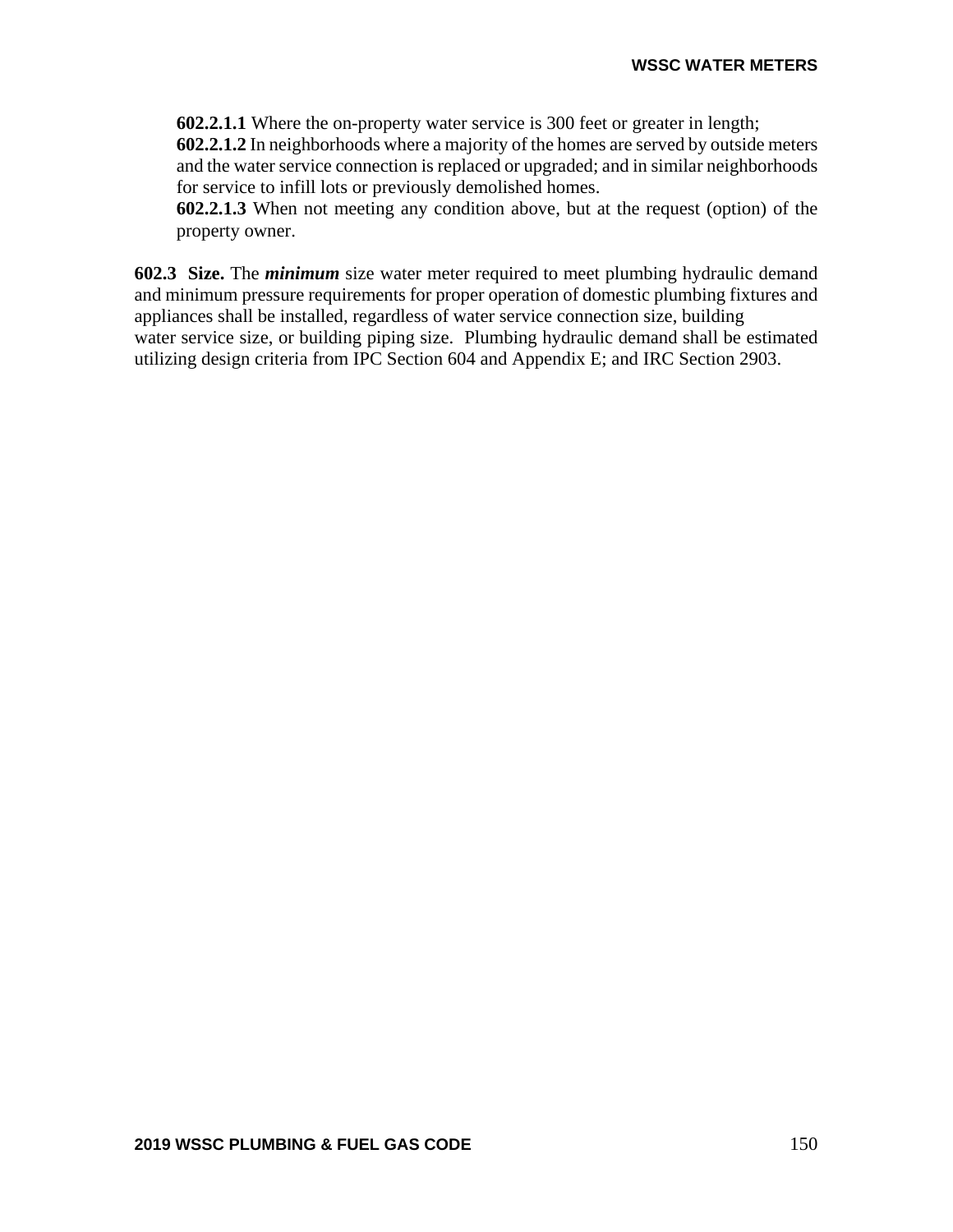**602.2.1.1** Where the on-property water service is 300 feet or greater in length;

**602.2.1.2** In neighborhoods where a majority of the homes are served by outside meters and the water service connection is replaced or upgraded; and in similar neighborhoods for service to infill lots or previously demolished homes.

**602.2.1.3** When not meeting any condition above, but at the request (option) of the property owner.

**602.3 Size.** The ***minimum*** size water meter required to meet plumbing hydraulic demand and minimum pressure requirements for proper operation of domestic plumbing fixtures and appliances shall be installed, regardless of water service connection size, building water service size, or building piping size. Plumbing hydraulic demand shall be estimated utilizing design criteria from IPC Section 604 and Appendix E; and IRC Section 2903.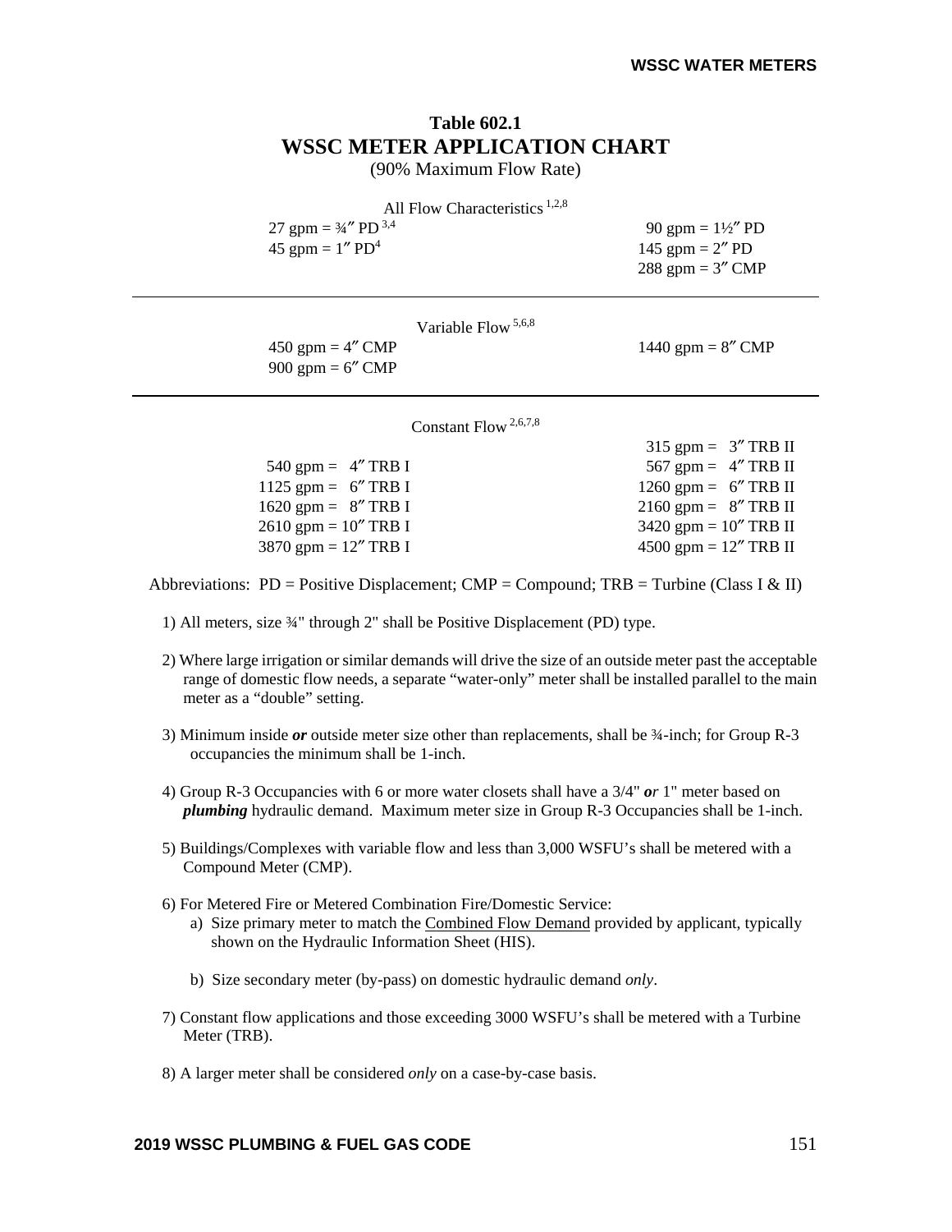## Table 602.1
# WSSC METER APPLICATION CHART

(90% Maximum Flow Rate)

All Flow Characteristics [1,2,8]

| | |
|---|---|
| 27 gpm = ¾″ PD [3,4] | 90 gpm = 1½″ PD |
| 45 gpm = 1″ PD [4] | 145 gpm = 2″ PD |
| | 288 gpm = 3″ CMP |

Variable Flow [5,6,8]

| | |
|---|---|
| 450 gpm = 4″ CMP | 1440 gpm = 8″ CMP |
| 900 gpm = 6″ CMP | |

Constant Flow [2,6,7,8]

| | |
|---|---|
| | 315 gpm = 3″ TRB II |
| 540 gpm = 4″ TRB I | 567 gpm = 4″ TRB II |
| 1125 gpm = 6″ TRB I | 1260 gpm = 6″ TRB II |
| 1620 gpm = 8″ TRB I | 2160 gpm = 8″ TRB II |
| 2610 gpm = 10″ TRB I | 3420 gpm = 10″ TRB II |
| 3870 gpm = 12″ TRB I | 4500 gpm = 12″ TRB II |

Abbreviations: PD = Positive Displacement; CMP = Compound; TRB = Turbine (Class I & II)

1) All meters, size ¾" through 2" shall be Positive Displacement (PD) type.

2) Where large irrigation or similar demands will drive the size of an outside meter past the acceptable range of domestic flow needs, a separate "water-only" meter shall be installed parallel to the main meter as a "double" setting.

3) Minimum inside ***or*** outside meter size other than replacements, shall be ¾-inch; for Group R-3 occupancies the minimum shall be 1-inch.

4) Group R-3 Occupancies with 6 or more water closets shall have a 3/4" ***or*** 1" meter based on ***plumbing*** hydraulic demand. Maximum meter size in Group R-3 Occupancies shall be 1-inch.

5) Buildings/Complexes with variable flow and less than 3,000 WSFU's shall be metered with a Compound Meter (CMP).

6) For Metered Fire or Metered Combination Fire/Domestic Service:
   a) Size primary meter to match the Combined Flow Demand provided by applicant, typically shown on the Hydraulic Information Sheet (HIS).

   b) Size secondary meter (by-pass) on domestic hydraulic demand *only*.

7) Constant flow applications and those exceeding 3000 WSFU's shall be metered with a Turbine Meter (TRB).

8) A larger meter shall be considered *only* on a case-by-case basis.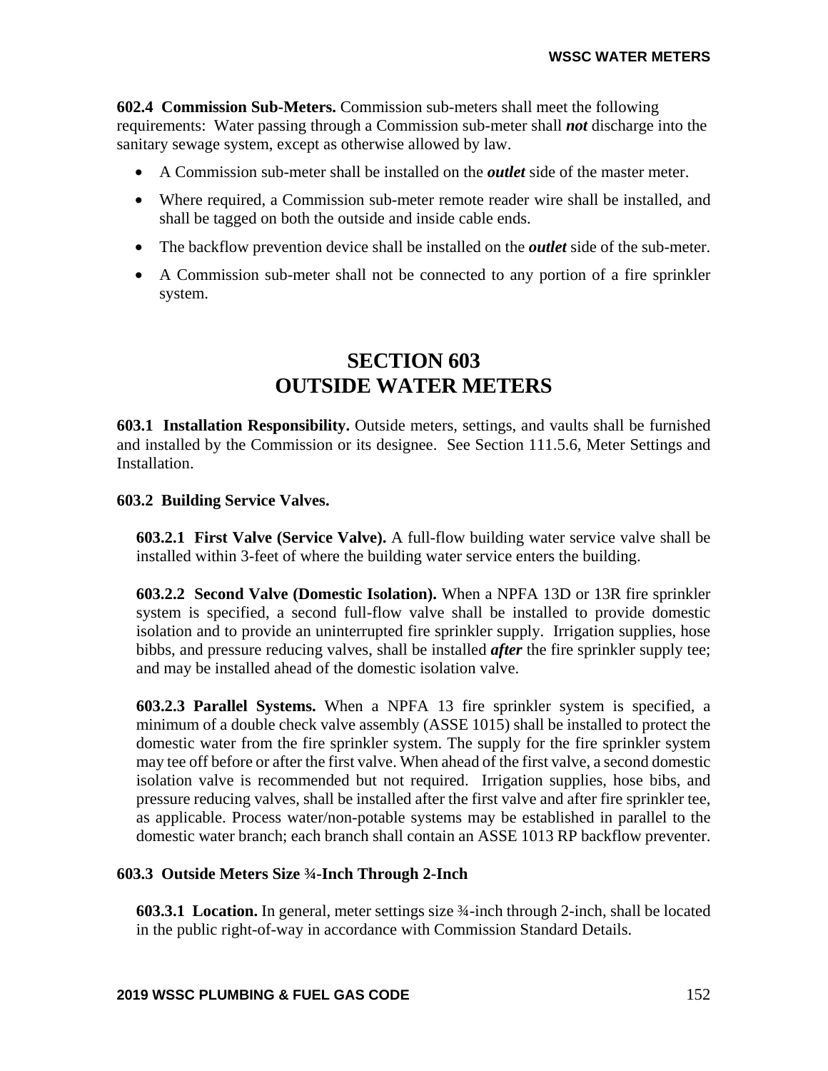**602.4 Commission Sub-Meters.** Commission sub-meters shall meet the following requirements: Water passing through a Commission sub-meter shall ***not*** discharge into the sanitary sewage system, except as otherwise allowed by law.

- A Commission sub-meter shall be installed on the ***outlet*** side of the master meter.
- Where required, a Commission sub-meter remote reader wire shall be installed, and shall be tagged on both the outside and inside cable ends.
- The backflow prevention device shall be installed on the ***outlet*** side of the sub-meter.
- A Commission sub-meter shall not be connected to any portion of a fire sprinkler system.

# SECTION 603
# OUTSIDE WATER METERS

**603.1 Installation Responsibility.** Outside meters, settings, and vaults shall be furnished and installed by the Commission or its designee. See Section 111.5.6, Meter Settings and Installation.

**603.2 Building Service Valves.**

**603.2.1 First Valve (Service Valve).** A full-flow building water service valve shall be installed within 3-feet of where the building water service enters the building.

**603.2.2 Second Valve (Domestic Isolation).** When a NPFA 13D or 13R fire sprinkler system is specified, a second full-flow valve shall be installed to provide domestic isolation and to provide an uninterrupted fire sprinkler supply. Irrigation supplies, hose bibbs, and pressure reducing valves, shall be installed ***after*** the fire sprinkler supply tee; and may be installed ahead of the domestic isolation valve.

**603.2.3 Parallel Systems.** When a NPFA 13 fire sprinkler system is specified, a minimum of a double check valve assembly (ASSE 1015) shall be installed to protect the domestic water from the fire sprinkler system. The supply for the fire sprinkler system may tee off before or after the first valve. When ahead of the first valve, a second domestic isolation valve is recommended but not required. Irrigation supplies, hose bibs, and pressure reducing valves, shall be installed after the first valve and after fire sprinkler tee, as applicable. Process water/non-potable systems may be established in parallel to the domestic water branch; each branch shall contain an ASSE 1013 RP backflow preventer.

**603.3 Outside Meters Size ¾-Inch Through 2-Inch**

**603.3.1 Location.** In general, meter settings size ¾-inch through 2-inch, shall be located in the public right-of-way in accordance with Commission Standard Details.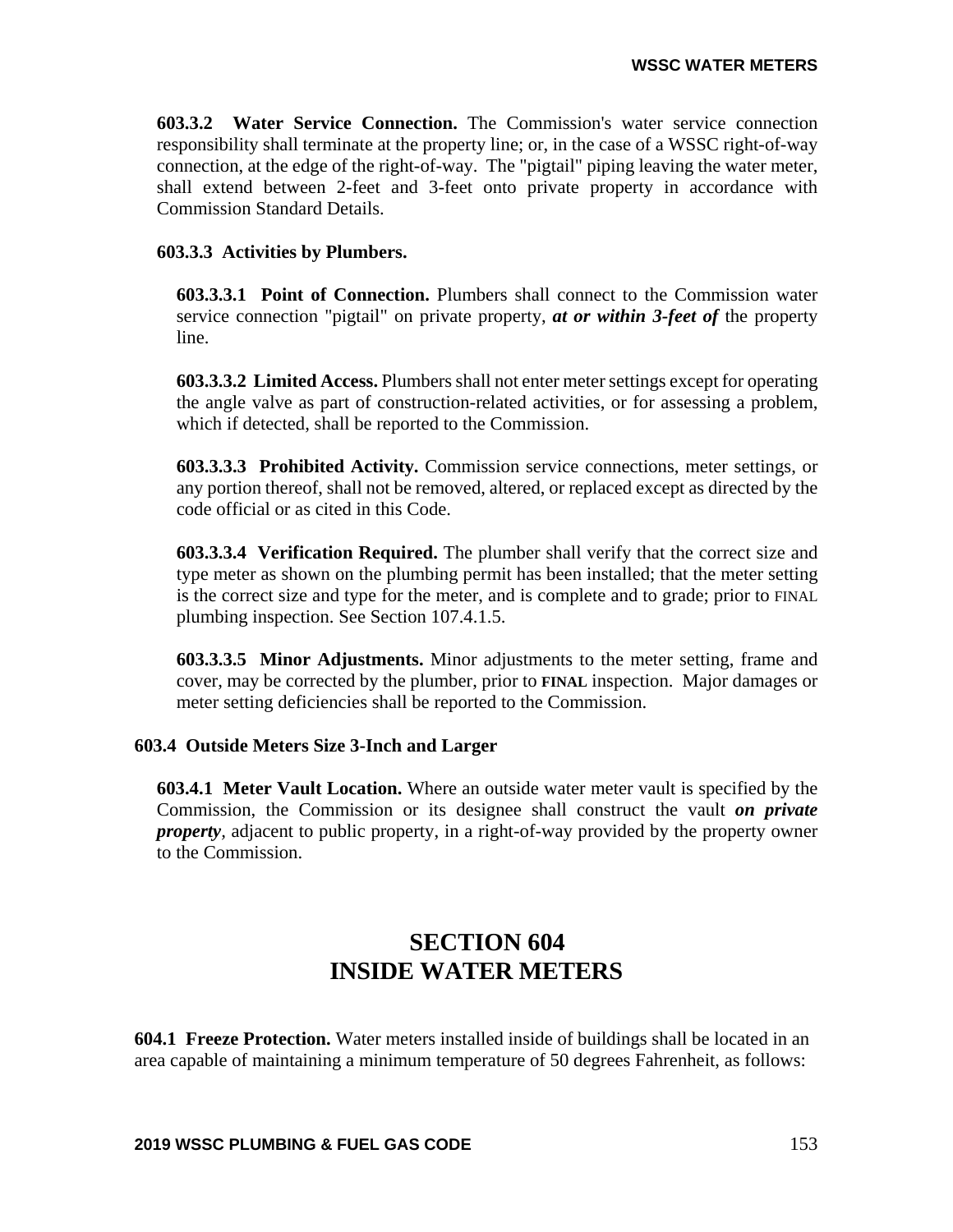**603.3.2 Water Service Connection.** The Commission's water service connection responsibility shall terminate at the property line; or, in the case of a WSSC right-of-way connection, at the edge of the right-of-way. The "pigtail" piping leaving the water meter, shall extend between 2-feet and 3-feet onto private property in accordance with Commission Standard Details.

**603.3.3 Activities by Plumbers.**

**603.3.3.1 Point of Connection.** Plumbers shall connect to the Commission water service connection "pigtail" on private property, ***at or within 3-feet of*** the property line.

**603.3.3.2 Limited Access.** Plumbers shall not enter meter settings except for operating the angle valve as part of construction-related activities, or for assessing a problem, which if detected, shall be reported to the Commission.

**603.3.3.3 Prohibited Activity.** Commission service connections, meter settings, or any portion thereof, shall not be removed, altered, or replaced except as directed by the code official or as cited in this Code.

**603.3.3.4 Verification Required.** The plumber shall verify that the correct size and type meter as shown on the plumbing permit has been installed; that the meter setting is the correct size and type for the meter, and is complete and to grade; prior to FINAL plumbing inspection. See Section 107.4.1.5.

**603.3.3.5 Minor Adjustments.** Minor adjustments to the meter setting, frame and cover, may be corrected by the plumber, prior to **FINAL** inspection. Major damages or meter setting deficiencies shall be reported to the Commission.

**603.4 Outside Meters Size 3-Inch and Larger**

**603.4.1 Meter Vault Location.** Where an outside water meter vault is specified by the Commission, the Commission or its designee shall construct the vault ***on private property***, adjacent to public property, in a right-of-way provided by the property owner to the Commission.

# SECTION 604
# INSIDE WATER METERS

**604.1 Freeze Protection.** Water meters installed inside of buildings shall be located in an area capable of maintaining a minimum temperature of 50 degrees Fahrenheit, as follows: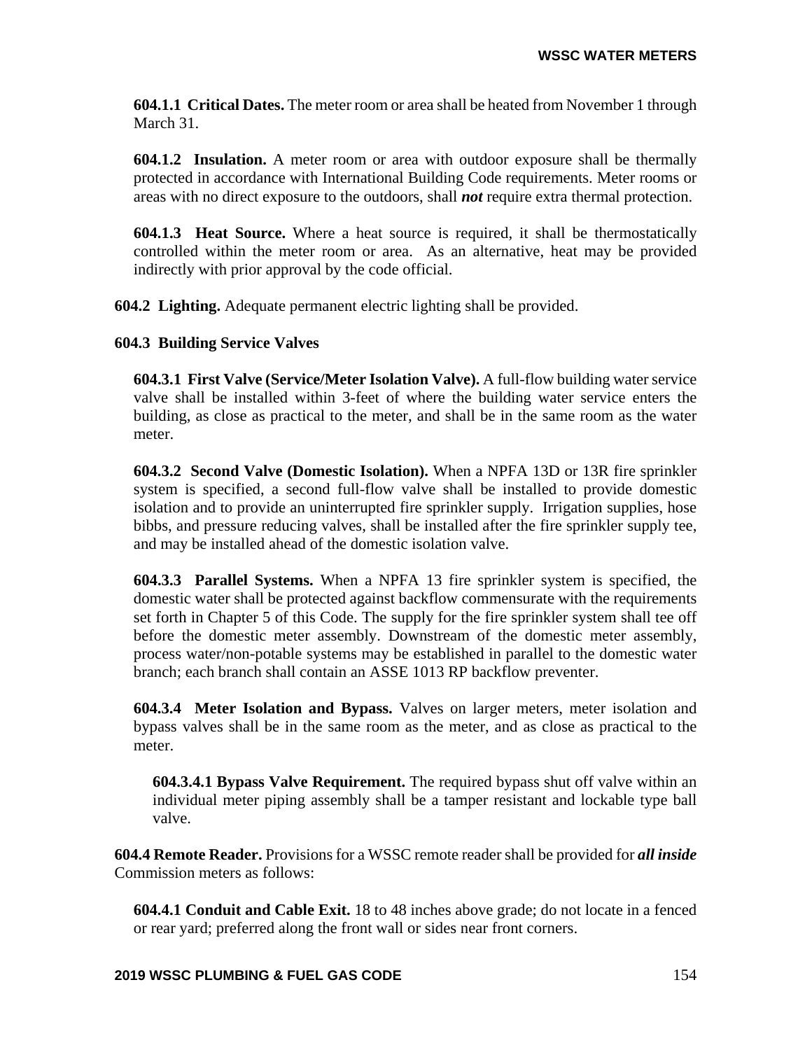**604.1.1 Critical Dates.** The meter room or area shall be heated from November 1 through March 31.

**604.1.2 Insulation.** A meter room or area with outdoor exposure shall be thermally protected in accordance with International Building Code requirements. Meter rooms or areas with no direct exposure to the outdoors, shall ***not*** require extra thermal protection.

**604.1.3 Heat Source.** Where a heat source is required, it shall be thermostatically controlled within the meter room or area. As an alternative, heat may be provided indirectly with prior approval by the code official.

**604.2 Lighting.** Adequate permanent electric lighting shall be provided.

**604.3 Building Service Valves**

**604.3.1 First Valve (Service/Meter Isolation Valve).** A full-flow building water service valve shall be installed within 3-feet of where the building water service enters the building, as close as practical to the meter, and shall be in the same room as the water meter.

**604.3.2 Second Valve (Domestic Isolation).** When a NPFA 13D or 13R fire sprinkler system is specified, a second full-flow valve shall be installed to provide domestic isolation and to provide an uninterrupted fire sprinkler supply. Irrigation supplies, hose bibbs, and pressure reducing valves, shall be installed after the fire sprinkler supply tee, and may be installed ahead of the domestic isolation valve.

**604.3.3 Parallel Systems.** When a NPFA 13 fire sprinkler system is specified, the domestic water shall be protected against backflow commensurate with the requirements set forth in Chapter 5 of this Code. The supply for the fire sprinkler system shall tee off before the domestic meter assembly. Downstream of the domestic meter assembly, process water/non-potable systems may be established in parallel to the domestic water branch; each branch shall contain an ASSE 1013 RP backflow preventer.

**604.3.4 Meter Isolation and Bypass.** Valves on larger meters, meter isolation and bypass valves shall be in the same room as the meter, and as close as practical to the meter.

**604.3.4.1 Bypass Valve Requirement.** The required bypass shut off valve within an individual meter piping assembly shall be a tamper resistant and lockable type ball valve.

**604.4 Remote Reader.** Provisions for a WSSC remote reader shall be provided for ***all inside*** Commission meters as follows:

**604.4.1 Conduit and Cable Exit.** 18 to 48 inches above grade; do not locate in a fenced or rear yard; preferred along the front wall or sides near front corners.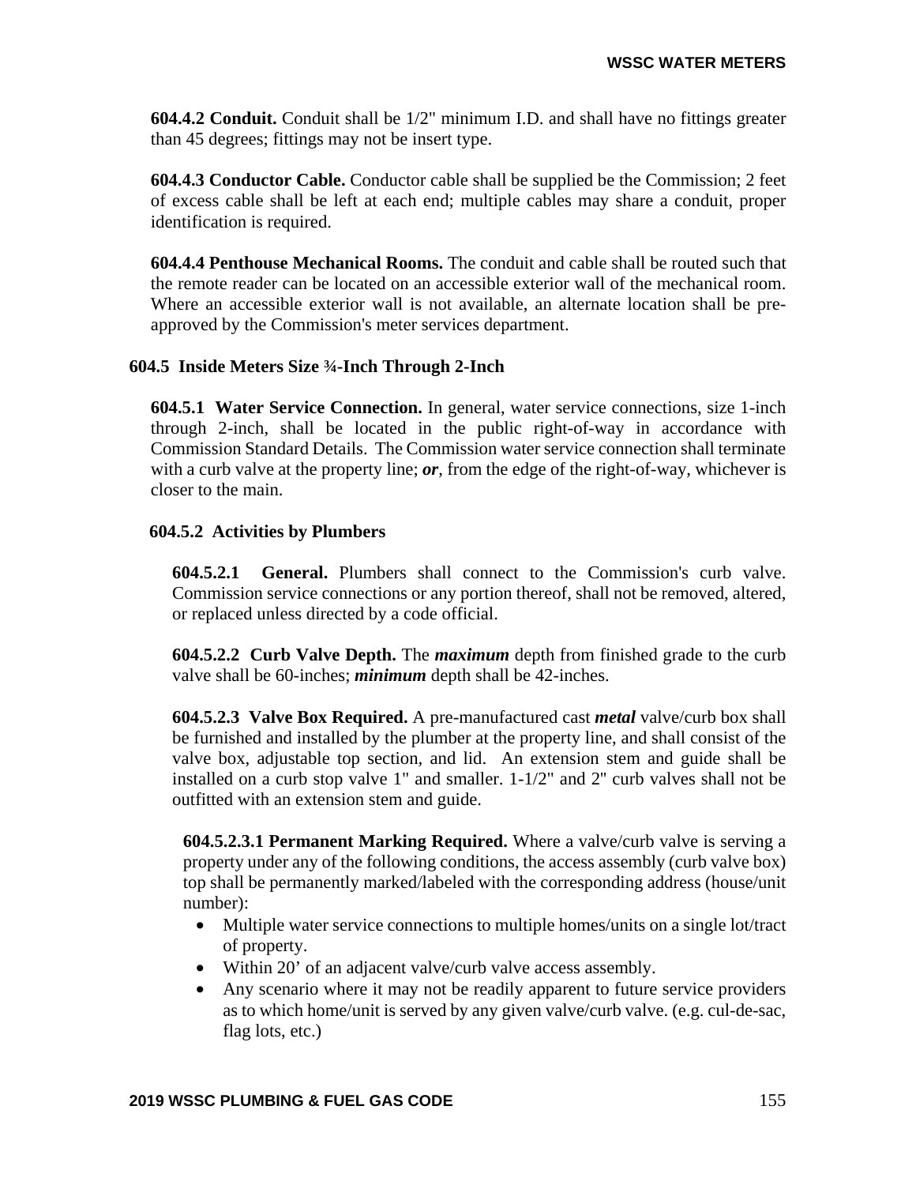**604.4.2 Conduit.** Conduit shall be 1/2" minimum I.D. and shall have no fittings greater than 45 degrees; fittings may not be insert type.

**604.4.3 Conductor Cable.** Conductor cable shall be supplied be the Commission; 2 feet of excess cable shall be left at each end; multiple cables may share a conduit, proper identification is required.

**604.4.4 Penthouse Mechanical Rooms.** The conduit and cable shall be routed such that the remote reader can be located on an accessible exterior wall of the mechanical room. Where an accessible exterior wall is not available, an alternate location shall be pre-approved by the Commission's meter services department.

### 604.5 Inside Meters Size ¾-Inch Through 2-Inch

**604.5.1 Water Service Connection.** In general, water service connections, size 1-inch through 2-inch, shall be located in the public right-of-way in accordance with Commission Standard Details. The Commission water service connection shall terminate with a curb valve at the property line; ***or***, from the edge of the right-of-way, whichever is closer to the main.

#### 604.5.2 Activities by Plumbers

**604.5.2.1 General.** Plumbers shall connect to the Commission's curb valve. Commission service connections or any portion thereof, shall not be removed, altered, or replaced unless directed by a code official.

**604.5.2.2 Curb Valve Depth.** The ***maximum*** depth from finished grade to the curb valve shall be 60-inches; ***minimum*** depth shall be 42-inches.

**604.5.2.3 Valve Box Required.** A pre-manufactured cast ***metal*** valve/curb box shall be furnished and installed by the plumber at the property line, and shall consist of the valve box, adjustable top section, and lid. An extension stem and guide shall be installed on a curb stop valve 1" and smaller. 1-1/2" and 2" curb valves shall not be outfitted with an extension stem and guide.

**604.5.2.3.1 Permanent Marking Required.** Where a valve/curb valve is serving a property under any of the following conditions, the access assembly (curb valve box) top shall be permanently marked/labeled with the corresponding address (house/unit number):

- Multiple water service connections to multiple homes/units on a single lot/tract of property.
- Within 20' of an adjacent valve/curb valve access assembly.
- Any scenario where it may not be readily apparent to future service providers as to which home/unit is served by any given valve/curb valve. (e.g. cul-de-sac, flag lots, etc.)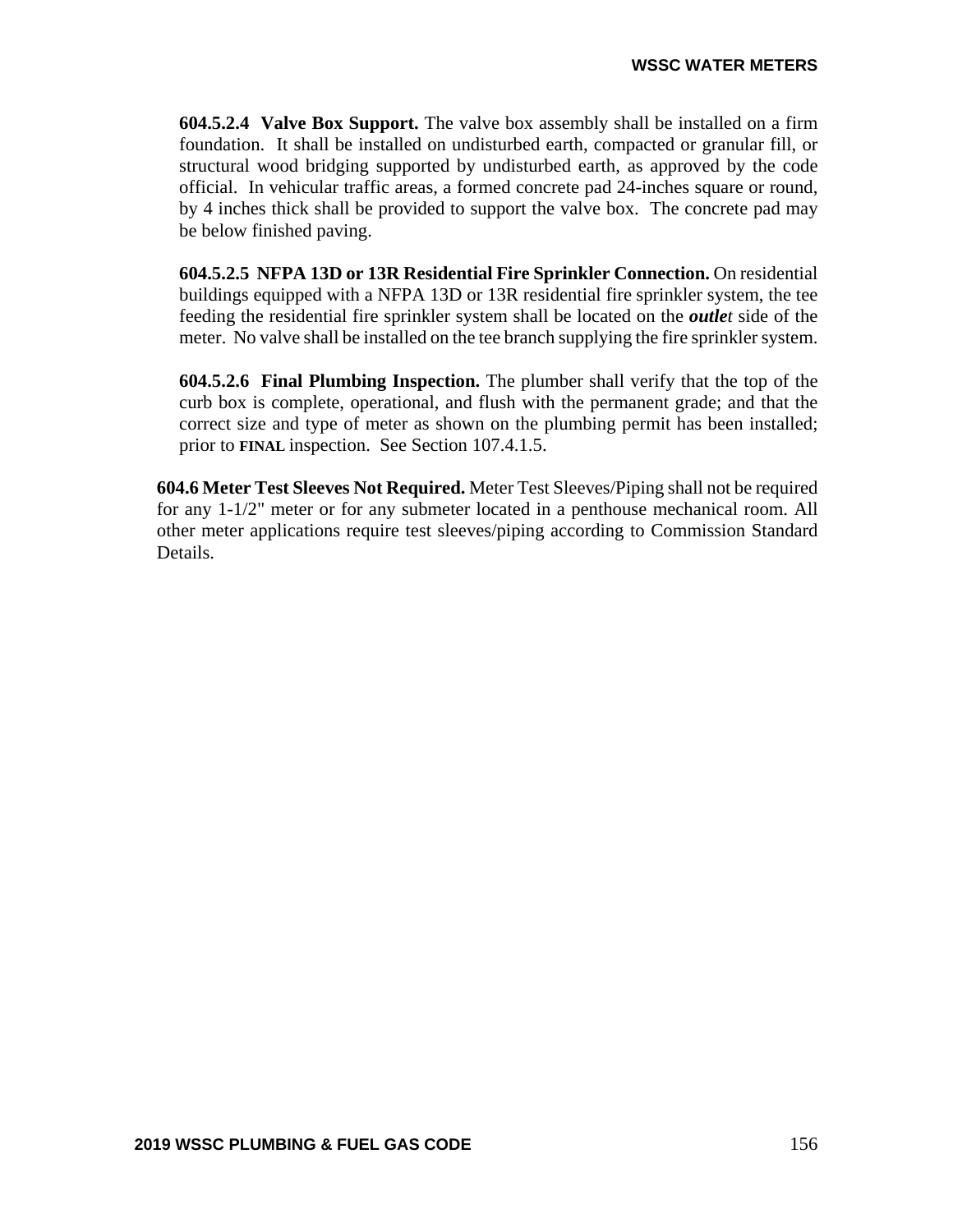**604.5.2.4 Valve Box Support.** The valve box assembly shall be installed on a firm foundation. It shall be installed on undisturbed earth, compacted or granular fill, or structural wood bridging supported by undisturbed earth, as approved by the code official. In vehicular traffic areas, a formed concrete pad 24-inches square or round, by 4 inches thick shall be provided to support the valve box. The concrete pad may be below finished paving.

**604.5.2.5 NFPA 13D or 13R Residential Fire Sprinkler Connection.** On residential buildings equipped with a NFPA 13D or 13R residential fire sprinkler system, the tee feeding the residential fire sprinkler system shall be located on the ***outle****t* side of the meter. No valve shall be installed on the tee branch supplying the fire sprinkler system.

**604.5.2.6 Final Plumbing Inspection.** The plumber shall verify that the top of the curb box is complete, operational, and flush with the permanent grade; and that the correct size and type of meter as shown on the plumbing permit has been installed; prior to **FINAL** inspection. See Section 107.4.1.5.

**604.6 Meter Test Sleeves Not Required.** Meter Test Sleeves/Piping shall not be required for any 1-1/2" meter or for any submeter located in a penthouse mechanical room. All other meter applications require test sleeves/piping according to Commission Standard Details.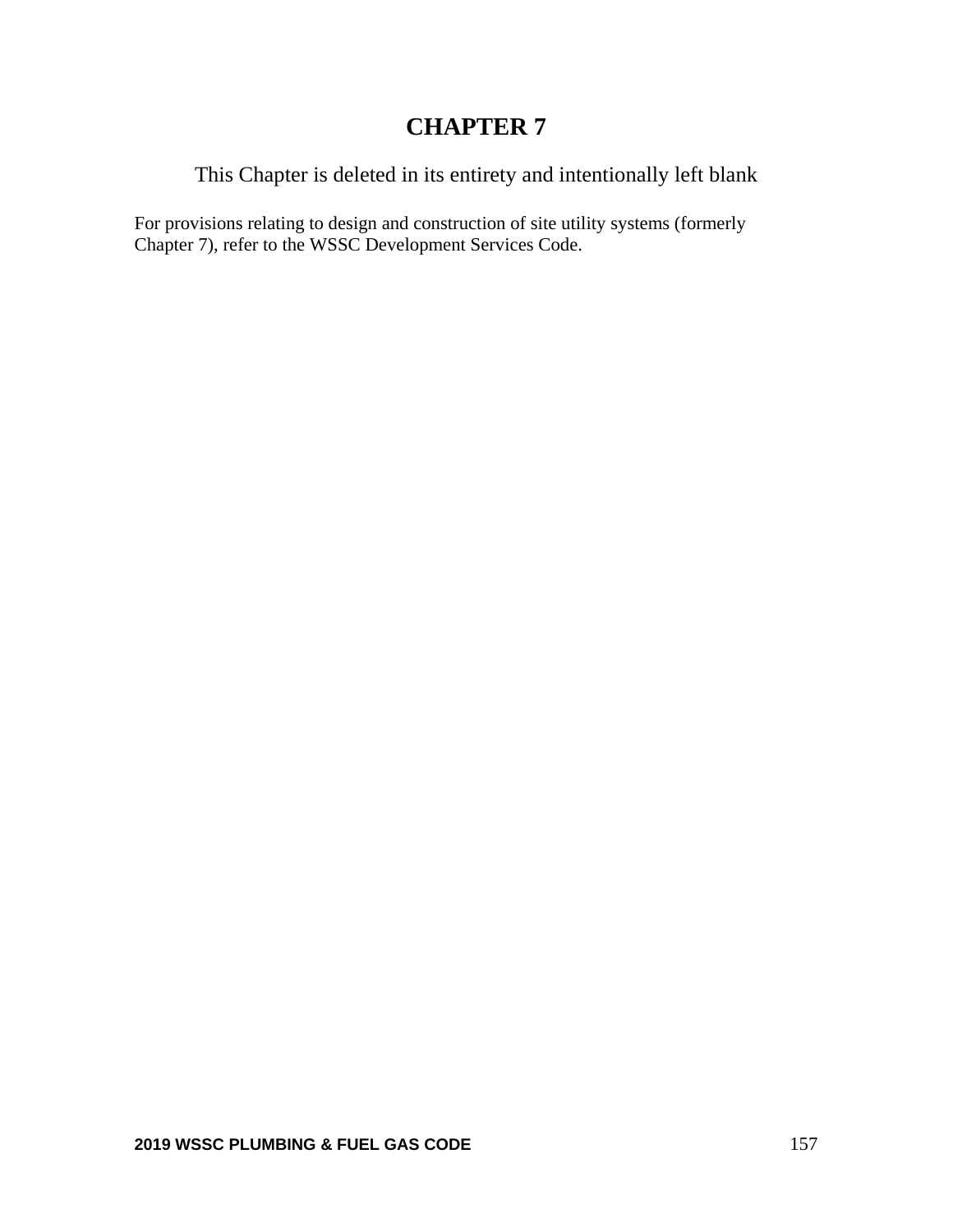# CHAPTER 7

This Chapter is deleted in its entirety and intentionally left blank

For provisions relating to design and construction of site utility systems (formerly Chapter 7), refer to the WSSC Development Services Code.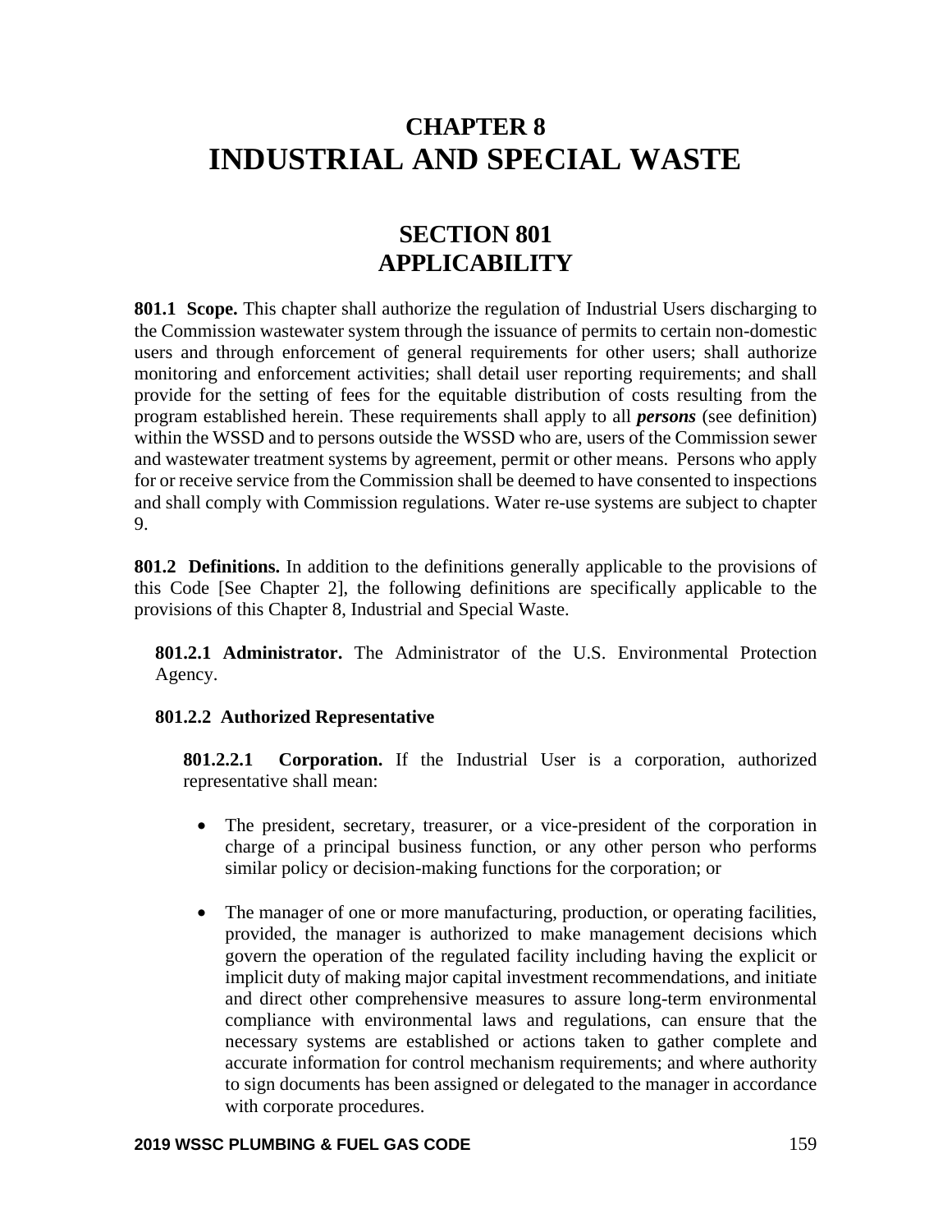# CHAPTER 8
# INDUSTRIAL AND SPECIAL WASTE

## SECTION 801
## APPLICABILITY

**801.1 Scope.** This chapter shall authorize the regulation of Industrial Users discharging to the Commission wastewater system through the issuance of permits to certain non-domestic users and through enforcement of general requirements for other users; shall authorize monitoring and enforcement activities; shall detail user reporting requirements; and shall provide for the setting of fees for the equitable distribution of costs resulting from the program established herein. These requirements shall apply to all ***persons*** (see definition) within the WSSD and to persons outside the WSSD who are, users of the Commission sewer and wastewater treatment systems by agreement, permit or other means. Persons who apply for or receive service from the Commission shall be deemed to have consented to inspections and shall comply with Commission regulations. Water re-use systems are subject to chapter 9.

**801.2 Definitions.** In addition to the definitions generally applicable to the provisions of this Code [See Chapter 2], the following definitions are specifically applicable to the provisions of this Chapter 8, Industrial and Special Waste.

**801.2.1 Administrator.** The Administrator of the U.S. Environmental Protection Agency.

**801.2.2 Authorized Representative**

**801.2.2.1 Corporation.** If the Industrial User is a corporation, authorized representative shall mean:

- The president, secretary, treasurer, or a vice-president of the corporation in charge of a principal business function, or any other person who performs similar policy or decision-making functions for the corporation; or

- The manager of one or more manufacturing, production, or operating facilities, provided, the manager is authorized to make management decisions which govern the operation of the regulated facility including having the explicit or implicit duty of making major capital investment recommendations, and initiate and direct other comprehensive measures to assure long-term environmental compliance with environmental laws and regulations, can ensure that the necessary systems are established or actions taken to gather complete and accurate information for control mechanism requirements; and where authority to sign documents has been assigned or delegated to the manager in accordance with corporate procedures.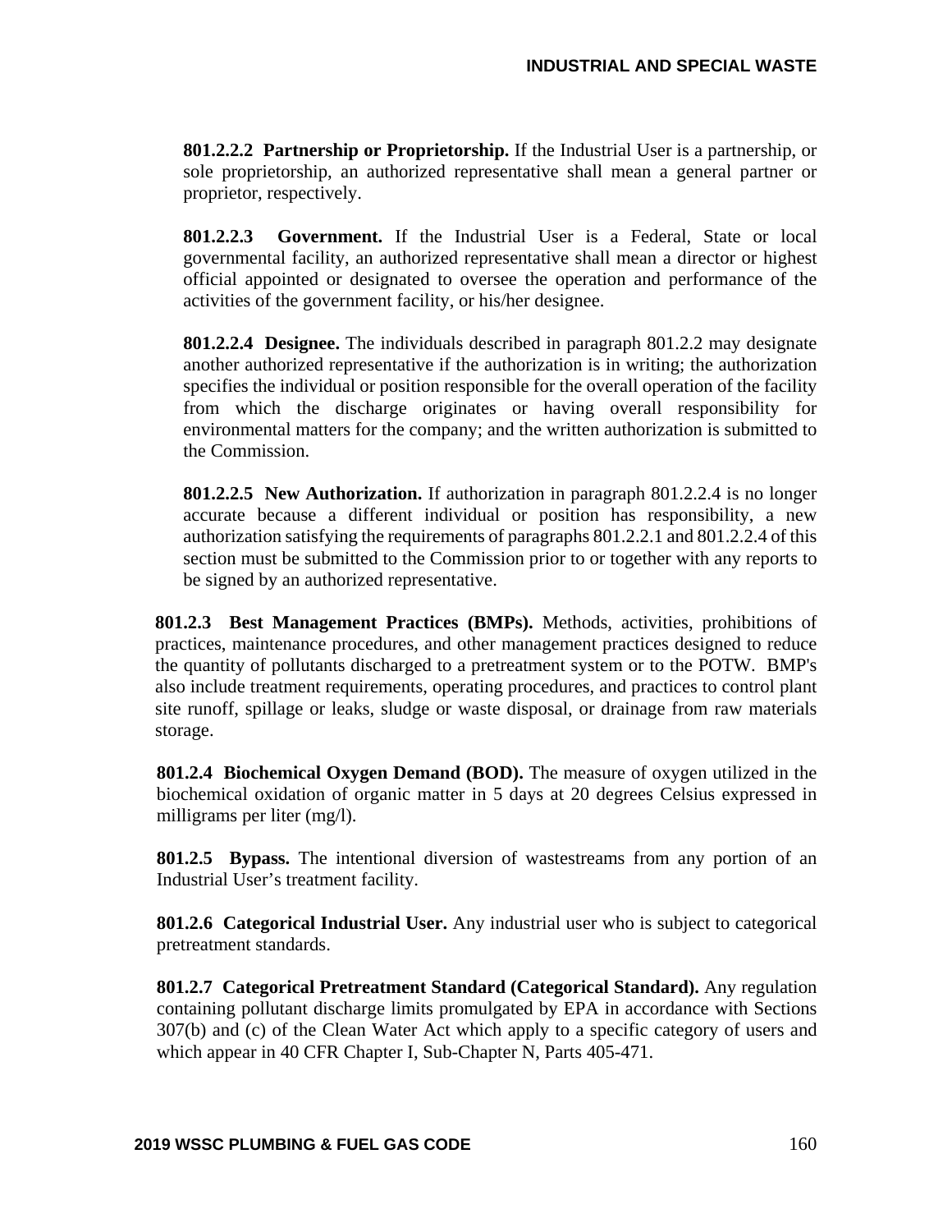**801.2.2.2 Partnership or Proprietorship.** If the Industrial User is a partnership, or sole proprietorship, an authorized representative shall mean a general partner or proprietor, respectively.

**801.2.2.3 Government.** If the Industrial User is a Federal, State or local governmental facility, an authorized representative shall mean a director or highest official appointed or designated to oversee the operation and performance of the activities of the government facility, or his/her designee.

**801.2.2.4 Designee.** The individuals described in paragraph 801.2.2 may designate another authorized representative if the authorization is in writing; the authorization specifies the individual or position responsible for the overall operation of the facility from which the discharge originates or having overall responsibility for environmental matters for the company; and the written authorization is submitted to the Commission.

**801.2.2.5 New Authorization.** If authorization in paragraph 801.2.2.4 is no longer accurate because a different individual or position has responsibility, a new authorization satisfying the requirements of paragraphs 801.2.2.1 and 801.2.2.4 of this section must be submitted to the Commission prior to or together with any reports to be signed by an authorized representative.

**801.2.3 Best Management Practices (BMPs).** Methods, activities, prohibitions of practices, maintenance procedures, and other management practices designed to reduce the quantity of pollutants discharged to a pretreatment system or to the POTW. BMP's also include treatment requirements, operating procedures, and practices to control plant site runoff, spillage or leaks, sludge or waste disposal, or drainage from raw materials storage.

**801.2.4 Biochemical Oxygen Demand (BOD).** The measure of oxygen utilized in the biochemical oxidation of organic matter in 5 days at 20 degrees Celsius expressed in milligrams per liter (mg/l).

**801.2.5 Bypass.** The intentional diversion of wastestreams from any portion of an Industrial User's treatment facility.

**801.2.6 Categorical Industrial User.** Any industrial user who is subject to categorical pretreatment standards.

**801.2.7 Categorical Pretreatment Standard (Categorical Standard).** Any regulation containing pollutant discharge limits promulgated by EPA in accordance with Sections 307(b) and (c) of the Clean Water Act which apply to a specific category of users and which appear in 40 CFR Chapter I, Sub-Chapter N, Parts 405-471.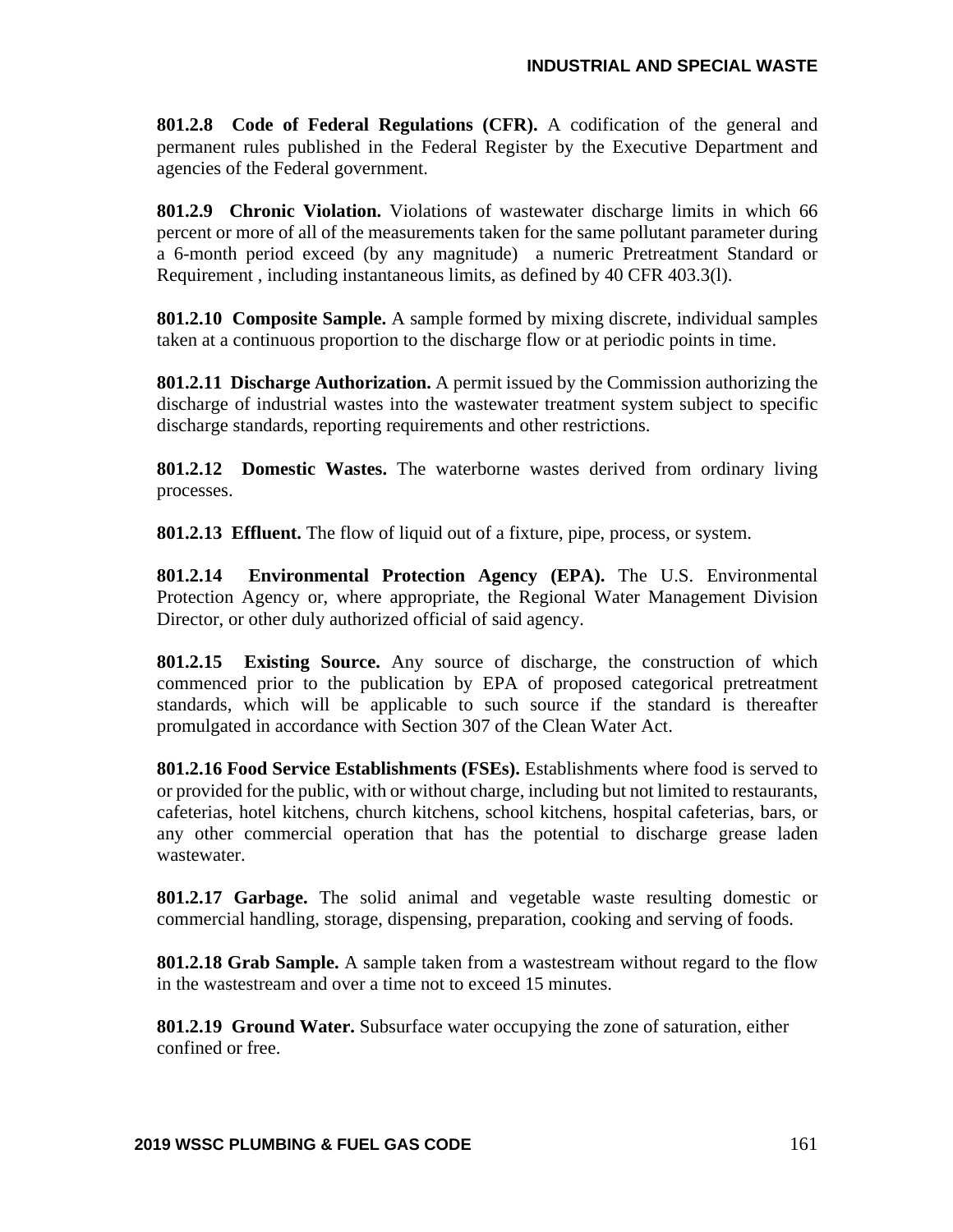**801.2.8 Code of Federal Regulations (CFR).** A codification of the general and permanent rules published in the Federal Register by the Executive Department and agencies of the Federal government.

**801.2.9 Chronic Violation.** Violations of wastewater discharge limits in which 66 percent or more of all of the measurements taken for the same pollutant parameter during a 6-month period exceed (by any magnitude) a numeric Pretreatment Standard or Requirement , including instantaneous limits, as defined by 40 CFR 403.3(l).

**801.2.10 Composite Sample.** A sample formed by mixing discrete, individual samples taken at a continuous proportion to the discharge flow or at periodic points in time.

**801.2.11 Discharge Authorization.** A permit issued by the Commission authorizing the discharge of industrial wastes into the wastewater treatment system subject to specific discharge standards, reporting requirements and other restrictions.

**801.2.12 Domestic Wastes.** The waterborne wastes derived from ordinary living processes.

**801.2.13 Effluent.** The flow of liquid out of a fixture, pipe, process, or system.

**801.2.14 Environmental Protection Agency (EPA).** The U.S. Environmental Protection Agency or, where appropriate, the Regional Water Management Division Director, or other duly authorized official of said agency.

**801.2.15 Existing Source.** Any source of discharge, the construction of which commenced prior to the publication by EPA of proposed categorical pretreatment standards, which will be applicable to such source if the standard is thereafter promulgated in accordance with Section 307 of the Clean Water Act.

**801.2.16 Food Service Establishments (FSEs).** Establishments where food is served to or provided for the public, with or without charge, including but not limited to restaurants, cafeterias, hotel kitchens, church kitchens, school kitchens, hospital cafeterias, bars, or any other commercial operation that has the potential to discharge grease laden wastewater.

**801.2.17 Garbage.** The solid animal and vegetable waste resulting domestic or commercial handling, storage, dispensing, preparation, cooking and serving of foods.

**801.2.18 Grab Sample.** A sample taken from a wastestream without regard to the flow in the wastestream and over a time not to exceed 15 minutes.

**801.2.19 Ground Water.** Subsurface water occupying the zone of saturation, either confined or free.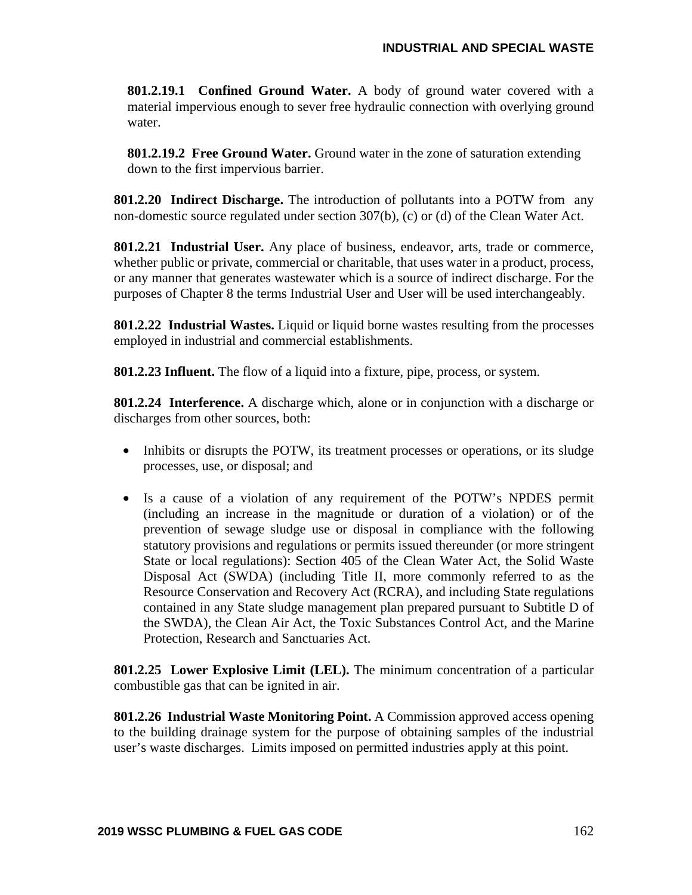**801.2.19.1 Confined Ground Water.** A body of ground water covered with a material impervious enough to sever free hydraulic connection with overlying ground water.

**801.2.19.2 Free Ground Water.** Ground water in the zone of saturation extending down to the first impervious barrier.

**801.2.20 Indirect Discharge.** The introduction of pollutants into a POTW from any non-domestic source regulated under section 307(b), (c) or (d) of the Clean Water Act.

**801.2.21 Industrial User.** Any place of business, endeavor, arts, trade or commerce, whether public or private, commercial or charitable, that uses water in a product, process, or any manner that generates wastewater which is a source of indirect discharge. For the purposes of Chapter 8 the terms Industrial User and User will be used interchangeably.

**801.2.22 Industrial Wastes.** Liquid or liquid borne wastes resulting from the processes employed in industrial and commercial establishments.

**801.2.23 Influent.** The flow of a liquid into a fixture, pipe, process, or system.

**801.2.24 Interference.** A discharge which, alone or in conjunction with a discharge or discharges from other sources, both:

- Inhibits or disrupts the POTW, its treatment processes or operations, or its sludge processes, use, or disposal; and
- Is a cause of a violation of any requirement of the POTW's NPDES permit (including an increase in the magnitude or duration of a violation) or of the prevention of sewage sludge use or disposal in compliance with the following statutory provisions and regulations or permits issued thereunder (or more stringent State or local regulations): Section 405 of the Clean Water Act, the Solid Waste Disposal Act (SWDA) (including Title II, more commonly referred to as the Resource Conservation and Recovery Act (RCRA), and including State regulations contained in any State sludge management plan prepared pursuant to Subtitle D of the SWDA), the Clean Air Act, the Toxic Substances Control Act, and the Marine Protection, Research and Sanctuaries Act.

**801.2.25 Lower Explosive Limit (LEL).** The minimum concentration of a particular combustible gas that can be ignited in air.

**801.2.26 Industrial Waste Monitoring Point.** A Commission approved access opening to the building drainage system for the purpose of obtaining samples of the industrial user's waste discharges. Limits imposed on permitted industries apply at this point.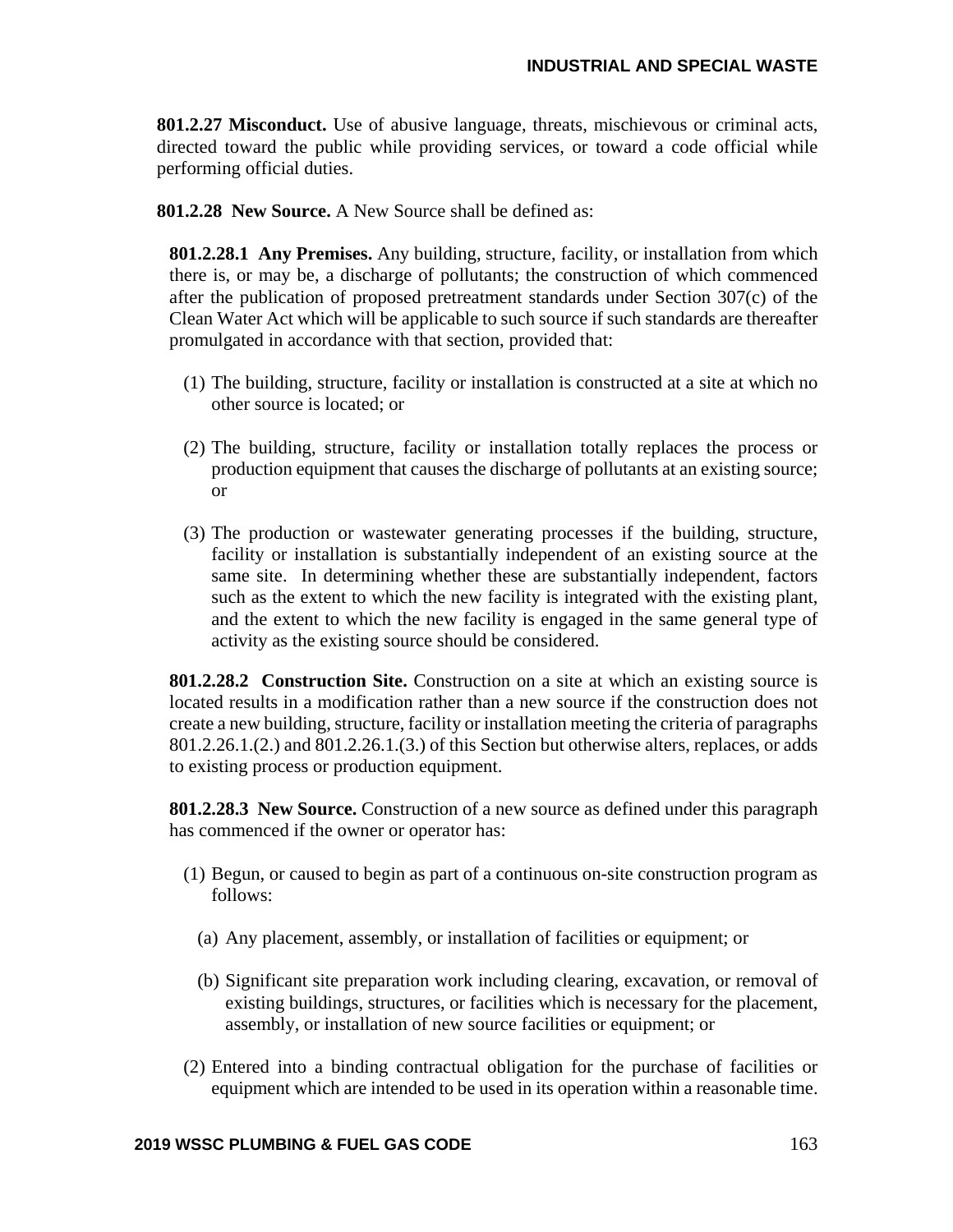**801.2.27 Misconduct.** Use of abusive language, threats, mischievous or criminal acts, directed toward the public while providing services, or toward a code official while performing official duties.

**801.2.28 New Source.** A New Source shall be defined as:

**801.2.28.1 Any Premises.** Any building, structure, facility, or installation from which there is, or may be, a discharge of pollutants; the construction of which commenced after the publication of proposed pretreatment standards under Section 307(c) of the Clean Water Act which will be applicable to such source if such standards are thereafter promulgated in accordance with that section, provided that:

(1) The building, structure, facility or installation is constructed at a site at which no other source is located; or

(2) The building, structure, facility or installation totally replaces the process or production equipment that causes the discharge of pollutants at an existing source; or

(3) The production or wastewater generating processes if the building, structure, facility or installation is substantially independent of an existing source at the same site. In determining whether these are substantially independent, factors such as the extent to which the new facility is integrated with the existing plant, and the extent to which the new facility is engaged in the same general type of activity as the existing source should be considered.

**801.2.28.2 Construction Site.** Construction on a site at which an existing source is located results in a modification rather than a new source if the construction does not create a new building, structure, facility or installation meeting the criteria of paragraphs 801.2.26.1.(2.) and 801.2.26.1.(3.) of this Section but otherwise alters, replaces, or adds to existing process or production equipment.

**801.2.28.3 New Source.** Construction of a new source as defined under this paragraph has commenced if the owner or operator has:

(1) Begun, or caused to begin as part of a continuous on-site construction program as follows:

  (a) Any placement, assembly, or installation of facilities or equipment; or

  (b) Significant site preparation work including clearing, excavation, or removal of existing buildings, structures, or facilities which is necessary for the placement, assembly, or installation of new source facilities or equipment; or

(2) Entered into a binding contractual obligation for the purchase of facilities or equipment which are intended to be used in its operation within a reasonable time.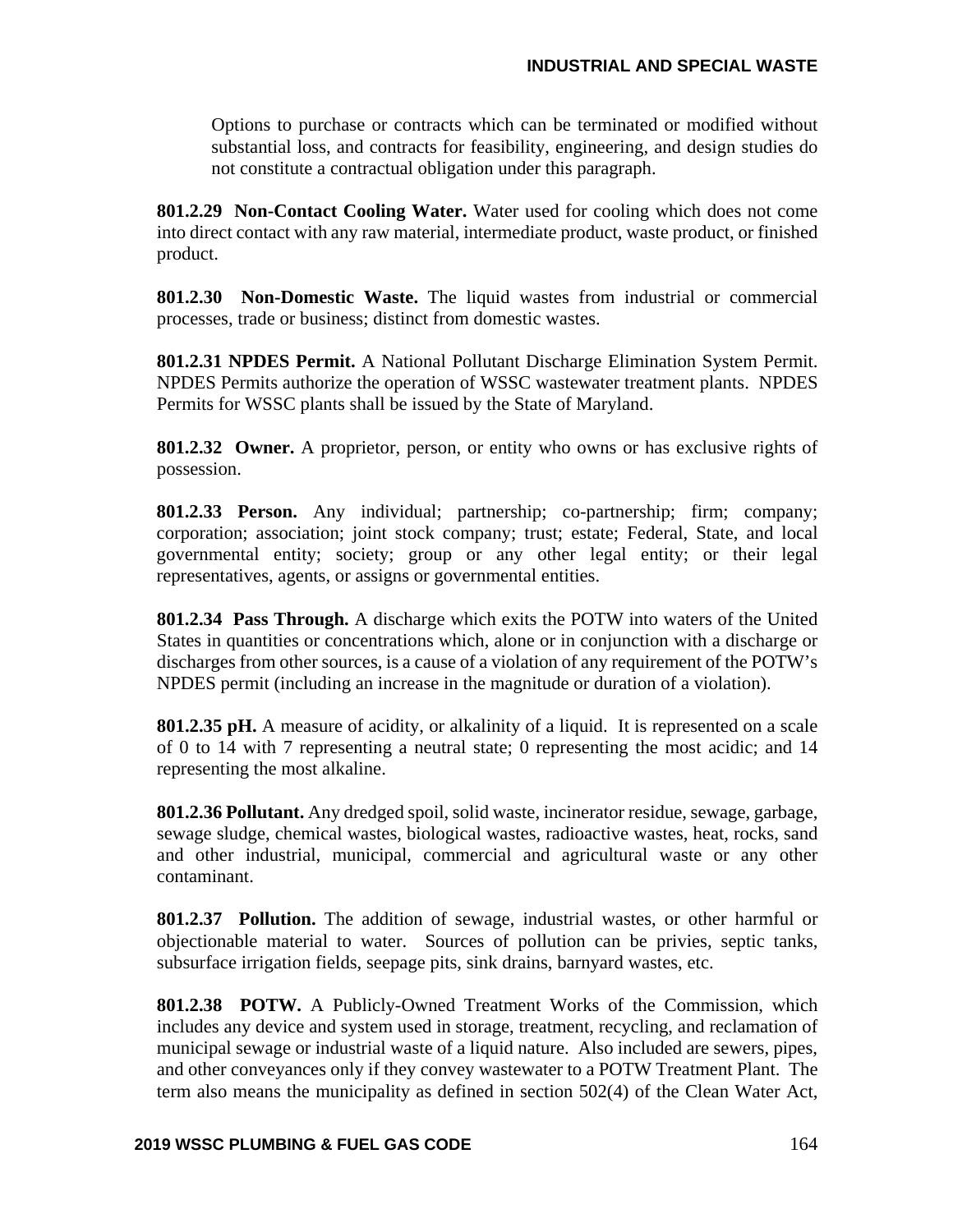Options to purchase or contracts which can be terminated or modified without substantial loss, and contracts for feasibility, engineering, and design studies do not constitute a contractual obligation under this paragraph.

**801.2.29 Non-Contact Cooling Water.** Water used for cooling which does not come into direct contact with any raw material, intermediate product, waste product, or finished product.

**801.2.30 Non-Domestic Waste.** The liquid wastes from industrial or commercial processes, trade or business; distinct from domestic wastes.

**801.2.31 NPDES Permit.** A National Pollutant Discharge Elimination System Permit. NPDES Permits authorize the operation of WSSC wastewater treatment plants. NPDES Permits for WSSC plants shall be issued by the State of Maryland.

**801.2.32 Owner.** A proprietor, person, or entity who owns or has exclusive rights of possession.

**801.2.33 Person.** Any individual; partnership; co-partnership; firm; company; corporation; association; joint stock company; trust; estate; Federal, State, and local governmental entity; society; group or any other legal entity; or their legal representatives, agents, or assigns or governmental entities.

**801.2.34 Pass Through.** A discharge which exits the POTW into waters of the United States in quantities or concentrations which, alone or in conjunction with a discharge or discharges from other sources, is a cause of a violation of any requirement of the POTW's NPDES permit (including an increase in the magnitude or duration of a violation).

**801.2.35 pH.** A measure of acidity, or alkalinity of a liquid. It is represented on a scale of 0 to 14 with 7 representing a neutral state; 0 representing the most acidic; and 14 representing the most alkaline.

**801.2.36 Pollutant.** Any dredged spoil, solid waste, incinerator residue, sewage, garbage, sewage sludge, chemical wastes, biological wastes, radioactive wastes, heat, rocks, sand and other industrial, municipal, commercial and agricultural waste or any other contaminant.

**801.2.37 Pollution.** The addition of sewage, industrial wastes, or other harmful or objectionable material to water. Sources of pollution can be privies, septic tanks, subsurface irrigation fields, seepage pits, sink drains, barnyard wastes, etc.

**801.2.38 POTW.** A Publicly-Owned Treatment Works of the Commission, which includes any device and system used in storage, treatment, recycling, and reclamation of municipal sewage or industrial waste of a liquid nature. Also included are sewers, pipes, and other conveyances only if they convey wastewater to a POTW Treatment Plant. The term also means the municipality as defined in section 502(4) of the Clean Water Act,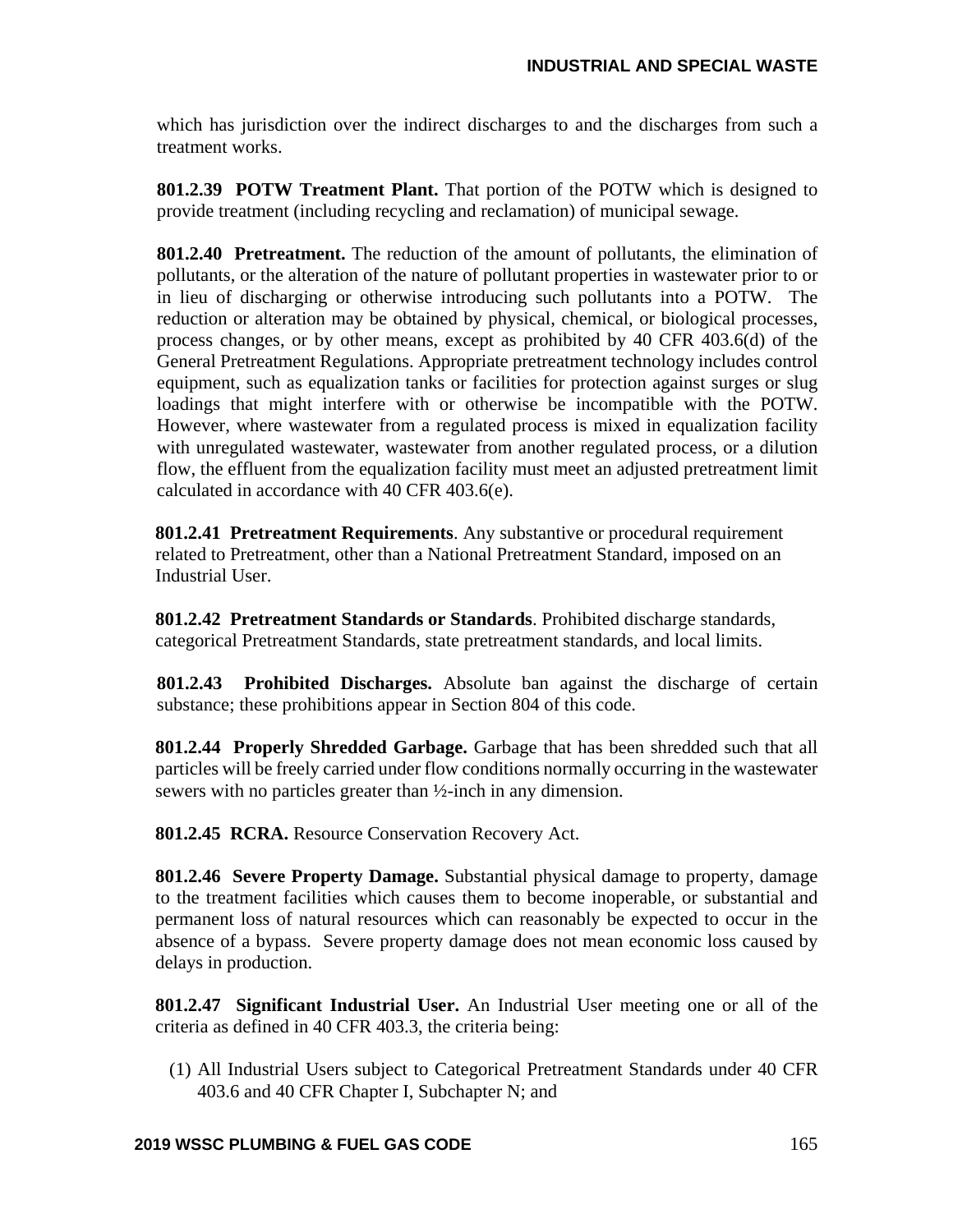which has jurisdiction over the indirect discharges to and the discharges from such a treatment works.

**801.2.39 POTW Treatment Plant.** That portion of the POTW which is designed to provide treatment (including recycling and reclamation) of municipal sewage.

**801.2.40 Pretreatment.** The reduction of the amount of pollutants, the elimination of pollutants, or the alteration of the nature of pollutant properties in wastewater prior to or in lieu of discharging or otherwise introducing such pollutants into a POTW. The reduction or alteration may be obtained by physical, chemical, or biological processes, process changes, or by other means, except as prohibited by 40 CFR 403.6(d) of the General Pretreatment Regulations. Appropriate pretreatment technology includes control equipment, such as equalization tanks or facilities for protection against surges or slug loadings that might interfere with or otherwise be incompatible with the POTW. However, where wastewater from a regulated process is mixed in equalization facility with unregulated wastewater, wastewater from another regulated process, or a dilution flow, the effluent from the equalization facility must meet an adjusted pretreatment limit calculated in accordance with 40 CFR 403.6(e).

**801.2.41 Pretreatment Requirements**. Any substantive or procedural requirement related to Pretreatment, other than a National Pretreatment Standard, imposed on an Industrial User.

**801.2.42 Pretreatment Standards or Standards**. Prohibited discharge standards, categorical Pretreatment Standards, state pretreatment standards, and local limits.

**801.2.43 Prohibited Discharges.** Absolute ban against the discharge of certain substance; these prohibitions appear in Section 804 of this code.

**801.2.44 Properly Shredded Garbage.** Garbage that has been shredded such that all particles will be freely carried under flow conditions normally occurring in the wastewater sewers with no particles greater than ½-inch in any dimension.

**801.2.45 RCRA.** Resource Conservation Recovery Act.

**801.2.46 Severe Property Damage.** Substantial physical damage to property, damage to the treatment facilities which causes them to become inoperable, or substantial and permanent loss of natural resources which can reasonably be expected to occur in the absence of a bypass. Severe property damage does not mean economic loss caused by delays in production.

**801.2.47 Significant Industrial User.** An Industrial User meeting one or all of the criteria as defined in 40 CFR 403.3, the criteria being:

(1) All Industrial Users subject to Categorical Pretreatment Standards under 40 CFR 403.6 and 40 CFR Chapter I, Subchapter N; and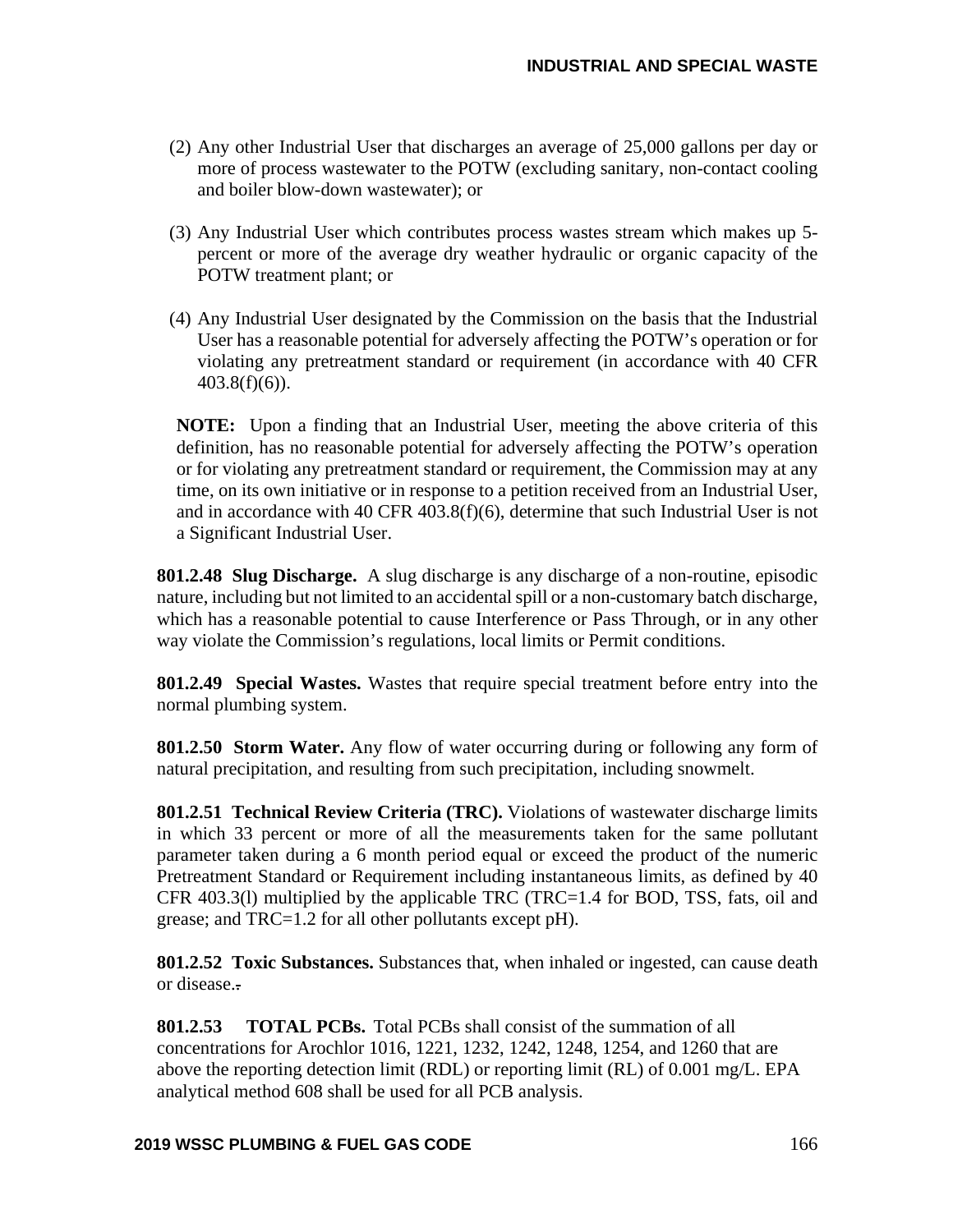(2) Any other Industrial User that discharges an average of 25,000 gallons per day or more of process wastewater to the POTW (excluding sanitary, non-contact cooling and boiler blow-down wastewater); or

(3) Any Industrial User which contributes process wastes stream which makes up 5-percent or more of the average dry weather hydraulic or organic capacity of the POTW treatment plant; or

(4) Any Industrial User designated by the Commission on the basis that the Industrial User has a reasonable potential for adversely affecting the POTW's operation or for violating any pretreatment standard or requirement (in accordance with 40 CFR 403.8(f)(6)).

**NOTE:** Upon a finding that an Industrial User, meeting the above criteria of this definition, has no reasonable potential for adversely affecting the POTW's operation or for violating any pretreatment standard or requirement, the Commission may at any time, on its own initiative or in response to a petition received from an Industrial User, and in accordance with 40 CFR 403.8(f)(6), determine that such Industrial User is not a Significant Industrial User.

**801.2.48 Slug Discharge.** A slug discharge is any discharge of a non-routine, episodic nature, including but not limited to an accidental spill or a non-customary batch discharge, which has a reasonable potential to cause Interference or Pass Through, or in any other way violate the Commission's regulations, local limits or Permit conditions.

**801.2.49 Special Wastes.** Wastes that require special treatment before entry into the normal plumbing system.

**801.2.50 Storm Water.** Any flow of water occurring during or following any form of natural precipitation, and resulting from such precipitation, including snowmelt.

**801.2.51 Technical Review Criteria (TRC).** Violations of wastewater discharge limits in which 33 percent or more of all the measurements taken for the same pollutant parameter taken during a 6 month period equal or exceed the product of the numeric Pretreatment Standard or Requirement including instantaneous limits, as defined by 40 CFR 403.3(l) multiplied by the applicable TRC (TRC=1.4 for BOD, TSS, fats, oil and grease; and TRC=1.2 for all other pollutants except pH).

**801.2.52 Toxic Substances.** Substances that, when inhaled or ingested, can cause death or disease.

**801.2.53 TOTAL PCBs.** Total PCBs shall consist of the summation of all concentrations for Arochlor 1016, 1221, 1232, 1242, 1248, 1254, and 1260 that are above the reporting detection limit (RDL) or reporting limit (RL) of 0.001 mg/L. EPA analytical method 608 shall be used for all PCB analysis.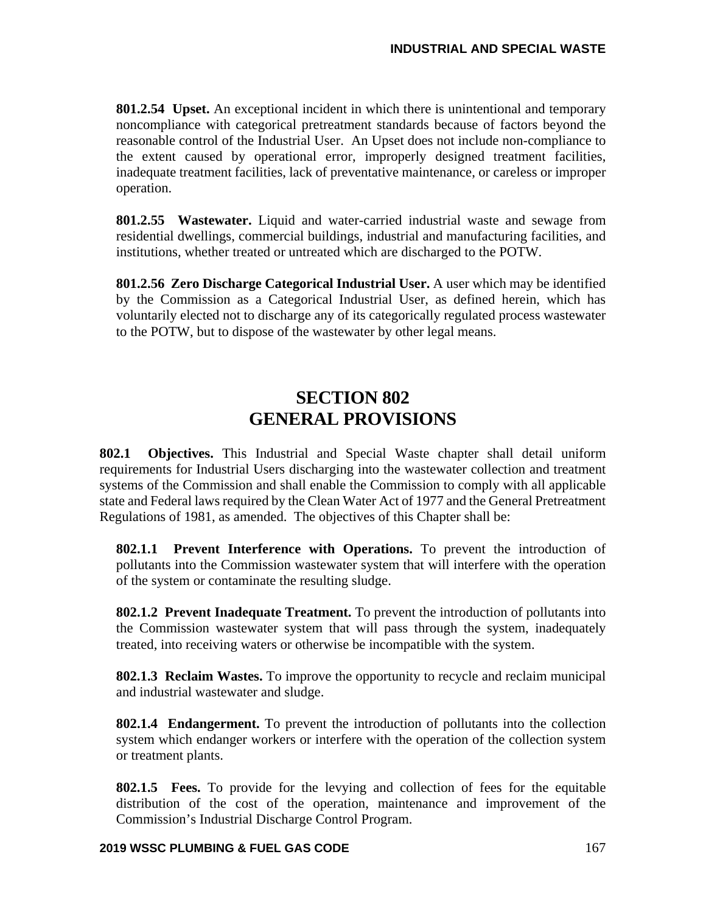**801.2.54 Upset.** An exceptional incident in which there is unintentional and temporary noncompliance with categorical pretreatment standards because of factors beyond the reasonable control of the Industrial User. An Upset does not include non-compliance to the extent caused by operational error, improperly designed treatment facilities, inadequate treatment facilities, lack of preventative maintenance, or careless or improper operation.

**801.2.55 Wastewater.** Liquid and water-carried industrial waste and sewage from residential dwellings, commercial buildings, industrial and manufacturing facilities, and institutions, whether treated or untreated which are discharged to the POTW.

**801.2.56 Zero Discharge Categorical Industrial User.** A user which may be identified by the Commission as a Categorical Industrial User, as defined herein, which has voluntarily elected not to discharge any of its categorically regulated process wastewater to the POTW, but to dispose of the wastewater by other legal means.

# SECTION 802
# GENERAL PROVISIONS

**802.1 Objectives.** This Industrial and Special Waste chapter shall detail uniform requirements for Industrial Users discharging into the wastewater collection and treatment systems of the Commission and shall enable the Commission to comply with all applicable state and Federal laws required by the Clean Water Act of 1977 and the General Pretreatment Regulations of 1981, as amended. The objectives of this Chapter shall be:

**802.1.1 Prevent Interference with Operations.** To prevent the introduction of pollutants into the Commission wastewater system that will interfere with the operation of the system or contaminate the resulting sludge.

**802.1.2 Prevent Inadequate Treatment.** To prevent the introduction of pollutants into the Commission wastewater system that will pass through the system, inadequately treated, into receiving waters or otherwise be incompatible with the system.

**802.1.3 Reclaim Wastes.** To improve the opportunity to recycle and reclaim municipal and industrial wastewater and sludge.

**802.1.4 Endangerment.** To prevent the introduction of pollutants into the collection system which endanger workers or interfere with the operation of the collection system or treatment plants.

**802.1.5 Fees.** To provide for the levying and collection of fees for the equitable distribution of the cost of the operation, maintenance and improvement of the Commission's Industrial Discharge Control Program.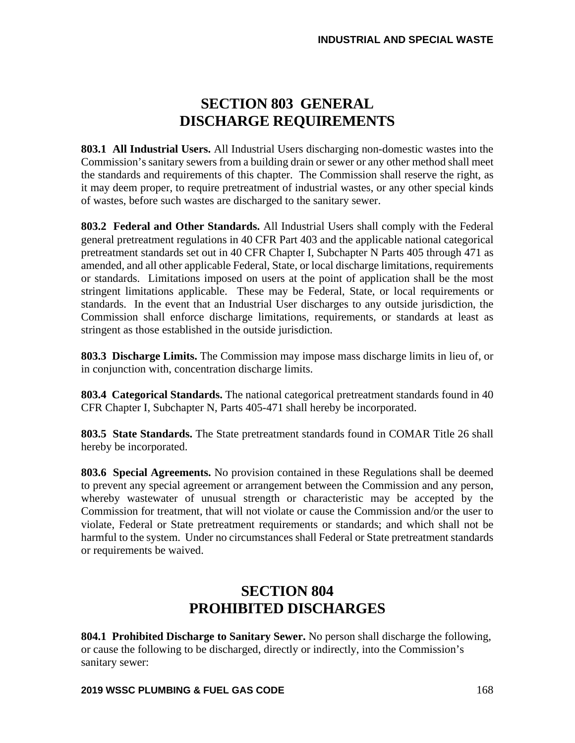# SECTION 803 GENERAL DISCHARGE REQUIREMENTS

**803.1 All Industrial Users.** All Industrial Users discharging non-domestic wastes into the Commission's sanitary sewers from a building drain or sewer or any other method shall meet the standards and requirements of this chapter. The Commission shall reserve the right, as it may deem proper, to require pretreatment of industrial wastes, or any other special kinds of wastes, before such wastes are discharged to the sanitary sewer.

**803.2 Federal and Other Standards.** All Industrial Users shall comply with the Federal general pretreatment regulations in 40 CFR Part 403 and the applicable national categorical pretreatment standards set out in 40 CFR Chapter I, Subchapter N Parts 405 through 471 as amended, and all other applicable Federal, State, or local discharge limitations, requirements or standards. Limitations imposed on users at the point of application shall be the most stringent limitations applicable. These may be Federal, State, or local requirements or standards. In the event that an Industrial User discharges to any outside jurisdiction, the Commission shall enforce discharge limitations, requirements, or standards at least as stringent as those established in the outside jurisdiction.

**803.3 Discharge Limits.** The Commission may impose mass discharge limits in lieu of, or in conjunction with, concentration discharge limits.

**803.4 Categorical Standards.** The national categorical pretreatment standards found in 40 CFR Chapter I, Subchapter N, Parts 405-471 shall hereby be incorporated.

**803.5 State Standards.** The State pretreatment standards found in COMAR Title 26 shall hereby be incorporated.

**803.6 Special Agreements.** No provision contained in these Regulations shall be deemed to prevent any special agreement or arrangement between the Commission and any person, whereby wastewater of unusual strength or characteristic may be accepted by the Commission for treatment, that will not violate or cause the Commission and/or the user to violate, Federal or State pretreatment requirements or standards; and which shall not be harmful to the system. Under no circumstances shall Federal or State pretreatment standards or requirements be waived.

# SECTION 804 PROHIBITED DISCHARGES

**804.1 Prohibited Discharge to Sanitary Sewer.** No person shall discharge the following, or cause the following to be discharged, directly or indirectly, into the Commission's sanitary sewer: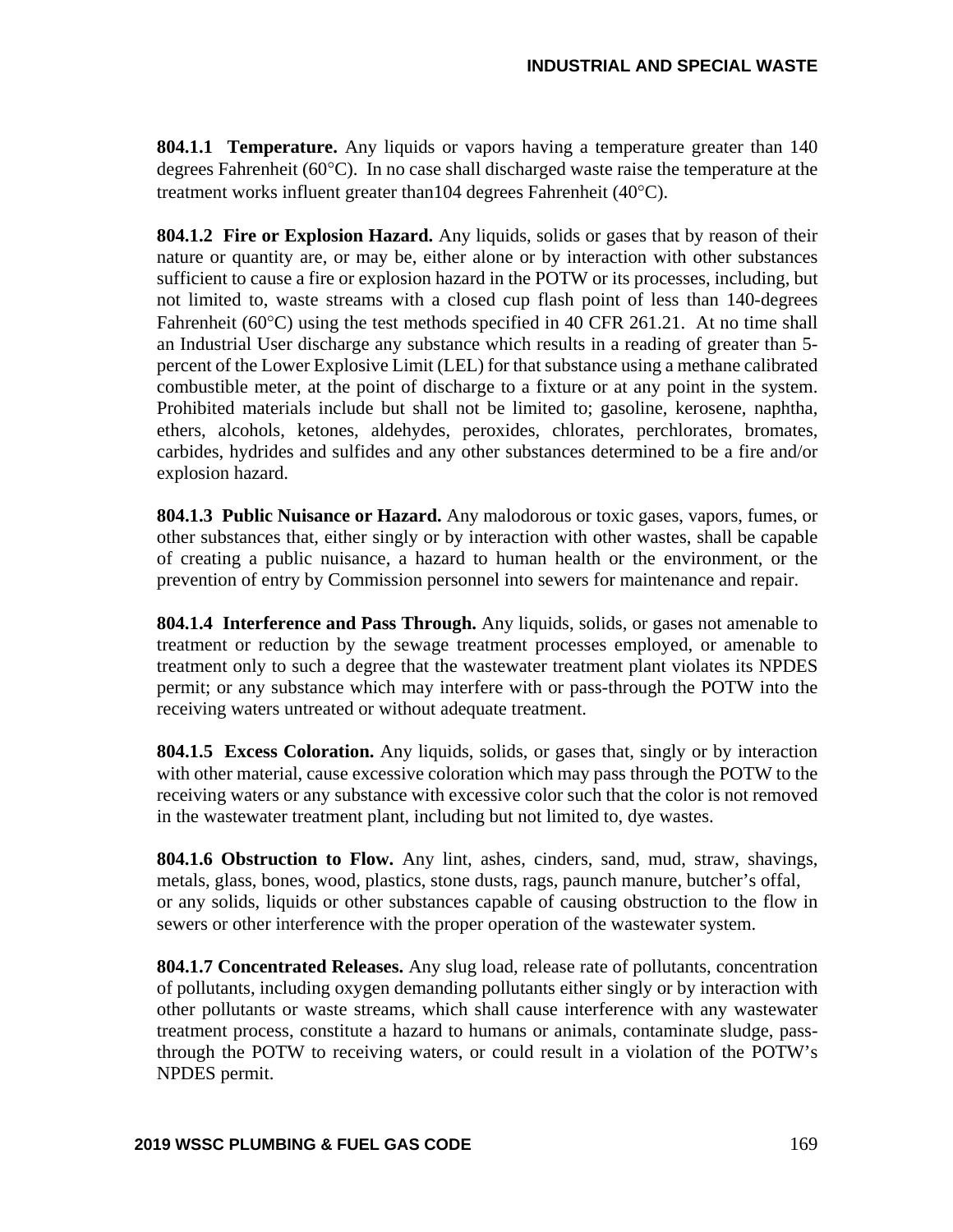**804.1.1 Temperature.** Any liquids or vapors having a temperature greater than 140 degrees Fahrenheit (60°C). In no case shall discharged waste raise the temperature at the treatment works influent greater than104 degrees Fahrenheit (40°C).

**804.1.2 Fire or Explosion Hazard.** Any liquids, solids or gases that by reason of their nature or quantity are, or may be, either alone or by interaction with other substances sufficient to cause a fire or explosion hazard in the POTW or its processes, including, but not limited to, waste streams with a closed cup flash point of less than 140-degrees Fahrenheit (60°C) using the test methods specified in 40 CFR 261.21. At no time shall an Industrial User discharge any substance which results in a reading of greater than 5-percent of the Lower Explosive Limit (LEL) for that substance using a methane calibrated combustible meter, at the point of discharge to a fixture or at any point in the system. Prohibited materials include but shall not be limited to; gasoline, kerosene, naphtha, ethers, alcohols, ketones, aldehydes, peroxides, chlorates, perchlorates, bromates, carbides, hydrides and sulfides and any other substances determined to be a fire and/or explosion hazard.

**804.1.3 Public Nuisance or Hazard.** Any malodorous or toxic gases, vapors, fumes, or other substances that, either singly or by interaction with other wastes, shall be capable of creating a public nuisance, a hazard to human health or the environment, or the prevention of entry by Commission personnel into sewers for maintenance and repair.

**804.1.4 Interference and Pass Through.** Any liquids, solids, or gases not amenable to treatment or reduction by the sewage treatment processes employed, or amenable to treatment only to such a degree that the wastewater treatment plant violates its NPDES permit; or any substance which may interfere with or pass-through the POTW into the receiving waters untreated or without adequate treatment.

**804.1.5 Excess Coloration.** Any liquids, solids, or gases that, singly or by interaction with other material, cause excessive coloration which may pass through the POTW to the receiving waters or any substance with excessive color such that the color is not removed in the wastewater treatment plant, including but not limited to, dye wastes.

**804.1.6 Obstruction to Flow.** Any lint, ashes, cinders, sand, mud, straw, shavings, metals, glass, bones, wood, plastics, stone dusts, rags, paunch manure, butcher's offal, or any solids, liquids or other substances capable of causing obstruction to the flow in sewers or other interference with the proper operation of the wastewater system.

**804.1.7 Concentrated Releases.** Any slug load, release rate of pollutants, concentration of pollutants, including oxygen demanding pollutants either singly or by interaction with other pollutants or waste streams, which shall cause interference with any wastewater treatment process, constitute a hazard to humans or animals, contaminate sludge, pass-through the POTW to receiving waters, or could result in a violation of the POTW's NPDES permit.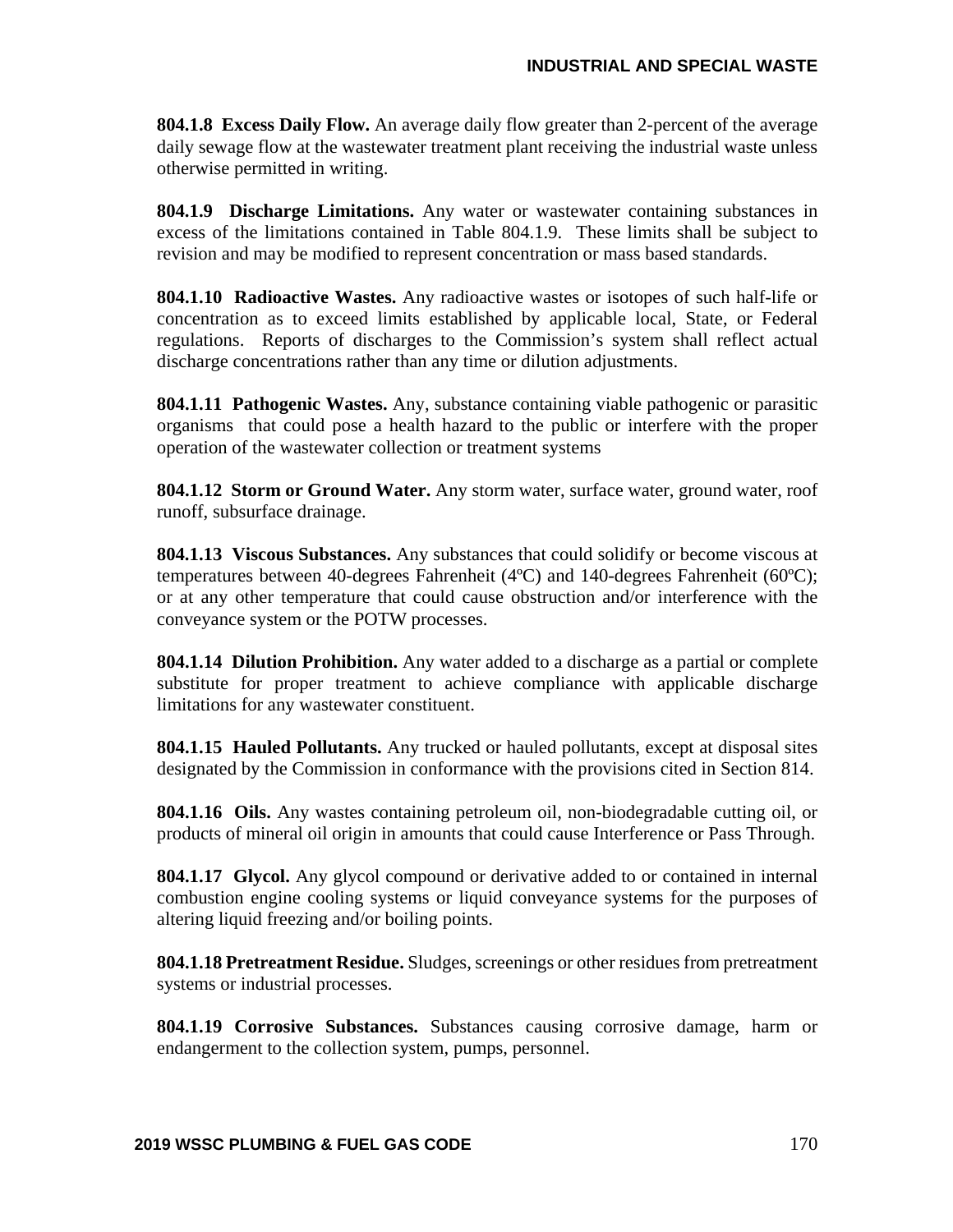**804.1.8 Excess Daily Flow.** An average daily flow greater than 2-percent of the average daily sewage flow at the wastewater treatment plant receiving the industrial waste unless otherwise permitted in writing.

**804.1.9 Discharge Limitations.** Any water or wastewater containing substances in excess of the limitations contained in Table 804.1.9. These limits shall be subject to revision and may be modified to represent concentration or mass based standards.

**804.1.10 Radioactive Wastes.** Any radioactive wastes or isotopes of such half-life or concentration as to exceed limits established by applicable local, State, or Federal regulations. Reports of discharges to the Commission's system shall reflect actual discharge concentrations rather than any time or dilution adjustments.

**804.1.11 Pathogenic Wastes.** Any, substance containing viable pathogenic or parasitic organisms that could pose a health hazard to the public or interfere with the proper operation of the wastewater collection or treatment systems

**804.1.12 Storm or Ground Water.** Any storm water, surface water, ground water, roof runoff, subsurface drainage.

**804.1.13 Viscous Substances.** Any substances that could solidify or become viscous at temperatures between 40-degrees Fahrenheit (4ºC) and 140-degrees Fahrenheit (60ºC); or at any other temperature that could cause obstruction and/or interference with the conveyance system or the POTW processes.

**804.1.14 Dilution Prohibition.** Any water added to a discharge as a partial or complete substitute for proper treatment to achieve compliance with applicable discharge limitations for any wastewater constituent.

**804.1.15 Hauled Pollutants.** Any trucked or hauled pollutants, except at disposal sites designated by the Commission in conformance with the provisions cited in Section 814.

**804.1.16 Oils.** Any wastes containing petroleum oil, non-biodegradable cutting oil, or products of mineral oil origin in amounts that could cause Interference or Pass Through.

**804.1.17 Glycol.** Any glycol compound or derivative added to or contained in internal combustion engine cooling systems or liquid conveyance systems for the purposes of altering liquid freezing and/or boiling points.

**804.1.18 Pretreatment Residue.** Sludges, screenings or other residues from pretreatment systems or industrial processes.

**804.1.19 Corrosive Substances.** Substances causing corrosive damage, harm or endangerment to the collection system, pumps, personnel.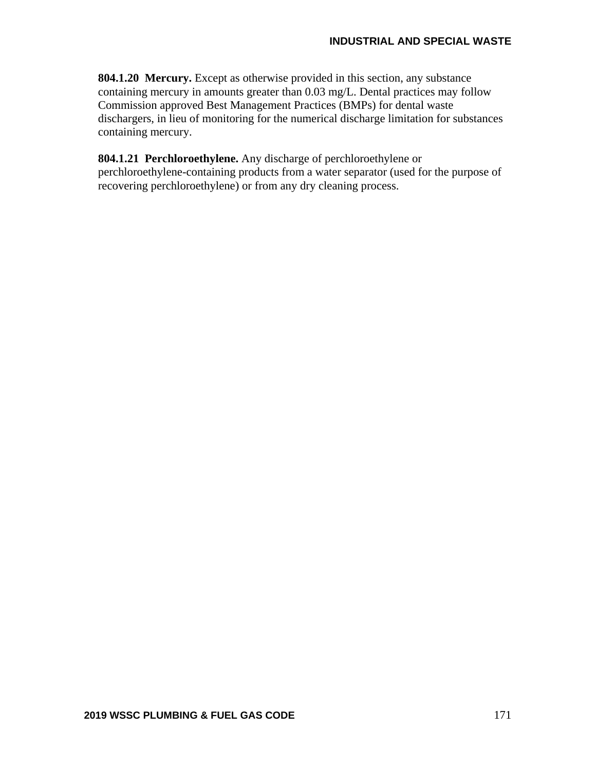**804.1.20 Mercury.** Except as otherwise provided in this section, any substance containing mercury in amounts greater than 0.03 mg/L. Dental practices may follow Commission approved Best Management Practices (BMPs) for dental waste dischargers, in lieu of monitoring for the numerical discharge limitation for substances containing mercury.

**804.1.21 Perchloroethylene.** Any discharge of perchloroethylene or perchloroethylene-containing products from a water separator (used for the purpose of recovering perchloroethylene) or from any dry cleaning process.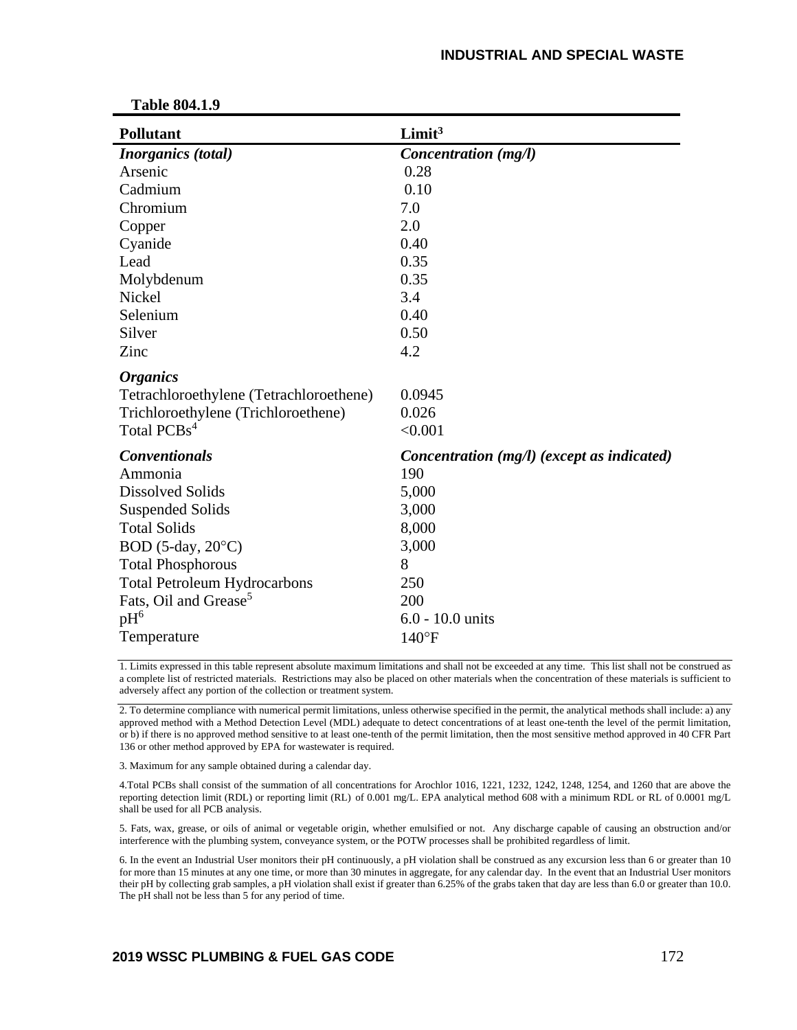**Table 804.1.9**

| Pollutant | Limit[3] |
|---|---|
| ***Inorganics (total)*** | ***Concentration (mg/l)*** |
| Arsenic | 0.28 |
| Cadmium | 0.10 |
| Chromium | 7.0 |
| Copper | 2.0 |
| Cyanide | 0.40 |
| Lead | 0.35 |
| Molybdenum | 0.35 |
| Nickel | 3.4 |
| Selenium | 0.40 |
| Silver | 0.50 |
| Zinc | 4.2 |
| ***Organics*** | |
| Tetrachloroethylene (Tetrachloroethene) | 0.0945 |
| Trichloroethylene (Trichloroethene) | 0.026 |
| Total PCBs[4] | <0.001 |
| ***Conventionals*** | ***Concentration (mg/l) (except as indicated)*** |
| Ammonia | 190 |
| Dissolved Solids | 5,000 |
| Suspended Solids | 3,000 |
| Total Solids | 8,000 |
| BOD (5-day, 20°C) | 3,000 |
| Total Phosphorous | 8 |
| Total Petroleum Hydrocarbons | 250 |
| Fats, Oil and Grease[5] | 200 |
| pH[6] | 6.0 - 10.0 units |
| Temperature | 140°F |

1. Limits expressed in this table represent absolute maximum limitations and shall not be exceeded at any time. This list shall not be construed as a complete list of restricted materials. Restrictions may also be placed on other materials when the concentration of these materials is sufficient to adversely affect any portion of the collection or treatment system.

2. To determine compliance with numerical permit limitations, unless otherwise specified in the permit, the analytical methods shall include: a) any approved method with a Method Detection Level (MDL) adequate to detect concentrations of at least one-tenth the level of the permit limitation, or b) if there is no approved method sensitive to at least one-tenth of the permit limitation, then the most sensitive method approved in 40 CFR Part 136 or other method approved by EPA for wastewater is required.

3. Maximum for any sample obtained during a calendar day.

4.Total PCBs shall consist of the summation of all concentrations for Arochlor 1016, 1221, 1232, 1242, 1248, 1254, and 1260 that are above the reporting detection limit (RDL) or reporting limit (RL) of 0.001 mg/L. EPA analytical method 608 with a minimum RDL or RL of 0.0001 mg/L shall be used for all PCB analysis.

5. Fats, wax, grease, or oils of animal or vegetable origin, whether emulsified or not. Any discharge capable of causing an obstruction and/or interference with the plumbing system, conveyance system, or the POTW processes shall be prohibited regardless of limit.

6. In the event an Industrial User monitors their pH continuously, a pH violation shall be construed as any excursion less than 6 or greater than 10 for more than 15 minutes at any one time, or more than 30 minutes in aggregate, for any calendar day. In the event that an Industrial User monitors their pH by collecting grab samples, a pH violation shall exist if greater than 6.25% of the grabs taken that day are less than 6.0 or greater than 10.0. The pH shall not be less than 5 for any period of time.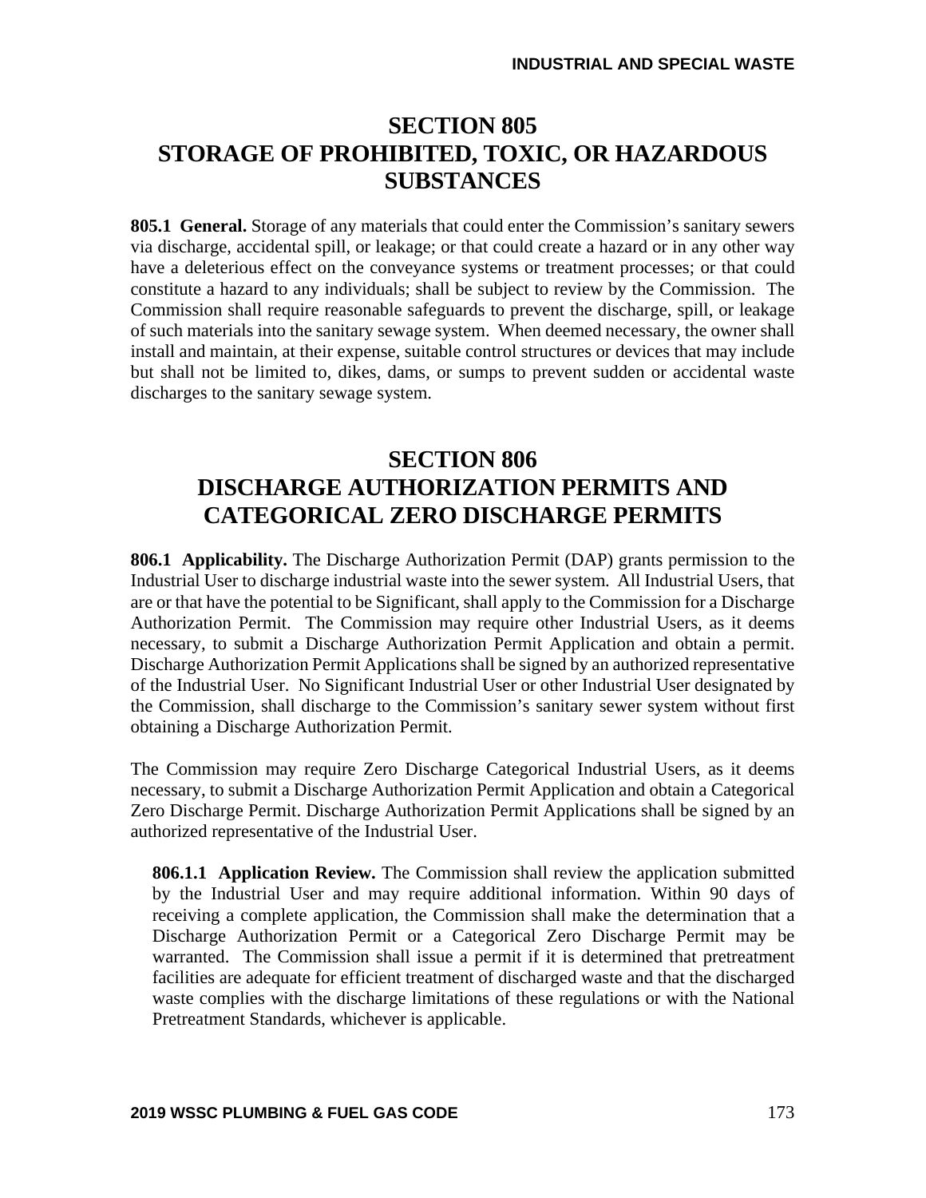# SECTION 805
# STORAGE OF PROHIBITED, TOXIC, OR HAZARDOUS SUBSTANCES

**805.1 General.** Storage of any materials that could enter the Commission's sanitary sewers via discharge, accidental spill, or leakage; or that could create a hazard or in any other way have a deleterious effect on the conveyance systems or treatment processes; or that could constitute a hazard to any individuals; shall be subject to review by the Commission. The Commission shall require reasonable safeguards to prevent the discharge, spill, or leakage of such materials into the sanitary sewage system. When deemed necessary, the owner shall install and maintain, at their expense, suitable control structures or devices that may include but shall not be limited to, dikes, dams, or sumps to prevent sudden or accidental waste discharges to the sanitary sewage system.

# SECTION 806
# DISCHARGE AUTHORIZATION PERMITS AND CATEGORICAL ZERO DISCHARGE PERMITS

**806.1 Applicability.** The Discharge Authorization Permit (DAP) grants permission to the Industrial User to discharge industrial waste into the sewer system. All Industrial Users, that are or that have the potential to be Significant, shall apply to the Commission for a Discharge Authorization Permit. The Commission may require other Industrial Users, as it deems necessary, to submit a Discharge Authorization Permit Application and obtain a permit. Discharge Authorization Permit Applications shall be signed by an authorized representative of the Industrial User. No Significant Industrial User or other Industrial User designated by the Commission, shall discharge to the Commission's sanitary sewer system without first obtaining a Discharge Authorization Permit.

The Commission may require Zero Discharge Categorical Industrial Users, as it deems necessary, to submit a Discharge Authorization Permit Application and obtain a Categorical Zero Discharge Permit. Discharge Authorization Permit Applications shall be signed by an authorized representative of the Industrial User.

**806.1.1 Application Review.** The Commission shall review the application submitted by the Industrial User and may require additional information. Within 90 days of receiving a complete application, the Commission shall make the determination that a Discharge Authorization Permit or a Categorical Zero Discharge Permit may be warranted. The Commission shall issue a permit if it is determined that pretreatment facilities are adequate for efficient treatment of discharged waste and that the discharged waste complies with the discharge limitations of these regulations or with the National Pretreatment Standards, whichever is applicable.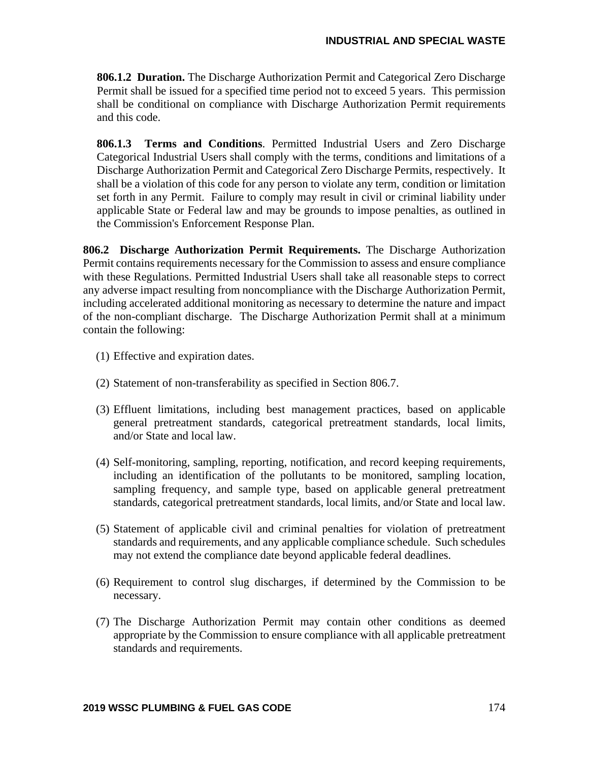**806.1.2 Duration.** The Discharge Authorization Permit and Categorical Zero Discharge Permit shall be issued for a specified time period not to exceed 5 years. This permission shall be conditional on compliance with Discharge Authorization Permit requirements and this code.

**806.1.3 Terms and Conditions**. Permitted Industrial Users and Zero Discharge Categorical Industrial Users shall comply with the terms, conditions and limitations of a Discharge Authorization Permit and Categorical Zero Discharge Permits, respectively. It shall be a violation of this code for any person to violate any term, condition or limitation set forth in any Permit. Failure to comply may result in civil or criminal liability under applicable State or Federal law and may be grounds to impose penalties, as outlined in the Commission's Enforcement Response Plan.

**806.2 Discharge Authorization Permit Requirements.** The Discharge Authorization Permit contains requirements necessary for the Commission to assess and ensure compliance with these Regulations. Permitted Industrial Users shall take all reasonable steps to correct any adverse impact resulting from noncompliance with the Discharge Authorization Permit, including accelerated additional monitoring as necessary to determine the nature and impact of the non-compliant discharge. The Discharge Authorization Permit shall at a minimum contain the following:

(1) Effective and expiration dates.

(2) Statement of non-transferability as specified in Section 806.7.

(3) Effluent limitations, including best management practices, based on applicable general pretreatment standards, categorical pretreatment standards, local limits, and/or State and local law.

(4) Self-monitoring, sampling, reporting, notification, and record keeping requirements, including an identification of the pollutants to be monitored, sampling location, sampling frequency, and sample type, based on applicable general pretreatment standards, categorical pretreatment standards, local limits, and/or State and local law.

(5) Statement of applicable civil and criminal penalties for violation of pretreatment standards and requirements, and any applicable compliance schedule. Such schedules may not extend the compliance date beyond applicable federal deadlines.

(6) Requirement to control slug discharges, if determined by the Commission to be necessary.

(7) The Discharge Authorization Permit may contain other conditions as deemed appropriate by the Commission to ensure compliance with all applicable pretreatment standards and requirements.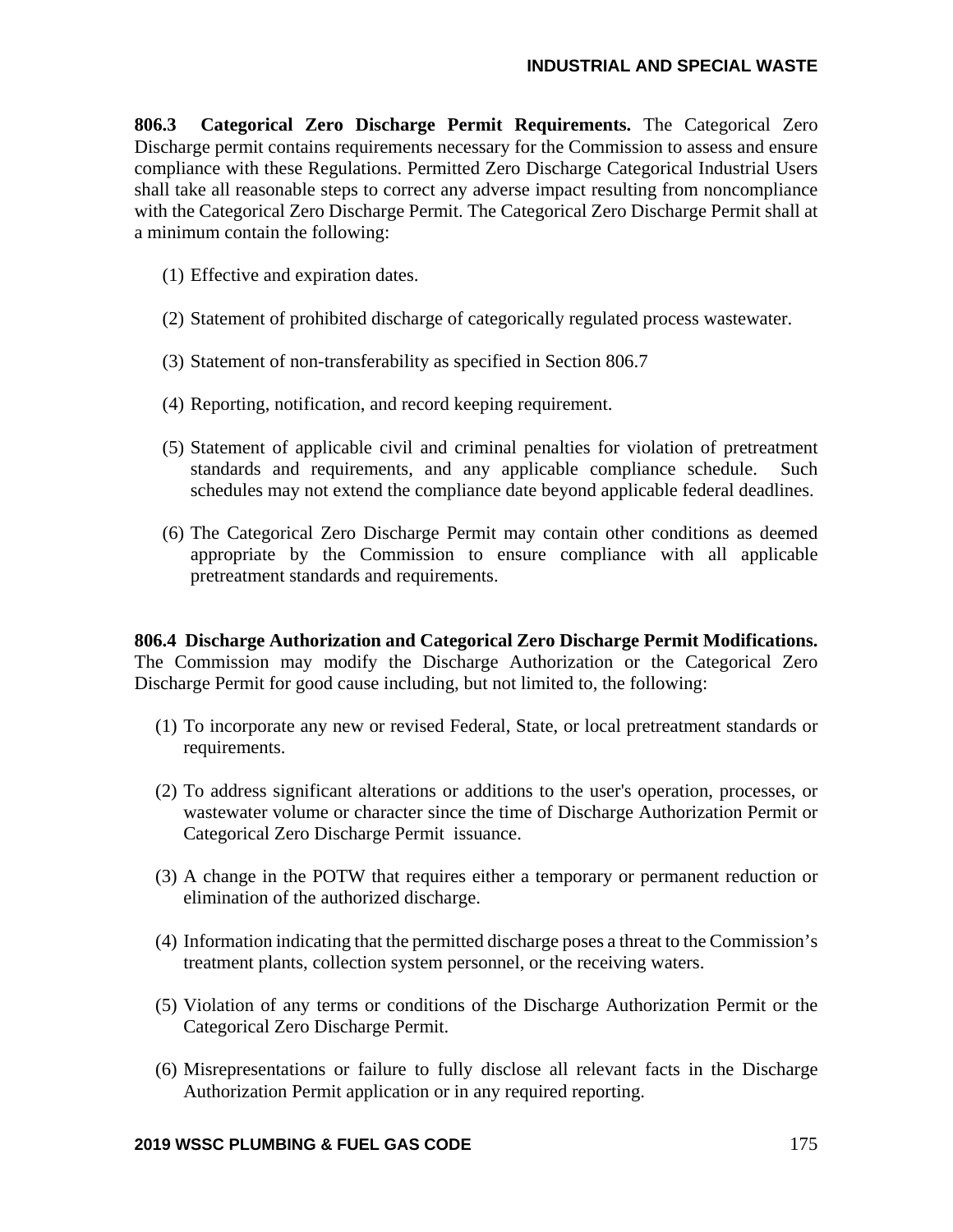**806.3 Categorical Zero Discharge Permit Requirements.** The Categorical Zero Discharge permit contains requirements necessary for the Commission to assess and ensure compliance with these Regulations. Permitted Zero Discharge Categorical Industrial Users shall take all reasonable steps to correct any adverse impact resulting from noncompliance with the Categorical Zero Discharge Permit. The Categorical Zero Discharge Permit shall at a minimum contain the following:

(1) Effective and expiration dates.

(2) Statement of prohibited discharge of categorically regulated process wastewater.

(3) Statement of non-transferability as specified in Section 806.7

(4) Reporting, notification, and record keeping requirement.

(5) Statement of applicable civil and criminal penalties for violation of pretreatment standards and requirements, and any applicable compliance schedule. Such schedules may not extend the compliance date beyond applicable federal deadlines.

(6) The Categorical Zero Discharge Permit may contain other conditions as deemed appropriate by the Commission to ensure compliance with all applicable pretreatment standards and requirements.

**806.4 Discharge Authorization and Categorical Zero Discharge Permit Modifications.** The Commission may modify the Discharge Authorization or the Categorical Zero Discharge Permit for good cause including, but not limited to, the following:

(1) To incorporate any new or revised Federal, State, or local pretreatment standards or requirements.

(2) To address significant alterations or additions to the user's operation, processes, or wastewater volume or character since the time of Discharge Authorization Permit or Categorical Zero Discharge Permit issuance.

(3) A change in the POTW that requires either a temporary or permanent reduction or elimination of the authorized discharge.

(4) Information indicating that the permitted discharge poses a threat to the Commission's treatment plants, collection system personnel, or the receiving waters.

(5) Violation of any terms or conditions of the Discharge Authorization Permit or the Categorical Zero Discharge Permit.

(6) Misrepresentations or failure to fully disclose all relevant facts in the Discharge Authorization Permit application or in any required reporting.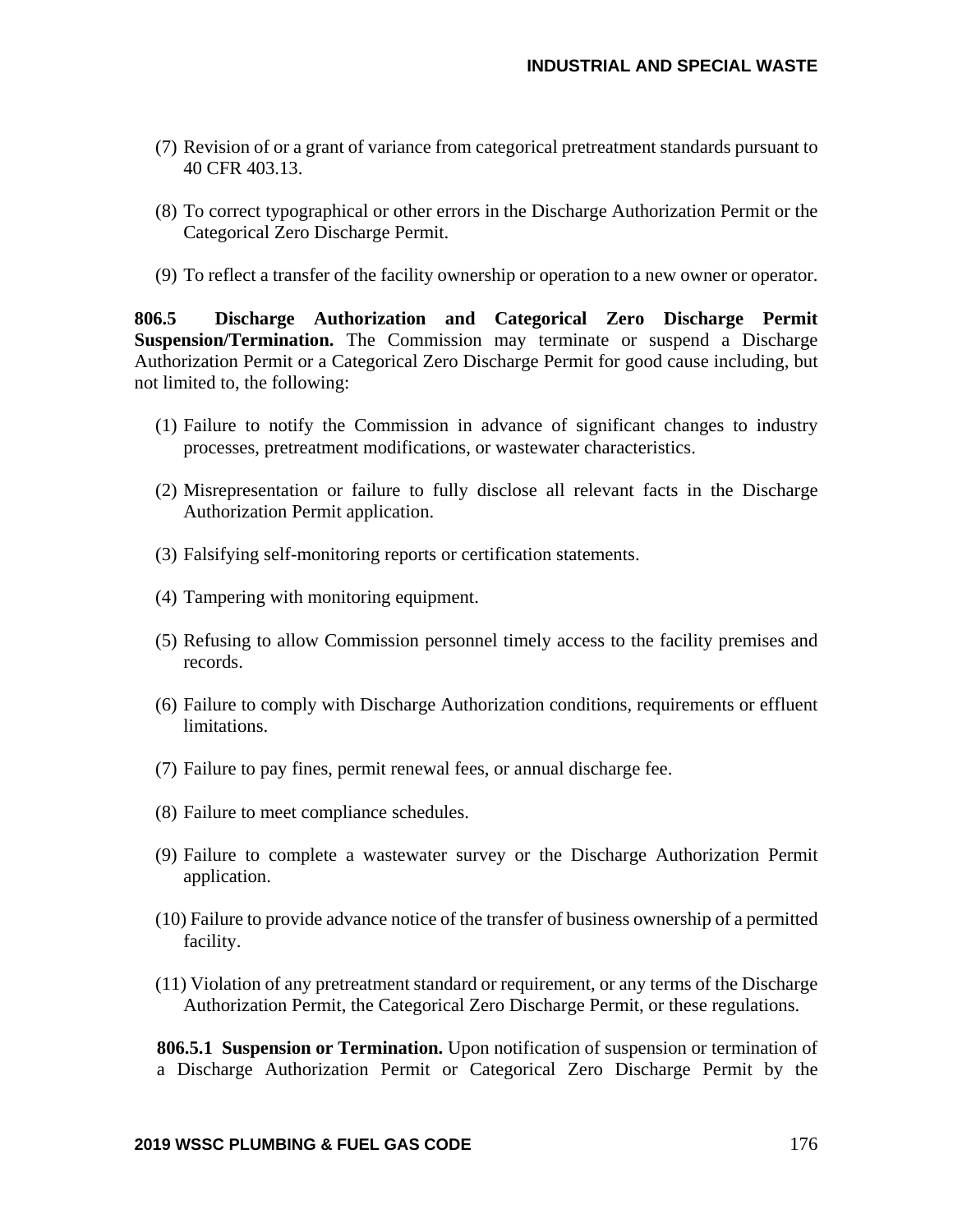(7) Revision of or a grant of variance from categorical pretreatment standards pursuant to 40 CFR 403.13.

(8) To correct typographical or other errors in the Discharge Authorization Permit or the Categorical Zero Discharge Permit.

(9) To reflect a transfer of the facility ownership or operation to a new owner or operator.

**806.5 Discharge Authorization and Categorical Zero Discharge Permit Suspension/Termination.** The Commission may terminate or suspend a Discharge Authorization Permit or a Categorical Zero Discharge Permit for good cause including, but not limited to, the following:

(1) Failure to notify the Commission in advance of significant changes to industry processes, pretreatment modifications, or wastewater characteristics.

(2) Misrepresentation or failure to fully disclose all relevant facts in the Discharge Authorization Permit application.

(3) Falsifying self-monitoring reports or certification statements.

(4) Tampering with monitoring equipment.

(5) Refusing to allow Commission personnel timely access to the facility premises and records.

(6) Failure to comply with Discharge Authorization conditions, requirements or effluent limitations.

(7) Failure to pay fines, permit renewal fees, or annual discharge fee.

(8) Failure to meet compliance schedules.

(9) Failure to complete a wastewater survey or the Discharge Authorization Permit application.

(10) Failure to provide advance notice of the transfer of business ownership of a permitted facility.

(11) Violation of any pretreatment standard or requirement, or any terms of the Discharge Authorization Permit, the Categorical Zero Discharge Permit, or these regulations.

**806.5.1 Suspension or Termination.** Upon notification of suspension or termination of a Discharge Authorization Permit or Categorical Zero Discharge Permit by the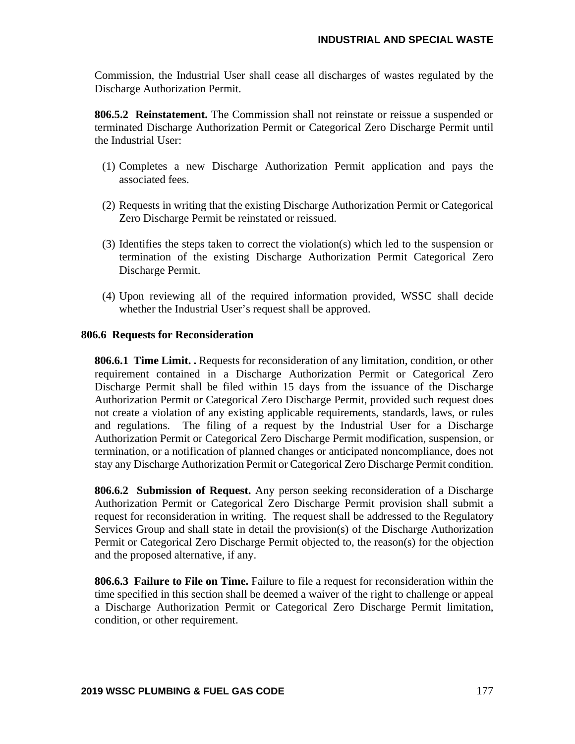Commission, the Industrial User shall cease all discharges of wastes regulated by the Discharge Authorization Permit.

**806.5.2 Reinstatement.** The Commission shall not reinstate or reissue a suspended or terminated Discharge Authorization Permit or Categorical Zero Discharge Permit until the Industrial User:

(1) Completes a new Discharge Authorization Permit application and pays the associated fees.

(2) Requests in writing that the existing Discharge Authorization Permit or Categorical Zero Discharge Permit be reinstated or reissued.

(3) Identifies the steps taken to correct the violation(s) which led to the suspension or termination of the existing Discharge Authorization Permit Categorical Zero Discharge Permit.

(4) Upon reviewing all of the required information provided, WSSC shall decide whether the Industrial User's request shall be approved.

**806.6 Requests for Reconsideration**

**806.6.1 Time Limit. .** Requests for reconsideration of any limitation, condition, or other requirement contained in a Discharge Authorization Permit or Categorical Zero Discharge Permit shall be filed within 15 days from the issuance of the Discharge Authorization Permit or Categorical Zero Discharge Permit, provided such request does not create a violation of any existing applicable requirements, standards, laws, or rules and regulations. The filing of a request by the Industrial User for a Discharge Authorization Permit or Categorical Zero Discharge Permit modification, suspension, or termination, or a notification of planned changes or anticipated noncompliance, does not stay any Discharge Authorization Permit or Categorical Zero Discharge Permit condition.

**806.6.2 Submission of Request.** Any person seeking reconsideration of a Discharge Authorization Permit or Categorical Zero Discharge Permit provision shall submit a request for reconsideration in writing. The request shall be addressed to the Regulatory Services Group and shall state in detail the provision(s) of the Discharge Authorization Permit or Categorical Zero Discharge Permit objected to, the reason(s) for the objection and the proposed alternative, if any.

**806.6.3 Failure to File on Time.** Failure to file a request for reconsideration within the time specified in this section shall be deemed a waiver of the right to challenge or appeal a Discharge Authorization Permit or Categorical Zero Discharge Permit limitation, condition, or other requirement.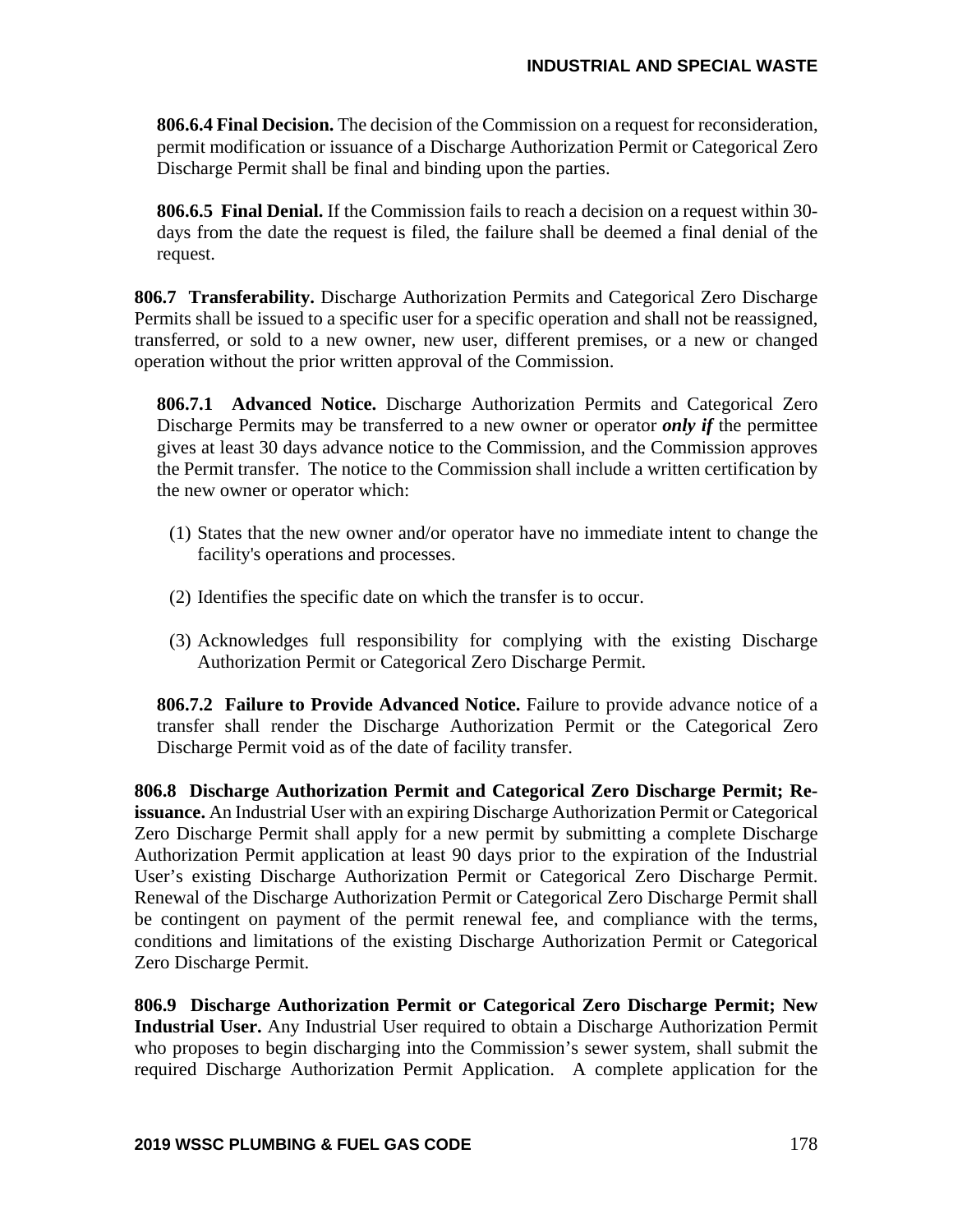**806.6.4 Final Decision.** The decision of the Commission on a request for reconsideration, permit modification or issuance of a Discharge Authorization Permit or Categorical Zero Discharge Permit shall be final and binding upon the parties.

**806.6.5 Final Denial.** If the Commission fails to reach a decision on a request within 30-days from the date the request is filed, the failure shall be deemed a final denial of the request.

**806.7 Transferability.** Discharge Authorization Permits and Categorical Zero Discharge Permits shall be issued to a specific user for a specific operation and shall not be reassigned, transferred, or sold to a new owner, new user, different premises, or a new or changed operation without the prior written approval of the Commission.

**806.7.1 Advanced Notice.** Discharge Authorization Permits and Categorical Zero Discharge Permits may be transferred to a new owner or operator ***only if*** the permittee gives at least 30 days advance notice to the Commission, and the Commission approves the Permit transfer. The notice to the Commission shall include a written certification by the new owner or operator which:

(1) States that the new owner and/or operator have no immediate intent to change the facility's operations and processes.

(2) Identifies the specific date on which the transfer is to occur.

(3) Acknowledges full responsibility for complying with the existing Discharge Authorization Permit or Categorical Zero Discharge Permit.

**806.7.2 Failure to Provide Advanced Notice.** Failure to provide advance notice of a transfer shall render the Discharge Authorization Permit or the Categorical Zero Discharge Permit void as of the date of facility transfer.

**806.8 Discharge Authorization Permit and Categorical Zero Discharge Permit; Re-issuance.** An Industrial User with an expiring Discharge Authorization Permit or Categorical Zero Discharge Permit shall apply for a new permit by submitting a complete Discharge Authorization Permit application at least 90 days prior to the expiration of the Industrial User's existing Discharge Authorization Permit or Categorical Zero Discharge Permit. Renewal of the Discharge Authorization Permit or Categorical Zero Discharge Permit shall be contingent on payment of the permit renewal fee, and compliance with the terms, conditions and limitations of the existing Discharge Authorization Permit or Categorical Zero Discharge Permit.

**806.9 Discharge Authorization Permit or Categorical Zero Discharge Permit; New Industrial User.** Any Industrial User required to obtain a Discharge Authorization Permit who proposes to begin discharging into the Commission's sewer system, shall submit the required Discharge Authorization Permit Application. A complete application for the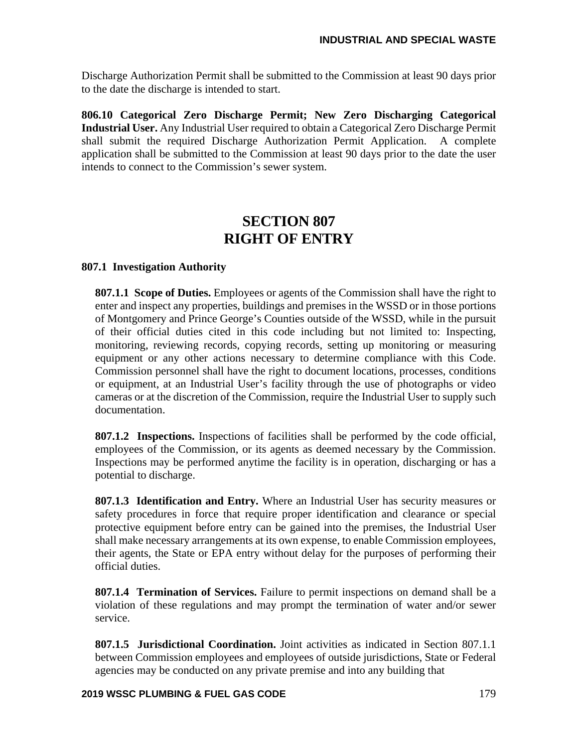Discharge Authorization Permit shall be submitted to the Commission at least 90 days prior to the date the discharge is intended to start.

**806.10 Categorical Zero Discharge Permit; New Zero Discharging Categorical Industrial User.** Any Industrial User required to obtain a Categorical Zero Discharge Permit shall submit the required Discharge Authorization Permit Application. A complete application shall be submitted to the Commission at least 90 days prior to the date the user intends to connect to the Commission's sewer system.

# SECTION 807
# RIGHT OF ENTRY

**807.1 Investigation Authority**

**807.1.1 Scope of Duties.** Employees or agents of the Commission shall have the right to enter and inspect any properties, buildings and premises in the WSSD or in those portions of Montgomery and Prince George's Counties outside of the WSSD, while in the pursuit of their official duties cited in this code including but not limited to: Inspecting, monitoring, reviewing records, copying records, setting up monitoring or measuring equipment or any other actions necessary to determine compliance with this Code. Commission personnel shall have the right to document locations, processes, conditions or equipment, at an Industrial User's facility through the use of photographs or video cameras or at the discretion of the Commission, require the Industrial User to supply such documentation.

**807.1.2 Inspections.** Inspections of facilities shall be performed by the code official, employees of the Commission, or its agents as deemed necessary by the Commission. Inspections may be performed anytime the facility is in operation, discharging or has a potential to discharge.

**807.1.3 Identification and Entry.** Where an Industrial User has security measures or safety procedures in force that require proper identification and clearance or special protective equipment before entry can be gained into the premises, the Industrial User shall make necessary arrangements at its own expense, to enable Commission employees, their agents, the State or EPA entry without delay for the purposes of performing their official duties.

**807.1.4 Termination of Services.** Failure to permit inspections on demand shall be a violation of these regulations and may prompt the termination of water and/or sewer service.

**807.1.5 Jurisdictional Coordination.** Joint activities as indicated in Section 807.1.1 between Commission employees and employees of outside jurisdictions, State or Federal agencies may be conducted on any private premise and into any building that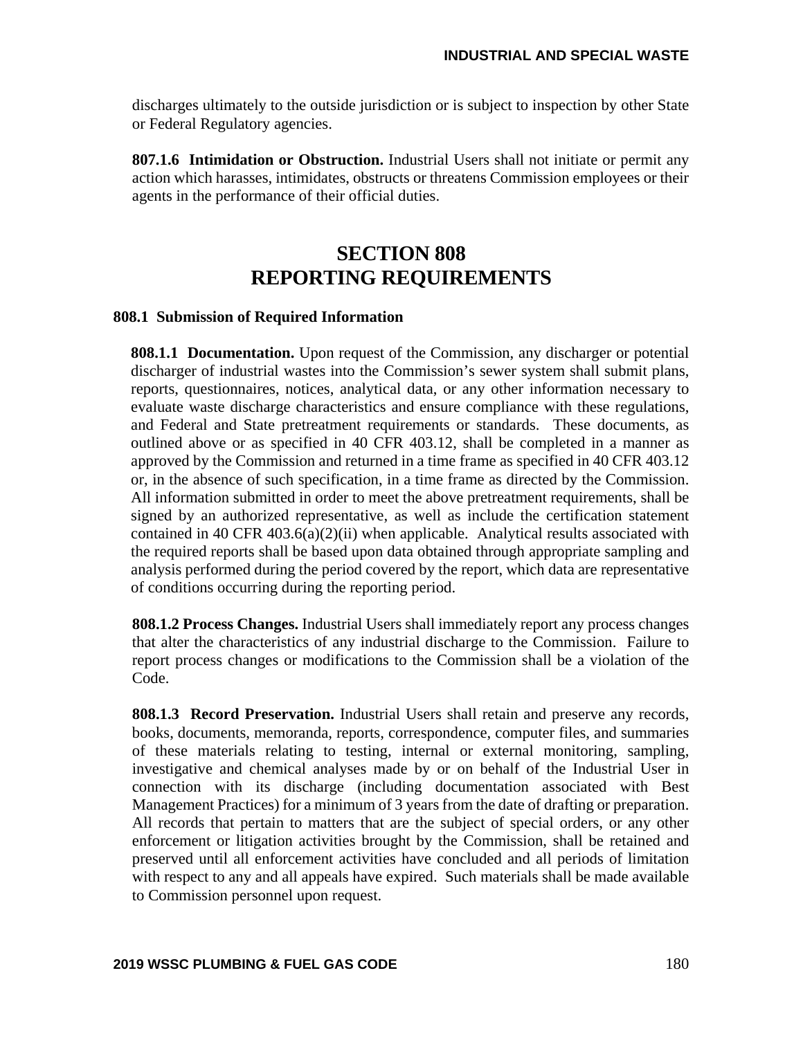discharges ultimately to the outside jurisdiction or is subject to inspection by other State or Federal Regulatory agencies.

**807.1.6 Intimidation or Obstruction.** Industrial Users shall not initiate or permit any action which harasses, intimidates, obstructs or threatens Commission employees or their agents in the performance of their official duties.

# SECTION 808
# REPORTING REQUIREMENTS

### 808.1 Submission of Required Information

**808.1.1 Documentation.** Upon request of the Commission, any discharger or potential discharger of industrial wastes into the Commission's sewer system shall submit plans, reports, questionnaires, notices, analytical data, or any other information necessary to evaluate waste discharge characteristics and ensure compliance with these regulations, and Federal and State pretreatment requirements or standards. These documents, as outlined above or as specified in 40 CFR 403.12, shall be completed in a manner as approved by the Commission and returned in a time frame as specified in 40 CFR 403.12 or, in the absence of such specification, in a time frame as directed by the Commission. All information submitted in order to meet the above pretreatment requirements, shall be signed by an authorized representative, as well as include the certification statement contained in 40 CFR 403.6(a)(2)(ii) when applicable. Analytical results associated with the required reports shall be based upon data obtained through appropriate sampling and analysis performed during the period covered by the report, which data are representative of conditions occurring during the reporting period.

**808.1.2 Process Changes.** Industrial Users shall immediately report any process changes that alter the characteristics of any industrial discharge to the Commission. Failure to report process changes or modifications to the Commission shall be a violation of the Code.

**808.1.3 Record Preservation.** Industrial Users shall retain and preserve any records, books, documents, memoranda, reports, correspondence, computer files, and summaries of these materials relating to testing, internal or external monitoring, sampling, investigative and chemical analyses made by or on behalf of the Industrial User in connection with its discharge (including documentation associated with Best Management Practices) for a minimum of 3 years from the date of drafting or preparation. All records that pertain to matters that are the subject of special orders, or any other enforcement or litigation activities brought by the Commission, shall be retained and preserved until all enforcement activities have concluded and all periods of limitation with respect to any and all appeals have expired. Such materials shall be made available to Commission personnel upon request.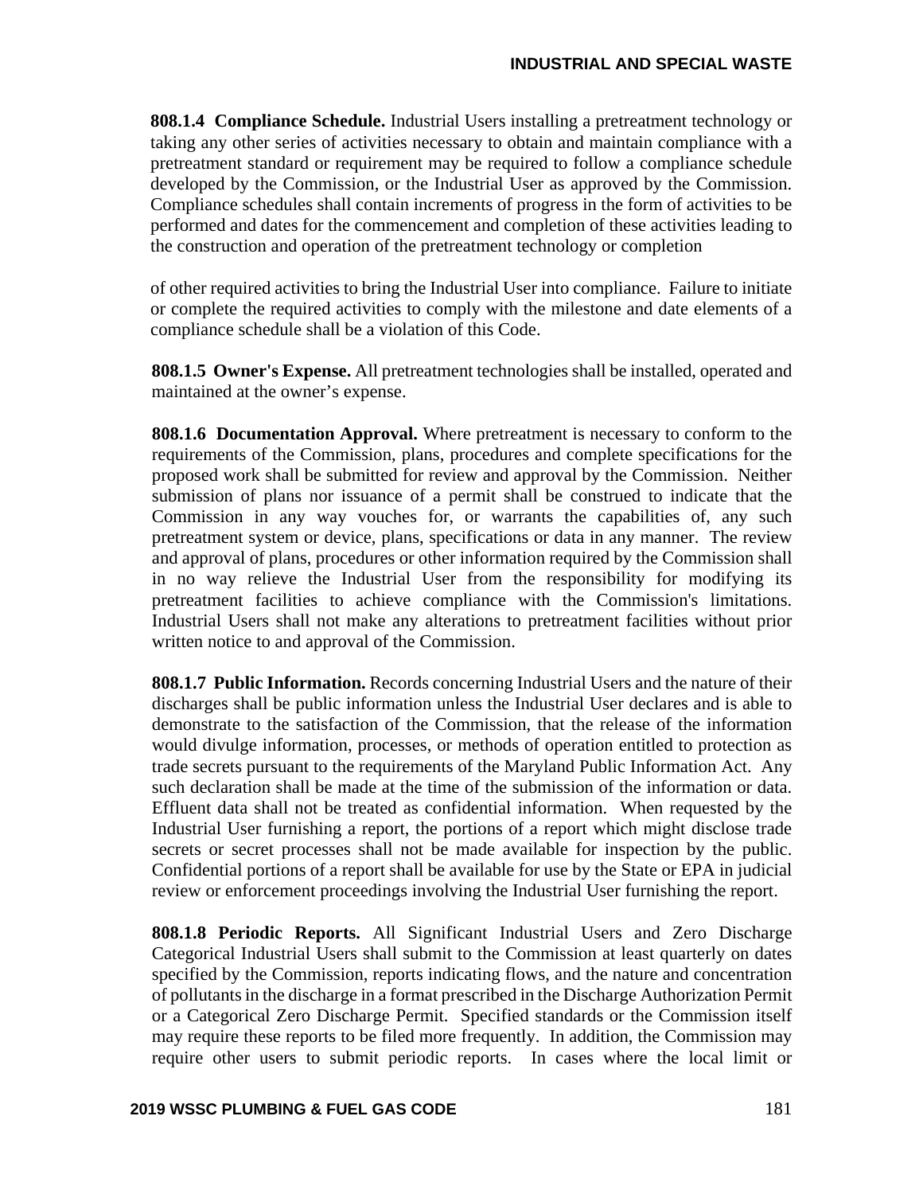**808.1.4 Compliance Schedule.** Industrial Users installing a pretreatment technology or taking any other series of activities necessary to obtain and maintain compliance with a pretreatment standard or requirement may be required to follow a compliance schedule developed by the Commission, or the Industrial User as approved by the Commission. Compliance schedules shall contain increments of progress in the form of activities to be performed and dates for the commencement and completion of these activities leading to the construction and operation of the pretreatment technology or completion of other required activities to bring the Industrial User into compliance. Failure to initiate or complete the required activities to comply with the milestone and date elements of a compliance schedule shall be a violation of this Code.

**808.1.5 Owner's Expense.** All pretreatment technologies shall be installed, operated and maintained at the owner's expense.

**808.1.6 Documentation Approval.** Where pretreatment is necessary to conform to the requirements of the Commission, plans, procedures and complete specifications for the proposed work shall be submitted for review and approval by the Commission. Neither submission of plans nor issuance of a permit shall be construed to indicate that the Commission in any way vouches for, or warrants the capabilities of, any such pretreatment system or device, plans, specifications or data in any manner. The review and approval of plans, procedures or other information required by the Commission shall in no way relieve the Industrial User from the responsibility for modifying its pretreatment facilities to achieve compliance with the Commission's limitations. Industrial Users shall not make any alterations to pretreatment facilities without prior written notice to and approval of the Commission.

**808.1.7 Public Information.** Records concerning Industrial Users and the nature of their discharges shall be public information unless the Industrial User declares and is able to demonstrate to the satisfaction of the Commission, that the release of the information would divulge information, processes, or methods of operation entitled to protection as trade secrets pursuant to the requirements of the Maryland Public Information Act. Any such declaration shall be made at the time of the submission of the information or data. Effluent data shall not be treated as confidential information. When requested by the Industrial User furnishing a report, the portions of a report which might disclose trade secrets or secret processes shall not be made available for inspection by the public. Confidential portions of a report shall be available for use by the State or EPA in judicial review or enforcement proceedings involving the Industrial User furnishing the report.

**808.1.8 Periodic Reports.** All Significant Industrial Users and Zero Discharge Categorical Industrial Users shall submit to the Commission at least quarterly on dates specified by the Commission, reports indicating flows, and the nature and concentration of pollutants in the discharge in a format prescribed in the Discharge Authorization Permit or a Categorical Zero Discharge Permit. Specified standards or the Commission itself may require these reports to be filed more frequently. In addition, the Commission may require other users to submit periodic reports. In cases where the local limit or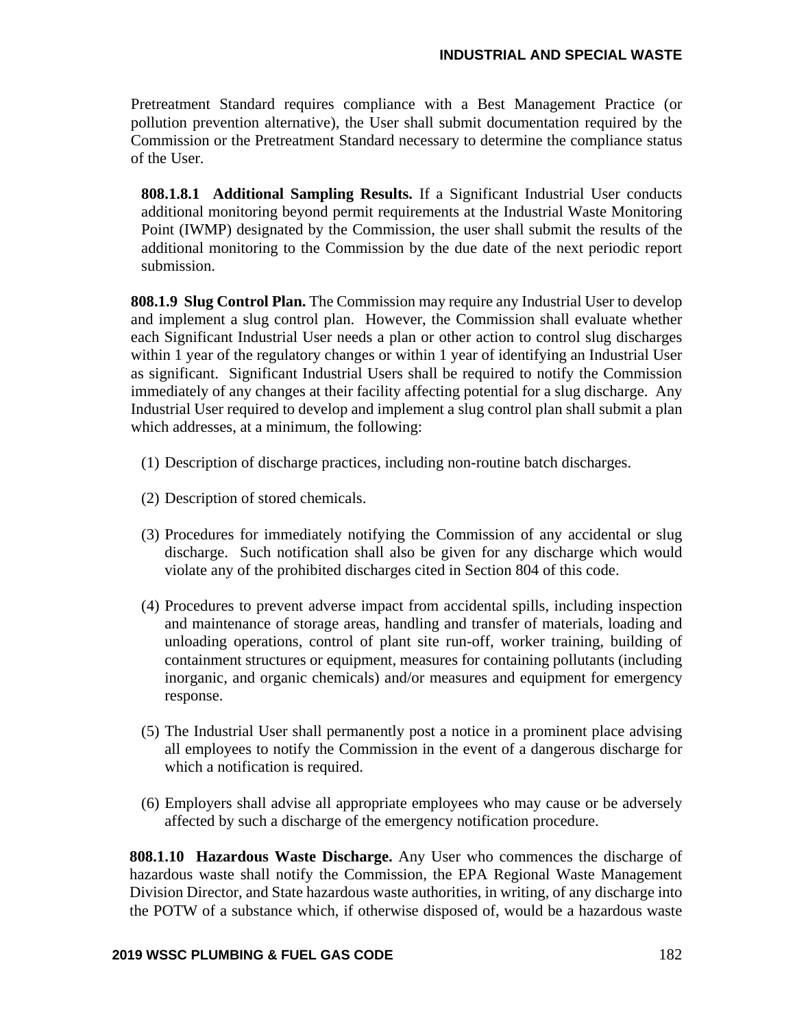Pretreatment Standard requires compliance with a Best Management Practice (or pollution prevention alternative), the User shall submit documentation required by the Commission or the Pretreatment Standard necessary to determine the compliance status of the User.

**808.1.8.1 Additional Sampling Results.** If a Significant Industrial User conducts additional monitoring beyond permit requirements at the Industrial Waste Monitoring Point (IWMP) designated by the Commission, the user shall submit the results of the additional monitoring to the Commission by the due date of the next periodic report submission.

**808.1.9 Slug Control Plan.** The Commission may require any Industrial User to develop and implement a slug control plan. However, the Commission shall evaluate whether each Significant Industrial User needs a plan or other action to control slug discharges within 1 year of the regulatory changes or within 1 year of identifying an Industrial User as significant. Significant Industrial Users shall be required to notify the Commission immediately of any changes at their facility affecting potential for a slug discharge. Any Industrial User required to develop and implement a slug control plan shall submit a plan which addresses, at a minimum, the following:

(1) Description of discharge practices, including non-routine batch discharges.

(2) Description of stored chemicals.

(3) Procedures for immediately notifying the Commission of any accidental or slug discharge. Such notification shall also be given for any discharge which would violate any of the prohibited discharges cited in Section 804 of this code.

(4) Procedures to prevent adverse impact from accidental spills, including inspection and maintenance of storage areas, handling and transfer of materials, loading and unloading operations, control of plant site run-off, worker training, building of containment structures or equipment, measures for containing pollutants (including inorganic, and organic chemicals) and/or measures and equipment for emergency response.

(5) The Industrial User shall permanently post a notice in a prominent place advising all employees to notify the Commission in the event of a dangerous discharge for which a notification is required.

(6) Employers shall advise all appropriate employees who may cause or be adversely affected by such a discharge of the emergency notification procedure.

**808.1.10 Hazardous Waste Discharge.** Any User who commences the discharge of hazardous waste shall notify the Commission, the EPA Regional Waste Management Division Director, and State hazardous waste authorities, in writing, of any discharge into the POTW of a substance which, if otherwise disposed of, would be a hazardous waste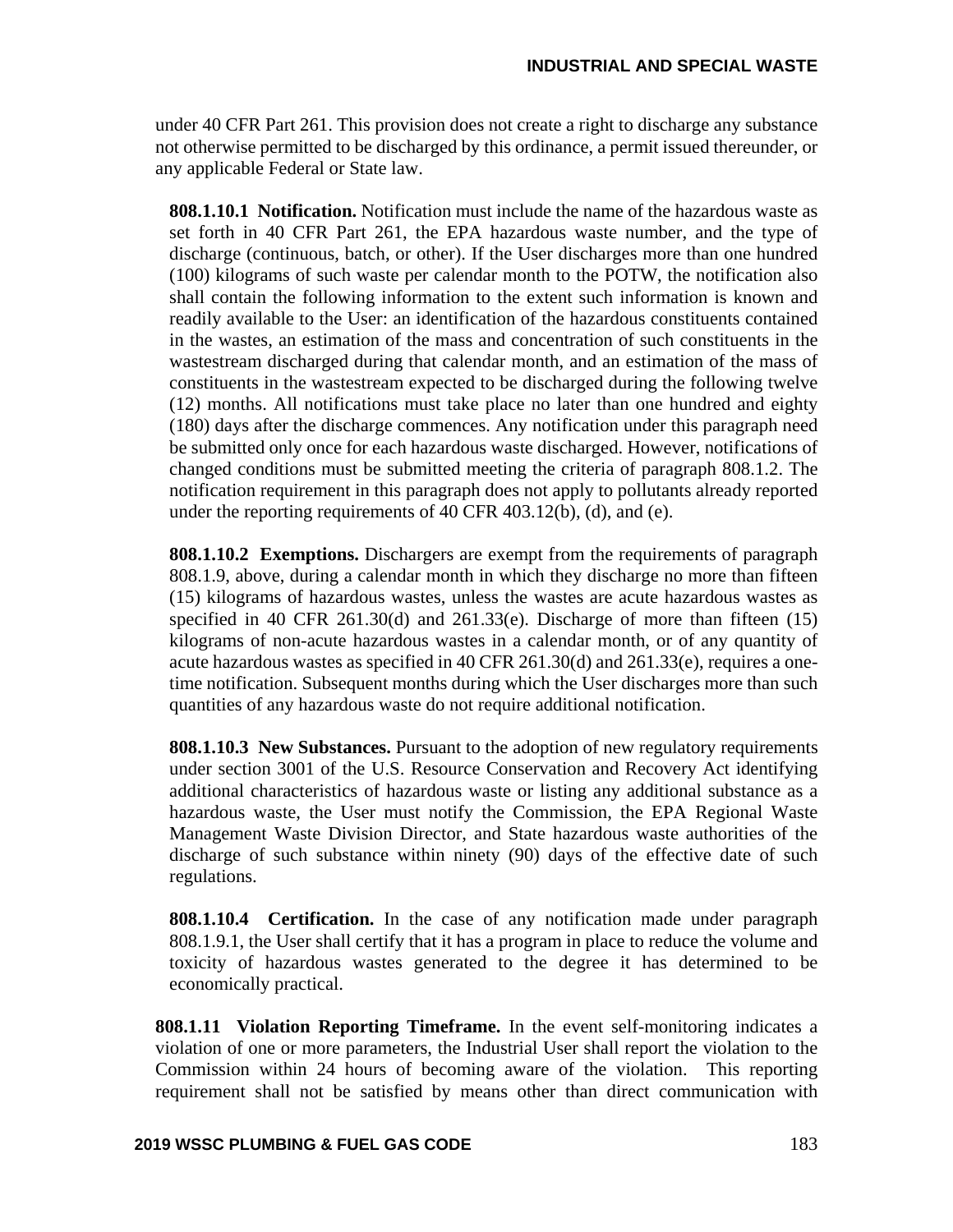under 40 CFR Part 261. This provision does not create a right to discharge any substance not otherwise permitted to be discharged by this ordinance, a permit issued thereunder, or any applicable Federal or State law.

**808.1.10.1 Notification.** Notification must include the name of the hazardous waste as set forth in 40 CFR Part 261, the EPA hazardous waste number, and the type of discharge (continuous, batch, or other). If the User discharges more than one hundred (100) kilograms of such waste per calendar month to the POTW, the notification also shall contain the following information to the extent such information is known and readily available to the User: an identification of the hazardous constituents contained in the wastes, an estimation of the mass and concentration of such constituents in the wastestream discharged during that calendar month, and an estimation of the mass of constituents in the wastestream expected to be discharged during the following twelve (12) months. All notifications must take place no later than one hundred and eighty (180) days after the discharge commences. Any notification under this paragraph need be submitted only once for each hazardous waste discharged. However, notifications of changed conditions must be submitted meeting the criteria of paragraph 808.1.2. The notification requirement in this paragraph does not apply to pollutants already reported under the reporting requirements of 40 CFR 403.12(b), (d), and (e).

**808.1.10.2 Exemptions.** Dischargers are exempt from the requirements of paragraph 808.1.9, above, during a calendar month in which they discharge no more than fifteen (15) kilograms of hazardous wastes, unless the wastes are acute hazardous wastes as specified in 40 CFR 261.30(d) and 261.33(e). Discharge of more than fifteen (15) kilograms of non-acute hazardous wastes in a calendar month, or of any quantity of acute hazardous wastes as specified in 40 CFR 261.30(d) and 261.33(e), requires a one-time notification. Subsequent months during which the User discharges more than such quantities of any hazardous waste do not require additional notification.

**808.1.10.3 New Substances.** Pursuant to the adoption of new regulatory requirements under section 3001 of the U.S. Resource Conservation and Recovery Act identifying additional characteristics of hazardous waste or listing any additional substance as a hazardous waste, the User must notify the Commission, the EPA Regional Waste Management Waste Division Director, and State hazardous waste authorities of the discharge of such substance within ninety (90) days of the effective date of such regulations.

**808.1.10.4 Certification.** In the case of any notification made under paragraph 808.1.9.1, the User shall certify that it has a program in place to reduce the volume and toxicity of hazardous wastes generated to the degree it has determined to be economically practical.

**808.1.11 Violation Reporting Timeframe.** In the event self-monitoring indicates a violation of one or more parameters, the Industrial User shall report the violation to the Commission within 24 hours of becoming aware of the violation. This reporting requirement shall not be satisfied by means other than direct communication with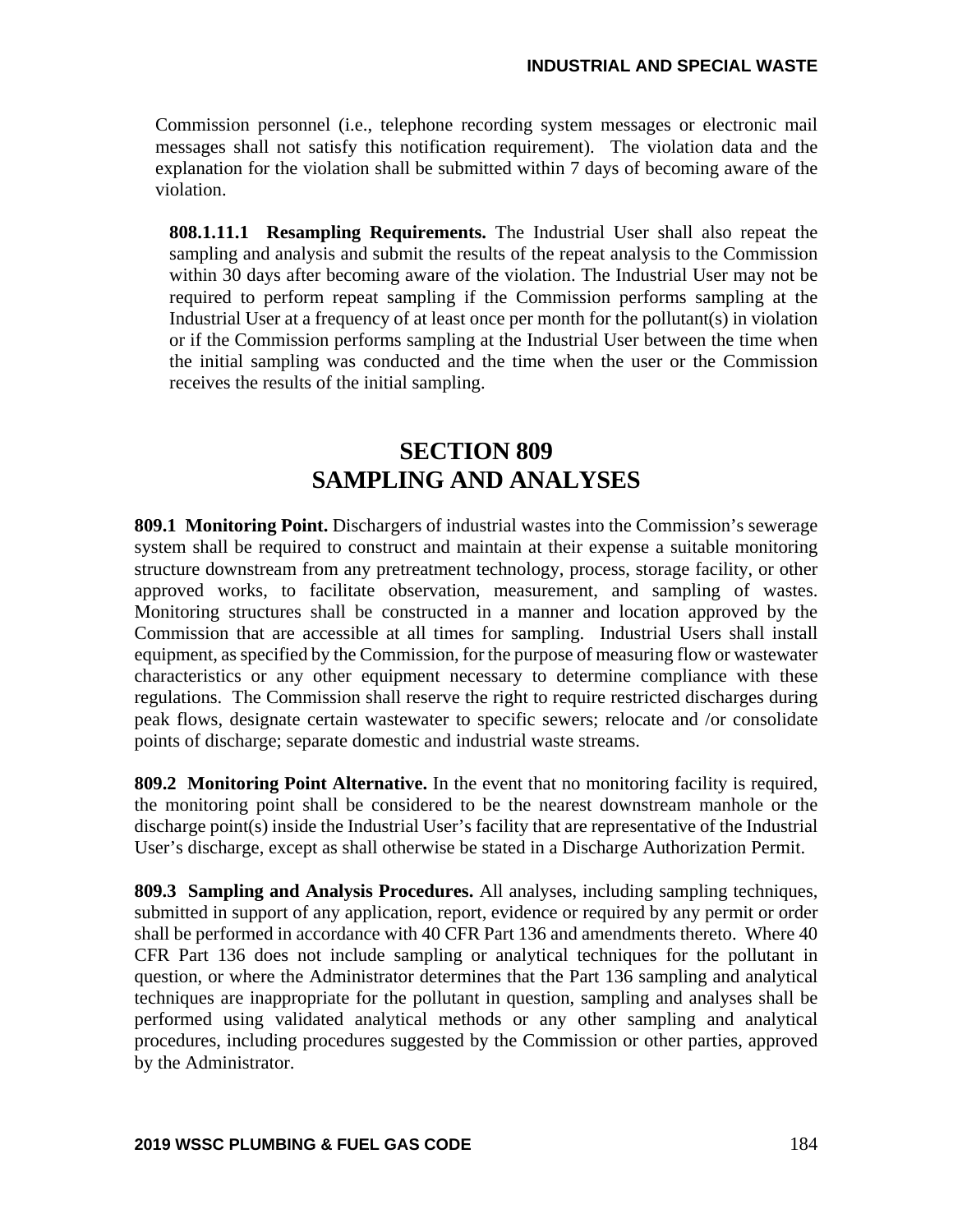Commission personnel (i.e., telephone recording system messages or electronic mail messages shall not satisfy this notification requirement). The violation data and the explanation for the violation shall be submitted within 7 days of becoming aware of the violation.

**808.1.11.1 Resampling Requirements.** The Industrial User shall also repeat the sampling and analysis and submit the results of the repeat analysis to the Commission within 30 days after becoming aware of the violation. The Industrial User may not be required to perform repeat sampling if the Commission performs sampling at the Industrial User at a frequency of at least once per month for the pollutant(s) in violation or if the Commission performs sampling at the Industrial User between the time when the initial sampling was conducted and the time when the user or the Commission receives the results of the initial sampling.

# SECTION 809
# SAMPLING AND ANALYSES

**809.1 Monitoring Point.** Dischargers of industrial wastes into the Commission's sewerage system shall be required to construct and maintain at their expense a suitable monitoring structure downstream from any pretreatment technology, process, storage facility, or other approved works, to facilitate observation, measurement, and sampling of wastes. Monitoring structures shall be constructed in a manner and location approved by the Commission that are accessible at all times for sampling. Industrial Users shall install equipment, as specified by the Commission, for the purpose of measuring flow or wastewater characteristics or any other equipment necessary to determine compliance with these regulations. The Commission shall reserve the right to require restricted discharges during peak flows, designate certain wastewater to specific sewers; relocate and /or consolidate points of discharge; separate domestic and industrial waste streams.

**809.2 Monitoring Point Alternative.** In the event that no monitoring facility is required, the monitoring point shall be considered to be the nearest downstream manhole or the discharge point(s) inside the Industrial User's facility that are representative of the Industrial User's discharge, except as shall otherwise be stated in a Discharge Authorization Permit.

**809.3 Sampling and Analysis Procedures.** All analyses, including sampling techniques, submitted in support of any application, report, evidence or required by any permit or order shall be performed in accordance with 40 CFR Part 136 and amendments thereto. Where 40 CFR Part 136 does not include sampling or analytical techniques for the pollutant in question, or where the Administrator determines that the Part 136 sampling and analytical techniques are inappropriate for the pollutant in question, sampling and analyses shall be performed using validated analytical methods or any other sampling and analytical procedures, including procedures suggested by the Commission or other parties, approved by the Administrator.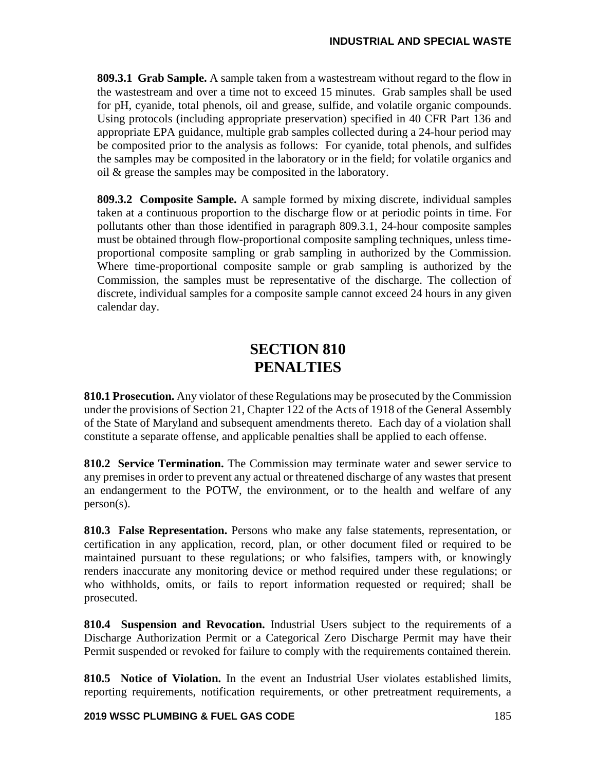**809.3.1 Grab Sample.** A sample taken from a wastestream without regard to the flow in the wastestream and over a time not to exceed 15 minutes. Grab samples shall be used for pH, cyanide, total phenols, oil and grease, sulfide, and volatile organic compounds. Using protocols (including appropriate preservation) specified in 40 CFR Part 136 and appropriate EPA guidance, multiple grab samples collected during a 24-hour period may be composited prior to the analysis as follows: For cyanide, total phenols, and sulfides the samples may be composited in the laboratory or in the field; for volatile organics and oil & grease the samples may be composited in the laboratory.

**809.3.2 Composite Sample.** A sample formed by mixing discrete, individual samples taken at a continuous proportion to the discharge flow or at periodic points in time. For pollutants other than those identified in paragraph 809.3.1, 24-hour composite samples must be obtained through flow-proportional composite sampling techniques, unless time-proportional composite sampling or grab sampling in authorized by the Commission. Where time-proportional composite sample or grab sampling is authorized by the Commission, the samples must be representative of the discharge. The collection of discrete, individual samples for a composite sample cannot exceed 24 hours in any given calendar day.

# SECTION 810
# PENALTIES

**810.1 Prosecution.** Any violator of these Regulations may be prosecuted by the Commission under the provisions of Section 21, Chapter 122 of the Acts of 1918 of the General Assembly of the State of Maryland and subsequent amendments thereto. Each day of a violation shall constitute a separate offense, and applicable penalties shall be applied to each offense.

**810.2 Service Termination.** The Commission may terminate water and sewer service to any premises in order to prevent any actual or threatened discharge of any wastes that present an endangerment to the POTW, the environment, or to the health and welfare of any person(s).

**810.3 False Representation.** Persons who make any false statements, representation, or certification in any application, record, plan, or other document filed or required to be maintained pursuant to these regulations; or who falsifies, tampers with, or knowingly renders inaccurate any monitoring device or method required under these regulations; or who withholds, omits, or fails to report information requested or required; shall be prosecuted.

**810.4 Suspension and Revocation.** Industrial Users subject to the requirements of a Discharge Authorization Permit or a Categorical Zero Discharge Permit may have their Permit suspended or revoked for failure to comply with the requirements contained therein.

**810.5 Notice of Violation.** In the event an Industrial User violates established limits, reporting requirements, notification requirements, or other pretreatment requirements, a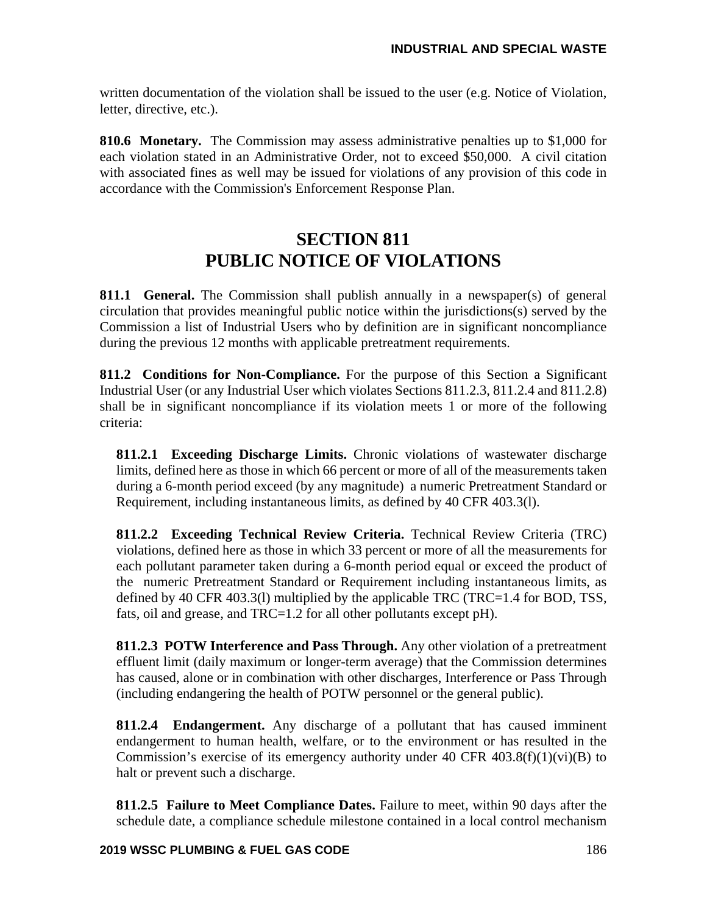written documentation of the violation shall be issued to the user (e.g. Notice of Violation, letter, directive, etc.).

**810.6 Monetary.** The Commission may assess administrative penalties up to $1,000 for each violation stated in an Administrative Order, not to exceed $50,000. A civil citation with associated fines as well may be issued for violations of any provision of this code in accordance with the Commission's Enforcement Response Plan.

# SECTION 811
# PUBLIC NOTICE OF VIOLATIONS

**811.1 General.** The Commission shall publish annually in a newspaper(s) of general circulation that provides meaningful public notice within the jurisdictions(s) served by the Commission a list of Industrial Users who by definition are in significant noncompliance during the previous 12 months with applicable pretreatment requirements.

**811.2 Conditions for Non-Compliance.** For the purpose of this Section a Significant Industrial User (or any Industrial User which violates Sections 811.2.3, 811.2.4 and 811.2.8) shall be in significant noncompliance if its violation meets 1 or more of the following criteria:

**811.2.1 Exceeding Discharge Limits.** Chronic violations of wastewater discharge limits, defined here as those in which 66 percent or more of all of the measurements taken during a 6-month period exceed (by any magnitude) a numeric Pretreatment Standard or Requirement, including instantaneous limits, as defined by 40 CFR 403.3(l).

**811.2.2 Exceeding Technical Review Criteria.** Technical Review Criteria (TRC) violations, defined here as those in which 33 percent or more of all the measurements for each pollutant parameter taken during a 6-month period equal or exceed the product of the numeric Pretreatment Standard or Requirement including instantaneous limits, as defined by 40 CFR 403.3(l) multiplied by the applicable TRC (TRC=1.4 for BOD, TSS, fats, oil and grease, and TRC=1.2 for all other pollutants except pH).

**811.2.3 POTW Interference and Pass Through.** Any other violation of a pretreatment effluent limit (daily maximum or longer-term average) that the Commission determines has caused, alone or in combination with other discharges, Interference or Pass Through (including endangering the health of POTW personnel or the general public).

**811.2.4 Endangerment.** Any discharge of a pollutant that has caused imminent endangerment to human health, welfare, or to the environment or has resulted in the Commission's exercise of its emergency authority under 40 CFR 403.8(f)(1)(vi)(B) to halt or prevent such a discharge.

**811.2.5 Failure to Meet Compliance Dates.** Failure to meet, within 90 days after the schedule date, a compliance schedule milestone contained in a local control mechanism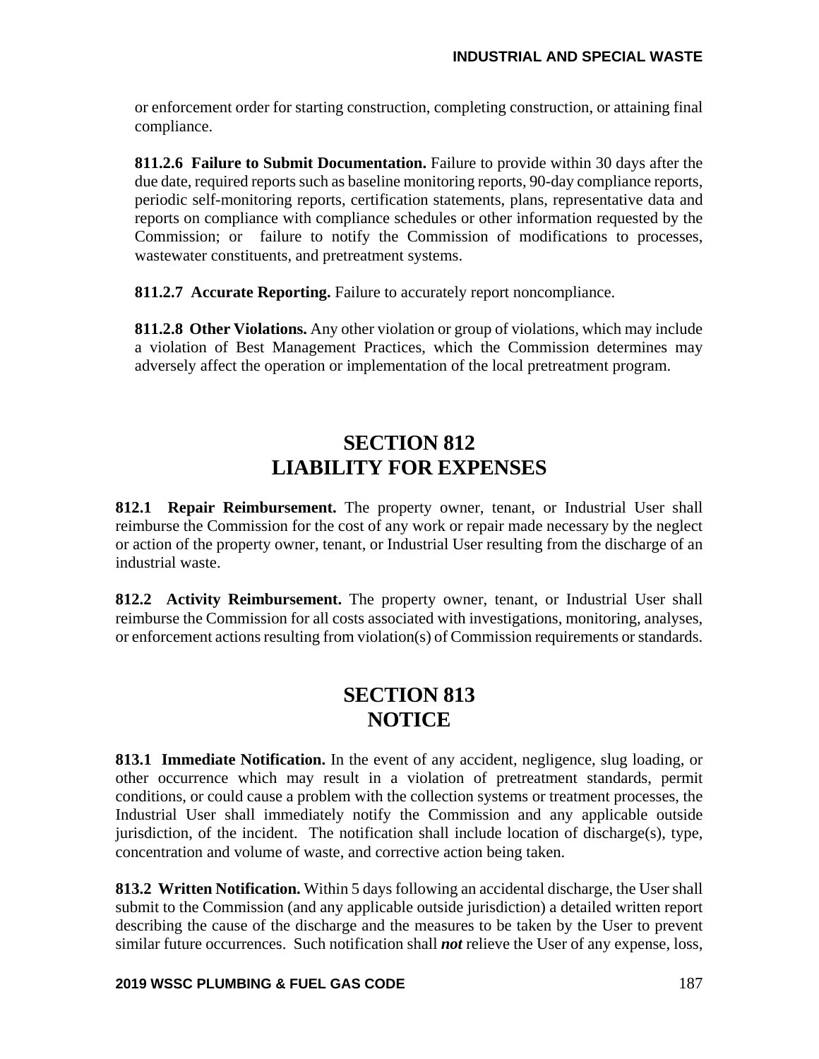or enforcement order for starting construction, completing construction, or attaining final compliance.

**811.2.6 Failure to Submit Documentation.** Failure to provide within 30 days after the due date, required reports such as baseline monitoring reports, 90-day compliance reports, periodic self-monitoring reports, certification statements, plans, representative data and reports on compliance with compliance schedules or other information requested by the Commission; or failure to notify the Commission of modifications to processes, wastewater constituents, and pretreatment systems.

**811.2.7 Accurate Reporting.** Failure to accurately report noncompliance.

**811.2.8 Other Violations.** Any other violation or group of violations, which may include a violation of Best Management Practices, which the Commission determines may adversely affect the operation or implementation of the local pretreatment program.

## SECTION 812
## LIABILITY FOR EXPENSES

**812.1 Repair Reimbursement.** The property owner, tenant, or Industrial User shall reimburse the Commission for the cost of any work or repair made necessary by the neglect or action of the property owner, tenant, or Industrial User resulting from the discharge of an industrial waste.

**812.2 Activity Reimbursement.** The property owner, tenant, or Industrial User shall reimburse the Commission for all costs associated with investigations, monitoring, analyses, or enforcement actions resulting from violation(s) of Commission requirements or standards.

## SECTION 813
## NOTICE

**813.1 Immediate Notification.** In the event of any accident, negligence, slug loading, or other occurrence which may result in a violation of pretreatment standards, permit conditions, or could cause a problem with the collection systems or treatment processes, the Industrial User shall immediately notify the Commission and any applicable outside jurisdiction, of the incident. The notification shall include location of discharge(s), type, concentration and volume of waste, and corrective action being taken.

**813.2 Written Notification.** Within 5 days following an accidental discharge, the User shall submit to the Commission (and any applicable outside jurisdiction) a detailed written report describing the cause of the discharge and the measures to be taken by the User to prevent similar future occurrences. Such notification shall ***not*** relieve the User of any expense, loss,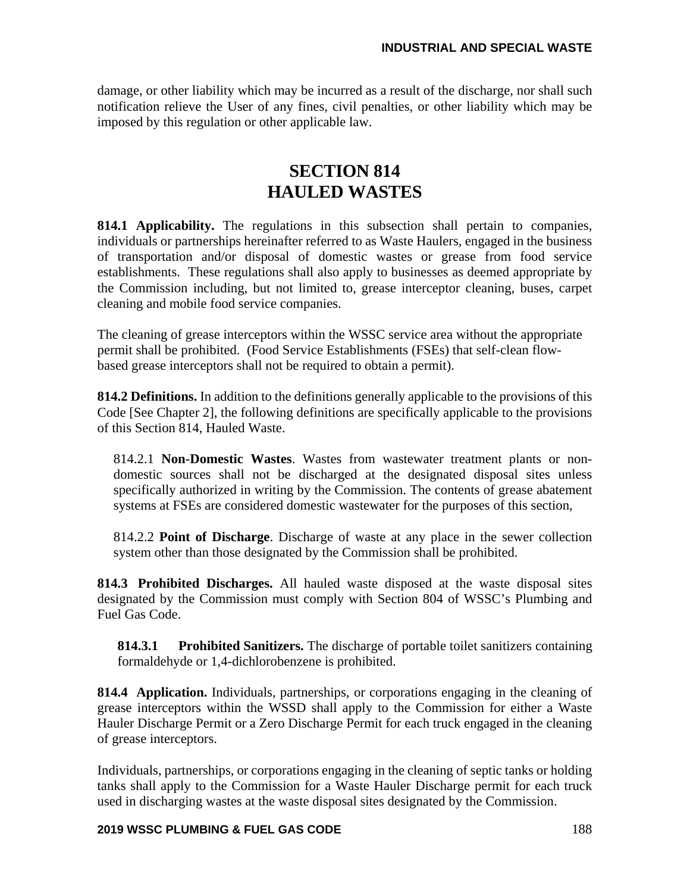damage, or other liability which may be incurred as a result of the discharge, nor shall such notification relieve the User of any fines, civil penalties, or other liability which may be imposed by this regulation or other applicable law.

# SECTION 814
# HAULED WASTES

**814.1 Applicability.** The regulations in this subsection shall pertain to companies, individuals or partnerships hereinafter referred to as Waste Haulers, engaged in the business of transportation and/or disposal of domestic wastes or grease from food service establishments. These regulations shall also apply to businesses as deemed appropriate by the Commission including, but not limited to, grease interceptor cleaning, buses, carpet cleaning and mobile food service companies.

The cleaning of grease interceptors within the WSSC service area without the appropriate permit shall be prohibited. (Food Service Establishments (FSEs) that self-clean flow-based grease interceptors shall not be required to obtain a permit).

**814.2 Definitions.** In addition to the definitions generally applicable to the provisions of this Code [See Chapter 2], the following definitions are specifically applicable to the provisions of this Section 814, Hauled Waste.

814.2.1 **Non-Domestic Wastes**. Wastes from wastewater treatment plants or non-domestic sources shall not be discharged at the designated disposal sites unless specifically authorized in writing by the Commission. The contents of grease abatement systems at FSEs are considered domestic wastewater for the purposes of this section,

814.2.2 **Point of Discharge**. Discharge of waste at any place in the sewer collection system other than those designated by the Commission shall be prohibited.

**814.3 Prohibited Discharges.** All hauled waste disposed at the waste disposal sites designated by the Commission must comply with Section 804 of WSSC's Plumbing and Fuel Gas Code.

**814.3.1 Prohibited Sanitizers.** The discharge of portable toilet sanitizers containing formaldehyde or 1,4-dichlorobenzene is prohibited.

**814.4 Application.** Individuals, partnerships, or corporations engaging in the cleaning of grease interceptors within the WSSD shall apply to the Commission for either a Waste Hauler Discharge Permit or a Zero Discharge Permit for each truck engaged in the cleaning of grease interceptors.

Individuals, partnerships, or corporations engaging in the cleaning of septic tanks or holding tanks shall apply to the Commission for a Waste Hauler Discharge permit for each truck used in discharging wastes at the waste disposal sites designated by the Commission.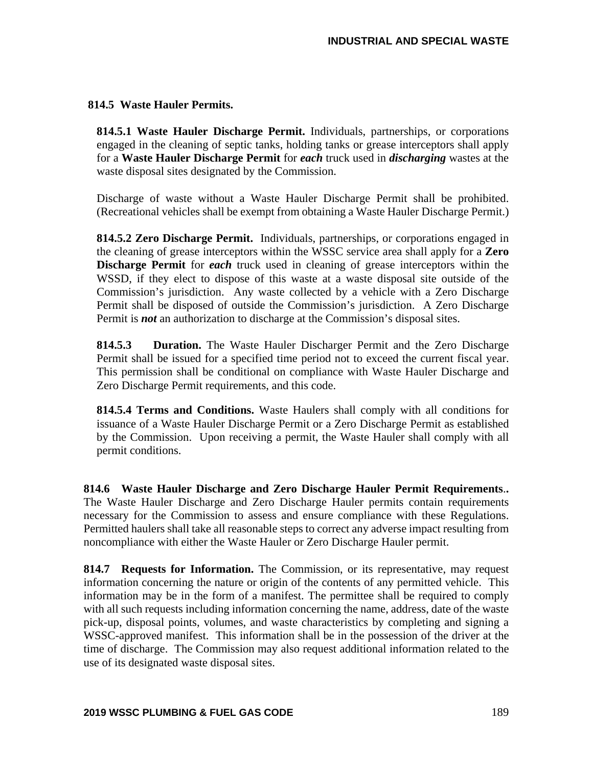### 814.5 Waste Hauler Permits.

**814.5.1 Waste Hauler Discharge Permit.** Individuals, partnerships, or corporations engaged in the cleaning of septic tanks, holding tanks or grease interceptors shall apply for a **Waste Hauler Discharge Permit** for ***each*** truck used in ***discharging*** wastes at the waste disposal sites designated by the Commission.

Discharge of waste without a Waste Hauler Discharge Permit shall be prohibited. (Recreational vehicles shall be exempt from obtaining a Waste Hauler Discharge Permit.)

**814.5.2 Zero Discharge Permit.** Individuals, partnerships, or corporations engaged in the cleaning of grease interceptors within the WSSC service area shall apply for a **Zero Discharge Permit** for ***each*** truck used in cleaning of grease interceptors within the WSSD, if they elect to dispose of this waste at a waste disposal site outside of the Commission's jurisdiction. Any waste collected by a vehicle with a Zero Discharge Permit shall be disposed of outside the Commission's jurisdiction. A Zero Discharge Permit is ***not*** an authorization to discharge at the Commission's disposal sites.

**814.5.3 Duration.** The Waste Hauler Discharger Permit and the Zero Discharge Permit shall be issued for a specified time period not to exceed the current fiscal year. This permission shall be conditional on compliance with Waste Hauler Discharge and Zero Discharge Permit requirements, and this code.

**814.5.4 Terms and Conditions.** Waste Haulers shall comply with all conditions for issuance of a Waste Hauler Discharge Permit or a Zero Discharge Permit as established by the Commission. Upon receiving a permit, the Waste Hauler shall comply with all permit conditions.

**814.6 Waste Hauler Discharge and Zero Discharge Hauler Permit Requirements..** The Waste Hauler Discharge and Zero Discharge Hauler permits contain requirements necessary for the Commission to assess and ensure compliance with these Regulations. Permitted haulers shall take all reasonable steps to correct any adverse impact resulting from noncompliance with either the Waste Hauler or Zero Discharge Hauler permit.

**814.7 Requests for Information.** The Commission, or its representative, may request information concerning the nature or origin of the contents of any permitted vehicle. This information may be in the form of a manifest. The permittee shall be required to comply with all such requests including information concerning the name, address, date of the waste pick-up, disposal points, volumes, and waste characteristics by completing and signing a WSSC-approved manifest. This information shall be in the possession of the driver at the time of discharge. The Commission may also request additional information related to the use of its designated waste disposal sites.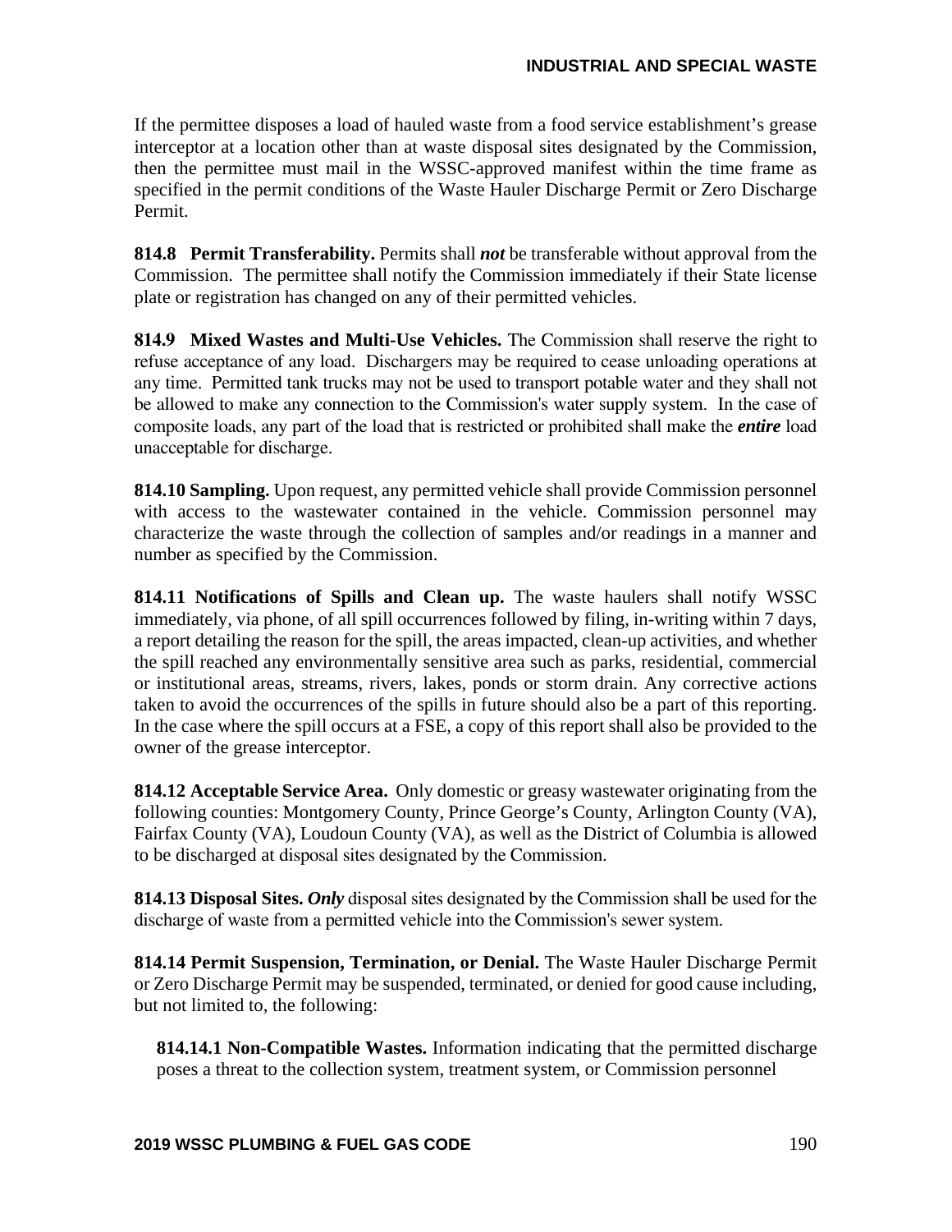If the permittee disposes a load of hauled waste from a food service establishment's grease interceptor at a location other than at waste disposal sites designated by the Commission, then the permittee must mail in the WSSC-approved manifest within the time frame as specified in the permit conditions of the Waste Hauler Discharge Permit or Zero Discharge Permit.

**814.8 Permit Transferability.** Permits shall ***not*** be transferable without approval from the Commission. The permittee shall notify the Commission immediately if their State license plate or registration has changed on any of their permitted vehicles.

**814.9 Mixed Wastes and Multi-Use Vehicles.** The Commission shall reserve the right to refuse acceptance of any load. Dischargers may be required to cease unloading operations at any time. Permitted tank trucks may not be used to transport potable water and they shall not be allowed to make any connection to the Commission's water supply system. In the case of composite loads, any part of the load that is restricted or prohibited shall make the ***entire*** load unacceptable for discharge.

**814.10 Sampling.** Upon request, any permitted vehicle shall provide Commission personnel with access to the wastewater contained in the vehicle. Commission personnel may characterize the waste through the collection of samples and/or readings in a manner and number as specified by the Commission.

**814.11 Notifications of Spills and Clean up.** The waste haulers shall notify WSSC immediately, via phone, of all spill occurrences followed by filing, in-writing within 7 days, a report detailing the reason for the spill, the areas impacted, clean-up activities, and whether the spill reached any environmentally sensitive area such as parks, residential, commercial or institutional areas, streams, rivers, lakes, ponds or storm drain. Any corrective actions taken to avoid the occurrences of the spills in future should also be a part of this reporting. In the case where the spill occurs at a FSE, a copy of this report shall also be provided to the owner of the grease interceptor.

**814.12 Acceptable Service Area.** Only domestic or greasy wastewater originating from the following counties: Montgomery County, Prince George's County, Arlington County (VA), Fairfax County (VA), Loudoun County (VA), as well as the District of Columbia is allowed to be discharged at disposal sites designated by the Commission.

**814.13 Disposal Sites.** ***Only*** disposal sites designated by the Commission shall be used for the discharge of waste from a permitted vehicle into the Commission's sewer system.

**814.14 Permit Suspension, Termination, or Denial.** The Waste Hauler Discharge Permit or Zero Discharge Permit may be suspended, terminated, or denied for good cause including, but not limited to, the following:

**814.14.1 Non-Compatible Wastes.** Information indicating that the permitted discharge poses a threat to the collection system, treatment system, or Commission personnel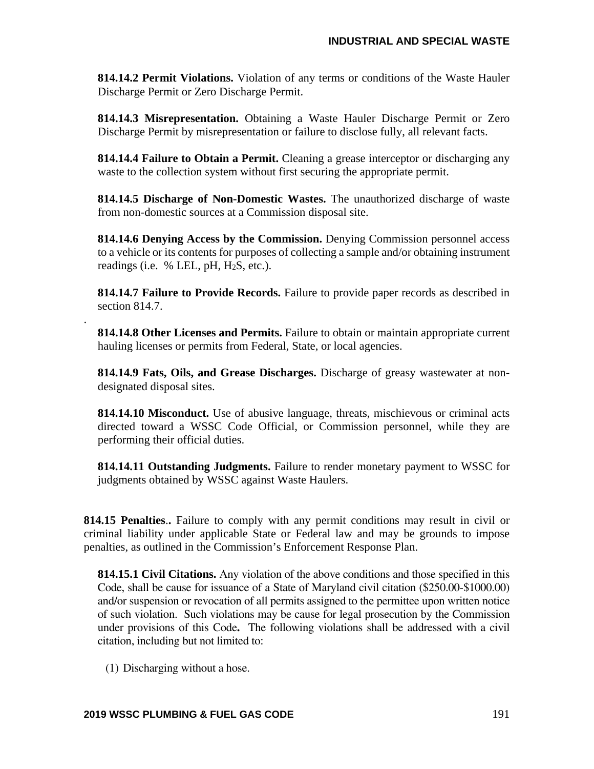**814.14.2 Permit Violations.** Violation of any terms or conditions of the Waste Hauler Discharge Permit or Zero Discharge Permit.

**814.14.3 Misrepresentation.** Obtaining a Waste Hauler Discharge Permit or Zero Discharge Permit by misrepresentation or failure to disclose fully, all relevant facts.

**814.14.4 Failure to Obtain a Permit.** Cleaning a grease interceptor or discharging any waste to the collection system without first securing the appropriate permit.

**814.14.5 Discharge of Non-Domestic Wastes.** The unauthorized discharge of waste from non-domestic sources at a Commission disposal site.

**814.14.6 Denying Access by the Commission.** Denying Commission personnel access to a vehicle or its contents for purposes of collecting a sample and/or obtaining instrument readings (i.e. % LEL, pH, $H_2S$, etc.).

**814.14.7 Failure to Provide Records.** Failure to provide paper records as described in section 814.7.

**814.14.8 Other Licenses and Permits.** Failure to obtain or maintain appropriate current hauling licenses or permits from Federal, State, or local agencies.

**814.14.9 Fats, Oils, and Grease Discharges.** Discharge of greasy wastewater at non-designated disposal sites.

**814.14.10 Misconduct.** Use of abusive language, threats, mischievous or criminal acts directed toward a WSSC Code Official, or Commission personnel, while they are performing their official duties.

**814.14.11 Outstanding Judgments.** Failure to render monetary payment to WSSC for judgments obtained by WSSC against Waste Haulers.

**814.15 Penalties..** Failure to comply with any permit conditions may result in civil or criminal liability under applicable State or Federal law and may be grounds to impose penalties, as outlined in the Commission's Enforcement Response Plan.

**814.15.1 Civil Citations.** Any violation of the above conditions and those specified in this Code, shall be cause for issuance of a State of Maryland civil citation ($250.00-$1000.00) and/or suspension or revocation of all permits assigned to the permittee upon written notice of such violation. Such violations may be cause for legal prosecution by the Commission under provisions of this Code**.** The following violations shall be addressed with a civil citation, including but not limited to:

(1) Discharging without a hose.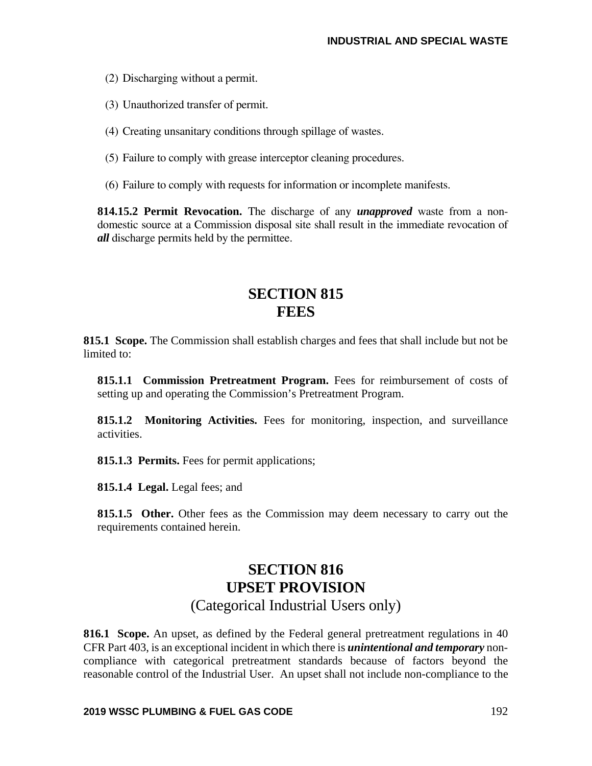(2) Discharging without a permit.

(3) Unauthorized transfer of permit.

(4) Creating unsanitary conditions through spillage of wastes.

(5) Failure to comply with grease interceptor cleaning procedures.

(6) Failure to comply with requests for information or incomplete manifests.

**814.15.2 Permit Revocation.** The discharge of any ***unapproved*** waste from a non-domestic source at a Commission disposal site shall result in the immediate revocation of ***all*** discharge permits held by the permittee.

## SECTION 815
## FEES

**815.1 Scope.** The Commission shall establish charges and fees that shall include but not be limited to:

**815.1.1 Commission Pretreatment Program.** Fees for reimbursement of costs of setting up and operating the Commission's Pretreatment Program.

**815.1.2 Monitoring Activities.** Fees for monitoring, inspection, and surveillance activities.

**815.1.3 Permits.** Fees for permit applications;

**815.1.4 Legal.** Legal fees; and

**815.1.5 Other.** Other fees as the Commission may deem necessary to carry out the requirements contained herein.

## SECTION 816
## UPSET PROVISION
(Categorical Industrial Users only)

**816.1 Scope.** An upset, as defined by the Federal general pretreatment regulations in 40 CFR Part 403, is an exceptional incident in which there is ***unintentional and temporary*** non-compliance with categorical pretreatment standards because of factors beyond the reasonable control of the Industrial User. An upset shall not include non-compliance to the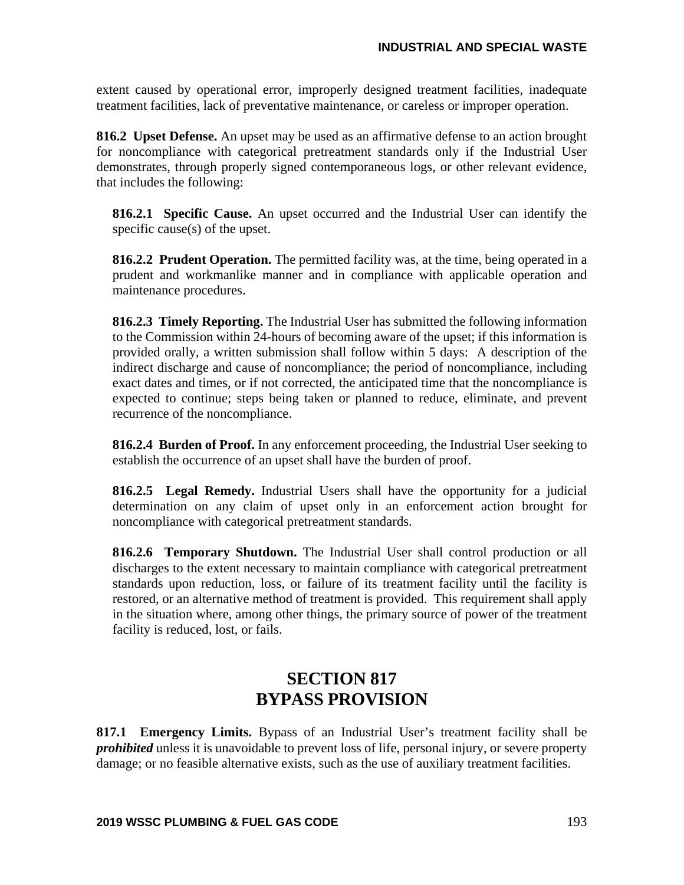extent caused by operational error, improperly designed treatment facilities, inadequate treatment facilities, lack of preventative maintenance, or careless or improper operation.

**816.2 Upset Defense.** An upset may be used as an affirmative defense to an action brought for noncompliance with categorical pretreatment standards only if the Industrial User demonstrates, through properly signed contemporaneous logs, or other relevant evidence, that includes the following:

**816.2.1 Specific Cause.** An upset occurred and the Industrial User can identify the specific cause(s) of the upset.

**816.2.2 Prudent Operation.** The permitted facility was, at the time, being operated in a prudent and workmanlike manner and in compliance with applicable operation and maintenance procedures.

**816.2.3 Timely Reporting.** The Industrial User has submitted the following information to the Commission within 24-hours of becoming aware of the upset; if this information is provided orally, a written submission shall follow within 5 days: A description of the indirect discharge and cause of noncompliance; the period of noncompliance, including exact dates and times, or if not corrected, the anticipated time that the noncompliance is expected to continue; steps being taken or planned to reduce, eliminate, and prevent recurrence of the noncompliance.

**816.2.4 Burden of Proof.** In any enforcement proceeding, the Industrial User seeking to establish the occurrence of an upset shall have the burden of proof.

**816.2.5 Legal Remedy.** Industrial Users shall have the opportunity for a judicial determination on any claim of upset only in an enforcement action brought for noncompliance with categorical pretreatment standards.

**816.2.6 Temporary Shutdown.** The Industrial User shall control production or all discharges to the extent necessary to maintain compliance with categorical pretreatment standards upon reduction, loss, or failure of its treatment facility until the facility is restored, or an alternative method of treatment is provided. This requirement shall apply in the situation where, among other things, the primary source of power of the treatment facility is reduced, lost, or fails.

## SECTION 817
## BYPASS PROVISION

**817.1 Emergency Limits.** Bypass of an Industrial User's treatment facility shall be ***prohibited*** unless it is unavoidable to prevent loss of life, personal injury, or severe property damage; or no feasible alternative exists, such as the use of auxiliary treatment facilities.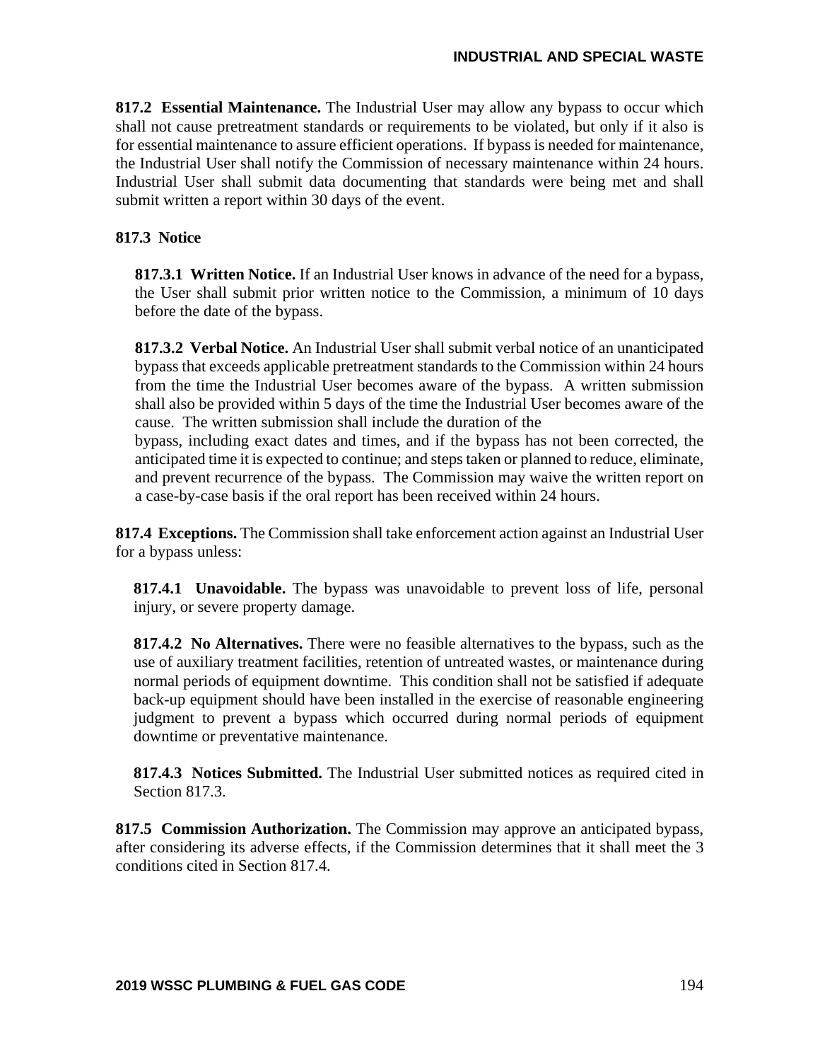**817.2 Essential Maintenance.** The Industrial User may allow any bypass to occur which shall not cause pretreatment standards or requirements to be violated, but only if it also is for essential maintenance to assure efficient operations. If bypass is needed for maintenance, the Industrial User shall notify the Commission of necessary maintenance within 24 hours. Industrial User shall submit data documenting that standards were being met and shall submit written a report within 30 days of the event.

**817.3 Notice**

**817.3.1 Written Notice.** If an Industrial User knows in advance of the need for a bypass, the User shall submit prior written notice to the Commission, a minimum of 10 days before the date of the bypass.

**817.3.2 Verbal Notice.** An Industrial User shall submit verbal notice of an unanticipated bypass that exceeds applicable pretreatment standards to the Commission within 24 hours from the time the Industrial User becomes aware of the bypass. A written submission shall also be provided within 5 days of the time the Industrial User becomes aware of the cause. The written submission shall include the duration of the bypass, including exact dates and times, and if the bypass has not been corrected, the anticipated time it is expected to continue; and steps taken or planned to reduce, eliminate, and prevent recurrence of the bypass. The Commission may waive the written report on a case-by-case basis if the oral report has been received within 24 hours.

**817.4 Exceptions.** The Commission shall take enforcement action against an Industrial User for a bypass unless:

**817.4.1 Unavoidable.** The bypass was unavoidable to prevent loss of life, personal injury, or severe property damage.

**817.4.2 No Alternatives.** There were no feasible alternatives to the bypass, such as the use of auxiliary treatment facilities, retention of untreated wastes, or maintenance during normal periods of equipment downtime. This condition shall not be satisfied if adequate back-up equipment should have been installed in the exercise of reasonable engineering judgment to prevent a bypass which occurred during normal periods of equipment downtime or preventative maintenance.

**817.4.3 Notices Submitted.** The Industrial User submitted notices as required cited in Section 817.3.

**817.5 Commission Authorization.** The Commission may approve an anticipated bypass, after considering its adverse effects, if the Commission determines that it shall meet the 3 conditions cited in Section 817.4.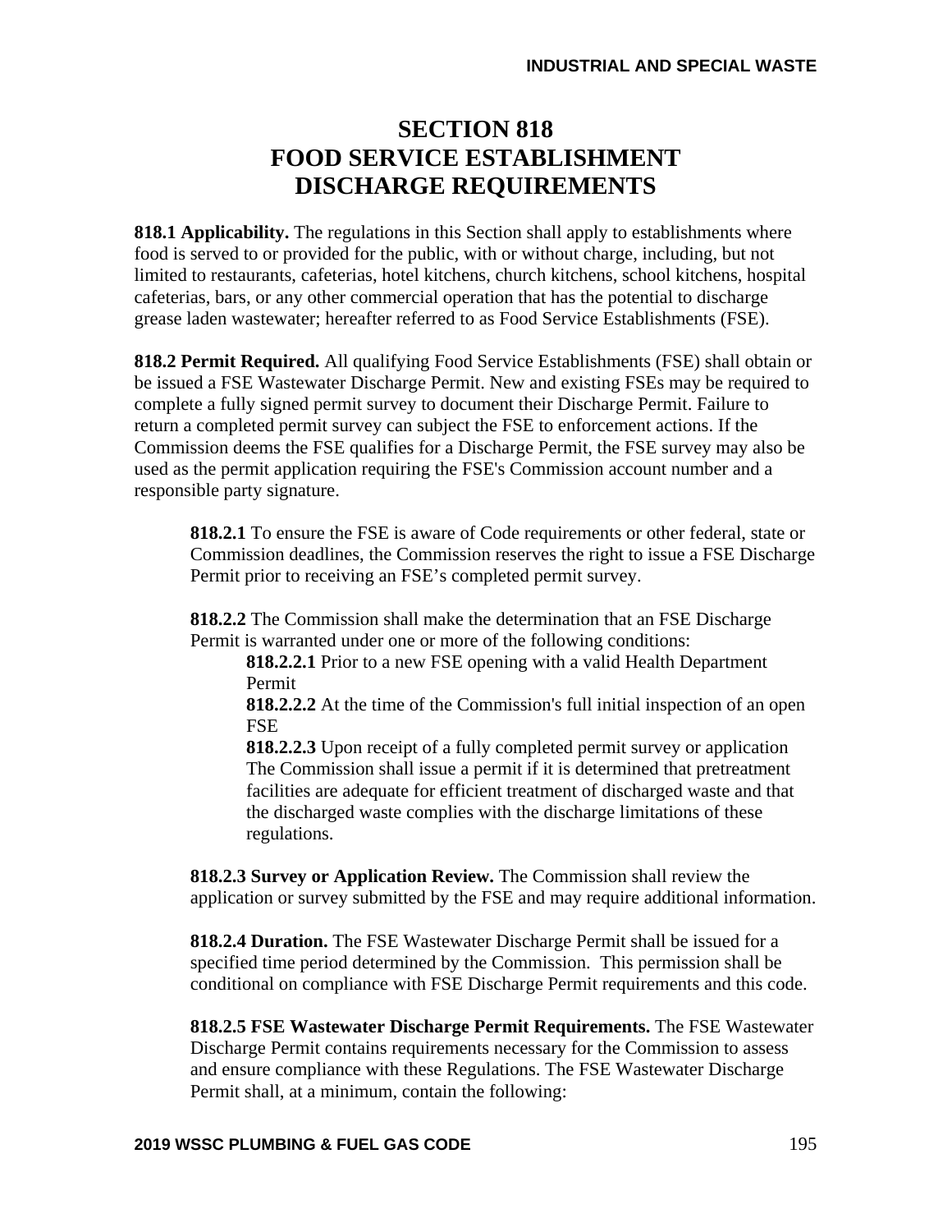# SECTION 818
# FOOD SERVICE ESTABLISHMENT DISCHARGE REQUIREMENTS

**818.1 Applicability.** The regulations in this Section shall apply to establishments where food is served to or provided for the public, with or without charge, including, but not limited to restaurants, cafeterias, hotel kitchens, church kitchens, school kitchens, hospital cafeterias, bars, or any other commercial operation that has the potential to discharge grease laden wastewater; hereafter referred to as Food Service Establishments (FSE).

**818.2 Permit Required.** All qualifying Food Service Establishments (FSE) shall obtain or be issued a FSE Wastewater Discharge Permit. New and existing FSEs may be required to complete a fully signed permit survey to document their Discharge Permit. Failure to return a completed permit survey can subject the FSE to enforcement actions. If the Commission deems the FSE qualifies for a Discharge Permit, the FSE survey may also be used as the permit application requiring the FSE's Commission account number and a responsible party signature.

**818.2.1** To ensure the FSE is aware of Code requirements or other federal, state or Commission deadlines, the Commission reserves the right to issue a FSE Discharge Permit prior to receiving an FSE's completed permit survey.

**818.2.2** The Commission shall make the determination that an FSE Discharge Permit is warranted under one or more of the following conditions:

**818.2.2.1** Prior to a new FSE opening with a valid Health Department Permit

**818.2.2.2** At the time of the Commission's full initial inspection of an open FSE

**818.2.2.3** Upon receipt of a fully completed permit survey or application The Commission shall issue a permit if it is determined that pretreatment facilities are adequate for efficient treatment of discharged waste and that the discharged waste complies with the discharge limitations of these regulations.

**818.2.3 Survey or Application Review.** The Commission shall review the application or survey submitted by the FSE and may require additional information.

**818.2.4 Duration.** The FSE Wastewater Discharge Permit shall be issued for a specified time period determined by the Commission. This permission shall be conditional on compliance with FSE Discharge Permit requirements and this code.

**818.2.5 FSE Wastewater Discharge Permit Requirements.** The FSE Wastewater Discharge Permit contains requirements necessary for the Commission to assess and ensure compliance with these Regulations. The FSE Wastewater Discharge Permit shall, at a minimum, contain the following: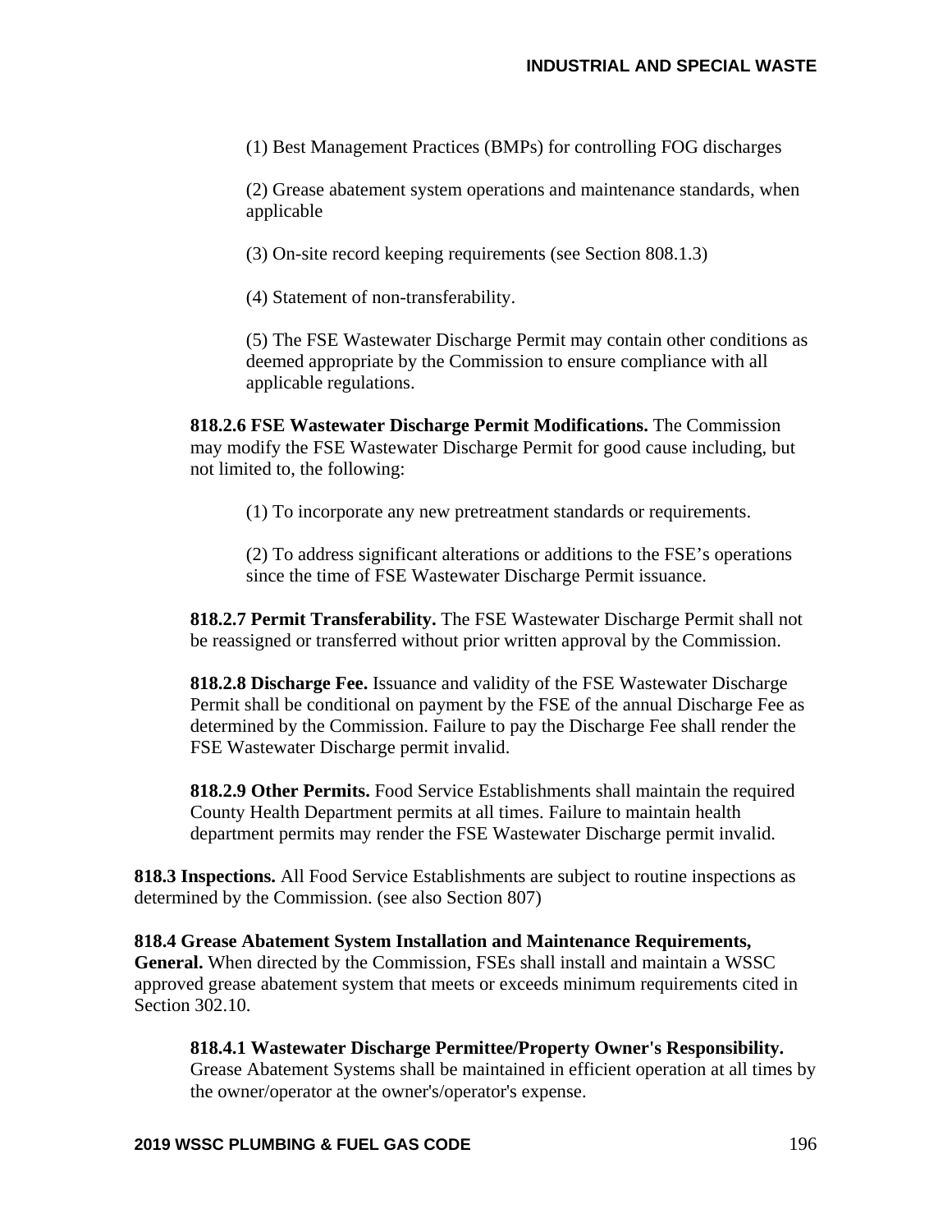(1) Best Management Practices (BMPs) for controlling FOG discharges

(2) Grease abatement system operations and maintenance standards, when applicable

(3) On-site record keeping requirements (see Section 808.1.3)

(4) Statement of non-transferability.

(5) The FSE Wastewater Discharge Permit may contain other conditions as deemed appropriate by the Commission to ensure compliance with all applicable regulations.

**818.2.6 FSE Wastewater Discharge Permit Modifications.** The Commission may modify the FSE Wastewater Discharge Permit for good cause including, but not limited to, the following:

(1) To incorporate any new pretreatment standards or requirements.

(2) To address significant alterations or additions to the FSE's operations since the time of FSE Wastewater Discharge Permit issuance.

**818.2.7 Permit Transferability.** The FSE Wastewater Discharge Permit shall not be reassigned or transferred without prior written approval by the Commission.

**818.2.8 Discharge Fee.** Issuance and validity of the FSE Wastewater Discharge Permit shall be conditional on payment by the FSE of the annual Discharge Fee as determined by the Commission. Failure to pay the Discharge Fee shall render the FSE Wastewater Discharge permit invalid.

**818.2.9 Other Permits.** Food Service Establishments shall maintain the required County Health Department permits at all times. Failure to maintain health department permits may render the FSE Wastewater Discharge permit invalid.

**818.3 Inspections.** All Food Service Establishments are subject to routine inspections as determined by the Commission. (see also Section 807)

**818.4 Grease Abatement System Installation and Maintenance Requirements, General.** When directed by the Commission, FSEs shall install and maintain a WSSC approved grease abatement system that meets or exceeds minimum requirements cited in Section 302.10.

**818.4.1 Wastewater Discharge Permittee/Property Owner's Responsibility.** Grease Abatement Systems shall be maintained in efficient operation at all times by the owner/operator at the owner's/operator's expense.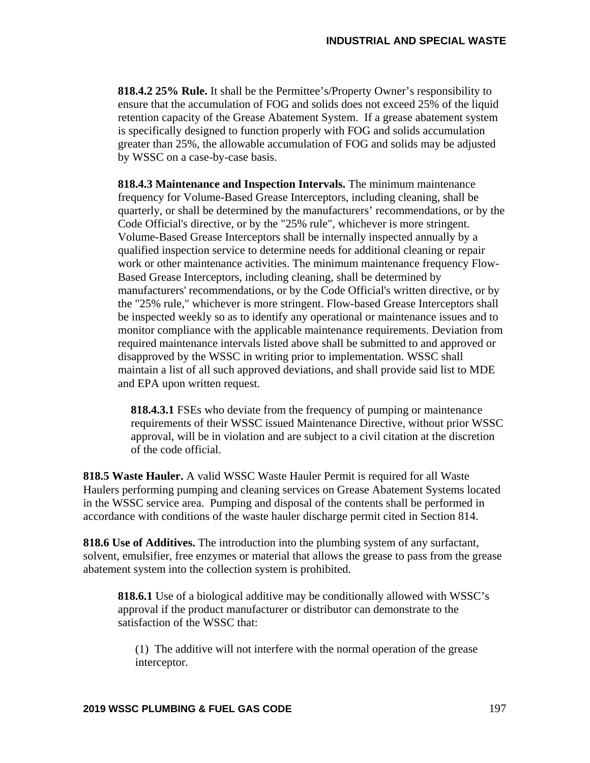**818.4.2 25% Rule.** It shall be the Permittee's/Property Owner's responsibility to ensure that the accumulation of FOG and solids does not exceed 25% of the liquid retention capacity of the Grease Abatement System. If a grease abatement system is specifically designed to function properly with FOG and solids accumulation greater than 25%, the allowable accumulation of FOG and solids may be adjusted by WSSC on a case-by-case basis.

**818.4.3 Maintenance and Inspection Intervals.** The minimum maintenance frequency for Volume-Based Grease Interceptors, including cleaning, shall be quarterly, or shall be determined by the manufacturers' recommendations, or by the Code Official's directive, or by the "25% rule", whichever is more stringent. Volume-Based Grease Interceptors shall be internally inspected annually by a qualified inspection service to determine needs for additional cleaning or repair work or other maintenance activities. The minimum maintenance frequency Flow-Based Grease Interceptors, including cleaning, shall be determined by manufacturers' recommendations, or by the Code Official's written directive, or by the "25% rule," whichever is more stringent. Flow-based Grease Interceptors shall be inspected weekly so as to identify any operational or maintenance issues and to monitor compliance with the applicable maintenance requirements. Deviation from required maintenance intervals listed above shall be submitted to and approved or disapproved by the WSSC in writing prior to implementation. WSSC shall maintain a list of all such approved deviations, and shall provide said list to MDE and EPA upon written request.

**818.4.3.1** FSEs who deviate from the frequency of pumping or maintenance requirements of their WSSC issued Maintenance Directive, without prior WSSC approval, will be in violation and are subject to a civil citation at the discretion of the code official.

**818.5 Waste Hauler.** A valid WSSC Waste Hauler Permit is required for all Waste Haulers performing pumping and cleaning services on Grease Abatement Systems located in the WSSC service area. Pumping and disposal of the contents shall be performed in accordance with conditions of the waste hauler discharge permit cited in Section 814.

**818.6 Use of Additives.** The introduction into the plumbing system of any surfactant, solvent, emulsifier, free enzymes or material that allows the grease to pass from the grease abatement system into the collection system is prohibited.

**818.6.1** Use of a biological additive may be conditionally allowed with WSSC's approval if the product manufacturer or distributor can demonstrate to the satisfaction of the WSSC that:

(1) The additive will not interfere with the normal operation of the grease interceptor.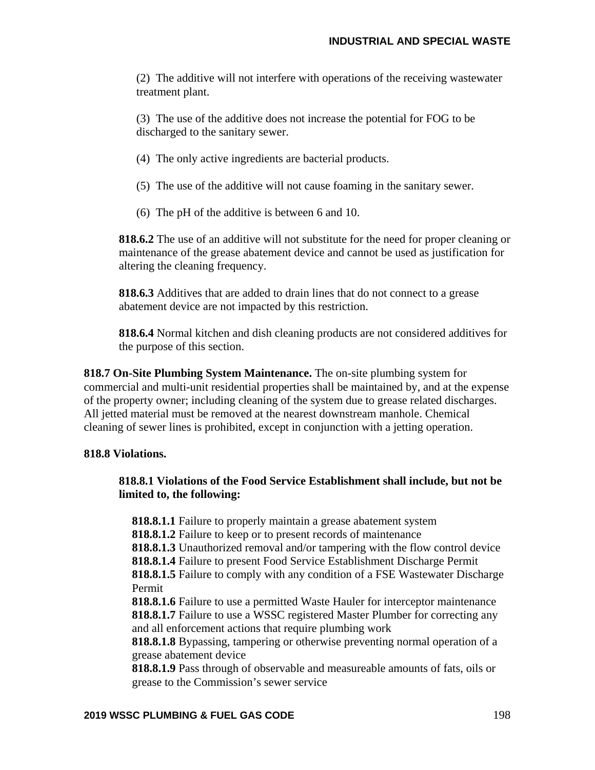(2) The additive will not interfere with operations of the receiving wastewater treatment plant.

(3) The use of the additive does not increase the potential for FOG to be discharged to the sanitary sewer.

(4) The only active ingredients are bacterial products.

(5) The use of the additive will not cause foaming in the sanitary sewer.

(6) The pH of the additive is between 6 and 10.

**818.6.2** The use of an additive will not substitute for the need for proper cleaning or maintenance of the grease abatement device and cannot be used as justification for altering the cleaning frequency.

**818.6.3** Additives that are added to drain lines that do not connect to a grease abatement device are not impacted by this restriction.

**818.6.4** Normal kitchen and dish cleaning products are not considered additives for the purpose of this section.

**818.7 On-Site Plumbing System Maintenance.** The on-site plumbing system for commercial and multi-unit residential properties shall be maintained by, and at the expense of the property owner; including cleaning of the system due to grease related discharges. All jetted material must be removed at the nearest downstream manhole. Chemical cleaning of sewer lines is prohibited, except in conjunction with a jetting operation.

**818.8 Violations.**

**818.8.1 Violations of the Food Service Establishment shall include, but not be limited to, the following:**

**818.8.1.1** Failure to properly maintain a grease abatement system
**818.8.1.2** Failure to keep or to present records of maintenance
**818.8.1.3** Unauthorized removal and/or tampering with the flow control device
**818.8.1.4** Failure to present Food Service Establishment Discharge Permit
**818.8.1.5** Failure to comply with any condition of a FSE Wastewater Discharge Permit
**818.8.1.6** Failure to use a permitted Waste Hauler for interceptor maintenance
**818.8.1.7** Failure to use a WSSC registered Master Plumber for correcting any and all enforcement actions that require plumbing work
**818.8.1.8** Bypassing, tampering or otherwise preventing normal operation of a grease abatement device
**818.8.1.9** Pass through of observable and measureable amounts of fats, oils or grease to the Commission's sewer service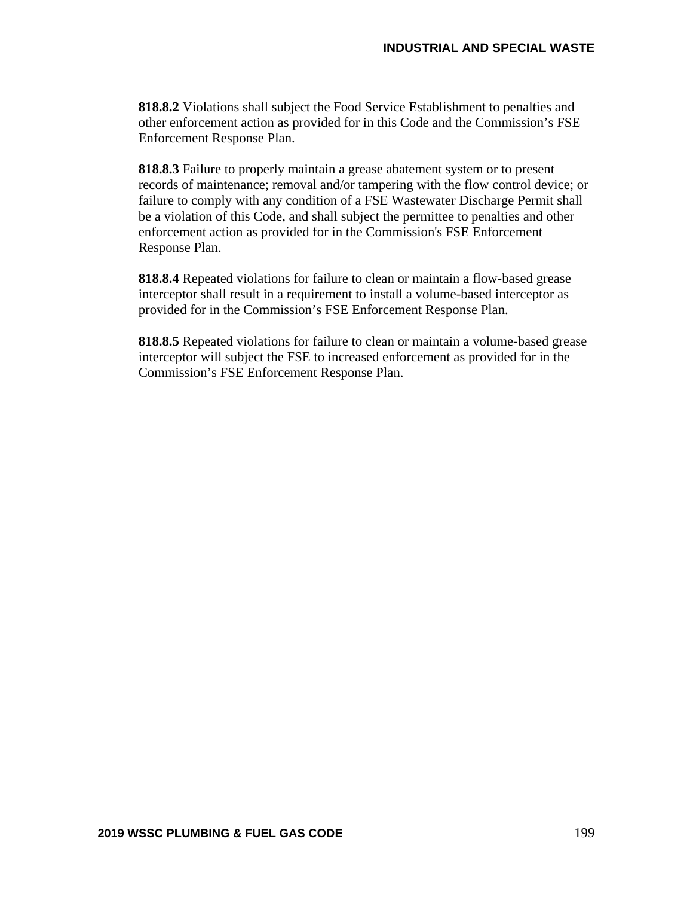**818.8.2** Violations shall subject the Food Service Establishment to penalties and other enforcement action as provided for in this Code and the Commission's FSE Enforcement Response Plan.

**818.8.3** Failure to properly maintain a grease abatement system or to present records of maintenance; removal and/or tampering with the flow control device; or failure to comply with any condition of a FSE Wastewater Discharge Permit shall be a violation of this Code, and shall subject the permittee to penalties and other enforcement action as provided for in the Commission's FSE Enforcement Response Plan.

**818.8.4** Repeated violations for failure to clean or maintain a flow-based grease interceptor shall result in a requirement to install a volume-based interceptor as provided for in the Commission's FSE Enforcement Response Plan.

**818.8.5** Repeated violations for failure to clean or maintain a volume-based grease interceptor will subject the FSE to increased enforcement as provided for in the Commission's FSE Enforcement Response Plan.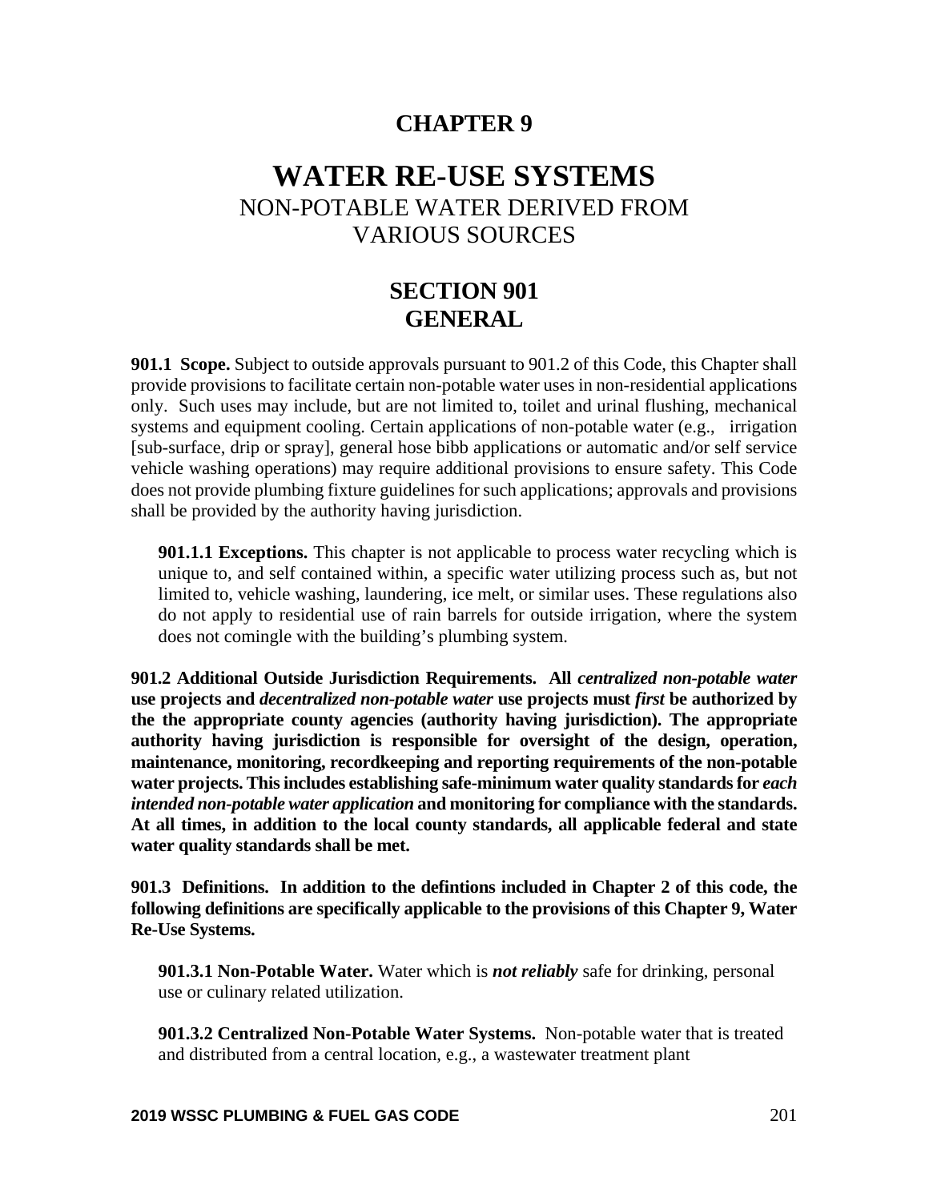# CHAPTER 9

# WATER RE-USE SYSTEMS

NON-POTABLE WATER DERIVED FROM VARIOUS SOURCES

## SECTION 901
## GENERAL

**901.1 Scope.** Subject to outside approvals pursuant to 901.2 of this Code, this Chapter shall provide provisions to facilitate certain non-potable water uses in non-residential applications only. Such uses may include, but are not limited to, toilet and urinal flushing, mechanical systems and equipment cooling. Certain applications of non-potable water (e.g., irrigation [sub-surface, drip or spray], general hose bibb applications or automatic and/or self service vehicle washing operations) may require additional provisions to ensure safety. This Code does not provide plumbing fixture guidelines for such applications; approvals and provisions shall be provided by the authority having jurisdiction.

> **901.1.1 Exceptions.** This chapter is not applicable to process water recycling which is unique to, and self contained within, a specific water utilizing process such as, but not limited to, vehicle washing, laundering, ice melt, or similar uses. These regulations also do not apply to residential use of rain barrels for outside irrigation, where the system does not comingle with the building's plumbing system.

**901.2 Additional Outside Jurisdiction Requirements. All *centralized non-potable water* use projects and *decentralized non-potable water* use projects must *first* be authorized by the the appropriate county agencies (authority having jurisdiction). The appropriate authority having jurisdiction is responsible for oversight of the design, operation, maintenance, monitoring, recordkeeping and reporting requirements of the non-potable water projects. This includes establishing safe-minimum water quality standards for *each intended non-potable water application* and monitoring for compliance with the standards. At all times, in addition to the local county standards, all applicable federal and state water quality standards shall be met.**

**901.3 Definitions. In addition to the defintions included in Chapter 2 of this code, the following definitions are specifically applicable to the provisions of this Chapter 9, Water Re-Use Systems.**

> **901.3.1 Non-Potable Water.** Water which is ***not reliably*** safe for drinking, personal use or culinary related utilization.
>
> **901.3.2 Centralized Non-Potable Water Systems.** Non-potable water that is treated and distributed from a central location, e.g., a wastewater treatment plant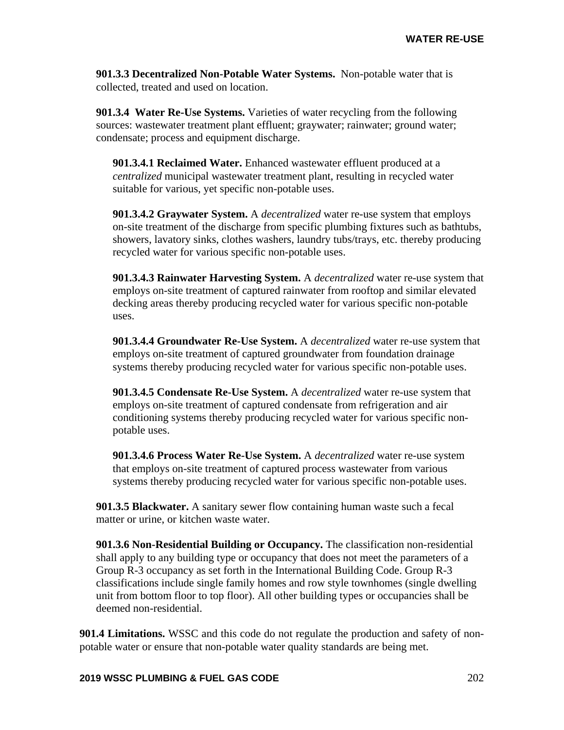**901.3.3 Decentralized Non-Potable Water Systems.** Non-potable water that is collected, treated and used on location.

**901.3.4 Water Re-Use Systems.** Varieties of water recycling from the following sources: wastewater treatment plant effluent; graywater; rainwater; ground water; condensate; process and equipment discharge.

**901.3.4.1 Reclaimed Water.** Enhanced wastewater effluent produced at a *centralized* municipal wastewater treatment plant, resulting in recycled water suitable for various, yet specific non-potable uses.

**901.3.4.2 Graywater System.** A *decentralized* water re-use system that employs on-site treatment of the discharge from specific plumbing fixtures such as bathtubs, showers, lavatory sinks, clothes washers, laundry tubs/trays, etc. thereby producing recycled water for various specific non-potable uses.

**901.3.4.3 Rainwater Harvesting System.** A *decentralized* water re-use system that employs on-site treatment of captured rainwater from rooftop and similar elevated decking areas thereby producing recycled water for various specific non-potable uses.

**901.3.4.4 Groundwater Re-Use System.** A *decentralized* water re-use system that employs on-site treatment of captured groundwater from foundation drainage systems thereby producing recycled water for various specific non-potable uses.

**901.3.4.5 Condensate Re-Use System.** A *decentralized* water re-use system that employs on-site treatment of captured condensate from refrigeration and air conditioning systems thereby producing recycled water for various specific non-potable uses.

**901.3.4.6 Process Water Re-Use System.** A *decentralized* water re-use system that employs on-site treatment of captured process wastewater from various systems thereby producing recycled water for various specific non-potable uses.

**901.3.5 Blackwater.** A sanitary sewer flow containing human waste such a fecal matter or urine, or kitchen waste water.

**901.3.6 Non-Residential Building or Occupancy.** The classification non-residential shall apply to any building type or occupancy that does not meet the parameters of a Group R-3 occupancy as set forth in the International Building Code. Group R-3 classifications include single family homes and row style townhomes (single dwelling unit from bottom floor to top floor). All other building types or occupancies shall be deemed non-residential.

**901.4 Limitations.** WSSC and this code do not regulate the production and safety of non-potable water or ensure that non-potable water quality standards are being met.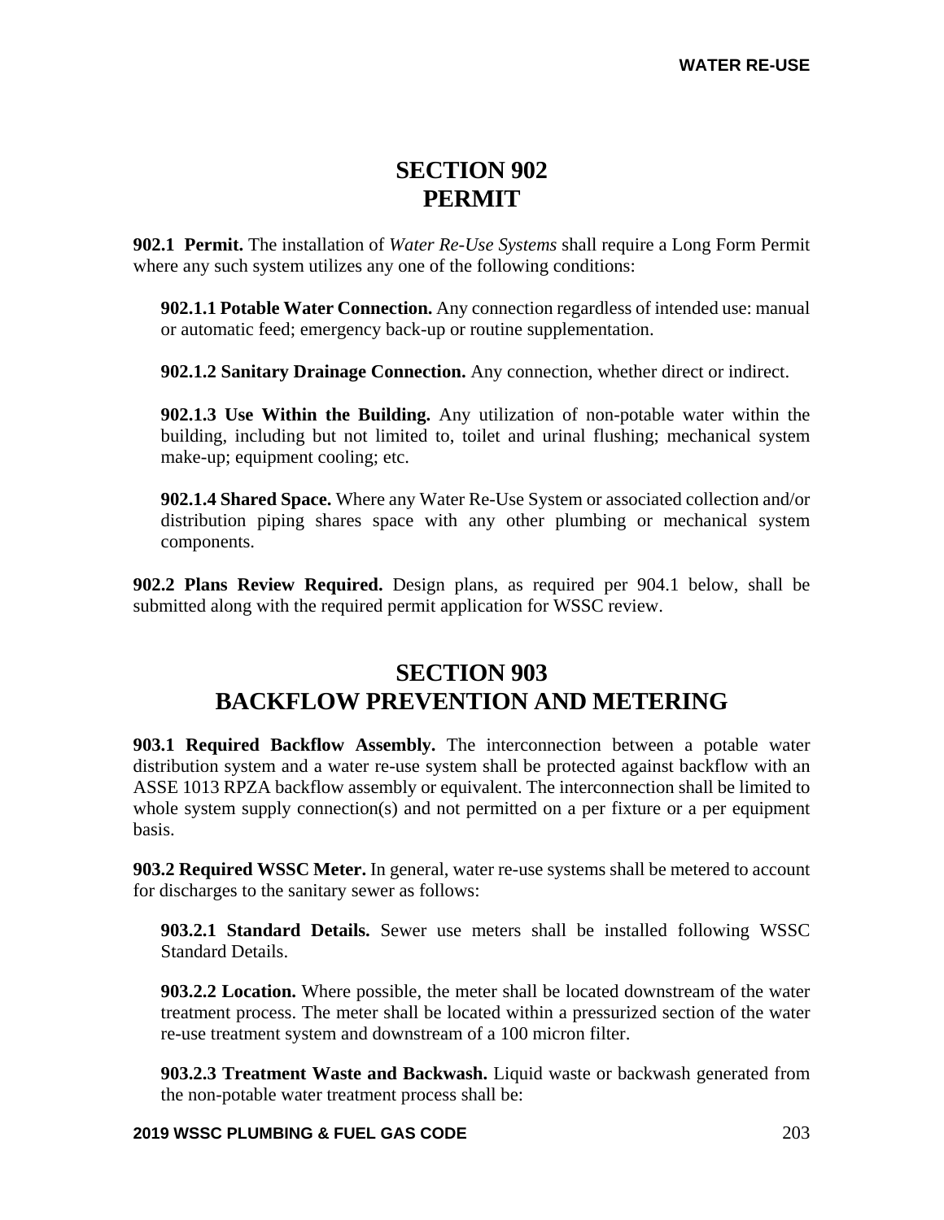# SECTION 902
# PERMIT

**902.1 Permit.** The installation of *Water Re-Use Systems* shall require a Long Form Permit where any such system utilizes any one of the following conditions:

**902.1.1 Potable Water Connection.** Any connection regardless of intended use: manual or automatic feed; emergency back-up or routine supplementation.

**902.1.2 Sanitary Drainage Connection.** Any connection, whether direct or indirect.

**902.1.3 Use Within the Building.** Any utilization of non-potable water within the building, including but not limited to, toilet and urinal flushing; mechanical system make-up; equipment cooling; etc.

**902.1.4 Shared Space.** Where any Water Re-Use System or associated collection and/or distribution piping shares space with any other plumbing or mechanical system components.

**902.2 Plans Review Required.** Design plans, as required per 904.1 below, shall be submitted along with the required permit application for WSSC review.

# SECTION 903
# BACKFLOW PREVENTION AND METERING

**903.1 Required Backflow Assembly.** The interconnection between a potable water distribution system and a water re-use system shall be protected against backflow with an ASSE 1013 RPZA backflow assembly or equivalent. The interconnection shall be limited to whole system supply connection(s) and not permitted on a per fixture or a per equipment basis.

**903.2 Required WSSC Meter.** In general, water re-use systems shall be metered to account for discharges to the sanitary sewer as follows:

**903.2.1 Standard Details.** Sewer use meters shall be installed following WSSC Standard Details.

**903.2.2 Location.** Where possible, the meter shall be located downstream of the water treatment process. The meter shall be located within a pressurized section of the water re-use treatment system and downstream of a 100 micron filter.

**903.2.3 Treatment Waste and Backwash.** Liquid waste or backwash generated from the non-potable water treatment process shall be: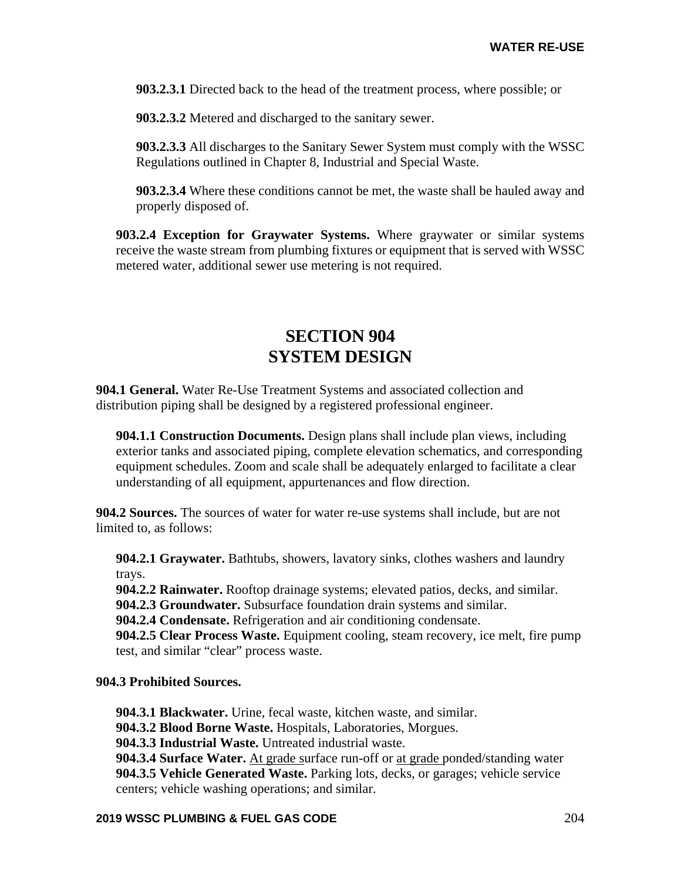**903.2.3.1** Directed back to the head of the treatment process, where possible; or

**903.2.3.2** Metered and discharged to the sanitary sewer.

**903.2.3.3** All discharges to the Sanitary Sewer System must comply with the WSSC Regulations outlined in Chapter 8, Industrial and Special Waste.

**903.2.3.4** Where these conditions cannot be met, the waste shall be hauled away and properly disposed of.

**903.2.4 Exception for Graywater Systems.** Where graywater or similar systems receive the waste stream from plumbing fixtures or equipment that is served with WSSC metered water, additional sewer use metering is not required.

# SECTION 904
# SYSTEM DESIGN

**904.1 General.** Water Re-Use Treatment Systems and associated collection and distribution piping shall be designed by a registered professional engineer.

**904.1.1 Construction Documents.** Design plans shall include plan views, including exterior tanks and associated piping, complete elevation schematics, and corresponding equipment schedules. Zoom and scale shall be adequately enlarged to facilitate a clear understanding of all equipment, appurtenances and flow direction.

**904.2 Sources.** The sources of water for water re-use systems shall include, but are not limited to, as follows:

**904.2.1 Graywater.** Bathtubs, showers, lavatory sinks, clothes washers and laundry trays.
**904.2.2 Rainwater.** Rooftop drainage systems; elevated patios, decks, and similar.
**904.2.3 Groundwater.** Subsurface foundation drain systems and similar.
**904.2.4 Condensate.** Refrigeration and air conditioning condensate.
**904.2.5 Clear Process Waste.** Equipment cooling, steam recovery, ice melt, fire pump test, and similar "clear" process waste.

**904.3 Prohibited Sources.**

**904.3.1 Blackwater.** Urine, fecal waste, kitchen waste, and similar.
**904.3.2 Blood Borne Waste.** Hospitals, Laboratories, Morgues.
**904.3.3 Industrial Waste.** Untreated industrial waste.
**904.3.4 Surface Water.** <u>At grade s</u>urface run-off or <u>at grade p</u>onded/standing water
**904.3.5 Vehicle Generated Waste.** Parking lots, decks, or garages; vehicle service centers; vehicle washing operations; and similar.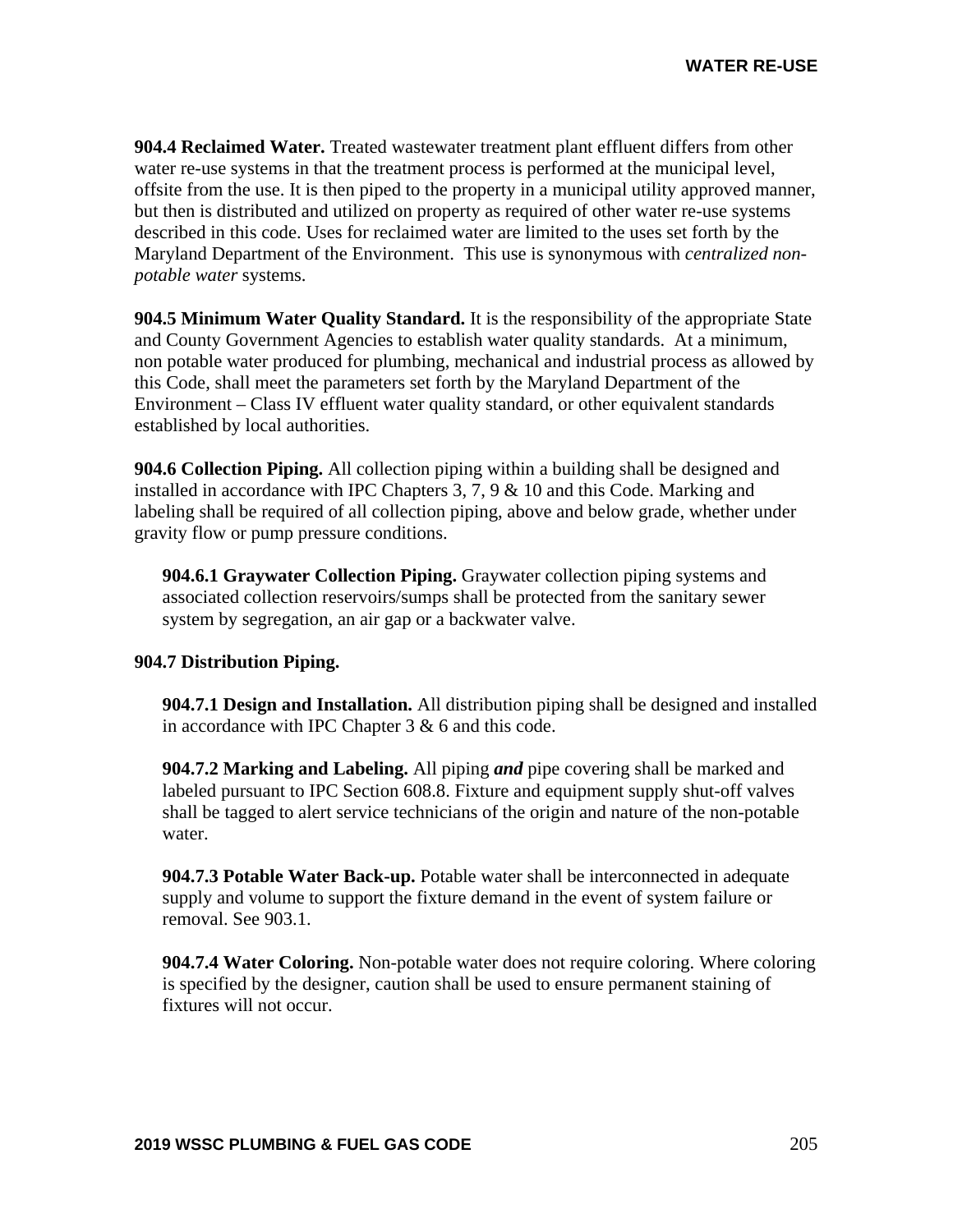**904.4 Reclaimed Water.** Treated wastewater treatment plant effluent differs from other water re-use systems in that the treatment process is performed at the municipal level, offsite from the use. It is then piped to the property in a municipal utility approved manner, but then is distributed and utilized on property as required of other water re-use systems described in this code. Uses for reclaimed water are limited to the uses set forth by the Maryland Department of the Environment. This use is synonymous with *centralized non-potable water* systems.

**904.5 Minimum Water Quality Standard.** It is the responsibility of the appropriate State and County Government Agencies to establish water quality standards. At a minimum, non potable water produced for plumbing, mechanical and industrial process as allowed by this Code, shall meet the parameters set forth by the Maryland Department of the Environment – Class IV effluent water quality standard, or other equivalent standards established by local authorities.

**904.6 Collection Piping.** All collection piping within a building shall be designed and installed in accordance with IPC Chapters 3, 7, 9 & 10 and this Code. Marking and labeling shall be required of all collection piping, above and below grade, whether under gravity flow or pump pressure conditions.

**904.6.1 Graywater Collection Piping.** Graywater collection piping systems and associated collection reservoirs/sumps shall be protected from the sanitary sewer system by segregation, an air gap or a backwater valve.

**904.7 Distribution Piping.**

**904.7.1 Design and Installation.** All distribution piping shall be designed and installed in accordance with IPC Chapter 3 & 6 and this code.

**904.7.2 Marking and Labeling.** All piping ***and*** pipe covering shall be marked and labeled pursuant to IPC Section 608.8. Fixture and equipment supply shut-off valves shall be tagged to alert service technicians of the origin and nature of the non-potable water.

**904.7.3 Potable Water Back-up.** Potable water shall be interconnected in adequate supply and volume to support the fixture demand in the event of system failure or removal. See 903.1.

**904.7.4 Water Coloring.** Non-potable water does not require coloring. Where coloring is specified by the designer, caution shall be used to ensure permanent staining of fixtures will not occur.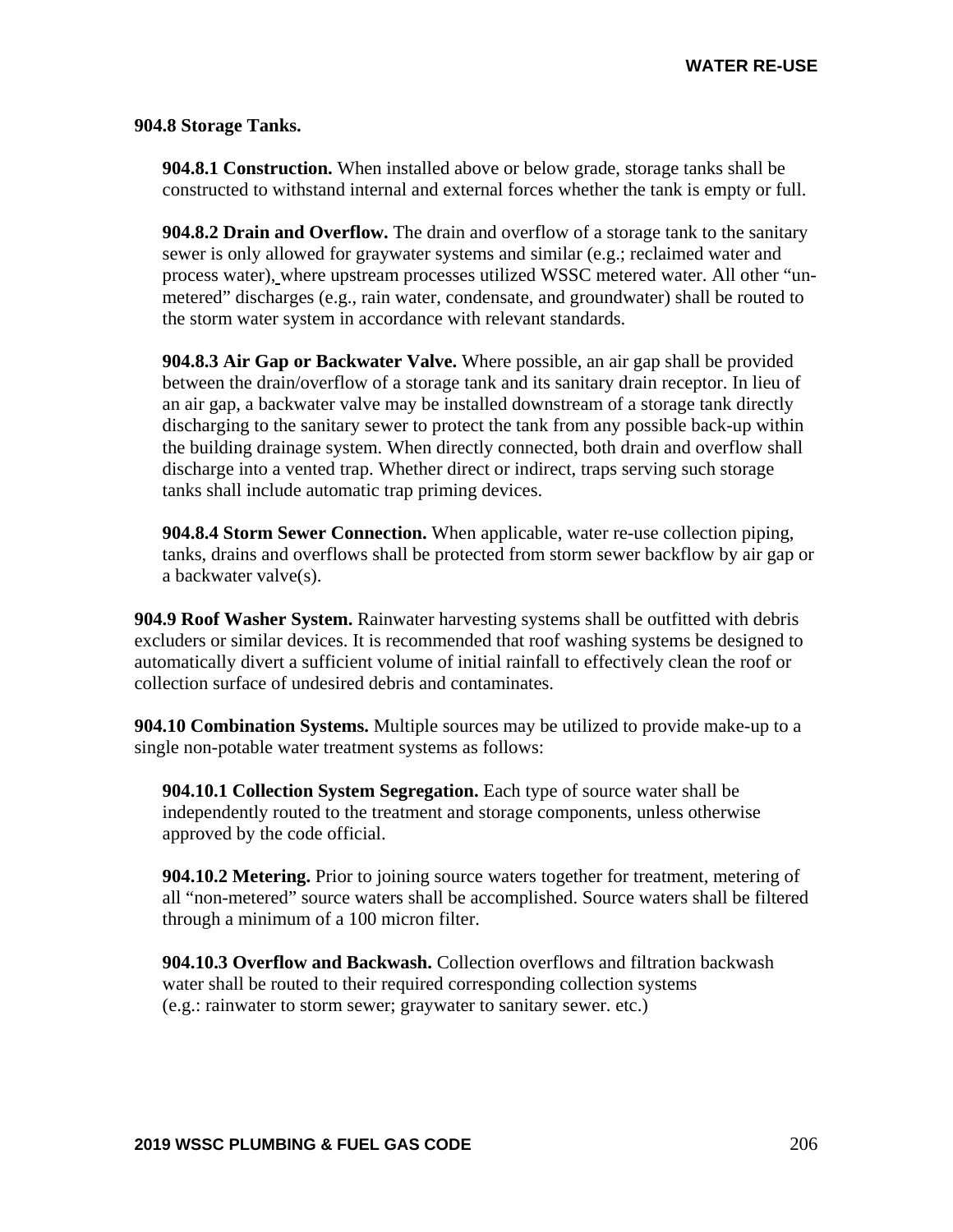**904.8 Storage Tanks.**

**904.8.1 Construction.** When installed above or below grade, storage tanks shall be constructed to withstand internal and external forces whether the tank is empty or full.

**904.8.2 Drain and Overflow.** The drain and overflow of a storage tank to the sanitary sewer is only allowed for graywater systems and similar (e.g.; reclaimed water and process water), where upstream processes utilized WSSC metered water. All other "un-metered" discharges (e.g., rain water, condensate, and groundwater) shall be routed to the storm water system in accordance with relevant standards.

**904.8.3 Air Gap or Backwater Valve.** Where possible, an air gap shall be provided between the drain/overflow of a storage tank and its sanitary drain receptor. In lieu of an air gap, a backwater valve may be installed downstream of a storage tank directly discharging to the sanitary sewer to protect the tank from any possible back-up within the building drainage system. When directly connected, both drain and overflow shall discharge into a vented trap. Whether direct or indirect, traps serving such storage tanks shall include automatic trap priming devices.

**904.8.4 Storm Sewer Connection.** When applicable, water re-use collection piping, tanks, drains and overflows shall be protected from storm sewer backflow by air gap or a backwater valve(s).

**904.9 Roof Washer System.** Rainwater harvesting systems shall be outfitted with debris excluders or similar devices. It is recommended that roof washing systems be designed to automatically divert a sufficient volume of initial rainfall to effectively clean the roof or collection surface of undesired debris and contaminates.

**904.10 Combination Systems.** Multiple sources may be utilized to provide make-up to a single non-potable water treatment systems as follows:

**904.10.1 Collection System Segregation.** Each type of source water shall be independently routed to the treatment and storage components, unless otherwise approved by the code official.

**904.10.2 Metering.** Prior to joining source waters together for treatment, metering of all "non-metered" source waters shall be accomplished. Source waters shall be filtered through a minimum of a 100 micron filter.

**904.10.3 Overflow and Backwash.** Collection overflows and filtration backwash water shall be routed to their required corresponding collection systems (e.g.: rainwater to storm sewer; graywater to sanitary sewer. etc.)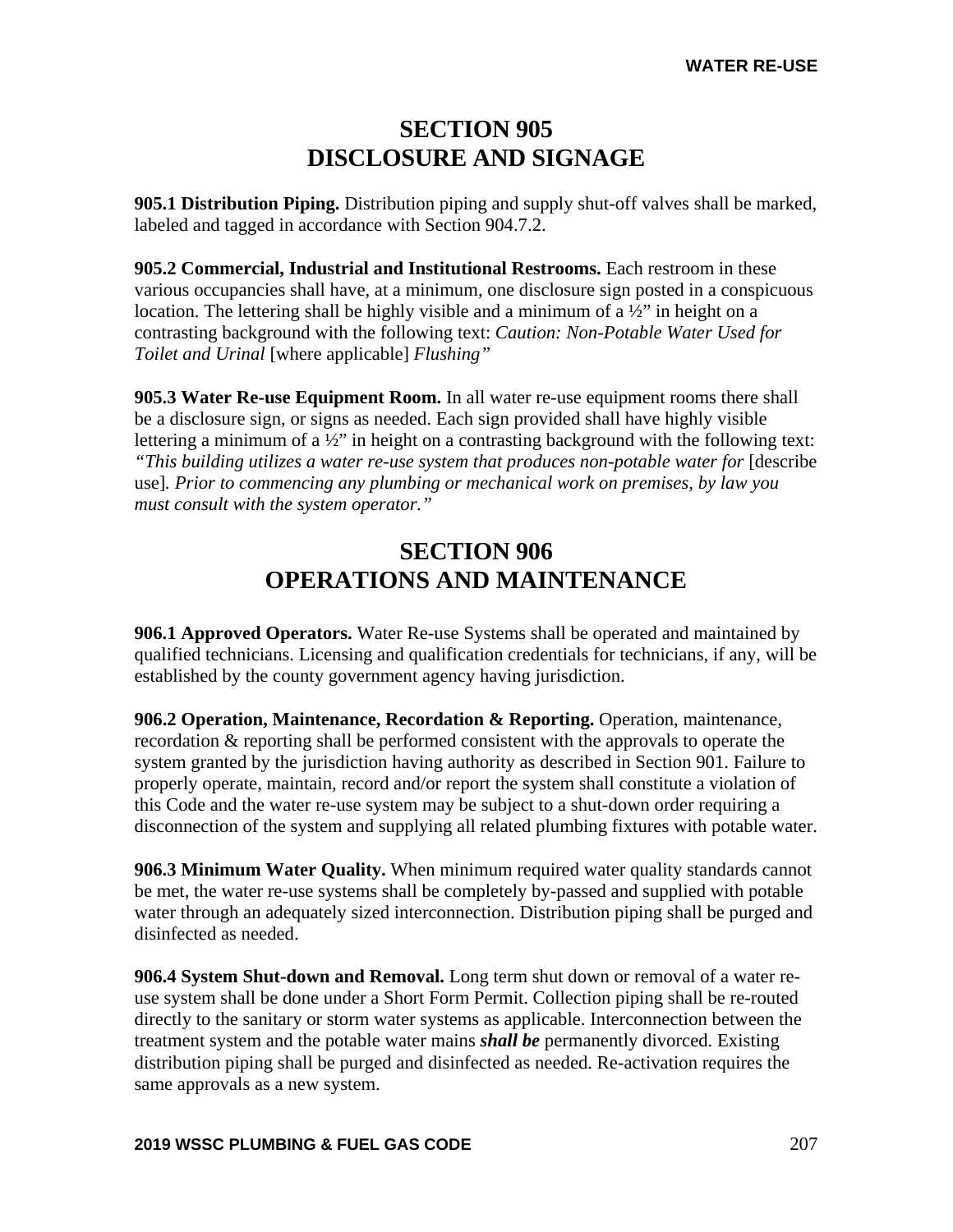# SECTION 905
# DISCLOSURE AND SIGNAGE

**905.1 Distribution Piping.** Distribution piping and supply shut-off valves shall be marked, labeled and tagged in accordance with Section 904.7.2.

**905.2 Commercial, Industrial and Institutional Restrooms.** Each restroom in these various occupancies shall have, at a minimum, one disclosure sign posted in a conspicuous location. The lettering shall be highly visible and a minimum of a ½" in height on a contrasting background with the following text: *Caution: Non-Potable Water Used for Toilet and Urinal* [where applicable] *Flushing"*

**905.3 Water Re-use Equipment Room.** In all water re-use equipment rooms there shall be a disclosure sign, or signs as needed. Each sign provided shall have highly visible lettering a minimum of a ½" in height on a contrasting background with the following text: *"This building utilizes a water re-use system that produces non-potable water for* [describe use]*. Prior to commencing any plumbing or mechanical work on premises, by law you must consult with the system operator."*

# SECTION 906
# OPERATIONS AND MAINTENANCE

**906.1 Approved Operators.** Water Re-use Systems shall be operated and maintained by qualified technicians. Licensing and qualification credentials for technicians, if any, will be established by the county government agency having jurisdiction.

**906.2 Operation, Maintenance, Recordation & Reporting.** Operation, maintenance, recordation & reporting shall be performed consistent with the approvals to operate the system granted by the jurisdiction having authority as described in Section 901. Failure to properly operate, maintain, record and/or report the system shall constitute a violation of this Code and the water re-use system may be subject to a shut-down order requiring a disconnection of the system and supplying all related plumbing fixtures with potable water.

**906.3 Minimum Water Quality.** When minimum required water quality standards cannot be met, the water re-use systems shall be completely by-passed and supplied with potable water through an adequately sized interconnection. Distribution piping shall be purged and disinfected as needed.

**906.4 System Shut-down and Removal.** Long term shut down or removal of a water re-use system shall be done under a Short Form Permit. Collection piping shall be re-routed directly to the sanitary or storm water systems as applicable. Interconnection between the treatment system and the potable water mains ***shall be*** permanently divorced. Existing distribution piping shall be purged and disinfected as needed. Re-activation requires the same approvals as a new system.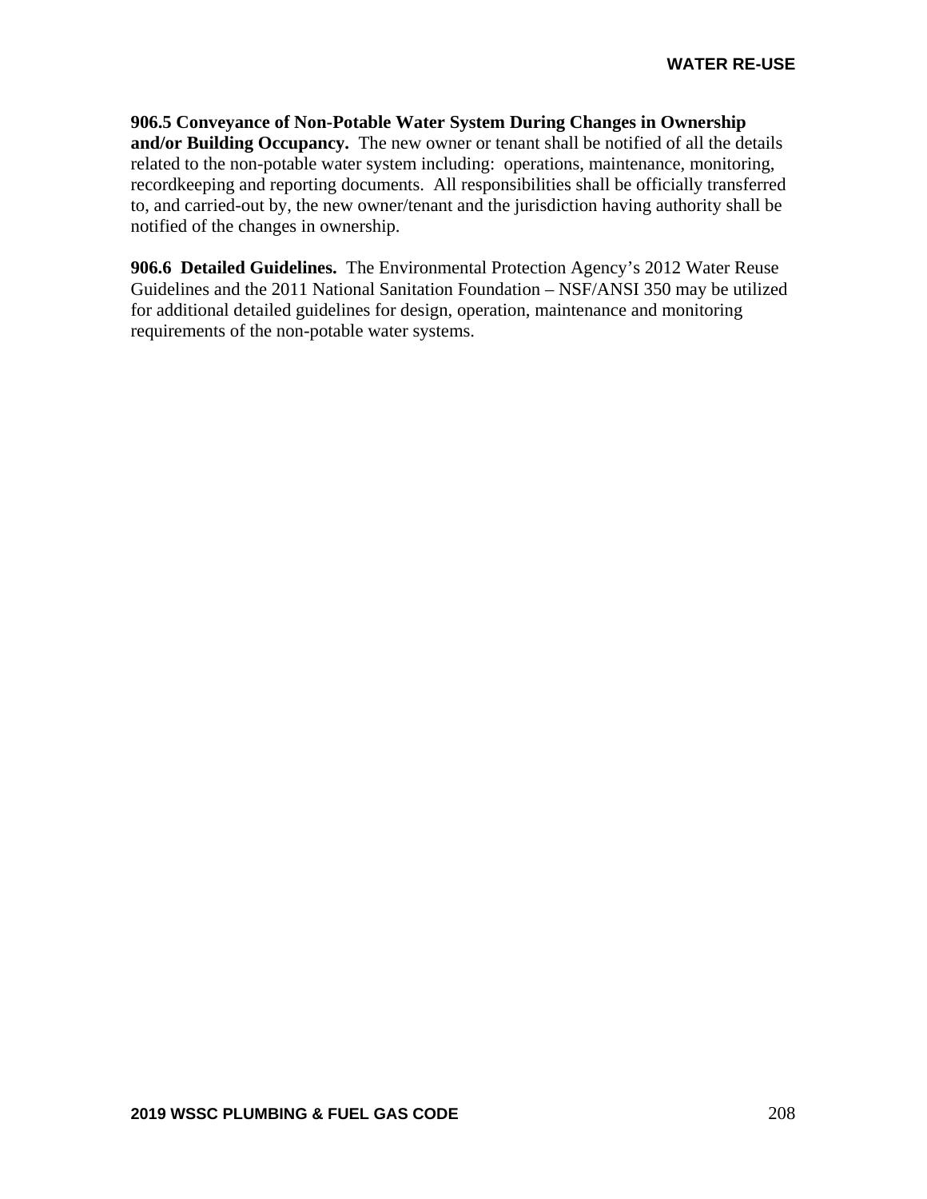**906.5 Conveyance of Non-Potable Water System During Changes in Ownership and/or Building Occupancy.** The new owner or tenant shall be notified of all the details related to the non-potable water system including: operations, maintenance, monitoring, recordkeeping and reporting documents. All responsibilities shall be officially transferred to, and carried-out by, the new owner/tenant and the jurisdiction having authority shall be notified of the changes in ownership.

**906.6 Detailed Guidelines.** The Environmental Protection Agency's 2012 Water Reuse Guidelines and the 2011 National Sanitation Foundation – NSF/ANSI 350 may be utilized for additional detailed guidelines for design, operation, maintenance and monitoring requirements of the non-potable water systems.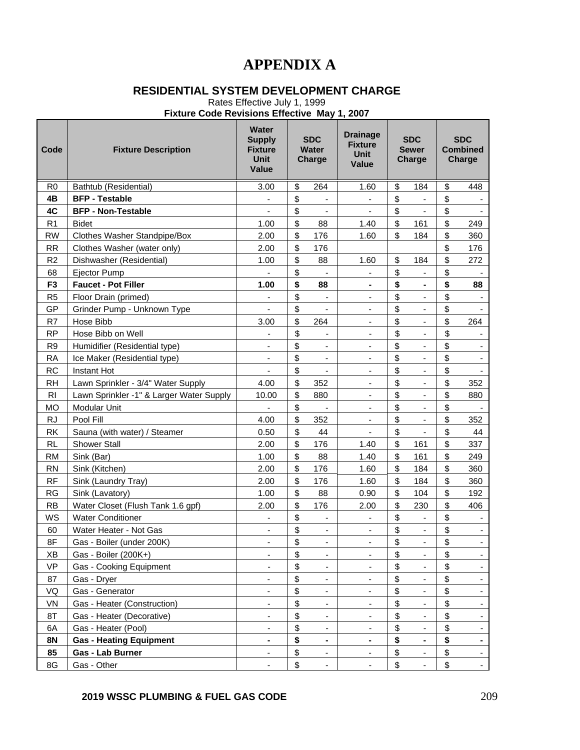# APPENDIX A

## RESIDENTIAL SYSTEM DEVELOPMENT CHARGE

Rates Effective July 1, 1999

**Fixture Code Revisions Effective May 1, 2007**

| Code | Fixture Description | Water Supply Fixture Unit Value | SDC Water Charge | Drainage Fixture Unit Value | SDC Sewer Charge | SDC Combined Charge |
|---|---|---|---|---|---|---|
| R0 | Bathtub (Residential) | 3.00 | $ 264 | 1.60 | $ 184 | $ 448 |
| **4B** | **BFP - Testable** | - | $ - | - | $ - | $ - |
| **4C** | **BFP - Non-Testable** | - | $ - | - | $ - | $ - |
| R1 | Bidet | 1.00 | $ 88 | 1.40 | $ 161 | $ 249 |
| RW | Clothes Washer Standpipe/Box | 2.00 | $ 176 | 1.60 | $ 184 | $ 360 |
| RR | Clothes Washer (water only) | 2.00 | $ 176 | | | $ 176 |
| R2 | Dishwasher (Residential) | 1.00 | $ 88 | 1.60 | $ 184 | $ 272 |
| 68 | Ejector Pump | - | $ - | - | $ - | $ - |
| **F3** | **Faucet - Pot Filler** | **1.00** | **$ 88** | **-** | **$ -** | **$ 88** |
| R5 | Floor Drain (primed) | - | $ - | - | $ - | $ - |
| GP | Grinder Pump - Unknown Type | - | $ - | - | $ - | $ - |
| R7 | Hose Bibb | 3.00 | $ 264 | - | $ - | $ 264 |
| RP | Hose Bibb on Well | - | $ - | - | $ - | $ - |
| R9 | Humidifier (Residential type) | - | $ - | - | $ - | $ - |
| RA | Ice Maker (Residential type) | - | $ - | - | $ - | $ - |
| RC | Instant Hot | - | $ - | - | $ - | $ - |
| RH | Lawn Sprinkler - 3/4" Water Supply | 4.00 | $ 352 | - | $ - | $ 352 |
| RI | Lawn Sprinkler -1" & Larger Water Supply | 10.00 | $ 880 | - | $ - | $ 880 |
| MO | Modular Unit | - | $ - | - | $ - | $ - |
| RJ | Pool Fill | 4.00 | $ 352 | - | $ - | $ 352 |
| RK | Sauna (with water) / Steamer | 0.50 | $ 44 | - | $ - | $ 44 |
| RL | Shower Stall | 2.00 | $ 176 | 1.40 | $ 161 | $ 337 |
| RM | Sink (Bar) | 1.00 | $ 88 | 1.40 | $ 161 | $ 249 |
| RN | Sink (Kitchen) | 2.00 | $ 176 | 1.60 | $ 184 | $ 360 |
| RF | Sink (Laundry Tray) | 2.00 | $ 176 | 1.60 | $ 184 | $ 360 |
| RG | Sink (Lavatory) | 1.00 | $ 88 | 0.90 | $ 104 | $ 192 |
| RB | Water Closet (Flush Tank 1.6 gpf) | 2.00 | $ 176 | 2.00 | $ 230 | $ 406 |
| WS | Water Conditioner | - | $ - | - | $ - | $ - |
| 60 | Water Heater - Not Gas | - | $ - | - | $ - | $ - |
| 8F | Gas - Boiler (under 200K) | - | $ - | - | $ - | $ - |
| XB | Gas - Boiler (200K+) | - | $ - | - | $ - | $ - |
| VP | Gas - Cooking Equipment | - | $ - | - | $ - | $ - |
| 87 | Gas - Dryer | - | $ - | - | $ - | $ - |
| VQ | Gas - Generator | - | $ - | - | $ - | $ - |
| VN | Gas - Heater (Construction) | - | $ - | - | $ - | $ - |
| 8T | Gas - Heater (Decorative) | - | $ - | - | $ - | $ - |
| 6A | Gas - Heater (Pool) | - | $ - | - | $ - | $ - |
| **8N** | **Gas - Heating Equipment** | **-** | **$ -** | **-** | **$ -** | **$ -** |
| **85** | **Gas - Lab Burner** | - | $ - | - | $ - | $ - |
| 8G | Gas - Other | - | $ - | - | $ - | $ - |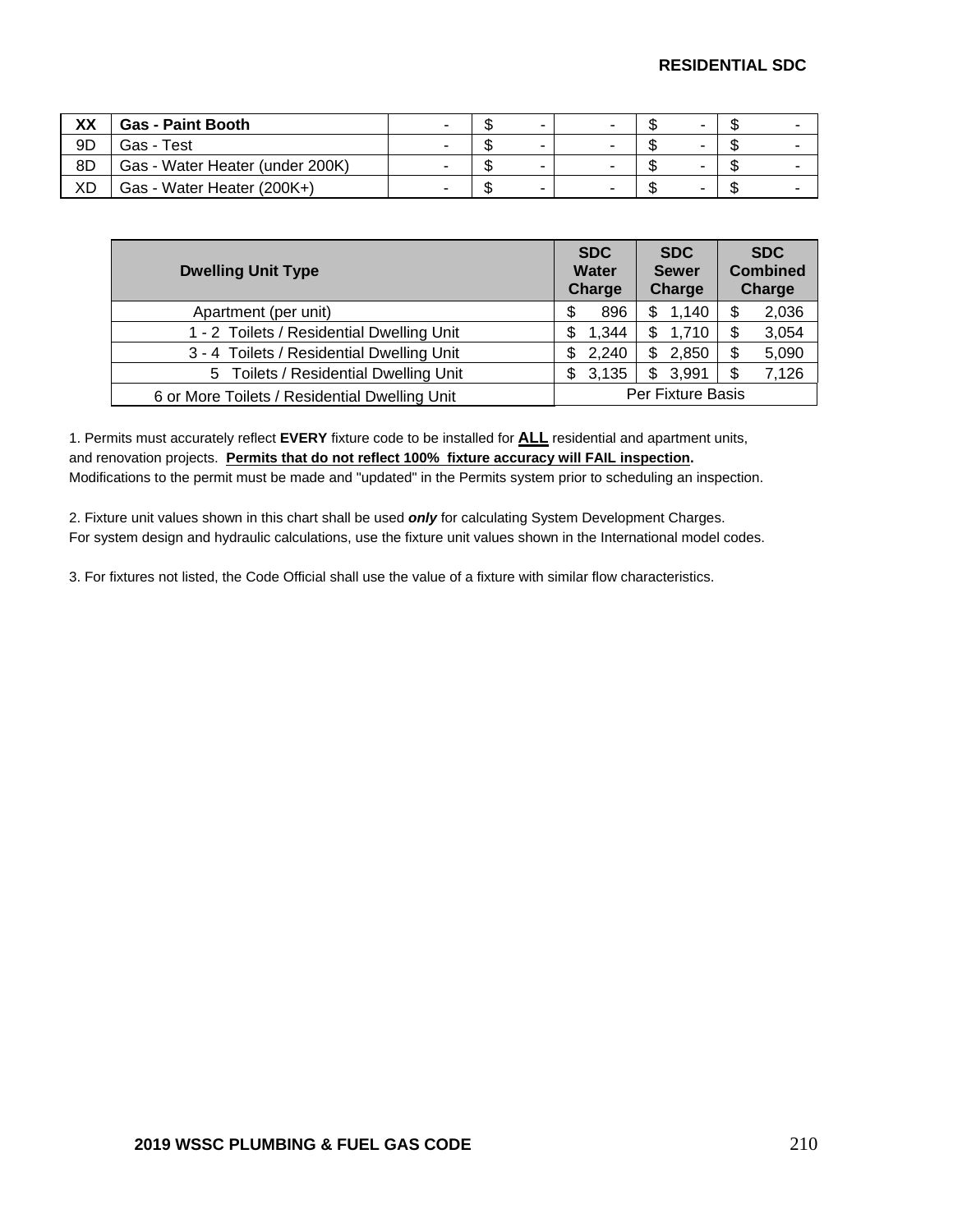## RESIDENTIAL SDC

| | | | | | | |
|---|---|---|---|---|---|---|
| **XX** | **Gas - Paint Booth** | - | $ - | - | $ - | $ - |
| 9D | Gas - Test | - | $ - | - | $ - | $ - |
| 8D | Gas - Water Heater (under 200K) | - | $ - | - | $ - | $ - |
| XD | Gas - Water Heater (200K+) | - | $ - | - | $ - | $ - |

| Dwelling Unit Type | SDC Water Charge | SDC Sewer Charge | SDC Combined Charge |
|---|---|---|---|
| Apartment (per unit) | $ 896 | $ 1,140 | $ 2,036 |
| 1 - 2 Toilets / Residential Dwelling Unit | $ 1,344 | $ 1,710 | $ 3,054 |
| 3 - 4 Toilets / Residential Dwelling Unit | $ 2,240 | $ 2,850 | $ 5,090 |
| 5 Toilets / Residential Dwelling Unit | $ 3,135 | $ 3,991 | $ 7,126 |
| 6 or More Toilets / Residential Dwelling Unit | Per Fixture Basis | | |

1. Permits must accurately reflect **EVERY** fixture code to be installed for **ALL** residential and apartment units, and renovation projects. **Permits that do not reflect 100% fixture accuracy will FAIL inspection.** Modifications to the permit must be made and "updated" in the Permits system prior to scheduling an inspection.

2. Fixture unit values shown in this chart shall be used ***only*** for calculating System Development Charges. For system design and hydraulic calculations, use the fixture unit values shown in the International model codes.

3. For fixtures not listed, the Code Official shall use the value of a fixture with similar flow characteristics.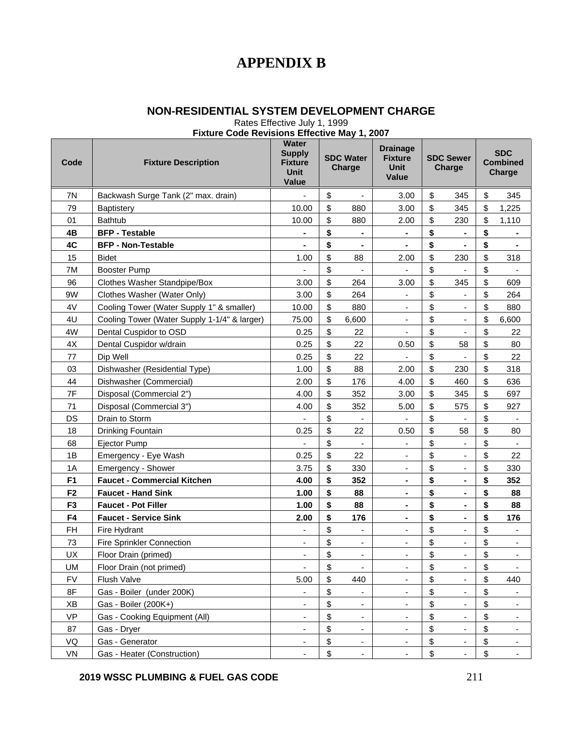# APPENDIX B

## NON-RESIDENTIAL SYSTEM DEVELOPMENT CHARGE

Rates Effective July 1, 1999

**Fixture Code Revisions Effective May 1, 2007**

| Code | Fixture Description | Water Supply Fixture Unit Value | SDC Water Charge | Drainage Fixture Unit Value | SDC Sewer Charge | SDC Combined Charge |
|---|---|---|---|---|---|---|
| 7N | Backwash Surge Tank (2" max. drain) | - | $ - | 3.00 | $ 345 | $ 345 |
| 79 | Baptistery | 10.00 | $ 880 | 3.00 | $ 345 | $ 1,225 |
| 01 | Bathtub | 10.00 | $ 880 | 2.00 | $ 230 | $ 1,110 |
| **4B** | **BFP - Testable** | **-** | **$ -** | **-** | **$ -** | **$ -** |
| **4C** | **BFP - Non-Testable** | **-** | **$ -** | **-** | **$ -** | **$ -** |
| 15 | Bidet | 1.00 | $ 88 | 2.00 | $ 230 | $ 318 |
| 7M | Booster Pump | - | $ - | - | $ - | $ - |
| 96 | Clothes Washer Standpipe/Box | 3.00 | $ 264 | 3.00 | $ 345 | $ 609 |
| 9W | Clothes Washer (Water Only) | 3.00 | $ 264 | - | $ - | $ 264 |
| 4V | Cooling Tower (Water Supply 1" & smaller) | 10.00 | $ 880 | - | $ - | $ 880 |
| 4U | Cooling Tower (Water Supply 1-1/4" & larger) | 75.00 | $ 6,600 | - | $ - | $ 6,600 |
| 4W | Dental Cuspidor to OSD | 0.25 | $ 22 | - | $ - | $ 22 |
| 4X | Dental Cuspidor w/drain | 0.25 | $ 22 | 0.50 | $ 58 | $ 80 |
| 77 | Dip Well | 0.25 | $ 22 | - | $ - | $ 22 |
| 03 | Dishwasher (Residential Type) | 1.00 | $ 88 | 2.00 | $ 230 | $ 318 |
| 44 | Dishwasher (Commercial) | 2.00 | $ 176 | 4.00 | $ 460 | $ 636 |
| 7F | Disposal (Commercial 2") | 4.00 | $ 352 | 3.00 | $ 345 | $ 697 |
| 71 | Disposal (Commercial 3") | 4.00 | $ 352 | 5.00 | $ 575 | $ 927 |
| DS | Drain to Storm | - | $ - | - | $ - | $ - |
| 18 | Drinking Fountain | 0.25 | $ 22 | 0.50 | $ 58 | $ 80 |
| 68 | Ejector Pump | - | $ - | - | $ - | $ - |
| 1B | Emergency - Eye Wash | 0.25 | $ 22 | - | $ - | $ 22 |
| 1A | Emergency - Shower | 3.75 | $ 330 | - | $ - | $ 330 |
| **F1** | **Faucet - Commercial Kitchen** | **4.00** | **$ 352** | **-** | **$ -** | **$ 352** |
| **F2** | **Faucet - Hand Sink** | **1.00** | **$ 88** | **-** | **$ -** | **$ 88** |
| **F3** | **Faucet - Pot Filler** | **1.00** | **$ 88** | **-** | **$ -** | **$ 88** |
| **F4** | **Faucet - Service Sink** | **2.00** | **$ 176** | **-** | **$ -** | **$ 176** |
| FH | Fire Hydrant | - | $ - | - | $ - | $ - |
| 73 | Fire Sprinkler Connection | - | $ - | - | $ - | $ - |
| UX | Floor Drain (primed) | - | $ - | - | $ - | $ - |
| UM | Floor Drain (not primed) | - | $ - | - | $ - | $ - |
| FV | Flush Valve | 5.00 | $ 440 | - | $ - | $ 440 |
| 8F | Gas - Boiler (under 200K) | - | $ - | - | $ - | $ - |
| XB | Gas - Boiler (200K+) | - | $ - | - | $ - | $ - |
| VP | Gas - Cooking Equipment (All) | - | $ - | - | $ - | $ - |
| 87 | Gas - Dryer | - | $ - | - | $ - | $ - |
| VQ | Gas - Generator | - | $ - | - | $ - | $ - |
| VN | Gas - Heater (Construction) | - | $ - | - | $ - | $ - |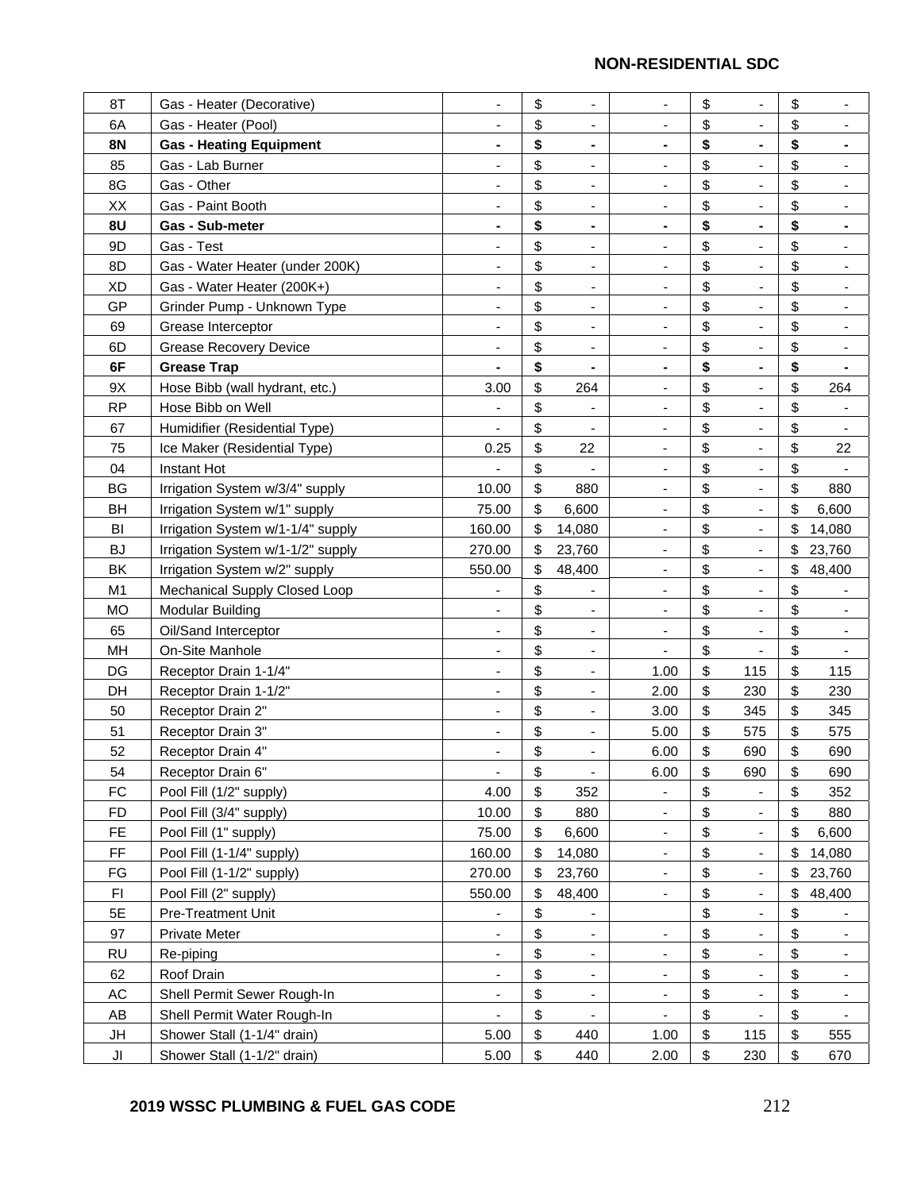## NON-RESIDENTIAL SDC

| | | | | | | |
|---|---|---|---|---|---|---|
| 8T | Gas - Heater (Decorative) | - | $ - | - | $ - | $ - |
| 6A | Gas - Heater (Pool) | - | $ - | - | $ - | $ - |
| **8N** | **Gas - Heating Equipment** | **-** | **$ -** | **-** | **$ -** | **$ -** |
| 85 | Gas - Lab Burner | - | $ - | - | $ - | $ - |
| 8G | Gas - Other | - | $ - | - | $ - | $ - |
| XX | Gas - Paint Booth | - | $ - | - | $ - | $ - |
| **8U** | **Gas - Sub-meter** | **-** | **$ -** | **-** | **$ -** | **$ -** |
| 9D | Gas - Test | - | $ - | - | $ - | $ - |
| 8D | Gas - Water Heater (under 200K) | - | $ - | - | $ - | $ - |
| XD | Gas - Water Heater (200K+) | - | $ - | - | $ - | $ - |
| GP | Grinder Pump - Unknown Type | - | $ - | - | $ - | $ - |
| 69 | Grease Interceptor | - | $ - | - | $ - | $ - |
| 6D | Grease Recovery Device | - | $ - | - | $ - | $ - |
| **6F** | **Grease Trap** | **-** | **$ -** | **-** | **$ -** | **$ -** |
| 9X | Hose Bibb (wall hydrant, etc.) | 3.00 | $ 264 | - | $ - | $ 264 |
| RP | Hose Bibb on Well | - | $ - | - | $ - | $ - |
| 67 | Humidifier (Residential Type) | - | $ - | - | $ - | $ - |
| 75 | Ice Maker (Residential Type) | 0.25 | $ 22 | - | $ - | $ 22 |
| 04 | Instant Hot | - | $ - | - | $ - | $ - |
| BG | Irrigation System w/3/4" supply | 10.00 | $ 880 | - | $ - | $ 880 |
| BH | Irrigation System w/1" supply | 75.00 | $ 6,600 | - | $ - | $ 6,600 |
| BI | Irrigation System w/1-1/4" supply | 160.00 | $ 14,080 | - | $ - | $ 14,080 |
| BJ | Irrigation System w/1-1/2" supply | 270.00 | $ 23,760 | - | $ - | $ 23,760 |
| BK | Irrigation System w/2" supply | 550.00 | $ 48,400 | - | $ - | $ 48,400 |
| M1 | Mechanical Supply Closed Loop | - | $ - | - | $ - | $ - |
| MO | Modular Building | - | $ - | - | $ - | $ - |
| 65 | Oil/Sand Interceptor | - | $ - | - | $ - | $ - |
| MH | On-Site Manhole | - | $ - | - | $ - | $ - |
| DG | Receptor Drain 1-1/4" | - | $ - | 1.00 | $ 115 | $ 115 |
| DH | Receptor Drain 1-1/2" | - | $ - | 2.00 | $ 230 | $ 230 |
| 50 | Receptor Drain 2" | - | $ - | 3.00 | $ 345 | $ 345 |
| 51 | Receptor Drain 3" | - | $ - | 5.00 | $ 575 | $ 575 |
| 52 | Receptor Drain 4" | - | $ - | 6.00 | $ 690 | $ 690 |
| 54 | Receptor Drain 6" | - | $ - | 6.00 | $ 690 | $ 690 |
| FC | Pool Fill (1/2" supply) | 4.00 | $ 352 | - | $ - | $ 352 |
| FD | Pool Fill (3/4" supply) | 10.00 | $ 880 | - | $ - | $ 880 |
| FE | Pool Fill (1" supply) | 75.00 | $ 6,600 | - | $ - | $ 6,600 |
| FF | Pool Fill (1-1/4" supply) | 160.00 | $ 14,080 | - | $ - | $ 14,080 |
| FG | Pool Fill (1-1/2" supply) | 270.00 | $ 23,760 | - | $ - | $ 23,760 |
| FI | Pool Fill (2" supply) | 550.00 | $ 48,400 | - | $ - | $ 48,400 |
| 5E | Pre-Treatment Unit | - | $ - | | $ - | $ - |
| 97 | Private Meter | - | $ - | - | $ - | $ - |
| RU | Re-piping | - | $ - | - | $ - | $ - |
| 62 | Roof Drain | - | $ - | - | $ - | $ - |
| AC | Shell Permit Sewer Rough-In | - | $ - | - | $ - | $ - |
| AB | Shell Permit Water Rough-In | - | $ - | - | $ - | $ - |
| JH | Shower Stall (1-1/4" drain) | 5.00 | $ 440 | 1.00 | $ 115 | $ 555 |
| JI | Shower Stall (1-1/2" drain) | 5.00 | $ 440 | 2.00 | $ 230 | $ 670 |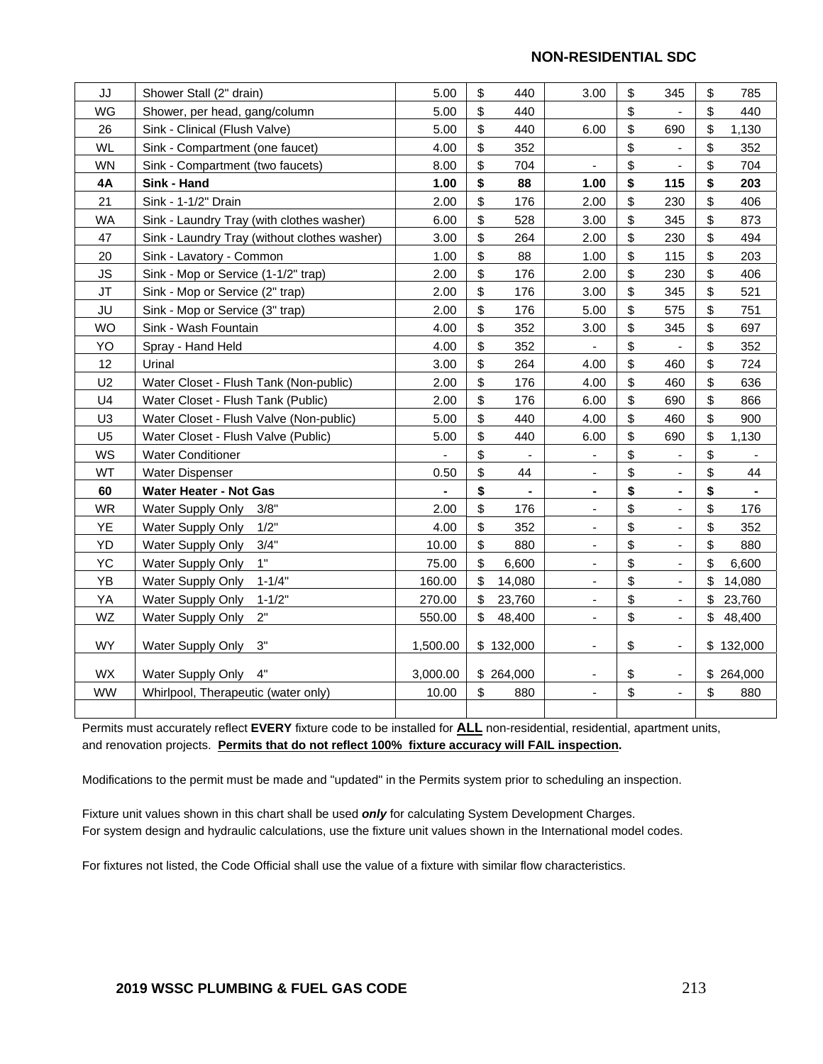## NON-RESIDENTIAL SDC

| | | | | | | |
|---|---|---|---|---|---|---|
| JJ | Shower Stall (2" drain) | 5.00 | $ 440 | 3.00 | $ 345 | $ 785 |
| WG | Shower, per head, gang/column | 5.00 | $ 440 | | $ - | $ 440 |
| 26 | Sink - Clinical (Flush Valve) | 5.00 | $ 440 | 6.00 | $ 690 | $ 1,130 |
| WL | Sink - Compartment (one faucet) | 4.00 | $ 352 | | $ - | $ 352 |
| WN | Sink - Compartment (two faucets) | 8.00 | $ 704 | - | $ - | $ 704 |
| **4A** | **Sink - Hand** | **1.00** | **$ 88** | **1.00** | **$ 115** | **$ 203** |
| 21 | Sink - 1-1/2" Drain | 2.00 | $ 176 | 2.00 | $ 230 | $ 406 |
| WA | Sink - Laundry Tray (with clothes washer) | 6.00 | $ 528 | 3.00 | $ 345 | $ 873 |
| 47 | Sink - Laundry Tray (without clothes washer) | 3.00 | $ 264 | 2.00 | $ 230 | $ 494 |
| 20 | Sink - Lavatory - Common | 1.00 | $ 88 | 1.00 | $ 115 | $ 203 |
| JS | Sink - Mop or Service (1-1/2" trap) | 2.00 | $ 176 | 2.00 | $ 230 | $ 406 |
| JT | Sink - Mop or Service (2" trap) | 2.00 | $ 176 | 3.00 | $ 345 | $ 521 |
| JU | Sink - Mop or Service (3" trap) | 2.00 | $ 176 | 5.00 | $ 575 | $ 751 |
| WO | Sink - Wash Fountain | 4.00 | $ 352 | 3.00 | $ 345 | $ 697 |
| YO | Spray - Hand Held | 4.00 | $ 352 | - | $ - | $ 352 |
| 12 | Urinal | 3.00 | $ 264 | 4.00 | $ 460 | $ 724 |
| U2 | Water Closet - Flush Tank (Non-public) | 2.00 | $ 176 | 4.00 | $ 460 | $ 636 |
| U4 | Water Closet - Flush Tank (Public) | 2.00 | $ 176 | 6.00 | $ 690 | $ 866 |
| U3 | Water Closet - Flush Valve (Non-public) | 5.00 | $ 440 | 4.00 | $ 460 | $ 900 |
| U5 | Water Closet - Flush Valve (Public) | 5.00 | $ 440 | 6.00 | $ 690 | $ 1,130 |
| WS | Water Conditioner | - | $ - | - | $ - | $ - |
| WT | Water Dispenser | 0.50 | $ 44 | - | $ - | $ 44 |
| **60** | **Water Heater - Not Gas** | **-** | **$ -** | **-** | **$ -** | **$ -** |
| WR | Water Supply Only 3/8" | 2.00 | $ 176 | - | $ - | $ 176 |
| YE | Water Supply Only 1/2" | 4.00 | $ 352 | - | $ - | $ 352 |
| YD | Water Supply Only 3/4" | 10.00 | $ 880 | - | $ - | $ 880 |
| YC | Water Supply Only 1" | 75.00 | $ 6,600 | - | $ - | $ 6,600 |
| YB | Water Supply Only 1-1/4" | 160.00 | $ 14,080 | - | $ - | $ 14,080 |
| YA | Water Supply Only 1-1/2" | 270.00 | $ 23,760 | - | $ - | $ 23,760 |
| WZ | Water Supply Only 2" | 550.00 | $ 48,400 | - | $ - | $ 48,400 |
| WY | Water Supply Only 3" | 1,500.00 | $ 132,000 | - | $ - | $ 132,000 |
| WX | Water Supply Only 4" | 3,000.00 | $ 264,000 | - | $ - | $ 264,000 |
| WW | Whirlpool, Therapeutic (water only) | 10.00 | $ 880 | - | $ - | $ 880 |

Permits must accurately reflect **EVERY** fixture code to be installed for **ALL** non-residential, residential, apartment units, and renovation projects. **Permits that do not reflect 100% fixture accuracy will FAIL inspection.**

Modifications to the permit must be made and "updated" in the Permits system prior to scheduling an inspection.

Fixture unit values shown in this chart shall be used ***only*** for calculating System Development Charges.
For system design and hydraulic calculations, use the fixture unit values shown in the International model codes.

For fixtures not listed, the Code Official shall use the value of a fixture with similar flow characteristics.